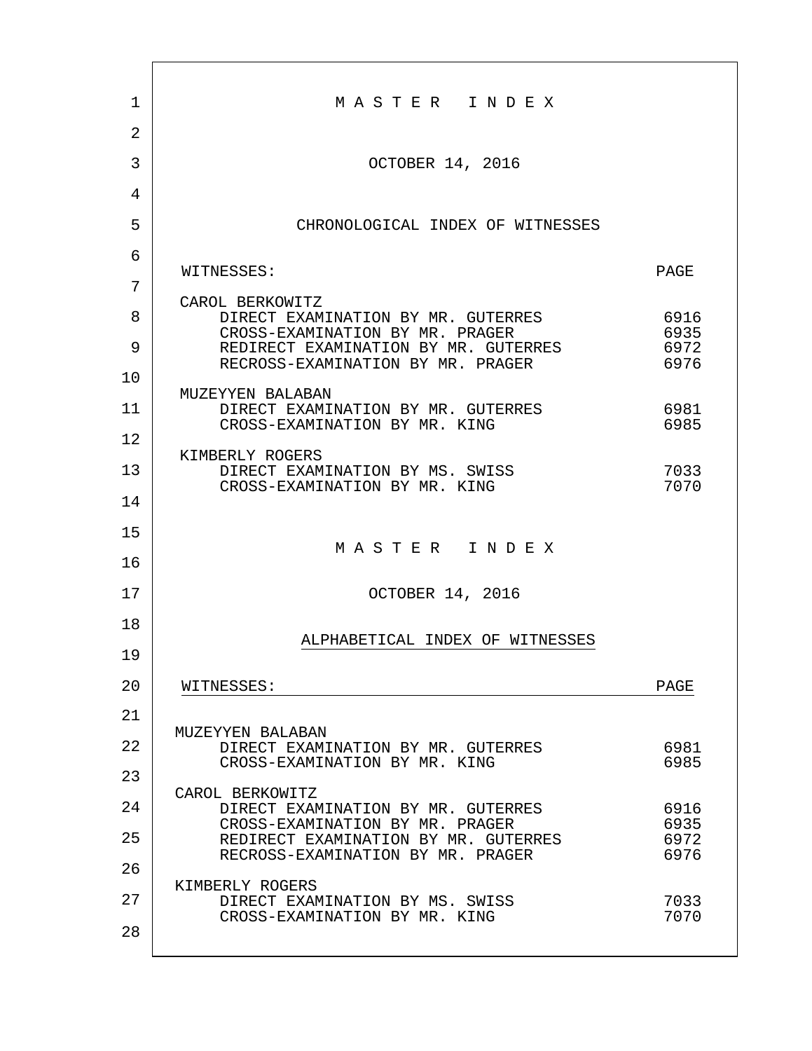# M A S T E R I N D E X

OCTOBER 14, 2016

## CHRONOLOGICAL INDEX OF WITNESSES

| WITNESSES: | PAGE |
|---|---|
| CAROL BERKOWITZ | |
| DIRECT EXAMINATION BY MR. GUTERRES | 6916 |
| CROSS-EXAMINATION BY MR. PRAGER | 6935 |
| REDIRECT EXAMINATION BY MR. GUTERRES | 6972 |
| RECROSS-EXAMINATION BY MR. PRAGER | 6976 |
| MUZEYYEN BALABAN | |
| DIRECT EXAMINATION BY MR. GUTERRES | 6981 |
| CROSS-EXAMINATION BY MR. KING | 6985 |
| KIMBERLY ROGERS | |
| DIRECT EXAMINATION BY MS. SWISS | 7033 |
| CROSS-EXAMINATION BY MR. KING | 7070 |

# M A S T E R I N D E X

OCTOBER 14, 2016

## ALPHABETICAL INDEX OF WITNESSES

| WITNESSES: | PAGE |
|---|---|
| MUZEYYEN BALABAN | |
| DIRECT EXAMINATION BY MR. GUTERRES | 6981 |
| CROSS-EXAMINATION BY MR. KING | 6985 |
| CAROL BERKOWITZ | |
| DIRECT EXAMINATION BY MR. GUTERRES | 6916 |
| CROSS-EXAMINATION BY MR. PRAGER | 6935 |
| REDIRECT EXAMINATION BY MR. GUTERRES | 6972 |
| RECROSS-EXAMINATION BY MR. PRAGER | 6976 |
| KIMBERLY ROGERS | |
| DIRECT EXAMINATION BY MS. SWISS | 7033 |
| CROSS-EXAMINATION BY MR. KING | 7070 |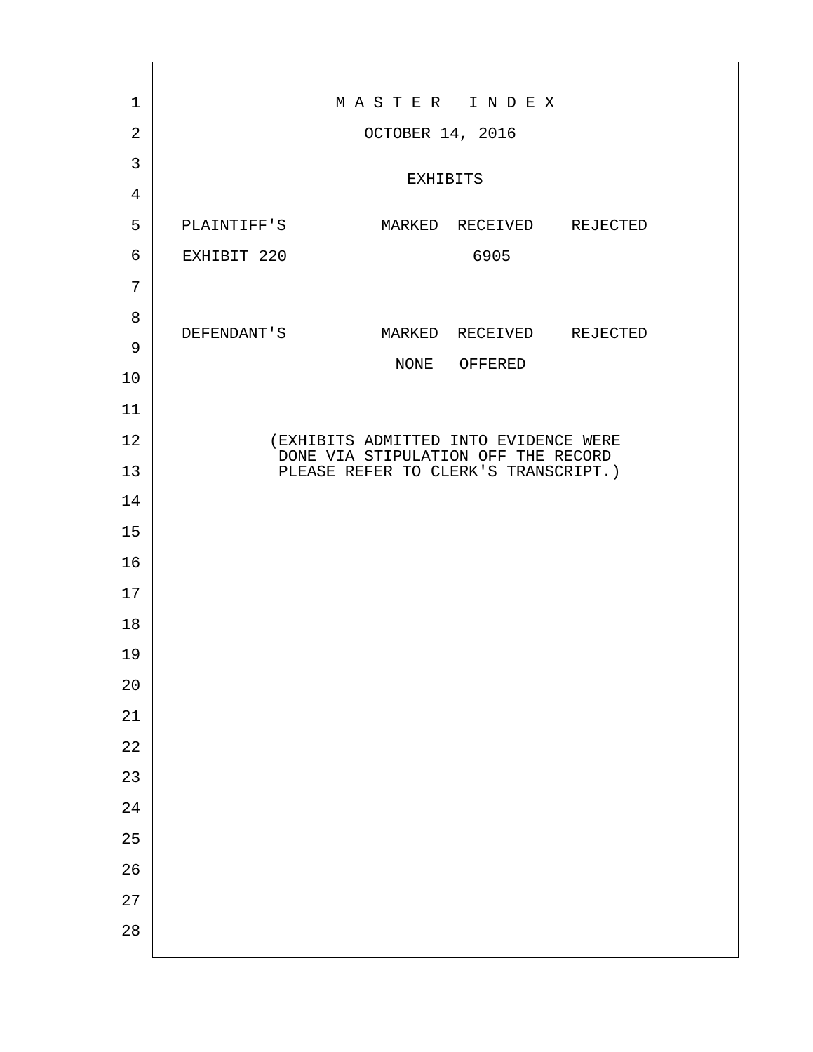# M A S T E R   I N D E X

OCTOBER 14, 2016

## EXHIBITS

| PLAINTIFF'S | MARKED | RECEIVED | REJECTED |
|---|---|---|---|
| EXHIBIT 220 | | 6905 | |

| DEFENDANT'S | MARKED | RECEIVED | REJECTED |
|---|---|---|---|
| | NONE | OFFERED | |

(EXHIBITS ADMITTED INTO EVIDENCE WERE DONE VIA STIPULATION OFF THE RECORD PLEASE REFER TO CLERK'S TRANSCRIPT.)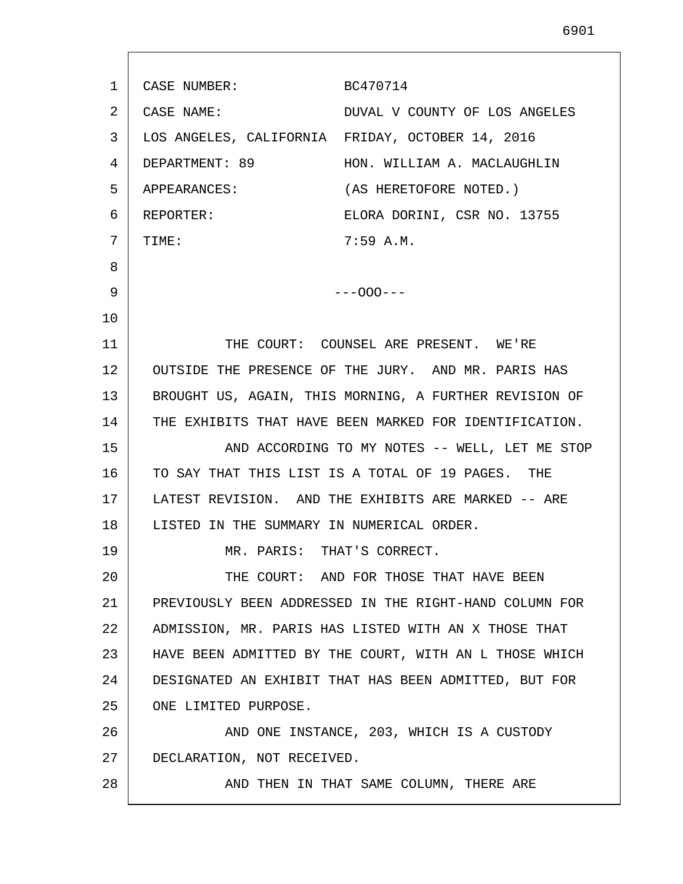CASE NUMBER: BC470714

CASE NAME: DUVAL V COUNTY OF LOS ANGELES

LOS ANGELES, CALIFORNIA FRIDAY, OCTOBER 14, 2016

DEPARTMENT: 89 HON. WILLIAM A. MACLAUGHLIN

APPEARANCES: (AS HERETOFORE NOTED.)

REPORTER: ELORA DORINI, CSR NO. 13755

TIME: 7:59 A.M.

---OOO---

THE COURT: COUNSEL ARE PRESENT. WE'RE OUTSIDE THE PRESENCE OF THE JURY. AND MR. PARIS HAS BROUGHT US, AGAIN, THIS MORNING, A FURTHER REVISION OF THE EXHIBITS THAT HAVE BEEN MARKED FOR IDENTIFICATION.

AND ACCORDING TO MY NOTES -- WELL, LET ME STOP TO SAY THAT THIS LIST IS A TOTAL OF 19 PAGES. THE LATEST REVISION. AND THE EXHIBITS ARE MARKED -- ARE LISTED IN THE SUMMARY IN NUMERICAL ORDER.

MR. PARIS: THAT'S CORRECT.

THE COURT: AND FOR THOSE THAT HAVE BEEN PREVIOUSLY BEEN ADDRESSED IN THE RIGHT-HAND COLUMN FOR ADMISSION, MR. PARIS HAS LISTED WITH AN X THOSE THAT HAVE BEEN ADMITTED BY THE COURT, WITH AN L THOSE WHICH DESIGNATED AN EXHIBIT THAT HAS BEEN ADMITTED, BUT FOR ONE LIMITED PURPOSE.

AND ONE INSTANCE, 203, WHICH IS A CUSTODY DECLARATION, NOT RECEIVED.

AND THEN IN THAT SAME COLUMN, THERE ARE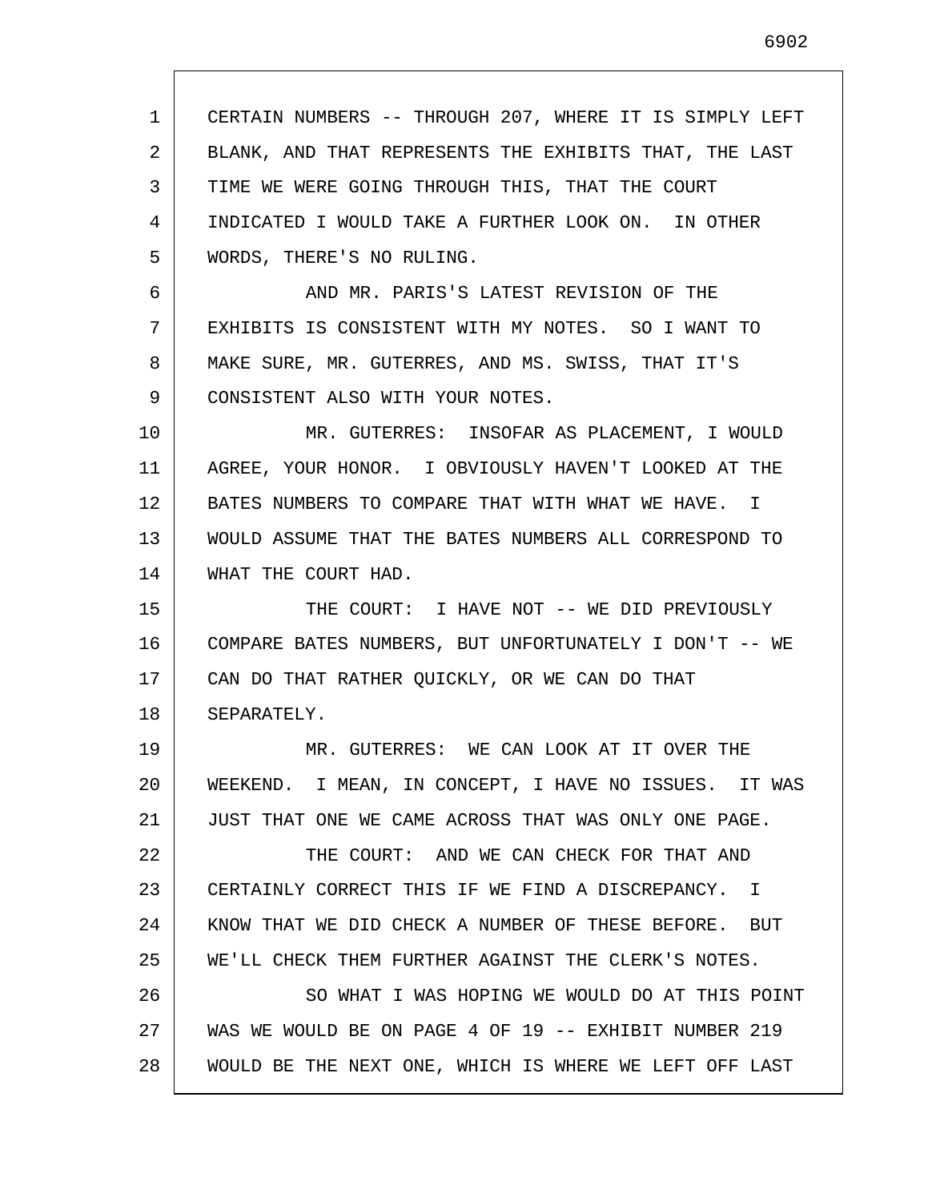CERTAIN NUMBERS -- THROUGH 207, WHERE IT IS SIMPLY LEFT BLANK, AND THAT REPRESENTS THE EXHIBITS THAT, THE LAST TIME WE WERE GOING THROUGH THIS, THAT THE COURT INDICATED I WOULD TAKE A FURTHER LOOK ON. IN OTHER WORDS, THERE'S NO RULING.

AND MR. PARIS'S LATEST REVISION OF THE EXHIBITS IS CONSISTENT WITH MY NOTES. SO I WANT TO MAKE SURE, MR. GUTERRES, AND MS. SWISS, THAT IT'S CONSISTENT ALSO WITH YOUR NOTES.

MR. GUTERRES: INSOFAR AS PLACEMENT, I WOULD AGREE, YOUR HONOR. I OBVIOUSLY HAVEN'T LOOKED AT THE BATES NUMBERS TO COMPARE THAT WITH WHAT WE HAVE. I WOULD ASSUME THAT THE BATES NUMBERS ALL CORRESPOND TO WHAT THE COURT HAD.

THE COURT: I HAVE NOT -- WE DID PREVIOUSLY COMPARE BATES NUMBERS, BUT UNFORTUNATELY I DON'T -- WE CAN DO THAT RATHER QUICKLY, OR WE CAN DO THAT SEPARATELY.

MR. GUTERRES: WE CAN LOOK AT IT OVER THE WEEKEND. I MEAN, IN CONCEPT, I HAVE NO ISSUES. IT WAS JUST THAT ONE WE CAME ACROSS THAT WAS ONLY ONE PAGE.

THE COURT: AND WE CAN CHECK FOR THAT AND CERTAINLY CORRECT THIS IF WE FIND A DISCREPANCY. I KNOW THAT WE DID CHECK A NUMBER OF THESE BEFORE. BUT WE'LL CHECK THEM FURTHER AGAINST THE CLERK'S NOTES.

SO WHAT I WAS HOPING WE WOULD DO AT THIS POINT WAS WE WOULD BE ON PAGE 4 OF 19 -- EXHIBIT NUMBER 219 WOULD BE THE NEXT ONE, WHICH IS WHERE WE LEFT OFF LAST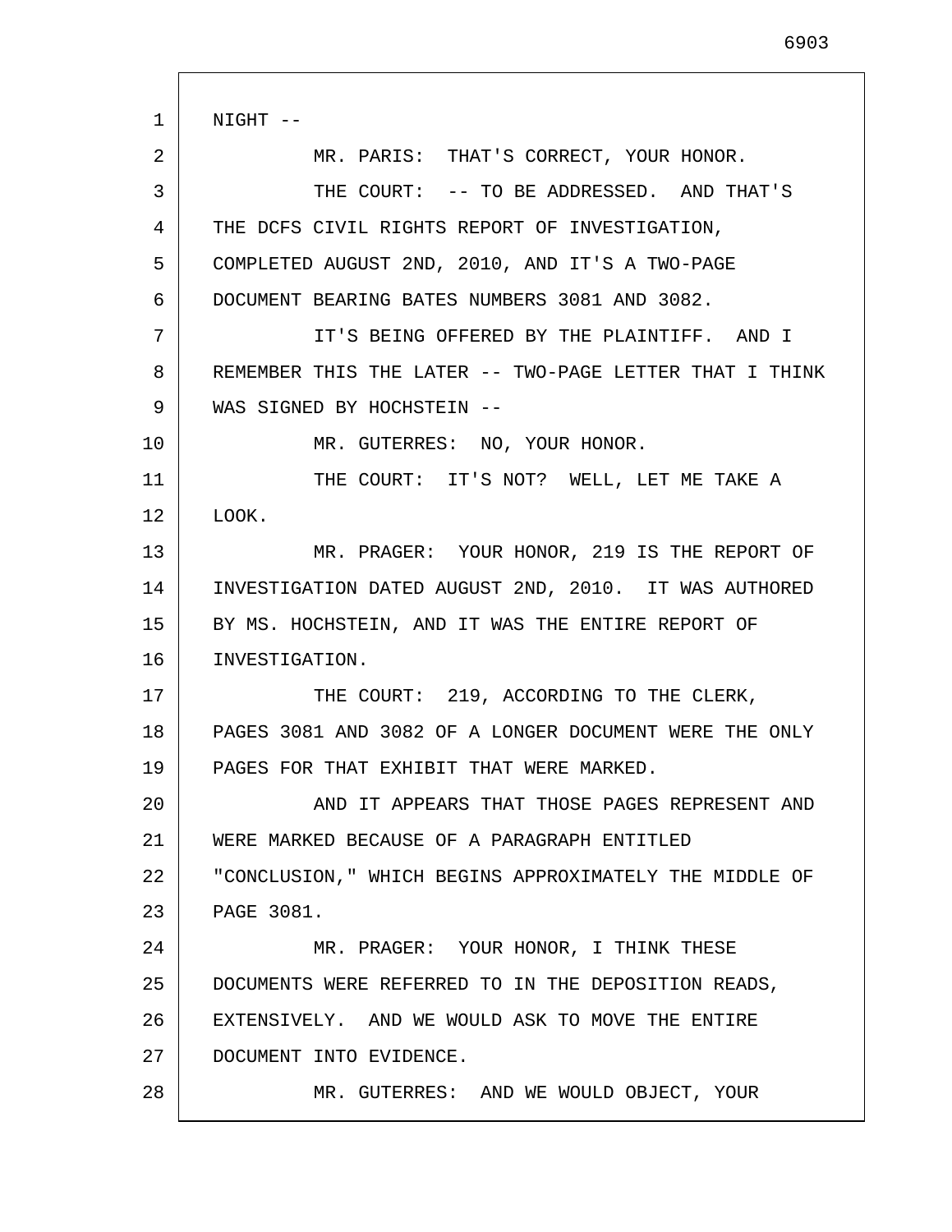NIGHT --

MR. PARIS: THAT'S CORRECT, YOUR HONOR.

THE COURT: -- TO BE ADDRESSED. AND THAT'S THE DCFS CIVIL RIGHTS REPORT OF INVESTIGATION, COMPLETED AUGUST 2ND, 2010, AND IT'S A TWO-PAGE DOCUMENT BEARING BATES NUMBERS 3081 AND 3082.

IT'S BEING OFFERED BY THE PLAINTIFF. AND I REMEMBER THIS THE LATER -- TWO-PAGE LETTER THAT I THINK WAS SIGNED BY HOCHSTEIN --

MR. GUTERRES: NO, YOUR HONOR.

THE COURT: IT'S NOT? WELL, LET ME TAKE A LOOK.

MR. PRAGER: YOUR HONOR, 219 IS THE REPORT OF INVESTIGATION DATED AUGUST 2ND, 2010. IT WAS AUTHORED BY MS. HOCHSTEIN, AND IT WAS THE ENTIRE REPORT OF INVESTIGATION.

THE COURT: 219, ACCORDING TO THE CLERK, PAGES 3081 AND 3082 OF A LONGER DOCUMENT WERE THE ONLY PAGES FOR THAT EXHIBIT THAT WERE MARKED.

AND IT APPEARS THAT THOSE PAGES REPRESENT AND WERE MARKED BECAUSE OF A PARAGRAPH ENTITLED "CONCLUSION," WHICH BEGINS APPROXIMATELY THE MIDDLE OF PAGE 3081.

MR. PRAGER: YOUR HONOR, I THINK THESE DOCUMENTS WERE REFERRED TO IN THE DEPOSITION READS, EXTENSIVELY. AND WE WOULD ASK TO MOVE THE ENTIRE DOCUMENT INTO EVIDENCE.

MR. GUTERRES: AND WE WOULD OBJECT, YOUR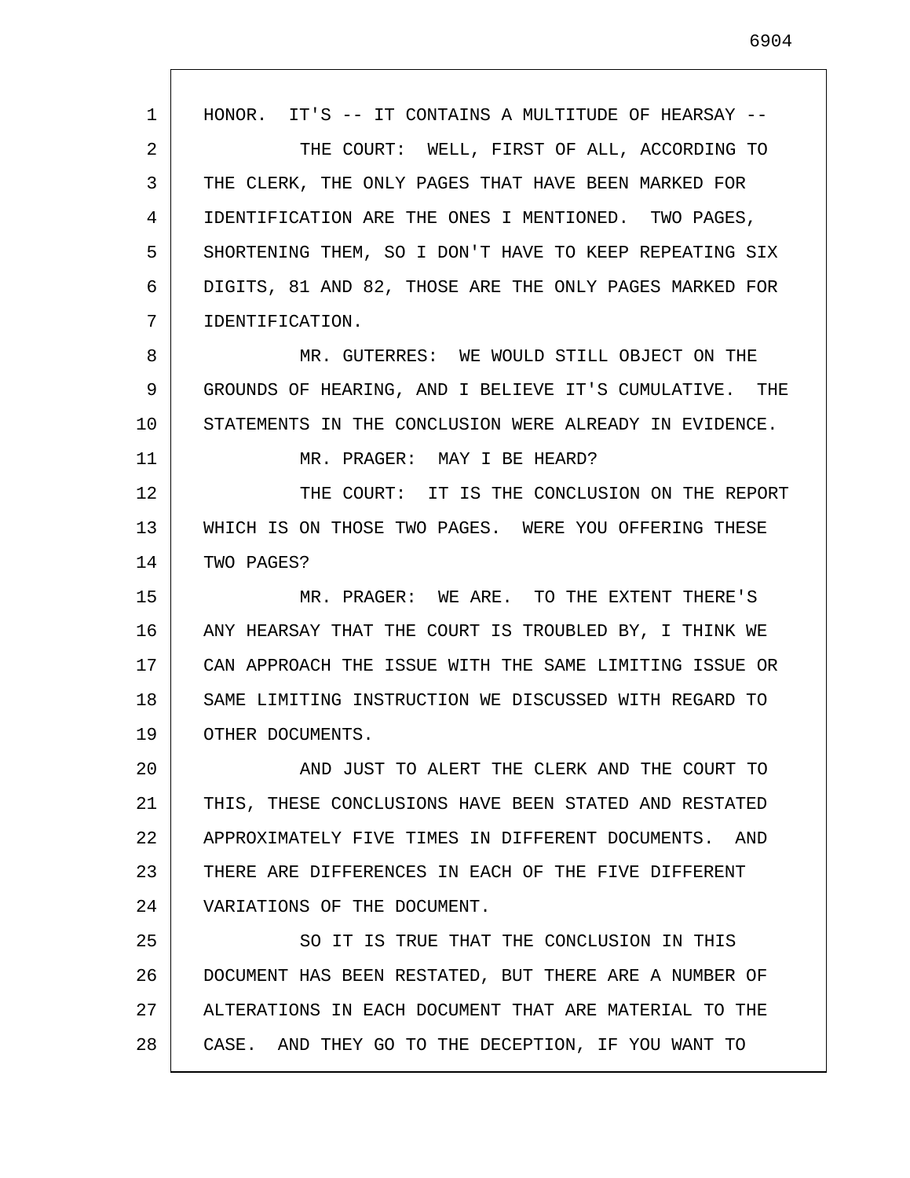HONOR. IT'S -- IT CONTAINS A MULTITUDE OF HEARSAY --

THE COURT: WELL, FIRST OF ALL, ACCORDING TO THE CLERK, THE ONLY PAGES THAT HAVE BEEN MARKED FOR IDENTIFICATION ARE THE ONES I MENTIONED. TWO PAGES, SHORTENING THEM, SO I DON'T HAVE TO KEEP REPEATING SIX DIGITS, 81 AND 82, THOSE ARE THE ONLY PAGES MARKED FOR IDENTIFICATION.

MR. GUTERRES: WE WOULD STILL OBJECT ON THE GROUNDS OF HEARING, AND I BELIEVE IT'S CUMULATIVE. THE STATEMENTS IN THE CONCLUSION WERE ALREADY IN EVIDENCE.

MR. PRAGER: MAY I BE HEARD?

THE COURT: IT IS THE CONCLUSION ON THE REPORT WHICH IS ON THOSE TWO PAGES. WERE YOU OFFERING THESE TWO PAGES?

MR. PRAGER: WE ARE. TO THE EXTENT THERE'S ANY HEARSAY THAT THE COURT IS TROUBLED BY, I THINK WE CAN APPROACH THE ISSUE WITH THE SAME LIMITING ISSUE OR SAME LIMITING INSTRUCTION WE DISCUSSED WITH REGARD TO OTHER DOCUMENTS.

AND JUST TO ALERT THE CLERK AND THE COURT TO THIS, THESE CONCLUSIONS HAVE BEEN STATED AND RESTATED APPROXIMATELY FIVE TIMES IN DIFFERENT DOCUMENTS. AND THERE ARE DIFFERENCES IN EACH OF THE FIVE DIFFERENT VARIATIONS OF THE DOCUMENT.

SO IT IS TRUE THAT THE CONCLUSION IN THIS DOCUMENT HAS BEEN RESTATED, BUT THERE ARE A NUMBER OF ALTERATIONS IN EACH DOCUMENT THAT ARE MATERIAL TO THE CASE. AND THEY GO TO THE DECEPTION, IF YOU WANT TO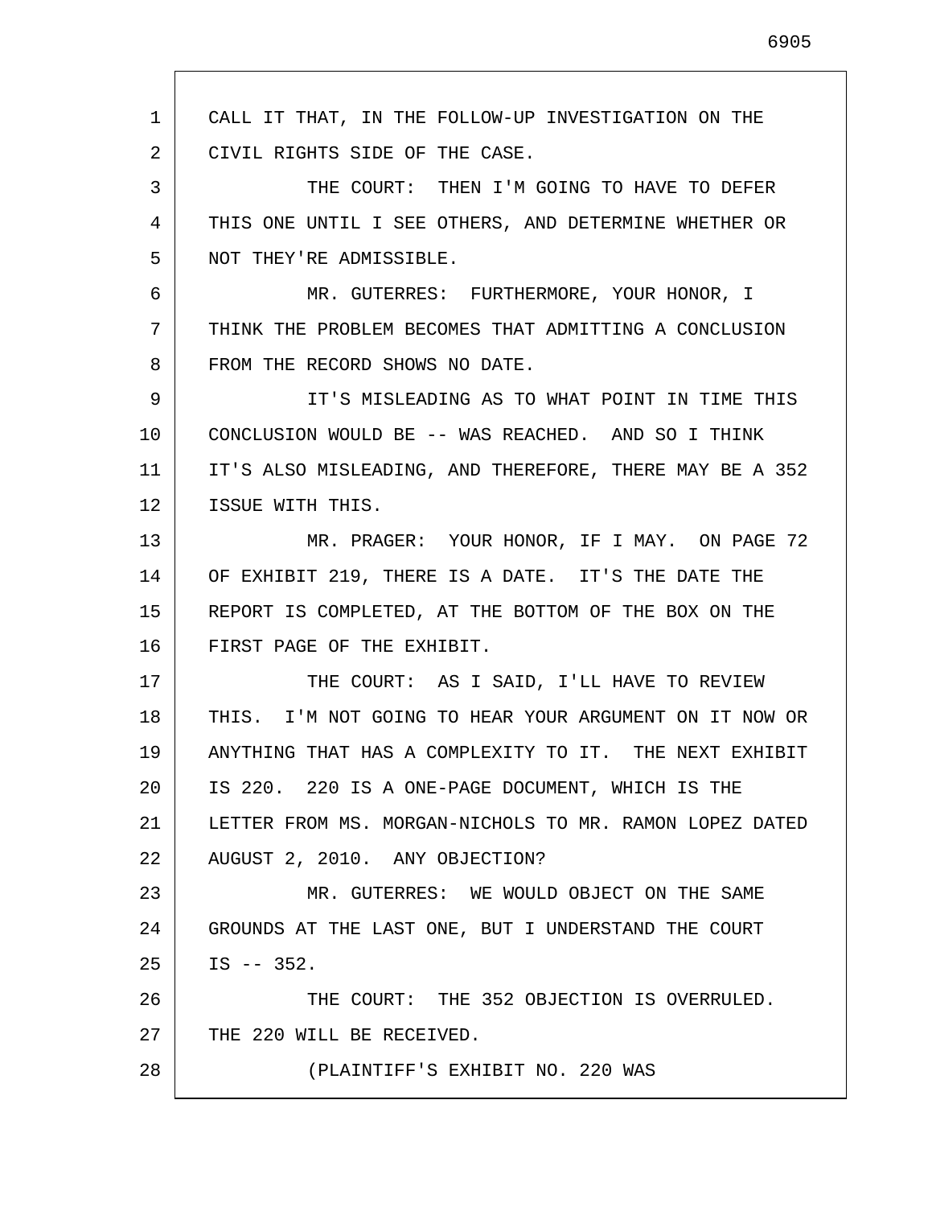CALL IT THAT, IN THE FOLLOW-UP INVESTIGATION ON THE CIVIL RIGHTS SIDE OF THE CASE.

THE COURT: THEN I'M GOING TO HAVE TO DEFER THIS ONE UNTIL I SEE OTHERS, AND DETERMINE WHETHER OR NOT THEY'RE ADMISSIBLE.

MR. GUTERRES: FURTHERMORE, YOUR HONOR, I THINK THE PROBLEM BECOMES THAT ADMITTING A CONCLUSION FROM THE RECORD SHOWS NO DATE.

IT'S MISLEADING AS TO WHAT POINT IN TIME THIS CONCLUSION WOULD BE -- WAS REACHED. AND SO I THINK IT'S ALSO MISLEADING, AND THEREFORE, THERE MAY BE A 352 ISSUE WITH THIS.

MR. PRAGER: YOUR HONOR, IF I MAY. ON PAGE 72 OF EXHIBIT 219, THERE IS A DATE. IT'S THE DATE THE REPORT IS COMPLETED, AT THE BOTTOM OF THE BOX ON THE FIRST PAGE OF THE EXHIBIT.

THE COURT: AS I SAID, I'LL HAVE TO REVIEW THIS. I'M NOT GOING TO HEAR YOUR ARGUMENT ON IT NOW OR ANYTHING THAT HAS A COMPLEXITY TO IT. THE NEXT EXHIBIT IS 220. 220 IS A ONE-PAGE DOCUMENT, WHICH IS THE LETTER FROM MS. MORGAN-NICHOLS TO MR. RAMON LOPEZ DATED AUGUST 2, 2010. ANY OBJECTION?

MR. GUTERRES: WE WOULD OBJECT ON THE SAME GROUNDS AT THE LAST ONE, BUT I UNDERSTAND THE COURT IS -- 352.

THE COURT: THE 352 OBJECTION IS OVERRULED. THE 220 WILL BE RECEIVED.

(PLAINTIFF'S EXHIBIT NO. 220 WAS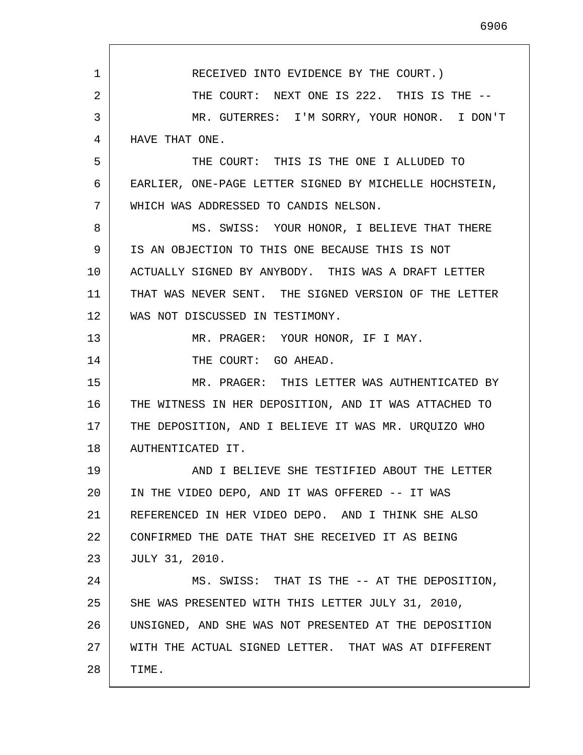RECEIVED INTO EVIDENCE BY THE COURT.)

THE COURT: NEXT ONE IS 222. THIS IS THE --

MR. GUTERRES: I'M SORRY, YOUR HONOR. I DON'T HAVE THAT ONE.

THE COURT: THIS IS THE ONE I ALLUDED TO EARLIER, ONE-PAGE LETTER SIGNED BY MICHELLE HOCHSTEIN, WHICH WAS ADDRESSED TO CANDIS NELSON.

MS. SWISS: YOUR HONOR, I BELIEVE THAT THERE IS AN OBJECTION TO THIS ONE BECAUSE THIS IS NOT ACTUALLY SIGNED BY ANYBODY. THIS WAS A DRAFT LETTER THAT WAS NEVER SENT. THE SIGNED VERSION OF THE LETTER WAS NOT DISCUSSED IN TESTIMONY.

MR. PRAGER: YOUR HONOR, IF I MAY.

THE COURT: GO AHEAD.

MR. PRAGER: THIS LETTER WAS AUTHENTICATED BY THE WITNESS IN HER DEPOSITION, AND IT WAS ATTACHED TO THE DEPOSITION, AND I BELIEVE IT WAS MR. URQUIZO WHO AUTHENTICATED IT.

AND I BELIEVE SHE TESTIFIED ABOUT THE LETTER IN THE VIDEO DEPO, AND IT WAS OFFERED -- IT WAS REFERENCED IN HER VIDEO DEPO. AND I THINK SHE ALSO CONFIRMED THE DATE THAT SHE RECEIVED IT AS BEING JULY 31, 2010.

MS. SWISS: THAT IS THE -- AT THE DEPOSITION, SHE WAS PRESENTED WITH THIS LETTER JULY 31, 2010, UNSIGNED, AND SHE WAS NOT PRESENTED AT THE DEPOSITION WITH THE ACTUAL SIGNED LETTER. THAT WAS AT DIFFERENT TIME.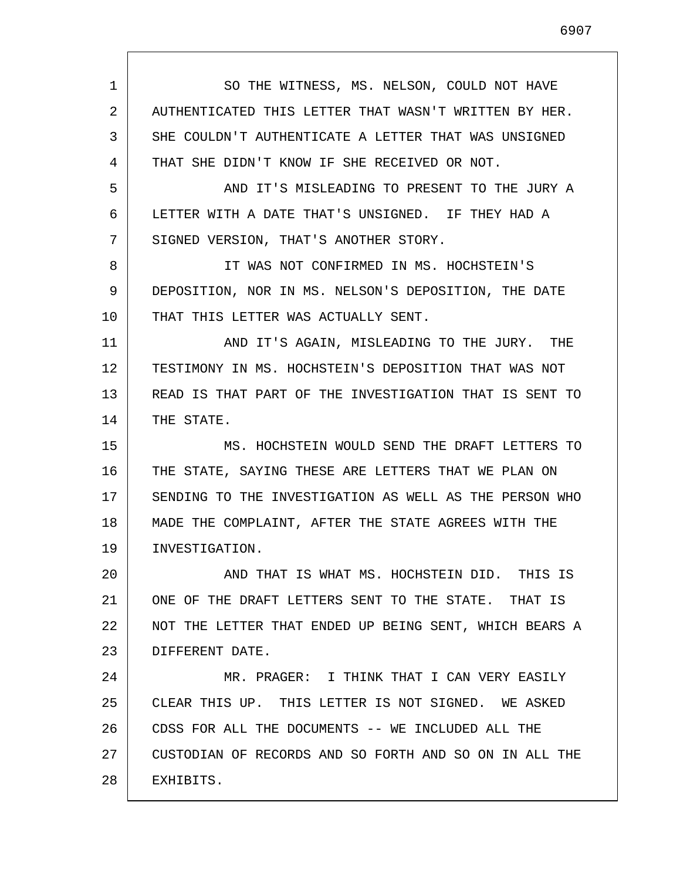SO THE WITNESS, MS. NELSON, COULD NOT HAVE AUTHENTICATED THIS LETTER THAT WASN'T WRITTEN BY HER. SHE COULDN'T AUTHENTICATE A LETTER THAT WAS UNSIGNED THAT SHE DIDN'T KNOW IF SHE RECEIVED OR NOT.

AND IT'S MISLEADING TO PRESENT TO THE JURY A LETTER WITH A DATE THAT'S UNSIGNED. IF THEY HAD A SIGNED VERSION, THAT'S ANOTHER STORY.

IT WAS NOT CONFIRMED IN MS. HOCHSTEIN'S DEPOSITION, NOR IN MS. NELSON'S DEPOSITION, THE DATE THAT THIS LETTER WAS ACTUALLY SENT.

AND IT'S AGAIN, MISLEADING TO THE JURY. THE TESTIMONY IN MS. HOCHSTEIN'S DEPOSITION THAT WAS NOT READ IS THAT PART OF THE INVESTIGATION THAT IS SENT TO THE STATE.

MS. HOCHSTEIN WOULD SEND THE DRAFT LETTERS TO THE STATE, SAYING THESE ARE LETTERS THAT WE PLAN ON SENDING TO THE INVESTIGATION AS WELL AS THE PERSON WHO MADE THE COMPLAINT, AFTER THE STATE AGREES WITH THE INVESTIGATION.

AND THAT IS WHAT MS. HOCHSTEIN DID. THIS IS ONE OF THE DRAFT LETTERS SENT TO THE STATE. THAT IS NOT THE LETTER THAT ENDED UP BEING SENT, WHICH BEARS A DIFFERENT DATE.

MR. PRAGER: I THINK THAT I CAN VERY EASILY CLEAR THIS UP. THIS LETTER IS NOT SIGNED. WE ASKED CDSS FOR ALL THE DOCUMENTS -- WE INCLUDED ALL THE CUSTODIAN OF RECORDS AND SO FORTH AND SO ON IN ALL THE EXHIBITS.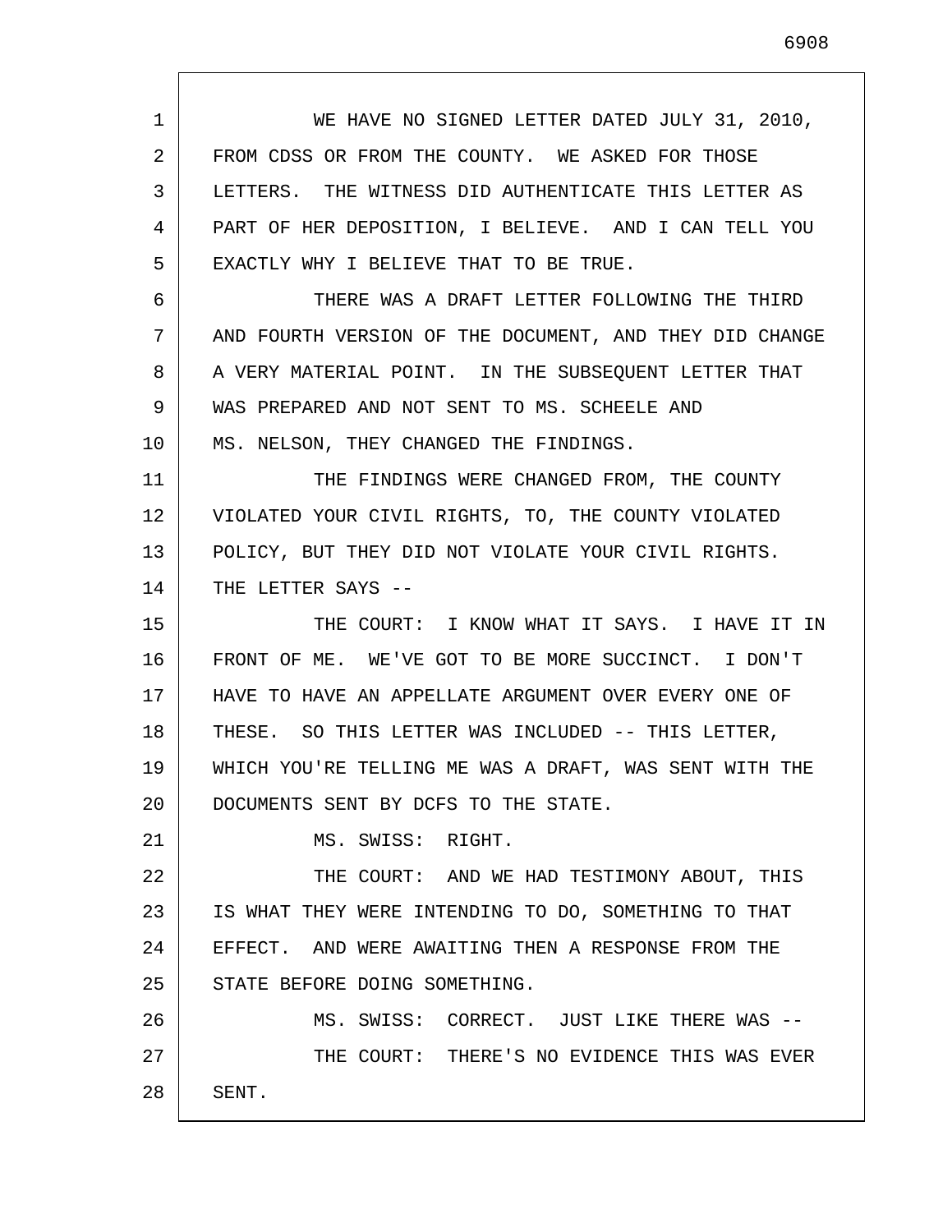WE HAVE NO SIGNED LETTER DATED JULY 31, 2010, FROM CDSS OR FROM THE COUNTY. WE ASKED FOR THOSE LETTERS. THE WITNESS DID AUTHENTICATE THIS LETTER AS PART OF HER DEPOSITION, I BELIEVE. AND I CAN TELL YOU EXACTLY WHY I BELIEVE THAT TO BE TRUE.

THERE WAS A DRAFT LETTER FOLLOWING THE THIRD AND FOURTH VERSION OF THE DOCUMENT, AND THEY DID CHANGE A VERY MATERIAL POINT. IN THE SUBSEQUENT LETTER THAT WAS PREPARED AND NOT SENT TO MS. SCHEELE AND MS. NELSON, THEY CHANGED THE FINDINGS.

THE FINDINGS WERE CHANGED FROM, THE COUNTY VIOLATED YOUR CIVIL RIGHTS, TO, THE COUNTY VIOLATED POLICY, BUT THEY DID NOT VIOLATE YOUR CIVIL RIGHTS. THE LETTER SAYS --

THE COURT: I KNOW WHAT IT SAYS. I HAVE IT IN FRONT OF ME. WE'VE GOT TO BE MORE SUCCINCT. I DON'T HAVE TO HAVE AN APPELLATE ARGUMENT OVER EVERY ONE OF THESE. SO THIS LETTER WAS INCLUDED -- THIS LETTER, WHICH YOU'RE TELLING ME WAS A DRAFT, WAS SENT WITH THE DOCUMENTS SENT BY DCFS TO THE STATE.

MS. SWISS: RIGHT.

THE COURT: AND WE HAD TESTIMONY ABOUT, THIS IS WHAT THEY WERE INTENDING TO DO, SOMETHING TO THAT EFFECT. AND WERE AWAITING THEN A RESPONSE FROM THE STATE BEFORE DOING SOMETHING.

MS. SWISS: CORRECT. JUST LIKE THERE WAS --

THE COURT: THERE'S NO EVIDENCE THIS WAS EVER SENT.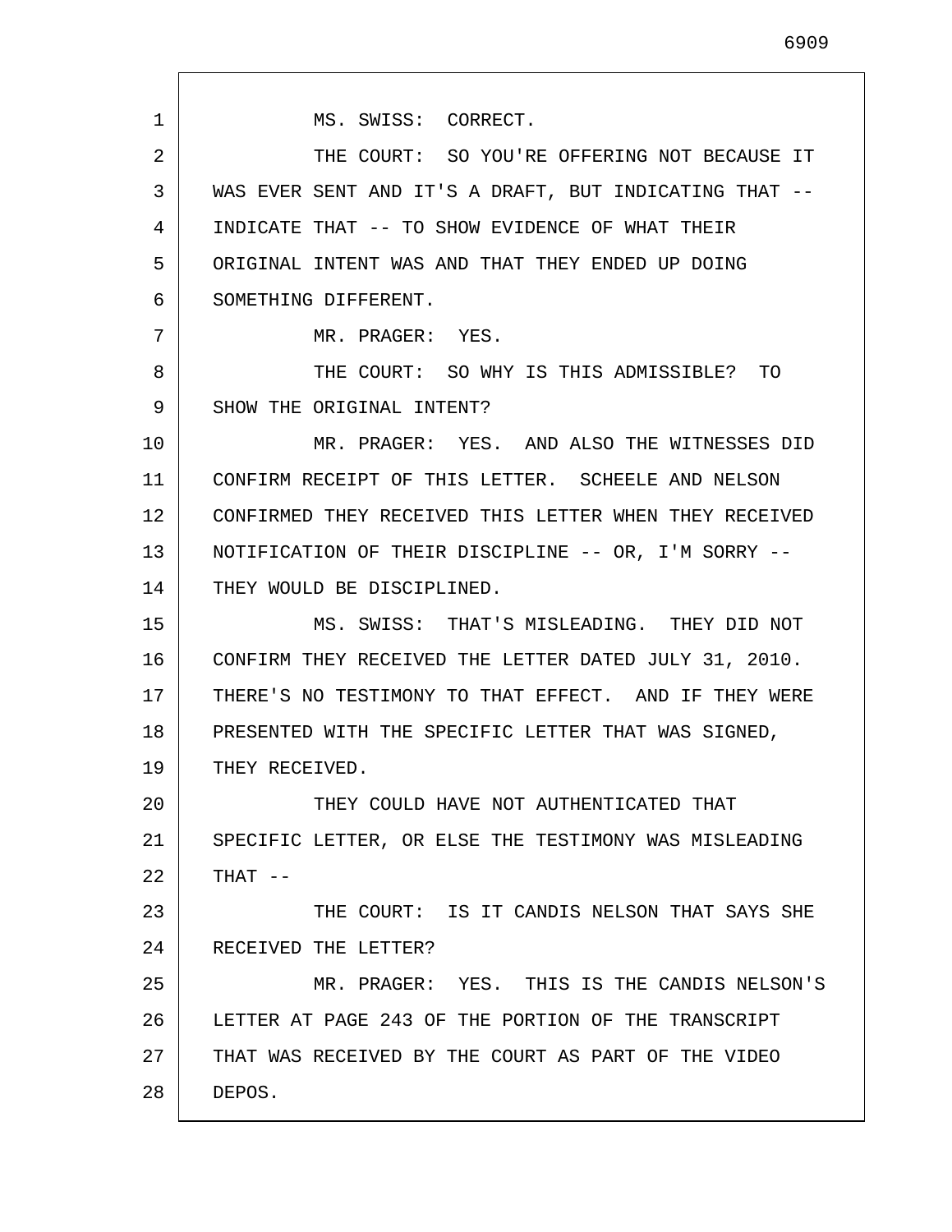MS. SWISS: CORRECT.

THE COURT: SO YOU'RE OFFERING NOT BECAUSE IT WAS EVER SENT AND IT'S A DRAFT, BUT INDICATING THAT -- INDICATE THAT -- TO SHOW EVIDENCE OF WHAT THEIR ORIGINAL INTENT WAS AND THAT THEY ENDED UP DOING SOMETHING DIFFERENT.

MR. PRAGER: YES.

THE COURT: SO WHY IS THIS ADMISSIBLE? TO SHOW THE ORIGINAL INTENT?

MR. PRAGER: YES. AND ALSO THE WITNESSES DID CONFIRM RECEIPT OF THIS LETTER. SCHEELE AND NELSON CONFIRMED THEY RECEIVED THIS LETTER WHEN THEY RECEIVED NOTIFICATION OF THEIR DISCIPLINE -- OR, I'M SORRY -- THEY WOULD BE DISCIPLINED.

MS. SWISS: THAT'S MISLEADING. THEY DID NOT CONFIRM THEY RECEIVED THE LETTER DATED JULY 31, 2010. THERE'S NO TESTIMONY TO THAT EFFECT. AND IF THEY WERE PRESENTED WITH THE SPECIFIC LETTER THAT WAS SIGNED, THEY RECEIVED.

THEY COULD HAVE NOT AUTHENTICATED THAT SPECIFIC LETTER, OR ELSE THE TESTIMONY WAS MISLEADING THAT --

THE COURT: IS IT CANDIS NELSON THAT SAYS SHE RECEIVED THE LETTER?

MR. PRAGER: YES. THIS IS THE CANDIS NELSON'S LETTER AT PAGE 243 OF THE PORTION OF THE TRANSCRIPT THAT WAS RECEIVED BY THE COURT AS PART OF THE VIDEO DEPOS.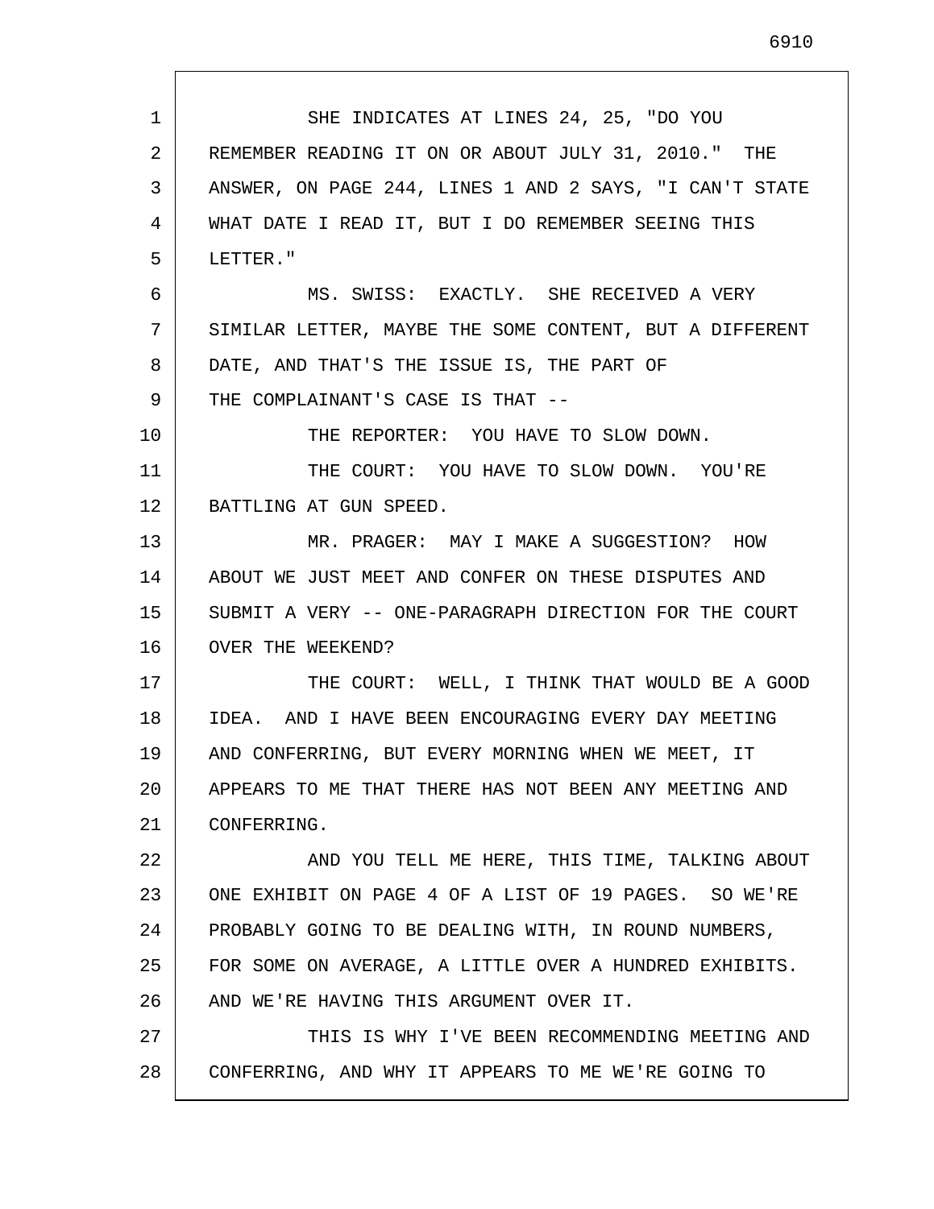SHE INDICATES AT LINES 24, 25, "DO YOU REMEMBER READING IT ON OR ABOUT JULY 31, 2010." THE ANSWER, ON PAGE 244, LINES 1 AND 2 SAYS, "I CAN'T STATE WHAT DATE I READ IT, BUT I DO REMEMBER SEEING THIS LETTER."

MS. SWISS: EXACTLY. SHE RECEIVED A VERY SIMILAR LETTER, MAYBE THE SOME CONTENT, BUT A DIFFERENT DATE, AND THAT'S THE ISSUE IS, THE PART OF THE COMPLAINANT'S CASE IS THAT --

THE REPORTER: YOU HAVE TO SLOW DOWN.

THE COURT: YOU HAVE TO SLOW DOWN. YOU'RE BATTLING AT GUN SPEED.

MR. PRAGER: MAY I MAKE A SUGGESTION? HOW ABOUT WE JUST MEET AND CONFER ON THESE DISPUTES AND SUBMIT A VERY -- ONE-PARAGRAPH DIRECTION FOR THE COURT OVER THE WEEKEND?

THE COURT: WELL, I THINK THAT WOULD BE A GOOD IDEA. AND I HAVE BEEN ENCOURAGING EVERY DAY MEETING AND CONFERRING, BUT EVERY MORNING WHEN WE MEET, IT APPEARS TO ME THAT THERE HAS NOT BEEN ANY MEETING AND CONFERRING.

AND YOU TELL ME HERE, THIS TIME, TALKING ABOUT ONE EXHIBIT ON PAGE 4 OF A LIST OF 19 PAGES. SO WE'RE PROBABLY GOING TO BE DEALING WITH, IN ROUND NUMBERS, FOR SOME ON AVERAGE, A LITTLE OVER A HUNDRED EXHIBITS. AND WE'RE HAVING THIS ARGUMENT OVER IT.

THIS IS WHY I'VE BEEN RECOMMENDING MEETING AND CONFERRING, AND WHY IT APPEARS TO ME WE'RE GOING TO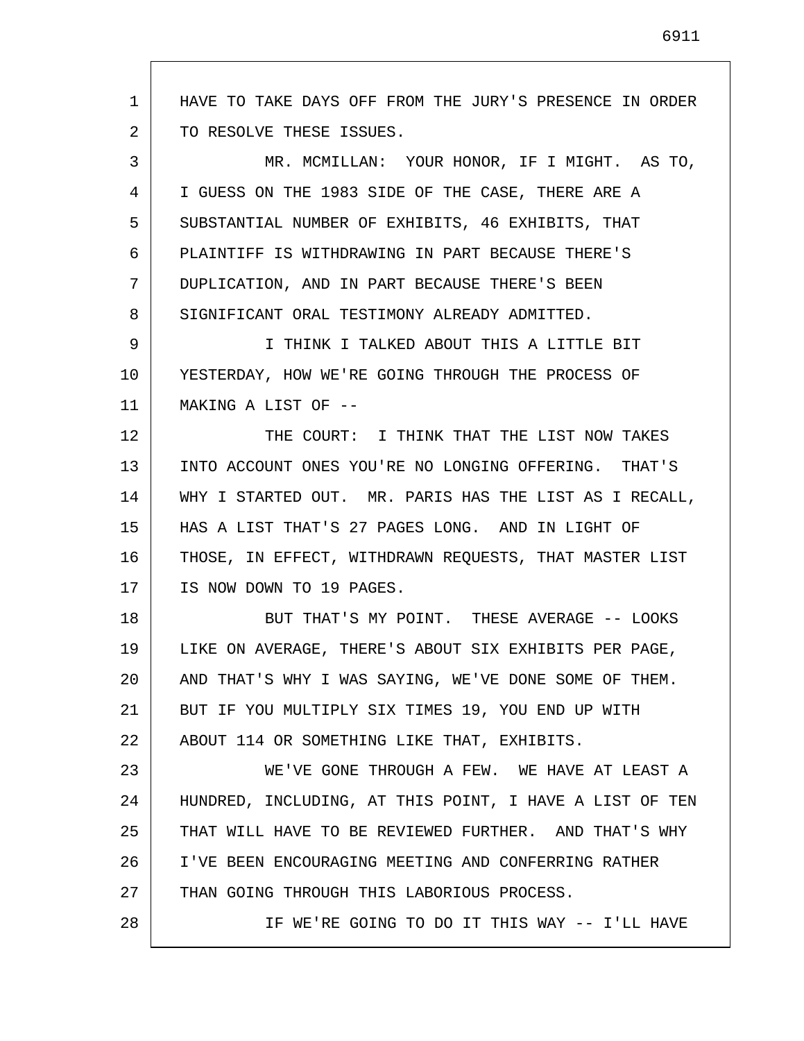HAVE TO TAKE DAYS OFF FROM THE JURY'S PRESENCE IN ORDER TO RESOLVE THESE ISSUES.

MR. MCMILLAN: YOUR HONOR, IF I MIGHT. AS TO, I GUESS ON THE 1983 SIDE OF THE CASE, THERE ARE A SUBSTANTIAL NUMBER OF EXHIBITS, 46 EXHIBITS, THAT PLAINTIFF IS WITHDRAWING IN PART BECAUSE THERE'S DUPLICATION, AND IN PART BECAUSE THERE'S BEEN SIGNIFICANT ORAL TESTIMONY ALREADY ADMITTED.

I THINK I TALKED ABOUT THIS A LITTLE BIT YESTERDAY, HOW WE'RE GOING THROUGH THE PROCESS OF MAKING A LIST OF --

THE COURT: I THINK THAT THE LIST NOW TAKES INTO ACCOUNT ONES YOU'RE NO LONGING OFFERING. THAT'S WHY I STARTED OUT. MR. PARIS HAS THE LIST AS I RECALL, HAS A LIST THAT'S 27 PAGES LONG. AND IN LIGHT OF THOSE, IN EFFECT, WITHDRAWN REQUESTS, THAT MASTER LIST IS NOW DOWN TO 19 PAGES.

BUT THAT'S MY POINT. THESE AVERAGE -- LOOKS LIKE ON AVERAGE, THERE'S ABOUT SIX EXHIBITS PER PAGE, AND THAT'S WHY I WAS SAYING, WE'VE DONE SOME OF THEM. BUT IF YOU MULTIPLY SIX TIMES 19, YOU END UP WITH ABOUT 114 OR SOMETHING LIKE THAT, EXHIBITS.

WE'VE GONE THROUGH A FEW. WE HAVE AT LEAST A HUNDRED, INCLUDING, AT THIS POINT, I HAVE A LIST OF TEN THAT WILL HAVE TO BE REVIEWED FURTHER. AND THAT'S WHY I'VE BEEN ENCOURAGING MEETING AND CONFERRING RATHER THAN GOING THROUGH THIS LABORIOUS PROCESS.

IF WE'RE GOING TO DO IT THIS WAY -- I'LL HAVE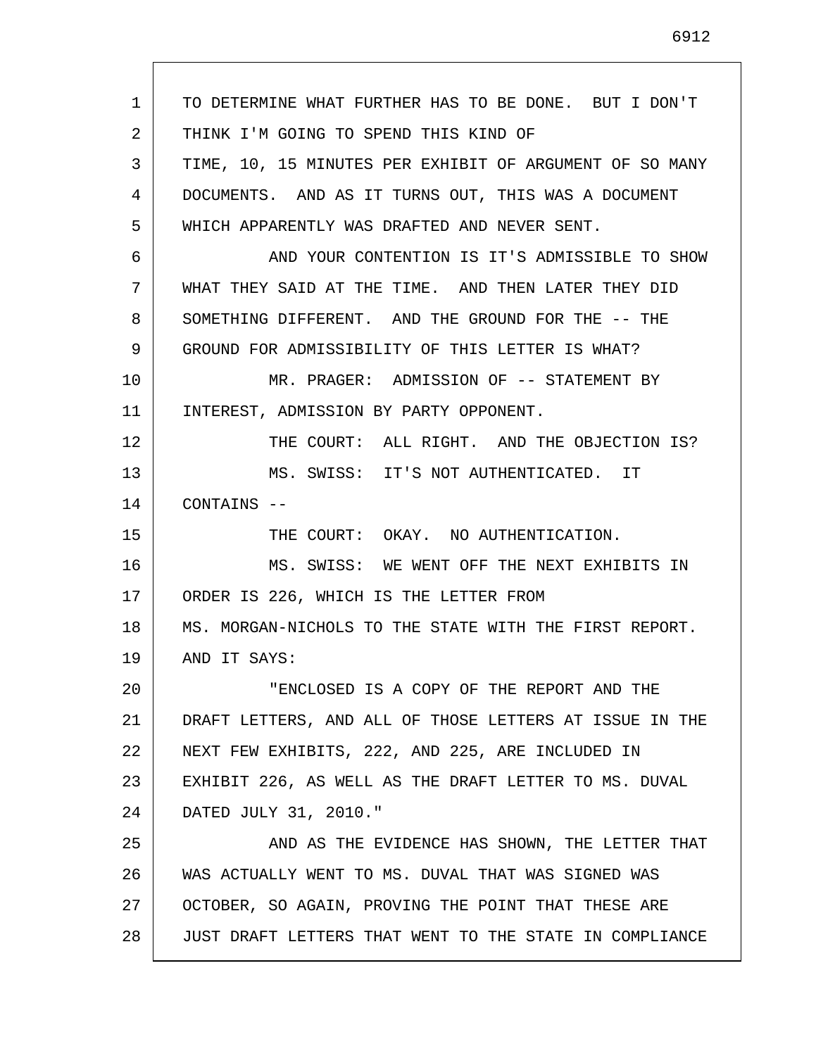TO DETERMINE WHAT FURTHER HAS TO BE DONE. BUT I DON'T THINK I'M GOING TO SPEND THIS KIND OF TIME, 10, 15 MINUTES PER EXHIBIT OF ARGUMENT OF SO MANY DOCUMENTS. AND AS IT TURNS OUT, THIS WAS A DOCUMENT WHICH APPARENTLY WAS DRAFTED AND NEVER SENT.

AND YOUR CONTENTION IS IT'S ADMISSIBLE TO SHOW WHAT THEY SAID AT THE TIME. AND THEN LATER THEY DID SOMETHING DIFFERENT. AND THE GROUND FOR THE -- THE GROUND FOR ADMISSIBILITY OF THIS LETTER IS WHAT?

MR. PRAGER: ADMISSION OF -- STATEMENT BY INTEREST, ADMISSION BY PARTY OPPONENT.

THE COURT: ALL RIGHT. AND THE OBJECTION IS?

MS. SWISS: IT'S NOT AUTHENTICATED. IT CONTAINS --

THE COURT: OKAY. NO AUTHENTICATION.

MS. SWISS: WE WENT OFF THE NEXT EXHIBITS IN ORDER IS 226, WHICH IS THE LETTER FROM MS. MORGAN-NICHOLS TO THE STATE WITH THE FIRST REPORT. AND IT SAYS:

"ENCLOSED IS A COPY OF THE REPORT AND THE DRAFT LETTERS, AND ALL OF THOSE LETTERS AT ISSUE IN THE NEXT FEW EXHIBITS, 222, AND 225, ARE INCLUDED IN EXHIBIT 226, AS WELL AS THE DRAFT LETTER TO MS. DUVAL DATED JULY 31, 2010."

AND AS THE EVIDENCE HAS SHOWN, THE LETTER THAT WAS ACTUALLY WENT TO MS. DUVAL THAT WAS SIGNED WAS OCTOBER, SO AGAIN, PROVING THE POINT THAT THESE ARE JUST DRAFT LETTERS THAT WENT TO THE STATE IN COMPLIANCE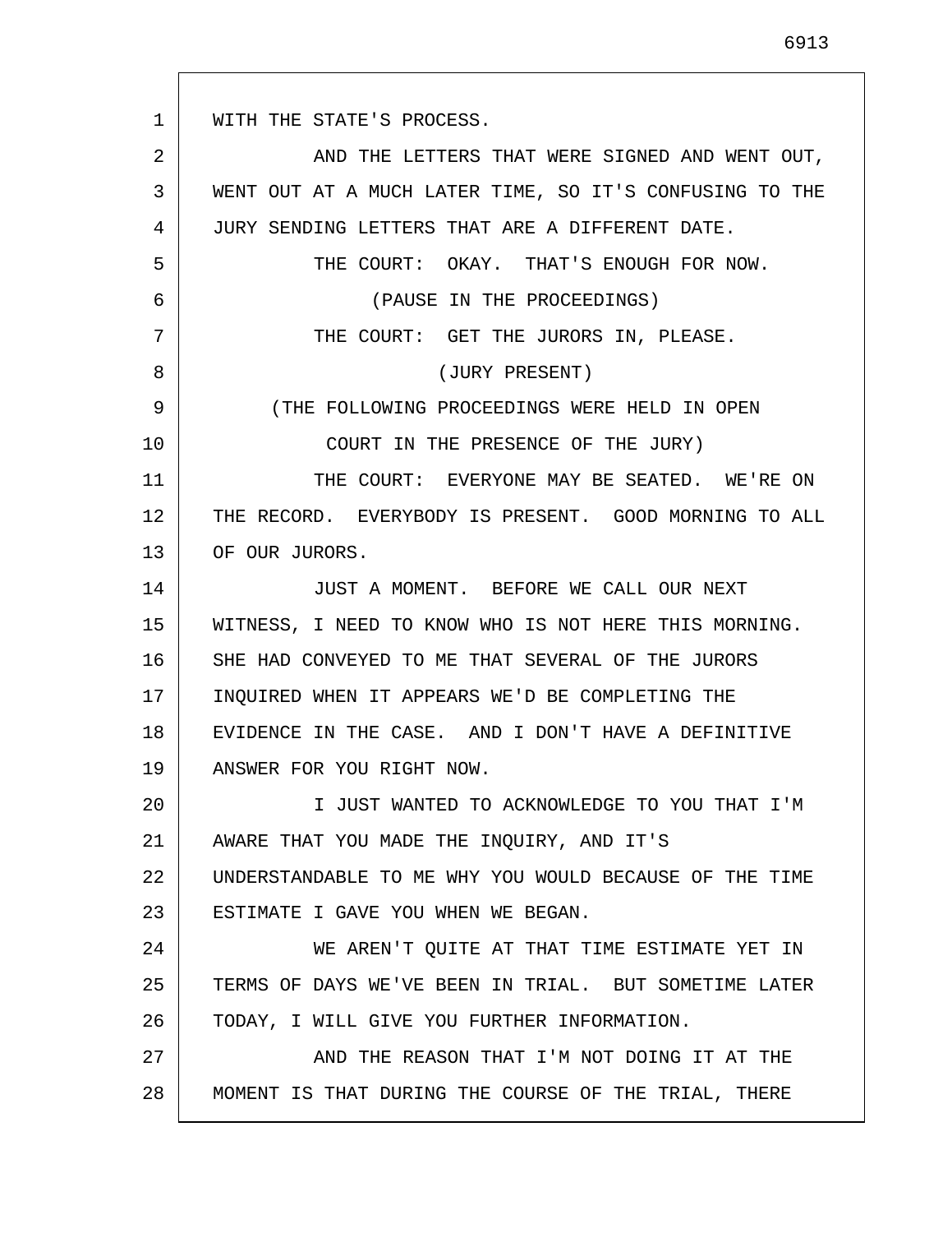WITH THE STATE'S PROCESS.

AND THE LETTERS THAT WERE SIGNED AND WENT OUT, WENT OUT AT A MUCH LATER TIME, SO IT'S CONFUSING TO THE JURY SENDING LETTERS THAT ARE A DIFFERENT DATE.

THE COURT: OKAY. THAT'S ENOUGH FOR NOW.

(PAUSE IN THE PROCEEDINGS)

THE COURT: GET THE JURORS IN, PLEASE.

(JURY PRESENT)

(THE FOLLOWING PROCEEDINGS WERE HELD IN OPEN COURT IN THE PRESENCE OF THE JURY)

THE COURT: EVERYONE MAY BE SEATED. WE'RE ON THE RECORD. EVERYBODY IS PRESENT. GOOD MORNING TO ALL OF OUR JURORS.

JUST A MOMENT. BEFORE WE CALL OUR NEXT WITNESS, I NEED TO KNOW WHO IS NOT HERE THIS MORNING. SHE HAD CONVEYED TO ME THAT SEVERAL OF THE JURORS INQUIRED WHEN IT APPEARS WE'D BE COMPLETING THE EVIDENCE IN THE CASE. AND I DON'T HAVE A DEFINITIVE ANSWER FOR YOU RIGHT NOW.

I JUST WANTED TO ACKNOWLEDGE TO YOU THAT I'M AWARE THAT YOU MADE THE INQUIRY, AND IT'S UNDERSTANDABLE TO ME WHY YOU WOULD BECAUSE OF THE TIME ESTIMATE I GAVE YOU WHEN WE BEGAN.

WE AREN'T QUITE AT THAT TIME ESTIMATE YET IN TERMS OF DAYS WE'VE BEEN IN TRIAL. BUT SOMETIME LATER TODAY, I WILL GIVE YOU FURTHER INFORMATION.

AND THE REASON THAT I'M NOT DOING IT AT THE MOMENT IS THAT DURING THE COURSE OF THE TRIAL, THERE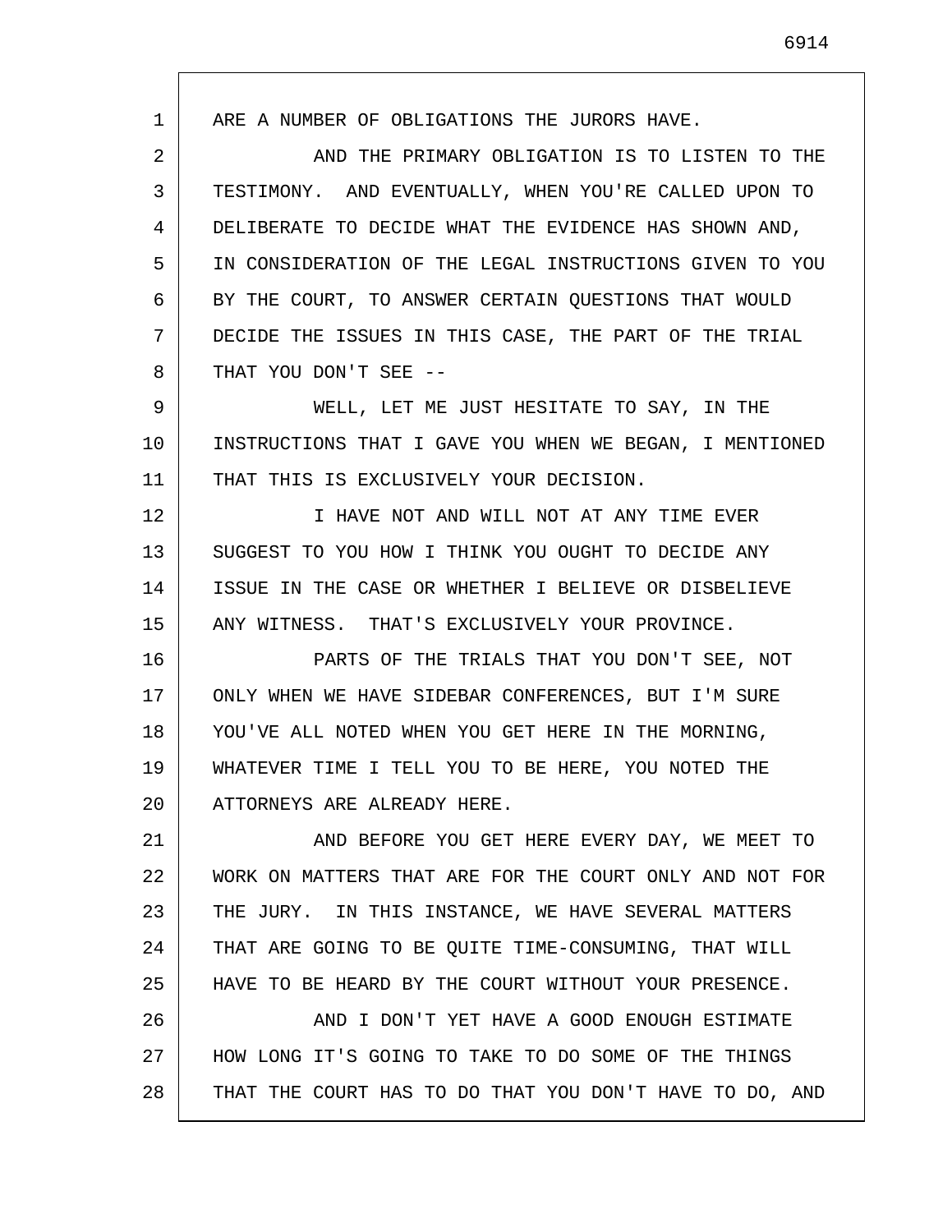ARE A NUMBER OF OBLIGATIONS THE JURORS HAVE.

AND THE PRIMARY OBLIGATION IS TO LISTEN TO THE TESTIMONY. AND EVENTUALLY, WHEN YOU'RE CALLED UPON TO DELIBERATE TO DECIDE WHAT THE EVIDENCE HAS SHOWN AND, IN CONSIDERATION OF THE LEGAL INSTRUCTIONS GIVEN TO YOU BY THE COURT, TO ANSWER CERTAIN QUESTIONS THAT WOULD DECIDE THE ISSUES IN THIS CASE, THE PART OF THE TRIAL THAT YOU DON'T SEE --

WELL, LET ME JUST HESITATE TO SAY, IN THE INSTRUCTIONS THAT I GAVE YOU WHEN WE BEGAN, I MENTIONED THAT THIS IS EXCLUSIVELY YOUR DECISION.

I HAVE NOT AND WILL NOT AT ANY TIME EVER SUGGEST TO YOU HOW I THINK YOU OUGHT TO DECIDE ANY ISSUE IN THE CASE OR WHETHER I BELIEVE OR DISBELIEVE ANY WITNESS. THAT'S EXCLUSIVELY YOUR PROVINCE.

PARTS OF THE TRIALS THAT YOU DON'T SEE, NOT ONLY WHEN WE HAVE SIDEBAR CONFERENCES, BUT I'M SURE YOU'VE ALL NOTED WHEN YOU GET HERE IN THE MORNING, WHATEVER TIME I TELL YOU TO BE HERE, YOU NOTED THE ATTORNEYS ARE ALREADY HERE.

AND BEFORE YOU GET HERE EVERY DAY, WE MEET TO WORK ON MATTERS THAT ARE FOR THE COURT ONLY AND NOT FOR THE JURY. IN THIS INSTANCE, WE HAVE SEVERAL MATTERS THAT ARE GOING TO BE QUITE TIME-CONSUMING, THAT WILL HAVE TO BE HEARD BY THE COURT WITHOUT YOUR PRESENCE.

AND I DON'T YET HAVE A GOOD ENOUGH ESTIMATE HOW LONG IT'S GOING TO TAKE TO DO SOME OF THE THINGS THAT THE COURT HAS TO DO THAT YOU DON'T HAVE TO DO, AND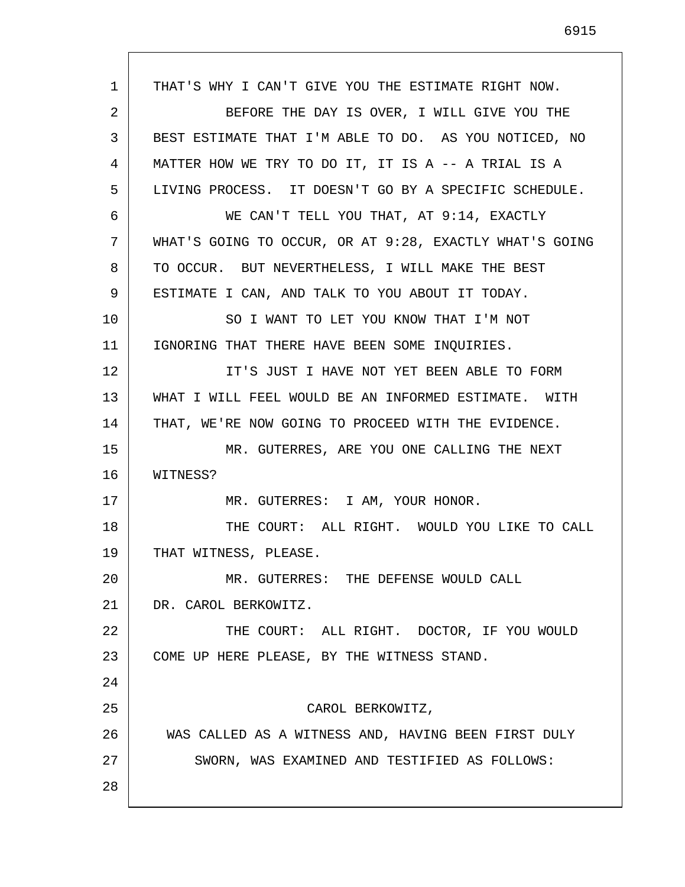THAT'S WHY I CAN'T GIVE YOU THE ESTIMATE RIGHT NOW.

BEFORE THE DAY IS OVER, I WILL GIVE YOU THE BEST ESTIMATE THAT I'M ABLE TO DO. AS YOU NOTICED, NO MATTER HOW WE TRY TO DO IT, IT IS A -- A TRIAL IS A LIVING PROCESS. IT DOESN'T GO BY A SPECIFIC SCHEDULE.

WE CAN'T TELL YOU THAT, AT 9:14, EXACTLY WHAT'S GOING TO OCCUR, OR AT 9:28, EXACTLY WHAT'S GOING TO OCCUR. BUT NEVERTHELESS, I WILL MAKE THE BEST ESTIMATE I CAN, AND TALK TO YOU ABOUT IT TODAY.

SO I WANT TO LET YOU KNOW THAT I'M NOT IGNORING THAT THERE HAVE BEEN SOME INQUIRIES.

IT'S JUST I HAVE NOT YET BEEN ABLE TO FORM WHAT I WILL FEEL WOULD BE AN INFORMED ESTIMATE. WITH THAT, WE'RE NOW GOING TO PROCEED WITH THE EVIDENCE.

MR. GUTERRES, ARE YOU ONE CALLING THE NEXT WITNESS?

MR. GUTERRES: I AM, YOUR HONOR.

THE COURT: ALL RIGHT. WOULD YOU LIKE TO CALL THAT WITNESS, PLEASE.

MR. GUTERRES: THE DEFENSE WOULD CALL DR. CAROL BERKOWITZ.

THE COURT: ALL RIGHT. DOCTOR, IF YOU WOULD COME UP HERE PLEASE, BY THE WITNESS STAND.

CAROL BERKOWITZ,

WAS CALLED AS A WITNESS AND, HAVING BEEN FIRST DULY SWORN, WAS EXAMINED AND TESTIFIED AS FOLLOWS: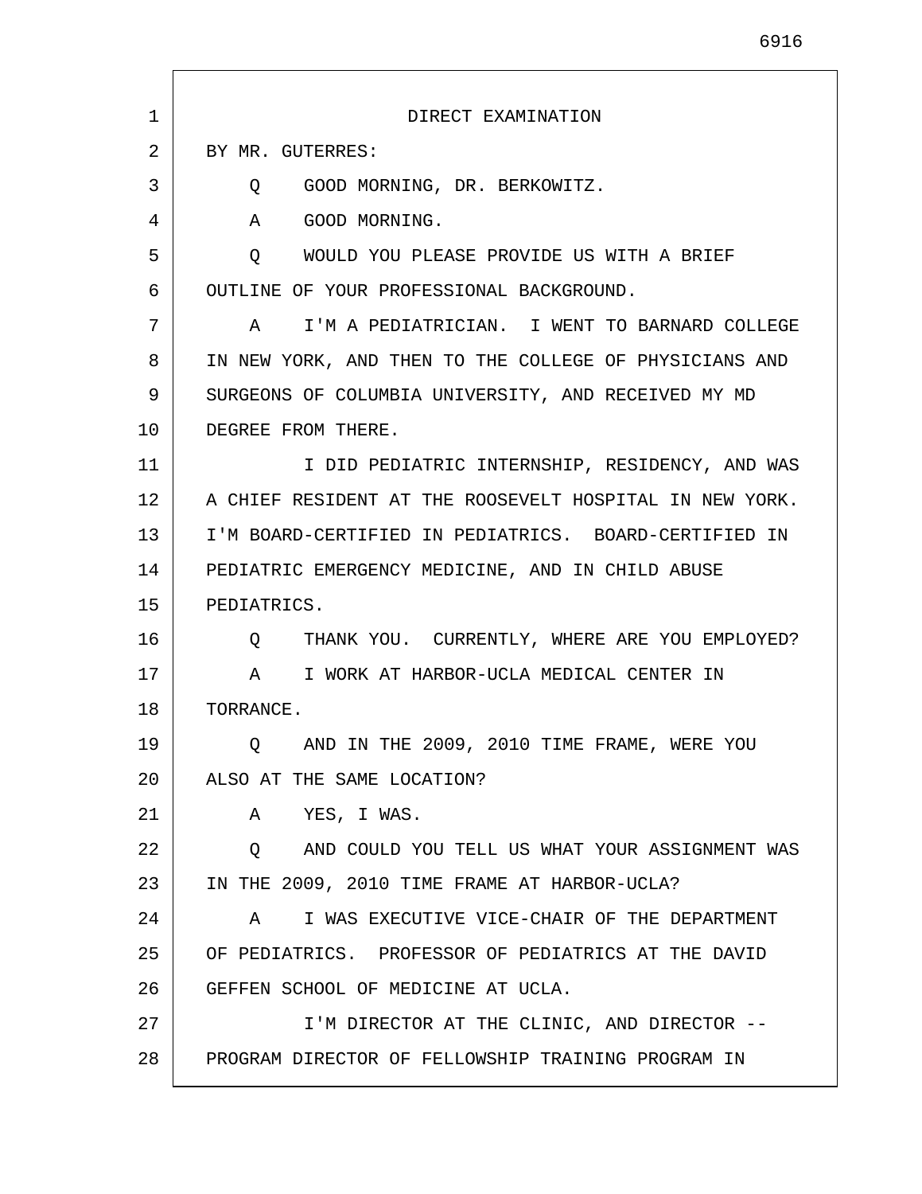DIRECT EXAMINATION

BY MR. GUTERRES:

Q GOOD MORNING, DR. BERKOWITZ.

A GOOD MORNING.

Q WOULD YOU PLEASE PROVIDE US WITH A BRIEF OUTLINE OF YOUR PROFESSIONAL BACKGROUND.

A I'M A PEDIATRICIAN. I WENT TO BARNARD COLLEGE IN NEW YORK, AND THEN TO THE COLLEGE OF PHYSICIANS AND SURGEONS OF COLUMBIA UNIVERSITY, AND RECEIVED MY MD DEGREE FROM THERE.

I DID PEDIATRIC INTERNSHIP, RESIDENCY, AND WAS A CHIEF RESIDENT AT THE ROOSEVELT HOSPITAL IN NEW YORK. I'M BOARD-CERTIFIED IN PEDIATRICS. BOARD-CERTIFIED IN PEDIATRIC EMERGENCY MEDICINE, AND IN CHILD ABUSE PEDIATRICS.

Q THANK YOU. CURRENTLY, WHERE ARE YOU EMPLOYED?

A I WORK AT HARBOR-UCLA MEDICAL CENTER IN TORRANCE.

Q AND IN THE 2009, 2010 TIME FRAME, WERE YOU ALSO AT THE SAME LOCATION?

A YES, I WAS.

Q AND COULD YOU TELL US WHAT YOUR ASSIGNMENT WAS IN THE 2009, 2010 TIME FRAME AT HARBOR-UCLA?

A I WAS EXECUTIVE VICE-CHAIR OF THE DEPARTMENT OF PEDIATRICS. PROFESSOR OF PEDIATRICS AT THE DAVID GEFFEN SCHOOL OF MEDICINE AT UCLA.

I'M DIRECTOR AT THE CLINIC, AND DIRECTOR -- PROGRAM DIRECTOR OF FELLOWSHIP TRAINING PROGRAM IN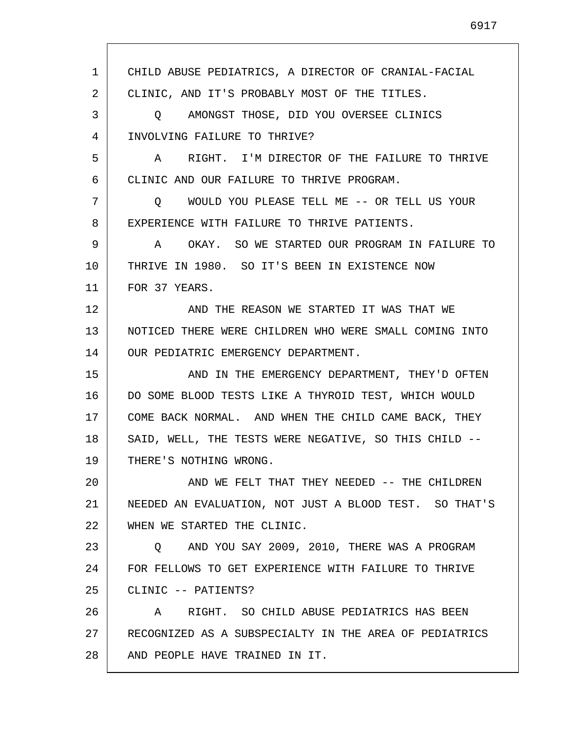CHILD ABUSE PEDIATRICS, A DIRECTOR OF CRANIAL-FACIAL CLINIC, AND IT'S PROBABLY MOST OF THE TITLES.

Q AMONGST THOSE, DID YOU OVERSEE CLINICS INVOLVING FAILURE TO THRIVE?

A RIGHT. I'M DIRECTOR OF THE FAILURE TO THRIVE CLINIC AND OUR FAILURE TO THRIVE PROGRAM.

Q WOULD YOU PLEASE TELL ME -- OR TELL US YOUR EXPERIENCE WITH FAILURE TO THRIVE PATIENTS.

A OKAY. SO WE STARTED OUR PROGRAM IN FAILURE TO THRIVE IN 1980. SO IT'S BEEN IN EXISTENCE NOW FOR 37 YEARS.

AND THE REASON WE STARTED IT WAS THAT WE NOTICED THERE WERE CHILDREN WHO WERE SMALL COMING INTO OUR PEDIATRIC EMERGENCY DEPARTMENT.

AND IN THE EMERGENCY DEPARTMENT, THEY'D OFTEN DO SOME BLOOD TESTS LIKE A THYROID TEST, WHICH WOULD COME BACK NORMAL. AND WHEN THE CHILD CAME BACK, THEY SAID, WELL, THE TESTS WERE NEGATIVE, SO THIS CHILD -- THERE'S NOTHING WRONG.

AND WE FELT THAT THEY NEEDED -- THE CHILDREN NEEDED AN EVALUATION, NOT JUST A BLOOD TEST. SO THAT'S WHEN WE STARTED THE CLINIC.

Q AND YOU SAY 2009, 2010, THERE WAS A PROGRAM FOR FELLOWS TO GET EXPERIENCE WITH FAILURE TO THRIVE CLINIC -- PATIENTS?

A RIGHT. SO CHILD ABUSE PEDIATRICS HAS BEEN RECOGNIZED AS A SUBSPECIALTY IN THE AREA OF PEDIATRICS AND PEOPLE HAVE TRAINED IN IT.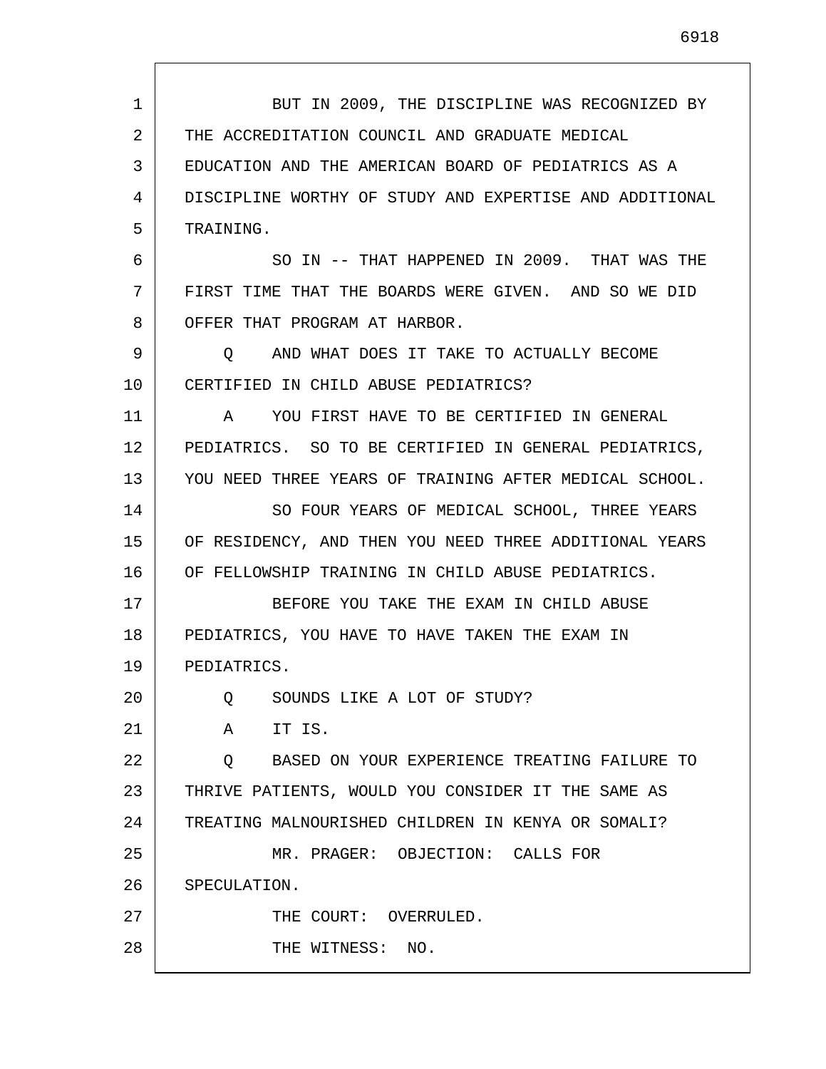BUT IN 2009, THE DISCIPLINE WAS RECOGNIZED BY THE ACCREDITATION COUNCIL AND GRADUATE MEDICAL EDUCATION AND THE AMERICAN BOARD OF PEDIATRICS AS A DISCIPLINE WORTHY OF STUDY AND EXPERTISE AND ADDITIONAL TRAINING.

SO IN -- THAT HAPPENED IN 2009. THAT WAS THE FIRST TIME THAT THE BOARDS WERE GIVEN. AND SO WE DID OFFER THAT PROGRAM AT HARBOR.

Q AND WHAT DOES IT TAKE TO ACTUALLY BECOME CERTIFIED IN CHILD ABUSE PEDIATRICS?

A YOU FIRST HAVE TO BE CERTIFIED IN GENERAL PEDIATRICS. SO TO BE CERTIFIED IN GENERAL PEDIATRICS, YOU NEED THREE YEARS OF TRAINING AFTER MEDICAL SCHOOL.

SO FOUR YEARS OF MEDICAL SCHOOL, THREE YEARS OF RESIDENCY, AND THEN YOU NEED THREE ADDITIONAL YEARS OF FELLOWSHIP TRAINING IN CHILD ABUSE PEDIATRICS.

BEFORE YOU TAKE THE EXAM IN CHILD ABUSE PEDIATRICS, YOU HAVE TO HAVE TAKEN THE EXAM IN PEDIATRICS.

Q SOUNDS LIKE A LOT OF STUDY?

A IT IS.

Q BASED ON YOUR EXPERIENCE TREATING FAILURE TO THRIVE PATIENTS, WOULD YOU CONSIDER IT THE SAME AS TREATING MALNOURISHED CHILDREN IN KENYA OR SOMALI?

MR. PRAGER: OBJECTION: CALLS FOR SPECULATION.

THE COURT: OVERRULED.

THE WITNESS: NO.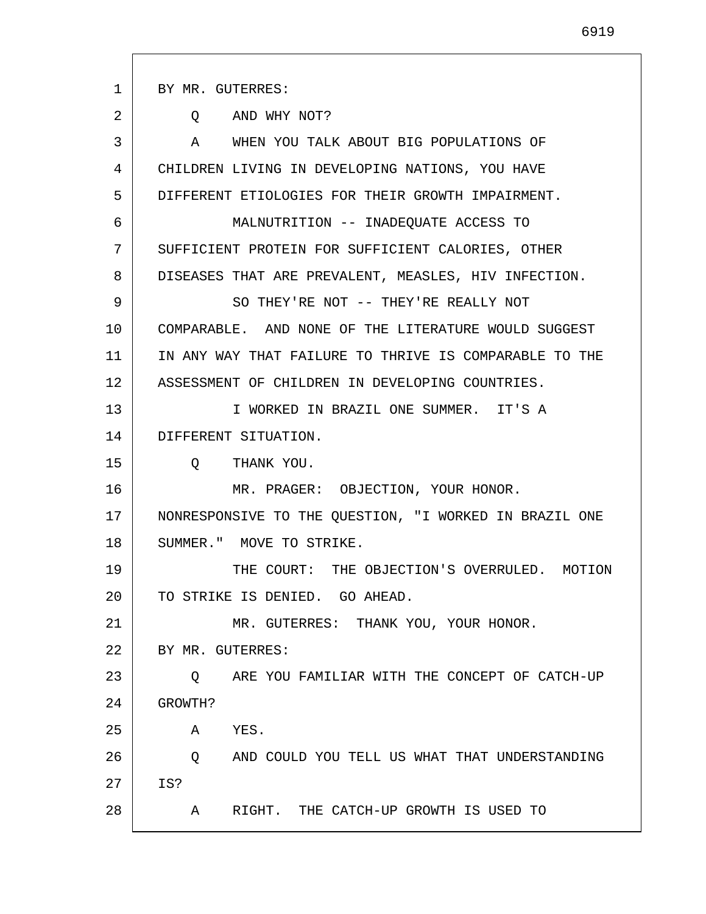BY MR. GUTERRES:

Q AND WHY NOT?

A WHEN YOU TALK ABOUT BIG POPULATIONS OF CHILDREN LIVING IN DEVELOPING NATIONS, YOU HAVE DIFFERENT ETIOLOGIES FOR THEIR GROWTH IMPAIRMENT.

MALNUTRITION -- INADEQUATE ACCESS TO SUFFICIENT PROTEIN FOR SUFFICIENT CALORIES, OTHER DISEASES THAT ARE PREVALENT, MEASLES, HIV INFECTION.

SO THEY'RE NOT -- THEY'RE REALLY NOT COMPARABLE. AND NONE OF THE LITERATURE WOULD SUGGEST IN ANY WAY THAT FAILURE TO THRIVE IS COMPARABLE TO THE ASSESSMENT OF CHILDREN IN DEVELOPING COUNTRIES.

I WORKED IN BRAZIL ONE SUMMER. IT'S A DIFFERENT SITUATION.

Q THANK YOU.

MR. PRAGER: OBJECTION, YOUR HONOR. NONRESPONSIVE TO THE QUESTION, "I WORKED IN BRAZIL ONE SUMMER." MOVE TO STRIKE.

THE COURT: THE OBJECTION'S OVERRULED. MOTION TO STRIKE IS DENIED. GO AHEAD.

MR. GUTERRES: THANK YOU, YOUR HONOR.

BY MR. GUTERRES:

Q ARE YOU FAMILIAR WITH THE CONCEPT OF CATCH-UP GROWTH?

A YES.

Q AND COULD YOU TELL US WHAT THAT UNDERSTANDING IS?

A RIGHT. THE CATCH-UP GROWTH IS USED TO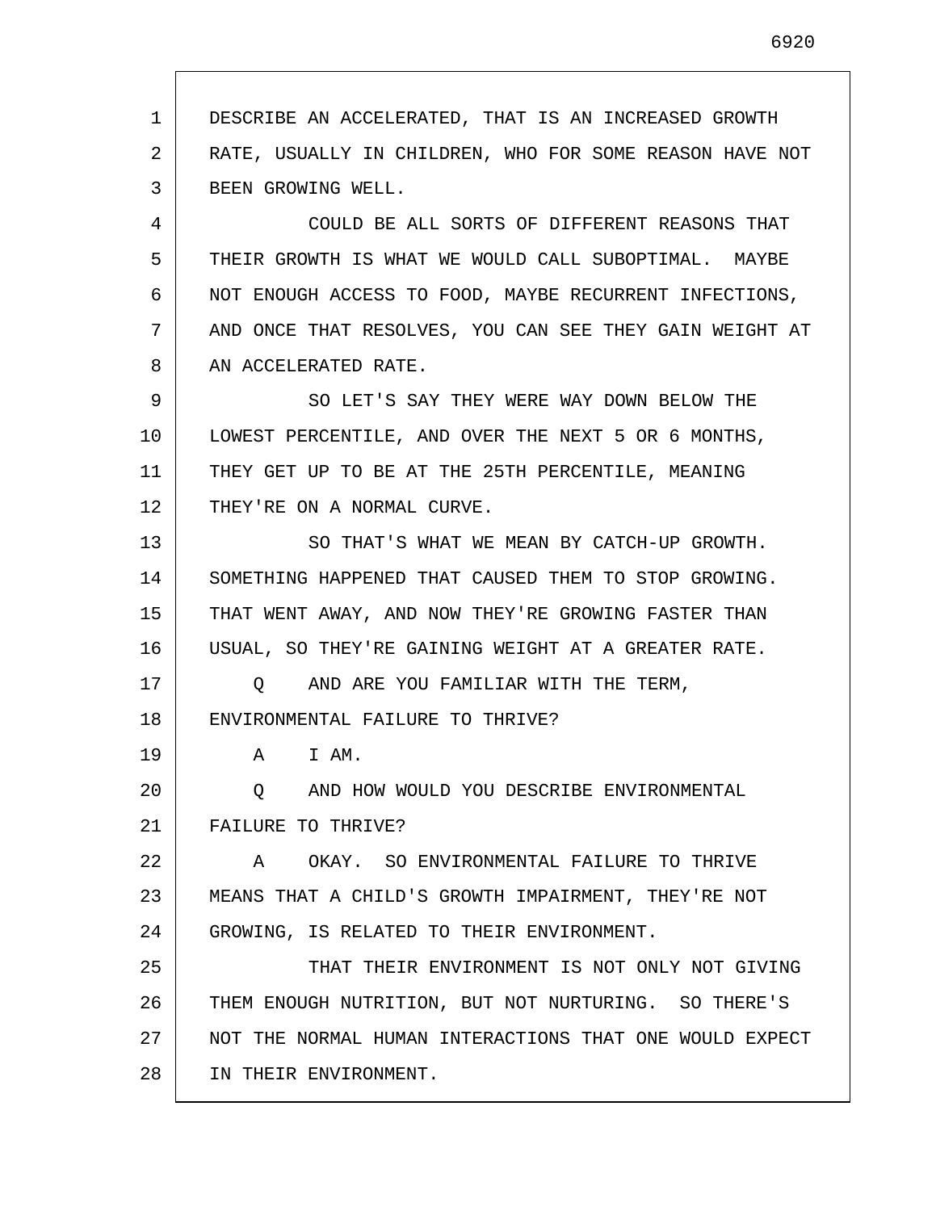DESCRIBE AN ACCELERATED, THAT IS AN INCREASED GROWTH RATE, USUALLY IN CHILDREN, WHO FOR SOME REASON HAVE NOT BEEN GROWING WELL.

COULD BE ALL SORTS OF DIFFERENT REASONS THAT THEIR GROWTH IS WHAT WE WOULD CALL SUBOPTIMAL. MAYBE NOT ENOUGH ACCESS TO FOOD, MAYBE RECURRENT INFECTIONS, AND ONCE THAT RESOLVES, YOU CAN SEE THEY GAIN WEIGHT AT AN ACCELERATED RATE.

SO LET'S SAY THEY WERE WAY DOWN BELOW THE LOWEST PERCENTILE, AND OVER THE NEXT 5 OR 6 MONTHS, THEY GET UP TO BE AT THE 25TH PERCENTILE, MEANING THEY'RE ON A NORMAL CURVE.

SO THAT'S WHAT WE MEAN BY CATCH-UP GROWTH. SOMETHING HAPPENED THAT CAUSED THEM TO STOP GROWING. THAT WENT AWAY, AND NOW THEY'RE GROWING FASTER THAN USUAL, SO THEY'RE GAINING WEIGHT AT A GREATER RATE.

Q AND ARE YOU FAMILIAR WITH THE TERM, ENVIRONMENTAL FAILURE TO THRIVE?

A I AM.

Q AND HOW WOULD YOU DESCRIBE ENVIRONMENTAL FAILURE TO THRIVE?

A OKAY. SO ENVIRONMENTAL FAILURE TO THRIVE MEANS THAT A CHILD'S GROWTH IMPAIRMENT, THEY'RE NOT GROWING, IS RELATED TO THEIR ENVIRONMENT.

THAT THEIR ENVIRONMENT IS NOT ONLY NOT GIVING THEM ENOUGH NUTRITION, BUT NOT NURTURING. SO THERE'S NOT THE NORMAL HUMAN INTERACTIONS THAT ONE WOULD EXPECT IN THEIR ENVIRONMENT.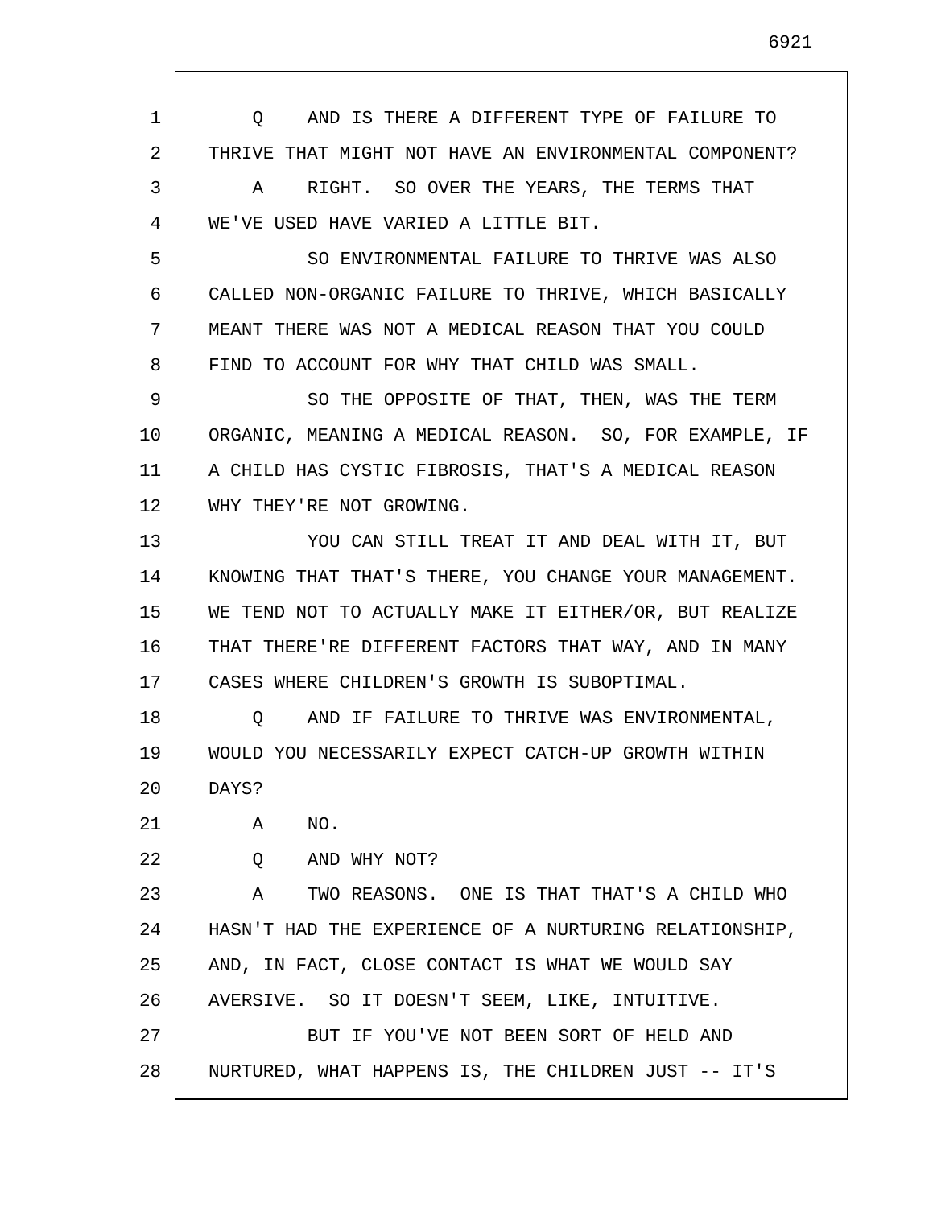Q AND IS THERE A DIFFERENT TYPE OF FAILURE TO THRIVE THAT MIGHT NOT HAVE AN ENVIRONMENTAL COMPONENT?

A RIGHT. SO OVER THE YEARS, THE TERMS THAT WE'VE USED HAVE VARIED A LITTLE BIT.

SO ENVIRONMENTAL FAILURE TO THRIVE WAS ALSO CALLED NON-ORGANIC FAILURE TO THRIVE, WHICH BASICALLY MEANT THERE WAS NOT A MEDICAL REASON THAT YOU COULD FIND TO ACCOUNT FOR WHY THAT CHILD WAS SMALL.

SO THE OPPOSITE OF THAT, THEN, WAS THE TERM ORGANIC, MEANING A MEDICAL REASON. SO, FOR EXAMPLE, IF A CHILD HAS CYSTIC FIBROSIS, THAT'S A MEDICAL REASON WHY THEY'RE NOT GROWING.

YOU CAN STILL TREAT IT AND DEAL WITH IT, BUT KNOWING THAT THAT'S THERE, YOU CHANGE YOUR MANAGEMENT. WE TEND NOT TO ACTUALLY MAKE IT EITHER/OR, BUT REALIZE THAT THERE'RE DIFFERENT FACTORS THAT WAY, AND IN MANY CASES WHERE CHILDREN'S GROWTH IS SUBOPTIMAL.

Q AND IF FAILURE TO THRIVE WAS ENVIRONMENTAL, WOULD YOU NECESSARILY EXPECT CATCH-UP GROWTH WITHIN DAYS?

A NO.

Q AND WHY NOT?

A TWO REASONS. ONE IS THAT THAT'S A CHILD WHO HASN'T HAD THE EXPERIENCE OF A NURTURING RELATIONSHIP, AND, IN FACT, CLOSE CONTACT IS WHAT WE WOULD SAY AVERSIVE. SO IT DOESN'T SEEM, LIKE, INTUITIVE.

BUT IF YOU'VE NOT BEEN SORT OF HELD AND NURTURED, WHAT HAPPENS IS, THE CHILDREN JUST -- IT'S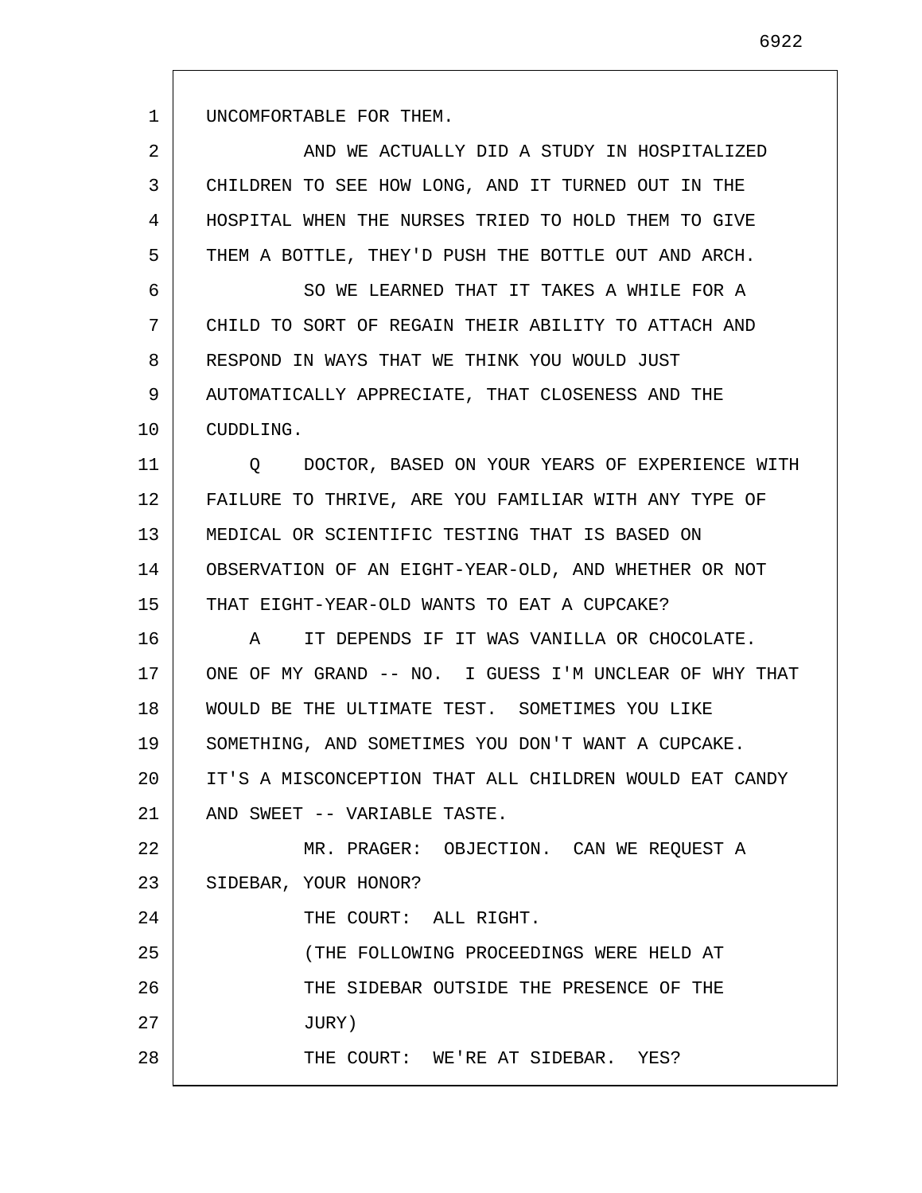UNCOMFORTABLE FOR THEM.

AND WE ACTUALLY DID A STUDY IN HOSPITALIZED CHILDREN TO SEE HOW LONG, AND IT TURNED OUT IN THE HOSPITAL WHEN THE NURSES TRIED TO HOLD THEM TO GIVE THEM A BOTTLE, THEY'D PUSH THE BOTTLE OUT AND ARCH.

SO WE LEARNED THAT IT TAKES A WHILE FOR A CHILD TO SORT OF REGAIN THEIR ABILITY TO ATTACH AND RESPOND IN WAYS THAT WE THINK YOU WOULD JUST AUTOMATICALLY APPRECIATE, THAT CLOSENESS AND THE CUDDLING.

Q DOCTOR, BASED ON YOUR YEARS OF EXPERIENCE WITH FAILURE TO THRIVE, ARE YOU FAMILIAR WITH ANY TYPE OF MEDICAL OR SCIENTIFIC TESTING THAT IS BASED ON OBSERVATION OF AN EIGHT-YEAR-OLD, AND WHETHER OR NOT THAT EIGHT-YEAR-OLD WANTS TO EAT A CUPCAKE?

A IT DEPENDS IF IT WAS VANILLA OR CHOCOLATE. ONE OF MY GRAND -- NO. I GUESS I'M UNCLEAR OF WHY THAT WOULD BE THE ULTIMATE TEST. SOMETIMES YOU LIKE SOMETHING, AND SOMETIMES YOU DON'T WANT A CUPCAKE. IT'S A MISCONCEPTION THAT ALL CHILDREN WOULD EAT CANDY AND SWEET -- VARIABLE TASTE.

MR. PRAGER: OBJECTION. CAN WE REQUEST A SIDEBAR, YOUR HONOR?

THE COURT: ALL RIGHT.

(THE FOLLOWING PROCEEDINGS WERE HELD AT THE SIDEBAR OUTSIDE THE PRESENCE OF THE JURY)

THE COURT: WE'RE AT SIDEBAR. YES?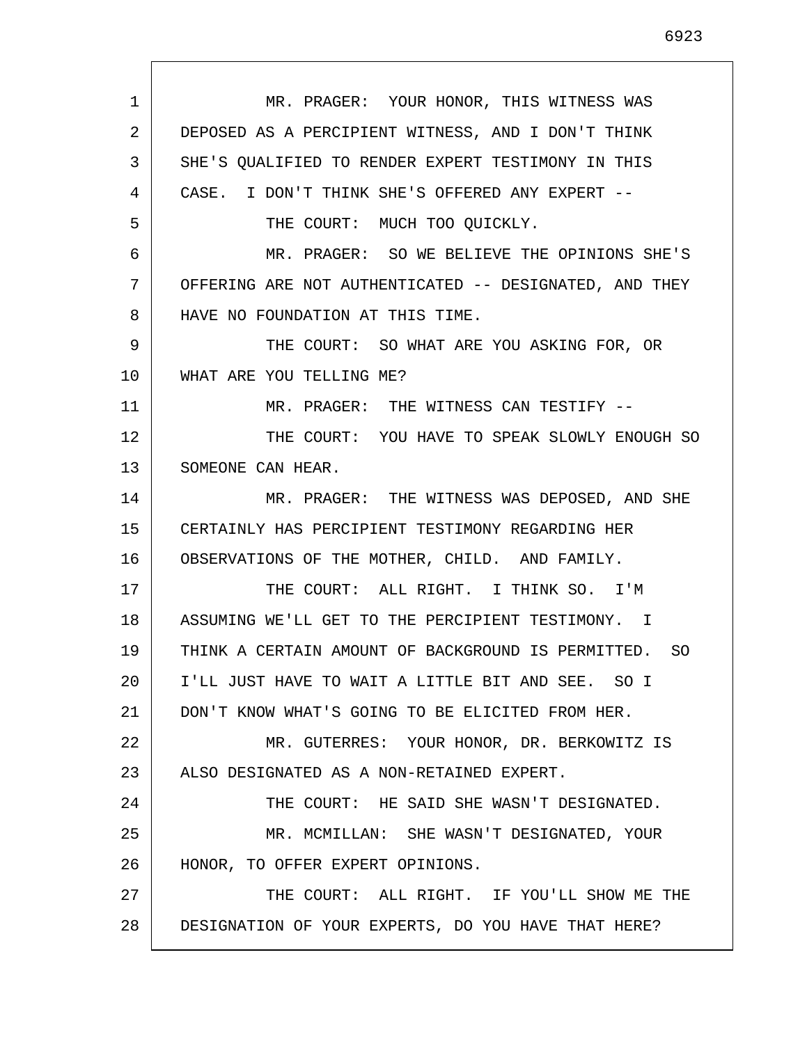MR. PRAGER: YOUR HONOR, THIS WITNESS WAS DEPOSED AS A PERCIPIENT WITNESS, AND I DON'T THINK SHE'S QUALIFIED TO RENDER EXPERT TESTIMONY IN THIS CASE. I DON'T THINK SHE'S OFFERED ANY EXPERT --

THE COURT: MUCH TOO QUICKLY.

MR. PRAGER: SO WE BELIEVE THE OPINIONS SHE'S OFFERING ARE NOT AUTHENTICATED -- DESIGNATED, AND THEY HAVE NO FOUNDATION AT THIS TIME.

THE COURT: SO WHAT ARE YOU ASKING FOR, OR WHAT ARE YOU TELLING ME?

MR. PRAGER: THE WITNESS CAN TESTIFY --

THE COURT: YOU HAVE TO SPEAK SLOWLY ENOUGH SO SOMEONE CAN HEAR.

MR. PRAGER: THE WITNESS WAS DEPOSED, AND SHE CERTAINLY HAS PERCIPIENT TESTIMONY REGARDING HER OBSERVATIONS OF THE MOTHER, CHILD. AND FAMILY.

THE COURT: ALL RIGHT. I THINK SO. I'M ASSUMING WE'LL GET TO THE PERCIPIENT TESTIMONY. I THINK A CERTAIN AMOUNT OF BACKGROUND IS PERMITTED. SO I'LL JUST HAVE TO WAIT A LITTLE BIT AND SEE. SO I DON'T KNOW WHAT'S GOING TO BE ELICITED FROM HER.

MR. GUTERRES: YOUR HONOR, DR. BERKOWITZ IS ALSO DESIGNATED AS A NON-RETAINED EXPERT.

THE COURT: HE SAID SHE WASN'T DESIGNATED.

MR. MCMILLAN: SHE WASN'T DESIGNATED, YOUR HONOR, TO OFFER EXPERT OPINIONS.

THE COURT: ALL RIGHT. IF YOU'LL SHOW ME THE DESIGNATION OF YOUR EXPERTS, DO YOU HAVE THAT HERE?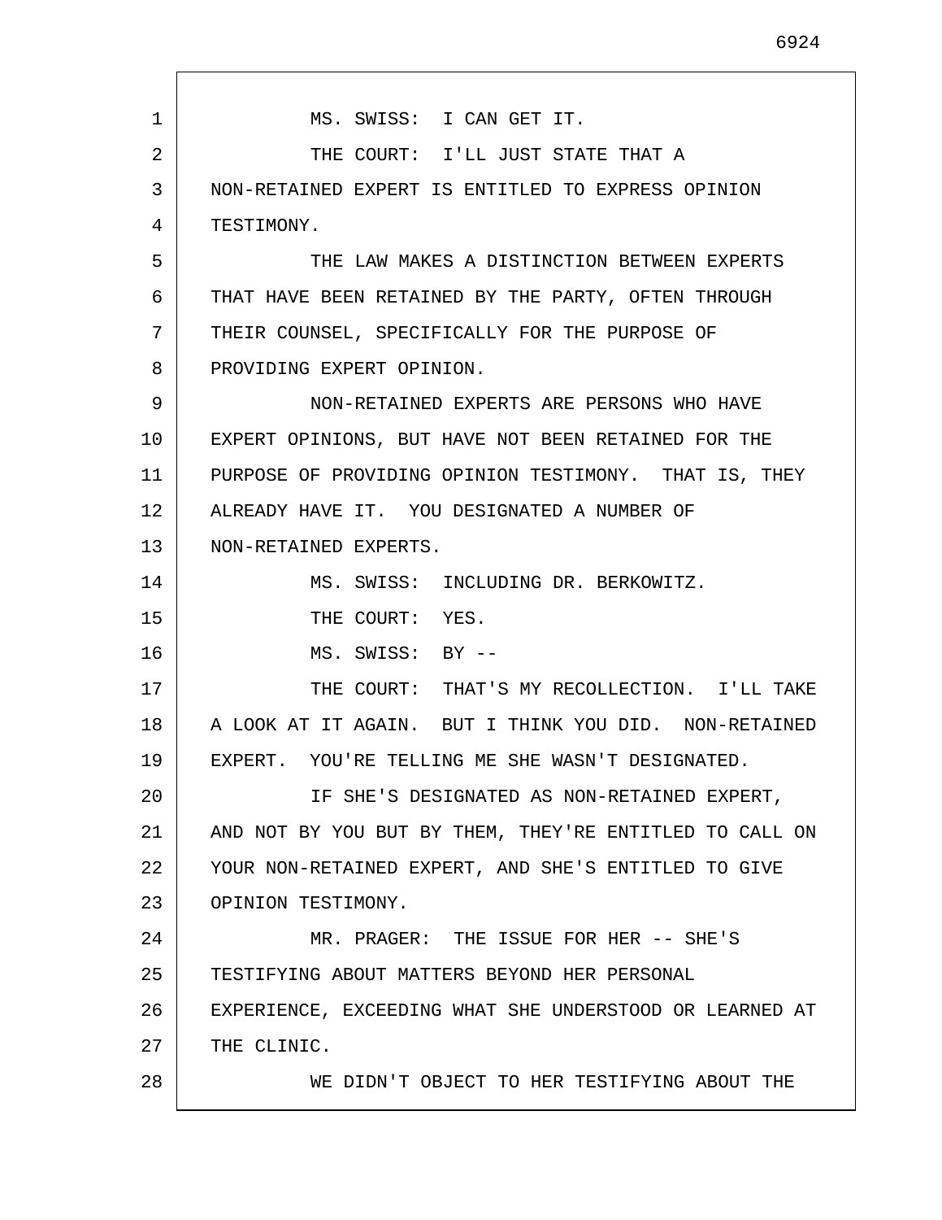MS. SWISS: I CAN GET IT.

THE COURT: I'LL JUST STATE THAT A NON-RETAINED EXPERT IS ENTITLED TO EXPRESS OPINION TESTIMONY.

THE LAW MAKES A DISTINCTION BETWEEN EXPERTS THAT HAVE BEEN RETAINED BY THE PARTY, OFTEN THROUGH THEIR COUNSEL, SPECIFICALLY FOR THE PURPOSE OF PROVIDING EXPERT OPINION.

NON-RETAINED EXPERTS ARE PERSONS WHO HAVE EXPERT OPINIONS, BUT HAVE NOT BEEN RETAINED FOR THE PURPOSE OF PROVIDING OPINION TESTIMONY. THAT IS, THEY ALREADY HAVE IT. YOU DESIGNATED A NUMBER OF NON-RETAINED EXPERTS.

MS. SWISS: INCLUDING DR. BERKOWITZ.

THE COURT: YES.

MS. SWISS: BY --

THE COURT: THAT'S MY RECOLLECTION. I'LL TAKE A LOOK AT IT AGAIN. BUT I THINK YOU DID. NON-RETAINED EXPERT. YOU'RE TELLING ME SHE WASN'T DESIGNATED.

IF SHE'S DESIGNATED AS NON-RETAINED EXPERT, AND NOT BY YOU BUT BY THEM, THEY'RE ENTITLED TO CALL ON YOUR NON-RETAINED EXPERT, AND SHE'S ENTITLED TO GIVE OPINION TESTIMONY.

MR. PRAGER: THE ISSUE FOR HER -- SHE'S TESTIFYING ABOUT MATTERS BEYOND HER PERSONAL EXPERIENCE, EXCEEDING WHAT SHE UNDERSTOOD OR LEARNED AT THE CLINIC.

WE DIDN'T OBJECT TO HER TESTIFYING ABOUT THE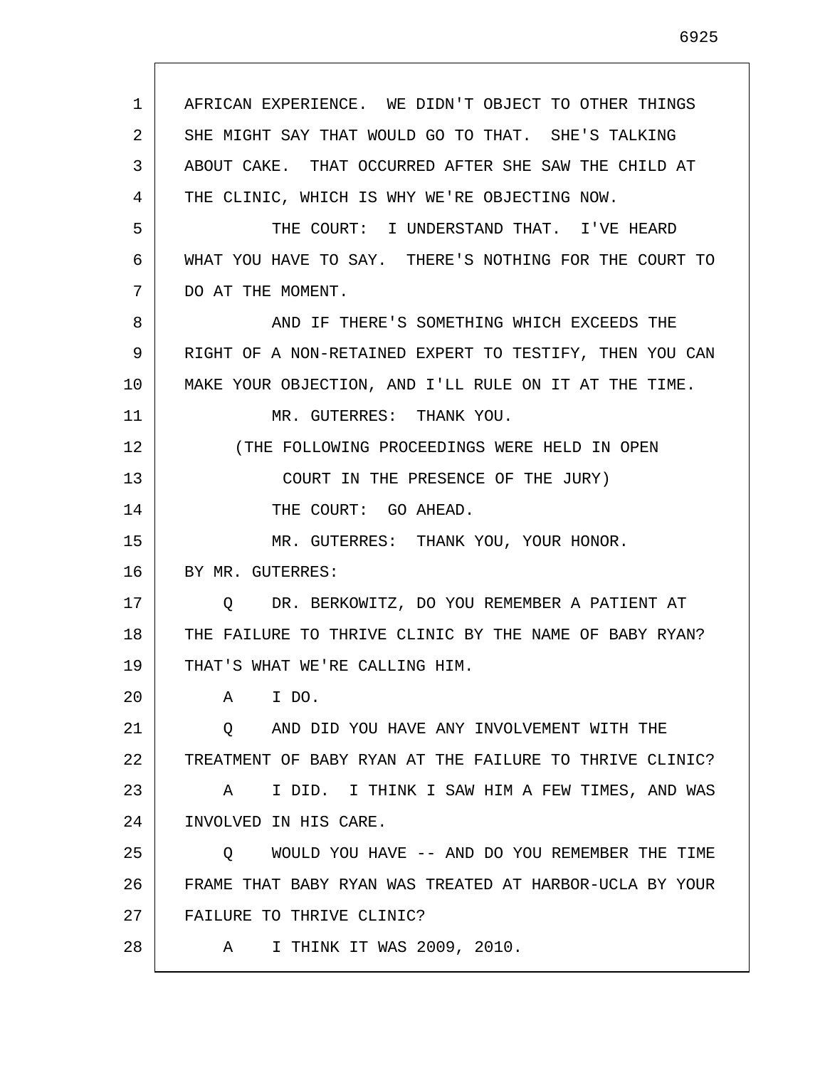AFRICAN EXPERIENCE. WE DIDN'T OBJECT TO OTHER THINGS SHE MIGHT SAY THAT WOULD GO TO THAT. SHE'S TALKING ABOUT CAKE. THAT OCCURRED AFTER SHE SAW THE CHILD AT THE CLINIC, WHICH IS WHY WE'RE OBJECTING NOW.

THE COURT: I UNDERSTAND THAT. I'VE HEARD WHAT YOU HAVE TO SAY. THERE'S NOTHING FOR THE COURT TO DO AT THE MOMENT.

AND IF THERE'S SOMETHING WHICH EXCEEDS THE RIGHT OF A NON-RETAINED EXPERT TO TESTIFY, THEN YOU CAN MAKE YOUR OBJECTION, AND I'LL RULE ON IT AT THE TIME.

MR. GUTERRES: THANK YOU.

(THE FOLLOWING PROCEEDINGS WERE HELD IN OPEN COURT IN THE PRESENCE OF THE JURY)

THE COURT: GO AHEAD.

MR. GUTERRES: THANK YOU, YOUR HONOR.

BY MR. GUTERRES:

Q DR. BERKOWITZ, DO YOU REMEMBER A PATIENT AT THE FAILURE TO THRIVE CLINIC BY THE NAME OF BABY RYAN? THAT'S WHAT WE'RE CALLING HIM.

A I DO.

Q AND DID YOU HAVE ANY INVOLVEMENT WITH THE TREATMENT OF BABY RYAN AT THE FAILURE TO THRIVE CLINIC?

A I DID. I THINK I SAW HIM A FEW TIMES, AND WAS INVOLVED IN HIS CARE.

Q WOULD YOU HAVE -- AND DO YOU REMEMBER THE TIME FRAME THAT BABY RYAN WAS TREATED AT HARBOR-UCLA BY YOUR FAILURE TO THRIVE CLINIC?

A I THINK IT WAS 2009, 2010.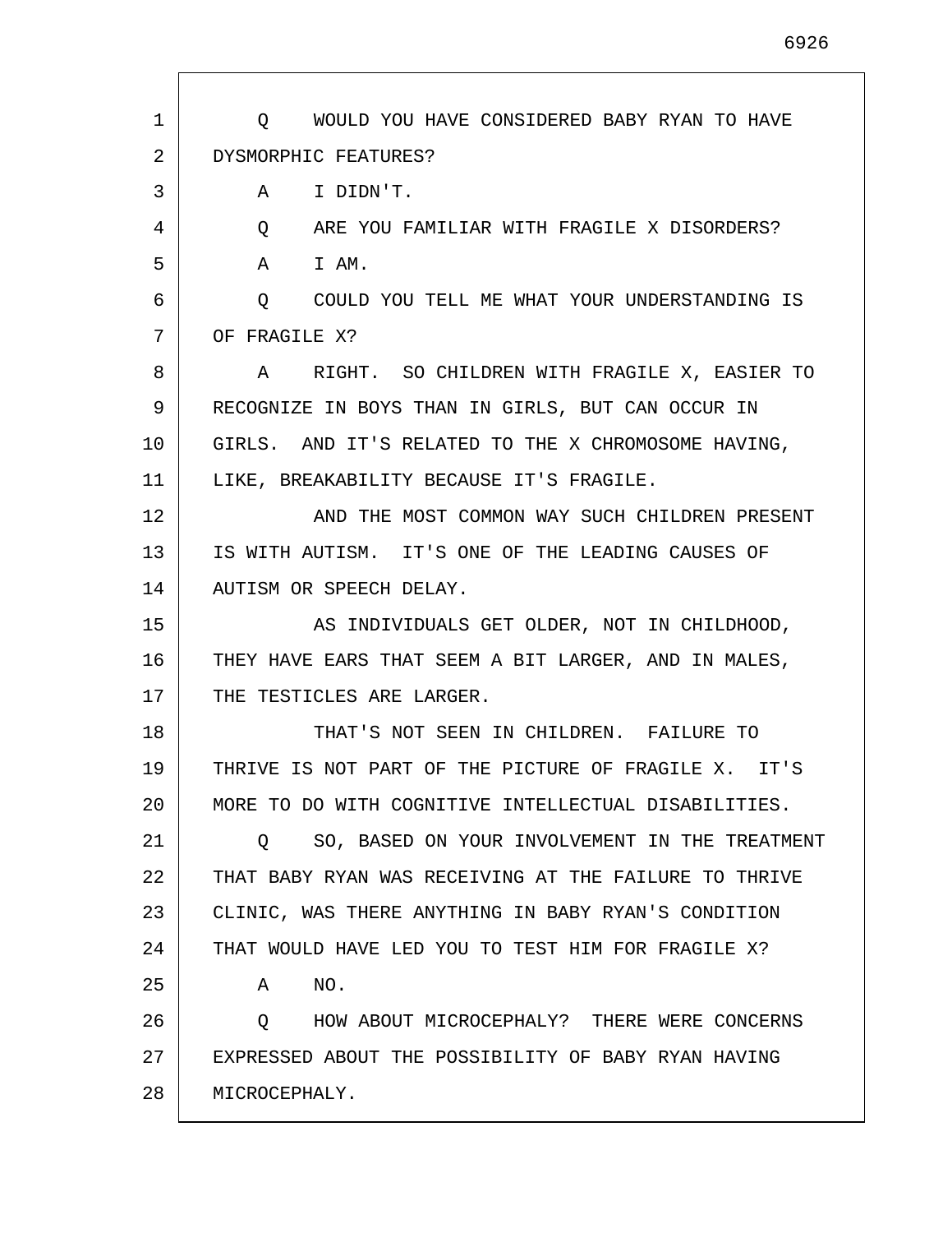Q WOULD YOU HAVE CONSIDERED BABY RYAN TO HAVE DYSMORPHIC FEATURES?

A I DIDN'T.

Q ARE YOU FAMILIAR WITH FRAGILE X DISORDERS?

A I AM.

Q COULD YOU TELL ME WHAT YOUR UNDERSTANDING IS OF FRAGILE X?

A RIGHT. SO CHILDREN WITH FRAGILE X, EASIER TO RECOGNIZE IN BOYS THAN IN GIRLS, BUT CAN OCCUR IN GIRLS. AND IT'S RELATED TO THE X CHROMOSOME HAVING, LIKE, BREAKABILITY BECAUSE IT'S FRAGILE.

AND THE MOST COMMON WAY SUCH CHILDREN PRESENT IS WITH AUTISM. IT'S ONE OF THE LEADING CAUSES OF AUTISM OR SPEECH DELAY.

AS INDIVIDUALS GET OLDER, NOT IN CHILDHOOD, THEY HAVE EARS THAT SEEM A BIT LARGER, AND IN MALES, THE TESTICLES ARE LARGER.

THAT'S NOT SEEN IN CHILDREN. FAILURE TO THRIVE IS NOT PART OF THE PICTURE OF FRAGILE X. IT'S MORE TO DO WITH COGNITIVE INTELLECTUAL DISABILITIES.

Q SO, BASED ON YOUR INVOLVEMENT IN THE TREATMENT THAT BABY RYAN WAS RECEIVING AT THE FAILURE TO THRIVE CLINIC, WAS THERE ANYTHING IN BABY RYAN'S CONDITION THAT WOULD HAVE LED YOU TO TEST HIM FOR FRAGILE X?

A NO.

Q HOW ABOUT MICROCEPHALY? THERE WERE CONCERNS EXPRESSED ABOUT THE POSSIBILITY OF BABY RYAN HAVING MICROCEPHALY.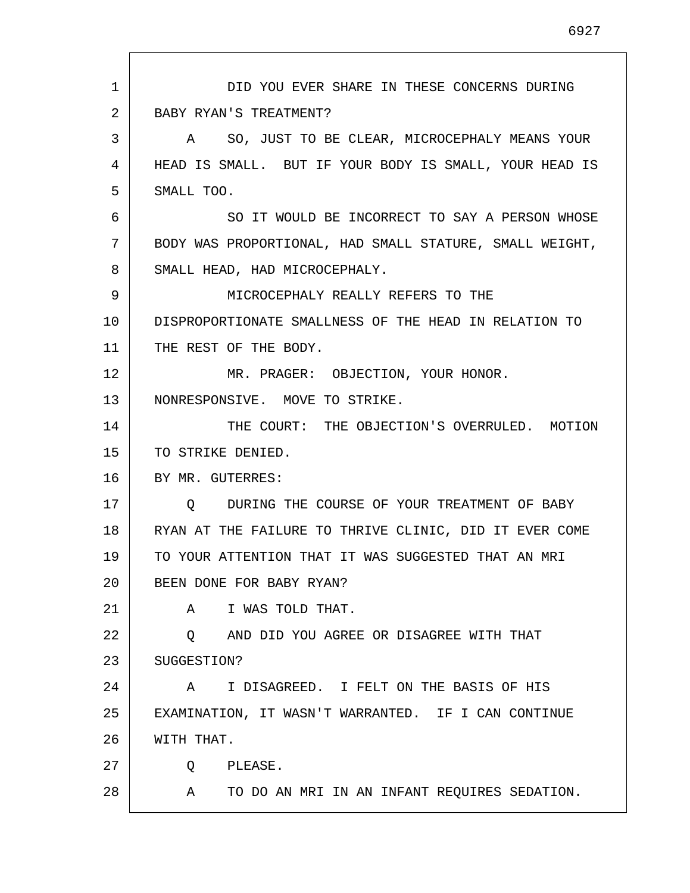DID YOU EVER SHARE IN THESE CONCERNS DURING BABY RYAN'S TREATMENT?

A SO, JUST TO BE CLEAR, MICROCEPHALY MEANS YOUR HEAD IS SMALL. BUT IF YOUR BODY IS SMALL, YOUR HEAD IS SMALL TOO.

SO IT WOULD BE INCORRECT TO SAY A PERSON WHOSE BODY WAS PROPORTIONAL, HAD SMALL STATURE, SMALL WEIGHT, SMALL HEAD, HAD MICROCEPHALY.

MICROCEPHALY REALLY REFERS TO THE DISPROPORTIONATE SMALLNESS OF THE HEAD IN RELATION TO THE REST OF THE BODY.

MR. PRAGER: OBJECTION, YOUR HONOR. NONRESPONSIVE. MOVE TO STRIKE.

THE COURT: THE OBJECTION'S OVERRULED. MOTION TO STRIKE DENIED.

BY MR. GUTERRES:

Q DURING THE COURSE OF YOUR TREATMENT OF BABY RYAN AT THE FAILURE TO THRIVE CLINIC, DID IT EVER COME TO YOUR ATTENTION THAT IT WAS SUGGESTED THAT AN MRI BEEN DONE FOR BABY RYAN?

A I WAS TOLD THAT.

Q AND DID YOU AGREE OR DISAGREE WITH THAT SUGGESTION?

A I DISAGREED. I FELT ON THE BASIS OF HIS EXAMINATION, IT WASN'T WARRANTED. IF I CAN CONTINUE WITH THAT.

Q PLEASE.

A TO DO AN MRI IN AN INFANT REQUIRES SEDATION.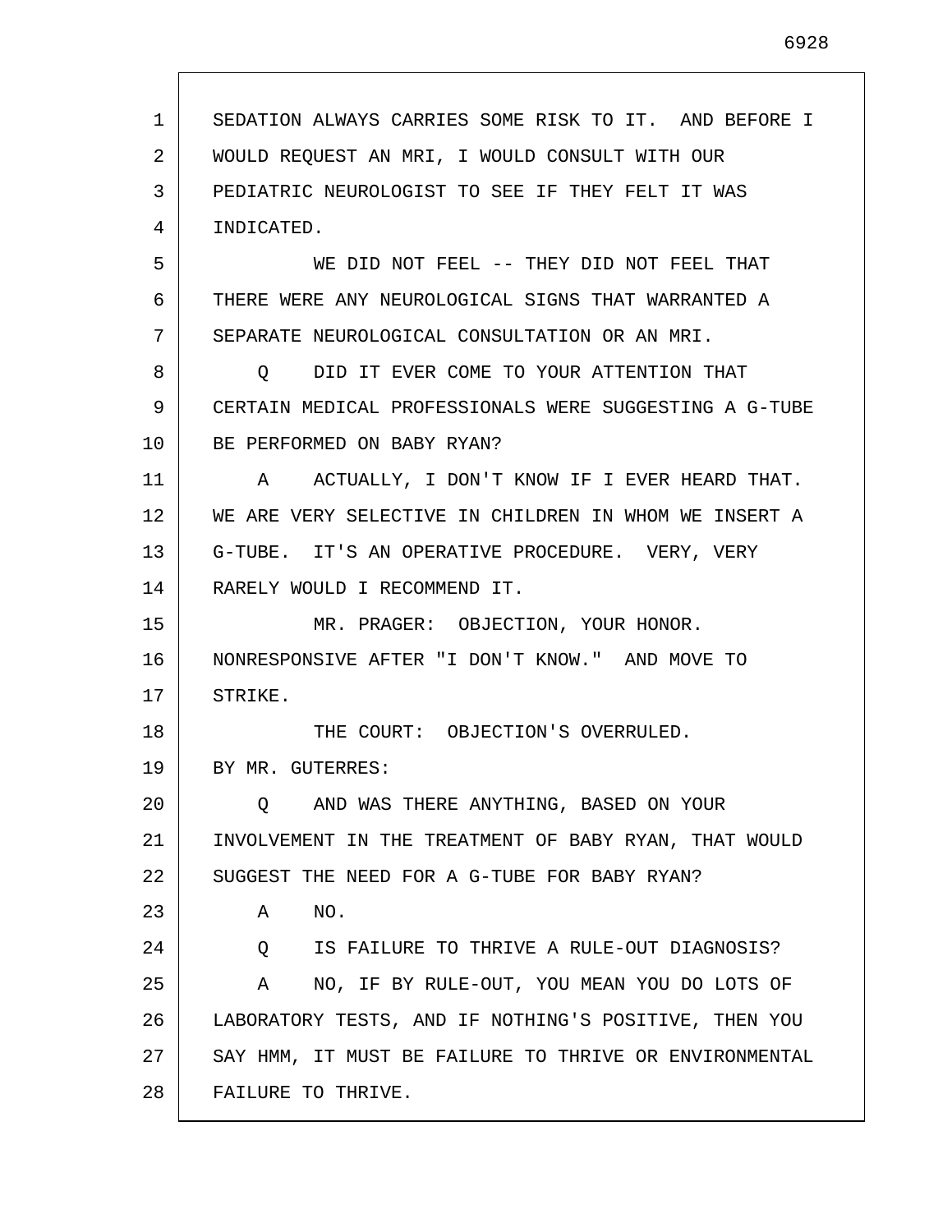SEDATION ALWAYS CARRIES SOME RISK TO IT. AND BEFORE I WOULD REQUEST AN MRI, I WOULD CONSULT WITH OUR PEDIATRIC NEUROLOGIST TO SEE IF THEY FELT IT WAS INDICATED.

WE DID NOT FEEL -- THEY DID NOT FEEL THAT THERE WERE ANY NEUROLOGICAL SIGNS THAT WARRANTED A SEPARATE NEUROLOGICAL CONSULTATION OR AN MRI.

Q DID IT EVER COME TO YOUR ATTENTION THAT CERTAIN MEDICAL PROFESSIONALS WERE SUGGESTING A G-TUBE BE PERFORMED ON BABY RYAN?

A ACTUALLY, I DON'T KNOW IF I EVER HEARD THAT. WE ARE VERY SELECTIVE IN CHILDREN IN WHOM WE INSERT A G-TUBE. IT'S AN OPERATIVE PROCEDURE. VERY, VERY RARELY WOULD I RECOMMEND IT.

MR. PRAGER: OBJECTION, YOUR HONOR. NONRESPONSIVE AFTER "I DON'T KNOW." AND MOVE TO STRIKE.

THE COURT: OBJECTION'S OVERRULED.

BY MR. GUTERRES:

Q AND WAS THERE ANYTHING, BASED ON YOUR INVOLVEMENT IN THE TREATMENT OF BABY RYAN, THAT WOULD SUGGEST THE NEED FOR A G-TUBE FOR BABY RYAN?

A NO.

Q IS FAILURE TO THRIVE A RULE-OUT DIAGNOSIS?

A NO, IF BY RULE-OUT, YOU MEAN YOU DO LOTS OF LABORATORY TESTS, AND IF NOTHING'S POSITIVE, THEN YOU SAY HMM, IT MUST BE FAILURE TO THRIVE OR ENVIRONMENTAL FAILURE TO THRIVE.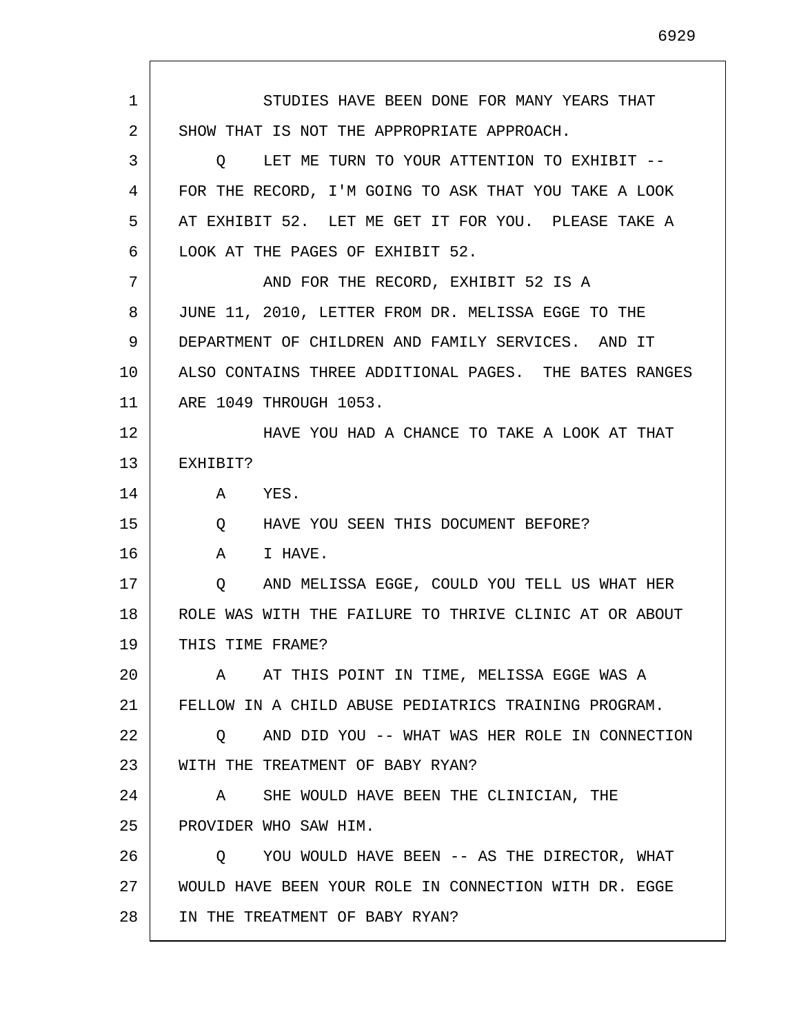STUDIES HAVE BEEN DONE FOR MANY YEARS THAT SHOW THAT IS NOT THE APPROPRIATE APPROACH.

Q LET ME TURN TO YOUR ATTENTION TO EXHIBIT -- FOR THE RECORD, I'M GOING TO ASK THAT YOU TAKE A LOOK AT EXHIBIT 52. LET ME GET IT FOR YOU. PLEASE TAKE A LOOK AT THE PAGES OF EXHIBIT 52.

AND FOR THE RECORD, EXHIBIT 52 IS A JUNE 11, 2010, LETTER FROM DR. MELISSA EGGE TO THE DEPARTMENT OF CHILDREN AND FAMILY SERVICES. AND IT ALSO CONTAINS THREE ADDITIONAL PAGES. THE BATES RANGES ARE 1049 THROUGH 1053.

HAVE YOU HAD A CHANCE TO TAKE A LOOK AT THAT EXHIBIT?

A YES.

Q HAVE YOU SEEN THIS DOCUMENT BEFORE?

A I HAVE.

Q AND MELISSA EGGE, COULD YOU TELL US WHAT HER ROLE WAS WITH THE FAILURE TO THRIVE CLINIC AT OR ABOUT THIS TIME FRAME?

A AT THIS POINT IN TIME, MELISSA EGGE WAS A FELLOW IN A CHILD ABUSE PEDIATRICS TRAINING PROGRAM.

Q AND DID YOU -- WHAT WAS HER ROLE IN CONNECTION WITH THE TREATMENT OF BABY RYAN?

A SHE WOULD HAVE BEEN THE CLINICIAN, THE PROVIDER WHO SAW HIM.

Q YOU WOULD HAVE BEEN -- AS THE DIRECTOR, WHAT WOULD HAVE BEEN YOUR ROLE IN CONNECTION WITH DR. EGGE IN THE TREATMENT OF BABY RYAN?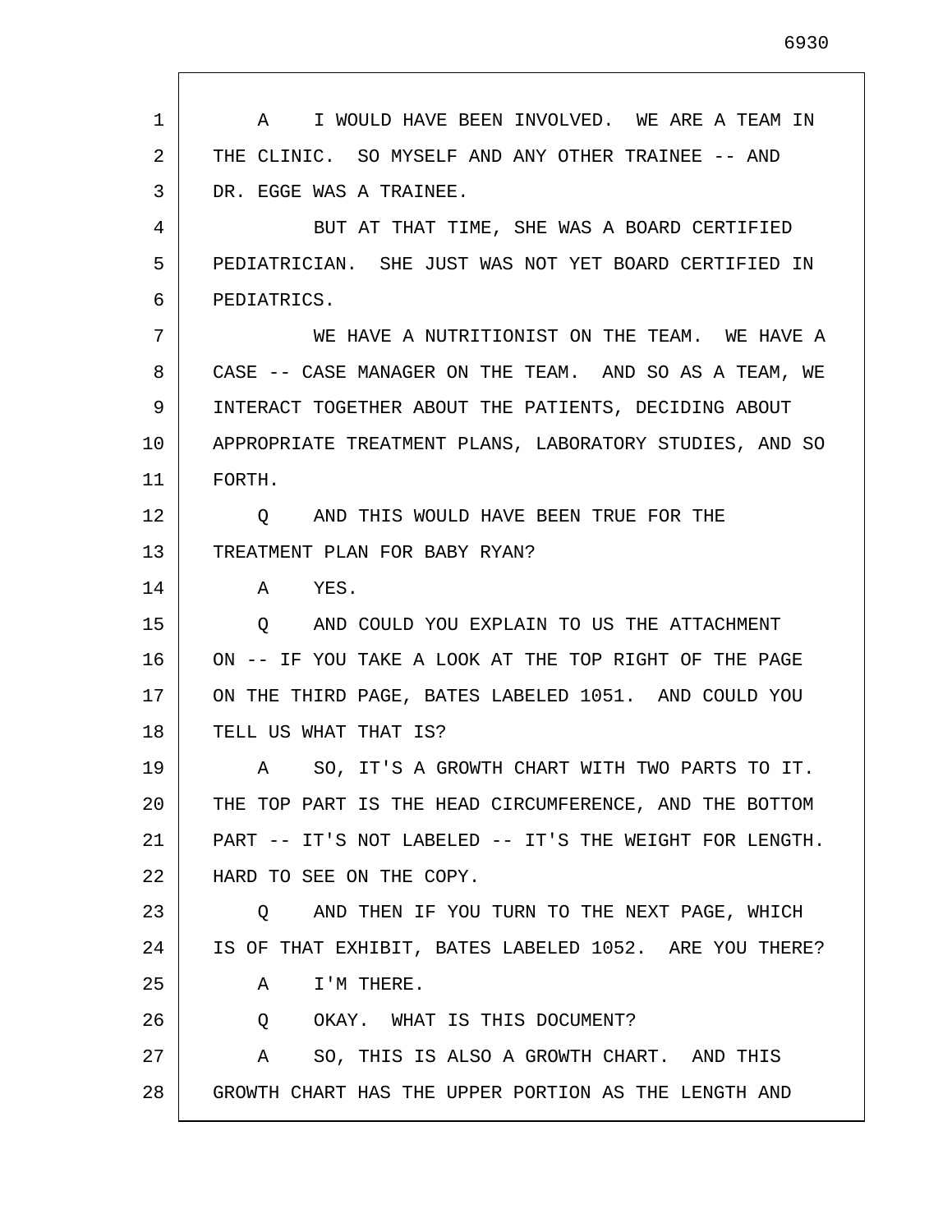A I WOULD HAVE BEEN INVOLVED. WE ARE A TEAM IN THE CLINIC. SO MYSELF AND ANY OTHER TRAINEE -- AND DR. EGGE WAS A TRAINEE.

BUT AT THAT TIME, SHE WAS A BOARD CERTIFIED PEDIATRICIAN. SHE JUST WAS NOT YET BOARD CERTIFIED IN PEDIATRICS.

WE HAVE A NUTRITIONIST ON THE TEAM. WE HAVE A CASE -- CASE MANAGER ON THE TEAM. AND SO AS A TEAM, WE INTERACT TOGETHER ABOUT THE PATIENTS, DECIDING ABOUT APPROPRIATE TREATMENT PLANS, LABORATORY STUDIES, AND SO FORTH.

Q AND THIS WOULD HAVE BEEN TRUE FOR THE TREATMENT PLAN FOR BABY RYAN?

A YES.

Q AND COULD YOU EXPLAIN TO US THE ATTACHMENT ON -- IF YOU TAKE A LOOK AT THE TOP RIGHT OF THE PAGE ON THE THIRD PAGE, BATES LABELED 1051. AND COULD YOU TELL US WHAT THAT IS?

A SO, IT'S A GROWTH CHART WITH TWO PARTS TO IT. THE TOP PART IS THE HEAD CIRCUMFERENCE, AND THE BOTTOM PART -- IT'S NOT LABELED -- IT'S THE WEIGHT FOR LENGTH. HARD TO SEE ON THE COPY.

Q AND THEN IF YOU TURN TO THE NEXT PAGE, WHICH IS OF THAT EXHIBIT, BATES LABELED 1052. ARE YOU THERE?

A I'M THERE.

Q OKAY. WHAT IS THIS DOCUMENT?

A SO, THIS IS ALSO A GROWTH CHART. AND THIS GROWTH CHART HAS THE UPPER PORTION AS THE LENGTH AND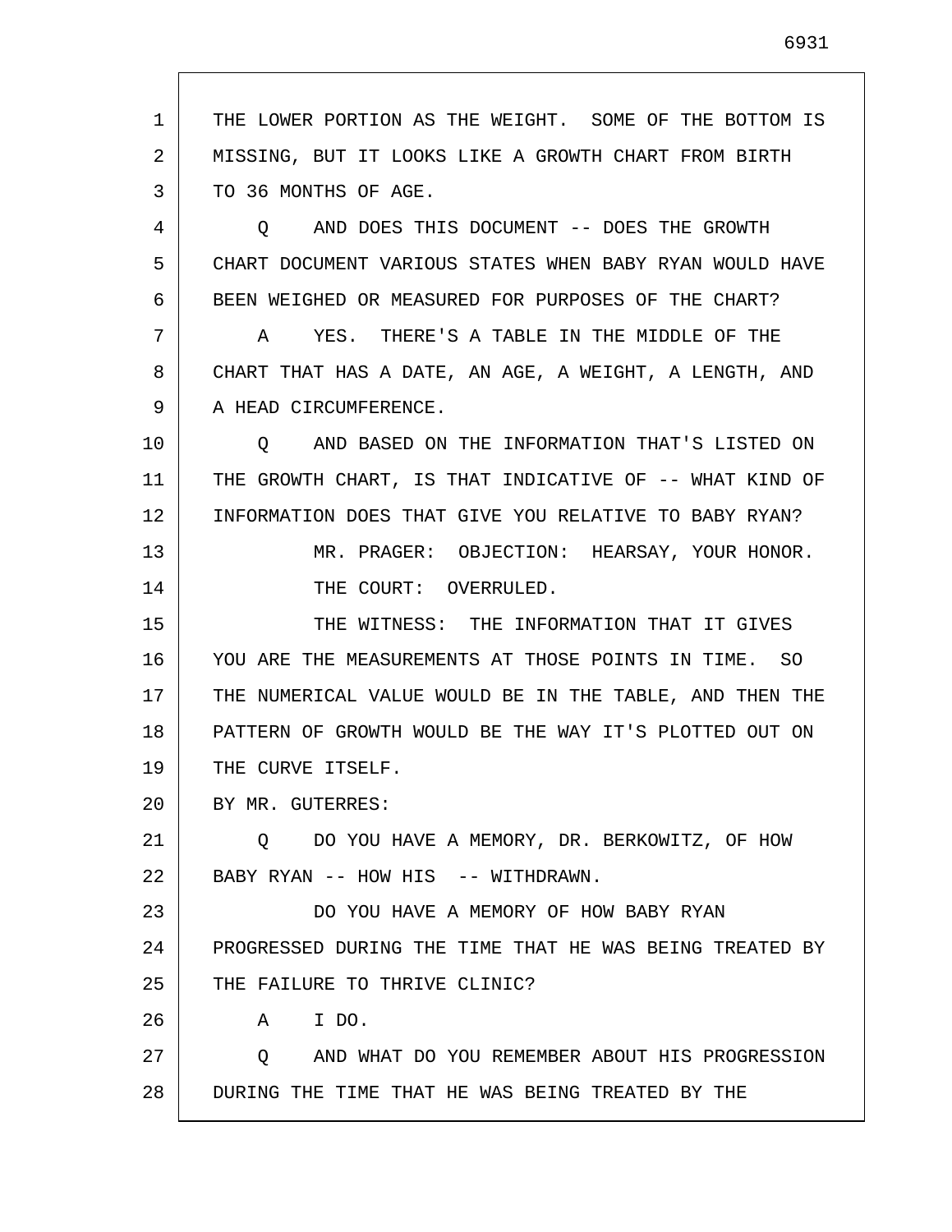THE LOWER PORTION AS THE WEIGHT. SOME OF THE BOTTOM IS MISSING, BUT IT LOOKS LIKE A GROWTH CHART FROM BIRTH TO 36 MONTHS OF AGE.

Q AND DOES THIS DOCUMENT -- DOES THE GROWTH CHART DOCUMENT VARIOUS STATES WHEN BABY RYAN WOULD HAVE BEEN WEIGHED OR MEASURED FOR PURPOSES OF THE CHART?

A YES. THERE'S A TABLE IN THE MIDDLE OF THE CHART THAT HAS A DATE, AN AGE, A WEIGHT, A LENGTH, AND A HEAD CIRCUMFERENCE.

Q AND BASED ON THE INFORMATION THAT'S LISTED ON THE GROWTH CHART, IS THAT INDICATIVE OF -- WHAT KIND OF INFORMATION DOES THAT GIVE YOU RELATIVE TO BABY RYAN?

MR. PRAGER: OBJECTION: HEARSAY, YOUR HONOR.

THE COURT: OVERRULED.

THE WITNESS: THE INFORMATION THAT IT GIVES YOU ARE THE MEASUREMENTS AT THOSE POINTS IN TIME. SO THE NUMERICAL VALUE WOULD BE IN THE TABLE, AND THEN THE PATTERN OF GROWTH WOULD BE THE WAY IT'S PLOTTED OUT ON THE CURVE ITSELF.

BY MR. GUTERRES:

Q DO YOU HAVE A MEMORY, DR. BERKOWITZ, OF HOW BABY RYAN -- HOW HIS -- WITHDRAWN.

DO YOU HAVE A MEMORY OF HOW BABY RYAN PROGRESSED DURING THE TIME THAT HE WAS BEING TREATED BY THE FAILURE TO THRIVE CLINIC?

A I DO.

Q AND WHAT DO YOU REMEMBER ABOUT HIS PROGRESSION DURING THE TIME THAT HE WAS BEING TREATED BY THE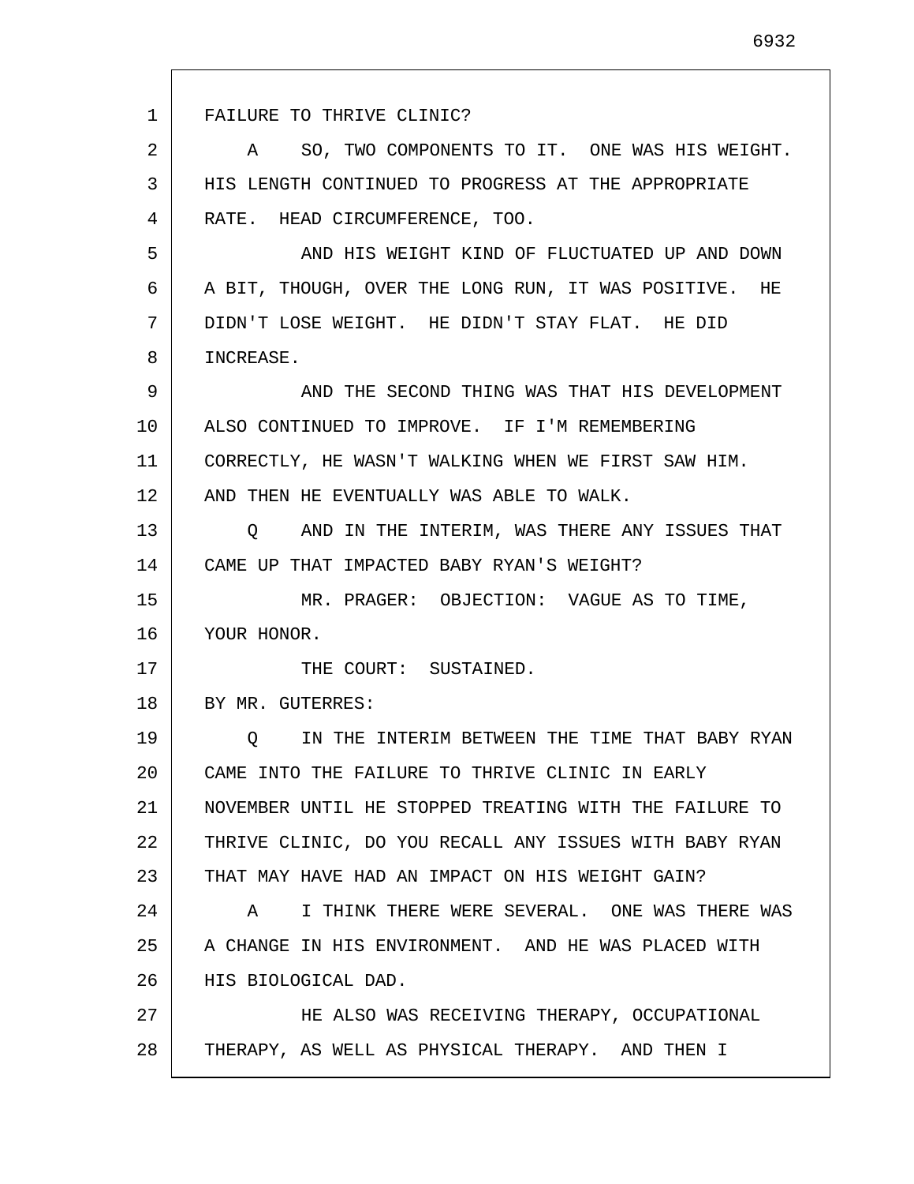FAILURE TO THRIVE CLINIC?

A SO, TWO COMPONENTS TO IT. ONE WAS HIS WEIGHT. HIS LENGTH CONTINUED TO PROGRESS AT THE APPROPRIATE RATE. HEAD CIRCUMFERENCE, TOO.

AND HIS WEIGHT KIND OF FLUCTUATED UP AND DOWN A BIT, THOUGH, OVER THE LONG RUN, IT WAS POSITIVE. HE DIDN'T LOSE WEIGHT. HE DIDN'T STAY FLAT. HE DID INCREASE.

AND THE SECOND THING WAS THAT HIS DEVELOPMENT ALSO CONTINUED TO IMPROVE. IF I'M REMEMBERING CORRECTLY, HE WASN'T WALKING WHEN WE FIRST SAW HIM. AND THEN HE EVENTUALLY WAS ABLE TO WALK.

Q AND IN THE INTERIM, WAS THERE ANY ISSUES THAT CAME UP THAT IMPACTED BABY RYAN'S WEIGHT?

MR. PRAGER: OBJECTION: VAGUE AS TO TIME, YOUR HONOR.

THE COURT: SUSTAINED.

BY MR. GUTERRES:

Q IN THE INTERIM BETWEEN THE TIME THAT BABY RYAN CAME INTO THE FAILURE TO THRIVE CLINIC IN EARLY NOVEMBER UNTIL HE STOPPED TREATING WITH THE FAILURE TO THRIVE CLINIC, DO YOU RECALL ANY ISSUES WITH BABY RYAN THAT MAY HAVE HAD AN IMPACT ON HIS WEIGHT GAIN?

A I THINK THERE WERE SEVERAL. ONE WAS THERE WAS A CHANGE IN HIS ENVIRONMENT. AND HE WAS PLACED WITH HIS BIOLOGICAL DAD.

HE ALSO WAS RECEIVING THERAPY, OCCUPATIONAL THERAPY, AS WELL AS PHYSICAL THERAPY. AND THEN I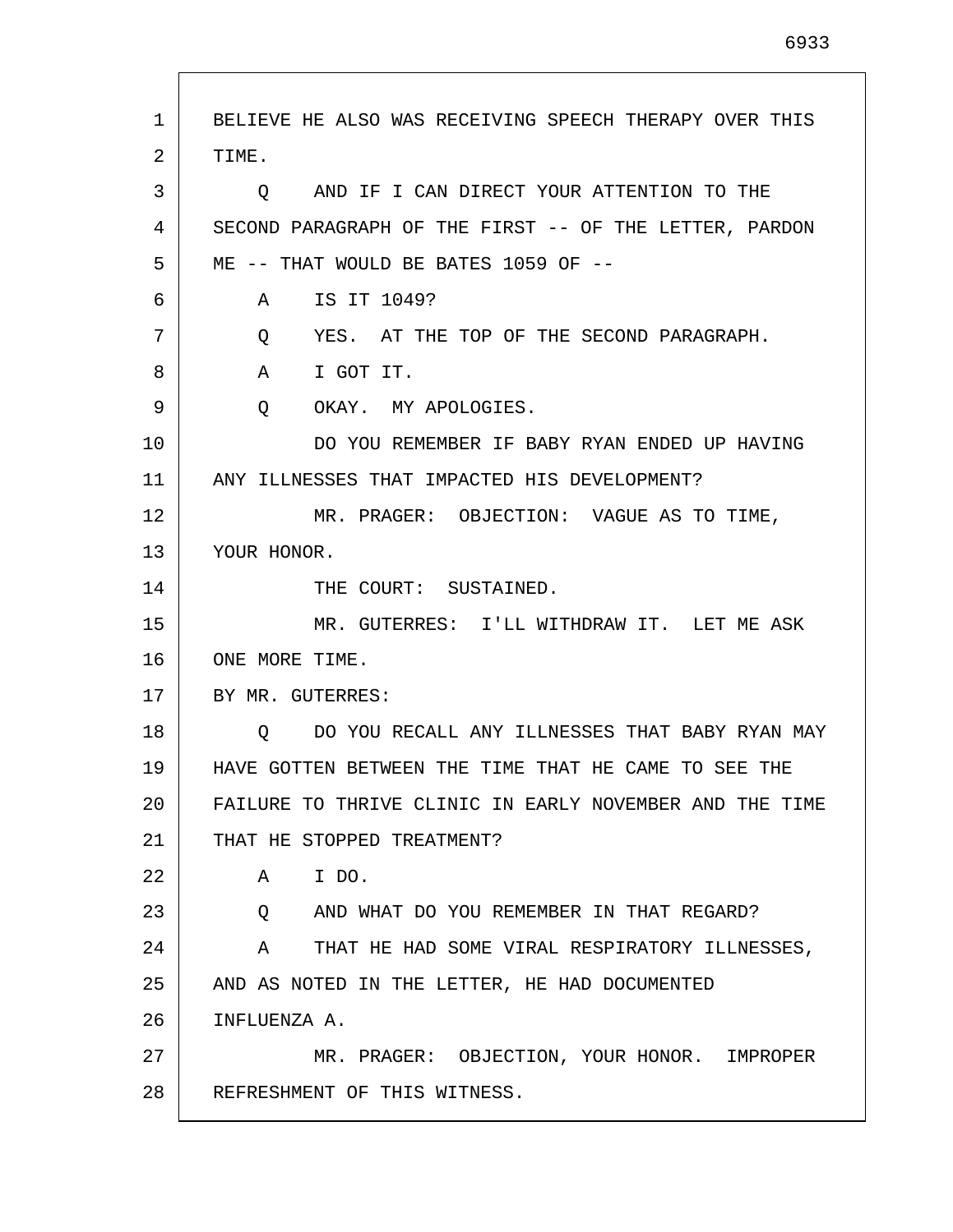BELIEVE HE ALSO WAS RECEIVING SPEECH THERAPY OVER THIS TIME.

Q AND IF I CAN DIRECT YOUR ATTENTION TO THE SECOND PARAGRAPH OF THE FIRST -- OF THE LETTER, PARDON ME -- THAT WOULD BE BATES 1059 OF --

A IS IT 1049?

Q YES. AT THE TOP OF THE SECOND PARAGRAPH.

A I GOT IT.

Q OKAY. MY APOLOGIES.

DO YOU REMEMBER IF BABY RYAN ENDED UP HAVING ANY ILLNESSES THAT IMPACTED HIS DEVELOPMENT?

MR. PRAGER: OBJECTION: VAGUE AS TO TIME, YOUR HONOR.

THE COURT: SUSTAINED.

MR. GUTERRES: I'LL WITHDRAW IT. LET ME ASK ONE MORE TIME.

BY MR. GUTERRES:

Q DO YOU RECALL ANY ILLNESSES THAT BABY RYAN MAY HAVE GOTTEN BETWEEN THE TIME THAT HE CAME TO SEE THE FAILURE TO THRIVE CLINIC IN EARLY NOVEMBER AND THE TIME THAT HE STOPPED TREATMENT?

A I DO.

Q AND WHAT DO YOU REMEMBER IN THAT REGARD?

A THAT HE HAD SOME VIRAL RESPIRATORY ILLNESSES, AND AS NOTED IN THE LETTER, HE HAD DOCUMENTED INFLUENZA A.

MR. PRAGER: OBJECTION, YOUR HONOR. IMPROPER REFRESHMENT OF THIS WITNESS.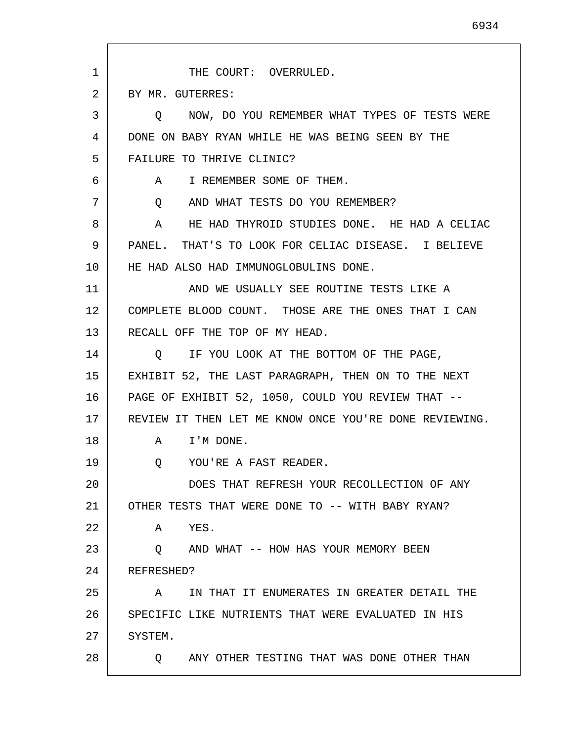THE COURT: OVERRULED.

BY MR. GUTERRES:

Q NOW, DO YOU REMEMBER WHAT TYPES OF TESTS WERE DONE ON BABY RYAN WHILE HE WAS BEING SEEN BY THE FAILURE TO THRIVE CLINIC?

A I REMEMBER SOME OF THEM.

Q AND WHAT TESTS DO YOU REMEMBER?

A HE HAD THYROID STUDIES DONE. HE HAD A CELIAC PANEL. THAT'S TO LOOK FOR CELIAC DISEASE. I BELIEVE HE HAD ALSO HAD IMMUNOGLOBULINS DONE.

AND WE USUALLY SEE ROUTINE TESTS LIKE A COMPLETE BLOOD COUNT. THOSE ARE THE ONES THAT I CAN RECALL OFF THE TOP OF MY HEAD.

Q IF YOU LOOK AT THE BOTTOM OF THE PAGE, EXHIBIT 52, THE LAST PARAGRAPH, THEN ON TO THE NEXT PAGE OF EXHIBIT 52, 1050, COULD YOU REVIEW THAT -- REVIEW IT THEN LET ME KNOW ONCE YOU'RE DONE REVIEWING.

A I'M DONE.

Q YOU'RE A FAST READER.

DOES THAT REFRESH YOUR RECOLLECTION OF ANY OTHER TESTS THAT WERE DONE TO -- WITH BABY RYAN?

A YES.

Q AND WHAT -- HOW HAS YOUR MEMORY BEEN REFRESHED?

A IN THAT IT ENUMERATES IN GREATER DETAIL THE SPECIFIC LIKE NUTRIENTS THAT WERE EVALUATED IN HIS SYSTEM.

Q ANY OTHER TESTING THAT WAS DONE OTHER THAN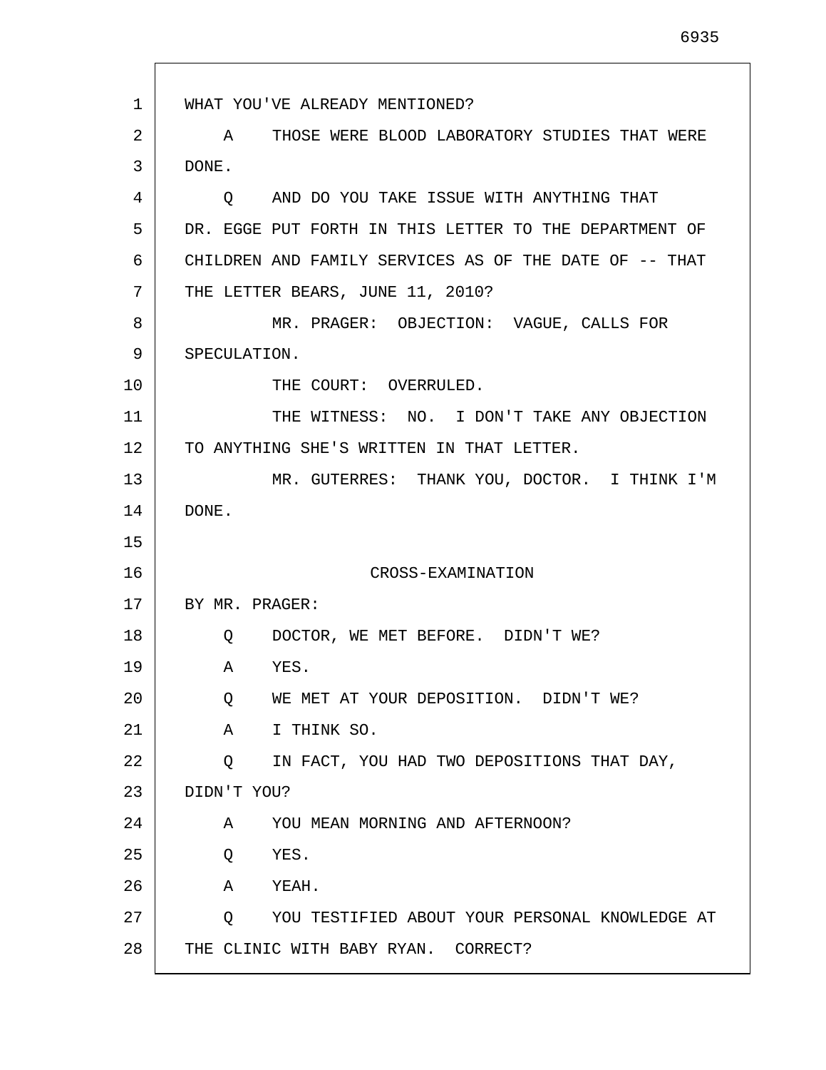WHAT YOU'VE ALREADY MENTIONED?

A THOSE WERE BLOOD LABORATORY STUDIES THAT WERE DONE.

Q AND DO YOU TAKE ISSUE WITH ANYTHING THAT DR. EGGE PUT FORTH IN THIS LETTER TO THE DEPARTMENT OF CHILDREN AND FAMILY SERVICES AS OF THE DATE OF -- THAT THE LETTER BEARS, JUNE 11, 2010?

MR. PRAGER: OBJECTION: VAGUE, CALLS FOR SPECULATION.

THE COURT: OVERRULED.

THE WITNESS: NO. I DON'T TAKE ANY OBJECTION TO ANYTHING SHE'S WRITTEN IN THAT LETTER.

MR. GUTERRES: THANK YOU, DOCTOR. I THINK I'M DONE.

CROSS-EXAMINATION

BY MR. PRAGER:

Q DOCTOR, WE MET BEFORE. DIDN'T WE?

A YES.

Q WE MET AT YOUR DEPOSITION. DIDN'T WE?

A I THINK SO.

Q IN FACT, YOU HAD TWO DEPOSITIONS THAT DAY, DIDN'T YOU?

A YOU MEAN MORNING AND AFTERNOON?

Q YES.

A YEAH.

Q YOU TESTIFIED ABOUT YOUR PERSONAL KNOWLEDGE AT THE CLINIC WITH BABY RYAN. CORRECT?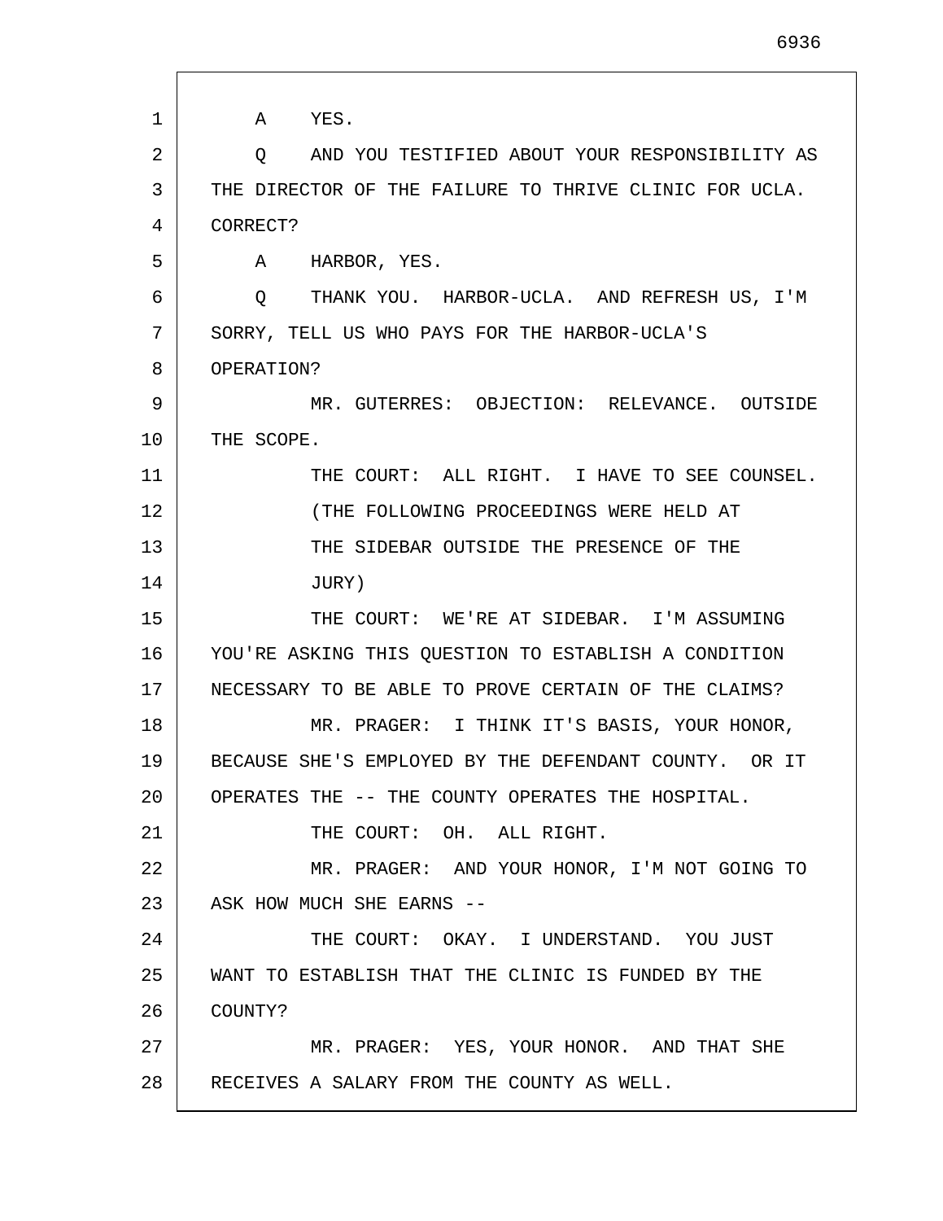A YES.

Q AND YOU TESTIFIED ABOUT YOUR RESPONSIBILITY AS THE DIRECTOR OF THE FAILURE TO THRIVE CLINIC FOR UCLA. CORRECT?

A HARBOR, YES.

Q THANK YOU. HARBOR-UCLA. AND REFRESH US, I'M SORRY, TELL US WHO PAYS FOR THE HARBOR-UCLA'S OPERATION?

MR. GUTERRES: OBJECTION: RELEVANCE. OUTSIDE THE SCOPE.

THE COURT: ALL RIGHT. I HAVE TO SEE COUNSEL.

(THE FOLLOWING PROCEEDINGS WERE HELD AT THE SIDEBAR OUTSIDE THE PRESENCE OF THE JURY)

THE COURT: WE'RE AT SIDEBAR. I'M ASSUMING YOU'RE ASKING THIS QUESTION TO ESTABLISH A CONDITION NECESSARY TO BE ABLE TO PROVE CERTAIN OF THE CLAIMS?

MR. PRAGER: I THINK IT'S BASIS, YOUR HONOR, BECAUSE SHE'S EMPLOYED BY THE DEFENDANT COUNTY. OR IT OPERATES THE -- THE COUNTY OPERATES THE HOSPITAL.

THE COURT: OH. ALL RIGHT.

MR. PRAGER: AND YOUR HONOR, I'M NOT GOING TO ASK HOW MUCH SHE EARNS --

THE COURT: OKAY. I UNDERSTAND. YOU JUST WANT TO ESTABLISH THAT THE CLINIC IS FUNDED BY THE COUNTY?

MR. PRAGER: YES, YOUR HONOR. AND THAT SHE RECEIVES A SALARY FROM THE COUNTY AS WELL.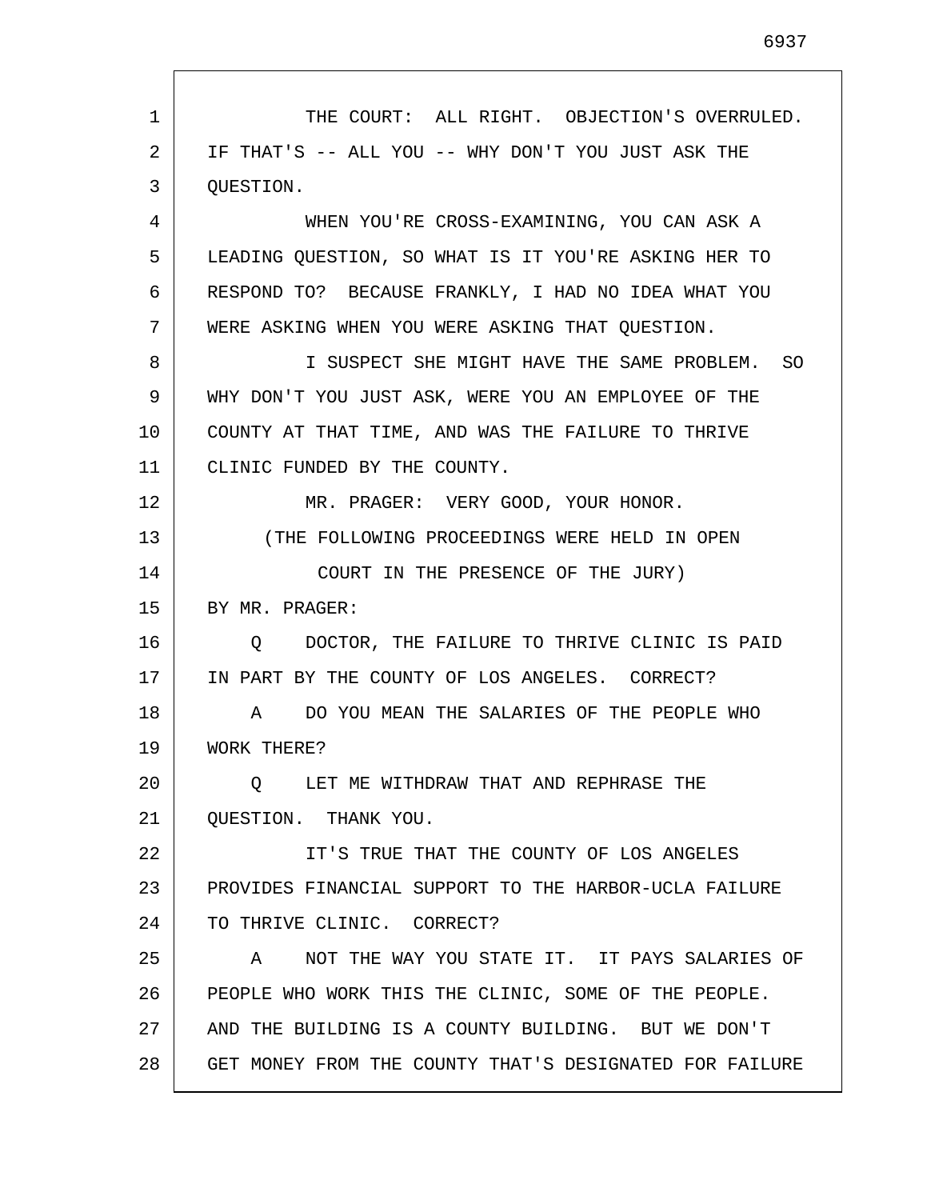THE COURT: ALL RIGHT. OBJECTION'S OVERRULED. IF THAT'S -- ALL YOU -- WHY DON'T YOU JUST ASK THE QUESTION.

WHEN YOU'RE CROSS-EXAMINING, YOU CAN ASK A LEADING QUESTION, SO WHAT IS IT YOU'RE ASKING HER TO RESPOND TO? BECAUSE FRANKLY, I HAD NO IDEA WHAT YOU WERE ASKING WHEN YOU WERE ASKING THAT QUESTION.

I SUSPECT SHE MIGHT HAVE THE SAME PROBLEM. SO WHY DON'T YOU JUST ASK, WERE YOU AN EMPLOYEE OF THE COUNTY AT THAT TIME, AND WAS THE FAILURE TO THRIVE CLINIC FUNDED BY THE COUNTY.

MR. PRAGER: VERY GOOD, YOUR HONOR.

(THE FOLLOWING PROCEEDINGS WERE HELD IN OPEN COURT IN THE PRESENCE OF THE JURY)

BY MR. PRAGER:

Q DOCTOR, THE FAILURE TO THRIVE CLINIC IS PAID IN PART BY THE COUNTY OF LOS ANGELES. CORRECT?

A DO YOU MEAN THE SALARIES OF THE PEOPLE WHO WORK THERE?

Q LET ME WITHDRAW THAT AND REPHRASE THE QUESTION. THANK YOU.

IT'S TRUE THAT THE COUNTY OF LOS ANGELES PROVIDES FINANCIAL SUPPORT TO THE HARBOR-UCLA FAILURE TO THRIVE CLINIC. CORRECT?

A NOT THE WAY YOU STATE IT. IT PAYS SALARIES OF PEOPLE WHO WORK THIS THE CLINIC, SOME OF THE PEOPLE. AND THE BUILDING IS A COUNTY BUILDING. BUT WE DON'T GET MONEY FROM THE COUNTY THAT'S DESIGNATED FOR FAILURE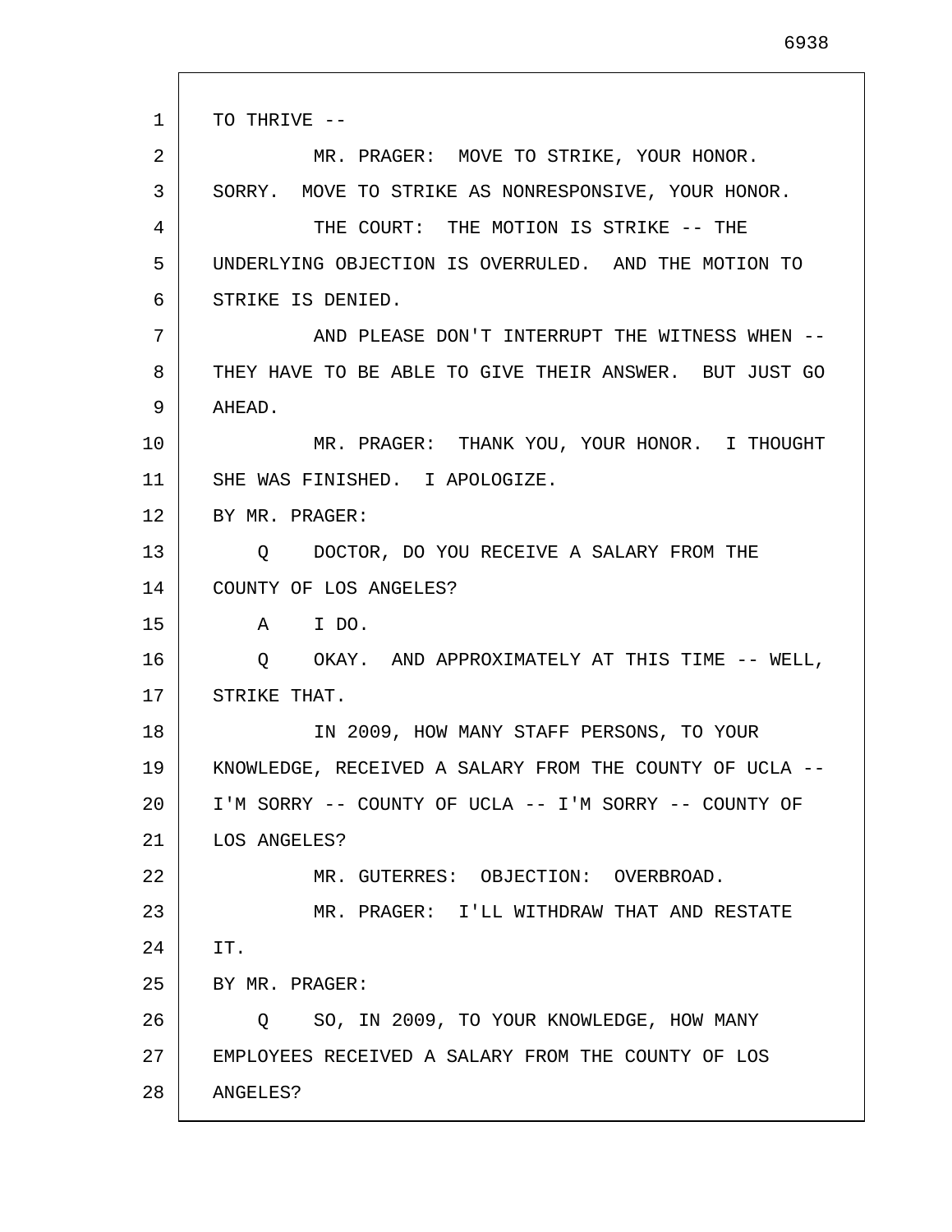TO THRIVE --

MR. PRAGER: MOVE TO STRIKE, YOUR HONOR. SORRY. MOVE TO STRIKE AS NONRESPONSIVE, YOUR HONOR.

THE COURT: THE MOTION IS STRIKE -- THE UNDERLYING OBJECTION IS OVERRULED. AND THE MOTION TO STRIKE IS DENIED.

AND PLEASE DON'T INTERRUPT THE WITNESS WHEN -- THEY HAVE TO BE ABLE TO GIVE THEIR ANSWER. BUT JUST GO AHEAD.

MR. PRAGER: THANK YOU, YOUR HONOR. I THOUGHT SHE WAS FINISHED. I APOLOGIZE.

BY MR. PRAGER:

Q DOCTOR, DO YOU RECEIVE A SALARY FROM THE COUNTY OF LOS ANGELES?

A I DO.

Q OKAY. AND APPROXIMATELY AT THIS TIME -- WELL, STRIKE THAT.

IN 2009, HOW MANY STAFF PERSONS, TO YOUR KNOWLEDGE, RECEIVED A SALARY FROM THE COUNTY OF UCLA -- I'M SORRY -- COUNTY OF UCLA -- I'M SORRY -- COUNTY OF LOS ANGELES?

MR. GUTERRES: OBJECTION: OVERBROAD.

MR. PRAGER: I'LL WITHDRAW THAT AND RESTATE IT.

BY MR. PRAGER:

Q SO, IN 2009, TO YOUR KNOWLEDGE, HOW MANY EMPLOYEES RECEIVED A SALARY FROM THE COUNTY OF LOS ANGELES?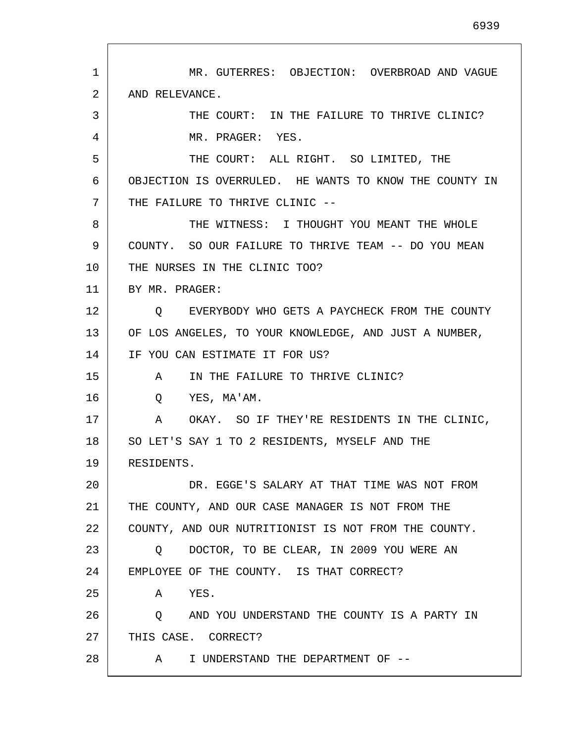MR. GUTERRES: OBJECTION: OVERBROAD AND VAGUE AND RELEVANCE.

THE COURT: IN THE FAILURE TO THRIVE CLINIC?

MR. PRAGER: YES.

THE COURT: ALL RIGHT. SO LIMITED, THE OBJECTION IS OVERRULED. HE WANTS TO KNOW THE COUNTY IN THE FAILURE TO THRIVE CLINIC --

THE WITNESS: I THOUGHT YOU MEANT THE WHOLE COUNTY. SO OUR FAILURE TO THRIVE TEAM -- DO YOU MEAN THE NURSES IN THE CLINIC TOO?

BY MR. PRAGER:

Q EVERYBODY WHO GETS A PAYCHECK FROM THE COUNTY OF LOS ANGELES, TO YOUR KNOWLEDGE, AND JUST A NUMBER, IF YOU CAN ESTIMATE IT FOR US?

A IN THE FAILURE TO THRIVE CLINIC?

Q YES, MA'AM.

A OKAY. SO IF THEY'RE RESIDENTS IN THE CLINIC, SO LET'S SAY 1 TO 2 RESIDENTS, MYSELF AND THE RESIDENTS.

DR. EGGE'S SALARY AT THAT TIME WAS NOT FROM THE COUNTY, AND OUR CASE MANAGER IS NOT FROM THE COUNTY, AND OUR NUTRITIONIST IS NOT FROM THE COUNTY.

Q DOCTOR, TO BE CLEAR, IN 2009 YOU WERE AN EMPLOYEE OF THE COUNTY. IS THAT CORRECT?

A YES.

Q AND YOU UNDERSTAND THE COUNTY IS A PARTY IN THIS CASE. CORRECT?

A I UNDERSTAND THE DEPARTMENT OF --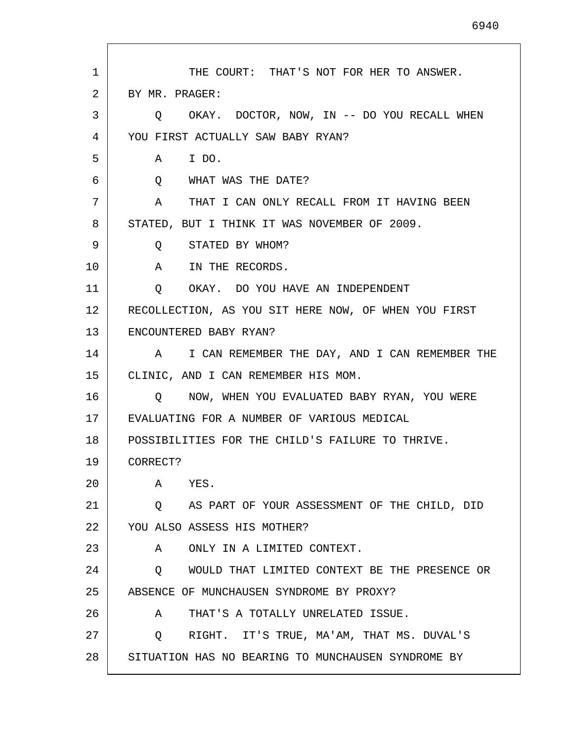THE COURT: THAT'S NOT FOR HER TO ANSWER.

BY MR. PRAGER:

Q OKAY. DOCTOR, NOW, IN -- DO YOU RECALL WHEN YOU FIRST ACTUALLY SAW BABY RYAN?

A I DO.

Q WHAT WAS THE DATE?

A THAT I CAN ONLY RECALL FROM IT HAVING BEEN STATED, BUT I THINK IT WAS NOVEMBER OF 2009.

Q STATED BY WHOM?

A IN THE RECORDS.

Q OKAY. DO YOU HAVE AN INDEPENDENT RECOLLECTION, AS YOU SIT HERE NOW, OF WHEN YOU FIRST ENCOUNTERED BABY RYAN?

A I CAN REMEMBER THE DAY, AND I CAN REMEMBER THE CLINIC, AND I CAN REMEMBER HIS MOM.

Q NOW, WHEN YOU EVALUATED BABY RYAN, YOU WERE EVALUATING FOR A NUMBER OF VARIOUS MEDICAL POSSIBILITIES FOR THE CHILD'S FAILURE TO THRIVE. CORRECT?

A YES.

Q AS PART OF YOUR ASSESSMENT OF THE CHILD, DID YOU ALSO ASSESS HIS MOTHER?

A ONLY IN A LIMITED CONTEXT.

Q WOULD THAT LIMITED CONTEXT BE THE PRESENCE OR ABSENCE OF MUNCHAUSEN SYNDROME BY PROXY?

A THAT'S A TOTALLY UNRELATED ISSUE.

Q RIGHT. IT'S TRUE, MA'AM, THAT MS. DUVAL'S SITUATION HAS NO BEARING TO MUNCHAUSEN SYNDROME BY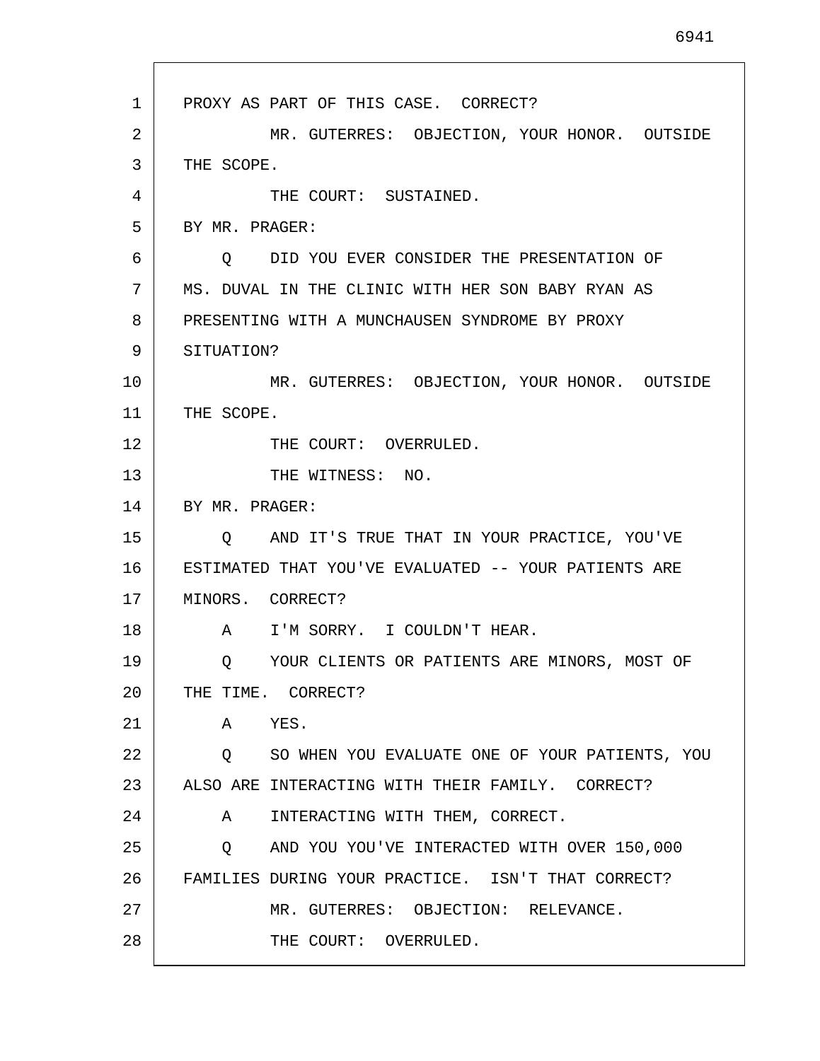PROXY AS PART OF THIS CASE. CORRECT?

MR. GUTERRES: OBJECTION, YOUR HONOR. OUTSIDE THE SCOPE.

THE COURT: SUSTAINED.

BY MR. PRAGER:

Q DID YOU EVER CONSIDER THE PRESENTATION OF MS. DUVAL IN THE CLINIC WITH HER SON BABY RYAN AS PRESENTING WITH A MUNCHAUSEN SYNDROME BY PROXY SITUATION?

MR. GUTERRES: OBJECTION, YOUR HONOR. OUTSIDE THE SCOPE.

THE COURT: OVERRULED.

THE WITNESS: NO.

BY MR. PRAGER:

Q AND IT'S TRUE THAT IN YOUR PRACTICE, YOU'VE ESTIMATED THAT YOU'VE EVALUATED -- YOUR PATIENTS ARE MINORS. CORRECT?

A I'M SORRY. I COULDN'T HEAR.

Q YOUR CLIENTS OR PATIENTS ARE MINORS, MOST OF THE TIME. CORRECT?

A YES.

Q SO WHEN YOU EVALUATE ONE OF YOUR PATIENTS, YOU ALSO ARE INTERACTING WITH THEIR FAMILY. CORRECT?

A INTERACTING WITH THEM, CORRECT.

Q AND YOU YOU'VE INTERACTED WITH OVER 150,000 FAMILIES DURING YOUR PRACTICE. ISN'T THAT CORRECT?

MR. GUTERRES: OBJECTION: RELEVANCE.

THE COURT: OVERRULED.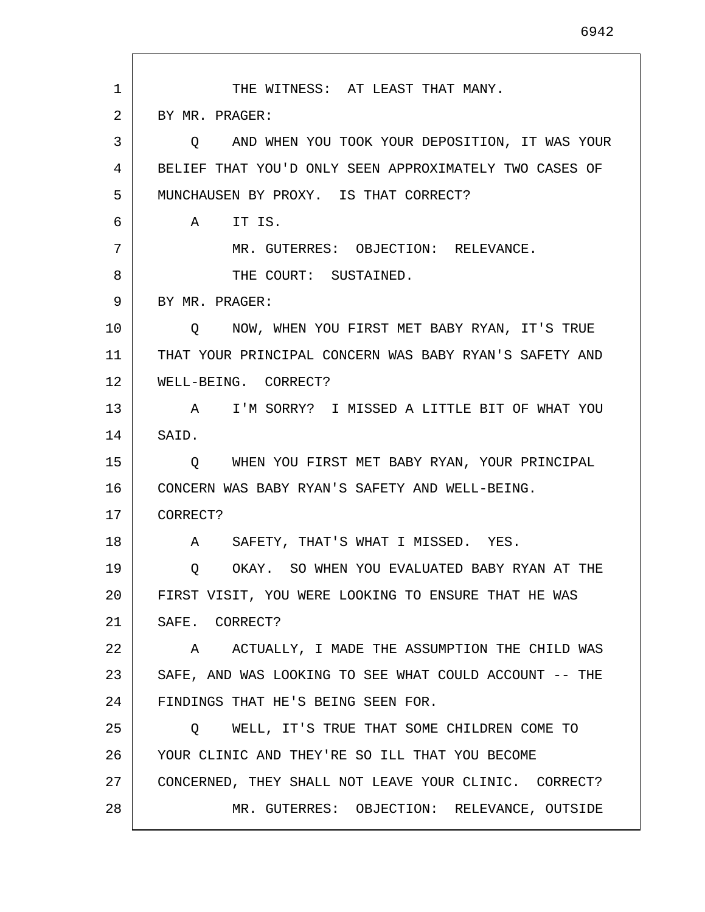THE WITNESS: AT LEAST THAT MANY.

BY MR. PRAGER:

Q AND WHEN YOU TOOK YOUR DEPOSITION, IT WAS YOUR BELIEF THAT YOU'D ONLY SEEN APPROXIMATELY TWO CASES OF MUNCHAUSEN BY PROXY. IS THAT CORRECT?

A IT IS.

MR. GUTERRES: OBJECTION: RELEVANCE.

THE COURT: SUSTAINED.

BY MR. PRAGER:

Q NOW, WHEN YOU FIRST MET BABY RYAN, IT'S TRUE THAT YOUR PRINCIPAL CONCERN WAS BABY RYAN'S SAFETY AND WELL-BEING. CORRECT?

A I'M SORRY? I MISSED A LITTLE BIT OF WHAT YOU SAID.

Q WHEN YOU FIRST MET BABY RYAN, YOUR PRINCIPAL CONCERN WAS BABY RYAN'S SAFETY AND WELL-BEING. CORRECT?

A SAFETY, THAT'S WHAT I MISSED. YES.

Q OKAY. SO WHEN YOU EVALUATED BABY RYAN AT THE FIRST VISIT, YOU WERE LOOKING TO ENSURE THAT HE WAS SAFE. CORRECT?

A ACTUALLY, I MADE THE ASSUMPTION THE CHILD WAS SAFE, AND WAS LOOKING TO SEE WHAT COULD ACCOUNT -- THE FINDINGS THAT HE'S BEING SEEN FOR.

Q WELL, IT'S TRUE THAT SOME CHILDREN COME TO YOUR CLINIC AND THEY'RE SO ILL THAT YOU BECOME CONCERNED, THEY SHALL NOT LEAVE YOUR CLINIC. CORRECT?

MR. GUTERRES: OBJECTION: RELEVANCE, OUTSIDE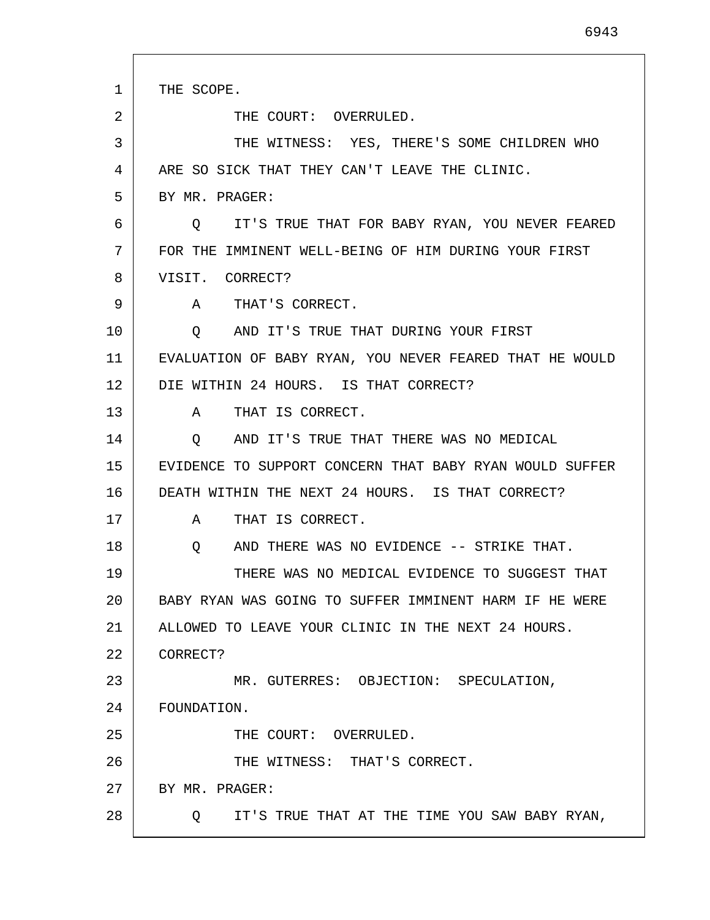THE SCOPE.

THE COURT: OVERRULED.

THE WITNESS: YES, THERE'S SOME CHILDREN WHO ARE SO SICK THAT THEY CAN'T LEAVE THE CLINIC.

BY MR. PRAGER:

Q IT'S TRUE THAT FOR BABY RYAN, YOU NEVER FEARED FOR THE IMMINENT WELL-BEING OF HIM DURING YOUR FIRST VISIT. CORRECT?

A THAT'S CORRECT.

Q AND IT'S TRUE THAT DURING YOUR FIRST EVALUATION OF BABY RYAN, YOU NEVER FEARED THAT HE WOULD DIE WITHIN 24 HOURS. IS THAT CORRECT?

A THAT IS CORRECT.

Q AND IT'S TRUE THAT THERE WAS NO MEDICAL EVIDENCE TO SUPPORT CONCERN THAT BABY RYAN WOULD SUFFER DEATH WITHIN THE NEXT 24 HOURS. IS THAT CORRECT?

A THAT IS CORRECT.

Q AND THERE WAS NO EVIDENCE -- STRIKE THAT.

THERE WAS NO MEDICAL EVIDENCE TO SUGGEST THAT BABY RYAN WAS GOING TO SUFFER IMMINENT HARM IF HE WERE ALLOWED TO LEAVE YOUR CLINIC IN THE NEXT 24 HOURS. CORRECT?

MR. GUTERRES: OBJECTION: SPECULATION, FOUNDATION.

THE COURT: OVERRULED.

THE WITNESS: THAT'S CORRECT.

BY MR. PRAGER:

Q IT'S TRUE THAT AT THE TIME YOU SAW BABY RYAN,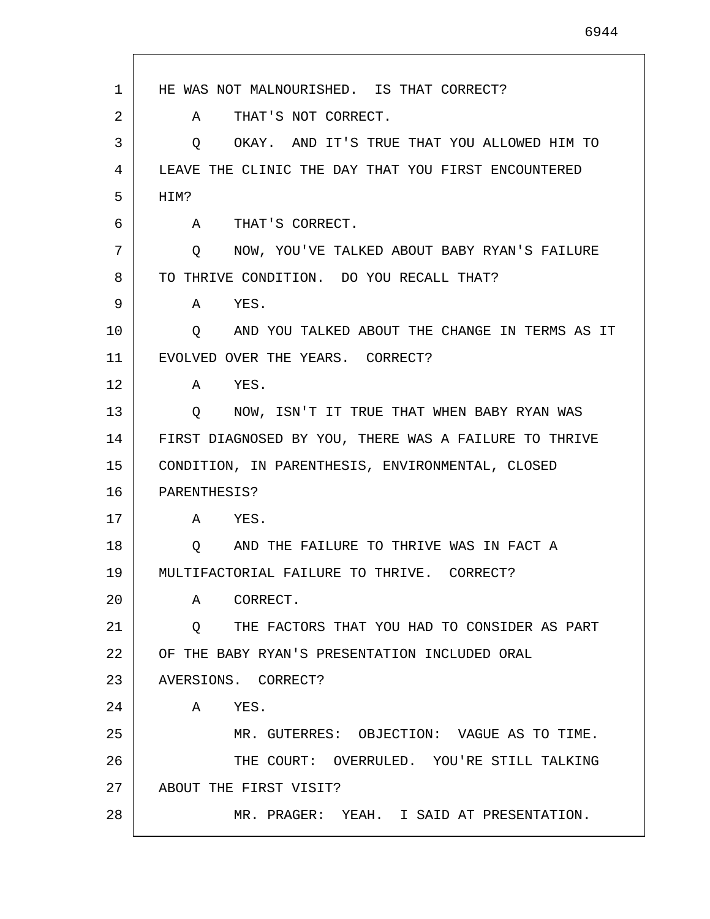HE WAS NOT MALNOURISHED. IS THAT CORRECT?

A THAT'S NOT CORRECT.

Q OKAY. AND IT'S TRUE THAT YOU ALLOWED HIM TO LEAVE THE CLINIC THE DAY THAT YOU FIRST ENCOUNTERED HIM?

A THAT'S CORRECT.

Q NOW, YOU'VE TALKED ABOUT BABY RYAN'S FAILURE TO THRIVE CONDITION. DO YOU RECALL THAT?

A YES.

Q AND YOU TALKED ABOUT THE CHANGE IN TERMS AS IT EVOLVED OVER THE YEARS. CORRECT?

A YES.

Q NOW, ISN'T IT TRUE THAT WHEN BABY RYAN WAS FIRST DIAGNOSED BY YOU, THERE WAS A FAILURE TO THRIVE CONDITION, IN PARENTHESIS, ENVIRONMENTAL, CLOSED PARENTHESIS?

A YES.

Q AND THE FAILURE TO THRIVE WAS IN FACT A MULTIFACTORIAL FAILURE TO THRIVE. CORRECT?

A CORRECT.

Q THE FACTORS THAT YOU HAD TO CONSIDER AS PART OF THE BABY RYAN'S PRESENTATION INCLUDED ORAL AVERSIONS. CORRECT?

A YES.

MR. GUTERRES: OBJECTION: VAGUE AS TO TIME.

THE COURT: OVERRULED. YOU'RE STILL TALKING ABOUT THE FIRST VISIT?

MR. PRAGER: YEAH. I SAID AT PRESENTATION.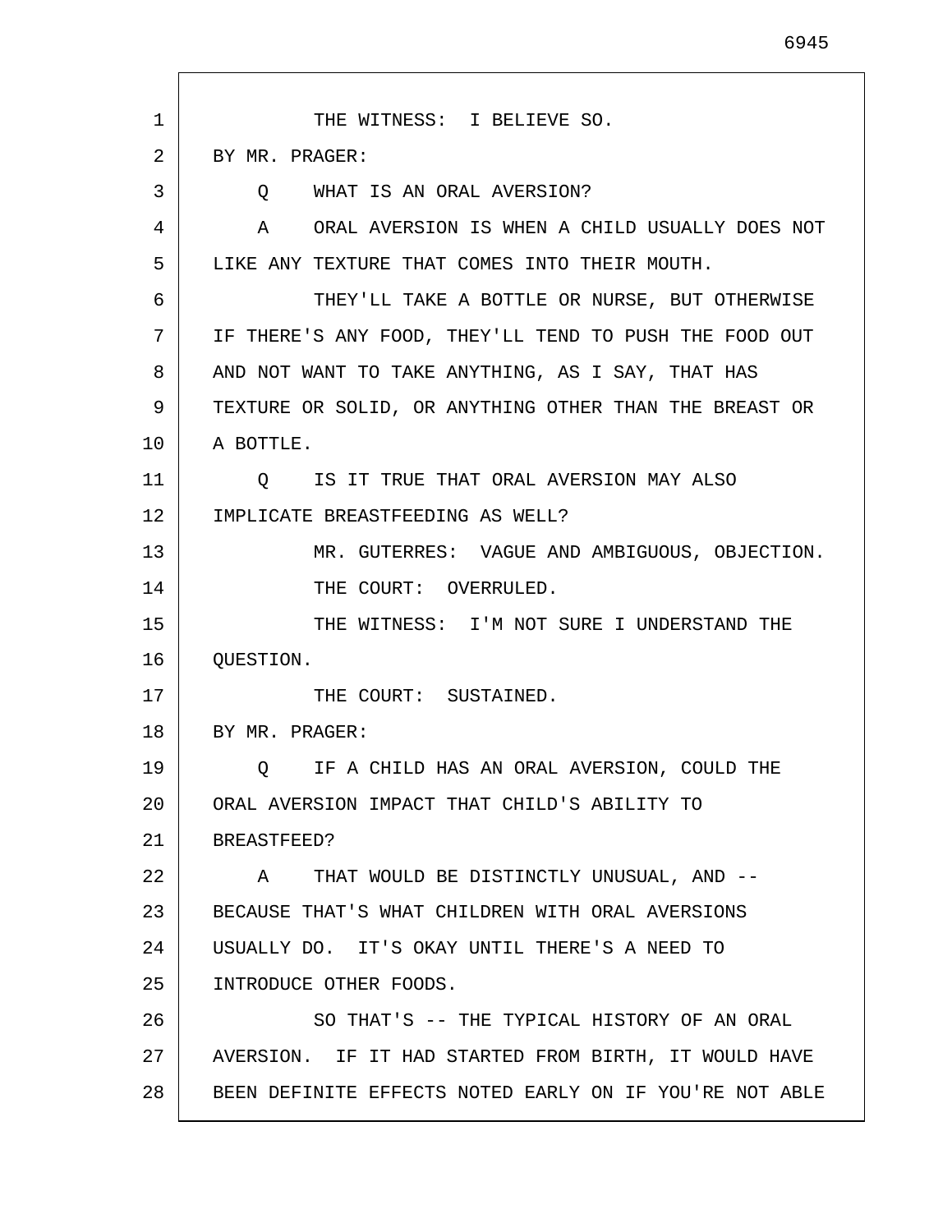THE WITNESS: I BELIEVE SO.

BY MR. PRAGER:

Q WHAT IS AN ORAL AVERSION?

A ORAL AVERSION IS WHEN A CHILD USUALLY DOES NOT LIKE ANY TEXTURE THAT COMES INTO THEIR MOUTH.

THEY'LL TAKE A BOTTLE OR NURSE, BUT OTHERWISE IF THERE'S ANY FOOD, THEY'LL TEND TO PUSH THE FOOD OUT AND NOT WANT TO TAKE ANYTHING, AS I SAY, THAT HAS TEXTURE OR SOLID, OR ANYTHING OTHER THAN THE BREAST OR A BOTTLE.

Q IS IT TRUE THAT ORAL AVERSION MAY ALSO IMPLICATE BREASTFEEDING AS WELL?

MR. GUTERRES: VAGUE AND AMBIGUOUS, OBJECTION.

THE COURT: OVERRULED.

THE WITNESS: I'M NOT SURE I UNDERSTAND THE QUESTION.

THE COURT: SUSTAINED.

BY MR. PRAGER:

Q IF A CHILD HAS AN ORAL AVERSION, COULD THE ORAL AVERSION IMPACT THAT CHILD'S ABILITY TO BREASTFEED?

A THAT WOULD BE DISTINCTLY UNUSUAL, AND -- BECAUSE THAT'S WHAT CHILDREN WITH ORAL AVERSIONS USUALLY DO. IT'S OKAY UNTIL THERE'S A NEED TO INTRODUCE OTHER FOODS.

SO THAT'S -- THE TYPICAL HISTORY OF AN ORAL AVERSION. IF IT HAD STARTED FROM BIRTH, IT WOULD HAVE BEEN DEFINITE EFFECTS NOTED EARLY ON IF YOU'RE NOT ABLE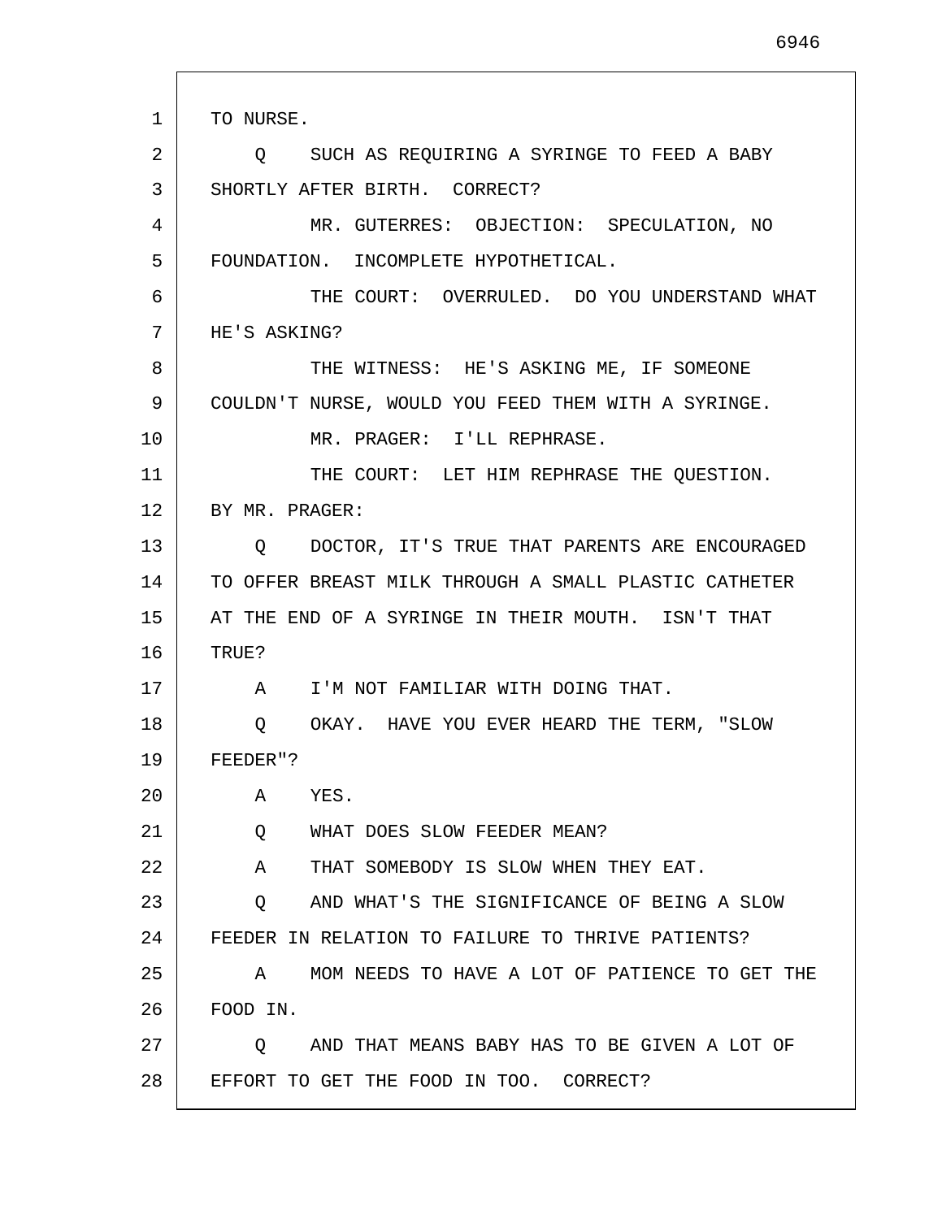TO NURSE.

Q SUCH AS REQUIRING A SYRINGE TO FEED A BABY SHORTLY AFTER BIRTH. CORRECT?

MR. GUTERRES: OBJECTION: SPECULATION, NO FOUNDATION. INCOMPLETE HYPOTHETICAL.

THE COURT: OVERRULED. DO YOU UNDERSTAND WHAT HE'S ASKING?

THE WITNESS: HE'S ASKING ME, IF SOMEONE COULDN'T NURSE, WOULD YOU FEED THEM WITH A SYRINGE.

MR. PRAGER: I'LL REPHRASE.

THE COURT: LET HIM REPHRASE THE QUESTION.

BY MR. PRAGER:

Q DOCTOR, IT'S TRUE THAT PARENTS ARE ENCOURAGED TO OFFER BREAST MILK THROUGH A SMALL PLASTIC CATHETER AT THE END OF A SYRINGE IN THEIR MOUTH. ISN'T THAT TRUE?

A I'M NOT FAMILIAR WITH DOING THAT.

Q OKAY. HAVE YOU EVER HEARD THE TERM, "SLOW FEEDER"?

A YES.

Q WHAT DOES SLOW FEEDER MEAN?

A THAT SOMEBODY IS SLOW WHEN THEY EAT.

Q AND WHAT'S THE SIGNIFICANCE OF BEING A SLOW FEEDER IN RELATION TO FAILURE TO THRIVE PATIENTS?

A MOM NEEDS TO HAVE A LOT OF PATIENCE TO GET THE FOOD IN.

Q AND THAT MEANS BABY HAS TO BE GIVEN A LOT OF EFFORT TO GET THE FOOD IN TOO. CORRECT?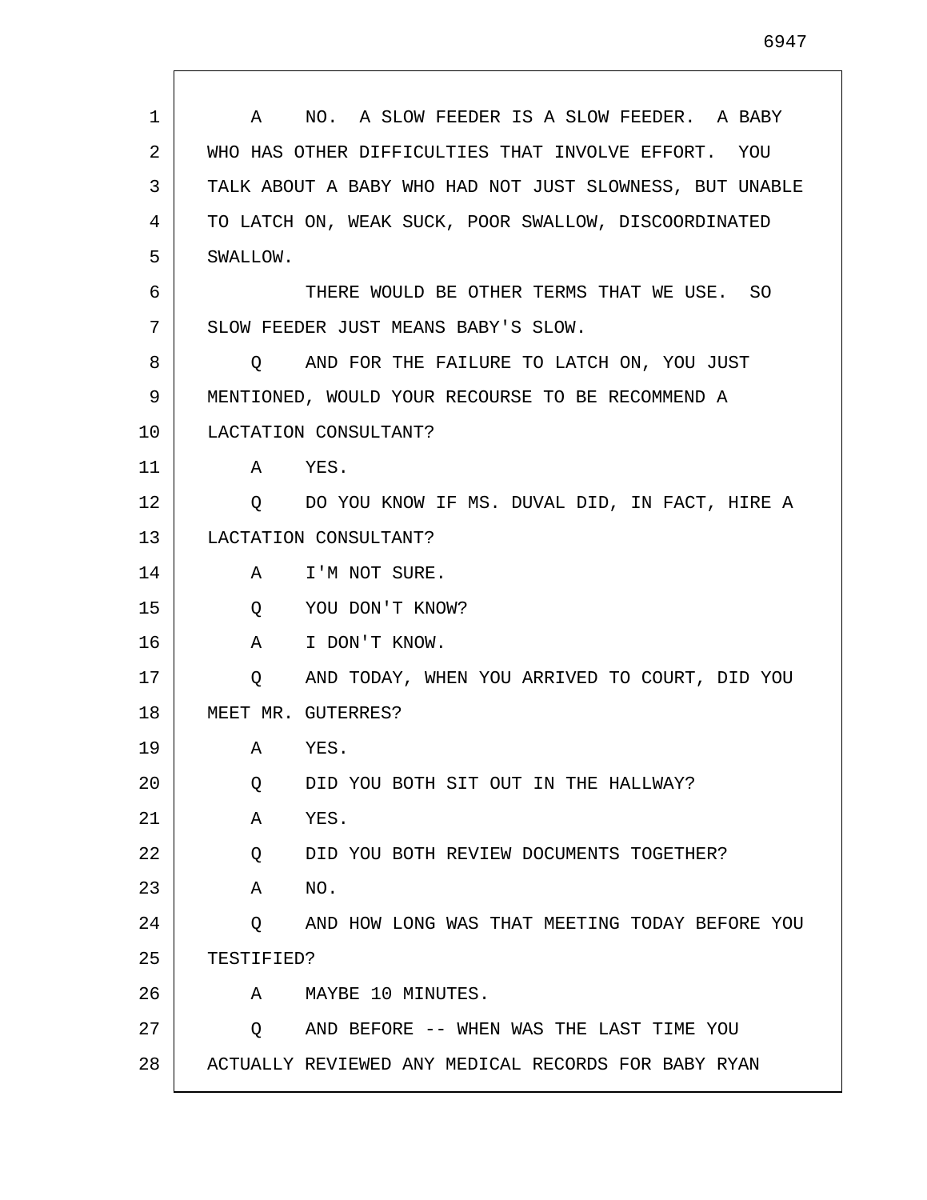A    NO.  A SLOW FEEDER IS A SLOW FEEDER.  A BABY WHO HAS OTHER DIFFICULTIES THAT INVOLVE EFFORT.  YOU TALK ABOUT A BABY WHO HAD NOT JUST SLOWNESS, BUT UNABLE TO LATCH ON, WEAK SUCK, POOR SWALLOW, DISCOORDINATED SWALLOW.

THERE WOULD BE OTHER TERMS THAT WE USE.  SO SLOW FEEDER JUST MEANS BABY'S SLOW.

Q    AND FOR THE FAILURE TO LATCH ON, YOU JUST MENTIONED, WOULD YOUR RECOURSE TO BE RECOMMEND A LACTATION CONSULTANT?

A    YES.

Q    DO YOU KNOW IF MS. DUVAL DID, IN FACT, HIRE A LACTATION CONSULTANT?

A    I'M NOT SURE.

Q    YOU DON'T KNOW?

A    I DON'T KNOW.

Q    AND TODAY, WHEN YOU ARRIVED TO COURT, DID YOU MEET MR. GUTERRES?

A    YES.

Q    DID YOU BOTH SIT OUT IN THE HALLWAY?

A    YES.

Q    DID YOU BOTH REVIEW DOCUMENTS TOGETHER?

A    NO.

Q    AND HOW LONG WAS THAT MEETING TODAY BEFORE YOU TESTIFIED?

A    MAYBE 10 MINUTES.

Q    AND BEFORE -- WHEN WAS THE LAST TIME YOU ACTUALLY REVIEWED ANY MEDICAL RECORDS FOR BABY RYAN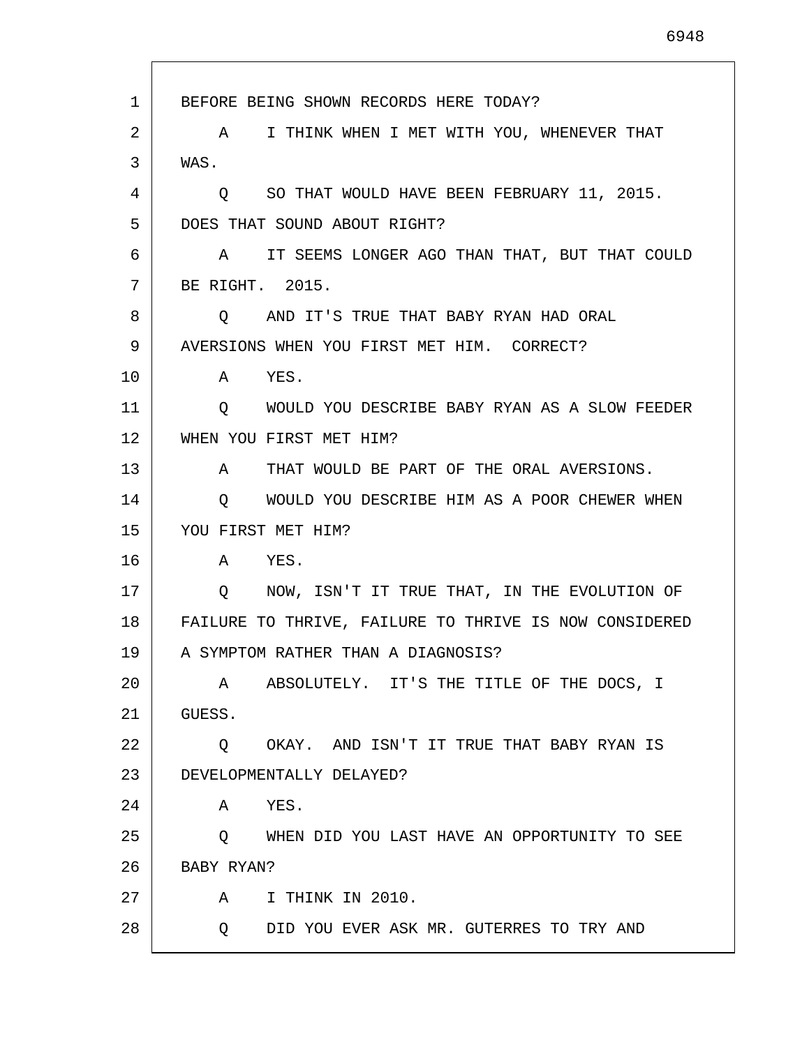BEFORE BEING SHOWN RECORDS HERE TODAY?

A    I THINK WHEN I MET WITH YOU, WHENEVER THAT WAS.

Q    SO THAT WOULD HAVE BEEN FEBRUARY 11, 2015. DOES THAT SOUND ABOUT RIGHT?

A    IT SEEMS LONGER AGO THAN THAT, BUT THAT COULD BE RIGHT.  2015.

Q    AND IT'S TRUE THAT BABY RYAN HAD ORAL AVERSIONS WHEN YOU FIRST MET HIM.  CORRECT?

A    YES.

Q    WOULD YOU DESCRIBE BABY RYAN AS A SLOW FEEDER WHEN YOU FIRST MET HIM?

A    THAT WOULD BE PART OF THE ORAL AVERSIONS.

Q    WOULD YOU DESCRIBE HIM AS A POOR CHEWER WHEN YOU FIRST MET HIM?

A    YES.

Q    NOW, ISN'T IT TRUE THAT, IN THE EVOLUTION OF FAILURE TO THRIVE, FAILURE TO THRIVE IS NOW CONSIDERED A SYMPTOM RATHER THAN A DIAGNOSIS?

A    ABSOLUTELY.  IT'S THE TITLE OF THE DOCS, I GUESS.

Q    OKAY.  AND ISN'T IT TRUE THAT BABY RYAN IS DEVELOPMENTALLY DELAYED?

A    YES.

Q    WHEN DID YOU LAST HAVE AN OPPORTUNITY TO SEE BABY RYAN?

A    I THINK IN 2010.

Q    DID YOU EVER ASK MR. GUTERRES TO TRY AND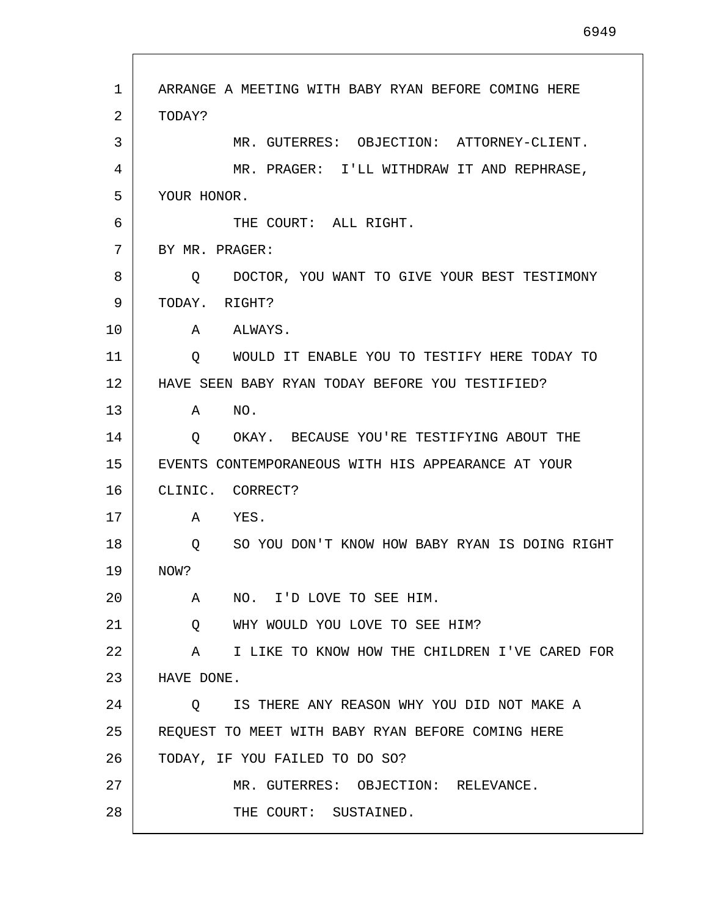ARRANGE A MEETING WITH BABY RYAN BEFORE COMING HERE TODAY?

MR. GUTERRES: OBJECTION: ATTORNEY-CLIENT.

MR. PRAGER: I'LL WITHDRAW IT AND REPHRASE, YOUR HONOR.

THE COURT: ALL RIGHT.

BY MR. PRAGER:

Q DOCTOR, YOU WANT TO GIVE YOUR BEST TESTIMONY TODAY. RIGHT?

A ALWAYS.

Q WOULD IT ENABLE YOU TO TESTIFY HERE TODAY TO HAVE SEEN BABY RYAN TODAY BEFORE YOU TESTIFIED?

A NO.

Q OKAY. BECAUSE YOU'RE TESTIFYING ABOUT THE EVENTS CONTEMPORANEOUS WITH HIS APPEARANCE AT YOUR CLINIC. CORRECT?

A YES.

Q SO YOU DON'T KNOW HOW BABY RYAN IS DOING RIGHT NOW?

A NO. I'D LOVE TO SEE HIM.

Q WHY WOULD YOU LOVE TO SEE HIM?

A I LIKE TO KNOW HOW THE CHILDREN I'VE CARED FOR HAVE DONE.

Q IS THERE ANY REASON WHY YOU DID NOT MAKE A REQUEST TO MEET WITH BABY RYAN BEFORE COMING HERE TODAY, IF YOU FAILED TO DO SO?

MR. GUTERRES: OBJECTION: RELEVANCE.

THE COURT: SUSTAINED.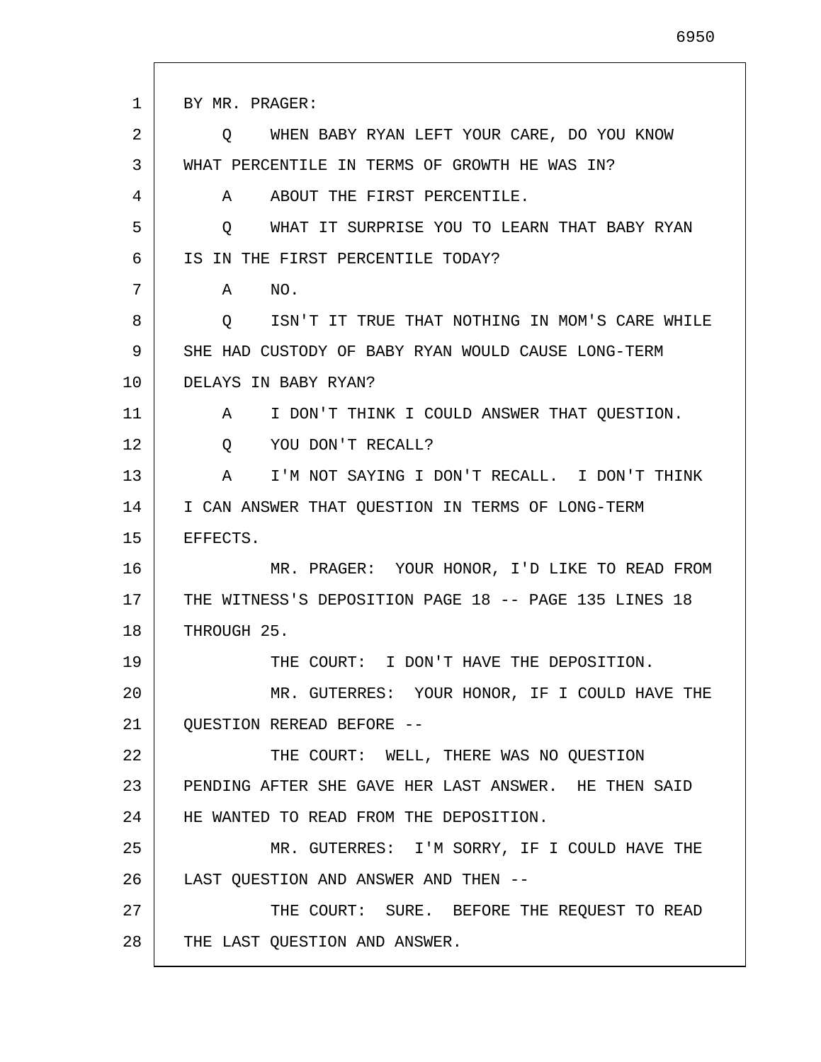BY MR. PRAGER:

Q WHEN BABY RYAN LEFT YOUR CARE, DO YOU KNOW WHAT PERCENTILE IN TERMS OF GROWTH HE WAS IN?

A ABOUT THE FIRST PERCENTILE.

Q WHAT IT SURPRISE YOU TO LEARN THAT BABY RYAN IS IN THE FIRST PERCENTILE TODAY?

A NO.

Q ISN'T IT TRUE THAT NOTHING IN MOM'S CARE WHILE SHE HAD CUSTODY OF BABY RYAN WOULD CAUSE LONG-TERM DELAYS IN BABY RYAN?

A I DON'T THINK I COULD ANSWER THAT QUESTION.

Q YOU DON'T RECALL?

A I'M NOT SAYING I DON'T RECALL. I DON'T THINK I CAN ANSWER THAT QUESTION IN TERMS OF LONG-TERM EFFECTS.

MR. PRAGER: YOUR HONOR, I'D LIKE TO READ FROM THE WITNESS'S DEPOSITION PAGE 18 -- PAGE 135 LINES 18 THROUGH 25.

THE COURT: I DON'T HAVE THE DEPOSITION.

MR. GUTERRES: YOUR HONOR, IF I COULD HAVE THE QUESTION REREAD BEFORE --

THE COURT: WELL, THERE WAS NO QUESTION PENDING AFTER SHE GAVE HER LAST ANSWER. HE THEN SAID HE WANTED TO READ FROM THE DEPOSITION.

MR. GUTERRES: I'M SORRY, IF I COULD HAVE THE LAST QUESTION AND ANSWER AND THEN --

THE COURT: SURE. BEFORE THE REQUEST TO READ THE LAST QUESTION AND ANSWER.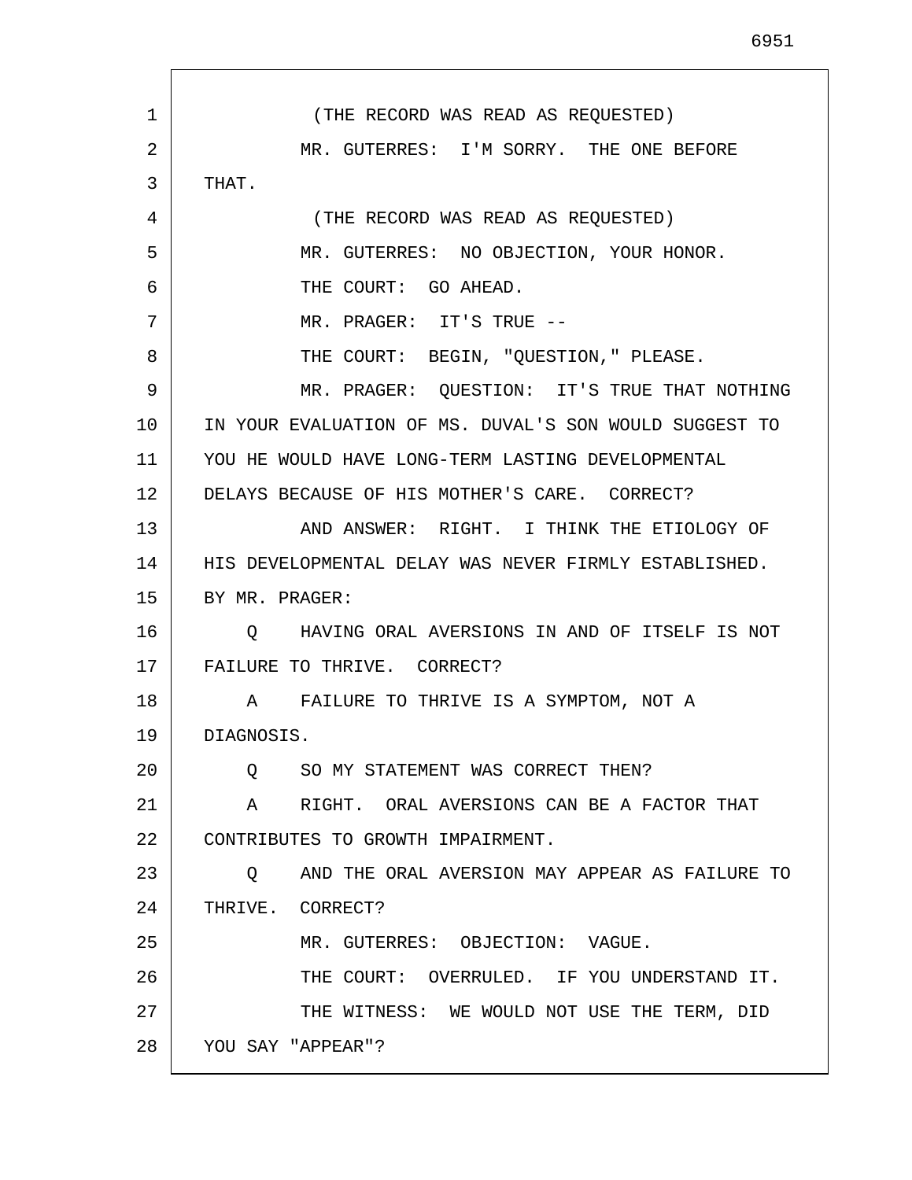(THE RECORD WAS READ AS REQUESTED)

MR. GUTERRES: I'M SORRY. THE ONE BEFORE THAT.

(THE RECORD WAS READ AS REQUESTED)

MR. GUTERRES: NO OBJECTION, YOUR HONOR.

THE COURT: GO AHEAD.

MR. PRAGER: IT'S TRUE --

THE COURT: BEGIN, "QUESTION," PLEASE.

MR. PRAGER: QUESTION: IT'S TRUE THAT NOTHING IN YOUR EVALUATION OF MS. DUVAL'S SON WOULD SUGGEST TO YOU HE WOULD HAVE LONG-TERM LASTING DEVELOPMENTAL DELAYS BECAUSE OF HIS MOTHER'S CARE. CORRECT?

AND ANSWER: RIGHT. I THINK THE ETIOLOGY OF HIS DEVELOPMENTAL DELAY WAS NEVER FIRMLY ESTABLISHED.

BY MR. PRAGER:

Q HAVING ORAL AVERSIONS IN AND OF ITSELF IS NOT FAILURE TO THRIVE. CORRECT?

A FAILURE TO THRIVE IS A SYMPTOM, NOT A DIAGNOSIS.

Q SO MY STATEMENT WAS CORRECT THEN?

A RIGHT. ORAL AVERSIONS CAN BE A FACTOR THAT CONTRIBUTES TO GROWTH IMPAIRMENT.

Q AND THE ORAL AVERSION MAY APPEAR AS FAILURE TO THRIVE. CORRECT?

MR. GUTERRES: OBJECTION: VAGUE.

THE COURT: OVERRULED. IF YOU UNDERSTAND IT.

THE WITNESS: WE WOULD NOT USE THE TERM, DID YOU SAY "APPEAR"?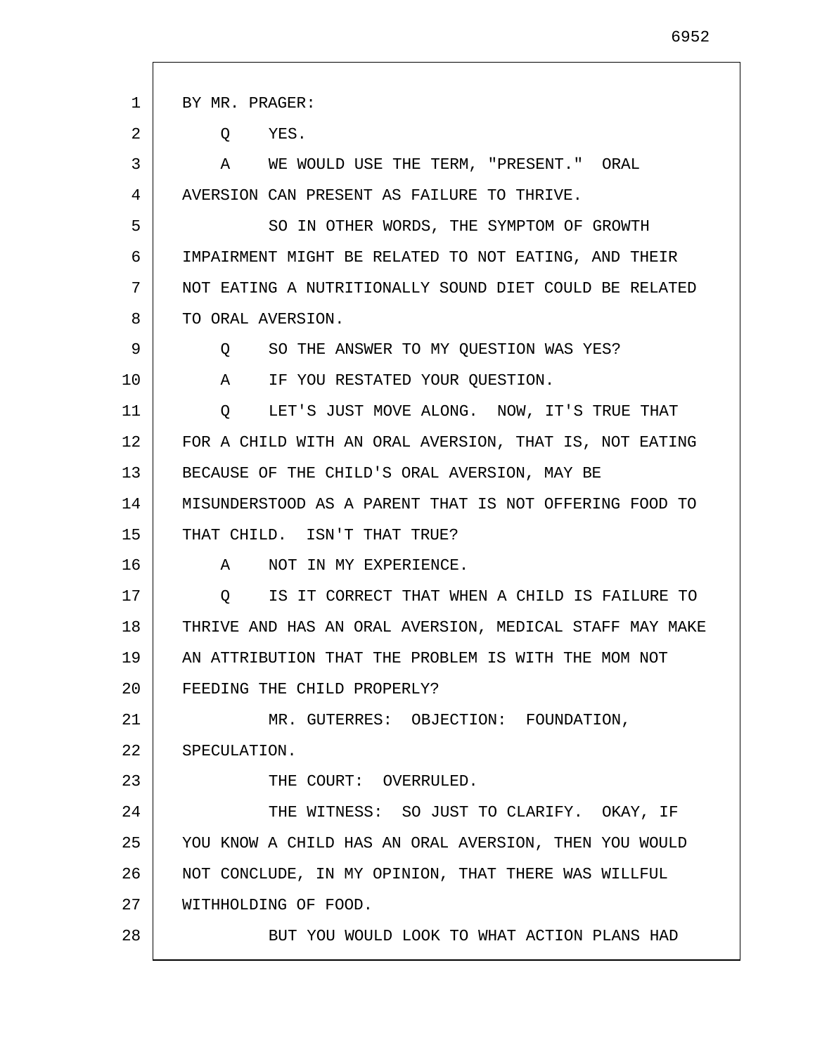BY MR. PRAGER:

Q YES.

A WE WOULD USE THE TERM, "PRESENT." ORAL AVERSION CAN PRESENT AS FAILURE TO THRIVE.

SO IN OTHER WORDS, THE SYMPTOM OF GROWTH IMPAIRMENT MIGHT BE RELATED TO NOT EATING, AND THEIR NOT EATING A NUTRITIONALLY SOUND DIET COULD BE RELATED TO ORAL AVERSION.

Q SO THE ANSWER TO MY QUESTION WAS YES?

A IF YOU RESTATED YOUR QUESTION.

Q LET'S JUST MOVE ALONG. NOW, IT'S TRUE THAT FOR A CHILD WITH AN ORAL AVERSION, THAT IS, NOT EATING BECAUSE OF THE CHILD'S ORAL AVERSION, MAY BE MISUNDERSTOOD AS A PARENT THAT IS NOT OFFERING FOOD TO THAT CHILD. ISN'T THAT TRUE?

A NOT IN MY EXPERIENCE.

Q IS IT CORRECT THAT WHEN A CHILD IS FAILURE TO THRIVE AND HAS AN ORAL AVERSION, MEDICAL STAFF MAY MAKE AN ATTRIBUTION THAT THE PROBLEM IS WITH THE MOM NOT FEEDING THE CHILD PROPERLY?

MR. GUTERRES: OBJECTION: FOUNDATION, SPECULATION.

THE COURT: OVERRULED.

THE WITNESS: SO JUST TO CLARIFY. OKAY, IF YOU KNOW A CHILD HAS AN ORAL AVERSION, THEN YOU WOULD NOT CONCLUDE, IN MY OPINION, THAT THERE WAS WILLFUL WITHHOLDING OF FOOD.

BUT YOU WOULD LOOK TO WHAT ACTION PLANS HAD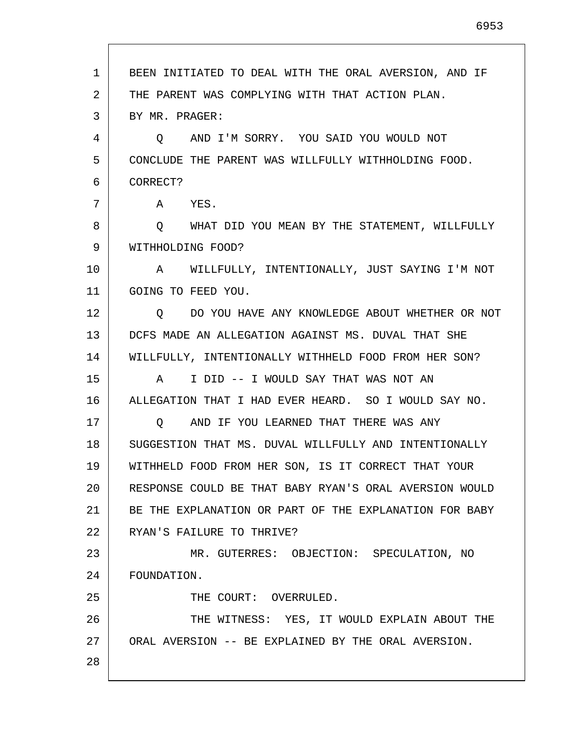BEEN INITIATED TO DEAL WITH THE ORAL AVERSION, AND IF THE PARENT WAS COMPLYING WITH THAT ACTION PLAN.

BY MR. PRAGER:

Q AND I'M SORRY. YOU SAID YOU WOULD NOT CONCLUDE THE PARENT WAS WILLFULLY WITHHOLDING FOOD. CORRECT?

A YES.

Q WHAT DID YOU MEAN BY THE STATEMENT, WILLFULLY WITHHOLDING FOOD?

A WILLFULLY, INTENTIONALLY, JUST SAYING I'M NOT GOING TO FEED YOU.

Q DO YOU HAVE ANY KNOWLEDGE ABOUT WHETHER OR NOT DCFS MADE AN ALLEGATION AGAINST MS. DUVAL THAT SHE WILLFULLY, INTENTIONALLY WITHHELD FOOD FROM HER SON?

A I DID -- I WOULD SAY THAT WAS NOT AN ALLEGATION THAT I HAD EVER HEARD. SO I WOULD SAY NO.

Q AND IF YOU LEARNED THAT THERE WAS ANY SUGGESTION THAT MS. DUVAL WILLFULLY AND INTENTIONALLY WITHHELD FOOD FROM HER SON, IS IT CORRECT THAT YOUR RESPONSE COULD BE THAT BABY RYAN'S ORAL AVERSION WOULD BE THE EXPLANATION OR PART OF THE EXPLANATION FOR BABY RYAN'S FAILURE TO THRIVE?

MR. GUTERRES: OBJECTION: SPECULATION, NO FOUNDATION.

THE COURT: OVERRULED.

THE WITNESS: YES, IT WOULD EXPLAIN ABOUT THE ORAL AVERSION -- BE EXPLAINED BY THE ORAL AVERSION.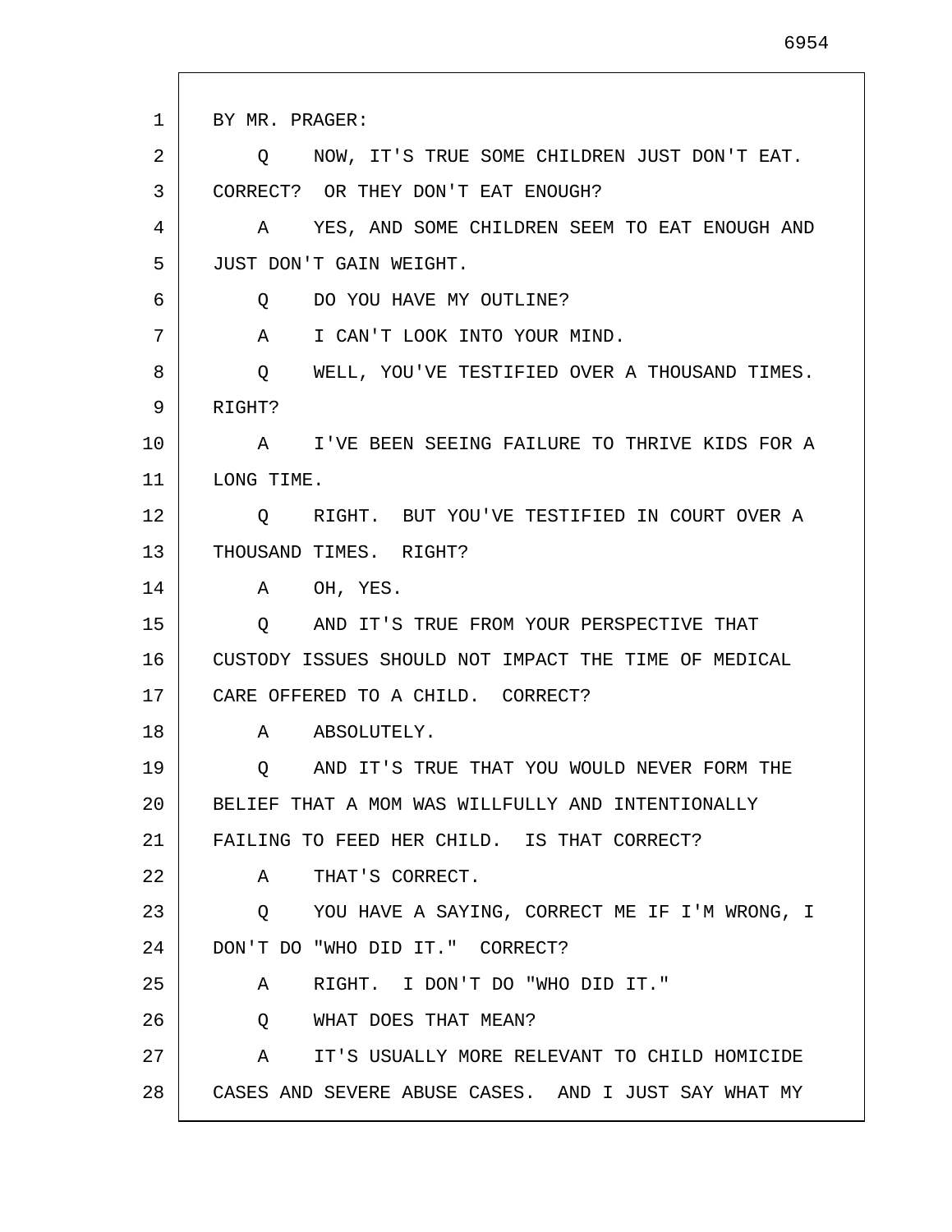BY MR. PRAGER:

Q NOW, IT'S TRUE SOME CHILDREN JUST DON'T EAT. CORRECT? OR THEY DON'T EAT ENOUGH?

A YES, AND SOME CHILDREN SEEM TO EAT ENOUGH AND JUST DON'T GAIN WEIGHT.

Q DO YOU HAVE MY OUTLINE?

A I CAN'T LOOK INTO YOUR MIND.

Q WELL, YOU'VE TESTIFIED OVER A THOUSAND TIMES. RIGHT?

A I'VE BEEN SEEING FAILURE TO THRIVE KIDS FOR A LONG TIME.

Q RIGHT. BUT YOU'VE TESTIFIED IN COURT OVER A THOUSAND TIMES. RIGHT?

A OH, YES.

Q AND IT'S TRUE FROM YOUR PERSPECTIVE THAT CUSTODY ISSUES SHOULD NOT IMPACT THE TIME OF MEDICAL CARE OFFERED TO A CHILD. CORRECT?

A ABSOLUTELY.

Q AND IT'S TRUE THAT YOU WOULD NEVER FORM THE BELIEF THAT A MOM WAS WILLFULLY AND INTENTIONALLY FAILING TO FEED HER CHILD. IS THAT CORRECT?

A THAT'S CORRECT.

Q YOU HAVE A SAYING, CORRECT ME IF I'M WRONG, I DON'T DO "WHO DID IT." CORRECT?

A RIGHT. I DON'T DO "WHO DID IT."

Q WHAT DOES THAT MEAN?

A IT'S USUALLY MORE RELEVANT TO CHILD HOMICIDE CASES AND SEVERE ABUSE CASES. AND I JUST SAY WHAT MY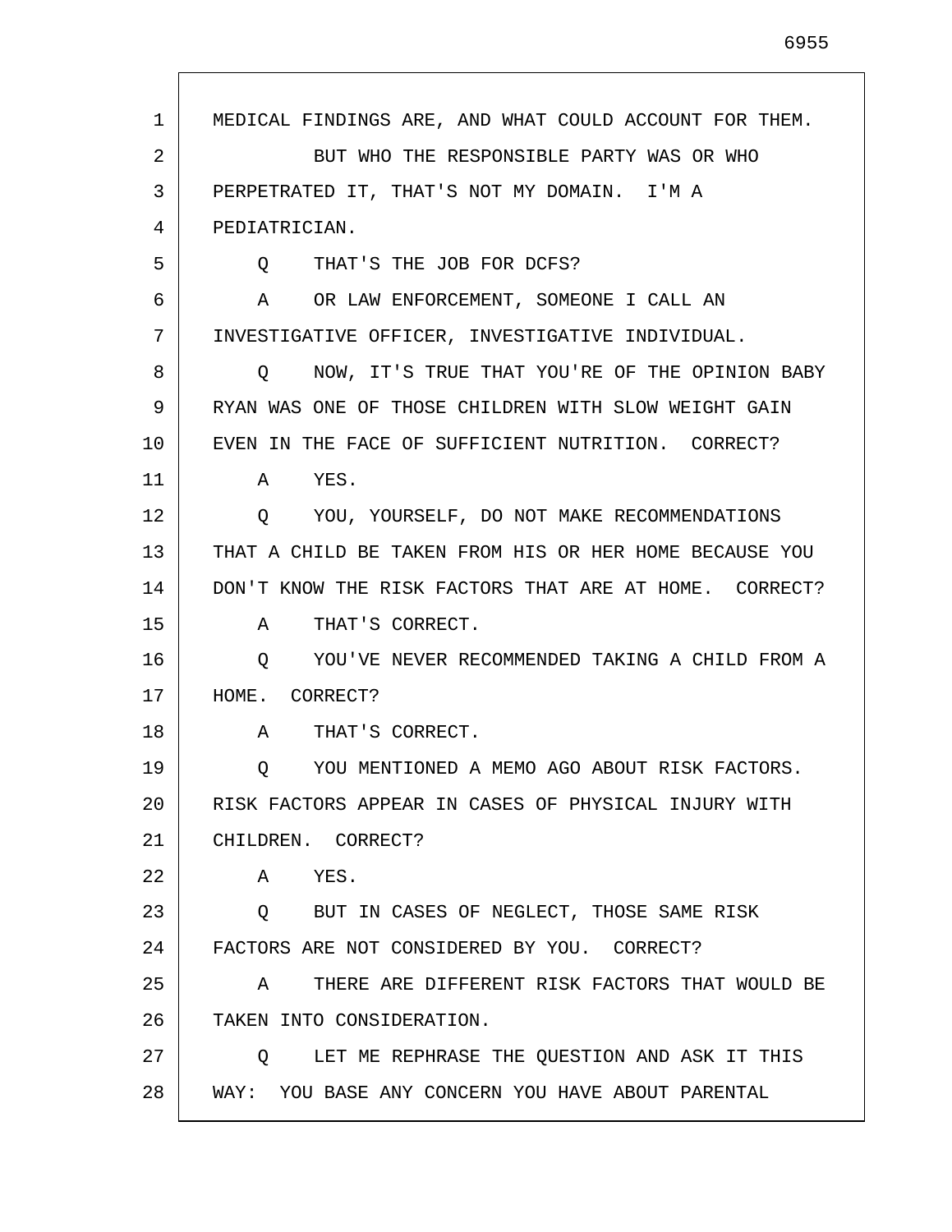MEDICAL FINDINGS ARE, AND WHAT COULD ACCOUNT FOR THEM.

BUT WHO THE RESPONSIBLE PARTY WAS OR WHO PERPETRATED IT, THAT'S NOT MY DOMAIN. I'M A PEDIATRICIAN.

Q THAT'S THE JOB FOR DCFS?

A OR LAW ENFORCEMENT, SOMEONE I CALL AN INVESTIGATIVE OFFICER, INVESTIGATIVE INDIVIDUAL.

Q NOW, IT'S TRUE THAT YOU'RE OF THE OPINION BABY RYAN WAS ONE OF THOSE CHILDREN WITH SLOW WEIGHT GAIN EVEN IN THE FACE OF SUFFICIENT NUTRITION. CORRECT?

A YES.

Q YOU, YOURSELF, DO NOT MAKE RECOMMENDATIONS THAT A CHILD BE TAKEN FROM HIS OR HER HOME BECAUSE YOU DON'T KNOW THE RISK FACTORS THAT ARE AT HOME. CORRECT?

A THAT'S CORRECT.

Q YOU'VE NEVER RECOMMENDED TAKING A CHILD FROM A HOME. CORRECT?

A THAT'S CORRECT.

Q YOU MENTIONED A MEMO AGO ABOUT RISK FACTORS. RISK FACTORS APPEAR IN CASES OF PHYSICAL INJURY WITH CHILDREN. CORRECT?

A YES.

Q BUT IN CASES OF NEGLECT, THOSE SAME RISK FACTORS ARE NOT CONSIDERED BY YOU. CORRECT?

A THERE ARE DIFFERENT RISK FACTORS THAT WOULD BE TAKEN INTO CONSIDERATION.

Q LET ME REPHRASE THE QUESTION AND ASK IT THIS WAY: YOU BASE ANY CONCERN YOU HAVE ABOUT PARENTAL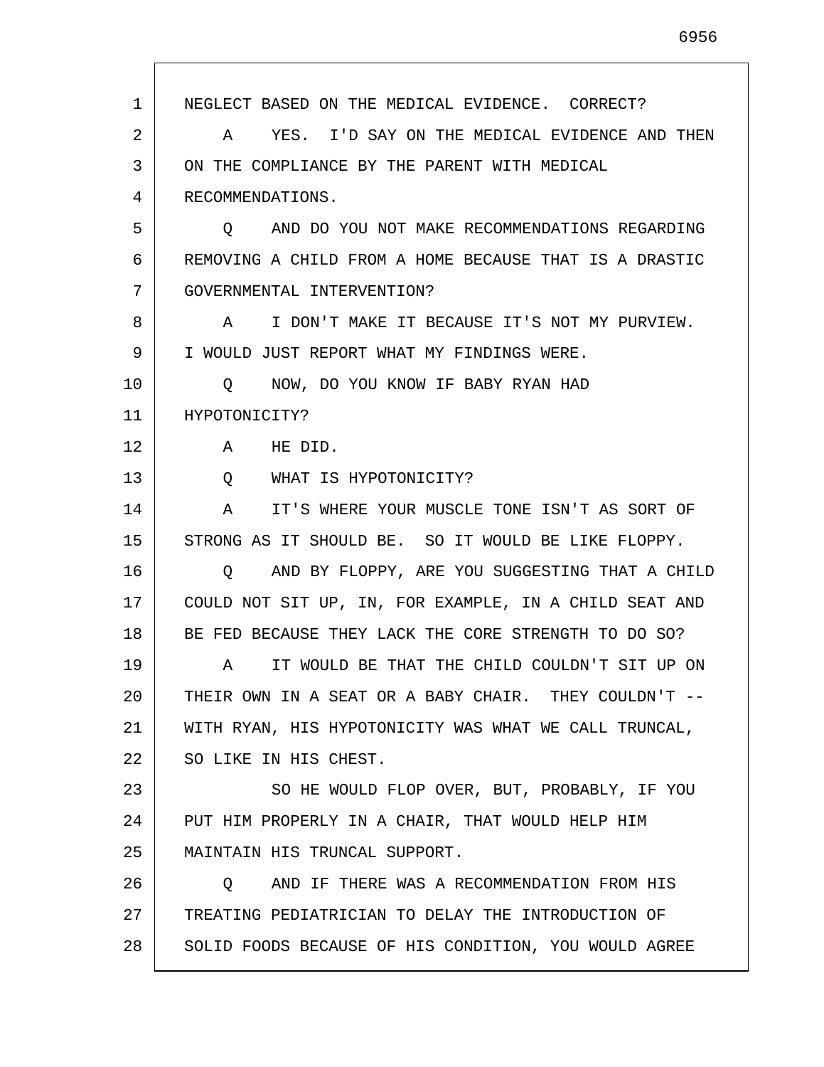NEGLECT BASED ON THE MEDICAL EVIDENCE. CORRECT?

A YES. I'D SAY ON THE MEDICAL EVIDENCE AND THEN ON THE COMPLIANCE BY THE PARENT WITH MEDICAL RECOMMENDATIONS.

Q AND DO YOU NOT MAKE RECOMMENDATIONS REGARDING REMOVING A CHILD FROM A HOME BECAUSE THAT IS A DRASTIC GOVERNMENTAL INTERVENTION?

A I DON'T MAKE IT BECAUSE IT'S NOT MY PURVIEW. I WOULD JUST REPORT WHAT MY FINDINGS WERE.

Q NOW, DO YOU KNOW IF BABY RYAN HAD HYPOTONICITY?

A HE DID.

Q WHAT IS HYPOTONICITY?

A IT'S WHERE YOUR MUSCLE TONE ISN'T AS SORT OF STRONG AS IT SHOULD BE. SO IT WOULD BE LIKE FLOPPY.

Q AND BY FLOPPY, ARE YOU SUGGESTING THAT A CHILD COULD NOT SIT UP, IN, FOR EXAMPLE, IN A CHILD SEAT AND BE FED BECAUSE THEY LACK THE CORE STRENGTH TO DO SO?

A IT WOULD BE THAT THE CHILD COULDN'T SIT UP ON THEIR OWN IN A SEAT OR A BABY CHAIR. THEY COULDN'T -- WITH RYAN, HIS HYPOTONICITY WAS WHAT WE CALL TRUNCAL, SO LIKE IN HIS CHEST.

SO HE WOULD FLOP OVER, BUT, PROBABLY, IF YOU PUT HIM PROPERLY IN A CHAIR, THAT WOULD HELP HIM MAINTAIN HIS TRUNCAL SUPPORT.

Q AND IF THERE WAS A RECOMMENDATION FROM HIS TREATING PEDIATRICIAN TO DELAY THE INTRODUCTION OF SOLID FOODS BECAUSE OF HIS CONDITION, YOU WOULD AGREE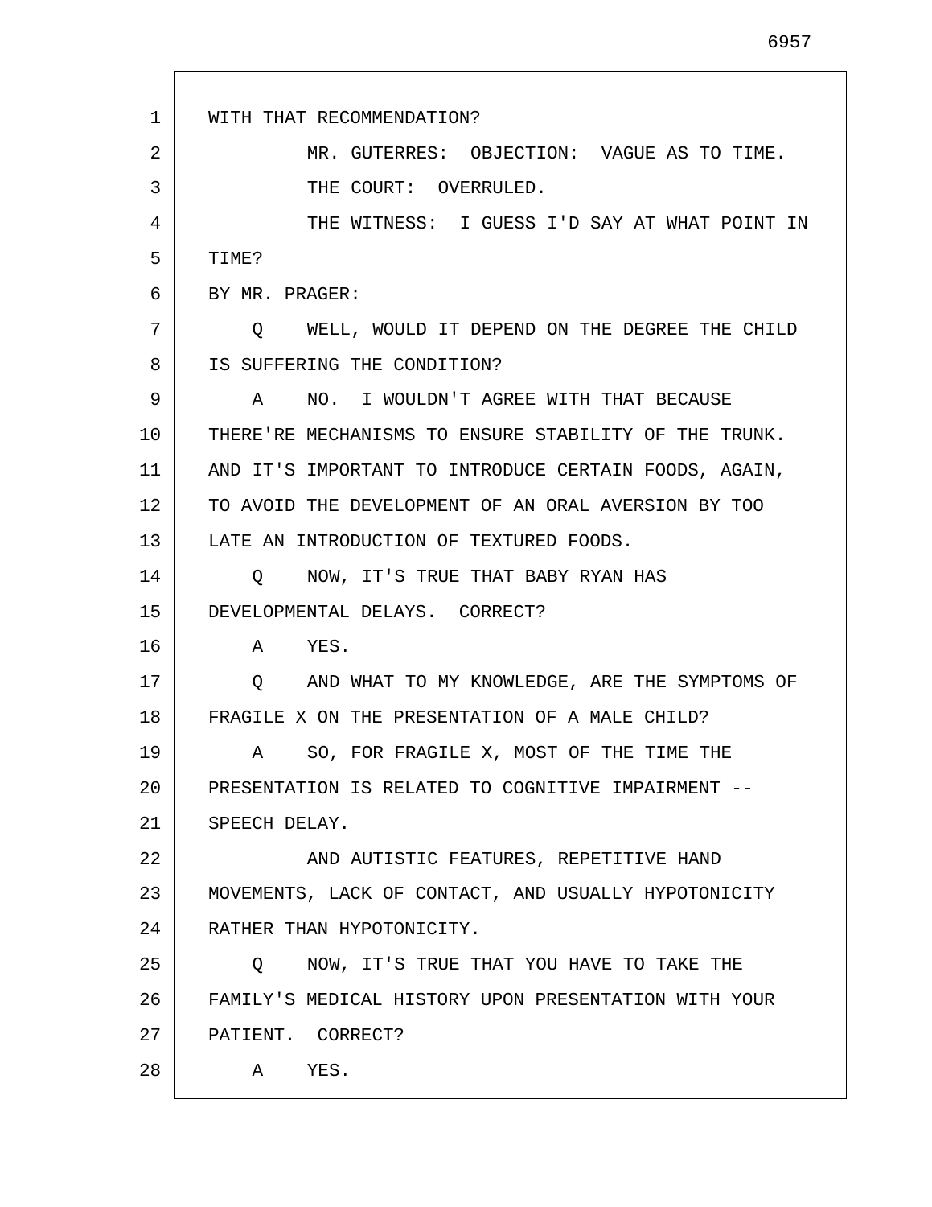WITH THAT RECOMMENDATION?

MR. GUTERRES: OBJECTION: VAGUE AS TO TIME.

THE COURT: OVERRULED.

THE WITNESS: I GUESS I'D SAY AT WHAT POINT IN TIME?

BY MR. PRAGER:

Q WELL, WOULD IT DEPEND ON THE DEGREE THE CHILD IS SUFFERING THE CONDITION?

A NO. I WOULDN'T AGREE WITH THAT BECAUSE THERE'RE MECHANISMS TO ENSURE STABILITY OF THE TRUNK. AND IT'S IMPORTANT TO INTRODUCE CERTAIN FOODS, AGAIN, TO AVOID THE DEVELOPMENT OF AN ORAL AVERSION BY TOO LATE AN INTRODUCTION OF TEXTURED FOODS.

Q NOW, IT'S TRUE THAT BABY RYAN HAS DEVELOPMENTAL DELAYS. CORRECT?

A YES.

Q AND WHAT TO MY KNOWLEDGE, ARE THE SYMPTOMS OF FRAGILE X ON THE PRESENTATION OF A MALE CHILD?

A SO, FOR FRAGILE X, MOST OF THE TIME THE PRESENTATION IS RELATED TO COGNITIVE IMPAIRMENT -- SPEECH DELAY.

AND AUTISTIC FEATURES, REPETITIVE HAND MOVEMENTS, LACK OF CONTACT, AND USUALLY HYPOTONICITY RATHER THAN HYPOTONICITY.

Q NOW, IT'S TRUE THAT YOU HAVE TO TAKE THE FAMILY'S MEDICAL HISTORY UPON PRESENTATION WITH YOUR PATIENT. CORRECT?

A YES.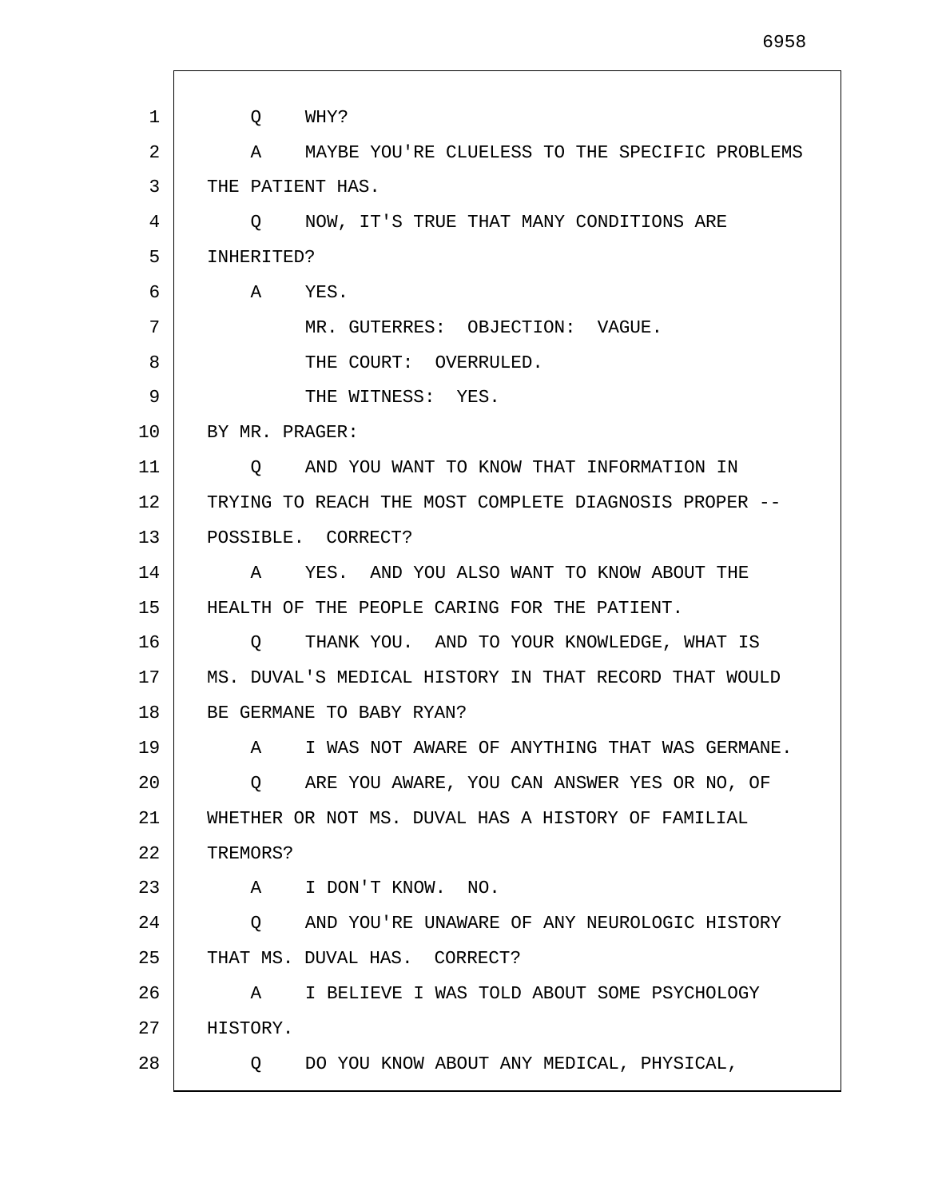Q WHY?

A MAYBE YOU'RE CLUELESS TO THE SPECIFIC PROBLEMS THE PATIENT HAS.

Q NOW, IT'S TRUE THAT MANY CONDITIONS ARE INHERITED?

A YES.

MR. GUTERRES: OBJECTION: VAGUE.

THE COURT: OVERRULED.

THE WITNESS: YES.

BY MR. PRAGER:

Q AND YOU WANT TO KNOW THAT INFORMATION IN TRYING TO REACH THE MOST COMPLETE DIAGNOSIS PROPER -- POSSIBLE. CORRECT?

A YES. AND YOU ALSO WANT TO KNOW ABOUT THE HEALTH OF THE PEOPLE CARING FOR THE PATIENT.

Q THANK YOU. AND TO YOUR KNOWLEDGE, WHAT IS MS. DUVAL'S MEDICAL HISTORY IN THAT RECORD THAT WOULD BE GERMANE TO BABY RYAN?

A I WAS NOT AWARE OF ANYTHING THAT WAS GERMANE.

Q ARE YOU AWARE, YOU CAN ANSWER YES OR NO, OF WHETHER OR NOT MS. DUVAL HAS A HISTORY OF FAMILIAL TREMORS?

A I DON'T KNOW. NO.

Q AND YOU'RE UNAWARE OF ANY NEUROLOGIC HISTORY THAT MS. DUVAL HAS. CORRECT?

A I BELIEVE I WAS TOLD ABOUT SOME PSYCHOLOGY HISTORY.

Q DO YOU KNOW ABOUT ANY MEDICAL, PHYSICAL,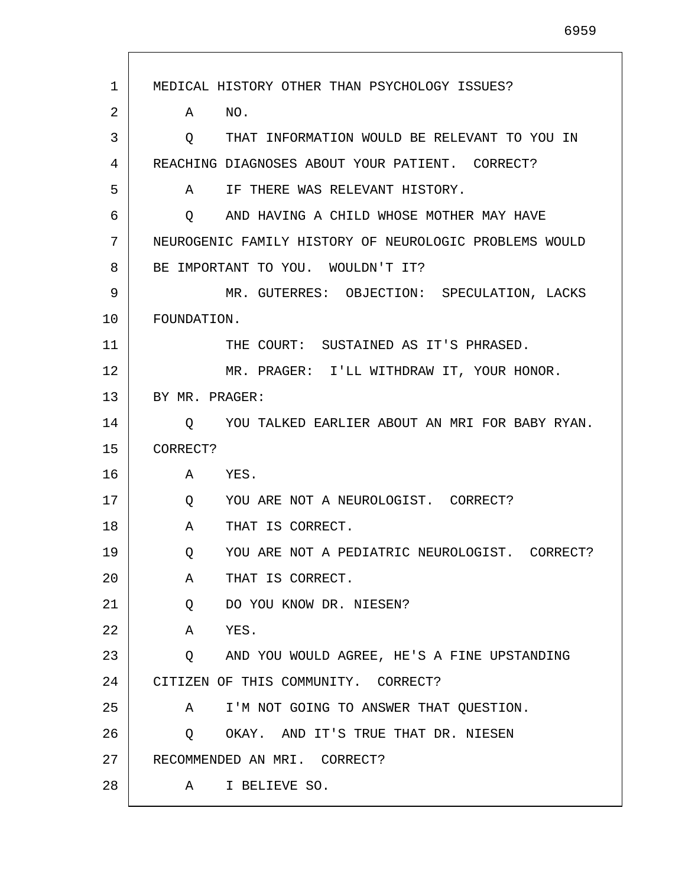MEDICAL HISTORY OTHER THAN PSYCHOLOGY ISSUES?

A NO.

Q THAT INFORMATION WOULD BE RELEVANT TO YOU IN REACHING DIAGNOSES ABOUT YOUR PATIENT. CORRECT?

A IF THERE WAS RELEVANT HISTORY.

Q AND HAVING A CHILD WHOSE MOTHER MAY HAVE NEUROGENIC FAMILY HISTORY OF NEUROLOGIC PROBLEMS WOULD BE IMPORTANT TO YOU. WOULDN'T IT?

MR. GUTERRES: OBJECTION: SPECULATION, LACKS FOUNDATION.

THE COURT: SUSTAINED AS IT'S PHRASED.

MR. PRAGER: I'LL WITHDRAW IT, YOUR HONOR.

BY MR. PRAGER:

Q YOU TALKED EARLIER ABOUT AN MRI FOR BABY RYAN. CORRECT?

A YES.

Q YOU ARE NOT A NEUROLOGIST. CORRECT?

A THAT IS CORRECT.

Q YOU ARE NOT A PEDIATRIC NEUROLOGIST. CORRECT?

A THAT IS CORRECT.

Q DO YOU KNOW DR. NIESEN?

A YES.

Q AND YOU WOULD AGREE, HE'S A FINE UPSTANDING CITIZEN OF THIS COMMUNITY. CORRECT?

A I'M NOT GOING TO ANSWER THAT QUESTION.

Q OKAY. AND IT'S TRUE THAT DR. NIESEN RECOMMENDED AN MRI. CORRECT?

A I BELIEVE SO.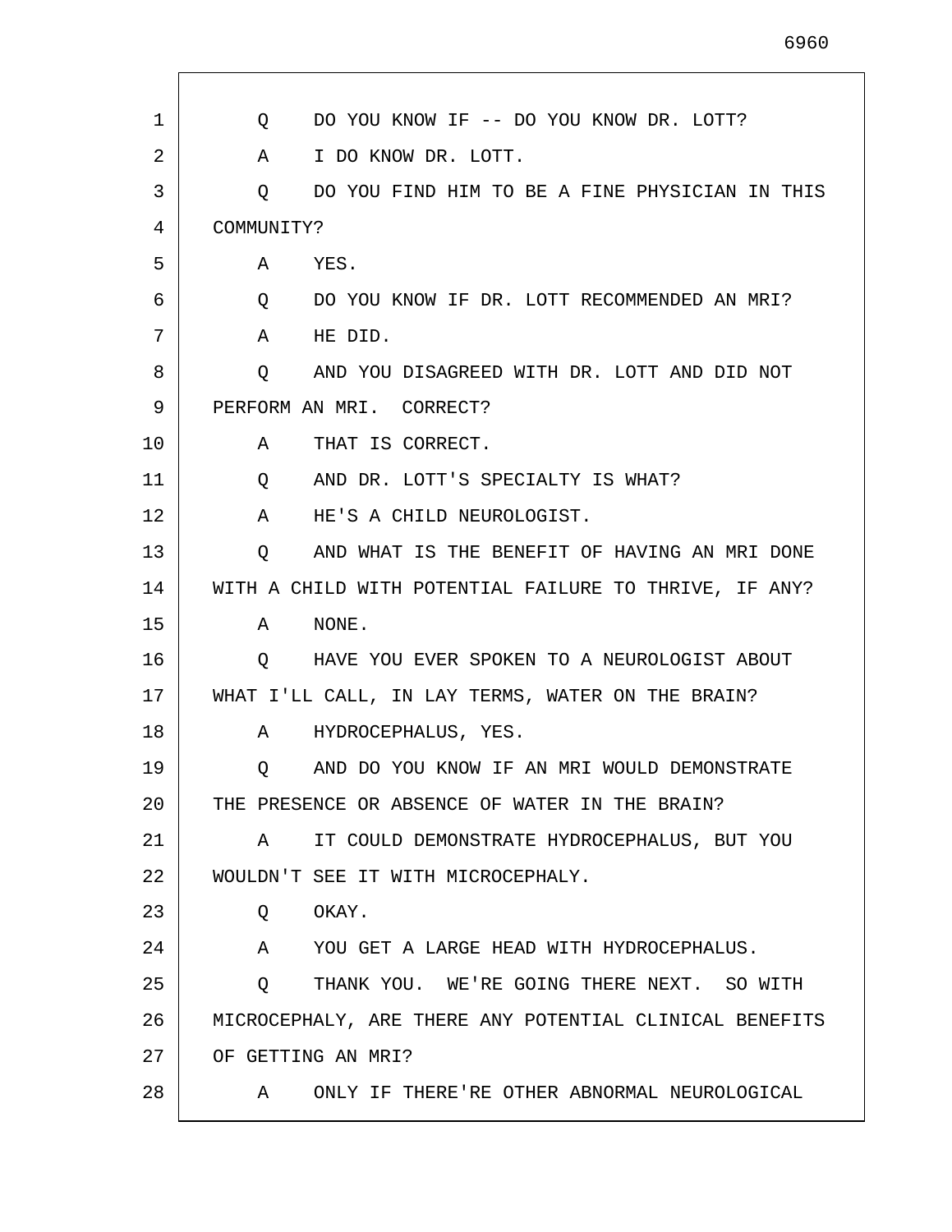Q DO YOU KNOW IF -- DO YOU KNOW DR. LOTT?

A I DO KNOW DR. LOTT.

Q DO YOU FIND HIM TO BE A FINE PHYSICIAN IN THIS COMMUNITY?

A YES.

Q DO YOU KNOW IF DR. LOTT RECOMMENDED AN MRI?

A HE DID.

Q AND YOU DISAGREED WITH DR. LOTT AND DID NOT PERFORM AN MRI. CORRECT?

A THAT IS CORRECT.

Q AND DR. LOTT'S SPECIALTY IS WHAT?

A HE'S A CHILD NEUROLOGIST.

Q AND WHAT IS THE BENEFIT OF HAVING AN MRI DONE WITH A CHILD WITH POTENTIAL FAILURE TO THRIVE, IF ANY?

A NONE.

Q HAVE YOU EVER SPOKEN TO A NEUROLOGIST ABOUT WHAT I'LL CALL, IN LAY TERMS, WATER ON THE BRAIN?

A HYDROCEPHALUS, YES.

Q AND DO YOU KNOW IF AN MRI WOULD DEMONSTRATE THE PRESENCE OR ABSENCE OF WATER IN THE BRAIN?

A IT COULD DEMONSTRATE HYDROCEPHALUS, BUT YOU WOULDN'T SEE IT WITH MICROCEPHALY.

Q OKAY.

A YOU GET A LARGE HEAD WITH HYDROCEPHALUS.

Q THANK YOU. WE'RE GOING THERE NEXT. SO WITH MICROCEPHALY, ARE THERE ANY POTENTIAL CLINICAL BENEFITS OF GETTING AN MRI?

A ONLY IF THERE'RE OTHER ABNORMAL NEUROLOGICAL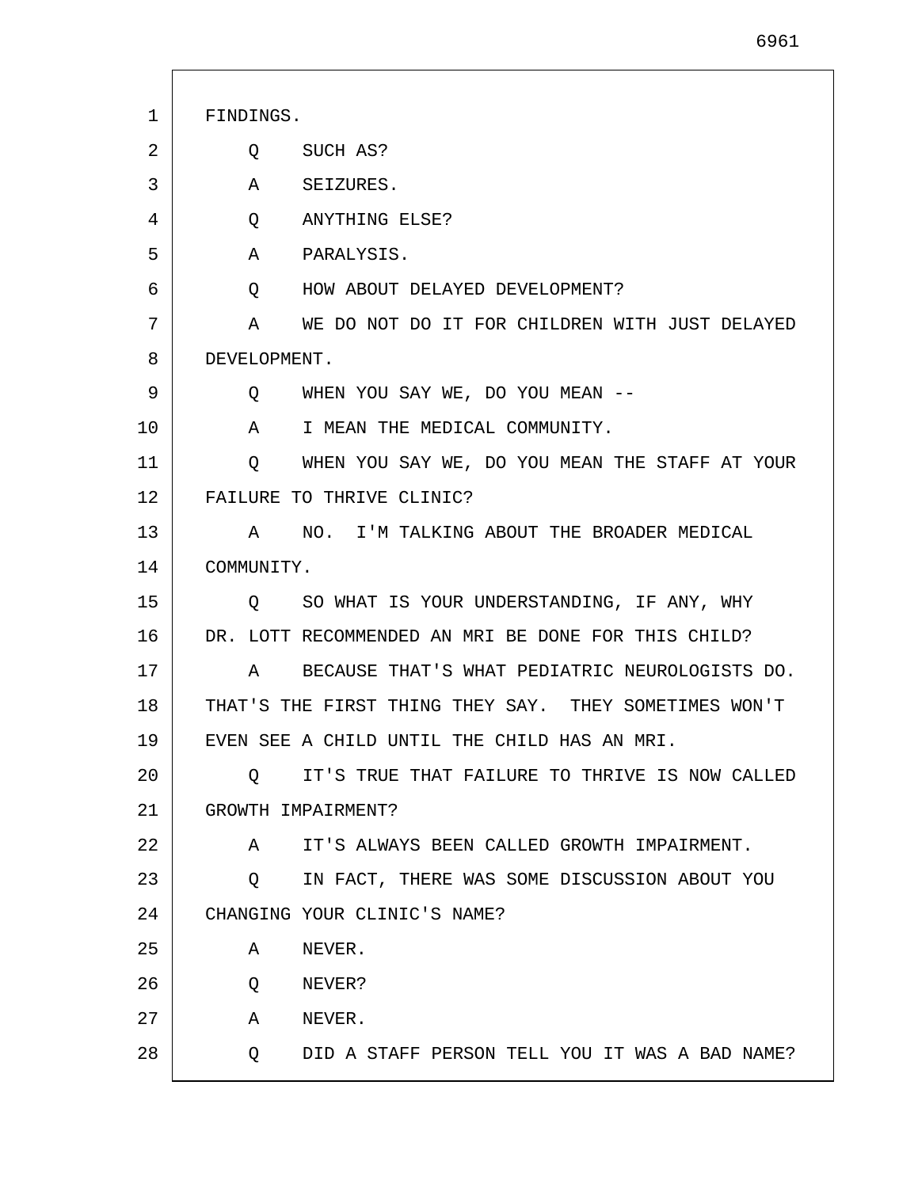FINDINGS.

Q SUCH AS?

A SEIZURES.

Q ANYTHING ELSE?

A PARALYSIS.

Q HOW ABOUT DELAYED DEVELOPMENT?

A WE DO NOT DO IT FOR CHILDREN WITH JUST DELAYED DEVELOPMENT.

Q WHEN YOU SAY WE, DO YOU MEAN --

A I MEAN THE MEDICAL COMMUNITY.

Q WHEN YOU SAY WE, DO YOU MEAN THE STAFF AT YOUR FAILURE TO THRIVE CLINIC?

A NO. I'M TALKING ABOUT THE BROADER MEDICAL COMMUNITY.

Q SO WHAT IS YOUR UNDERSTANDING, IF ANY, WHY DR. LOTT RECOMMENDED AN MRI BE DONE FOR THIS CHILD?

A BECAUSE THAT'S WHAT PEDIATRIC NEUROLOGISTS DO. THAT'S THE FIRST THING THEY SAY. THEY SOMETIMES WON'T EVEN SEE A CHILD UNTIL THE CHILD HAS AN MRI.

Q IT'S TRUE THAT FAILURE TO THRIVE IS NOW CALLED GROWTH IMPAIRMENT?

A IT'S ALWAYS BEEN CALLED GROWTH IMPAIRMENT.

Q IN FACT, THERE WAS SOME DISCUSSION ABOUT YOU CHANGING YOUR CLINIC'S NAME?

A NEVER.

Q NEVER?

A NEVER.

Q DID A STAFF PERSON TELL YOU IT WAS A BAD NAME?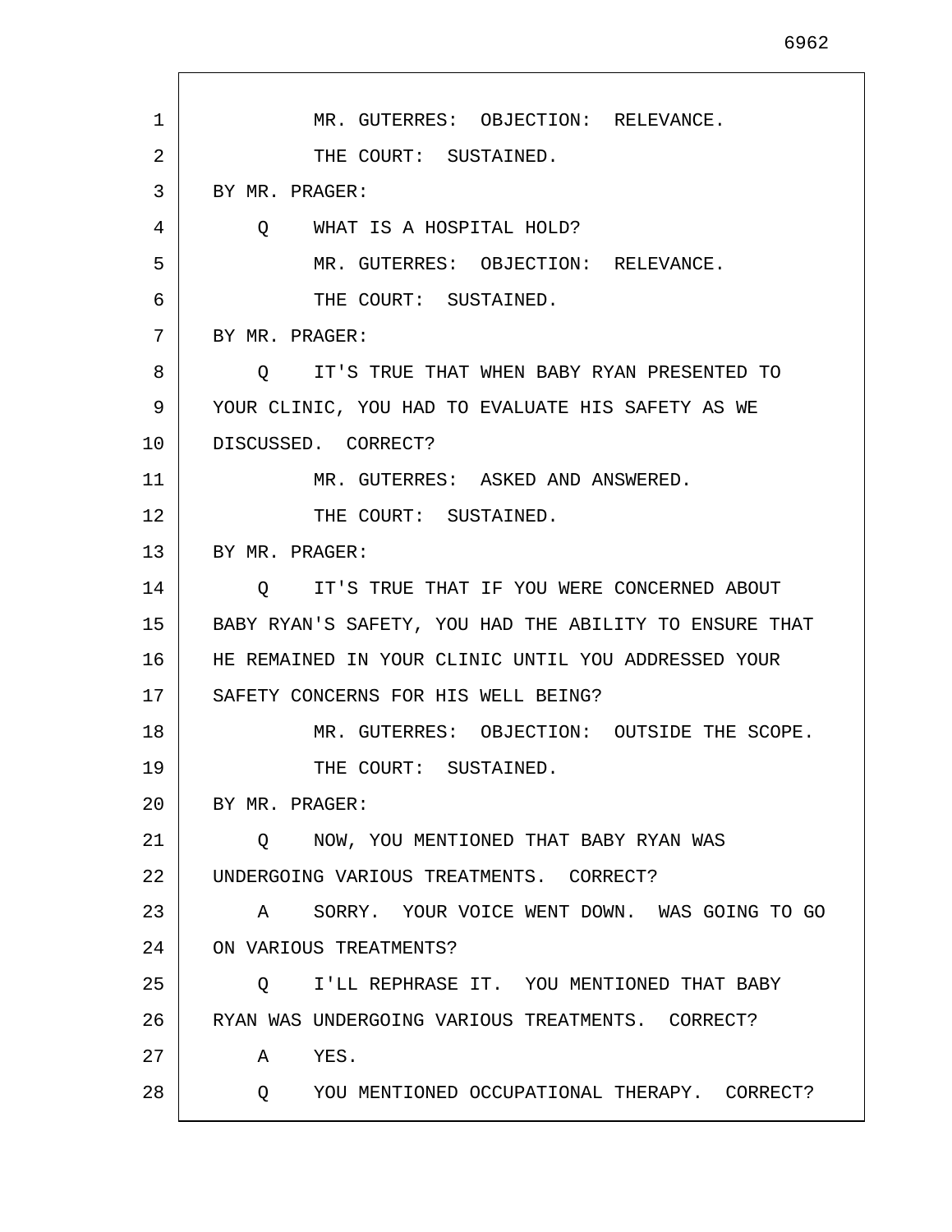MR. GUTERRES: OBJECTION: RELEVANCE.

THE COURT: SUSTAINED.

BY MR. PRAGER:

Q WHAT IS A HOSPITAL HOLD?

MR. GUTERRES: OBJECTION: RELEVANCE.

THE COURT: SUSTAINED.

BY MR. PRAGER:

Q IT'S TRUE THAT WHEN BABY RYAN PRESENTED TO YOUR CLINIC, YOU HAD TO EVALUATE HIS SAFETY AS WE DISCUSSED. CORRECT?

MR. GUTERRES: ASKED AND ANSWERED.

THE COURT: SUSTAINED.

BY MR. PRAGER:

Q IT'S TRUE THAT IF YOU WERE CONCERNED ABOUT BABY RYAN'S SAFETY, YOU HAD THE ABILITY TO ENSURE THAT HE REMAINED IN YOUR CLINIC UNTIL YOU ADDRESSED YOUR SAFETY CONCERNS FOR HIS WELL BEING?

MR. GUTERRES: OBJECTION: OUTSIDE THE SCOPE.

THE COURT: SUSTAINED.

BY MR. PRAGER:

Q NOW, YOU MENTIONED THAT BABY RYAN WAS UNDERGOING VARIOUS TREATMENTS. CORRECT?

A SORRY. YOUR VOICE WENT DOWN. WAS GOING TO GO ON VARIOUS TREATMENTS?

Q I'LL REPHRASE IT. YOU MENTIONED THAT BABY RYAN WAS UNDERGOING VARIOUS TREATMENTS. CORRECT?

A YES.

Q YOU MENTIONED OCCUPATIONAL THERAPY. CORRECT?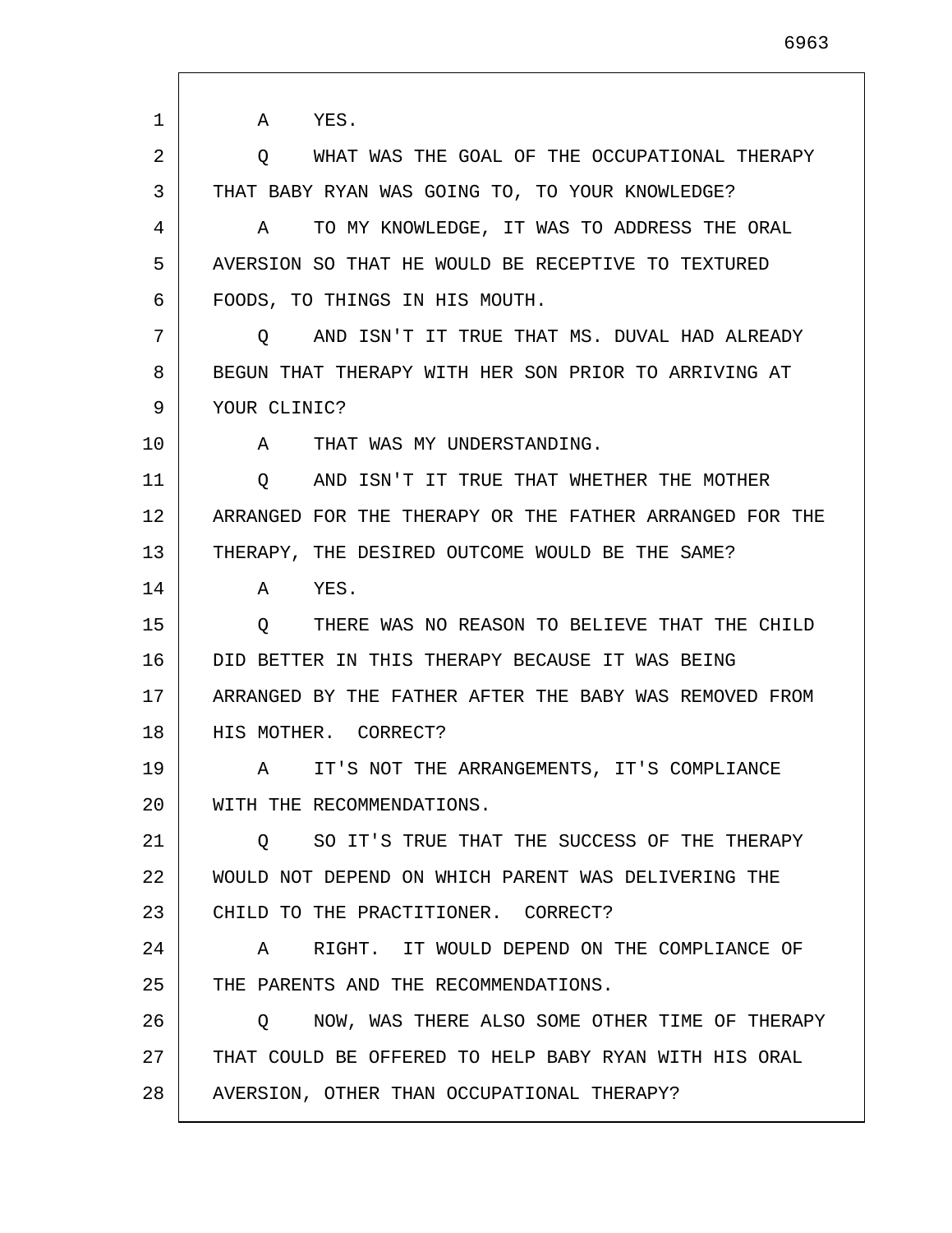A    YES.

Q    WHAT WAS THE GOAL OF THE OCCUPATIONAL THERAPY THAT BABY RYAN WAS GOING TO, TO YOUR KNOWLEDGE?

A    TO MY KNOWLEDGE, IT WAS TO ADDRESS THE ORAL AVERSION SO THAT HE WOULD BE RECEPTIVE TO TEXTURED FOODS, TO THINGS IN HIS MOUTH.

Q    AND ISN'T IT TRUE THAT MS. DUVAL HAD ALREADY BEGUN THAT THERAPY WITH HER SON PRIOR TO ARRIVING AT YOUR CLINIC?

A    THAT WAS MY UNDERSTANDING.

Q    AND ISN'T IT TRUE THAT WHETHER THE MOTHER ARRANGED FOR THE THERAPY OR THE FATHER ARRANGED FOR THE THERAPY, THE DESIRED OUTCOME WOULD BE THE SAME?

A    YES.

Q    THERE WAS NO REASON TO BELIEVE THAT THE CHILD DID BETTER IN THIS THERAPY BECAUSE IT WAS BEING ARRANGED BY THE FATHER AFTER THE BABY WAS REMOVED FROM HIS MOTHER. CORRECT?

A    IT'S NOT THE ARRANGEMENTS, IT'S COMPLIANCE WITH THE RECOMMENDATIONS.

Q    SO IT'S TRUE THAT THE SUCCESS OF THE THERAPY WOULD NOT DEPEND ON WHICH PARENT WAS DELIVERING THE CHILD TO THE PRACTITIONER. CORRECT?

A    RIGHT. IT WOULD DEPEND ON THE COMPLIANCE OF THE PARENTS AND THE RECOMMENDATIONS.

Q    NOW, WAS THERE ALSO SOME OTHER TIME OF THERAPY THAT COULD BE OFFERED TO HELP BABY RYAN WITH HIS ORAL AVERSION, OTHER THAN OCCUPATIONAL THERAPY?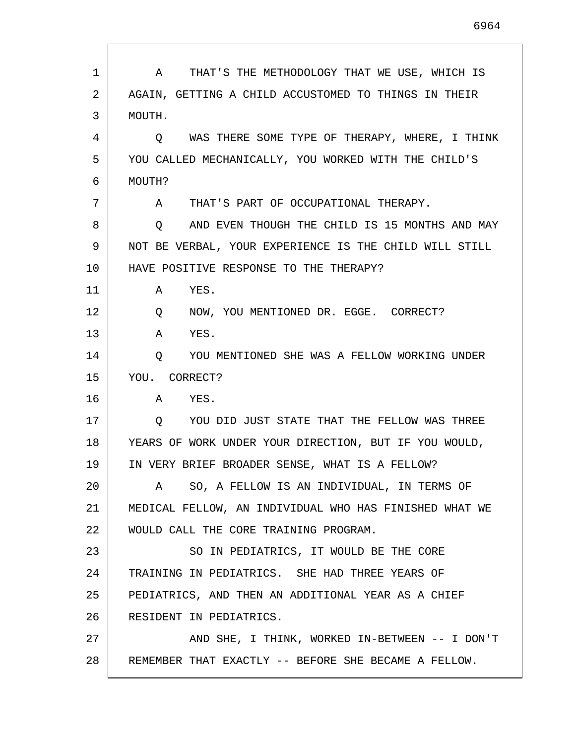A THAT'S THE METHODOLOGY THAT WE USE, WHICH IS AGAIN, GETTING A CHILD ACCUSTOMED TO THINGS IN THEIR MOUTH.

Q WAS THERE SOME TYPE OF THERAPY, WHERE, I THINK YOU CALLED MECHANICALLY, YOU WORKED WITH THE CHILD'S MOUTH?

A THAT'S PART OF OCCUPATIONAL THERAPY.

Q AND EVEN THOUGH THE CHILD IS 15 MONTHS AND MAY NOT BE VERBAL, YOUR EXPERIENCE IS THE CHILD WILL STILL HAVE POSITIVE RESPONSE TO THE THERAPY?

A YES.

Q NOW, YOU MENTIONED DR. EGGE. CORRECT?

A YES.

Q YOU MENTIONED SHE WAS A FELLOW WORKING UNDER YOU. CORRECT?

A YES.

Q YOU DID JUST STATE THAT THE FELLOW WAS THREE YEARS OF WORK UNDER YOUR DIRECTION, BUT IF YOU WOULD, IN VERY BRIEF BROADER SENSE, WHAT IS A FELLOW?

A SO, A FELLOW IS AN INDIVIDUAL, IN TERMS OF MEDICAL FELLOW, AN INDIVIDUAL WHO HAS FINISHED WHAT WE WOULD CALL THE CORE TRAINING PROGRAM.

SO IN PEDIATRICS, IT WOULD BE THE CORE TRAINING IN PEDIATRICS. SHE HAD THREE YEARS OF PEDIATRICS, AND THEN AN ADDITIONAL YEAR AS A CHIEF RESIDENT IN PEDIATRICS.

AND SHE, I THINK, WORKED IN-BETWEEN -- I DON'T REMEMBER THAT EXACTLY -- BEFORE SHE BECAME A FELLOW.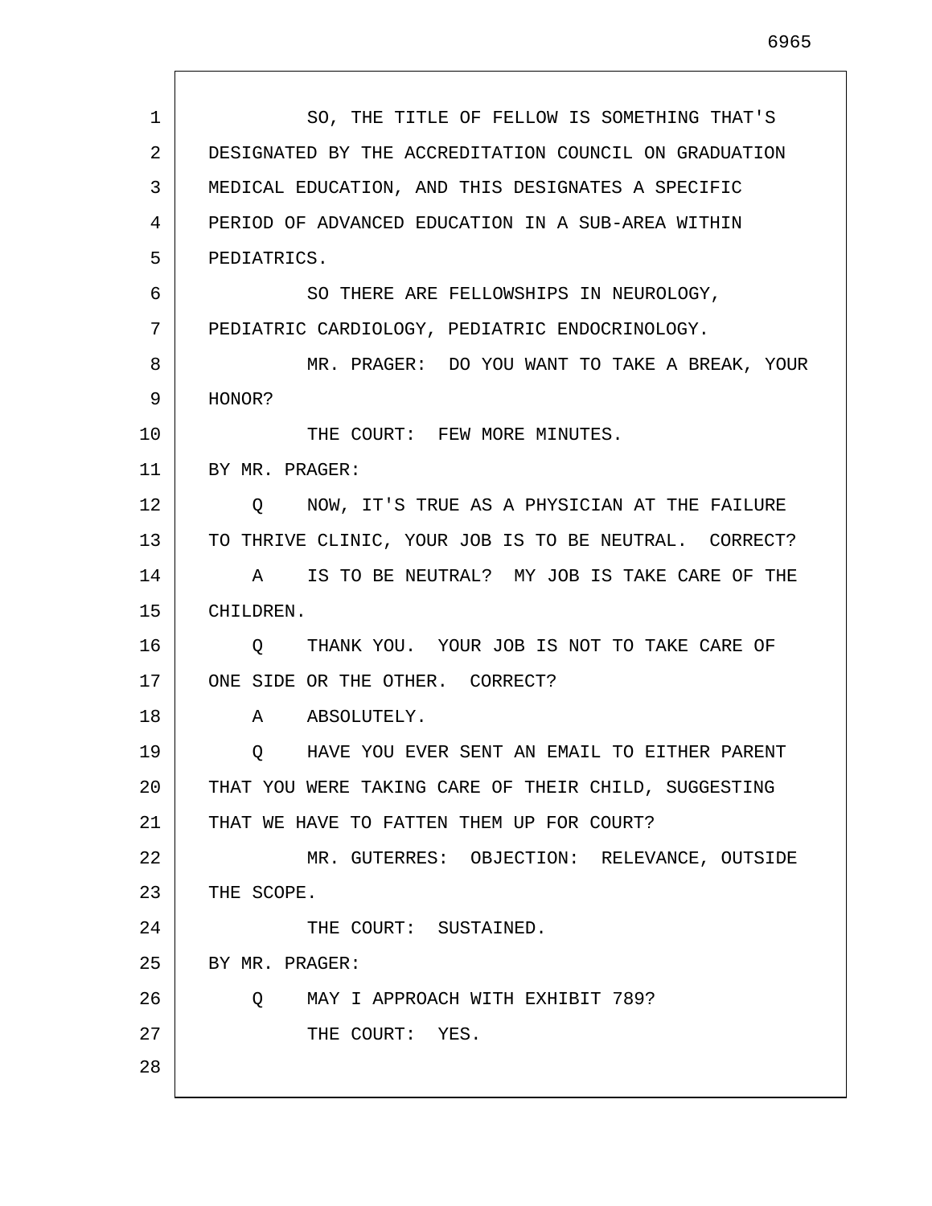SO, THE TITLE OF FELLOW IS SOMETHING THAT'S DESIGNATED BY THE ACCREDITATION COUNCIL ON GRADUATION MEDICAL EDUCATION, AND THIS DESIGNATES A SPECIFIC PERIOD OF ADVANCED EDUCATION IN A SUB-AREA WITHIN PEDIATRICS.

SO THERE ARE FELLOWSHIPS IN NEUROLOGY, PEDIATRIC CARDIOLOGY, PEDIATRIC ENDOCRINOLOGY.

MR. PRAGER: DO YOU WANT TO TAKE A BREAK, YOUR HONOR?

THE COURT: FEW MORE MINUTES.

BY MR. PRAGER:

Q NOW, IT'S TRUE AS A PHYSICIAN AT THE FAILURE TO THRIVE CLINIC, YOUR JOB IS TO BE NEUTRAL. CORRECT?

A IS TO BE NEUTRAL? MY JOB IS TAKE CARE OF THE CHILDREN.

Q THANK YOU. YOUR JOB IS NOT TO TAKE CARE OF ONE SIDE OR THE OTHER. CORRECT?

A ABSOLUTELY.

Q HAVE YOU EVER SENT AN EMAIL TO EITHER PARENT THAT YOU WERE TAKING CARE OF THEIR CHILD, SUGGESTING THAT WE HAVE TO FATTEN THEM UP FOR COURT?

MR. GUTERRES: OBJECTION: RELEVANCE, OUTSIDE THE SCOPE.

THE COURT: SUSTAINED.

BY MR. PRAGER:

Q MAY I APPROACH WITH EXHIBIT 789?

THE COURT: YES.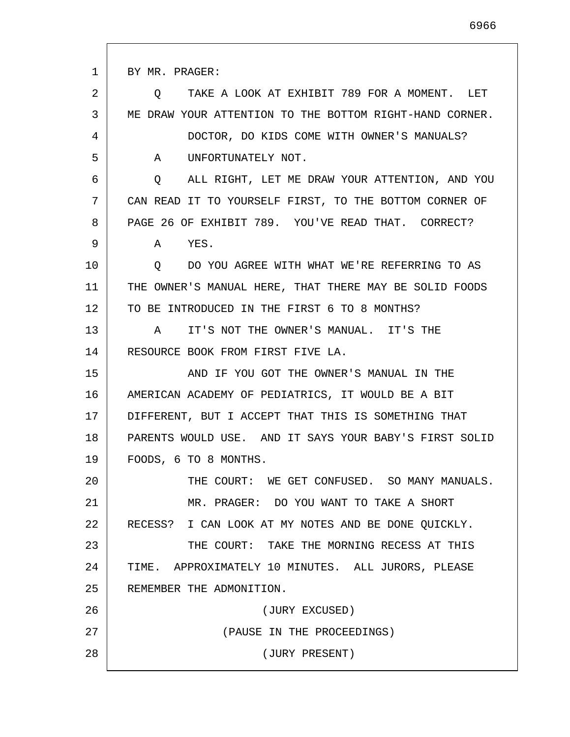BY MR. PRAGER:

Q TAKE A LOOK AT EXHIBIT 789 FOR A MOMENT. LET ME DRAW YOUR ATTENTION TO THE BOTTOM RIGHT-HAND CORNER.

DOCTOR, DO KIDS COME WITH OWNER'S MANUALS?

A UNFORTUNATELY NOT.

Q ALL RIGHT, LET ME DRAW YOUR ATTENTION, AND YOU CAN READ IT TO YOURSELF FIRST, TO THE BOTTOM CORNER OF PAGE 26 OF EXHIBIT 789. YOU'VE READ THAT. CORRECT?

A YES.

Q DO YOU AGREE WITH WHAT WE'RE REFERRING TO AS THE OWNER'S MANUAL HERE, THAT THERE MAY BE SOLID FOODS TO BE INTRODUCED IN THE FIRST 6 TO 8 MONTHS?

A IT'S NOT THE OWNER'S MANUAL. IT'S THE RESOURCE BOOK FROM FIRST FIVE LA.

AND IF YOU GOT THE OWNER'S MANUAL IN THE AMERICAN ACADEMY OF PEDIATRICS, IT WOULD BE A BIT DIFFERENT, BUT I ACCEPT THAT THIS IS SOMETHING THAT PARENTS WOULD USE. AND IT SAYS YOUR BABY'S FIRST SOLID FOODS, 6 TO 8 MONTHS.

THE COURT: WE GET CONFUSED. SO MANY MANUALS.

MR. PRAGER: DO YOU WANT TO TAKE A SHORT RECESS? I CAN LOOK AT MY NOTES AND BE DONE QUICKLY.

THE COURT: TAKE THE MORNING RECESS AT THIS TIME. APPROXIMATELY 10 MINUTES. ALL JURORS, PLEASE REMEMBER THE ADMONITION.

(JURY EXCUSED)

(PAUSE IN THE PROCEEDINGS)

(JURY PRESENT)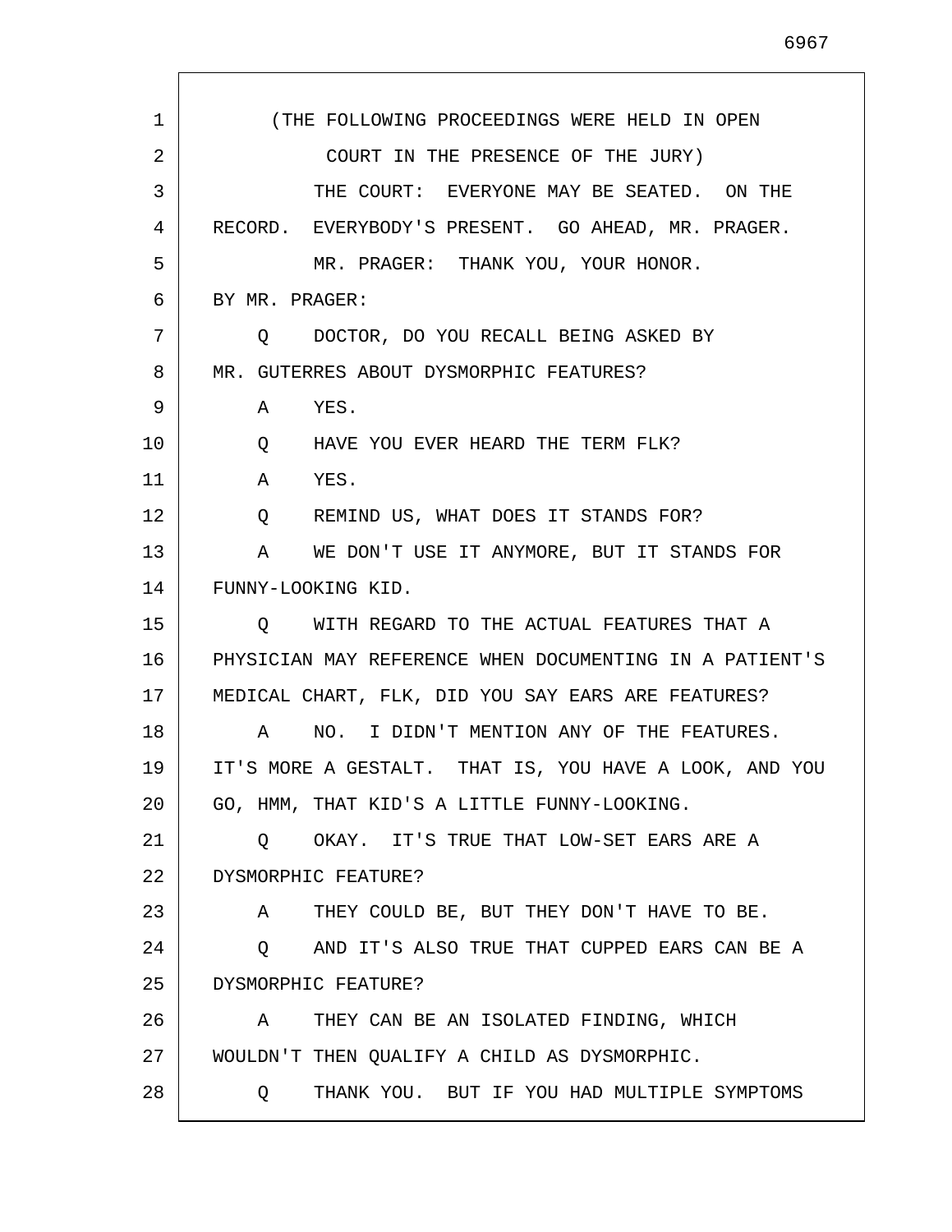(THE FOLLOWING PROCEEDINGS WERE HELD IN OPEN COURT IN THE PRESENCE OF THE JURY)

THE COURT: EVERYONE MAY BE SEATED. ON THE RECORD. EVERYBODY'S PRESENT. GO AHEAD, MR. PRAGER.

MR. PRAGER: THANK YOU, YOUR HONOR.

BY MR. PRAGER:

Q DOCTOR, DO YOU RECALL BEING ASKED BY MR. GUTERRES ABOUT DYSMORPHIC FEATURES?

A YES.

Q HAVE YOU EVER HEARD THE TERM FLK?

A YES.

Q REMIND US, WHAT DOES IT STANDS FOR?

A WE DON'T USE IT ANYMORE, BUT IT STANDS FOR FUNNY-LOOKING KID.

Q WITH REGARD TO THE ACTUAL FEATURES THAT A PHYSICIAN MAY REFERENCE WHEN DOCUMENTING IN A PATIENT'S MEDICAL CHART, FLK, DID YOU SAY EARS ARE FEATURES?

A NO. I DIDN'T MENTION ANY OF THE FEATURES. IT'S MORE A GESTALT. THAT IS, YOU HAVE A LOOK, AND YOU GO, HMM, THAT KID'S A LITTLE FUNNY-LOOKING.

Q OKAY. IT'S TRUE THAT LOW-SET EARS ARE A DYSMORPHIC FEATURE?

A THEY COULD BE, BUT THEY DON'T HAVE TO BE.

Q AND IT'S ALSO TRUE THAT CUPPED EARS CAN BE A DYSMORPHIC FEATURE?

A THEY CAN BE AN ISOLATED FINDING, WHICH WOULDN'T THEN QUALIFY A CHILD AS DYSMORPHIC.

Q THANK YOU. BUT IF YOU HAD MULTIPLE SYMPTOMS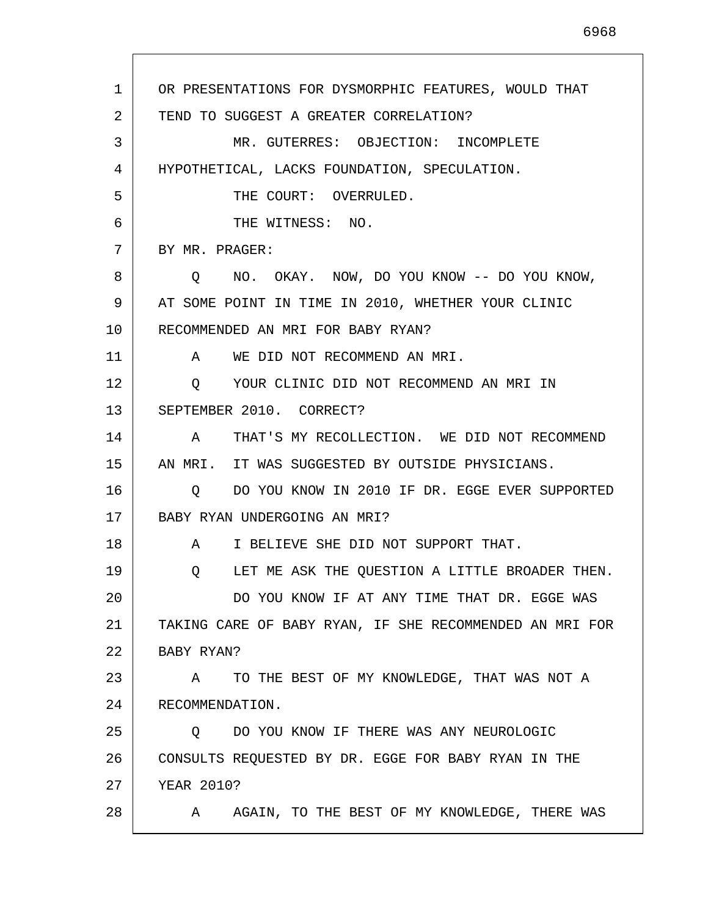OR PRESENTATIONS FOR DYSMORPHIC FEATURES, WOULD THAT TEND TO SUGGEST A GREATER CORRELATION?

MR. GUTERRES: OBJECTION: INCOMPLETE HYPOTHETICAL, LACKS FOUNDATION, SPECULATION.

THE COURT: OVERRULED.

THE WITNESS: NO.

BY MR. PRAGER:

Q NO. OKAY. NOW, DO YOU KNOW -- DO YOU KNOW, AT SOME POINT IN TIME IN 2010, WHETHER YOUR CLINIC RECOMMENDED AN MRI FOR BABY RYAN?

A WE DID NOT RECOMMEND AN MRI.

Q YOUR CLINIC DID NOT RECOMMEND AN MRI IN SEPTEMBER 2010. CORRECT?

A THAT'S MY RECOLLECTION. WE DID NOT RECOMMEND AN MRI. IT WAS SUGGESTED BY OUTSIDE PHYSICIANS.

Q DO YOU KNOW IN 2010 IF DR. EGGE EVER SUPPORTED BABY RYAN UNDERGOING AN MRI?

A I BELIEVE SHE DID NOT SUPPORT THAT.

Q LET ME ASK THE QUESTION A LITTLE BROADER THEN.

DO YOU KNOW IF AT ANY TIME THAT DR. EGGE WAS TAKING CARE OF BABY RYAN, IF SHE RECOMMENDED AN MRI FOR BABY RYAN?

A TO THE BEST OF MY KNOWLEDGE, THAT WAS NOT A RECOMMENDATION.

Q DO YOU KNOW IF THERE WAS ANY NEUROLOGIC CONSULTS REQUESTED BY DR. EGGE FOR BABY RYAN IN THE YEAR 2010?

A AGAIN, TO THE BEST OF MY KNOWLEDGE, THERE WAS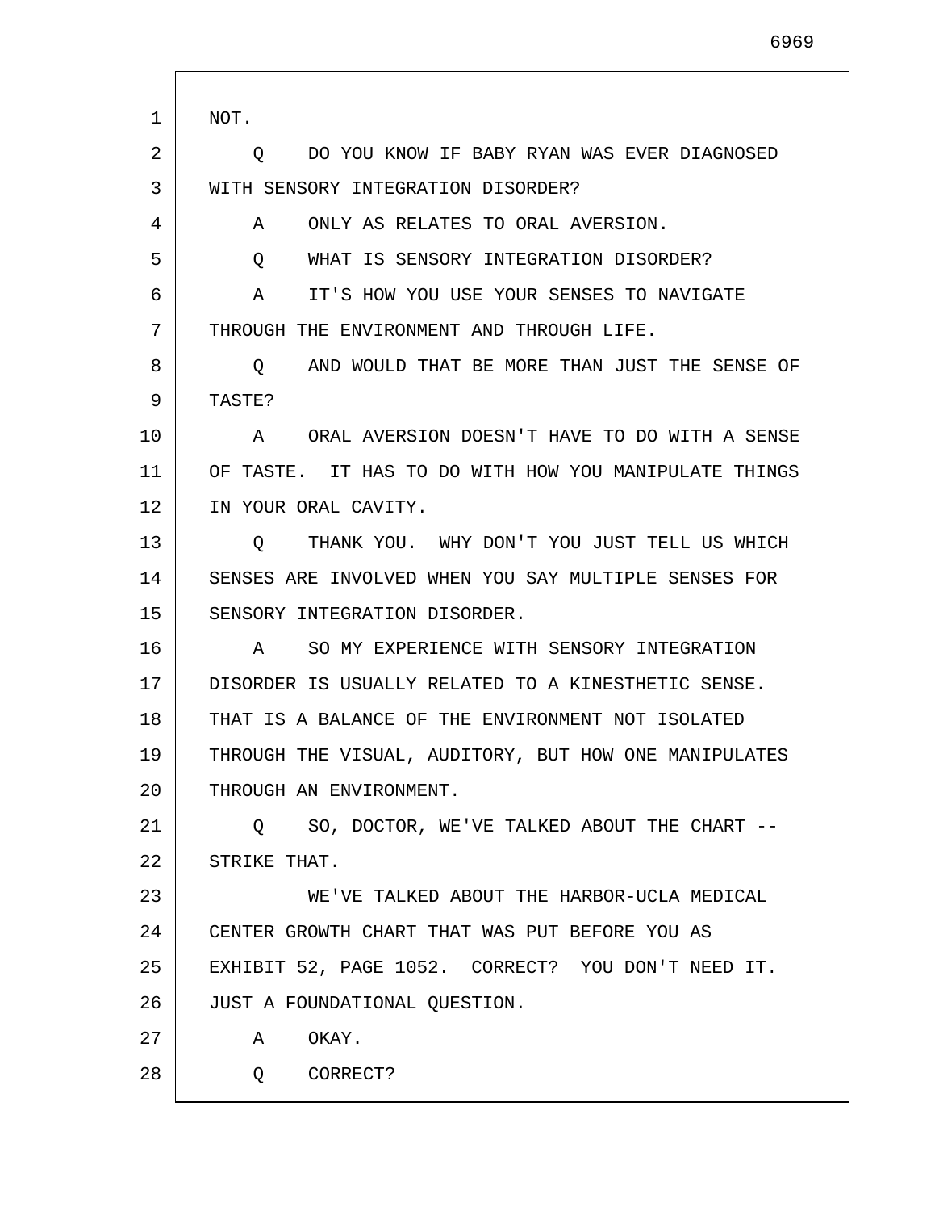NOT.

Q DO YOU KNOW IF BABY RYAN WAS EVER DIAGNOSED WITH SENSORY INTEGRATION DISORDER?

A ONLY AS RELATES TO ORAL AVERSION.

Q WHAT IS SENSORY INTEGRATION DISORDER?

A IT'S HOW YOU USE YOUR SENSES TO NAVIGATE THROUGH THE ENVIRONMENT AND THROUGH LIFE.

Q AND WOULD THAT BE MORE THAN JUST THE SENSE OF TASTE?

A ORAL AVERSION DOESN'T HAVE TO DO WITH A SENSE OF TASTE. IT HAS TO DO WITH HOW YOU MANIPULATE THINGS IN YOUR ORAL CAVITY.

Q THANK YOU. WHY DON'T YOU JUST TELL US WHICH SENSES ARE INVOLVED WHEN YOU SAY MULTIPLE SENSES FOR SENSORY INTEGRATION DISORDER.

A SO MY EXPERIENCE WITH SENSORY INTEGRATION DISORDER IS USUALLY RELATED TO A KINESTHETIC SENSE. THAT IS A BALANCE OF THE ENVIRONMENT NOT ISOLATED THROUGH THE VISUAL, AUDITORY, BUT HOW ONE MANIPULATES THROUGH AN ENVIRONMENT.

Q SO, DOCTOR, WE'VE TALKED ABOUT THE CHART -- STRIKE THAT.

WE'VE TALKED ABOUT THE HARBOR-UCLA MEDICAL CENTER GROWTH CHART THAT WAS PUT BEFORE YOU AS EXHIBIT 52, PAGE 1052. CORRECT? YOU DON'T NEED IT. JUST A FOUNDATIONAL QUESTION.

A OKAY.

Q CORRECT?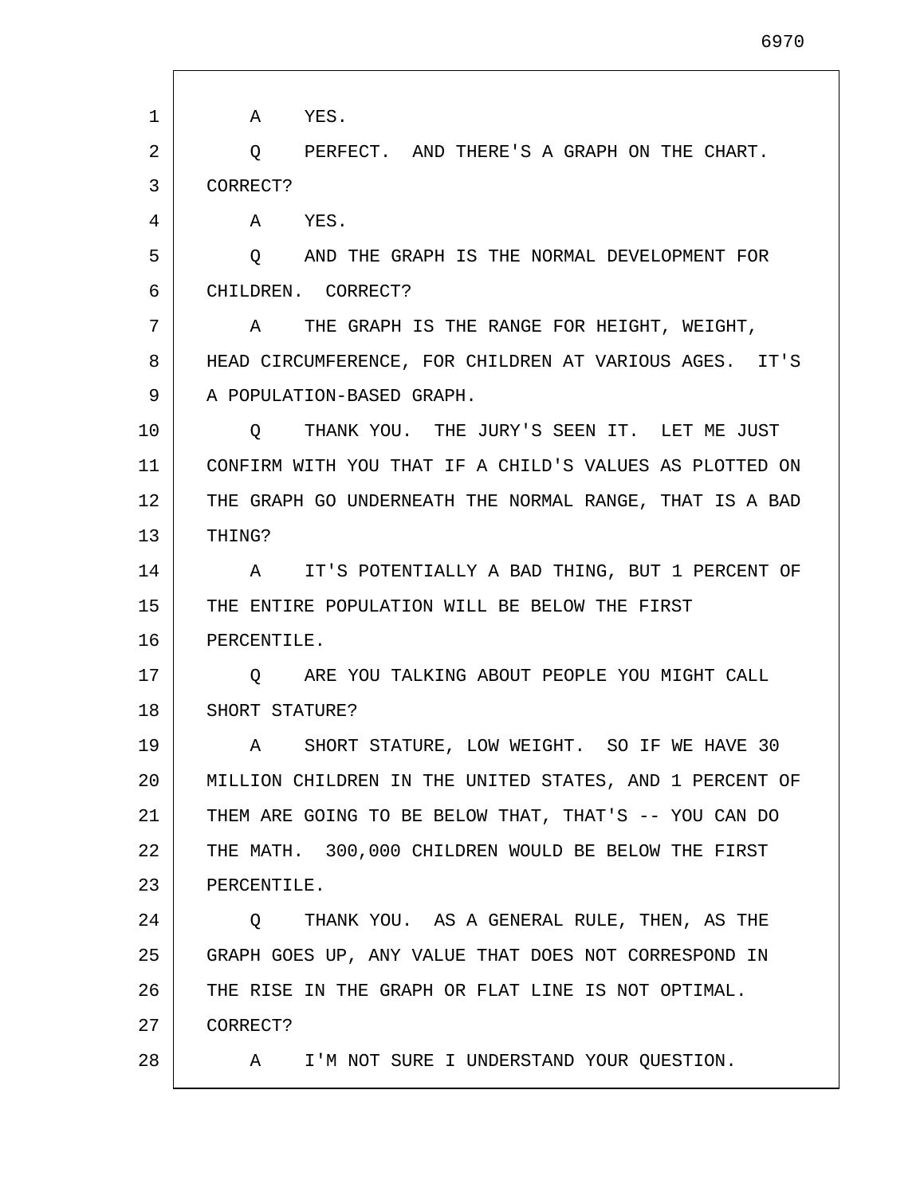A YES.

Q PERFECT. AND THERE'S A GRAPH ON THE CHART. CORRECT?

A YES.

Q AND THE GRAPH IS THE NORMAL DEVELOPMENT FOR CHILDREN. CORRECT?

A THE GRAPH IS THE RANGE FOR HEIGHT, WEIGHT, HEAD CIRCUMFERENCE, FOR CHILDREN AT VARIOUS AGES. IT'S A POPULATION-BASED GRAPH.

Q THANK YOU. THE JURY'S SEEN IT. LET ME JUST CONFIRM WITH YOU THAT IF A CHILD'S VALUES AS PLOTTED ON THE GRAPH GO UNDERNEATH THE NORMAL RANGE, THAT IS A BAD THING?

A IT'S POTENTIALLY A BAD THING, BUT 1 PERCENT OF THE ENTIRE POPULATION WILL BE BELOW THE FIRST PERCENTILE.

Q ARE YOU TALKING ABOUT PEOPLE YOU MIGHT CALL SHORT STATURE?

A SHORT STATURE, LOW WEIGHT. SO IF WE HAVE 30 MILLION CHILDREN IN THE UNITED STATES, AND 1 PERCENT OF THEM ARE GOING TO BE BELOW THAT, THAT'S -- YOU CAN DO THE MATH. 300,000 CHILDREN WOULD BE BELOW THE FIRST PERCENTILE.

Q THANK YOU. AS A GENERAL RULE, THEN, AS THE GRAPH GOES UP, ANY VALUE THAT DOES NOT CORRESPOND IN THE RISE IN THE GRAPH OR FLAT LINE IS NOT OPTIMAL. CORRECT?

A I'M NOT SURE I UNDERSTAND YOUR QUESTION.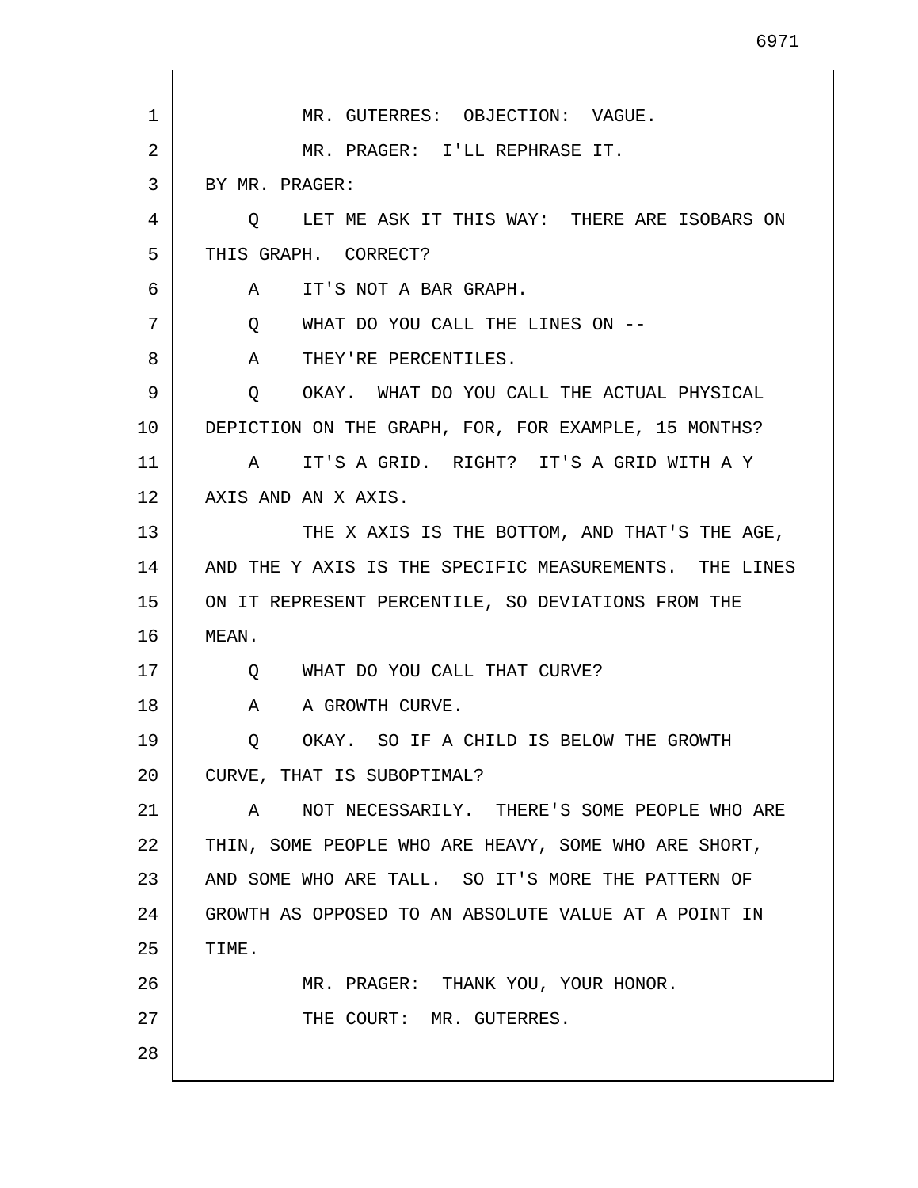MR. GUTERRES: OBJECTION: VAGUE.

MR. PRAGER: I'LL REPHRASE IT.

BY MR. PRAGER:

Q LET ME ASK IT THIS WAY: THERE ARE ISOBARS ON THIS GRAPH. CORRECT?

A IT'S NOT A BAR GRAPH.

Q WHAT DO YOU CALL THE LINES ON --

A THEY'RE PERCENTILES.

Q OKAY. WHAT DO YOU CALL THE ACTUAL PHYSICAL DEPICTION ON THE GRAPH, FOR, FOR EXAMPLE, 15 MONTHS?

A IT'S A GRID. RIGHT? IT'S A GRID WITH A Y AXIS AND AN X AXIS.

THE X AXIS IS THE BOTTOM, AND THAT'S THE AGE, AND THE Y AXIS IS THE SPECIFIC MEASUREMENTS. THE LINES ON IT REPRESENT PERCENTILE, SO DEVIATIONS FROM THE MEAN.

Q WHAT DO YOU CALL THAT CURVE?

A A GROWTH CURVE.

Q OKAY. SO IF A CHILD IS BELOW THE GROWTH CURVE, THAT IS SUBOPTIMAL?

A NOT NECESSARILY. THERE'S SOME PEOPLE WHO ARE THIN, SOME PEOPLE WHO ARE HEAVY, SOME WHO ARE SHORT, AND SOME WHO ARE TALL. SO IT'S MORE THE PATTERN OF GROWTH AS OPPOSED TO AN ABSOLUTE VALUE AT A POINT IN TIME.

MR. PRAGER: THANK YOU, YOUR HONOR.

THE COURT: MR. GUTERRES.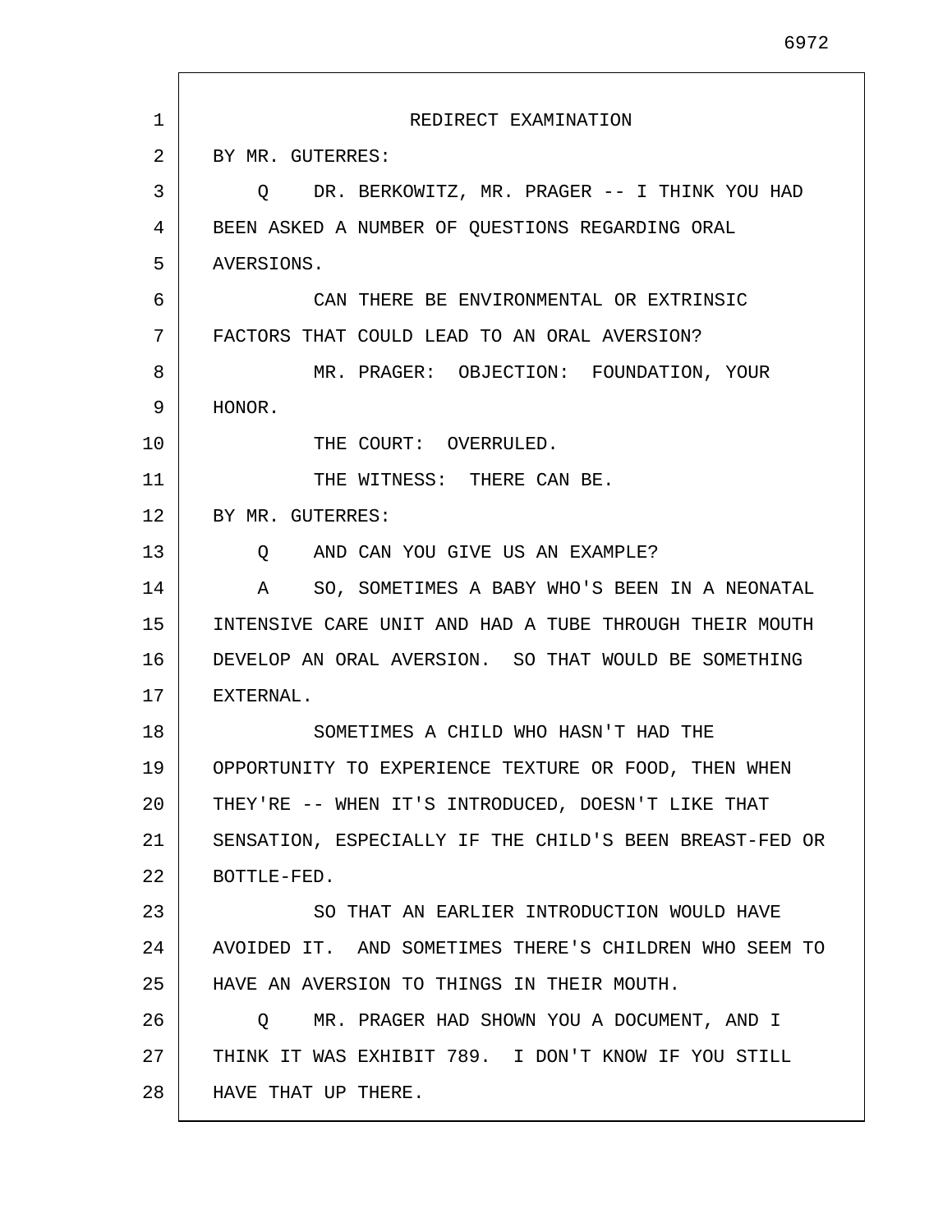REDIRECT EXAMINATION

BY MR. GUTERRES:

Q DR. BERKOWITZ, MR. PRAGER -- I THINK YOU HAD BEEN ASKED A NUMBER OF QUESTIONS REGARDING ORAL AVERSIONS.

CAN THERE BE ENVIRONMENTAL OR EXTRINSIC FACTORS THAT COULD LEAD TO AN ORAL AVERSION?

MR. PRAGER: OBJECTION: FOUNDATION, YOUR HONOR.

THE COURT: OVERRULED.

THE WITNESS: THERE CAN BE.

BY MR. GUTERRES:

Q AND CAN YOU GIVE US AN EXAMPLE?

A SO, SOMETIMES A BABY WHO'S BEEN IN A NEONATAL INTENSIVE CARE UNIT AND HAD A TUBE THROUGH THEIR MOUTH DEVELOP AN ORAL AVERSION. SO THAT WOULD BE SOMETHING EXTERNAL.

SOMETIMES A CHILD WHO HASN'T HAD THE OPPORTUNITY TO EXPERIENCE TEXTURE OR FOOD, THEN WHEN THEY'RE -- WHEN IT'S INTRODUCED, DOESN'T LIKE THAT SENSATION, ESPECIALLY IF THE CHILD'S BEEN BREAST-FED OR BOTTLE-FED.

SO THAT AN EARLIER INTRODUCTION WOULD HAVE AVOIDED IT. AND SOMETIMES THERE'S CHILDREN WHO SEEM TO HAVE AN AVERSION TO THINGS IN THEIR MOUTH.

Q MR. PRAGER HAD SHOWN YOU A DOCUMENT, AND I THINK IT WAS EXHIBIT 789. I DON'T KNOW IF YOU STILL HAVE THAT UP THERE.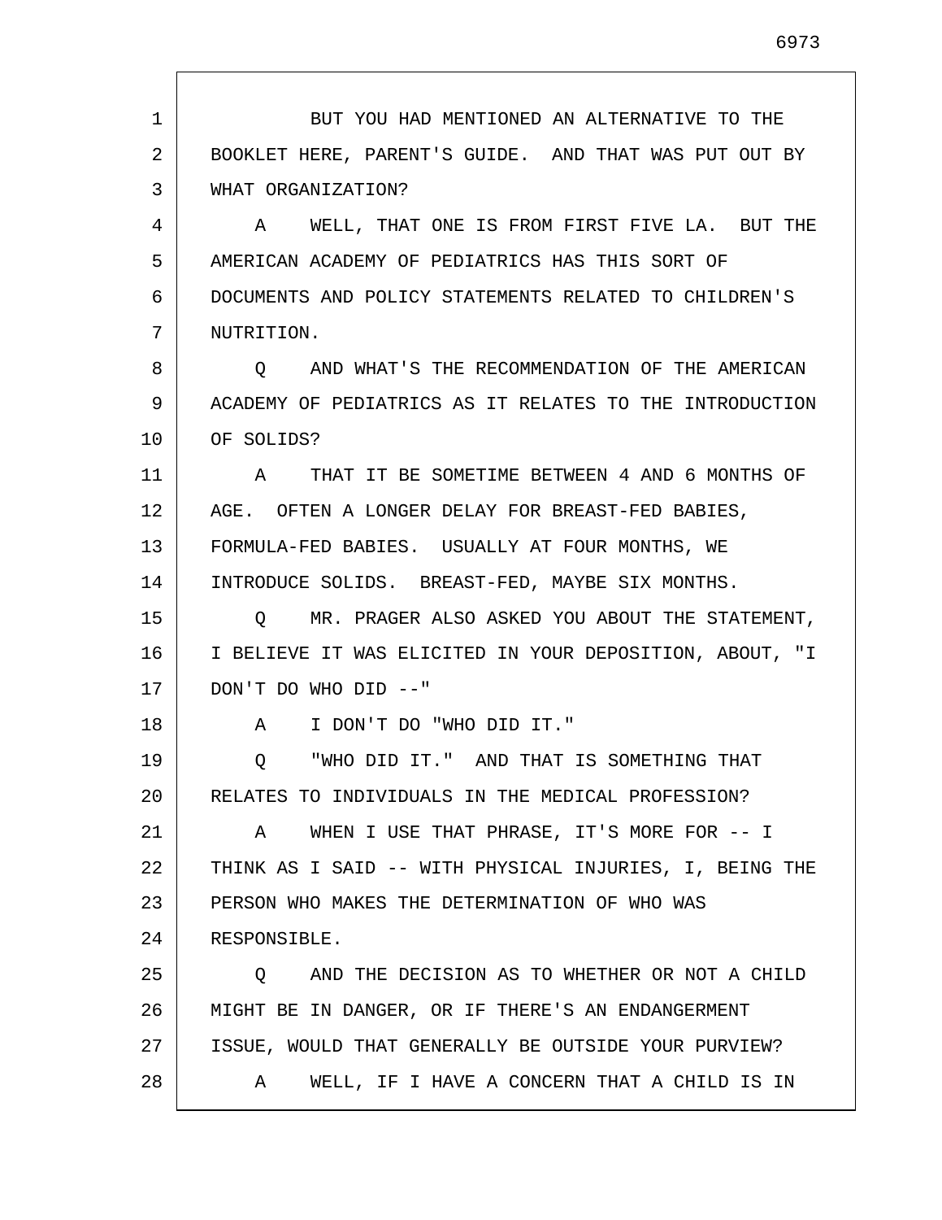BUT YOU HAD MENTIONED AN ALTERNATIVE TO THE BOOKLET HERE, PARENT'S GUIDE. AND THAT WAS PUT OUT BY WHAT ORGANIZATION?

A WELL, THAT ONE IS FROM FIRST FIVE LA. BUT THE AMERICAN ACADEMY OF PEDIATRICS HAS THIS SORT OF DOCUMENTS AND POLICY STATEMENTS RELATED TO CHILDREN'S NUTRITION.

Q AND WHAT'S THE RECOMMENDATION OF THE AMERICAN ACADEMY OF PEDIATRICS AS IT RELATES TO THE INTRODUCTION OF SOLIDS?

A THAT IT BE SOMETIME BETWEEN 4 AND 6 MONTHS OF AGE. OFTEN A LONGER DELAY FOR BREAST-FED BABIES, FORMULA-FED BABIES. USUALLY AT FOUR MONTHS, WE INTRODUCE SOLIDS. BREAST-FED, MAYBE SIX MONTHS.

Q MR. PRAGER ALSO ASKED YOU ABOUT THE STATEMENT, I BELIEVE IT WAS ELICITED IN YOUR DEPOSITION, ABOUT, "I DON'T DO WHO DID --"

A I DON'T DO "WHO DID IT."

Q "WHO DID IT." AND THAT IS SOMETHING THAT RELATES TO INDIVIDUALS IN THE MEDICAL PROFESSION?

A WHEN I USE THAT PHRASE, IT'S MORE FOR -- I THINK AS I SAID -- WITH PHYSICAL INJURIES, I, BEING THE PERSON WHO MAKES THE DETERMINATION OF WHO WAS RESPONSIBLE.

Q AND THE DECISION AS TO WHETHER OR NOT A CHILD MIGHT BE IN DANGER, OR IF THERE'S AN ENDANGERMENT ISSUE, WOULD THAT GENERALLY BE OUTSIDE YOUR PURVIEW?

A WELL, IF I HAVE A CONCERN THAT A CHILD IS IN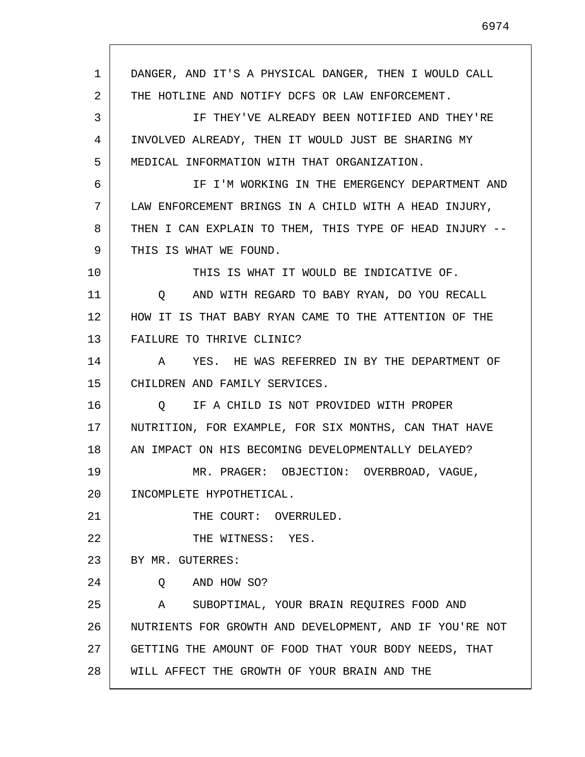DANGER, AND IT'S A PHYSICAL DANGER, THEN I WOULD CALL THE HOTLINE AND NOTIFY DCFS OR LAW ENFORCEMENT.

IF THEY'VE ALREADY BEEN NOTIFIED AND THEY'RE INVOLVED ALREADY, THEN IT WOULD JUST BE SHARING MY MEDICAL INFORMATION WITH THAT ORGANIZATION.

IF I'M WORKING IN THE EMERGENCY DEPARTMENT AND LAW ENFORCEMENT BRINGS IN A CHILD WITH A HEAD INJURY, THEN I CAN EXPLAIN TO THEM, THIS TYPE OF HEAD INJURY -- THIS IS WHAT WE FOUND.

THIS IS WHAT IT WOULD BE INDICATIVE OF.

Q AND WITH REGARD TO BABY RYAN, DO YOU RECALL HOW IT IS THAT BABY RYAN CAME TO THE ATTENTION OF THE FAILURE TO THRIVE CLINIC?

A YES. HE WAS REFERRED IN BY THE DEPARTMENT OF CHILDREN AND FAMILY SERVICES.

Q IF A CHILD IS NOT PROVIDED WITH PROPER NUTRITION, FOR EXAMPLE, FOR SIX MONTHS, CAN THAT HAVE AN IMPACT ON HIS BECOMING DEVELOPMENTALLY DELAYED?

MR. PRAGER: OBJECTION: OVERBROAD, VAGUE, INCOMPLETE HYPOTHETICAL.

THE COURT: OVERRULED.

THE WITNESS: YES.

BY MR. GUTERRES:

Q AND HOW SO?

A SUBOPTIMAL, YOUR BRAIN REQUIRES FOOD AND NUTRIENTS FOR GROWTH AND DEVELOPMENT, AND IF YOU'RE NOT GETTING THE AMOUNT OF FOOD THAT YOUR BODY NEEDS, THAT WILL AFFECT THE GROWTH OF YOUR BRAIN AND THE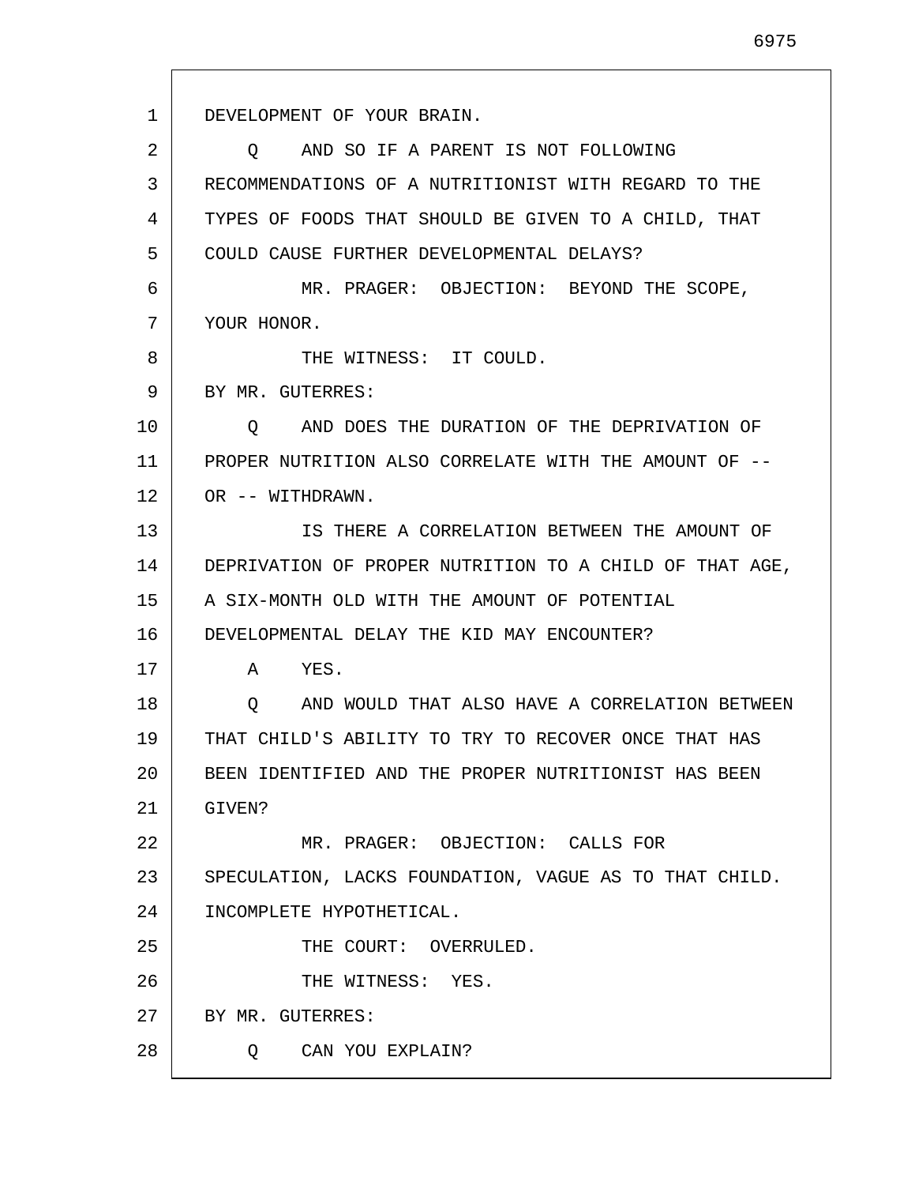DEVELOPMENT OF YOUR BRAIN.

Q AND SO IF A PARENT IS NOT FOLLOWING RECOMMENDATIONS OF A NUTRITIONIST WITH REGARD TO THE TYPES OF FOODS THAT SHOULD BE GIVEN TO A CHILD, THAT COULD CAUSE FURTHER DEVELOPMENTAL DELAYS?

MR. PRAGER: OBJECTION: BEYOND THE SCOPE, YOUR HONOR.

THE WITNESS: IT COULD.

BY MR. GUTERRES:

Q AND DOES THE DURATION OF THE DEPRIVATION OF PROPER NUTRITION ALSO CORRELATE WITH THE AMOUNT OF -- OR -- WITHDRAWN.

IS THERE A CORRELATION BETWEEN THE AMOUNT OF DEPRIVATION OF PROPER NUTRITION TO A CHILD OF THAT AGE, A SIX-MONTH OLD WITH THE AMOUNT OF POTENTIAL DEVELOPMENTAL DELAY THE KID MAY ENCOUNTER?

A YES.

Q AND WOULD THAT ALSO HAVE A CORRELATION BETWEEN THAT CHILD'S ABILITY TO TRY TO RECOVER ONCE THAT HAS BEEN IDENTIFIED AND THE PROPER NUTRITIONIST HAS BEEN GIVEN?

MR. PRAGER: OBJECTION: CALLS FOR SPECULATION, LACKS FOUNDATION, VAGUE AS TO THAT CHILD. INCOMPLETE HYPOTHETICAL.

THE COURT: OVERRULED.

THE WITNESS: YES.

BY MR. GUTERRES:

Q CAN YOU EXPLAIN?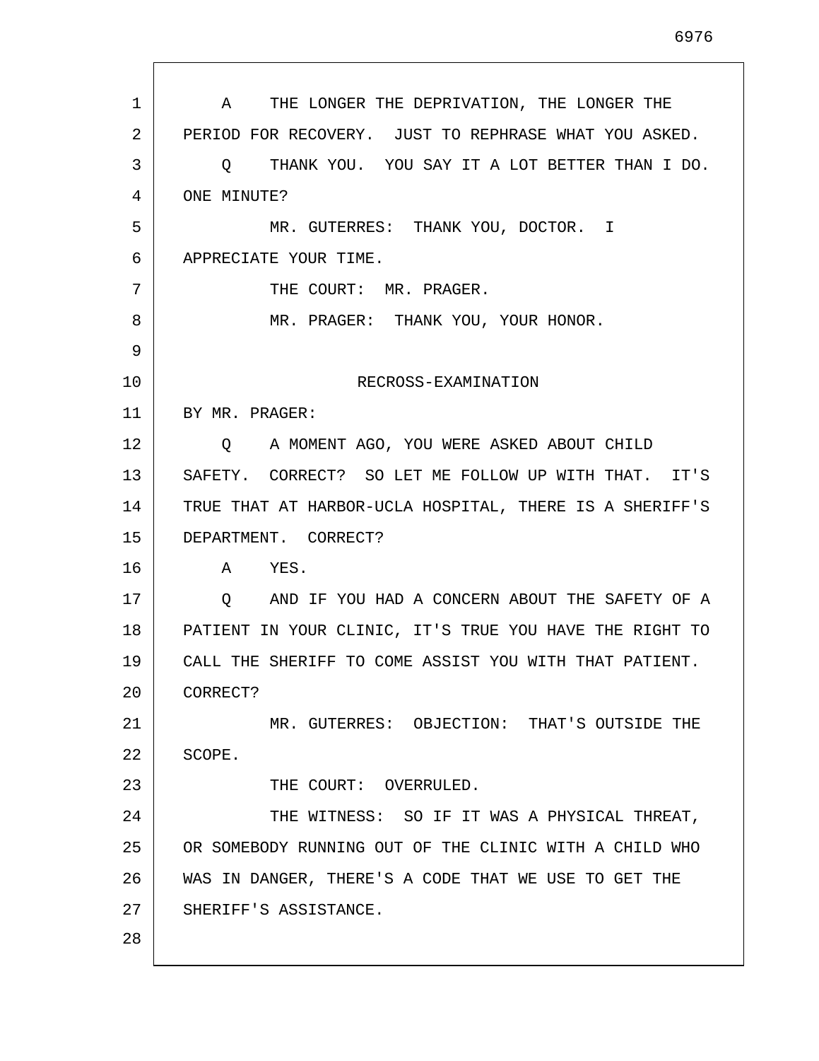A THE LONGER THE DEPRIVATION, THE LONGER THE PERIOD FOR RECOVERY. JUST TO REPHRASE WHAT YOU ASKED.

Q THANK YOU. YOU SAY IT A LOT BETTER THAN I DO. ONE MINUTE?

MR. GUTERRES: THANK YOU, DOCTOR. I APPRECIATE YOUR TIME.

THE COURT: MR. PRAGER.

MR. PRAGER: THANK YOU, YOUR HONOR.

## RECROSS-EXAMINATION

BY MR. PRAGER:

Q A MOMENT AGO, YOU WERE ASKED ABOUT CHILD SAFETY. CORRECT? SO LET ME FOLLOW UP WITH THAT. IT'S TRUE THAT AT HARBOR-UCLA HOSPITAL, THERE IS A SHERIFF'S DEPARTMENT. CORRECT?

A YES.

Q AND IF YOU HAD A CONCERN ABOUT THE SAFETY OF A PATIENT IN YOUR CLINIC, IT'S TRUE YOU HAVE THE RIGHT TO CALL THE SHERIFF TO COME ASSIST YOU WITH THAT PATIENT. CORRECT?

MR. GUTERRES: OBJECTION: THAT'S OUTSIDE THE SCOPE.

THE COURT: OVERRULED.

THE WITNESS: SO IF IT WAS A PHYSICAL THREAT, OR SOMEBODY RUNNING OUT OF THE CLINIC WITH A CHILD WHO WAS IN DANGER, THERE'S A CODE THAT WE USE TO GET THE SHERIFF'S ASSISTANCE.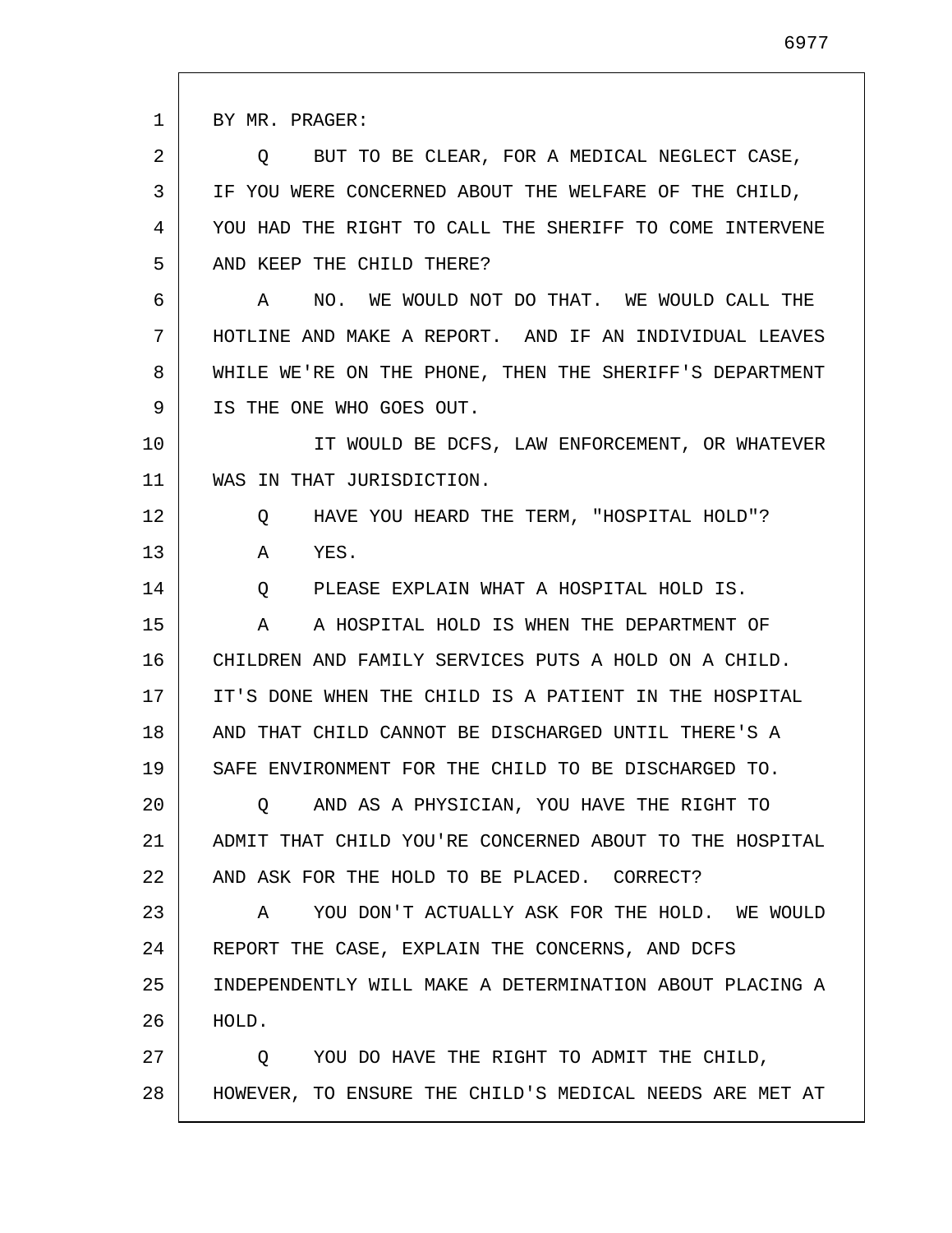BY MR. PRAGER:

Q BUT TO BE CLEAR, FOR A MEDICAL NEGLECT CASE, IF YOU WERE CONCERNED ABOUT THE WELFARE OF THE CHILD, YOU HAD THE RIGHT TO CALL THE SHERIFF TO COME INTERVENE AND KEEP THE CHILD THERE?

A NO. WE WOULD NOT DO THAT. WE WOULD CALL THE HOTLINE AND MAKE A REPORT. AND IF AN INDIVIDUAL LEAVES WHILE WE'RE ON THE PHONE, THEN THE SHERIFF'S DEPARTMENT IS THE ONE WHO GOES OUT.

IT WOULD BE DCFS, LAW ENFORCEMENT, OR WHATEVER WAS IN THAT JURISDICTION.

Q HAVE YOU HEARD THE TERM, "HOSPITAL HOLD"?

A YES.

Q PLEASE EXPLAIN WHAT A HOSPITAL HOLD IS.

A A HOSPITAL HOLD IS WHEN THE DEPARTMENT OF CHILDREN AND FAMILY SERVICES PUTS A HOLD ON A CHILD. IT'S DONE WHEN THE CHILD IS A PATIENT IN THE HOSPITAL AND THAT CHILD CANNOT BE DISCHARGED UNTIL THERE'S A SAFE ENVIRONMENT FOR THE CHILD TO BE DISCHARGED TO.

Q AND AS A PHYSICIAN, YOU HAVE THE RIGHT TO ADMIT THAT CHILD YOU'RE CONCERNED ABOUT TO THE HOSPITAL AND ASK FOR THE HOLD TO BE PLACED. CORRECT?

A YOU DON'T ACTUALLY ASK FOR THE HOLD. WE WOULD REPORT THE CASE, EXPLAIN THE CONCERNS, AND DCFS INDEPENDENTLY WILL MAKE A DETERMINATION ABOUT PLACING A HOLD.

Q YOU DO HAVE THE RIGHT TO ADMIT THE CHILD, HOWEVER, TO ENSURE THE CHILD'S MEDICAL NEEDS ARE MET AT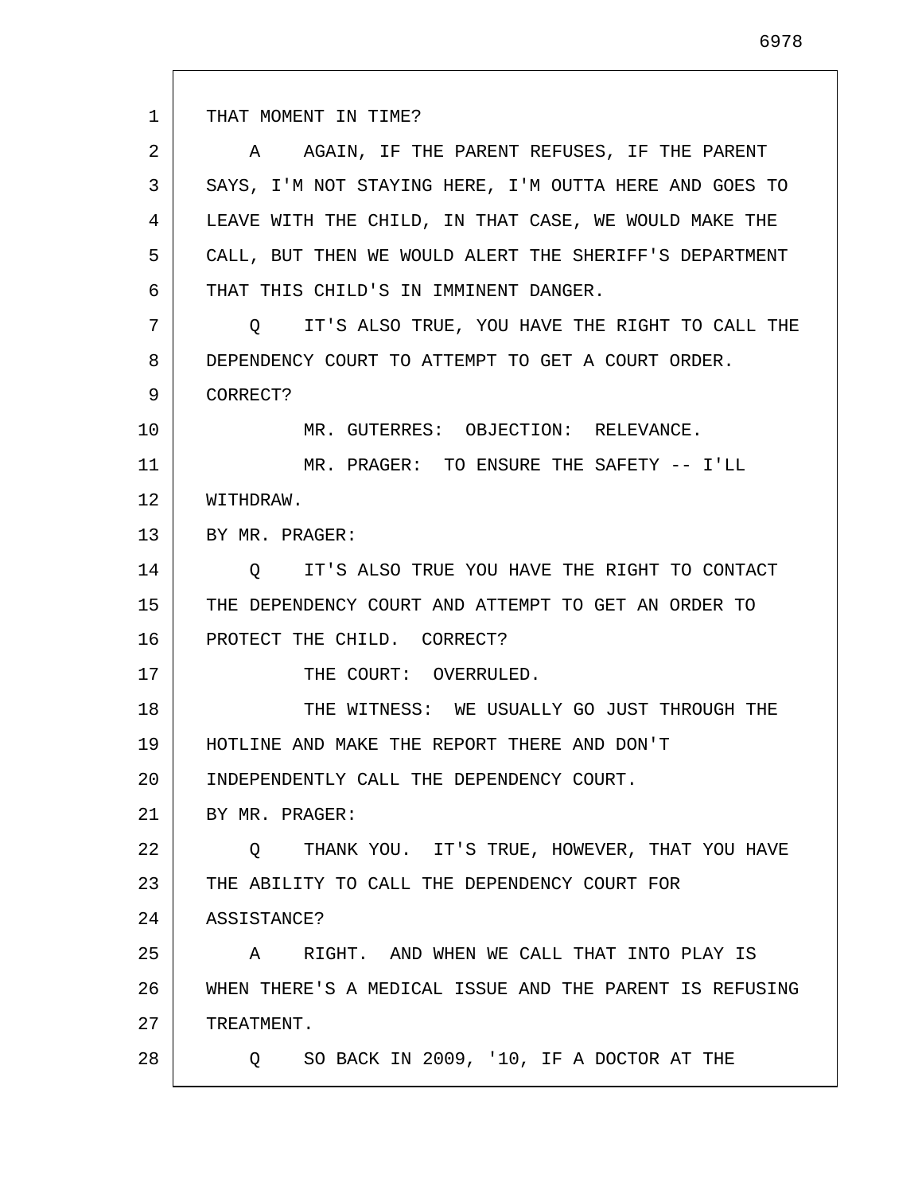THAT MOMENT IN TIME?

A AGAIN, IF THE PARENT REFUSES, IF THE PARENT SAYS, I'M NOT STAYING HERE, I'M OUTTA HERE AND GOES TO LEAVE WITH THE CHILD, IN THAT CASE, WE WOULD MAKE THE CALL, BUT THEN WE WOULD ALERT THE SHERIFF'S DEPARTMENT THAT THIS CHILD'S IN IMMINENT DANGER.

Q IT'S ALSO TRUE, YOU HAVE THE RIGHT TO CALL THE DEPENDENCY COURT TO ATTEMPT TO GET A COURT ORDER. CORRECT?

MR. GUTERRES: OBJECTION: RELEVANCE.

MR. PRAGER: TO ENSURE THE SAFETY -- I'LL WITHDRAW.

BY MR. PRAGER:

Q IT'S ALSO TRUE YOU HAVE THE RIGHT TO CONTACT THE DEPENDENCY COURT AND ATTEMPT TO GET AN ORDER TO PROTECT THE CHILD. CORRECT?

THE COURT: OVERRULED.

THE WITNESS: WE USUALLY GO JUST THROUGH THE HOTLINE AND MAKE THE REPORT THERE AND DON'T INDEPENDENTLY CALL THE DEPENDENCY COURT.

BY MR. PRAGER:

Q THANK YOU. IT'S TRUE, HOWEVER, THAT YOU HAVE THE ABILITY TO CALL THE DEPENDENCY COURT FOR ASSISTANCE?

A RIGHT. AND WHEN WE CALL THAT INTO PLAY IS WHEN THERE'S A MEDICAL ISSUE AND THE PARENT IS REFUSING TREATMENT.

Q SO BACK IN 2009, '10, IF A DOCTOR AT THE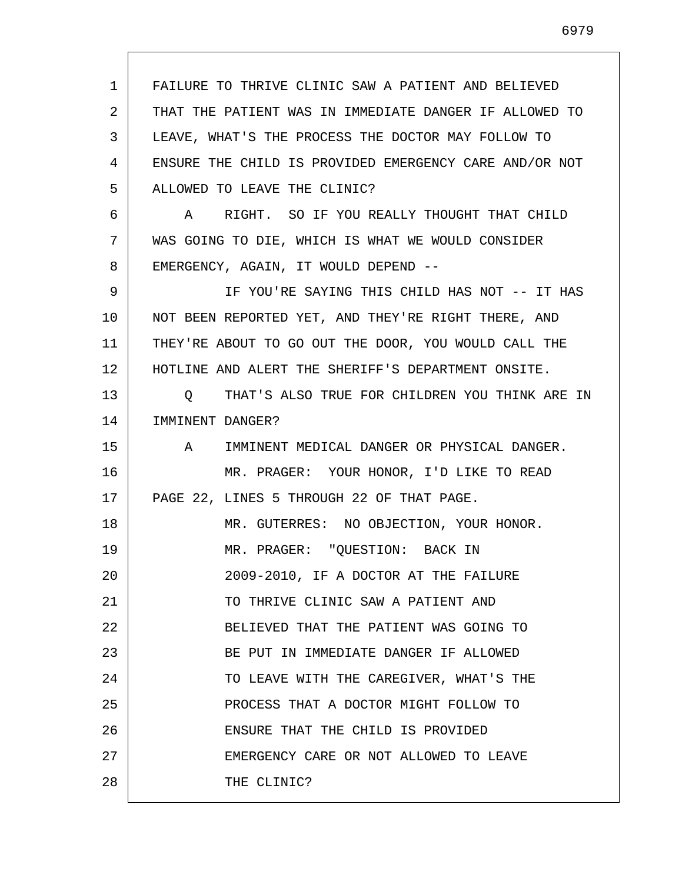FAILURE TO THRIVE CLINIC SAW A PATIENT AND BELIEVED THAT THE PATIENT WAS IN IMMEDIATE DANGER IF ALLOWED TO LEAVE, WHAT'S THE PROCESS THE DOCTOR MAY FOLLOW TO ENSURE THE CHILD IS PROVIDED EMERGENCY CARE AND/OR NOT ALLOWED TO LEAVE THE CLINIC?

A    RIGHT.  SO IF YOU REALLY THOUGHT THAT CHILD WAS GOING TO DIE, WHICH IS WHAT WE WOULD CONSIDER EMERGENCY, AGAIN, IT WOULD DEPEND --

IF YOU'RE SAYING THIS CHILD HAS NOT -- IT HAS NOT BEEN REPORTED YET, AND THEY'RE RIGHT THERE, AND THEY'RE ABOUT TO GO OUT THE DOOR, YOU WOULD CALL THE HOTLINE AND ALERT THE SHERIFF'S DEPARTMENT ONSITE.

Q    THAT'S ALSO TRUE FOR CHILDREN YOU THINK ARE IN IMMINENT DANGER?

A    IMMINENT MEDICAL DANGER OR PHYSICAL DANGER.

MR. PRAGER:  YOUR HONOR, I'D LIKE TO READ PAGE 22, LINES 5 THROUGH 22 OF THAT PAGE.

MR. GUTERRES:  NO OBJECTION, YOUR HONOR.

MR. PRAGER:  "QUESTION:  BACK IN 2009-2010, IF A DOCTOR AT THE FAILURE TO THRIVE CLINIC SAW A PATIENT AND BELIEVED THAT THE PATIENT WAS GOING TO BE PUT IN IMMEDIATE DANGER IF ALLOWED TO LEAVE WITH THE CAREGIVER, WHAT'S THE PROCESS THAT A DOCTOR MIGHT FOLLOW TO ENSURE THAT THE CHILD IS PROVIDED EMERGENCY CARE OR NOT ALLOWED TO LEAVE THE CLINIC?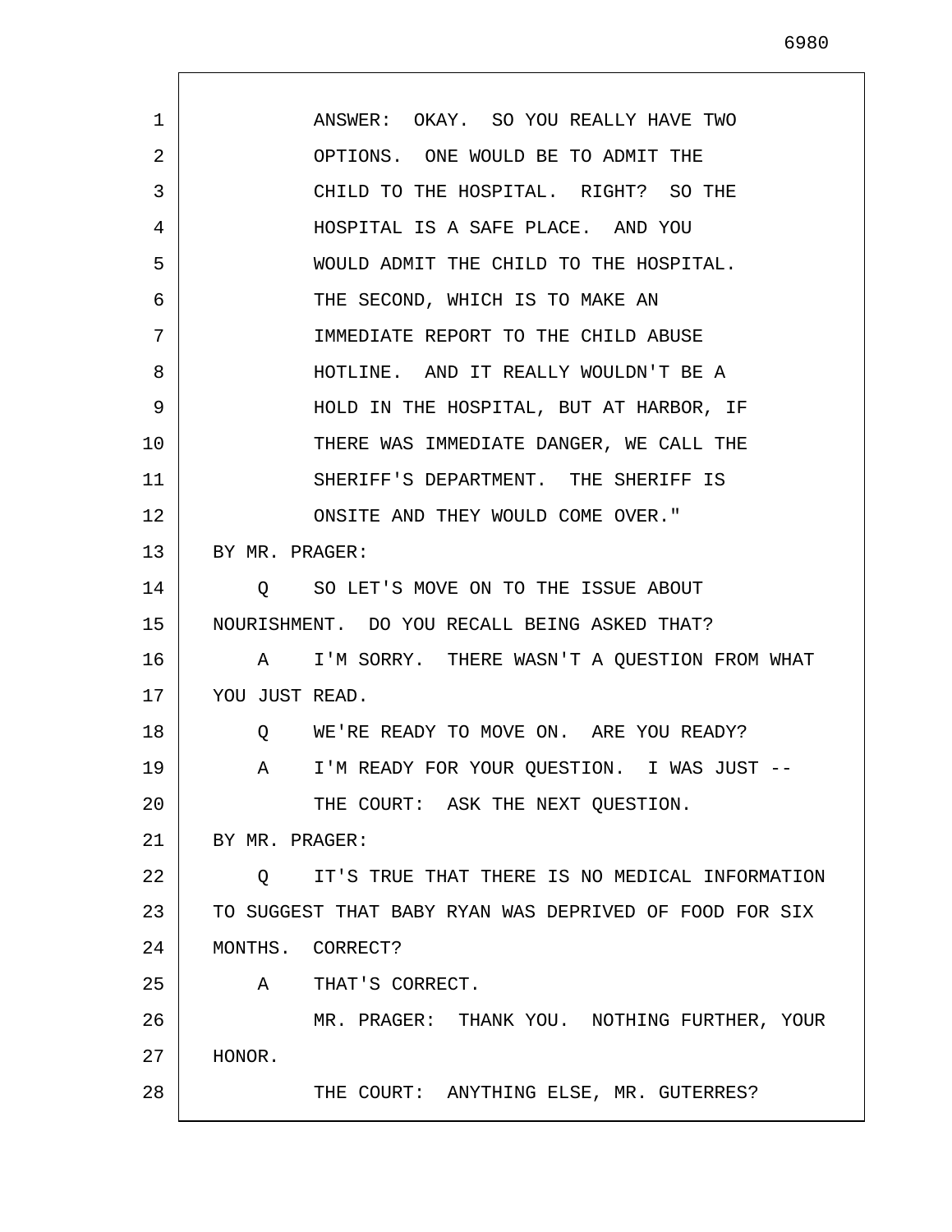ANSWER: OKAY. SO YOU REALLY HAVE TWO OPTIONS. ONE WOULD BE TO ADMIT THE CHILD TO THE HOSPITAL. RIGHT? SO THE HOSPITAL IS A SAFE PLACE. AND YOU WOULD ADMIT THE CHILD TO THE HOSPITAL. THE SECOND, WHICH IS TO MAKE AN IMMEDIATE REPORT TO THE CHILD ABUSE HOTLINE. AND IT REALLY WOULDN'T BE A HOLD IN THE HOSPITAL, BUT AT HARBOR, IF THERE WAS IMMEDIATE DANGER, WE CALL THE SHERIFF'S DEPARTMENT. THE SHERIFF IS ONSITE AND THEY WOULD COME OVER."

BY MR. PRAGER:

Q SO LET'S MOVE ON TO THE ISSUE ABOUT NOURISHMENT. DO YOU RECALL BEING ASKED THAT?

A I'M SORRY. THERE WASN'T A QUESTION FROM WHAT YOU JUST READ.

Q WE'RE READY TO MOVE ON. ARE YOU READY?

A I'M READY FOR YOUR QUESTION. I WAS JUST --

THE COURT: ASK THE NEXT QUESTION.

BY MR. PRAGER:

Q IT'S TRUE THAT THERE IS NO MEDICAL INFORMATION TO SUGGEST THAT BABY RYAN WAS DEPRIVED OF FOOD FOR SIX MONTHS. CORRECT?

A THAT'S CORRECT.

MR. PRAGER: THANK YOU. NOTHING FURTHER, YOUR HONOR.

THE COURT: ANYTHING ELSE, MR. GUTERRES?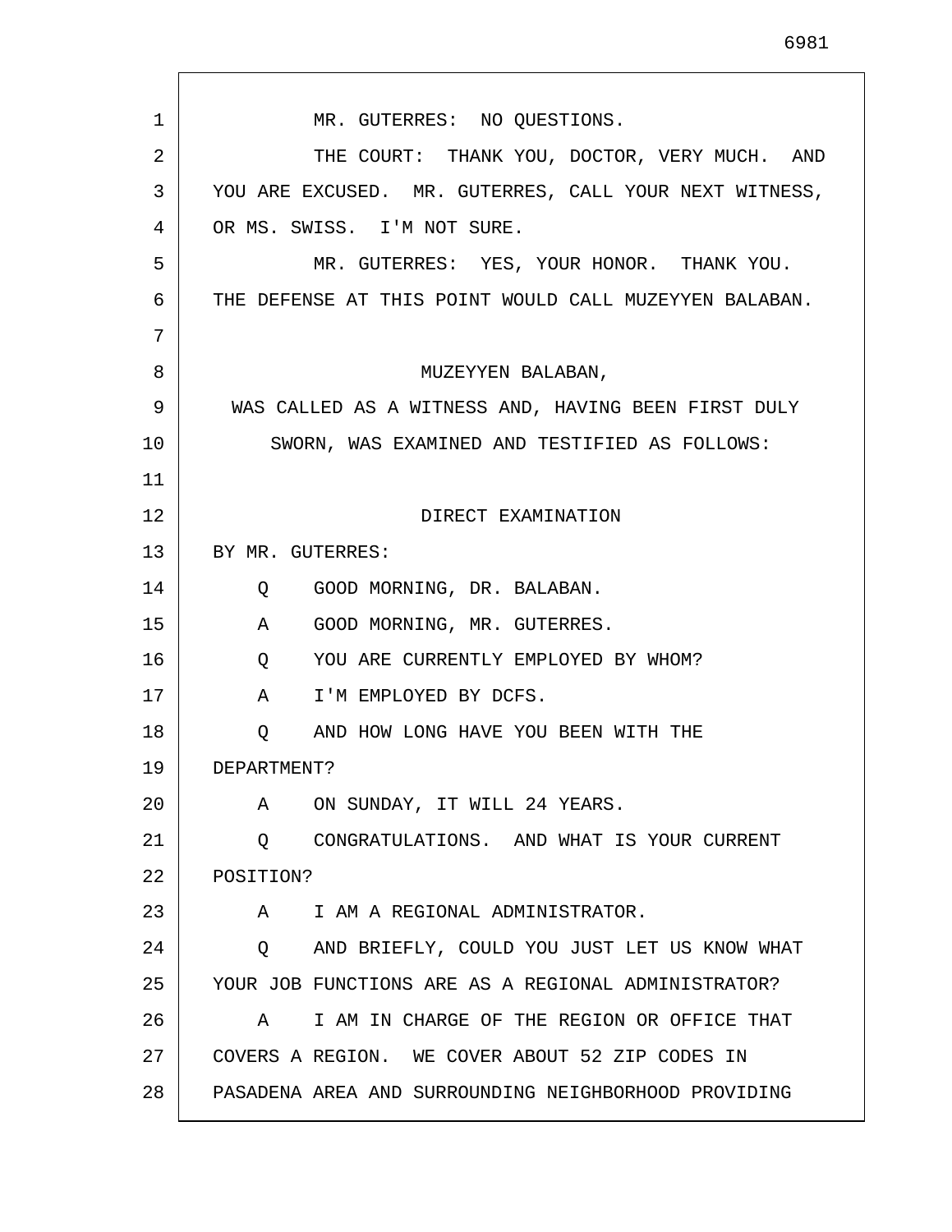MR. GUTERRES: NO QUESTIONS.

THE COURT: THANK YOU, DOCTOR, VERY MUCH. AND YOU ARE EXCUSED. MR. GUTERRES, CALL YOUR NEXT WITNESS, OR MS. SWISS. I'M NOT SURE.

MR. GUTERRES: YES, YOUR HONOR. THANK YOU. THE DEFENSE AT THIS POINT WOULD CALL MUZEYYEN BALABAN.

MUZEYYEN BALABAN,

WAS CALLED AS A WITNESS AND, HAVING BEEN FIRST DULY SWORN, WAS EXAMINED AND TESTIFIED AS FOLLOWS:

DIRECT EXAMINATION

BY MR. GUTERRES:

Q GOOD MORNING, DR. BALABAN.

A GOOD MORNING, MR. GUTERRES.

Q YOU ARE CURRENTLY EMPLOYED BY WHOM?

A I'M EMPLOYED BY DCFS.

Q AND HOW LONG HAVE YOU BEEN WITH THE DEPARTMENT?

A ON SUNDAY, IT WILL 24 YEARS.

Q CONGRATULATIONS. AND WHAT IS YOUR CURRENT POSITION?

A I AM A REGIONAL ADMINISTRATOR.

Q AND BRIEFLY, COULD YOU JUST LET US KNOW WHAT YOUR JOB FUNCTIONS ARE AS A REGIONAL ADMINISTRATOR?

A I AM IN CHARGE OF THE REGION OR OFFICE THAT COVERS A REGION. WE COVER ABOUT 52 ZIP CODES IN PASADENA AREA AND SURROUNDING NEIGHBORHOOD PROVIDING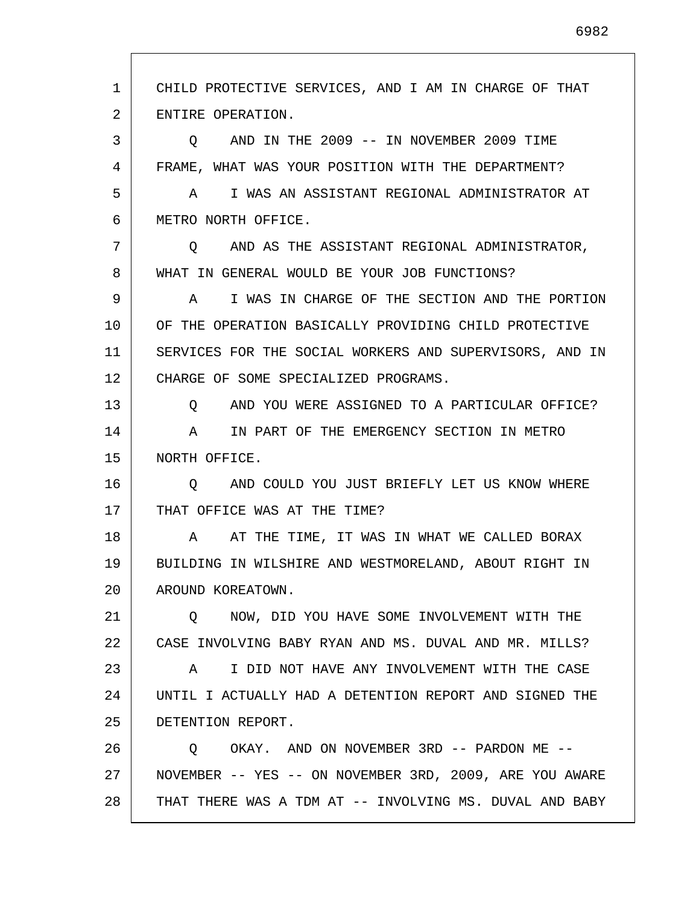CHILD PROTECTIVE SERVICES, AND I AM IN CHARGE OF THAT ENTIRE OPERATION.

Q AND IN THE 2009 -- IN NOVEMBER 2009 TIME FRAME, WHAT WAS YOUR POSITION WITH THE DEPARTMENT?

A I WAS AN ASSISTANT REGIONAL ADMINISTRATOR AT METRO NORTH OFFICE.

Q AND AS THE ASSISTANT REGIONAL ADMINISTRATOR, WHAT IN GENERAL WOULD BE YOUR JOB FUNCTIONS?

A I WAS IN CHARGE OF THE SECTION AND THE PORTION OF THE OPERATION BASICALLY PROVIDING CHILD PROTECTIVE SERVICES FOR THE SOCIAL WORKERS AND SUPERVISORS, AND IN CHARGE OF SOME SPECIALIZED PROGRAMS.

Q AND YOU WERE ASSIGNED TO A PARTICULAR OFFICE?

A IN PART OF THE EMERGENCY SECTION IN METRO NORTH OFFICE.

Q AND COULD YOU JUST BRIEFLY LET US KNOW WHERE THAT OFFICE WAS AT THE TIME?

A AT THE TIME, IT WAS IN WHAT WE CALLED BORAX BUILDING IN WILSHIRE AND WESTMORELAND, ABOUT RIGHT IN AROUND KOREATOWN.

Q NOW, DID YOU HAVE SOME INVOLVEMENT WITH THE CASE INVOLVING BABY RYAN AND MS. DUVAL AND MR. MILLS?

A I DID NOT HAVE ANY INVOLVEMENT WITH THE CASE UNTIL I ACTUALLY HAD A DETENTION REPORT AND SIGNED THE DETENTION REPORT.

Q OKAY. AND ON NOVEMBER 3RD -- PARDON ME -- NOVEMBER -- YES -- ON NOVEMBER 3RD, 2009, ARE YOU AWARE THAT THERE WAS A TDM AT -- INVOLVING MS. DUVAL AND BABY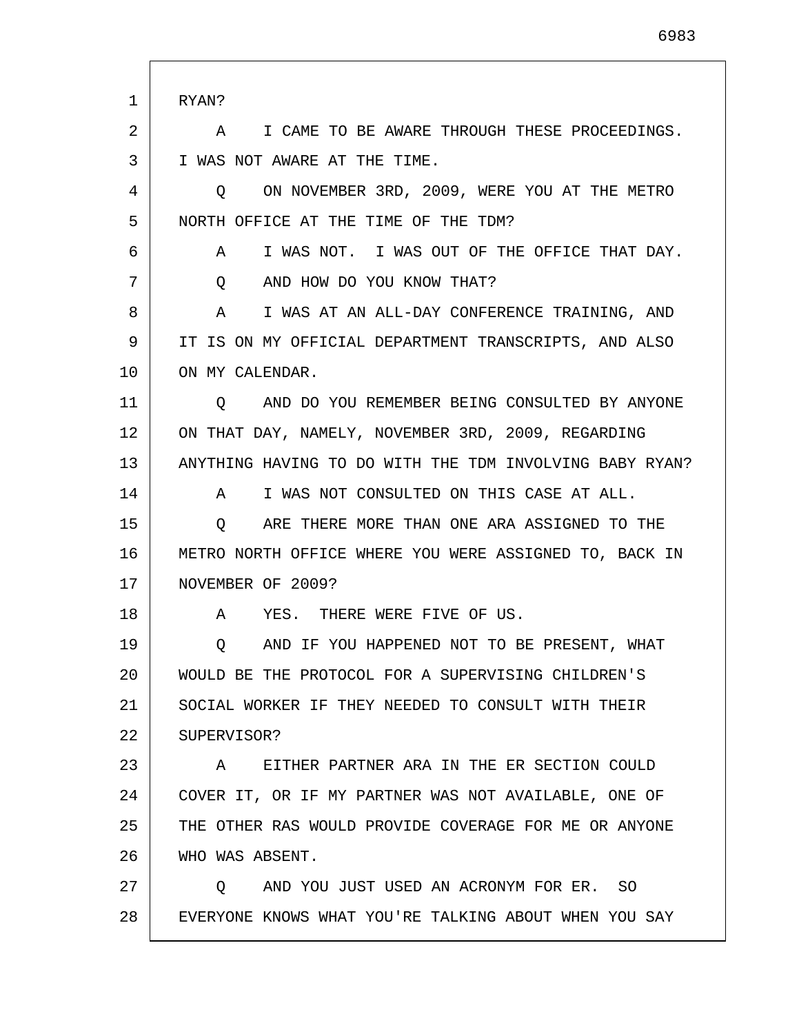RYAN?

A I CAME TO BE AWARE THROUGH THESE PROCEEDINGS. I WAS NOT AWARE AT THE TIME.

Q ON NOVEMBER 3RD, 2009, WERE YOU AT THE METRO NORTH OFFICE AT THE TIME OF THE TDM?

A I WAS NOT. I WAS OUT OF THE OFFICE THAT DAY.

Q AND HOW DO YOU KNOW THAT?

A I WAS AT AN ALL-DAY CONFERENCE TRAINING, AND IT IS ON MY OFFICIAL DEPARTMENT TRANSCRIPTS, AND ALSO ON MY CALENDAR.

Q AND DO YOU REMEMBER BEING CONSULTED BY ANYONE ON THAT DAY, NAMELY, NOVEMBER 3RD, 2009, REGARDING ANYTHING HAVING TO DO WITH THE TDM INVOLVING BABY RYAN?

A I WAS NOT CONSULTED ON THIS CASE AT ALL.

Q ARE THERE MORE THAN ONE ARA ASSIGNED TO THE METRO NORTH OFFICE WHERE YOU WERE ASSIGNED TO, BACK IN NOVEMBER OF 2009?

A YES. THERE WERE FIVE OF US.

Q AND IF YOU HAPPENED NOT TO BE PRESENT, WHAT WOULD BE THE PROTOCOL FOR A SUPERVISING CHILDREN'S SOCIAL WORKER IF THEY NEEDED TO CONSULT WITH THEIR SUPERVISOR?

A EITHER PARTNER ARA IN THE ER SECTION COULD COVER IT, OR IF MY PARTNER WAS NOT AVAILABLE, ONE OF THE OTHER RAS WOULD PROVIDE COVERAGE FOR ME OR ANYONE WHO WAS ABSENT.

Q AND YOU JUST USED AN ACRONYM FOR ER. SO EVERYONE KNOWS WHAT YOU'RE TALKING ABOUT WHEN YOU SAY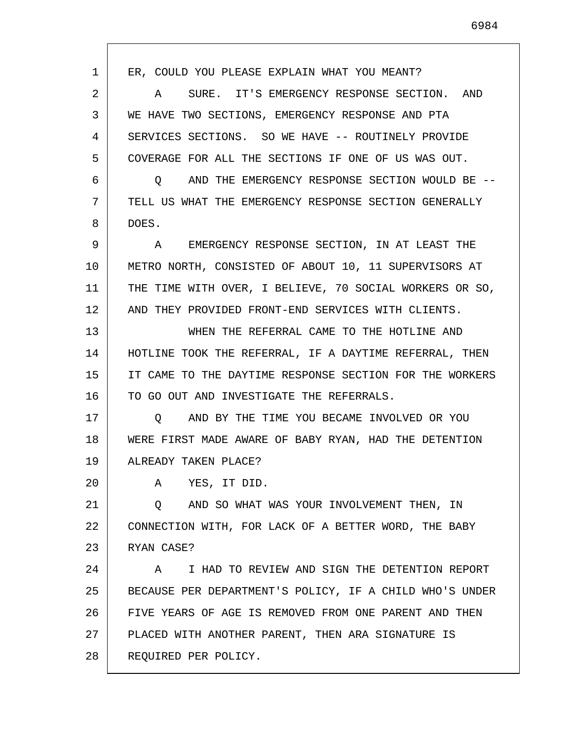ER, COULD YOU PLEASE EXPLAIN WHAT YOU MEANT?

A SURE. IT'S EMERGENCY RESPONSE SECTION. AND WE HAVE TWO SECTIONS, EMERGENCY RESPONSE AND PTA SERVICES SECTIONS. SO WE HAVE -- ROUTINELY PROVIDE COVERAGE FOR ALL THE SECTIONS IF ONE OF US WAS OUT.

Q AND THE EMERGENCY RESPONSE SECTION WOULD BE -- TELL US WHAT THE EMERGENCY RESPONSE SECTION GENERALLY DOES.

A EMERGENCY RESPONSE SECTION, IN AT LEAST THE METRO NORTH, CONSISTED OF ABOUT 10, 11 SUPERVISORS AT THE TIME WITH OVER, I BELIEVE, 70 SOCIAL WORKERS OR SO, AND THEY PROVIDED FRONT-END SERVICES WITH CLIENTS.

WHEN THE REFERRAL CAME TO THE HOTLINE AND HOTLINE TOOK THE REFERRAL, IF A DAYTIME REFERRAL, THEN IT CAME TO THE DAYTIME RESPONSE SECTION FOR THE WORKERS TO GO OUT AND INVESTIGATE THE REFERRALS.

Q AND BY THE TIME YOU BECAME INVOLVED OR YOU WERE FIRST MADE AWARE OF BABY RYAN, HAD THE DETENTION ALREADY TAKEN PLACE?

A YES, IT DID.

Q AND SO WHAT WAS YOUR INVOLVEMENT THEN, IN CONNECTION WITH, FOR LACK OF A BETTER WORD, THE BABY RYAN CASE?

A I HAD TO REVIEW AND SIGN THE DETENTION REPORT BECAUSE PER DEPARTMENT'S POLICY, IF A CHILD WHO'S UNDER FIVE YEARS OF AGE IS REMOVED FROM ONE PARENT AND THEN PLACED WITH ANOTHER PARENT, THEN ARA SIGNATURE IS REQUIRED PER POLICY.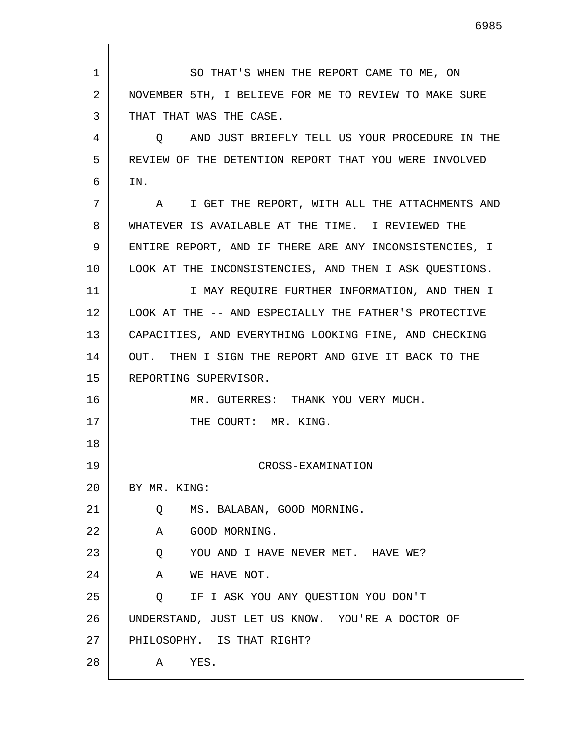SO THAT'S WHEN THE REPORT CAME TO ME, ON NOVEMBER 5TH, I BELIEVE FOR ME TO REVIEW TO MAKE SURE THAT THAT WAS THE CASE.

Q AND JUST BRIEFLY TELL US YOUR PROCEDURE IN THE REVIEW OF THE DETENTION REPORT THAT YOU WERE INVOLVED IN.

A I GET THE REPORT, WITH ALL THE ATTACHMENTS AND WHATEVER IS AVAILABLE AT THE TIME. I REVIEWED THE ENTIRE REPORT, AND IF THERE ARE ANY INCONSISTENCIES, I LOOK AT THE INCONSISTENCIES, AND THEN I ASK QUESTIONS.

I MAY REQUIRE FURTHER INFORMATION, AND THEN I LOOK AT THE -- AND ESPECIALLY THE FATHER'S PROTECTIVE CAPACITIES, AND EVERYTHING LOOKING FINE, AND CHECKING OUT. THEN I SIGN THE REPORT AND GIVE IT BACK TO THE REPORTING SUPERVISOR.

MR. GUTERRES: THANK YOU VERY MUCH.

THE COURT: MR. KING.

## CROSS-EXAMINATION

BY MR. KING:

Q MS. BALABAN, GOOD MORNING.

A GOOD MORNING.

Q YOU AND I HAVE NEVER MET. HAVE WE?

A WE HAVE NOT.

Q IF I ASK YOU ANY QUESTION YOU DON'T UNDERSTAND, JUST LET US KNOW. YOU'RE A DOCTOR OF PHILOSOPHY. IS THAT RIGHT?

A YES.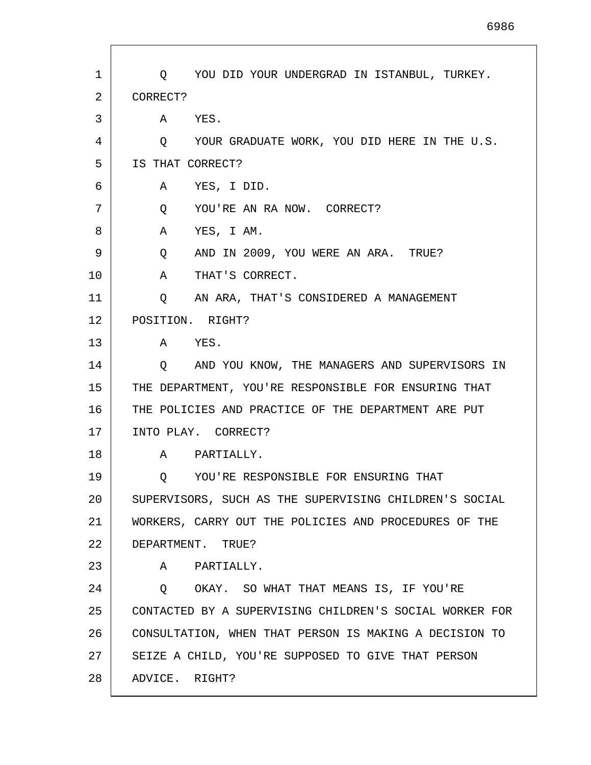Q YOU DID YOUR UNDERGRAD IN ISTANBUL, TURKEY. CORRECT?

A YES.

Q YOUR GRADUATE WORK, YOU DID HERE IN THE U.S. IS THAT CORRECT?

A YES, I DID.

Q YOU'RE AN RA NOW. CORRECT?

A YES, I AM.

Q AND IN 2009, YOU WERE AN ARA. TRUE?

A THAT'S CORRECT.

Q AN ARA, THAT'S CONSIDERED A MANAGEMENT POSITION. RIGHT?

A YES.

Q AND YOU KNOW, THE MANAGERS AND SUPERVISORS IN THE DEPARTMENT, YOU'RE RESPONSIBLE FOR ENSURING THAT THE POLICIES AND PRACTICE OF THE DEPARTMENT ARE PUT INTO PLAY. CORRECT?

A PARTIALLY.

Q YOU'RE RESPONSIBLE FOR ENSURING THAT SUPERVISORS, SUCH AS THE SUPERVISING CHILDREN'S SOCIAL WORKERS, CARRY OUT THE POLICIES AND PROCEDURES OF THE DEPARTMENT. TRUE?

A PARTIALLY.

Q OKAY. SO WHAT THAT MEANS IS, IF YOU'RE CONTACTED BY A SUPERVISING CHILDREN'S SOCIAL WORKER FOR CONSULTATION, WHEN THAT PERSON IS MAKING A DECISION TO SEIZE A CHILD, YOU'RE SUPPOSED TO GIVE THAT PERSON ADVICE. RIGHT?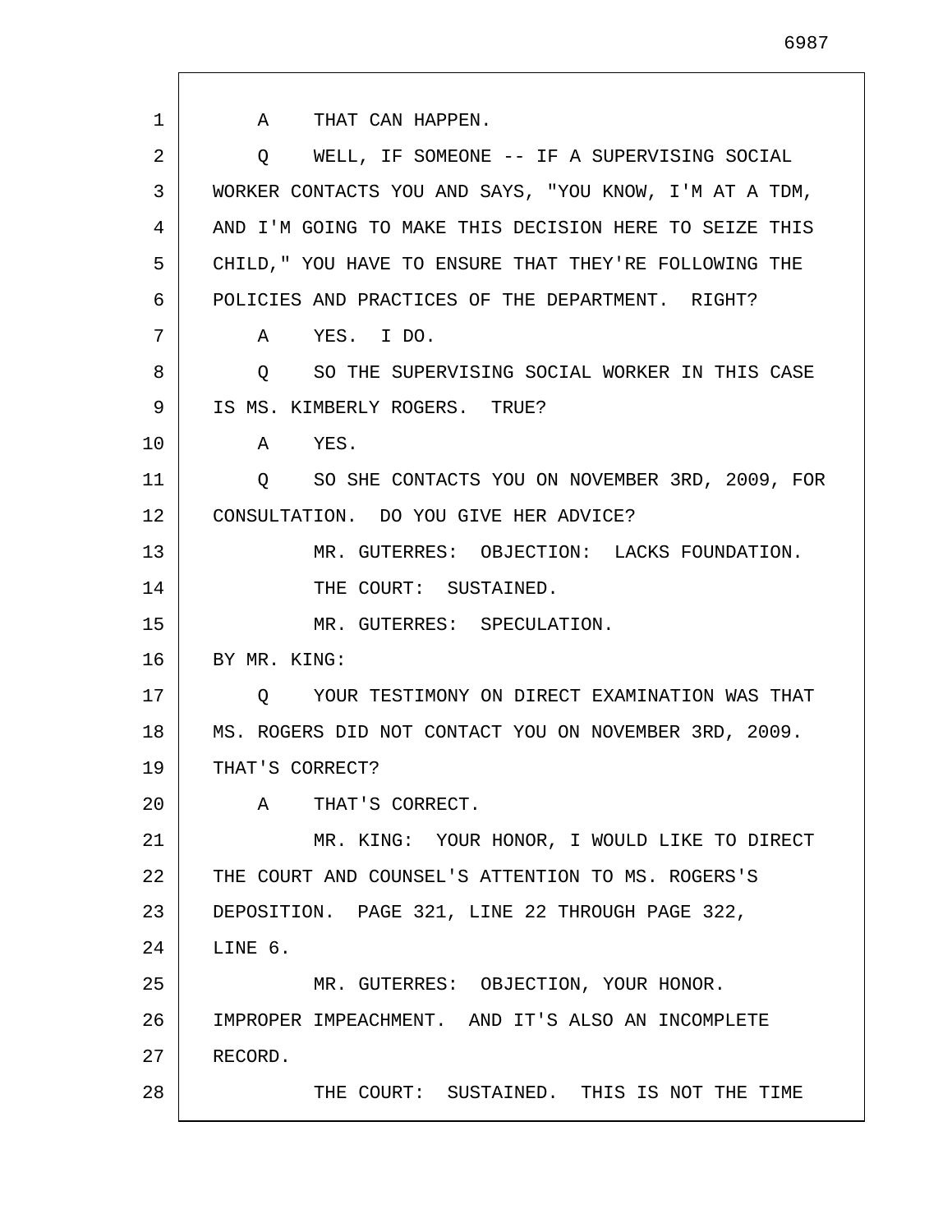A    THAT CAN HAPPEN.

Q    WELL, IF SOMEONE -- IF A SUPERVISING SOCIAL WORKER CONTACTS YOU AND SAYS, "YOU KNOW, I'M AT A TDM, AND I'M GOING TO MAKE THIS DECISION HERE TO SEIZE THIS CHILD," YOU HAVE TO ENSURE THAT THEY'RE FOLLOWING THE POLICIES AND PRACTICES OF THE DEPARTMENT.  RIGHT?

A    YES.  I DO.

Q    SO THE SUPERVISING SOCIAL WORKER IN THIS CASE IS MS. KIMBERLY ROGERS.  TRUE?

A    YES.

Q    SO SHE CONTACTS YOU ON NOVEMBER 3RD, 2009, FOR CONSULTATION.  DO YOU GIVE HER ADVICE?

MR. GUTERRES:  OBJECTION:  LACKS FOUNDATION.

THE COURT:  SUSTAINED.

MR. GUTERRES:  SPECULATION.

BY MR. KING:

Q    YOUR TESTIMONY ON DIRECT EXAMINATION WAS THAT MS. ROGERS DID NOT CONTACT YOU ON NOVEMBER 3RD, 2009. THAT'S CORRECT?

A    THAT'S CORRECT.

MR. KING:  YOUR HONOR, I WOULD LIKE TO DIRECT THE COURT AND COUNSEL'S ATTENTION TO MS. ROGERS'S DEPOSITION.  PAGE 321, LINE 22 THROUGH PAGE 322, LINE 6.

MR. GUTERRES:  OBJECTION, YOUR HONOR. IMPROPER IMPEACHMENT.  AND IT'S ALSO AN INCOMPLETE RECORD.

THE COURT:  SUSTAINED.  THIS IS NOT THE TIME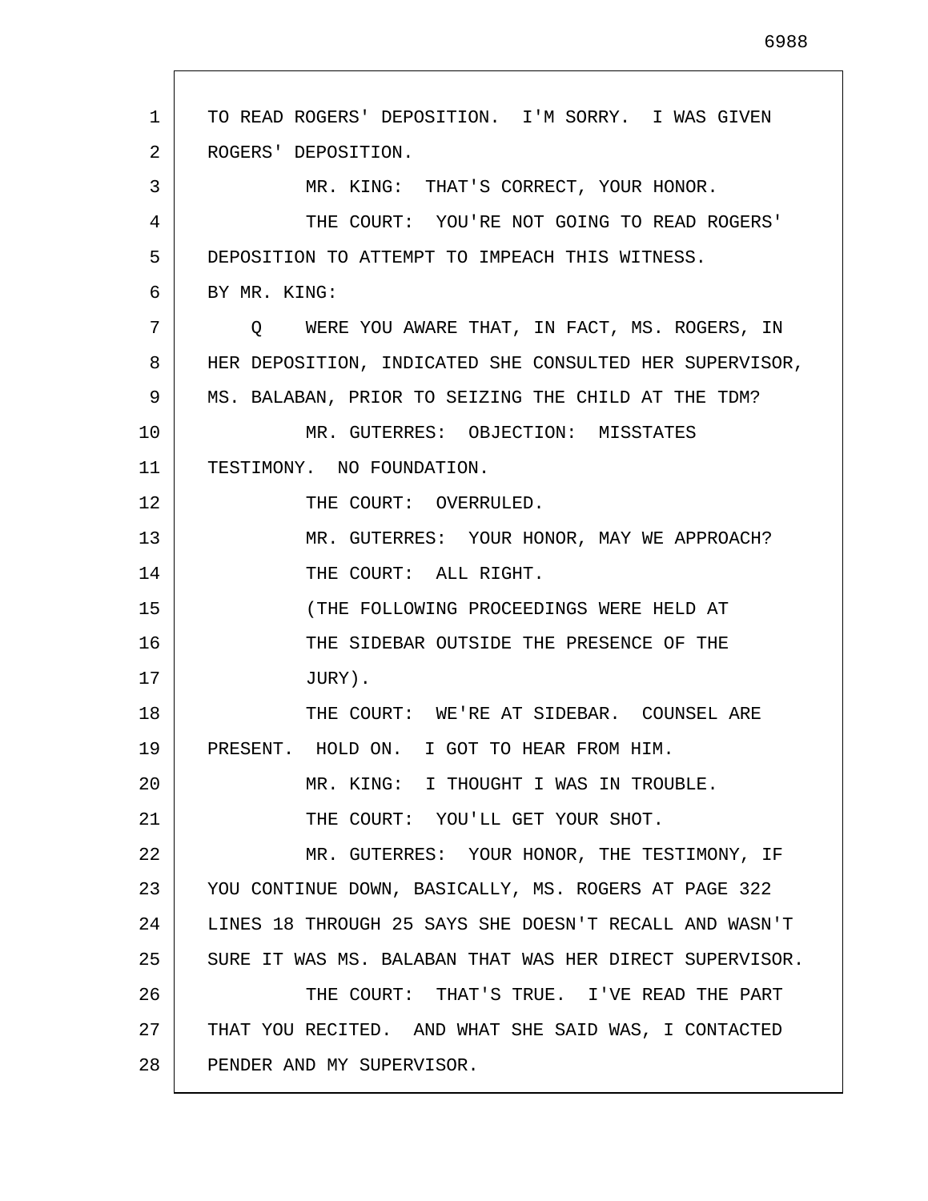TO READ ROGERS' DEPOSITION. I'M SORRY. I WAS GIVEN ROGERS' DEPOSITION.

MR. KING: THAT'S CORRECT, YOUR HONOR.

THE COURT: YOU'RE NOT GOING TO READ ROGERS' DEPOSITION TO ATTEMPT TO IMPEACH THIS WITNESS.

BY MR. KING:

Q WERE YOU AWARE THAT, IN FACT, MS. ROGERS, IN HER DEPOSITION, INDICATED SHE CONSULTED HER SUPERVISOR, MS. BALABAN, PRIOR TO SEIZING THE CHILD AT THE TDM?

MR. GUTERRES: OBJECTION: MISSTATES TESTIMONY. NO FOUNDATION.

THE COURT: OVERRULED.

MR. GUTERRES: YOUR HONOR, MAY WE APPROACH?

THE COURT: ALL RIGHT.

(THE FOLLOWING PROCEEDINGS WERE HELD AT THE SIDEBAR OUTSIDE THE PRESENCE OF THE JURY).

THE COURT: WE'RE AT SIDEBAR. COUNSEL ARE PRESENT. HOLD ON. I GOT TO HEAR FROM HIM.

MR. KING: I THOUGHT I WAS IN TROUBLE.

THE COURT: YOU'LL GET YOUR SHOT.

MR. GUTERRES: YOUR HONOR, THE TESTIMONY, IF YOU CONTINUE DOWN, BASICALLY, MS. ROGERS AT PAGE 322 LINES 18 THROUGH 25 SAYS SHE DOESN'T RECALL AND WASN'T SURE IT WAS MS. BALABAN THAT WAS HER DIRECT SUPERVISOR.

THE COURT: THAT'S TRUE. I'VE READ THE PART THAT YOU RECITED. AND WHAT SHE SAID WAS, I CONTACTED PENDER AND MY SUPERVISOR.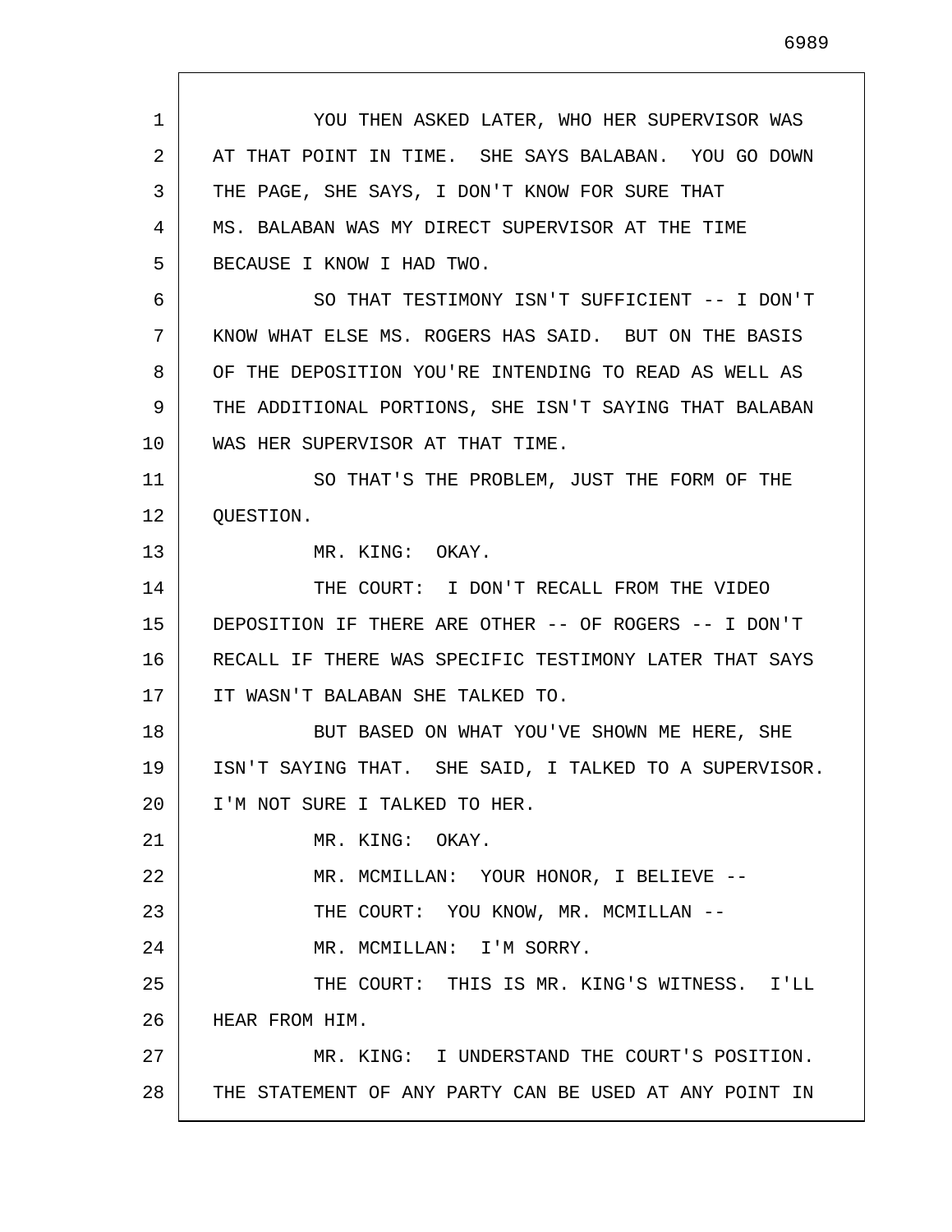YOU THEN ASKED LATER, WHO HER SUPERVISOR WAS AT THAT POINT IN TIME. SHE SAYS BALABAN. YOU GO DOWN THE PAGE, SHE SAYS, I DON'T KNOW FOR SURE THAT MS. BALABAN WAS MY DIRECT SUPERVISOR AT THE TIME BECAUSE I KNOW I HAD TWO.

SO THAT TESTIMONY ISN'T SUFFICIENT -- I DON'T KNOW WHAT ELSE MS. ROGERS HAS SAID. BUT ON THE BASIS OF THE DEPOSITION YOU'RE INTENDING TO READ AS WELL AS THE ADDITIONAL PORTIONS, SHE ISN'T SAYING THAT BALABAN WAS HER SUPERVISOR AT THAT TIME.

SO THAT'S THE PROBLEM, JUST THE FORM OF THE QUESTION.

MR. KING: OKAY.

THE COURT: I DON'T RECALL FROM THE VIDEO DEPOSITION IF THERE ARE OTHER -- OF ROGERS -- I DON'T RECALL IF THERE WAS SPECIFIC TESTIMONY LATER THAT SAYS IT WASN'T BALABAN SHE TALKED TO.

BUT BASED ON WHAT YOU'VE SHOWN ME HERE, SHE ISN'T SAYING THAT. SHE SAID, I TALKED TO A SUPERVISOR. I'M NOT SURE I TALKED TO HER.

MR. KING: OKAY.

MR. MCMILLAN: YOUR HONOR, I BELIEVE --

THE COURT: YOU KNOW, MR. MCMILLAN --

MR. MCMILLAN: I'M SORRY.

THE COURT: THIS IS MR. KING'S WITNESS. I'LL HEAR FROM HIM.

MR. KING: I UNDERSTAND THE COURT'S POSITION. THE STATEMENT OF ANY PARTY CAN BE USED AT ANY POINT IN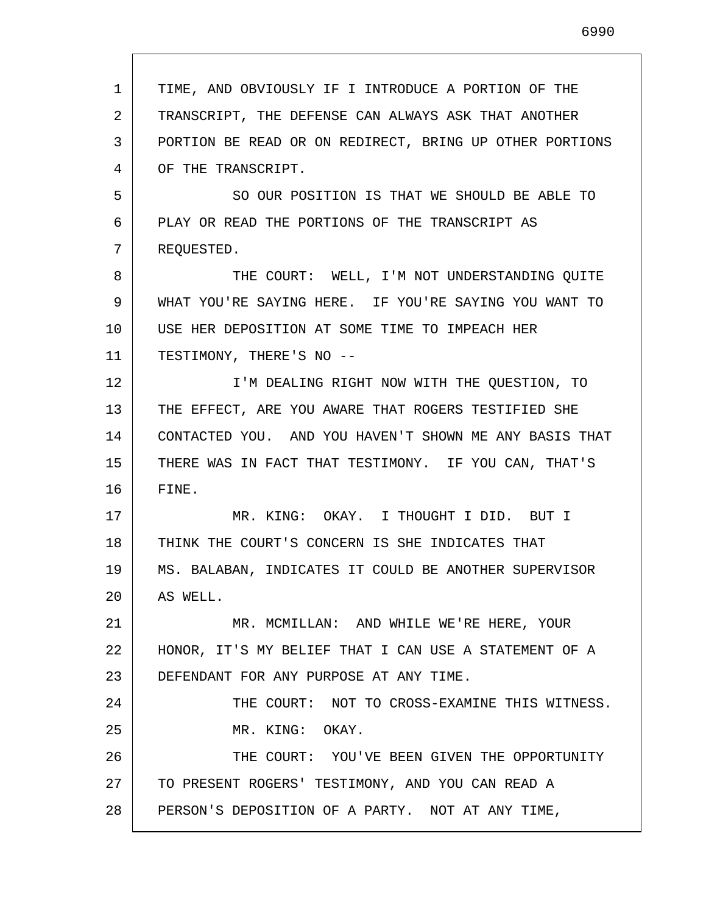TIME, AND OBVIOUSLY IF I INTRODUCE A PORTION OF THE TRANSCRIPT, THE DEFENSE CAN ALWAYS ASK THAT ANOTHER PORTION BE READ OR ON REDIRECT, BRING UP OTHER PORTIONS OF THE TRANSCRIPT.

SO OUR POSITION IS THAT WE SHOULD BE ABLE TO PLAY OR READ THE PORTIONS OF THE TRANSCRIPT AS REQUESTED.

THE COURT: WELL, I'M NOT UNDERSTANDING QUITE WHAT YOU'RE SAYING HERE. IF YOU'RE SAYING YOU WANT TO USE HER DEPOSITION AT SOME TIME TO IMPEACH HER TESTIMONY, THERE'S NO --

I'M DEALING RIGHT NOW WITH THE QUESTION, TO THE EFFECT, ARE YOU AWARE THAT ROGERS TESTIFIED SHE CONTACTED YOU. AND YOU HAVEN'T SHOWN ME ANY BASIS THAT THERE WAS IN FACT THAT TESTIMONY. IF YOU CAN, THAT'S FINE.

MR. KING: OKAY. I THOUGHT I DID. BUT I THINK THE COURT'S CONCERN IS SHE INDICATES THAT MS. BALABAN, INDICATES IT COULD BE ANOTHER SUPERVISOR AS WELL.

MR. MCMILLAN: AND WHILE WE'RE HERE, YOUR HONOR, IT'S MY BELIEF THAT I CAN USE A STATEMENT OF A DEFENDANT FOR ANY PURPOSE AT ANY TIME.

THE COURT: NOT TO CROSS-EXAMINE THIS WITNESS.

MR. KING: OKAY.

THE COURT: YOU'VE BEEN GIVEN THE OPPORTUNITY TO PRESENT ROGERS' TESTIMONY, AND YOU CAN READ A PERSON'S DEPOSITION OF A PARTY. NOT AT ANY TIME,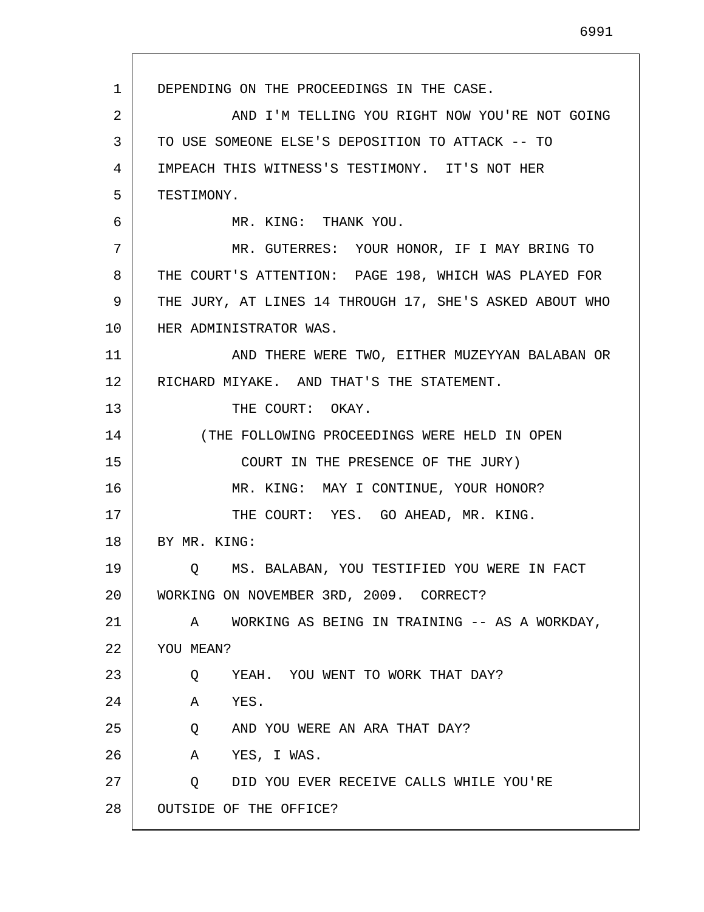DEPENDING ON THE PROCEEDINGS IN THE CASE.

AND I'M TELLING YOU RIGHT NOW YOU'RE NOT GOING TO USE SOMEONE ELSE'S DEPOSITION TO ATTACK -- TO IMPEACH THIS WITNESS'S TESTIMONY. IT'S NOT HER TESTIMONY.

MR. KING: THANK YOU.

MR. GUTERRES: YOUR HONOR, IF I MAY BRING TO THE COURT'S ATTENTION: PAGE 198, WHICH WAS PLAYED FOR THE JURY, AT LINES 14 THROUGH 17, SHE'S ASKED ABOUT WHO HER ADMINISTRATOR WAS.

AND THERE WERE TWO, EITHER MUZEYYAN BALABAN OR RICHARD MIYAKE. AND THAT'S THE STATEMENT.

THE COURT: OKAY.

(THE FOLLOWING PROCEEDINGS WERE HELD IN OPEN COURT IN THE PRESENCE OF THE JURY)

MR. KING: MAY I CONTINUE, YOUR HONOR?

THE COURT: YES. GO AHEAD, MR. KING.

BY MR. KING:

Q MS. BALABAN, YOU TESTIFIED YOU WERE IN FACT WORKING ON NOVEMBER 3RD, 2009. CORRECT?

A WORKING AS BEING IN TRAINING -- AS A WORKDAY, YOU MEAN?

Q YEAH. YOU WENT TO WORK THAT DAY?

A YES.

Q AND YOU WERE AN ARA THAT DAY?

A YES, I WAS.

Q DID YOU EVER RECEIVE CALLS WHILE YOU'RE OUTSIDE OF THE OFFICE?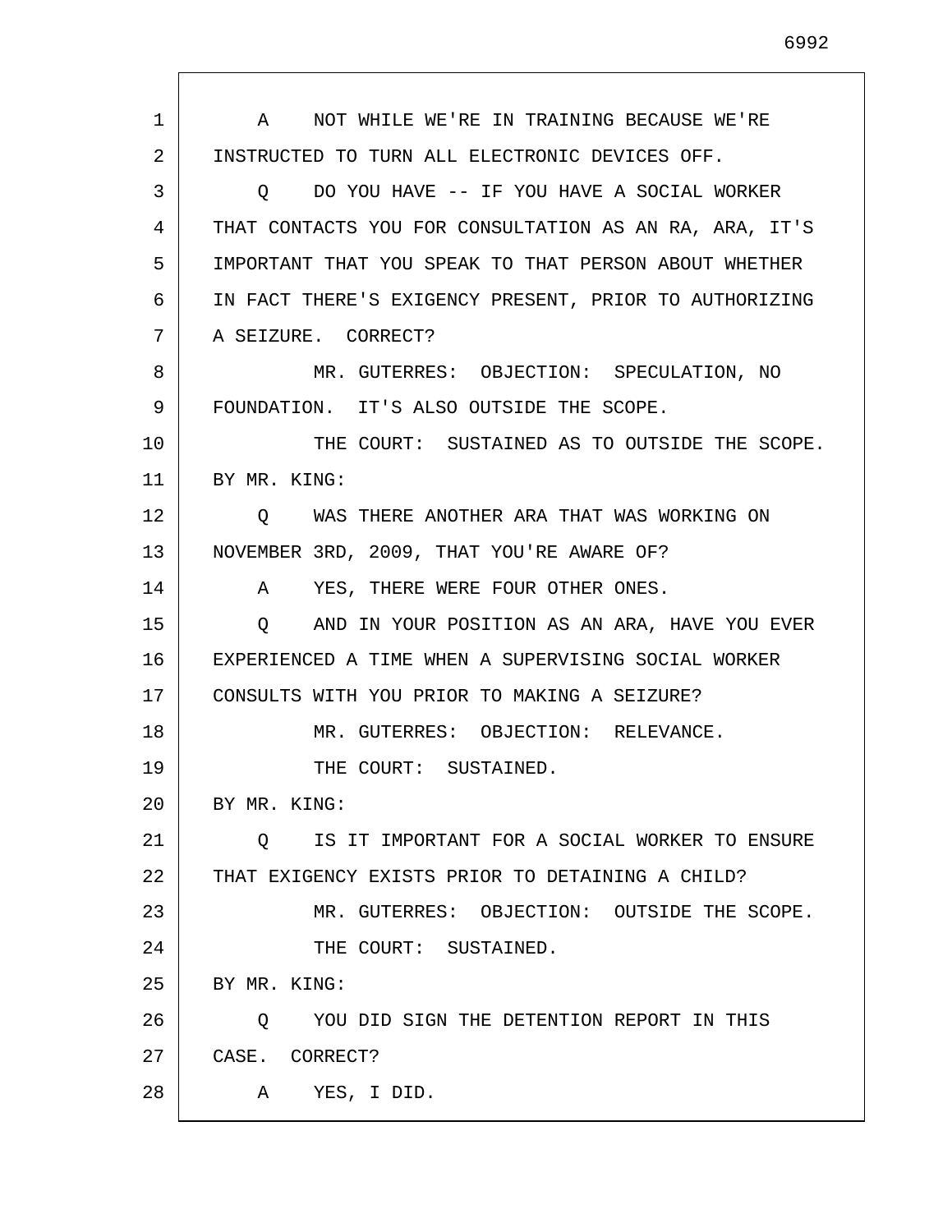A    NOT WHILE WE'RE IN TRAINING BECAUSE WE'RE INSTRUCTED TO TURN ALL ELECTRONIC DEVICES OFF.

Q    DO YOU HAVE -- IF YOU HAVE A SOCIAL WORKER THAT CONTACTS YOU FOR CONSULTATION AS AN RA, ARA, IT'S IMPORTANT THAT YOU SPEAK TO THAT PERSON ABOUT WHETHER IN FACT THERE'S EXIGENCY PRESENT, PRIOR TO AUTHORIZING A SEIZURE.  CORRECT?

MR. GUTERRES:  OBJECTION:  SPECULATION, NO FOUNDATION.  IT'S ALSO OUTSIDE THE SCOPE.

THE COURT:  SUSTAINED AS TO OUTSIDE THE SCOPE.

BY MR. KING:

Q    WAS THERE ANOTHER ARA THAT WAS WORKING ON NOVEMBER 3RD, 2009, THAT YOU'RE AWARE OF?

A    YES, THERE WERE FOUR OTHER ONES.

Q    AND IN YOUR POSITION AS AN ARA, HAVE YOU EVER EXPERIENCED A TIME WHEN A SUPERVISING SOCIAL WORKER CONSULTS WITH YOU PRIOR TO MAKING A SEIZURE?

MR. GUTERRES:  OBJECTION:  RELEVANCE.

THE COURT:  SUSTAINED.

BY MR. KING:

Q    IS IT IMPORTANT FOR A SOCIAL WORKER TO ENSURE THAT EXIGENCY EXISTS PRIOR TO DETAINING A CHILD?

MR. GUTERRES:  OBJECTION:  OUTSIDE THE SCOPE.

THE COURT:  SUSTAINED.

BY MR. KING:

Q    YOU DID SIGN THE DETENTION REPORT IN THIS CASE.  CORRECT?

A    YES, I DID.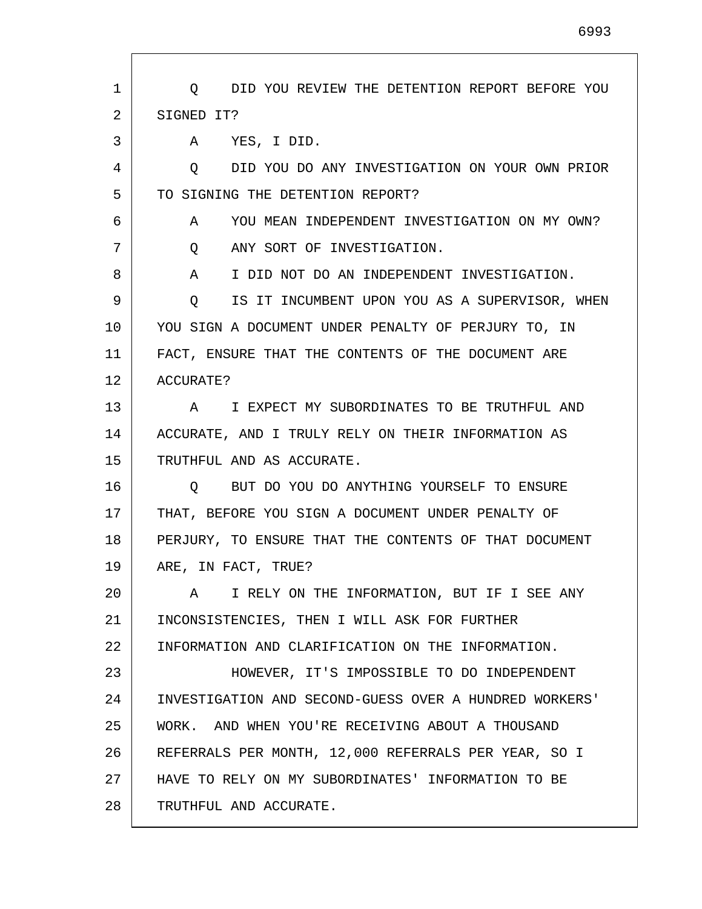Q DID YOU REVIEW THE DETENTION REPORT BEFORE YOU SIGNED IT?

A YES, I DID.

Q DID YOU DO ANY INVESTIGATION ON YOUR OWN PRIOR TO SIGNING THE DETENTION REPORT?

A YOU MEAN INDEPENDENT INVESTIGATION ON MY OWN?

Q ANY SORT OF INVESTIGATION.

A I DID NOT DO AN INDEPENDENT INVESTIGATION.

Q IS IT INCUMBENT UPON YOU AS A SUPERVISOR, WHEN YOU SIGN A DOCUMENT UNDER PENALTY OF PERJURY TO, IN FACT, ENSURE THAT THE CONTENTS OF THE DOCUMENT ARE ACCURATE?

A I EXPECT MY SUBORDINATES TO BE TRUTHFUL AND ACCURATE, AND I TRULY RELY ON THEIR INFORMATION AS TRUTHFUL AND AS ACCURATE.

Q BUT DO YOU DO ANYTHING YOURSELF TO ENSURE THAT, BEFORE YOU SIGN A DOCUMENT UNDER PENALTY OF PERJURY, TO ENSURE THAT THE CONTENTS OF THAT DOCUMENT ARE, IN FACT, TRUE?

A I RELY ON THE INFORMATION, BUT IF I SEE ANY INCONSISTENCIES, THEN I WILL ASK FOR FURTHER INFORMATION AND CLARIFICATION ON THE INFORMATION.

HOWEVER, IT'S IMPOSSIBLE TO DO INDEPENDENT INVESTIGATION AND SECOND-GUESS OVER A HUNDRED WORKERS' WORK. AND WHEN YOU'RE RECEIVING ABOUT A THOUSAND REFERRALS PER MONTH, 12,000 REFERRALS PER YEAR, SO I HAVE TO RELY ON MY SUBORDINATES' INFORMATION TO BE TRUTHFUL AND ACCURATE.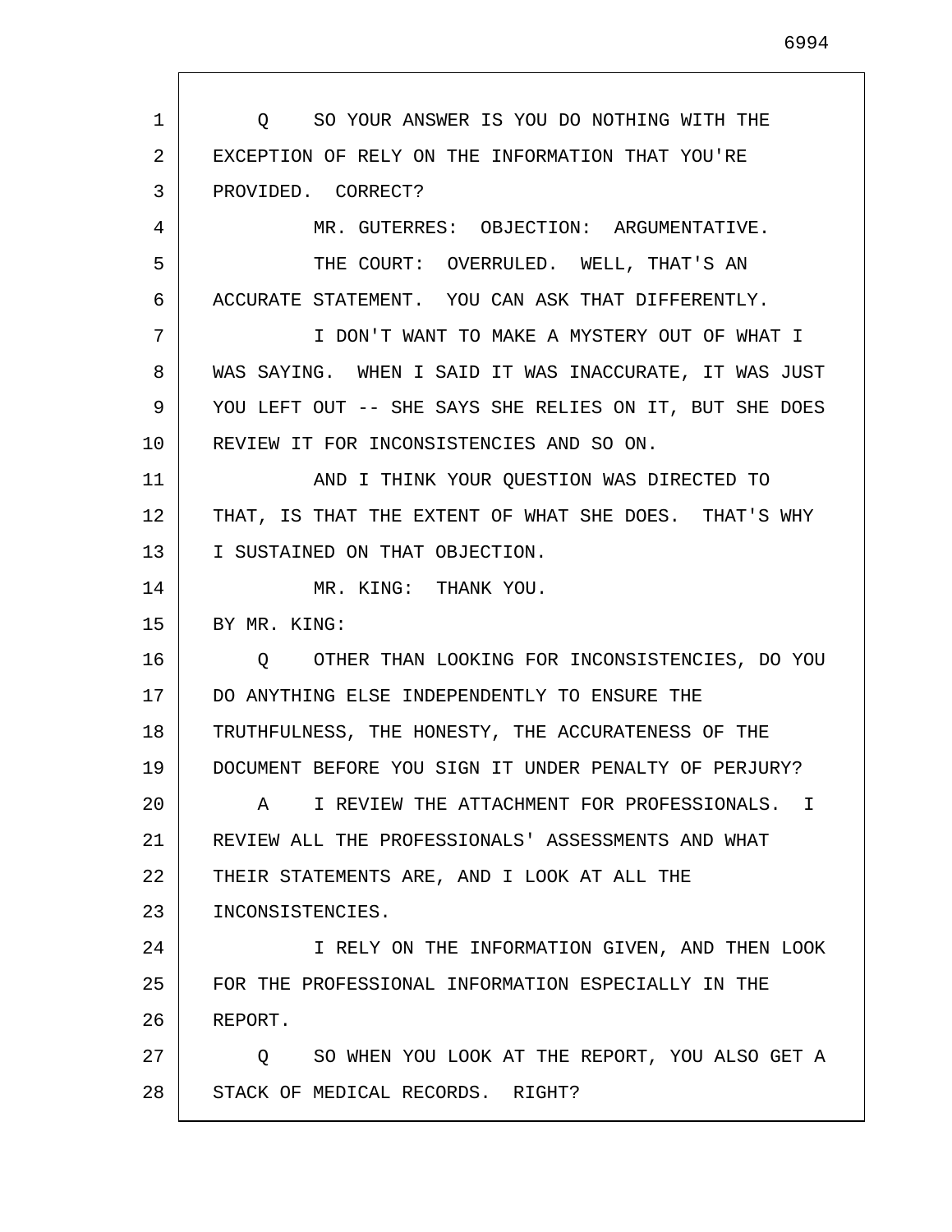Q SO YOUR ANSWER IS YOU DO NOTHING WITH THE EXCEPTION OF RELY ON THE INFORMATION THAT YOU'RE PROVIDED. CORRECT?

MR. GUTERRES: OBJECTION: ARGUMENTATIVE.

THE COURT: OVERRULED. WELL, THAT'S AN ACCURATE STATEMENT. YOU CAN ASK THAT DIFFERENTLY.

I DON'T WANT TO MAKE A MYSTERY OUT OF WHAT I WAS SAYING. WHEN I SAID IT WAS INACCURATE, IT WAS JUST YOU LEFT OUT -- SHE SAYS SHE RELIES ON IT, BUT SHE DOES REVIEW IT FOR INCONSISTENCIES AND SO ON.

AND I THINK YOUR QUESTION WAS DIRECTED TO THAT, IS THAT THE EXTENT OF WHAT SHE DOES. THAT'S WHY I SUSTAINED ON THAT OBJECTION.

MR. KING: THANK YOU.

BY MR. KING:

Q OTHER THAN LOOKING FOR INCONSISTENCIES, DO YOU DO ANYTHING ELSE INDEPENDENTLY TO ENSURE THE TRUTHFULNESS, THE HONESTY, THE ACCURATENESS OF THE DOCUMENT BEFORE YOU SIGN IT UNDER PENALTY OF PERJURY?

A I REVIEW THE ATTACHMENT FOR PROFESSIONALS. I REVIEW ALL THE PROFESSIONALS' ASSESSMENTS AND WHAT THEIR STATEMENTS ARE, AND I LOOK AT ALL THE INCONSISTENCIES.

I RELY ON THE INFORMATION GIVEN, AND THEN LOOK FOR THE PROFESSIONAL INFORMATION ESPECIALLY IN THE REPORT.

Q SO WHEN YOU LOOK AT THE REPORT, YOU ALSO GET A STACK OF MEDICAL RECORDS. RIGHT?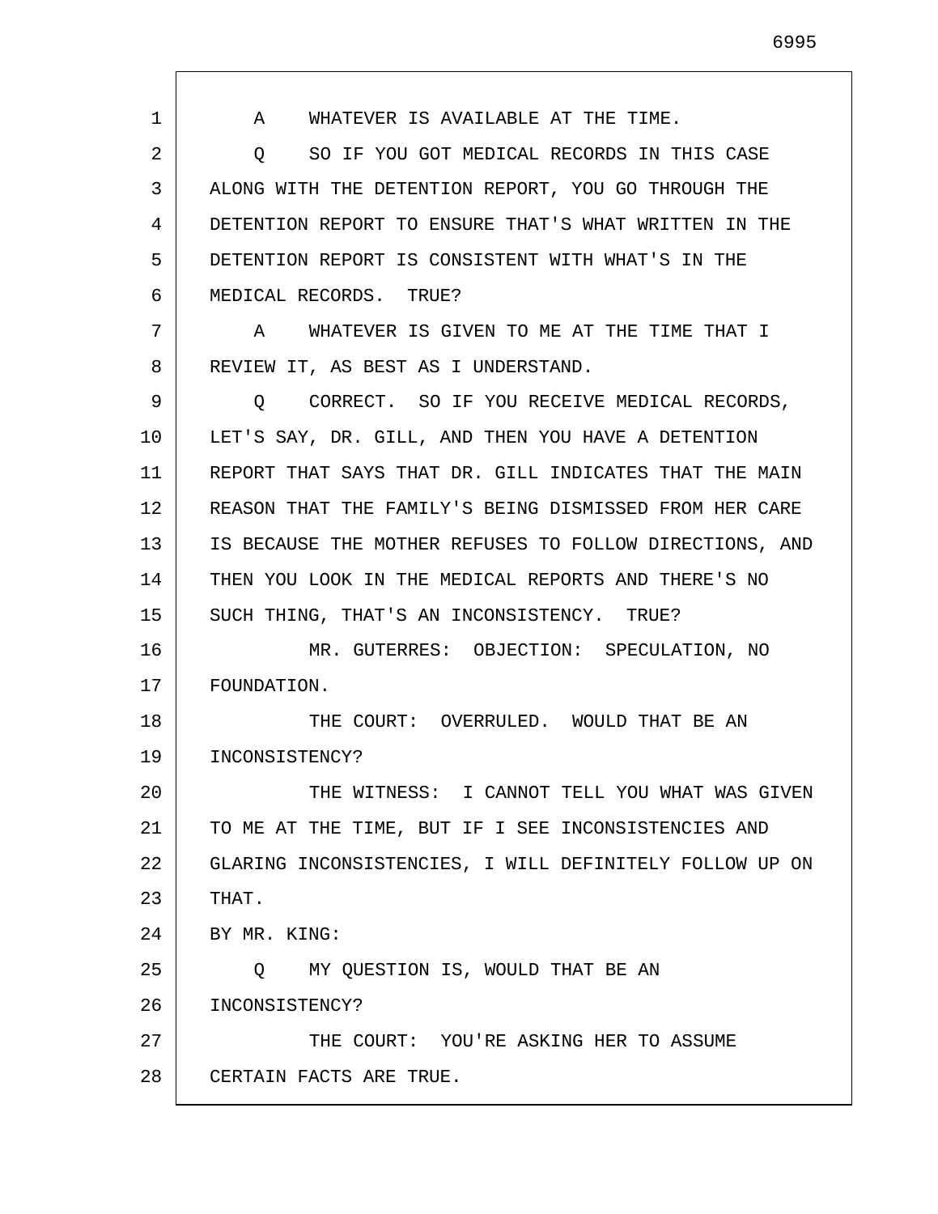A WHATEVER IS AVAILABLE AT THE TIME.

Q SO IF YOU GOT MEDICAL RECORDS IN THIS CASE ALONG WITH THE DETENTION REPORT, YOU GO THROUGH THE DETENTION REPORT TO ENSURE THAT'S WHAT WRITTEN IN THE DETENTION REPORT IS CONSISTENT WITH WHAT'S IN THE MEDICAL RECORDS. TRUE?

A WHATEVER IS GIVEN TO ME AT THE TIME THAT I REVIEW IT, AS BEST AS I UNDERSTAND.

Q CORRECT. SO IF YOU RECEIVE MEDICAL RECORDS, LET'S SAY, DR. GILL, AND THEN YOU HAVE A DETENTION REPORT THAT SAYS THAT DR. GILL INDICATES THAT THE MAIN REASON THAT THE FAMILY'S BEING DISMISSED FROM HER CARE IS BECAUSE THE MOTHER REFUSES TO FOLLOW DIRECTIONS, AND THEN YOU LOOK IN THE MEDICAL REPORTS AND THERE'S NO SUCH THING, THAT'S AN INCONSISTENCY. TRUE?

MR. GUTERRES: OBJECTION: SPECULATION, NO FOUNDATION.

THE COURT: OVERRULED. WOULD THAT BE AN INCONSISTENCY?

THE WITNESS: I CANNOT TELL YOU WHAT WAS GIVEN TO ME AT THE TIME, BUT IF I SEE INCONSISTENCIES AND GLARING INCONSISTENCIES, I WILL DEFINITELY FOLLOW UP ON THAT.

BY MR. KING:

Q MY QUESTION IS, WOULD THAT BE AN INCONSISTENCY?

THE COURT: YOU'RE ASKING HER TO ASSUME CERTAIN FACTS ARE TRUE.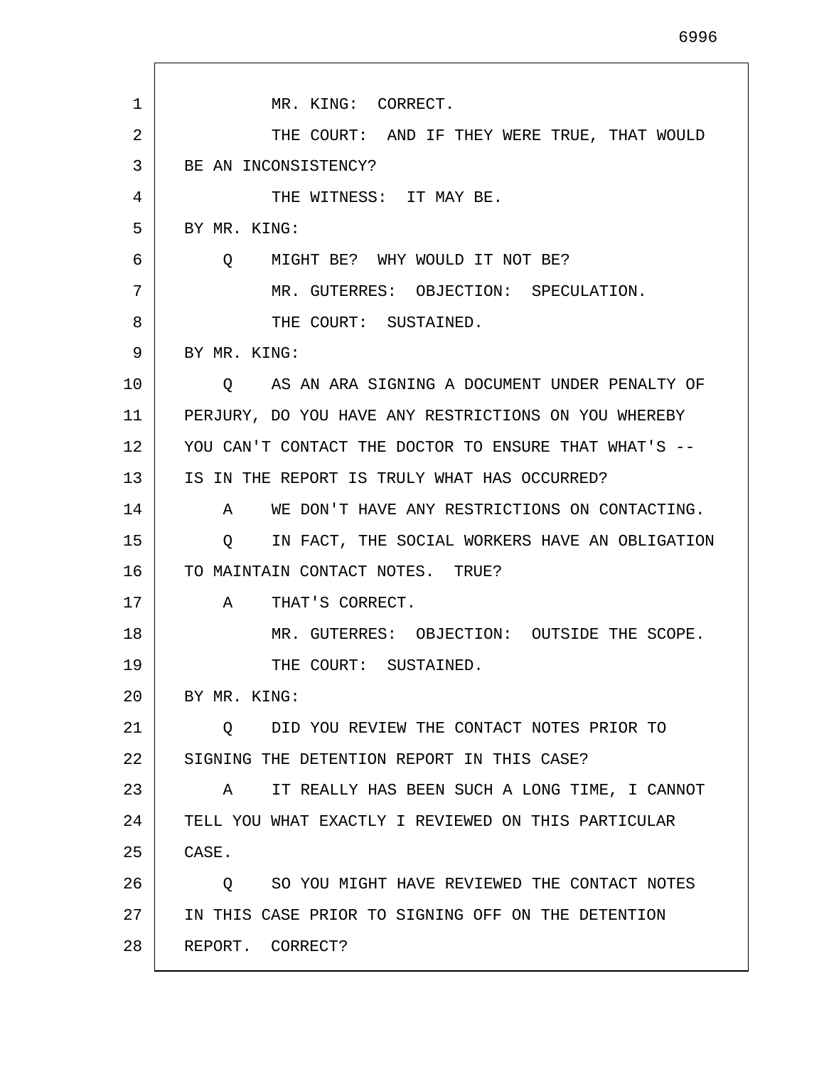MR. KING: CORRECT.

THE COURT: AND IF THEY WERE TRUE, THAT WOULD BE AN INCONSISTENCY?

THE WITNESS: IT MAY BE.

BY MR. KING:

Q MIGHT BE? WHY WOULD IT NOT BE?

MR. GUTERRES: OBJECTION: SPECULATION.

THE COURT: SUSTAINED.

BY MR. KING:

Q AS AN ARA SIGNING A DOCUMENT UNDER PENALTY OF PERJURY, DO YOU HAVE ANY RESTRICTIONS ON YOU WHEREBY YOU CAN'T CONTACT THE DOCTOR TO ENSURE THAT WHAT'S -- IS IN THE REPORT IS TRULY WHAT HAS OCCURRED?

A WE DON'T HAVE ANY RESTRICTIONS ON CONTACTING.

Q IN FACT, THE SOCIAL WORKERS HAVE AN OBLIGATION TO MAINTAIN CONTACT NOTES. TRUE?

A THAT'S CORRECT.

MR. GUTERRES: OBJECTION: OUTSIDE THE SCOPE.

THE COURT: SUSTAINED.

BY MR. KING:

Q DID YOU REVIEW THE CONTACT NOTES PRIOR TO SIGNING THE DETENTION REPORT IN THIS CASE?

A IT REALLY HAS BEEN SUCH A LONG TIME, I CANNOT TELL YOU WHAT EXACTLY I REVIEWED ON THIS PARTICULAR CASE.

Q SO YOU MIGHT HAVE REVIEWED THE CONTACT NOTES IN THIS CASE PRIOR TO SIGNING OFF ON THE DETENTION REPORT. CORRECT?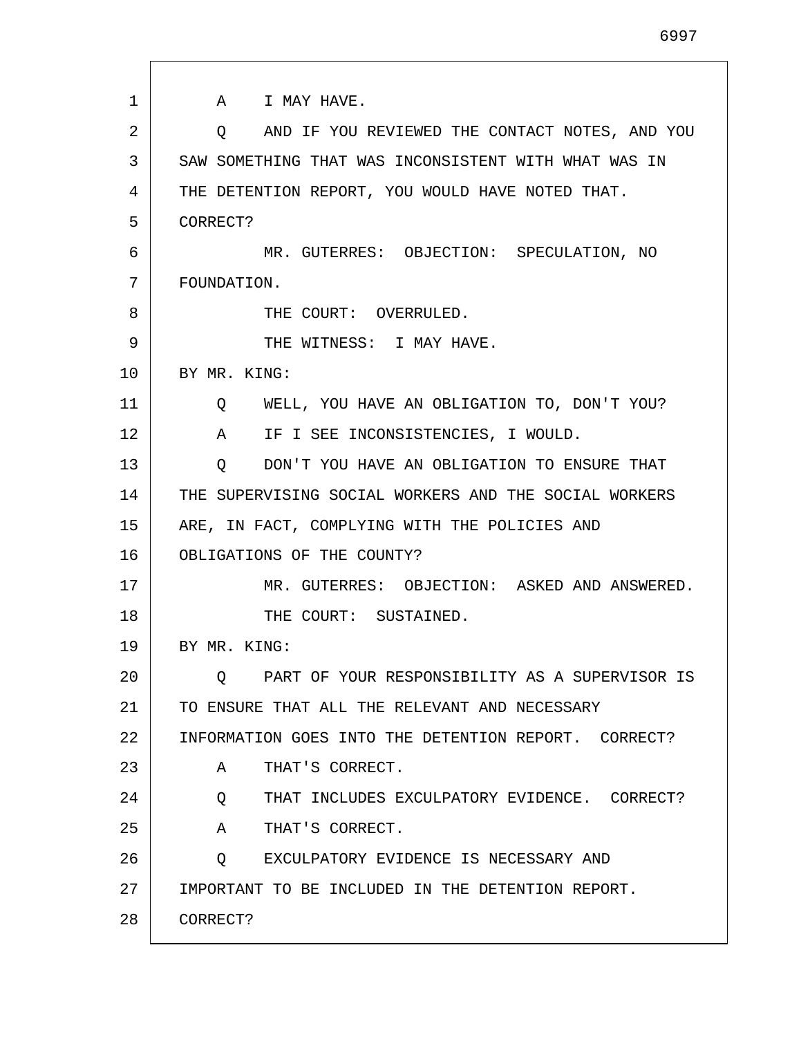A I MAY HAVE.

Q AND IF YOU REVIEWED THE CONTACT NOTES, AND YOU SAW SOMETHING THAT WAS INCONSISTENT WITH WHAT WAS IN THE DETENTION REPORT, YOU WOULD HAVE NOTED THAT. CORRECT?

MR. GUTERRES: OBJECTION: SPECULATION, NO FOUNDATION.

THE COURT: OVERRULED.

THE WITNESS: I MAY HAVE.

BY MR. KING:

Q WELL, YOU HAVE AN OBLIGATION TO, DON'T YOU?

A IF I SEE INCONSISTENCIES, I WOULD.

Q DON'T YOU HAVE AN OBLIGATION TO ENSURE THAT THE SUPERVISING SOCIAL WORKERS AND THE SOCIAL WORKERS ARE, IN FACT, COMPLYING WITH THE POLICIES AND OBLIGATIONS OF THE COUNTY?

MR. GUTERRES: OBJECTION: ASKED AND ANSWERED.

THE COURT: SUSTAINED.

BY MR. KING:

Q PART OF YOUR RESPONSIBILITY AS A SUPERVISOR IS TO ENSURE THAT ALL THE RELEVANT AND NECESSARY INFORMATION GOES INTO THE DETENTION REPORT. CORRECT?

A THAT'S CORRECT.

Q THAT INCLUDES EXCULPATORY EVIDENCE. CORRECT?

A THAT'S CORRECT.

Q EXCULPATORY EVIDENCE IS NECESSARY AND IMPORTANT TO BE INCLUDED IN THE DETENTION REPORT. CORRECT?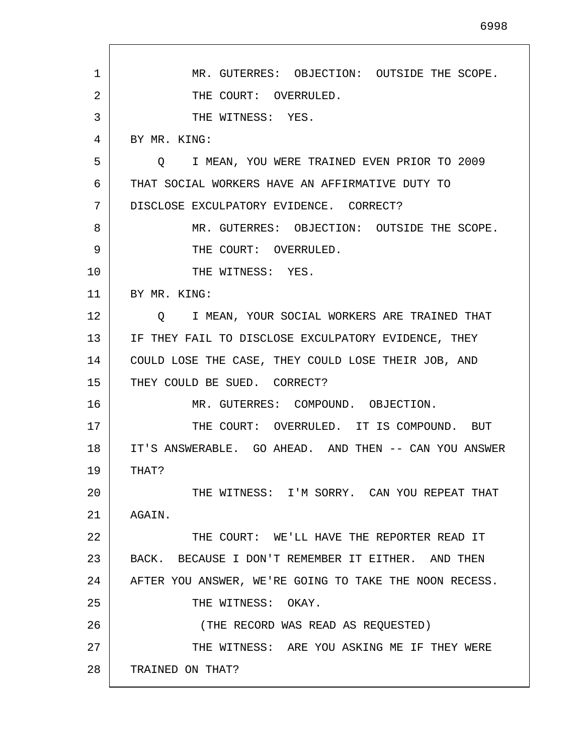MR. GUTERRES: OBJECTION: OUTSIDE THE SCOPE.

THE COURT: OVERRULED.

THE WITNESS: YES.

BY MR. KING:

Q I MEAN, YOU WERE TRAINED EVEN PRIOR TO 2009 THAT SOCIAL WORKERS HAVE AN AFFIRMATIVE DUTY TO DISCLOSE EXCULPATORY EVIDENCE. CORRECT?

MR. GUTERRES: OBJECTION: OUTSIDE THE SCOPE.

THE COURT: OVERRULED.

THE WITNESS: YES.

BY MR. KING:

Q I MEAN, YOUR SOCIAL WORKERS ARE TRAINED THAT IF THEY FAIL TO DISCLOSE EXCULPATORY EVIDENCE, THEY COULD LOSE THE CASE, THEY COULD LOSE THEIR JOB, AND THEY COULD BE SUED. CORRECT?

MR. GUTERRES: COMPOUND. OBJECTION.

THE COURT: OVERRULED. IT IS COMPOUND. BUT IT'S ANSWERABLE. GO AHEAD. AND THEN -- CAN YOU ANSWER THAT?

THE WITNESS: I'M SORRY. CAN YOU REPEAT THAT AGAIN.

THE COURT: WE'LL HAVE THE REPORTER READ IT BACK. BECAUSE I DON'T REMEMBER IT EITHER. AND THEN AFTER YOU ANSWER, WE'RE GOING TO TAKE THE NOON RECESS.

THE WITNESS: OKAY.

(THE RECORD WAS READ AS REQUESTED)

THE WITNESS: ARE YOU ASKING ME IF THEY WERE TRAINED ON THAT?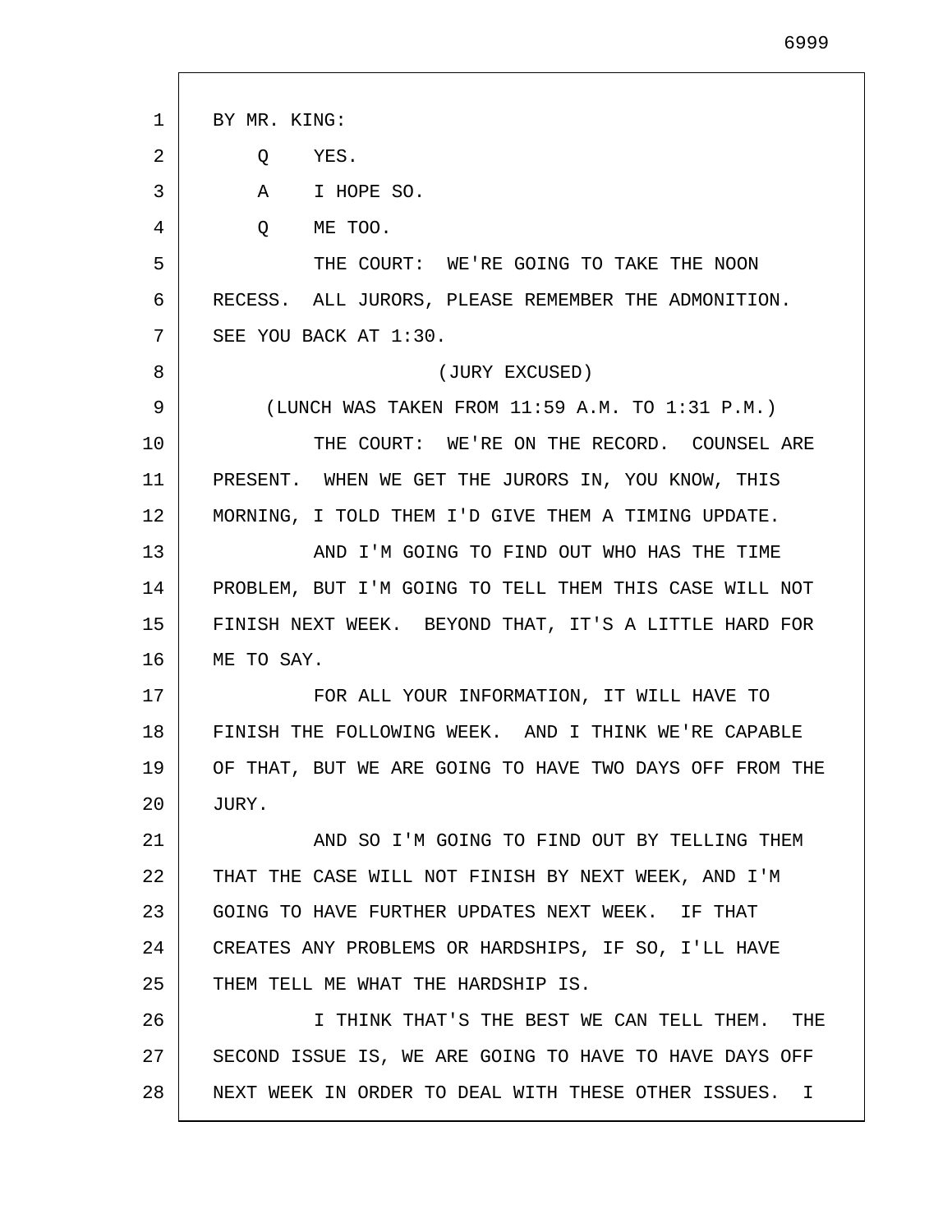BY MR. KING:

Q    YES.

A    I HOPE SO.

Q    ME TOO.

THE COURT:  WE'RE GOING TO TAKE THE NOON RECESS.  ALL JURORS, PLEASE REMEMBER THE ADMONITION.  SEE YOU BACK AT 1:30.

(JURY EXCUSED)

(LUNCH WAS TAKEN FROM 11:59 A.M. TO 1:31 P.M.)

THE COURT:  WE'RE ON THE RECORD.  COUNSEL ARE PRESENT.  WHEN WE GET THE JURORS IN, YOU KNOW, THIS MORNING, I TOLD THEM I'D GIVE THEM A TIMING UPDATE.

AND I'M GOING TO FIND OUT WHO HAS THE TIME PROBLEM, BUT I'M GOING TO TELL THEM THIS CASE WILL NOT FINISH NEXT WEEK.  BEYOND THAT, IT'S A LITTLE HARD FOR ME TO SAY.

FOR ALL YOUR INFORMATION, IT WILL HAVE TO FINISH THE FOLLOWING WEEK.  AND I THINK WE'RE CAPABLE OF THAT, BUT WE ARE GOING TO HAVE TWO DAYS OFF FROM THE JURY.

AND SO I'M GOING TO FIND OUT BY TELLING THEM THAT THE CASE WILL NOT FINISH BY NEXT WEEK, AND I'M GOING TO HAVE FURTHER UPDATES NEXT WEEK.  IF THAT CREATES ANY PROBLEMS OR HARDSHIPS, IF SO, I'LL HAVE THEM TELL ME WHAT THE HARDSHIP IS.

I THINK THAT'S THE BEST WE CAN TELL THEM.  THE SECOND ISSUE IS, WE ARE GOING TO HAVE TO HAVE DAYS OFF NEXT WEEK IN ORDER TO DEAL WITH THESE OTHER ISSUES.  I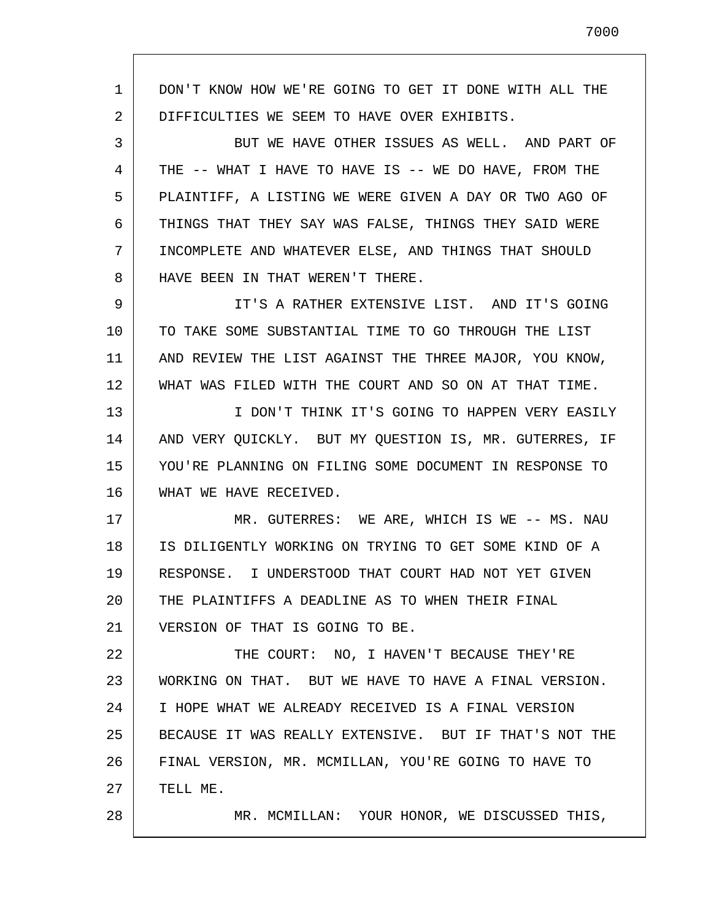DON'T KNOW HOW WE'RE GOING TO GET IT DONE WITH ALL THE DIFFICULTIES WE SEEM TO HAVE OVER EXHIBITS.

BUT WE HAVE OTHER ISSUES AS WELL. AND PART OF THE -- WHAT I HAVE TO HAVE IS -- WE DO HAVE, FROM THE PLAINTIFF, A LISTING WE WERE GIVEN A DAY OR TWO AGO OF THINGS THAT THEY SAY WAS FALSE, THINGS THEY SAID WERE INCOMPLETE AND WHATEVER ELSE, AND THINGS THAT SHOULD HAVE BEEN IN THAT WEREN'T THERE.

IT'S A RATHER EXTENSIVE LIST. AND IT'S GOING TO TAKE SOME SUBSTANTIAL TIME TO GO THROUGH THE LIST AND REVIEW THE LIST AGAINST THE THREE MAJOR, YOU KNOW, WHAT WAS FILED WITH THE COURT AND SO ON AT THAT TIME.

I DON'T THINK IT'S GOING TO HAPPEN VERY EASILY AND VERY QUICKLY. BUT MY QUESTION IS, MR. GUTERRES, IF YOU'RE PLANNING ON FILING SOME DOCUMENT IN RESPONSE TO WHAT WE HAVE RECEIVED.

MR. GUTERRES: WE ARE, WHICH IS WE -- MS. NAU IS DILIGENTLY WORKING ON TRYING TO GET SOME KIND OF A RESPONSE. I UNDERSTOOD THAT COURT HAD NOT YET GIVEN THE PLAINTIFFS A DEADLINE AS TO WHEN THEIR FINAL VERSION OF THAT IS GOING TO BE.

THE COURT: NO, I HAVEN'T BECAUSE THEY'RE WORKING ON THAT. BUT WE HAVE TO HAVE A FINAL VERSION. I HOPE WHAT WE ALREADY RECEIVED IS A FINAL VERSION BECAUSE IT WAS REALLY EXTENSIVE. BUT IF THAT'S NOT THE FINAL VERSION, MR. MCMILLAN, YOU'RE GOING TO HAVE TO TELL ME.

MR. MCMILLAN: YOUR HONOR, WE DISCUSSED THIS,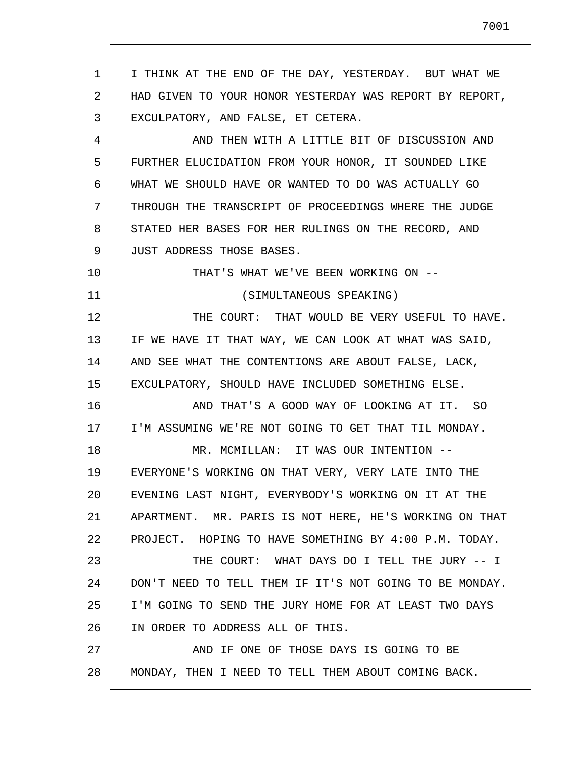I THINK AT THE END OF THE DAY, YESTERDAY. BUT WHAT WE HAD GIVEN TO YOUR HONOR YESTERDAY WAS REPORT BY REPORT, EXCULPATORY, AND FALSE, ET CETERA.

AND THEN WITH A LITTLE BIT OF DISCUSSION AND FURTHER ELUCIDATION FROM YOUR HONOR, IT SOUNDED LIKE WHAT WE SHOULD HAVE OR WANTED TO DO WAS ACTUALLY GO THROUGH THE TRANSCRIPT OF PROCEEDINGS WHERE THE JUDGE STATED HER BASES FOR HER RULINGS ON THE RECORD, AND JUST ADDRESS THOSE BASES.

THAT'S WHAT WE'VE BEEN WORKING ON --

(SIMULTANEOUS SPEAKING)

THE COURT: THAT WOULD BE VERY USEFUL TO HAVE. IF WE HAVE IT THAT WAY, WE CAN LOOK AT WHAT WAS SAID, AND SEE WHAT THE CONTENTIONS ARE ABOUT FALSE, LACK, EXCULPATORY, SHOULD HAVE INCLUDED SOMETHING ELSE.

AND THAT'S A GOOD WAY OF LOOKING AT IT. SO I'M ASSUMING WE'RE NOT GOING TO GET THAT TIL MONDAY.

MR. MCMILLAN: IT WAS OUR INTENTION -- EVERYONE'S WORKING ON THAT VERY, VERY LATE INTO THE EVENING LAST NIGHT, EVERYBODY'S WORKING ON IT AT THE APARTMENT. MR. PARIS IS NOT HERE, HE'S WORKING ON THAT PROJECT. HOPING TO HAVE SOMETHING BY 4:00 P.M. TODAY.

THE COURT: WHAT DAYS DO I TELL THE JURY -- I DON'T NEED TO TELL THEM IF IT'S NOT GOING TO BE MONDAY. I'M GOING TO SEND THE JURY HOME FOR AT LEAST TWO DAYS IN ORDER TO ADDRESS ALL OF THIS.

AND IF ONE OF THOSE DAYS IS GOING TO BE MONDAY, THEN I NEED TO TELL THEM ABOUT COMING BACK.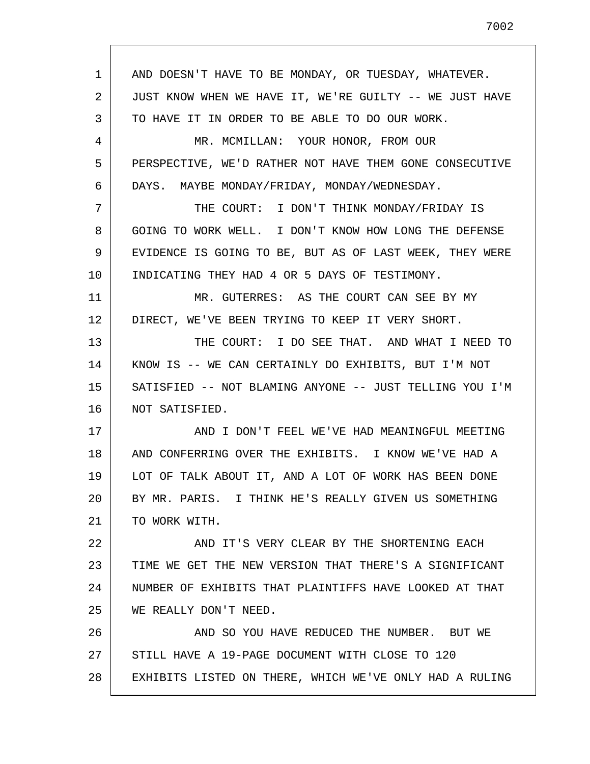AND DOESN'T HAVE TO BE MONDAY, OR TUESDAY, WHATEVER. JUST KNOW WHEN WE HAVE IT, WE'RE GUILTY -- WE JUST HAVE TO HAVE IT IN ORDER TO BE ABLE TO DO OUR WORK.

MR. MCMILLAN: YOUR HONOR, FROM OUR PERSPECTIVE, WE'D RATHER NOT HAVE THEM GONE CONSECUTIVE DAYS. MAYBE MONDAY/FRIDAY, MONDAY/WEDNESDAY.

THE COURT: I DON'T THINK MONDAY/FRIDAY IS GOING TO WORK WELL. I DON'T KNOW HOW LONG THE DEFENSE EVIDENCE IS GOING TO BE, BUT AS OF LAST WEEK, THEY WERE INDICATING THEY HAD 4 OR 5 DAYS OF TESTIMONY.

MR. GUTERRES: AS THE COURT CAN SEE BY MY DIRECT, WE'VE BEEN TRYING TO KEEP IT VERY SHORT.

THE COURT: I DO SEE THAT. AND WHAT I NEED TO KNOW IS -- WE CAN CERTAINLY DO EXHIBITS, BUT I'M NOT SATISFIED -- NOT BLAMING ANYONE -- JUST TELLING YOU I'M NOT SATISFIED.

AND I DON'T FEEL WE'VE HAD MEANINGFUL MEETING AND CONFERRING OVER THE EXHIBITS. I KNOW WE'VE HAD A LOT OF TALK ABOUT IT, AND A LOT OF WORK HAS BEEN DONE BY MR. PARIS. I THINK HE'S REALLY GIVEN US SOMETHING TO WORK WITH.

AND IT'S VERY CLEAR BY THE SHORTENING EACH TIME WE GET THE NEW VERSION THAT THERE'S A SIGNIFICANT NUMBER OF EXHIBITS THAT PLAINTIFFS HAVE LOOKED AT THAT WE REALLY DON'T NEED.

AND SO YOU HAVE REDUCED THE NUMBER. BUT WE STILL HAVE A 19-PAGE DOCUMENT WITH CLOSE TO 120 EXHIBITS LISTED ON THERE, WHICH WE'VE ONLY HAD A RULING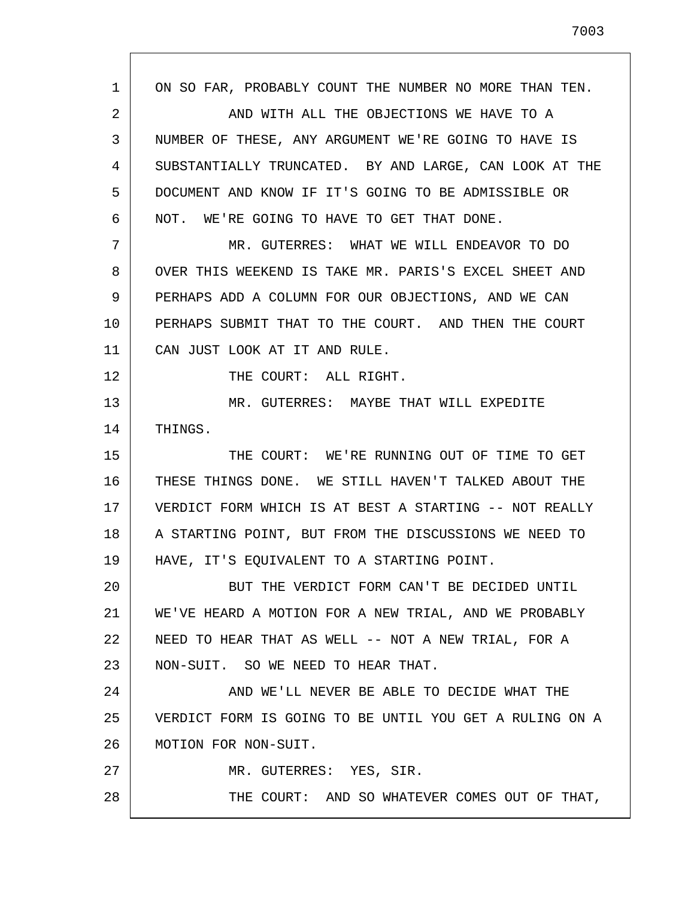ON SO FAR, PROBABLY COUNT THE NUMBER NO MORE THAN TEN.

AND WITH ALL THE OBJECTIONS WE HAVE TO A NUMBER OF THESE, ANY ARGUMENT WE'RE GOING TO HAVE IS SUBSTANTIALLY TRUNCATED. BY AND LARGE, CAN LOOK AT THE DOCUMENT AND KNOW IF IT'S GOING TO BE ADMISSIBLE OR NOT. WE'RE GOING TO HAVE TO GET THAT DONE.

MR. GUTERRES: WHAT WE WILL ENDEAVOR TO DO OVER THIS WEEKEND IS TAKE MR. PARIS'S EXCEL SHEET AND PERHAPS ADD A COLUMN FOR OUR OBJECTIONS, AND WE CAN PERHAPS SUBMIT THAT TO THE COURT. AND THEN THE COURT CAN JUST LOOK AT IT AND RULE.

THE COURT: ALL RIGHT.

MR. GUTERRES: MAYBE THAT WILL EXPEDITE THINGS.

THE COURT: WE'RE RUNNING OUT OF TIME TO GET THESE THINGS DONE. WE STILL HAVEN'T TALKED ABOUT THE VERDICT FORM WHICH IS AT BEST A STARTING -- NOT REALLY A STARTING POINT, BUT FROM THE DISCUSSIONS WE NEED TO HAVE, IT'S EQUIVALENT TO A STARTING POINT.

BUT THE VERDICT FORM CAN'T BE DECIDED UNTIL WE'VE HEARD A MOTION FOR A NEW TRIAL, AND WE PROBABLY NEED TO HEAR THAT AS WELL -- NOT A NEW TRIAL, FOR A NON-SUIT. SO WE NEED TO HEAR THAT.

AND WE'LL NEVER BE ABLE TO DECIDE WHAT THE VERDICT FORM IS GOING TO BE UNTIL YOU GET A RULING ON A MOTION FOR NON-SUIT.

MR. GUTERRES: YES, SIR.

THE COURT: AND SO WHATEVER COMES OUT OF THAT,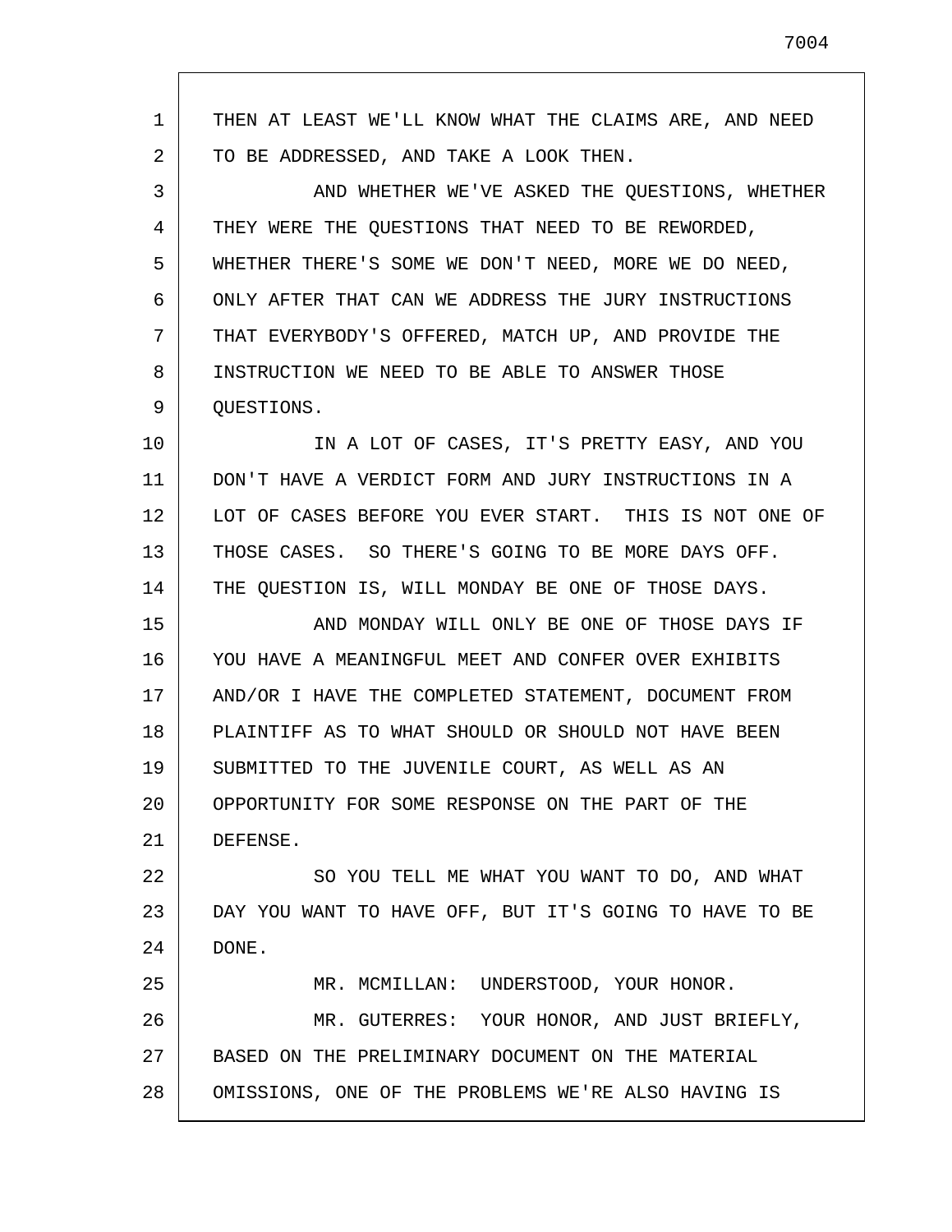THEN AT LEAST WE'LL KNOW WHAT THE CLAIMS ARE, AND NEED TO BE ADDRESSED, AND TAKE A LOOK THEN.

AND WHETHER WE'VE ASKED THE QUESTIONS, WHETHER THEY WERE THE QUESTIONS THAT NEED TO BE REWORDED, WHETHER THERE'S SOME WE DON'T NEED, MORE WE DO NEED, ONLY AFTER THAT CAN WE ADDRESS THE JURY INSTRUCTIONS THAT EVERYBODY'S OFFERED, MATCH UP, AND PROVIDE THE INSTRUCTION WE NEED TO BE ABLE TO ANSWER THOSE QUESTIONS.

IN A LOT OF CASES, IT'S PRETTY EASY, AND YOU DON'T HAVE A VERDICT FORM AND JURY INSTRUCTIONS IN A LOT OF CASES BEFORE YOU EVER START. THIS IS NOT ONE OF THOSE CASES. SO THERE'S GOING TO BE MORE DAYS OFF. THE QUESTION IS, WILL MONDAY BE ONE OF THOSE DAYS.

AND MONDAY WILL ONLY BE ONE OF THOSE DAYS IF YOU HAVE A MEANINGFUL MEET AND CONFER OVER EXHIBITS AND/OR I HAVE THE COMPLETED STATEMENT, DOCUMENT FROM PLAINTIFF AS TO WHAT SHOULD OR SHOULD NOT HAVE BEEN SUBMITTED TO THE JUVENILE COURT, AS WELL AS AN OPPORTUNITY FOR SOME RESPONSE ON THE PART OF THE DEFENSE.

SO YOU TELL ME WHAT YOU WANT TO DO, AND WHAT DAY YOU WANT TO HAVE OFF, BUT IT'S GOING TO HAVE TO BE DONE.

MR. MCMILLAN: UNDERSTOOD, YOUR HONOR.

MR. GUTERRES: YOUR HONOR, AND JUST BRIEFLY, BASED ON THE PRELIMINARY DOCUMENT ON THE MATERIAL OMISSIONS, ONE OF THE PROBLEMS WE'RE ALSO HAVING IS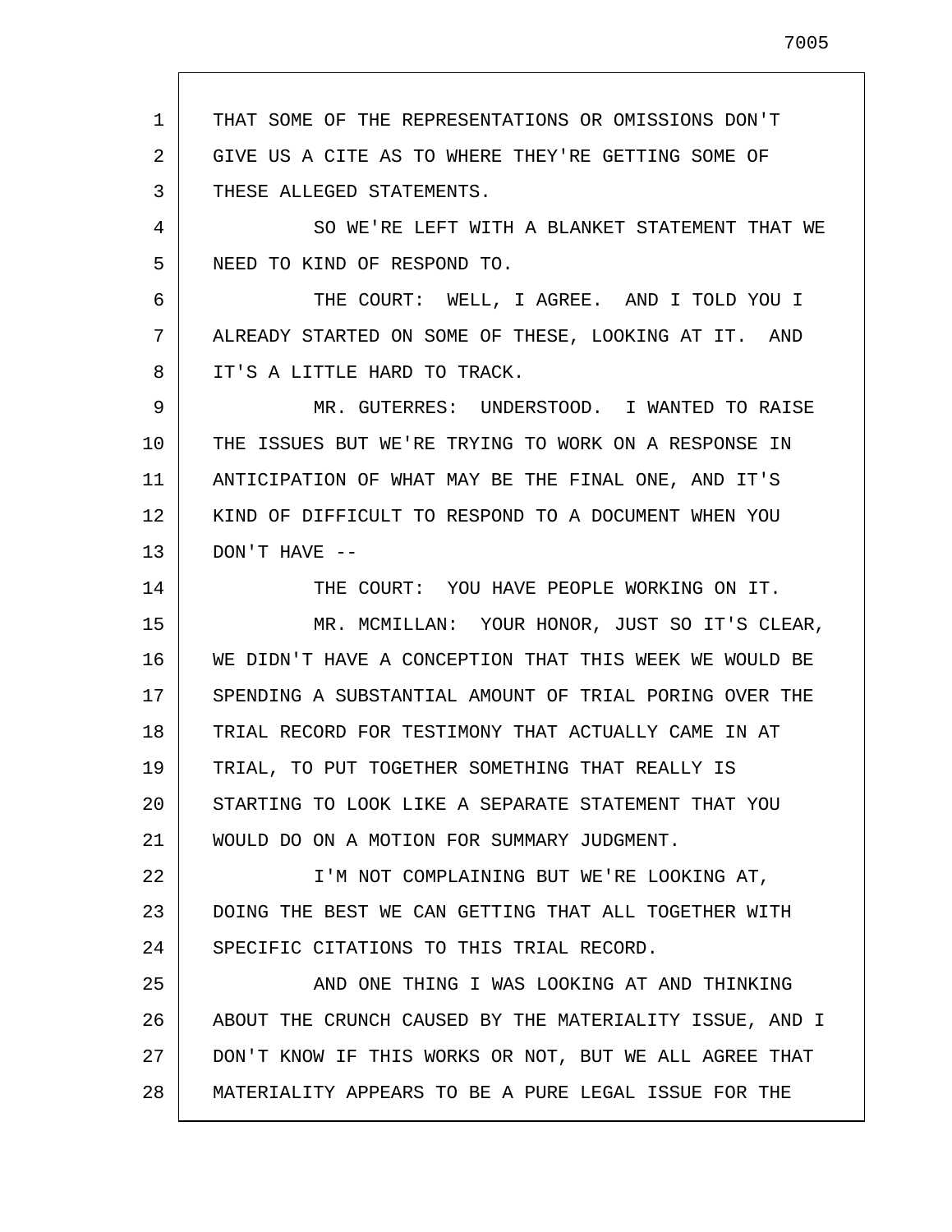THAT SOME OF THE REPRESENTATIONS OR OMISSIONS DON'T GIVE US A CITE AS TO WHERE THEY'RE GETTING SOME OF THESE ALLEGED STATEMENTS.

SO WE'RE LEFT WITH A BLANKET STATEMENT THAT WE NEED TO KIND OF RESPOND TO.

THE COURT: WELL, I AGREE. AND I TOLD YOU I ALREADY STARTED ON SOME OF THESE, LOOKING AT IT. AND IT'S A LITTLE HARD TO TRACK.

MR. GUTERRES: UNDERSTOOD. I WANTED TO RAISE THE ISSUES BUT WE'RE TRYING TO WORK ON A RESPONSE IN ANTICIPATION OF WHAT MAY BE THE FINAL ONE, AND IT'S KIND OF DIFFICULT TO RESPOND TO A DOCUMENT WHEN YOU DON'T HAVE --

THE COURT: YOU HAVE PEOPLE WORKING ON IT.

MR. MCMILLAN: YOUR HONOR, JUST SO IT'S CLEAR, WE DIDN'T HAVE A CONCEPTION THAT THIS WEEK WE WOULD BE SPENDING A SUBSTANTIAL AMOUNT OF TRIAL PORING OVER THE TRIAL RECORD FOR TESTIMONY THAT ACTUALLY CAME IN AT TRIAL, TO PUT TOGETHER SOMETHING THAT REALLY IS STARTING TO LOOK LIKE A SEPARATE STATEMENT THAT YOU WOULD DO ON A MOTION FOR SUMMARY JUDGMENT.

I'M NOT COMPLAINING BUT WE'RE LOOKING AT, DOING THE BEST WE CAN GETTING THAT ALL TOGETHER WITH SPECIFIC CITATIONS TO THIS TRIAL RECORD.

AND ONE THING I WAS LOOKING AT AND THINKING ABOUT THE CRUNCH CAUSED BY THE MATERIALITY ISSUE, AND I DON'T KNOW IF THIS WORKS OR NOT, BUT WE ALL AGREE THAT MATERIALITY APPEARS TO BE A PURE LEGAL ISSUE FOR THE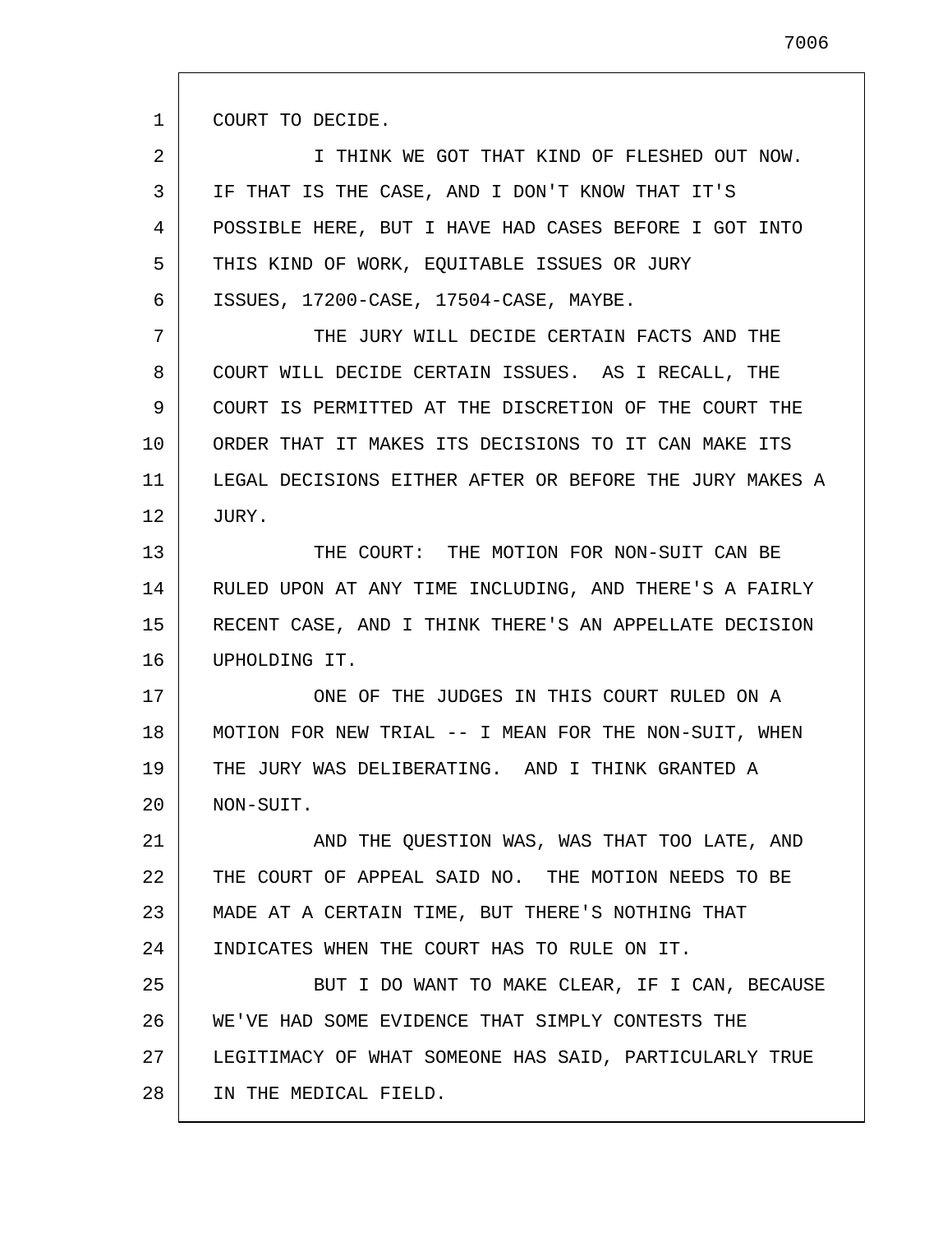COURT TO DECIDE.

I THINK WE GOT THAT KIND OF FLESHED OUT NOW. IF THAT IS THE CASE, AND I DON'T KNOW THAT IT'S POSSIBLE HERE, BUT I HAVE HAD CASES BEFORE I GOT INTO THIS KIND OF WORK, EQUITABLE ISSUES OR JURY ISSUES, 17200-CASE, 17504-CASE, MAYBE.

THE JURY WILL DECIDE CERTAIN FACTS AND THE COURT WILL DECIDE CERTAIN ISSUES. AS I RECALL, THE COURT IS PERMITTED AT THE DISCRETION OF THE COURT THE ORDER THAT IT MAKES ITS DECISIONS TO IT CAN MAKE ITS LEGAL DECISIONS EITHER AFTER OR BEFORE THE JURY MAKES A JURY.

THE COURT: THE MOTION FOR NON-SUIT CAN BE RULED UPON AT ANY TIME INCLUDING, AND THERE'S A FAIRLY RECENT CASE, AND I THINK THERE'S AN APPELLATE DECISION UPHOLDING IT.

ONE OF THE JUDGES IN THIS COURT RULED ON A MOTION FOR NEW TRIAL -- I MEAN FOR THE NON-SUIT, WHEN THE JURY WAS DELIBERATING. AND I THINK GRANTED A NON-SUIT.

AND THE QUESTION WAS, WAS THAT TOO LATE, AND THE COURT OF APPEAL SAID NO. THE MOTION NEEDS TO BE MADE AT A CERTAIN TIME, BUT THERE'S NOTHING THAT INDICATES WHEN THE COURT HAS TO RULE ON IT.

BUT I DO WANT TO MAKE CLEAR, IF I CAN, BECAUSE WE'VE HAD SOME EVIDENCE THAT SIMPLY CONTESTS THE LEGITIMACY OF WHAT SOMEONE HAS SAID, PARTICULARLY TRUE IN THE MEDICAL FIELD.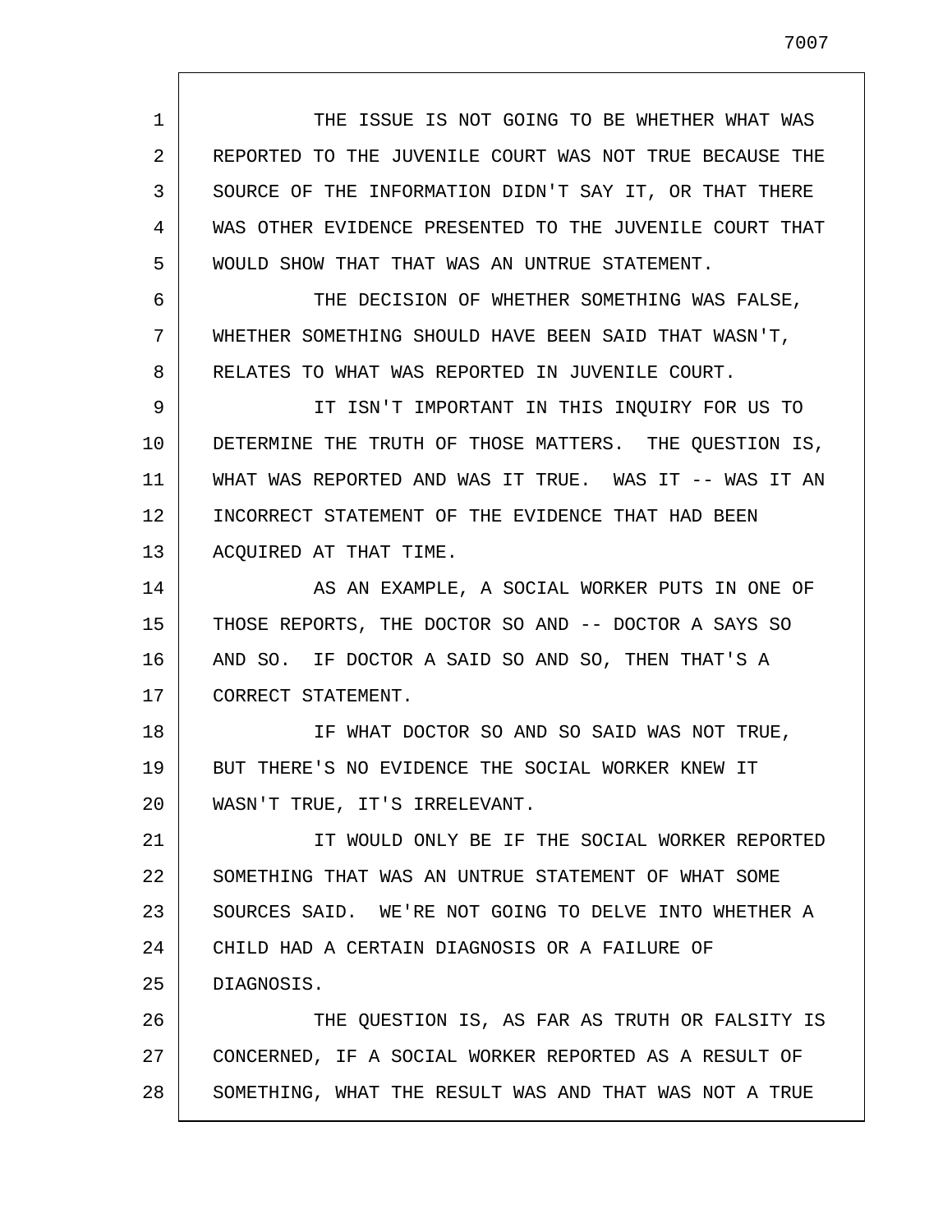THE ISSUE IS NOT GOING TO BE WHETHER WHAT WAS REPORTED TO THE JUVENILE COURT WAS NOT TRUE BECAUSE THE SOURCE OF THE INFORMATION DIDN'T SAY IT, OR THAT THERE WAS OTHER EVIDENCE PRESENTED TO THE JUVENILE COURT THAT WOULD SHOW THAT THAT WAS AN UNTRUE STATEMENT.

THE DECISION OF WHETHER SOMETHING WAS FALSE, WHETHER SOMETHING SHOULD HAVE BEEN SAID THAT WASN'T, RELATES TO WHAT WAS REPORTED IN JUVENILE COURT.

IT ISN'T IMPORTANT IN THIS INQUIRY FOR US TO DETERMINE THE TRUTH OF THOSE MATTERS. THE QUESTION IS, WHAT WAS REPORTED AND WAS IT TRUE. WAS IT -- WAS IT AN INCORRECT STATEMENT OF THE EVIDENCE THAT HAD BEEN ACQUIRED AT THAT TIME.

AS AN EXAMPLE, A SOCIAL WORKER PUTS IN ONE OF THOSE REPORTS, THE DOCTOR SO AND -- DOCTOR A SAYS SO AND SO. IF DOCTOR A SAID SO AND SO, THEN THAT'S A CORRECT STATEMENT.

IF WHAT DOCTOR SO AND SO SAID WAS NOT TRUE, BUT THERE'S NO EVIDENCE THE SOCIAL WORKER KNEW IT WASN'T TRUE, IT'S IRRELEVANT.

IT WOULD ONLY BE IF THE SOCIAL WORKER REPORTED SOMETHING THAT WAS AN UNTRUE STATEMENT OF WHAT SOME SOURCES SAID. WE'RE NOT GOING TO DELVE INTO WHETHER A CHILD HAD A CERTAIN DIAGNOSIS OR A FAILURE OF DIAGNOSIS.

THE QUESTION IS, AS FAR AS TRUTH OR FALSITY IS CONCERNED, IF A SOCIAL WORKER REPORTED AS A RESULT OF SOMETHING, WHAT THE RESULT WAS AND THAT WAS NOT A TRUE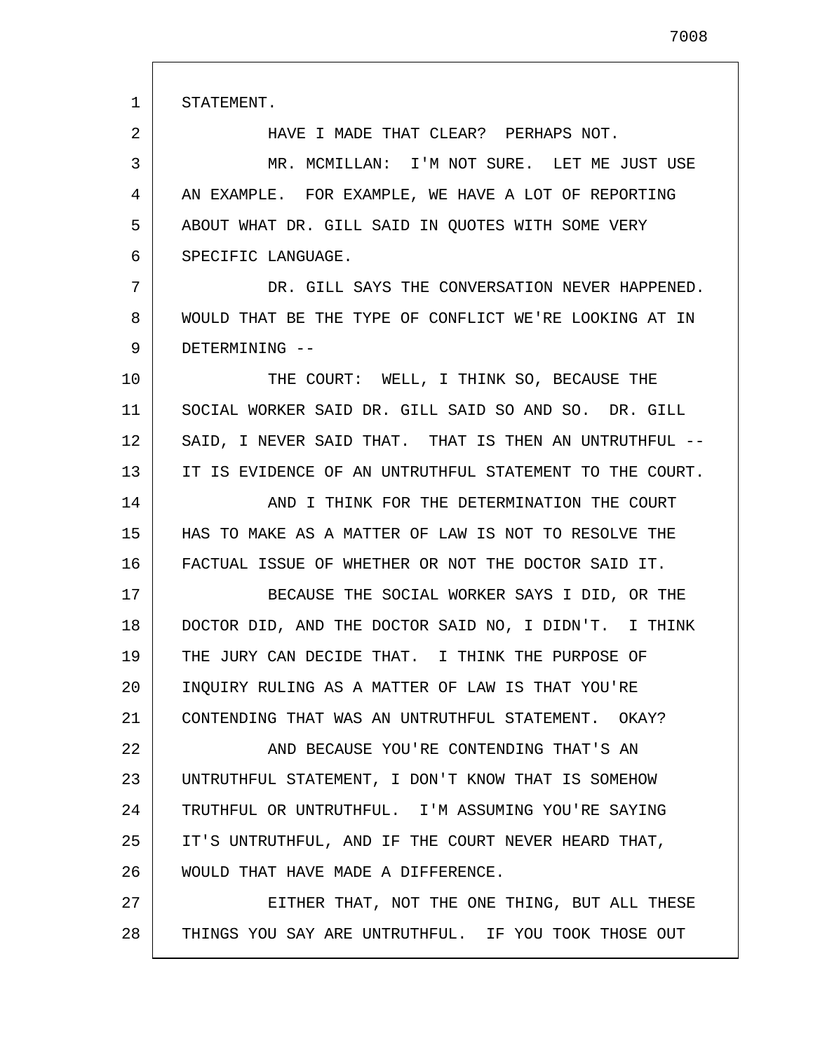STATEMENT.

HAVE I MADE THAT CLEAR? PERHAPS NOT.

MR. MCMILLAN: I'M NOT SURE. LET ME JUST USE AN EXAMPLE. FOR EXAMPLE, WE HAVE A LOT OF REPORTING ABOUT WHAT DR. GILL SAID IN QUOTES WITH SOME VERY SPECIFIC LANGUAGE.

DR. GILL SAYS THE CONVERSATION NEVER HAPPENED. WOULD THAT BE THE TYPE OF CONFLICT WE'RE LOOKING AT IN DETERMINING --

THE COURT: WELL, I THINK SO, BECAUSE THE SOCIAL WORKER SAID DR. GILL SAID SO AND SO. DR. GILL SAID, I NEVER SAID THAT. THAT IS THEN AN UNTRUTHFUL -- IT IS EVIDENCE OF AN UNTRUTHFUL STATEMENT TO THE COURT.

AND I THINK FOR THE DETERMINATION THE COURT HAS TO MAKE AS A MATTER OF LAW IS NOT TO RESOLVE THE FACTUAL ISSUE OF WHETHER OR NOT THE DOCTOR SAID IT.

BECAUSE THE SOCIAL WORKER SAYS I DID, OR THE DOCTOR DID, AND THE DOCTOR SAID NO, I DIDN'T. I THINK THE JURY CAN DECIDE THAT. I THINK THE PURPOSE OF INQUIRY RULING AS A MATTER OF LAW IS THAT YOU'RE CONTENDING THAT WAS AN UNTRUTHFUL STATEMENT. OKAY?

AND BECAUSE YOU'RE CONTENDING THAT'S AN UNTRUTHFUL STATEMENT, I DON'T KNOW THAT IS SOMEHOW TRUTHFUL OR UNTRUTHFUL. I'M ASSUMING YOU'RE SAYING IT'S UNTRUTHFUL, AND IF THE COURT NEVER HEARD THAT, WOULD THAT HAVE MADE A DIFFERENCE.

EITHER THAT, NOT THE ONE THING, BUT ALL THESE THINGS YOU SAY ARE UNTRUTHFUL. IF YOU TOOK THOSE OUT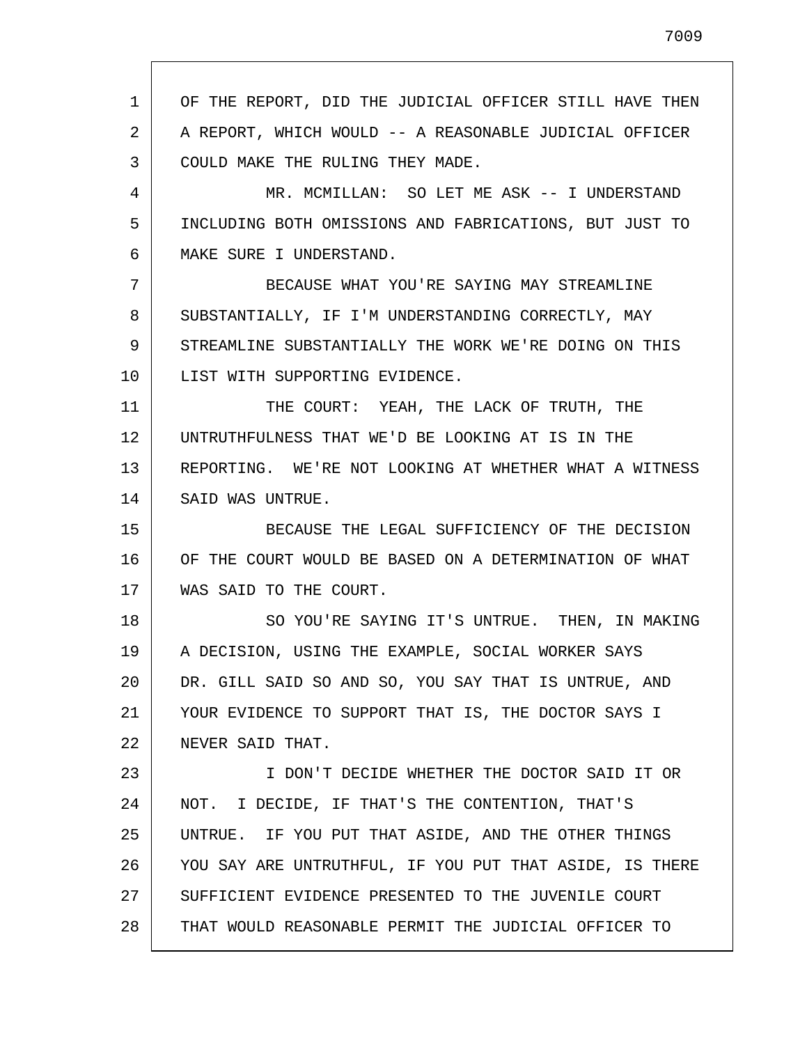OF THE REPORT, DID THE JUDICIAL OFFICER STILL HAVE THEN A REPORT, WHICH WOULD -- A REASONABLE JUDICIAL OFFICER COULD MAKE THE RULING THEY MADE.

MR. MCMILLAN: SO LET ME ASK -- I UNDERSTAND INCLUDING BOTH OMISSIONS AND FABRICATIONS, BUT JUST TO MAKE SURE I UNDERSTAND.

BECAUSE WHAT YOU'RE SAYING MAY STREAMLINE SUBSTANTIALLY, IF I'M UNDERSTANDING CORRECTLY, MAY STREAMLINE SUBSTANTIALLY THE WORK WE'RE DOING ON THIS LIST WITH SUPPORTING EVIDENCE.

THE COURT: YEAH, THE LACK OF TRUTH, THE UNTRUTHFULNESS THAT WE'D BE LOOKING AT IS IN THE REPORTING. WE'RE NOT LOOKING AT WHETHER WHAT A WITNESS SAID WAS UNTRUE.

BECAUSE THE LEGAL SUFFICIENCY OF THE DECISION OF THE COURT WOULD BE BASED ON A DETERMINATION OF WHAT WAS SAID TO THE COURT.

SO YOU'RE SAYING IT'S UNTRUE. THEN, IN MAKING A DECISION, USING THE EXAMPLE, SOCIAL WORKER SAYS DR. GILL SAID SO AND SO, YOU SAY THAT IS UNTRUE, AND YOUR EVIDENCE TO SUPPORT THAT IS, THE DOCTOR SAYS I NEVER SAID THAT.

I DON'T DECIDE WHETHER THE DOCTOR SAID IT OR NOT. I DECIDE, IF THAT'S THE CONTENTION, THAT'S UNTRUE. IF YOU PUT THAT ASIDE, AND THE OTHER THINGS YOU SAY ARE UNTRUTHFUL, IF YOU PUT THAT ASIDE, IS THERE SUFFICIENT EVIDENCE PRESENTED TO THE JUVENILE COURT THAT WOULD REASONABLE PERMIT THE JUDICIAL OFFICER TO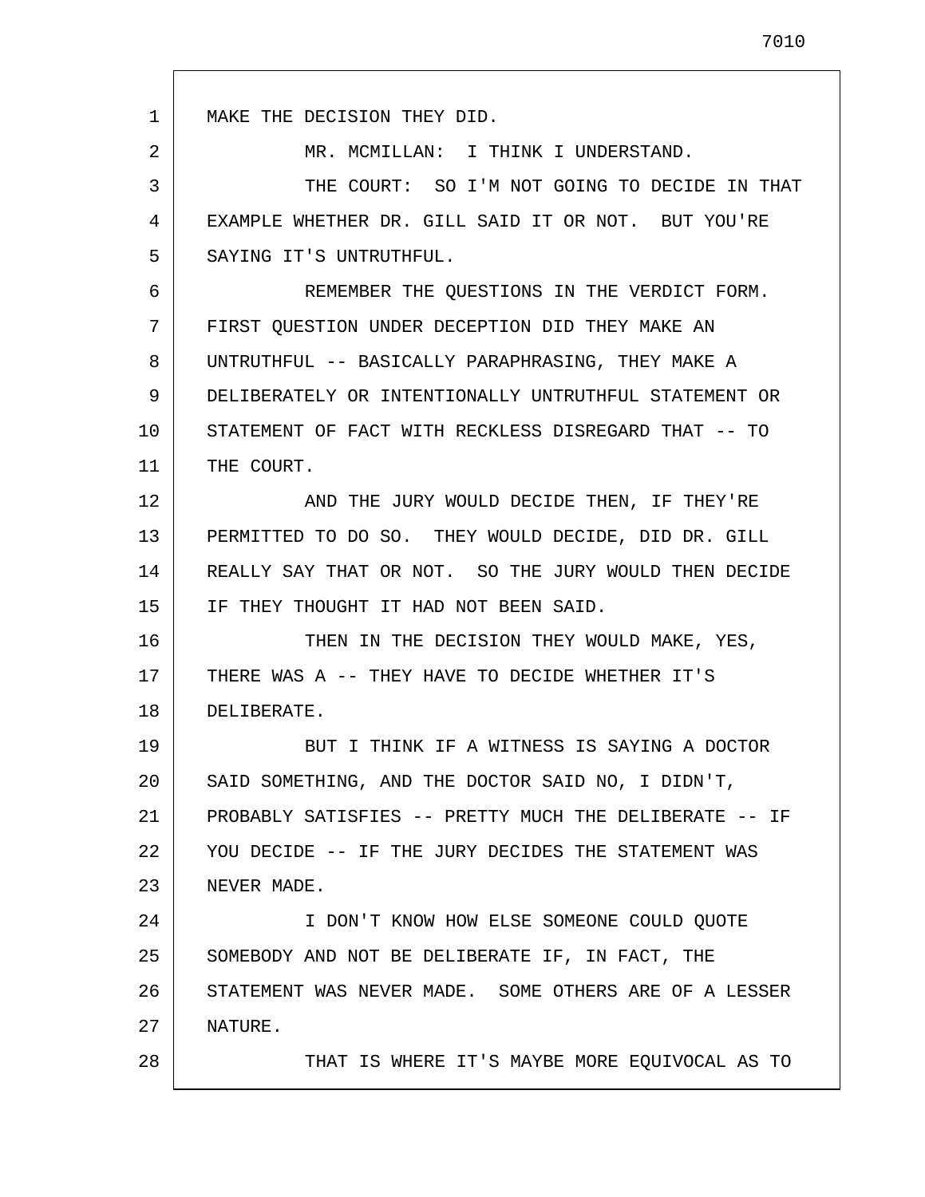MAKE THE DECISION THEY DID.

MR. MCMILLAN: I THINK I UNDERSTAND.

THE COURT: SO I'M NOT GOING TO DECIDE IN THAT EXAMPLE WHETHER DR. GILL SAID IT OR NOT. BUT YOU'RE SAYING IT'S UNTRUTHFUL.

REMEMBER THE QUESTIONS IN THE VERDICT FORM. FIRST QUESTION UNDER DECEPTION DID THEY MAKE AN UNTRUTHFUL -- BASICALLY PARAPHRASING, THEY MAKE A DELIBERATELY OR INTENTIONALLY UNTRUTHFUL STATEMENT OR STATEMENT OF FACT WITH RECKLESS DISREGARD THAT -- TO THE COURT.

AND THE JURY WOULD DECIDE THEN, IF THEY'RE PERMITTED TO DO SO. THEY WOULD DECIDE, DID DR. GILL REALLY SAY THAT OR NOT. SO THE JURY WOULD THEN DECIDE IF THEY THOUGHT IT HAD NOT BEEN SAID.

THEN IN THE DECISION THEY WOULD MAKE, YES, THERE WAS A -- THEY HAVE TO DECIDE WHETHER IT'S DELIBERATE.

BUT I THINK IF A WITNESS IS SAYING A DOCTOR SAID SOMETHING, AND THE DOCTOR SAID NO, I DIDN'T, PROBABLY SATISFIES -- PRETTY MUCH THE DELIBERATE -- IF YOU DECIDE -- IF THE JURY DECIDES THE STATEMENT WAS NEVER MADE.

I DON'T KNOW HOW ELSE SOMEONE COULD QUOTE SOMEBODY AND NOT BE DELIBERATE IF, IN FACT, THE STATEMENT WAS NEVER MADE. SOME OTHERS ARE OF A LESSER NATURE.

THAT IS WHERE IT'S MAYBE MORE EQUIVOCAL AS TO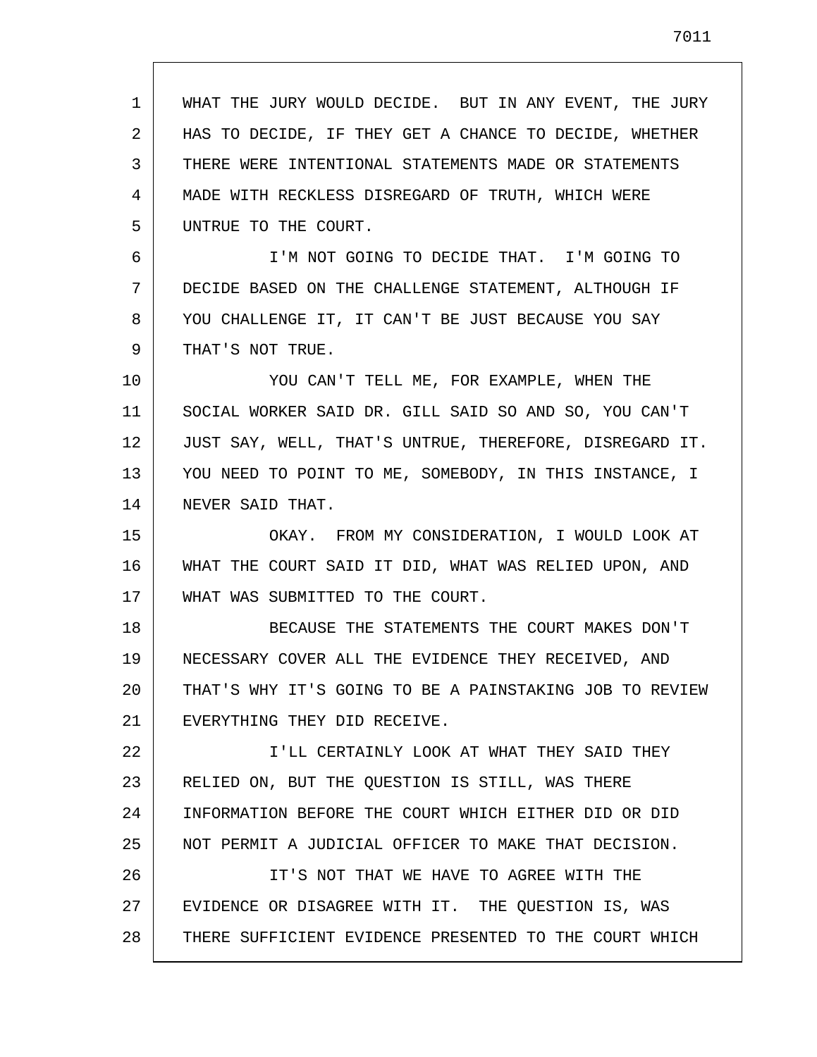WHAT THE JURY WOULD DECIDE. BUT IN ANY EVENT, THE JURY HAS TO DECIDE, IF THEY GET A CHANCE TO DECIDE, WHETHER THERE WERE INTENTIONAL STATEMENTS MADE OR STATEMENTS MADE WITH RECKLESS DISREGARD OF TRUTH, WHICH WERE UNTRUE TO THE COURT.

I'M NOT GOING TO DECIDE THAT. I'M GOING TO DECIDE BASED ON THE CHALLENGE STATEMENT, ALTHOUGH IF YOU CHALLENGE IT, IT CAN'T BE JUST BECAUSE YOU SAY THAT'S NOT TRUE.

YOU CAN'T TELL ME, FOR EXAMPLE, WHEN THE SOCIAL WORKER SAID DR. GILL SAID SO AND SO, YOU CAN'T JUST SAY, WELL, THAT'S UNTRUE, THEREFORE, DISREGARD IT. YOU NEED TO POINT TO ME, SOMEBODY, IN THIS INSTANCE, I NEVER SAID THAT.

OKAY. FROM MY CONSIDERATION, I WOULD LOOK AT WHAT THE COURT SAID IT DID, WHAT WAS RELIED UPON, AND WHAT WAS SUBMITTED TO THE COURT.

BECAUSE THE STATEMENTS THE COURT MAKES DON'T NECESSARY COVER ALL THE EVIDENCE THEY RECEIVED, AND THAT'S WHY IT'S GOING TO BE A PAINSTAKING JOB TO REVIEW EVERYTHING THEY DID RECEIVE.

I'LL CERTAINLY LOOK AT WHAT THEY SAID THEY RELIED ON, BUT THE QUESTION IS STILL, WAS THERE INFORMATION BEFORE THE COURT WHICH EITHER DID OR DID NOT PERMIT A JUDICIAL OFFICER TO MAKE THAT DECISION.

IT'S NOT THAT WE HAVE TO AGREE WITH THE EVIDENCE OR DISAGREE WITH IT. THE QUESTION IS, WAS THERE SUFFICIENT EVIDENCE PRESENTED TO THE COURT WHICH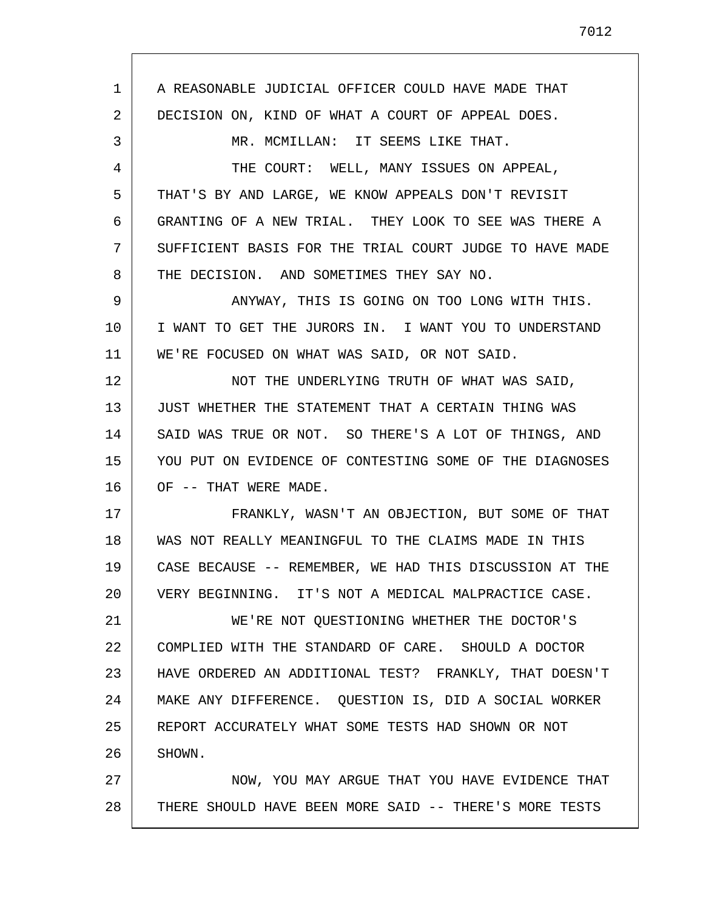A REASONABLE JUDICIAL OFFICER COULD HAVE MADE THAT DECISION ON, KIND OF WHAT A COURT OF APPEAL DOES.

MR. MCMILLAN: IT SEEMS LIKE THAT.

THE COURT: WELL, MANY ISSUES ON APPEAL, THAT'S BY AND LARGE, WE KNOW APPEALS DON'T REVISIT GRANTING OF A NEW TRIAL. THEY LOOK TO SEE WAS THERE A SUFFICIENT BASIS FOR THE TRIAL COURT JUDGE TO HAVE MADE THE DECISION. AND SOMETIMES THEY SAY NO.

ANYWAY, THIS IS GOING ON TOO LONG WITH THIS. I WANT TO GET THE JURORS IN. I WANT YOU TO UNDERSTAND WE'RE FOCUSED ON WHAT WAS SAID, OR NOT SAID.

NOT THE UNDERLYING TRUTH OF WHAT WAS SAID, JUST WHETHER THE STATEMENT THAT A CERTAIN THING WAS SAID WAS TRUE OR NOT. SO THERE'S A LOT OF THINGS, AND YOU PUT ON EVIDENCE OF CONTESTING SOME OF THE DIAGNOSES OF -- THAT WERE MADE.

FRANKLY, WASN'T AN OBJECTION, BUT SOME OF THAT WAS NOT REALLY MEANINGFUL TO THE CLAIMS MADE IN THIS CASE BECAUSE -- REMEMBER, WE HAD THIS DISCUSSION AT THE VERY BEGINNING. IT'S NOT A MEDICAL MALPRACTICE CASE.

WE'RE NOT QUESTIONING WHETHER THE DOCTOR'S COMPLIED WITH THE STANDARD OF CARE. SHOULD A DOCTOR HAVE ORDERED AN ADDITIONAL TEST? FRANKLY, THAT DOESN'T MAKE ANY DIFFERENCE. QUESTION IS, DID A SOCIAL WORKER REPORT ACCURATELY WHAT SOME TESTS HAD SHOWN OR NOT SHOWN.

NOW, YOU MAY ARGUE THAT YOU HAVE EVIDENCE THAT THERE SHOULD HAVE BEEN MORE SAID -- THERE'S MORE TESTS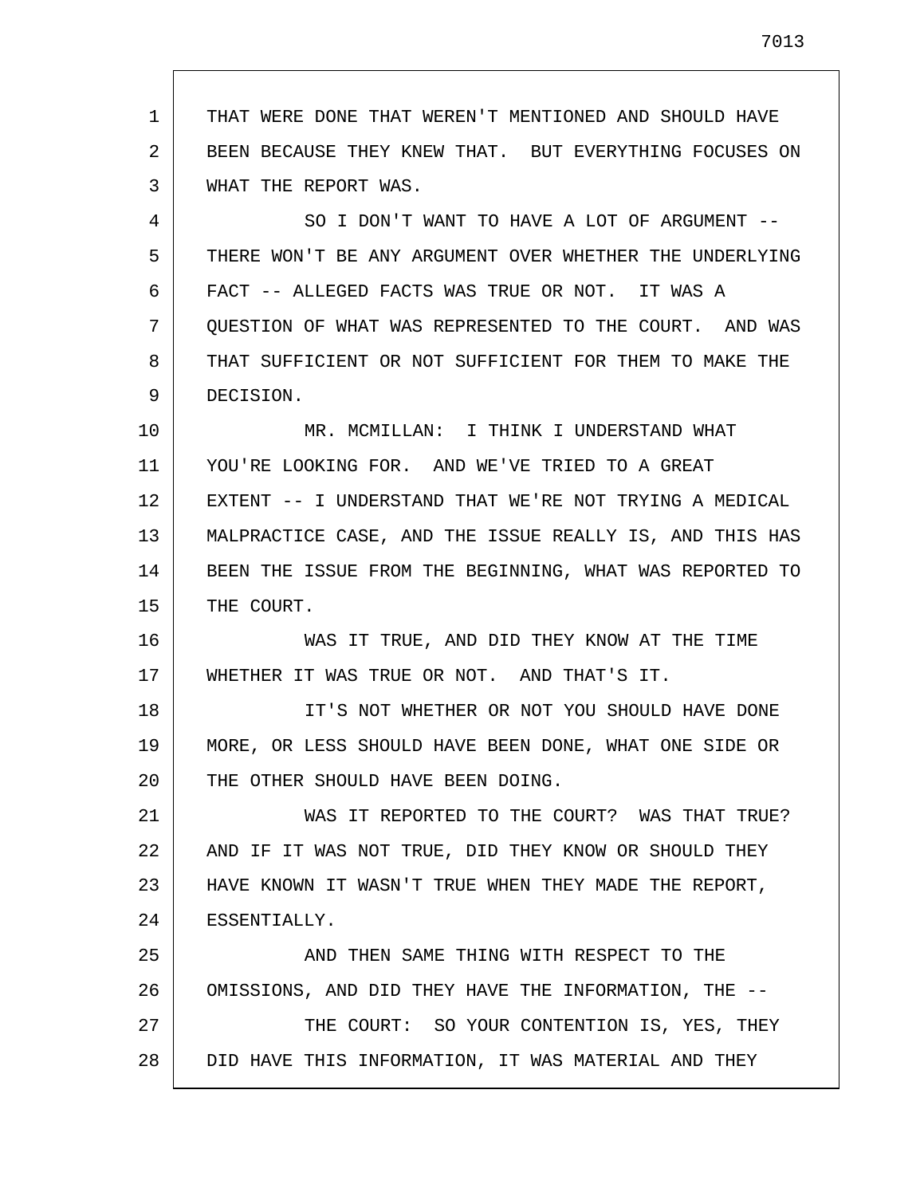THAT WERE DONE THAT WEREN'T MENTIONED AND SHOULD HAVE BEEN BECAUSE THEY KNEW THAT. BUT EVERYTHING FOCUSES ON WHAT THE REPORT WAS.

SO I DON'T WANT TO HAVE A LOT OF ARGUMENT -- THERE WON'T BE ANY ARGUMENT OVER WHETHER THE UNDERLYING FACT -- ALLEGED FACTS WAS TRUE OR NOT. IT WAS A QUESTION OF WHAT WAS REPRESENTED TO THE COURT. AND WAS THAT SUFFICIENT OR NOT SUFFICIENT FOR THEM TO MAKE THE DECISION.

MR. MCMILLAN: I THINK I UNDERSTAND WHAT YOU'RE LOOKING FOR. AND WE'VE TRIED TO A GREAT EXTENT -- I UNDERSTAND THAT WE'RE NOT TRYING A MEDICAL MALPRACTICE CASE, AND THE ISSUE REALLY IS, AND THIS HAS BEEN THE ISSUE FROM THE BEGINNING, WHAT WAS REPORTED TO THE COURT.

WAS IT TRUE, AND DID THEY KNOW AT THE TIME WHETHER IT WAS TRUE OR NOT. AND THAT'S IT.

IT'S NOT WHETHER OR NOT YOU SHOULD HAVE DONE MORE, OR LESS SHOULD HAVE BEEN DONE, WHAT ONE SIDE OR THE OTHER SHOULD HAVE BEEN DOING.

WAS IT REPORTED TO THE COURT? WAS THAT TRUE? AND IF IT WAS NOT TRUE, DID THEY KNOW OR SHOULD THEY HAVE KNOWN IT WASN'T TRUE WHEN THEY MADE THE REPORT, ESSENTIALLY.

AND THEN SAME THING WITH RESPECT TO THE OMISSIONS, AND DID THEY HAVE THE INFORMATION, THE --

THE COURT: SO YOUR CONTENTION IS, YES, THEY DID HAVE THIS INFORMATION, IT WAS MATERIAL AND THEY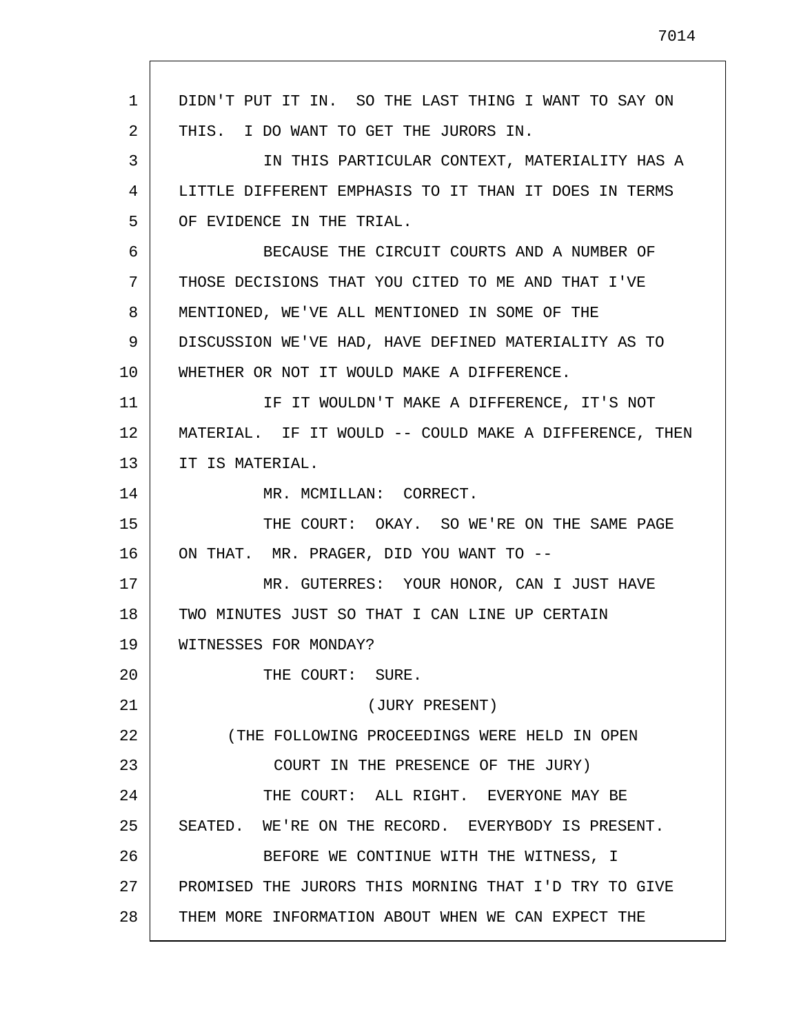DIDN'T PUT IT IN. SO THE LAST THING I WANT TO SAY ON THIS. I DO WANT TO GET THE JURORS IN.

IN THIS PARTICULAR CONTEXT, MATERIALITY HAS A LITTLE DIFFERENT EMPHASIS TO IT THAN IT DOES IN TERMS OF EVIDENCE IN THE TRIAL.

BECAUSE THE CIRCUIT COURTS AND A NUMBER OF THOSE DECISIONS THAT YOU CITED TO ME AND THAT I'VE MENTIONED, WE'VE ALL MENTIONED IN SOME OF THE DISCUSSION WE'VE HAD, HAVE DEFINED MATERIALITY AS TO WHETHER OR NOT IT WOULD MAKE A DIFFERENCE.

IF IT WOULDN'T MAKE A DIFFERENCE, IT'S NOT MATERIAL. IF IT WOULD -- COULD MAKE A DIFFERENCE, THEN IT IS MATERIAL.

MR. MCMILLAN: CORRECT.

THE COURT: OKAY. SO WE'RE ON THE SAME PAGE ON THAT. MR. PRAGER, DID YOU WANT TO --

MR. GUTERRES: YOUR HONOR, CAN I JUST HAVE TWO MINUTES JUST SO THAT I CAN LINE UP CERTAIN WITNESSES FOR MONDAY?

THE COURT: SURE.

(JURY PRESENT)

(THE FOLLOWING PROCEEDINGS WERE HELD IN OPEN COURT IN THE PRESENCE OF THE JURY)

THE COURT: ALL RIGHT. EVERYONE MAY BE SEATED. WE'RE ON THE RECORD. EVERYBODY IS PRESENT.

BEFORE WE CONTINUE WITH THE WITNESS, I PROMISED THE JURORS THIS MORNING THAT I'D TRY TO GIVE THEM MORE INFORMATION ABOUT WHEN WE CAN EXPECT THE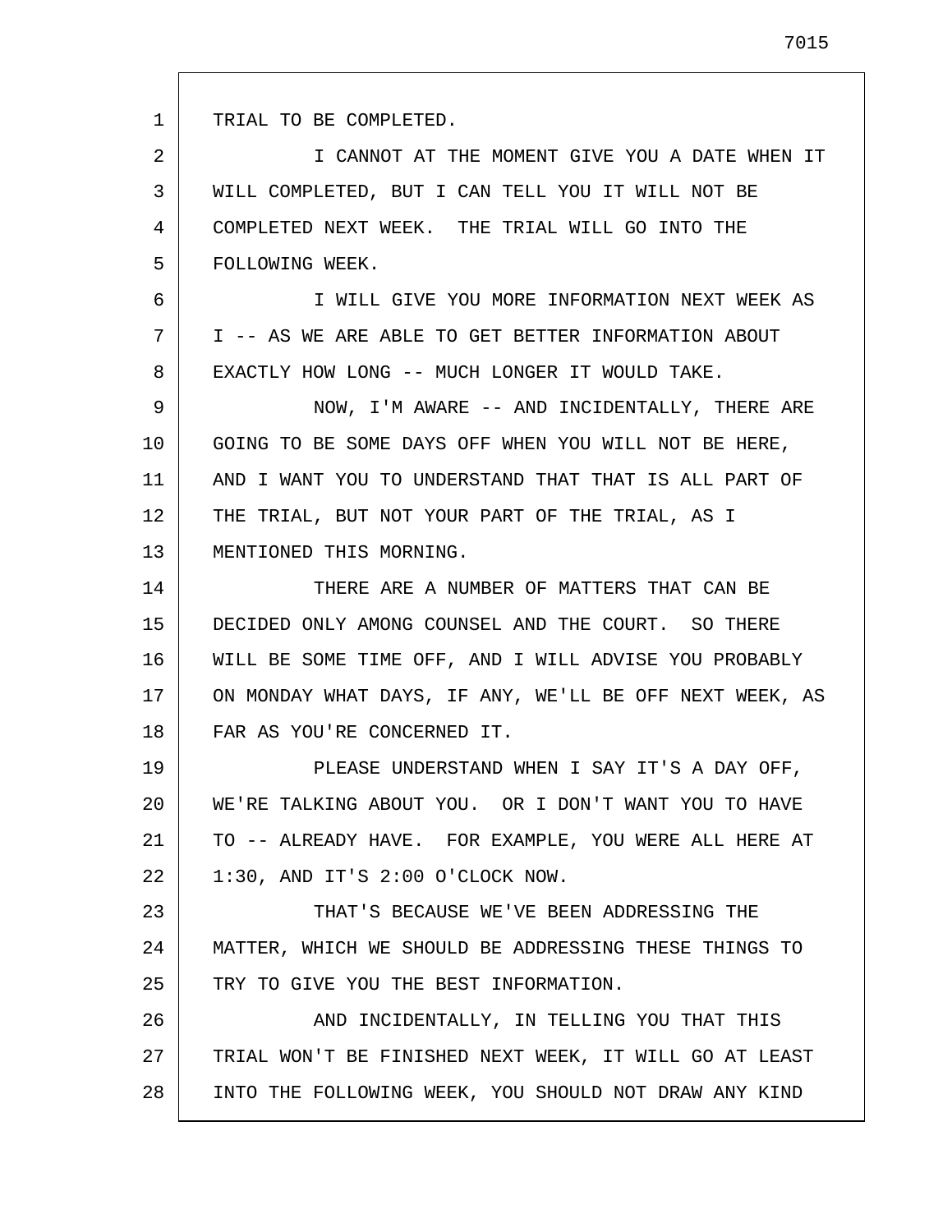TRIAL TO BE COMPLETED.

I CANNOT AT THE MOMENT GIVE YOU A DATE WHEN IT WILL COMPLETED, BUT I CAN TELL YOU IT WILL NOT BE COMPLETED NEXT WEEK. THE TRIAL WILL GO INTO THE FOLLOWING WEEK.

I WILL GIVE YOU MORE INFORMATION NEXT WEEK AS I -- AS WE ARE ABLE TO GET BETTER INFORMATION ABOUT EXACTLY HOW LONG -- MUCH LONGER IT WOULD TAKE.

NOW, I'M AWARE -- AND INCIDENTALLY, THERE ARE GOING TO BE SOME DAYS OFF WHEN YOU WILL NOT BE HERE, AND I WANT YOU TO UNDERSTAND THAT THAT IS ALL PART OF THE TRIAL, BUT NOT YOUR PART OF THE TRIAL, AS I MENTIONED THIS MORNING.

THERE ARE A NUMBER OF MATTERS THAT CAN BE DECIDED ONLY AMONG COUNSEL AND THE COURT. SO THERE WILL BE SOME TIME OFF, AND I WILL ADVISE YOU PROBABLY ON MONDAY WHAT DAYS, IF ANY, WE'LL BE OFF NEXT WEEK, AS FAR AS YOU'RE CONCERNED IT.

PLEASE UNDERSTAND WHEN I SAY IT'S A DAY OFF, WE'RE TALKING ABOUT YOU. OR I DON'T WANT YOU TO HAVE TO -- ALREADY HAVE. FOR EXAMPLE, YOU WERE ALL HERE AT 1:30, AND IT'S 2:00 O'CLOCK NOW.

THAT'S BECAUSE WE'VE BEEN ADDRESSING THE MATTER, WHICH WE SHOULD BE ADDRESSING THESE THINGS TO TRY TO GIVE YOU THE BEST INFORMATION.

AND INCIDENTALLY, IN TELLING YOU THAT THIS TRIAL WON'T BE FINISHED NEXT WEEK, IT WILL GO AT LEAST INTO THE FOLLOWING WEEK, YOU SHOULD NOT DRAW ANY KIND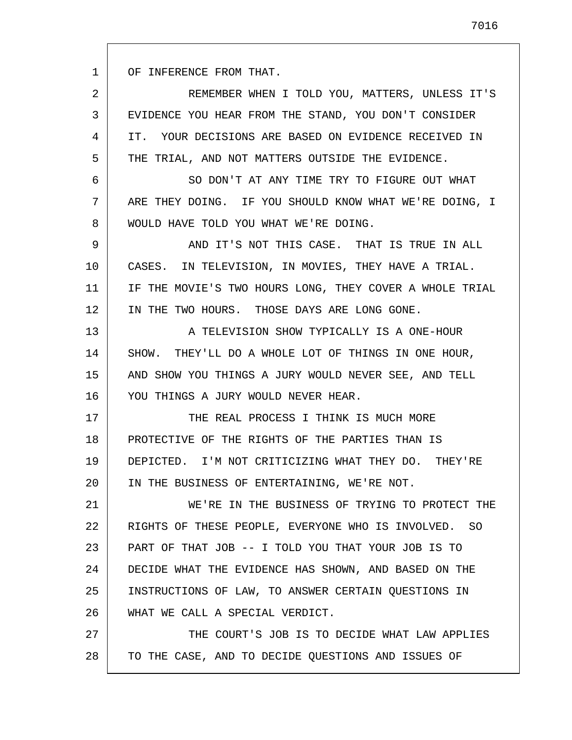OF INFERENCE FROM THAT.

REMEMBER WHEN I TOLD YOU, MATTERS, UNLESS IT'S EVIDENCE YOU HEAR FROM THE STAND, YOU DON'T CONSIDER IT. YOUR DECISIONS ARE BASED ON EVIDENCE RECEIVED IN THE TRIAL, AND NOT MATTERS OUTSIDE THE EVIDENCE.

SO DON'T AT ANY TIME TRY TO FIGURE OUT WHAT ARE THEY DOING. IF YOU SHOULD KNOW WHAT WE'RE DOING, I WOULD HAVE TOLD YOU WHAT WE'RE DOING.

AND IT'S NOT THIS CASE. THAT IS TRUE IN ALL CASES. IN TELEVISION, IN MOVIES, THEY HAVE A TRIAL. IF THE MOVIE'S TWO HOURS LONG, THEY COVER A WHOLE TRIAL IN THE TWO HOURS. THOSE DAYS ARE LONG GONE.

A TELEVISION SHOW TYPICALLY IS A ONE-HOUR SHOW. THEY'LL DO A WHOLE LOT OF THINGS IN ONE HOUR, AND SHOW YOU THINGS A JURY WOULD NEVER SEE, AND TELL YOU THINGS A JURY WOULD NEVER HEAR.

THE REAL PROCESS I THINK IS MUCH MORE PROTECTIVE OF THE RIGHTS OF THE PARTIES THAN IS DEPICTED. I'M NOT CRITICIZING WHAT THEY DO. THEY'RE IN THE BUSINESS OF ENTERTAINING, WE'RE NOT.

WE'RE IN THE BUSINESS OF TRYING TO PROTECT THE RIGHTS OF THESE PEOPLE, EVERYONE WHO IS INVOLVED. SO PART OF THAT JOB -- I TOLD YOU THAT YOUR JOB IS TO DECIDE WHAT THE EVIDENCE HAS SHOWN, AND BASED ON THE INSTRUCTIONS OF LAW, TO ANSWER CERTAIN QUESTIONS IN WHAT WE CALL A SPECIAL VERDICT.

THE COURT'S JOB IS TO DECIDE WHAT LAW APPLIES TO THE CASE, AND TO DECIDE QUESTIONS AND ISSUES OF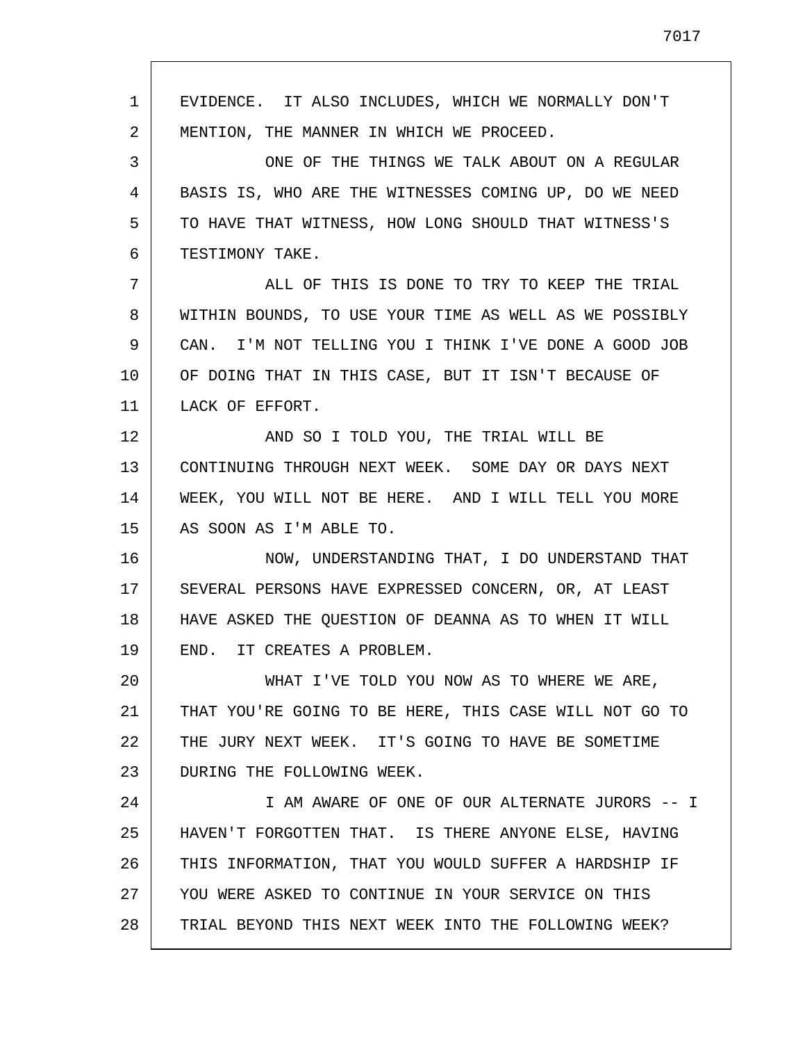EVIDENCE. IT ALSO INCLUDES, WHICH WE NORMALLY DON'T MENTION, THE MANNER IN WHICH WE PROCEED.

ONE OF THE THINGS WE TALK ABOUT ON A REGULAR BASIS IS, WHO ARE THE WITNESSES COMING UP, DO WE NEED TO HAVE THAT WITNESS, HOW LONG SHOULD THAT WITNESS'S TESTIMONY TAKE.

ALL OF THIS IS DONE TO TRY TO KEEP THE TRIAL WITHIN BOUNDS, TO USE YOUR TIME AS WELL AS WE POSSIBLY CAN. I'M NOT TELLING YOU I THINK I'VE DONE A GOOD JOB OF DOING THAT IN THIS CASE, BUT IT ISN'T BECAUSE OF LACK OF EFFORT.

AND SO I TOLD YOU, THE TRIAL WILL BE CONTINUING THROUGH NEXT WEEK. SOME DAY OR DAYS NEXT WEEK, YOU WILL NOT BE HERE. AND I WILL TELL YOU MORE AS SOON AS I'M ABLE TO.

NOW, UNDERSTANDING THAT, I DO UNDERSTAND THAT SEVERAL PERSONS HAVE EXPRESSED CONCERN, OR, AT LEAST HAVE ASKED THE QUESTION OF DEANNA AS TO WHEN IT WILL END. IT CREATES A PROBLEM.

WHAT I'VE TOLD YOU NOW AS TO WHERE WE ARE, THAT YOU'RE GOING TO BE HERE, THIS CASE WILL NOT GO TO THE JURY NEXT WEEK. IT'S GOING TO HAVE BE SOMETIME DURING THE FOLLOWING WEEK.

I AM AWARE OF ONE OF OUR ALTERNATE JURORS -- I HAVEN'T FORGOTTEN THAT. IS THERE ANYONE ELSE, HAVING THIS INFORMATION, THAT YOU WOULD SUFFER A HARDSHIP IF YOU WERE ASKED TO CONTINUE IN YOUR SERVICE ON THIS TRIAL BEYOND THIS NEXT WEEK INTO THE FOLLOWING WEEK?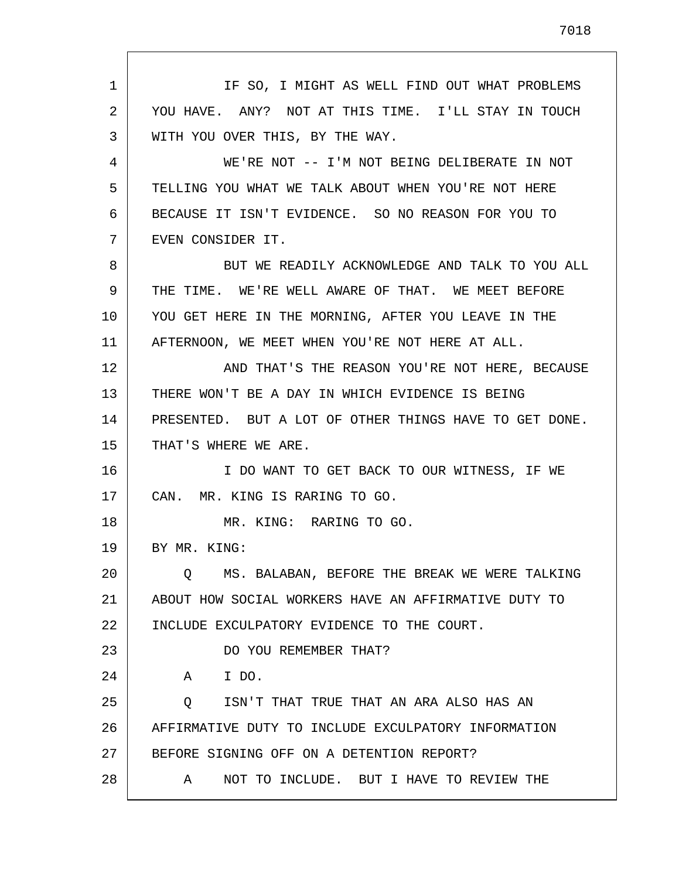IF SO, I MIGHT AS WELL FIND OUT WHAT PROBLEMS YOU HAVE. ANY? NOT AT THIS TIME. I'LL STAY IN TOUCH WITH YOU OVER THIS, BY THE WAY.

WE'RE NOT -- I'M NOT BEING DELIBERATE IN NOT TELLING YOU WHAT WE TALK ABOUT WHEN YOU'RE NOT HERE BECAUSE IT ISN'T EVIDENCE. SO NO REASON FOR YOU TO EVEN CONSIDER IT.

BUT WE READILY ACKNOWLEDGE AND TALK TO YOU ALL THE TIME. WE'RE WELL AWARE OF THAT. WE MEET BEFORE YOU GET HERE IN THE MORNING, AFTER YOU LEAVE IN THE AFTERNOON, WE MEET WHEN YOU'RE NOT HERE AT ALL.

AND THAT'S THE REASON YOU'RE NOT HERE, BECAUSE THERE WON'T BE A DAY IN WHICH EVIDENCE IS BEING PRESENTED. BUT A LOT OF OTHER THINGS HAVE TO GET DONE. THAT'S WHERE WE ARE.

I DO WANT TO GET BACK TO OUR WITNESS, IF WE CAN. MR. KING IS RARING TO GO.

MR. KING: RARING TO GO.

BY MR. KING:

Q MS. BALABAN, BEFORE THE BREAK WE WERE TALKING ABOUT HOW SOCIAL WORKERS HAVE AN AFFIRMATIVE DUTY TO INCLUDE EXCULPATORY EVIDENCE TO THE COURT.

DO YOU REMEMBER THAT?

A I DO.

Q ISN'T THAT TRUE THAT AN ARA ALSO HAS AN AFFIRMATIVE DUTY TO INCLUDE EXCULPATORY INFORMATION BEFORE SIGNING OFF ON A DETENTION REPORT?

A NOT TO INCLUDE. BUT I HAVE TO REVIEW THE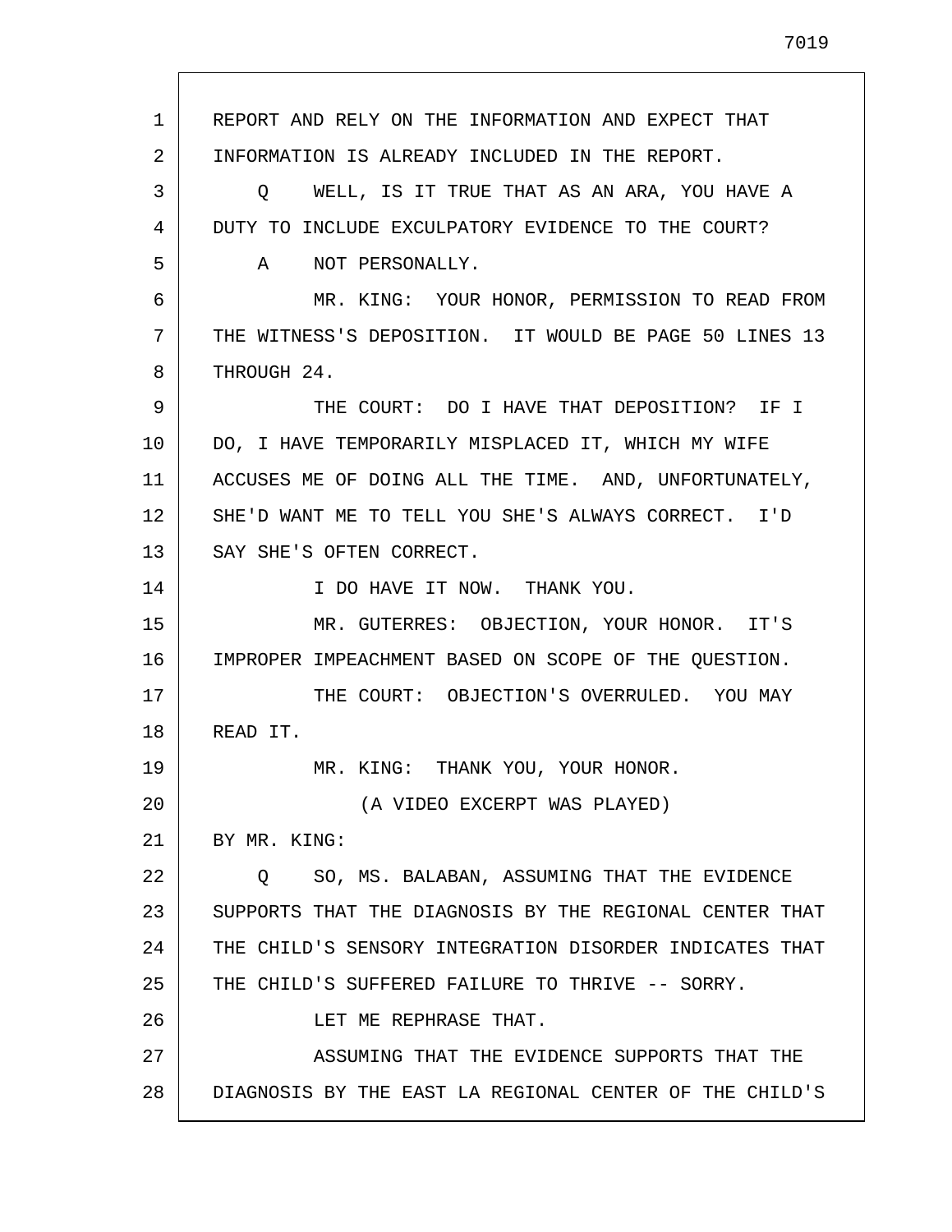REPORT AND RELY ON THE INFORMATION AND EXPECT THAT INFORMATION IS ALREADY INCLUDED IN THE REPORT.

Q WELL, IS IT TRUE THAT AS AN ARA, YOU HAVE A DUTY TO INCLUDE EXCULPATORY EVIDENCE TO THE COURT?

A NOT PERSONALLY.

MR. KING: YOUR HONOR, PERMISSION TO READ FROM THE WITNESS'S DEPOSITION. IT WOULD BE PAGE 50 LINES 13 THROUGH 24.

THE COURT: DO I HAVE THAT DEPOSITION? IF I DO, I HAVE TEMPORARILY MISPLACED IT, WHICH MY WIFE ACCUSES ME OF DOING ALL THE TIME. AND, UNFORTUNATELY, SHE'D WANT ME TO TELL YOU SHE'S ALWAYS CORRECT. I'D SAY SHE'S OFTEN CORRECT.

I DO HAVE IT NOW. THANK YOU.

MR. GUTERRES: OBJECTION, YOUR HONOR. IT'S IMPROPER IMPEACHMENT BASED ON SCOPE OF THE QUESTION.

THE COURT: OBJECTION'S OVERRULED. YOU MAY READ IT.

MR. KING: THANK YOU, YOUR HONOR.

(A VIDEO EXCERPT WAS PLAYED)

BY MR. KING:

Q SO, MS. BALABAN, ASSUMING THAT THE EVIDENCE SUPPORTS THAT THE DIAGNOSIS BY THE REGIONAL CENTER THAT THE CHILD'S SENSORY INTEGRATION DISORDER INDICATES THAT THE CHILD'S SUFFERED FAILURE TO THRIVE -- SORRY.

LET ME REPHRASE THAT.

ASSUMING THAT THE EVIDENCE SUPPORTS THAT THE DIAGNOSIS BY THE EAST LA REGIONAL CENTER OF THE CHILD'S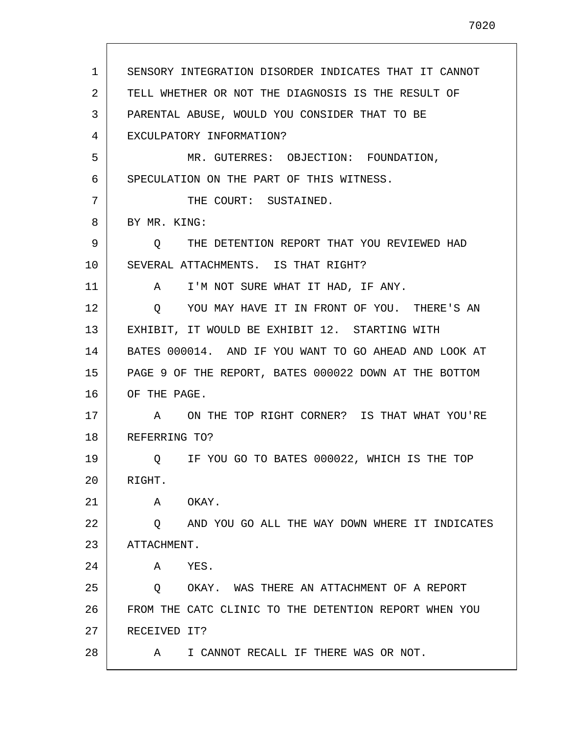SENSORY INTEGRATION DISORDER INDICATES THAT IT CANNOT TELL WHETHER OR NOT THE DIAGNOSIS IS THE RESULT OF PARENTAL ABUSE, WOULD YOU CONSIDER THAT TO BE EXCULPATORY INFORMATION?

MR. GUTERRES: OBJECTION: FOUNDATION, SPECULATION ON THE PART OF THIS WITNESS.

THE COURT: SUSTAINED.

BY MR. KING:

Q THE DETENTION REPORT THAT YOU REVIEWED HAD SEVERAL ATTACHMENTS. IS THAT RIGHT?

A I'M NOT SURE WHAT IT HAD, IF ANY.

Q YOU MAY HAVE IT IN FRONT OF YOU. THERE'S AN EXHIBIT, IT WOULD BE EXHIBIT 12. STARTING WITH BATES 000014. AND IF YOU WANT TO GO AHEAD AND LOOK AT PAGE 9 OF THE REPORT, BATES 000022 DOWN AT THE BOTTOM OF THE PAGE.

A ON THE TOP RIGHT CORNER? IS THAT WHAT YOU'RE REFERRING TO?

Q IF YOU GO TO BATES 000022, WHICH IS THE TOP RIGHT.

A OKAY.

Q AND YOU GO ALL THE WAY DOWN WHERE IT INDICATES ATTACHMENT.

A YES.

Q OKAY. WAS THERE AN ATTACHMENT OF A REPORT FROM THE CATC CLINIC TO THE DETENTION REPORT WHEN YOU RECEIVED IT?

A I CANNOT RECALL IF THERE WAS OR NOT.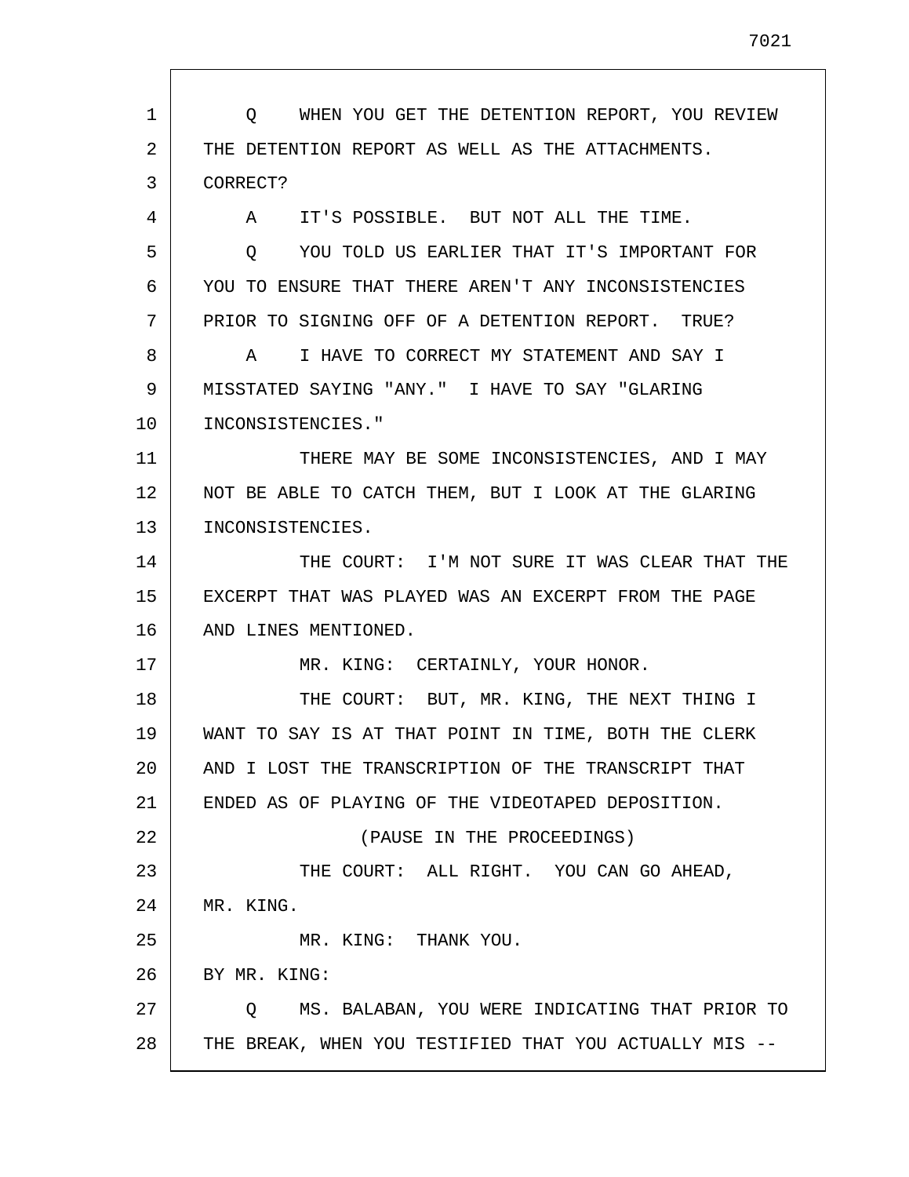Q WHEN YOU GET THE DETENTION REPORT, YOU REVIEW THE DETENTION REPORT AS WELL AS THE ATTACHMENTS. CORRECT?

A IT'S POSSIBLE. BUT NOT ALL THE TIME.

Q YOU TOLD US EARLIER THAT IT'S IMPORTANT FOR YOU TO ENSURE THAT THERE AREN'T ANY INCONSISTENCIES PRIOR TO SIGNING OFF OF A DETENTION REPORT. TRUE?

A I HAVE TO CORRECT MY STATEMENT AND SAY I MISSTATED SAYING "ANY." I HAVE TO SAY "GLARING INCONSISTENCIES."

THERE MAY BE SOME INCONSISTENCIES, AND I MAY NOT BE ABLE TO CATCH THEM, BUT I LOOK AT THE GLARING INCONSISTENCIES.

THE COURT: I'M NOT SURE IT WAS CLEAR THAT THE EXCERPT THAT WAS PLAYED WAS AN EXCERPT FROM THE PAGE AND LINES MENTIONED.

MR. KING: CERTAINLY, YOUR HONOR.

THE COURT: BUT, MR. KING, THE NEXT THING I WANT TO SAY IS AT THAT POINT IN TIME, BOTH THE CLERK AND I LOST THE TRANSCRIPTION OF THE TRANSCRIPT THAT ENDED AS OF PLAYING OF THE VIDEOTAPED DEPOSITION.

(PAUSE IN THE PROCEEDINGS)

THE COURT: ALL RIGHT. YOU CAN GO AHEAD, MR. KING.

MR. KING: THANK YOU.

BY MR. KING:

Q MS. BALABAN, YOU WERE INDICATING THAT PRIOR TO THE BREAK, WHEN YOU TESTIFIED THAT YOU ACTUALLY MIS --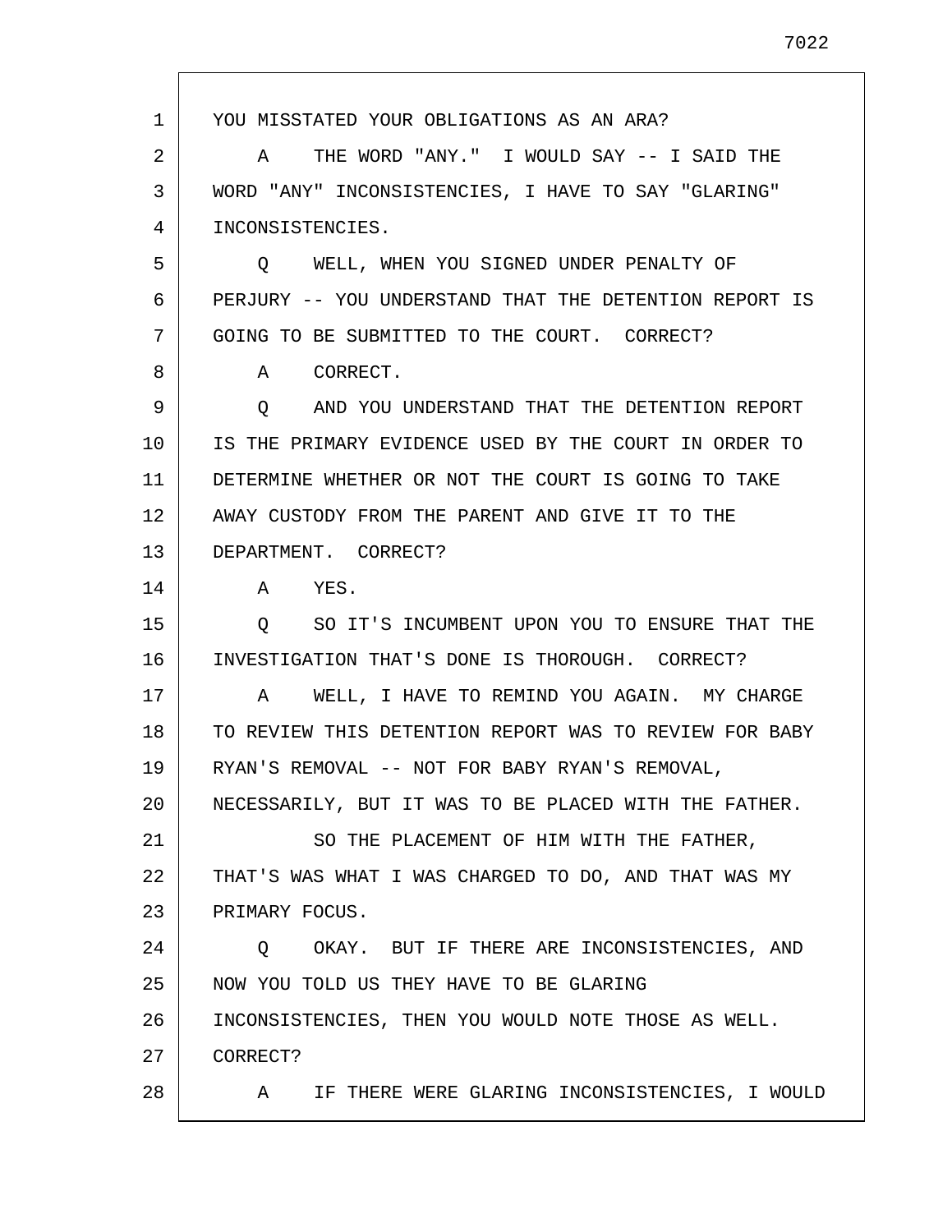YOU MISSTATED YOUR OBLIGATIONS AS AN ARA?

A THE WORD "ANY." I WOULD SAY -- I SAID THE WORD "ANY" INCONSISTENCIES, I HAVE TO SAY "GLARING" INCONSISTENCIES.

Q WELL, WHEN YOU SIGNED UNDER PENALTY OF PERJURY -- YOU UNDERSTAND THAT THE DETENTION REPORT IS GOING TO BE SUBMITTED TO THE COURT. CORRECT?

A CORRECT.

Q AND YOU UNDERSTAND THAT THE DETENTION REPORT IS THE PRIMARY EVIDENCE USED BY THE COURT IN ORDER TO DETERMINE WHETHER OR NOT THE COURT IS GOING TO TAKE AWAY CUSTODY FROM THE PARENT AND GIVE IT TO THE DEPARTMENT. CORRECT?

A YES.

Q SO IT'S INCUMBENT UPON YOU TO ENSURE THAT THE INVESTIGATION THAT'S DONE IS THOROUGH. CORRECT?

A WELL, I HAVE TO REMIND YOU AGAIN. MY CHARGE TO REVIEW THIS DETENTION REPORT WAS TO REVIEW FOR BABY RYAN'S REMOVAL -- NOT FOR BABY RYAN'S REMOVAL, NECESSARILY, BUT IT WAS TO BE PLACED WITH THE FATHER.

SO THE PLACEMENT OF HIM WITH THE FATHER, THAT'S WAS WHAT I WAS CHARGED TO DO, AND THAT WAS MY PRIMARY FOCUS.

Q OKAY. BUT IF THERE ARE INCONSISTENCIES, AND NOW YOU TOLD US THEY HAVE TO BE GLARING INCONSISTENCIES, THEN YOU WOULD NOTE THOSE AS WELL. CORRECT?

A IF THERE WERE GLARING INCONSISTENCIES, I WOULD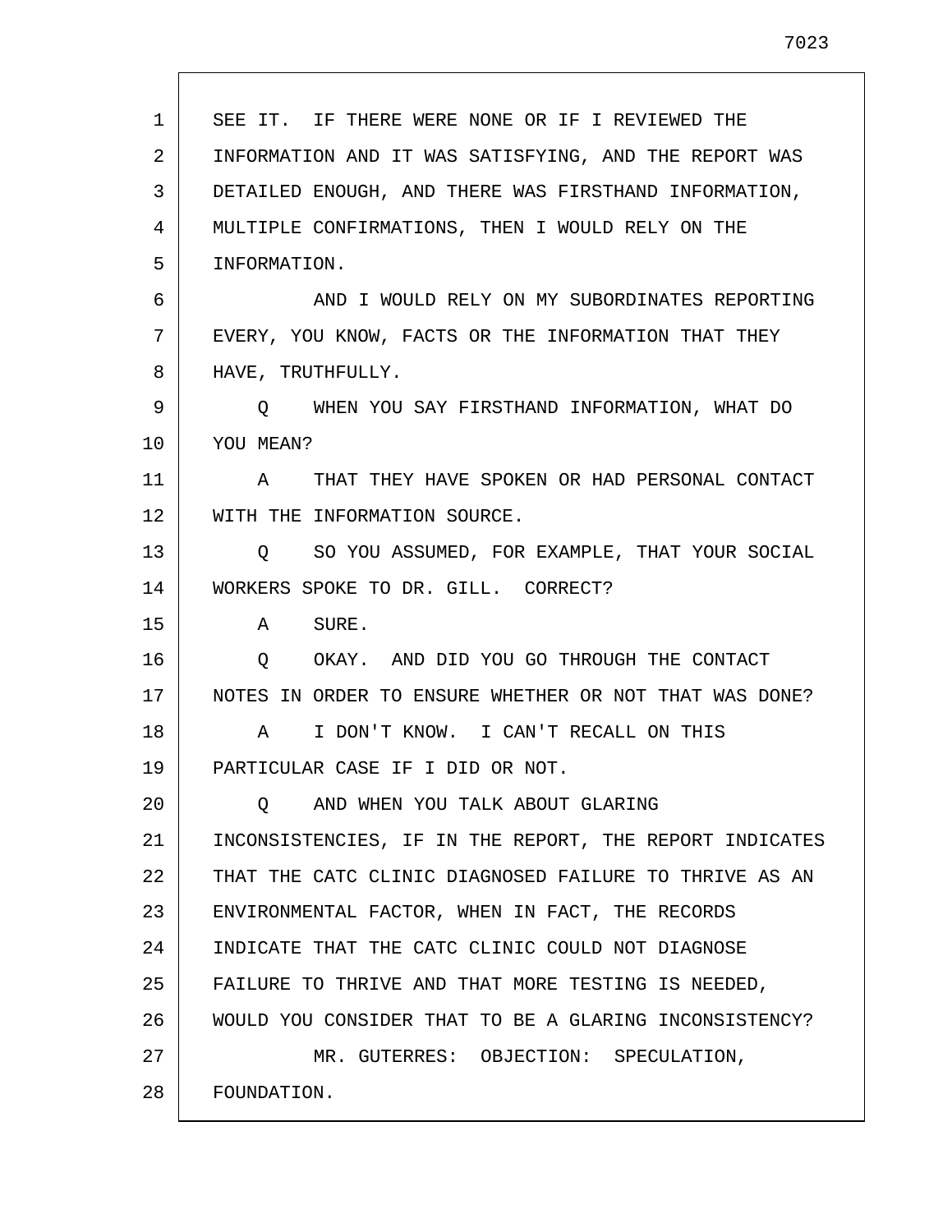SEE IT. IF THERE WERE NONE OR IF I REVIEWED THE INFORMATION AND IT WAS SATISFYING, AND THE REPORT WAS DETAILED ENOUGH, AND THERE WAS FIRSTHAND INFORMATION, MULTIPLE CONFIRMATIONS, THEN I WOULD RELY ON THE INFORMATION.

AND I WOULD RELY ON MY SUBORDINATES REPORTING EVERY, YOU KNOW, FACTS OR THE INFORMATION THAT THEY HAVE, TRUTHFULLY.

Q WHEN YOU SAY FIRSTHAND INFORMATION, WHAT DO YOU MEAN?

A THAT THEY HAVE SPOKEN OR HAD PERSONAL CONTACT WITH THE INFORMATION SOURCE.

Q SO YOU ASSUMED, FOR EXAMPLE, THAT YOUR SOCIAL WORKERS SPOKE TO DR. GILL. CORRECT?

A SURE.

Q OKAY. AND DID YOU GO THROUGH THE CONTACT NOTES IN ORDER TO ENSURE WHETHER OR NOT THAT WAS DONE?

A I DON'T KNOW. I CAN'T RECALL ON THIS PARTICULAR CASE IF I DID OR NOT.

Q AND WHEN YOU TALK ABOUT GLARING INCONSISTENCIES, IF IN THE REPORT, THE REPORT INDICATES THAT THE CATC CLINIC DIAGNOSED FAILURE TO THRIVE AS AN ENVIRONMENTAL FACTOR, WHEN IN FACT, THE RECORDS INDICATE THAT THE CATC CLINIC COULD NOT DIAGNOSE FAILURE TO THRIVE AND THAT MORE TESTING IS NEEDED, WOULD YOU CONSIDER THAT TO BE A GLARING INCONSISTENCY?

MR. GUTERRES: OBJECTION: SPECULATION, FOUNDATION.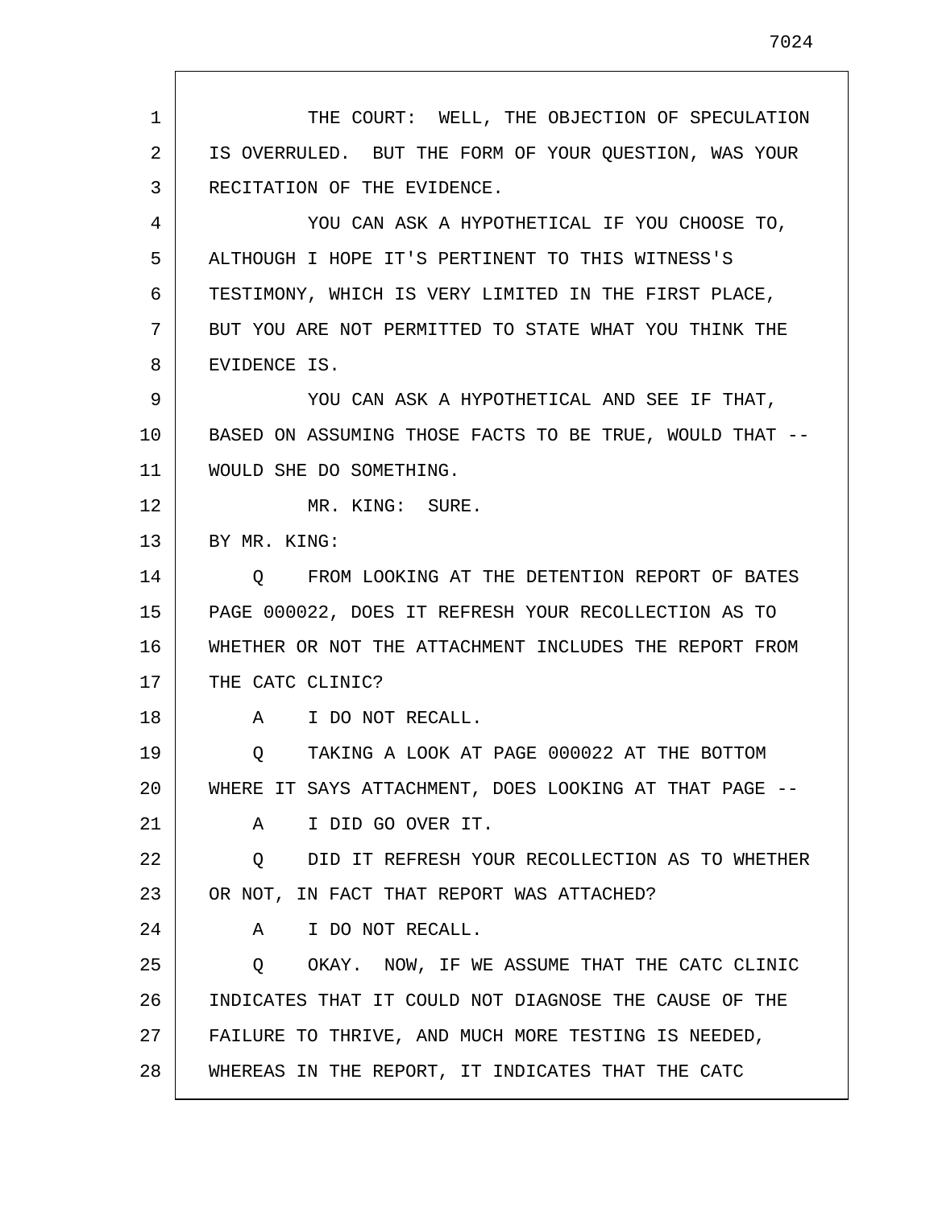THE COURT: WELL, THE OBJECTION OF SPECULATION IS OVERRULED. BUT THE FORM OF YOUR QUESTION, WAS YOUR RECITATION OF THE EVIDENCE.

YOU CAN ASK A HYPOTHETICAL IF YOU CHOOSE TO, ALTHOUGH I HOPE IT'S PERTINENT TO THIS WITNESS'S TESTIMONY, WHICH IS VERY LIMITED IN THE FIRST PLACE, BUT YOU ARE NOT PERMITTED TO STATE WHAT YOU THINK THE EVIDENCE IS.

YOU CAN ASK A HYPOTHETICAL AND SEE IF THAT, BASED ON ASSUMING THOSE FACTS TO BE TRUE, WOULD THAT -- WOULD SHE DO SOMETHING.

MR. KING: SURE.

BY MR. KING:

Q FROM LOOKING AT THE DETENTION REPORT OF BATES PAGE 000022, DOES IT REFRESH YOUR RECOLLECTION AS TO WHETHER OR NOT THE ATTACHMENT INCLUDES THE REPORT FROM THE CATC CLINIC?

A I DO NOT RECALL.

Q TAKING A LOOK AT PAGE 000022 AT THE BOTTOM WHERE IT SAYS ATTACHMENT, DOES LOOKING AT THAT PAGE --

A I DID GO OVER IT.

Q DID IT REFRESH YOUR RECOLLECTION AS TO WHETHER OR NOT, IN FACT THAT REPORT WAS ATTACHED?

A I DO NOT RECALL.

Q OKAY. NOW, IF WE ASSUME THAT THE CATC CLINIC INDICATES THAT IT COULD NOT DIAGNOSE THE CAUSE OF THE FAILURE TO THRIVE, AND MUCH MORE TESTING IS NEEDED, WHEREAS IN THE REPORT, IT INDICATES THAT THE CATC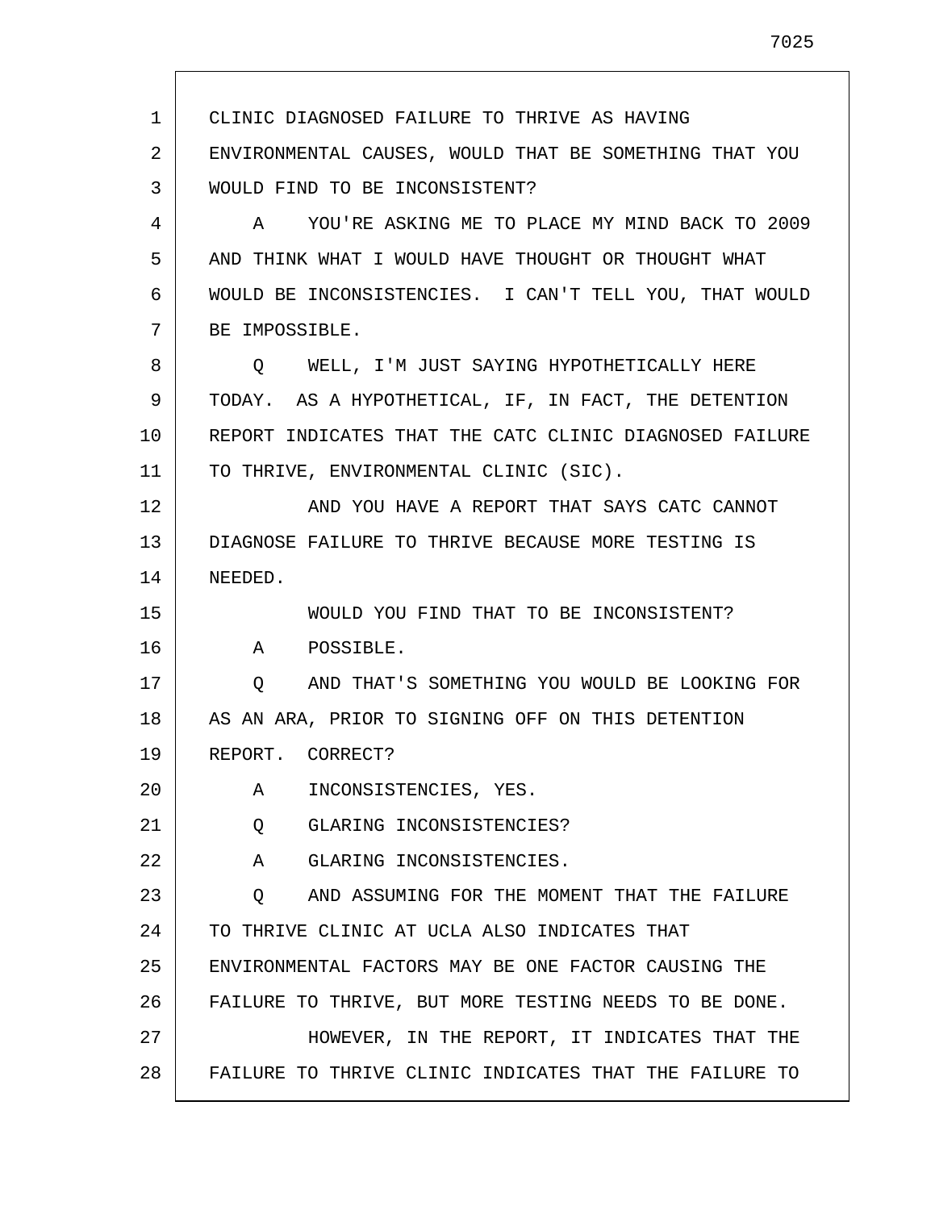CLINIC DIAGNOSED FAILURE TO THRIVE AS HAVING ENVIRONMENTAL CAUSES, WOULD THAT BE SOMETHING THAT YOU WOULD FIND TO BE INCONSISTENT?

A YOU'RE ASKING ME TO PLACE MY MIND BACK TO 2009 AND THINK WHAT I WOULD HAVE THOUGHT OR THOUGHT WHAT WOULD BE INCONSISTENCIES. I CAN'T TELL YOU, THAT WOULD BE IMPOSSIBLE.

Q WELL, I'M JUST SAYING HYPOTHETICALLY HERE TODAY. AS A HYPOTHETICAL, IF, IN FACT, THE DETENTION REPORT INDICATES THAT THE CATC CLINIC DIAGNOSED FAILURE TO THRIVE, ENVIRONMENTAL CLINIC (SIC).

AND YOU HAVE A REPORT THAT SAYS CATC CANNOT DIAGNOSE FAILURE TO THRIVE BECAUSE MORE TESTING IS NEEDED.

WOULD YOU FIND THAT TO BE INCONSISTENT?

A POSSIBLE.

Q AND THAT'S SOMETHING YOU WOULD BE LOOKING FOR AS AN ARA, PRIOR TO SIGNING OFF ON THIS DETENTION REPORT. CORRECT?

A INCONSISTENCIES, YES.

Q GLARING INCONSISTENCIES?

A GLARING INCONSISTENCIES.

Q AND ASSUMING FOR THE MOMENT THAT THE FAILURE TO THRIVE CLINIC AT UCLA ALSO INDICATES THAT ENVIRONMENTAL FACTORS MAY BE ONE FACTOR CAUSING THE FAILURE TO THRIVE, BUT MORE TESTING NEEDS TO BE DONE.

HOWEVER, IN THE REPORT, IT INDICATES THAT THE FAILURE TO THRIVE CLINIC INDICATES THAT THE FAILURE TO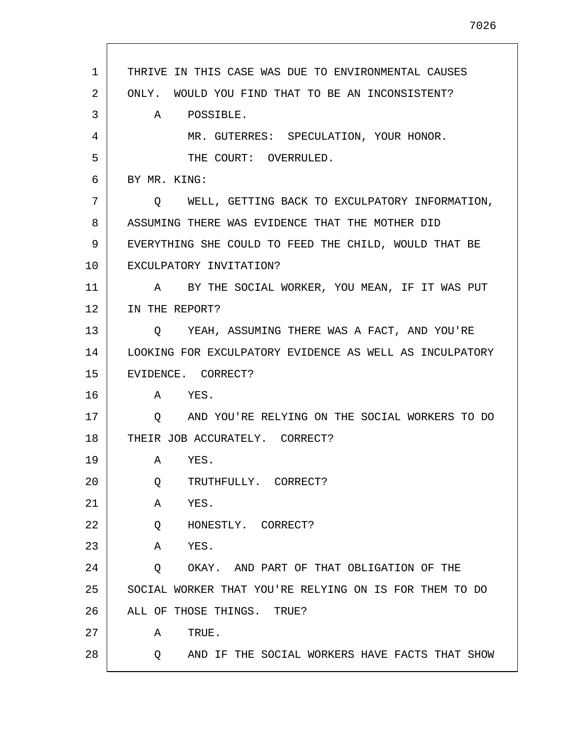THRIVE IN THIS CASE WAS DUE TO ENVIRONMENTAL CAUSES ONLY. WOULD YOU FIND THAT TO BE AN INCONSISTENT?

A POSSIBLE.

MR. GUTERRES: SPECULATION, YOUR HONOR.

THE COURT: OVERRULED.

BY MR. KING:

Q WELL, GETTING BACK TO EXCULPATORY INFORMATION, ASSUMING THERE WAS EVIDENCE THAT THE MOTHER DID EVERYTHING SHE COULD TO FEED THE CHILD, WOULD THAT BE EXCULPATORY INVITATION?

A BY THE SOCIAL WORKER, YOU MEAN, IF IT WAS PUT IN THE REPORT?

Q YEAH, ASSUMING THERE WAS A FACT, AND YOU'RE LOOKING FOR EXCULPATORY EVIDENCE AS WELL AS INCULPATORY EVIDENCE. CORRECT?

A YES.

Q AND YOU'RE RELYING ON THE SOCIAL WORKERS TO DO THEIR JOB ACCURATELY. CORRECT?

A YES.

Q TRUTHFULLY. CORRECT?

A YES.

Q HONESTLY. CORRECT?

A YES.

Q OKAY. AND PART OF THAT OBLIGATION OF THE SOCIAL WORKER THAT YOU'RE RELYING ON IS FOR THEM TO DO ALL OF THOSE THINGS. TRUE?

A TRUE.

Q AND IF THE SOCIAL WORKERS HAVE FACTS THAT SHOW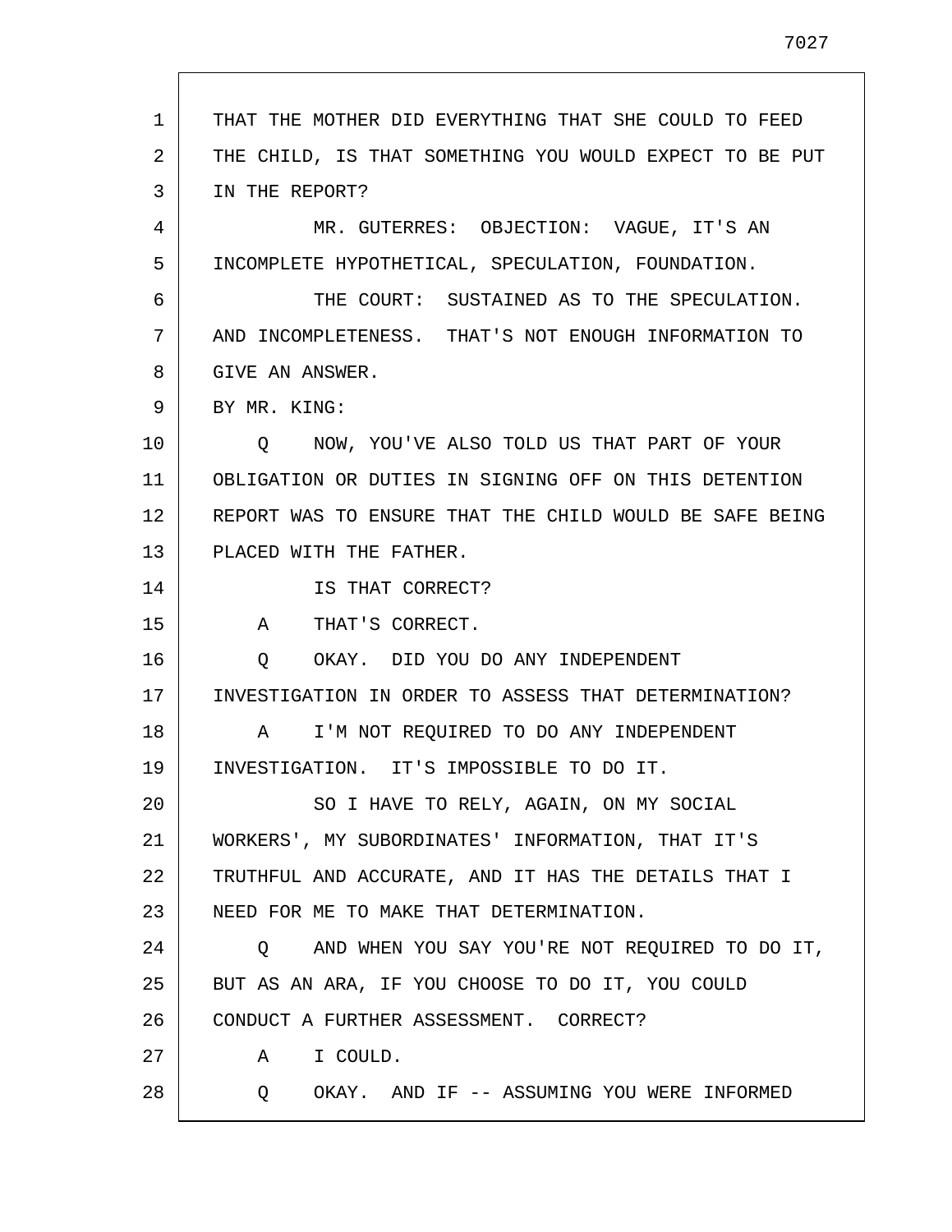THAT THE MOTHER DID EVERYTHING THAT SHE COULD TO FEED THE CHILD, IS THAT SOMETHING YOU WOULD EXPECT TO BE PUT IN THE REPORT?

MR. GUTERRES: OBJECTION: VAGUE, IT'S AN INCOMPLETE HYPOTHETICAL, SPECULATION, FOUNDATION.

THE COURT: SUSTAINED AS TO THE SPECULATION. AND INCOMPLETENESS. THAT'S NOT ENOUGH INFORMATION TO GIVE AN ANSWER.

BY MR. KING:

Q NOW, YOU'VE ALSO TOLD US THAT PART OF YOUR OBLIGATION OR DUTIES IN SIGNING OFF ON THIS DETENTION REPORT WAS TO ENSURE THAT THE CHILD WOULD BE SAFE BEING PLACED WITH THE FATHER.

IS THAT CORRECT?

A THAT'S CORRECT.

Q OKAY. DID YOU DO ANY INDEPENDENT INVESTIGATION IN ORDER TO ASSESS THAT DETERMINATION?

A I'M NOT REQUIRED TO DO ANY INDEPENDENT INVESTIGATION. IT'S IMPOSSIBLE TO DO IT.

SO I HAVE TO RELY, AGAIN, ON MY SOCIAL WORKERS', MY SUBORDINATES' INFORMATION, THAT IT'S TRUTHFUL AND ACCURATE, AND IT HAS THE DETAILS THAT I NEED FOR ME TO MAKE THAT DETERMINATION.

Q AND WHEN YOU SAY YOU'RE NOT REQUIRED TO DO IT, BUT AS AN ARA, IF YOU CHOOSE TO DO IT, YOU COULD CONDUCT A FURTHER ASSESSMENT. CORRECT?

A I COULD.

Q OKAY. AND IF -- ASSUMING YOU WERE INFORMED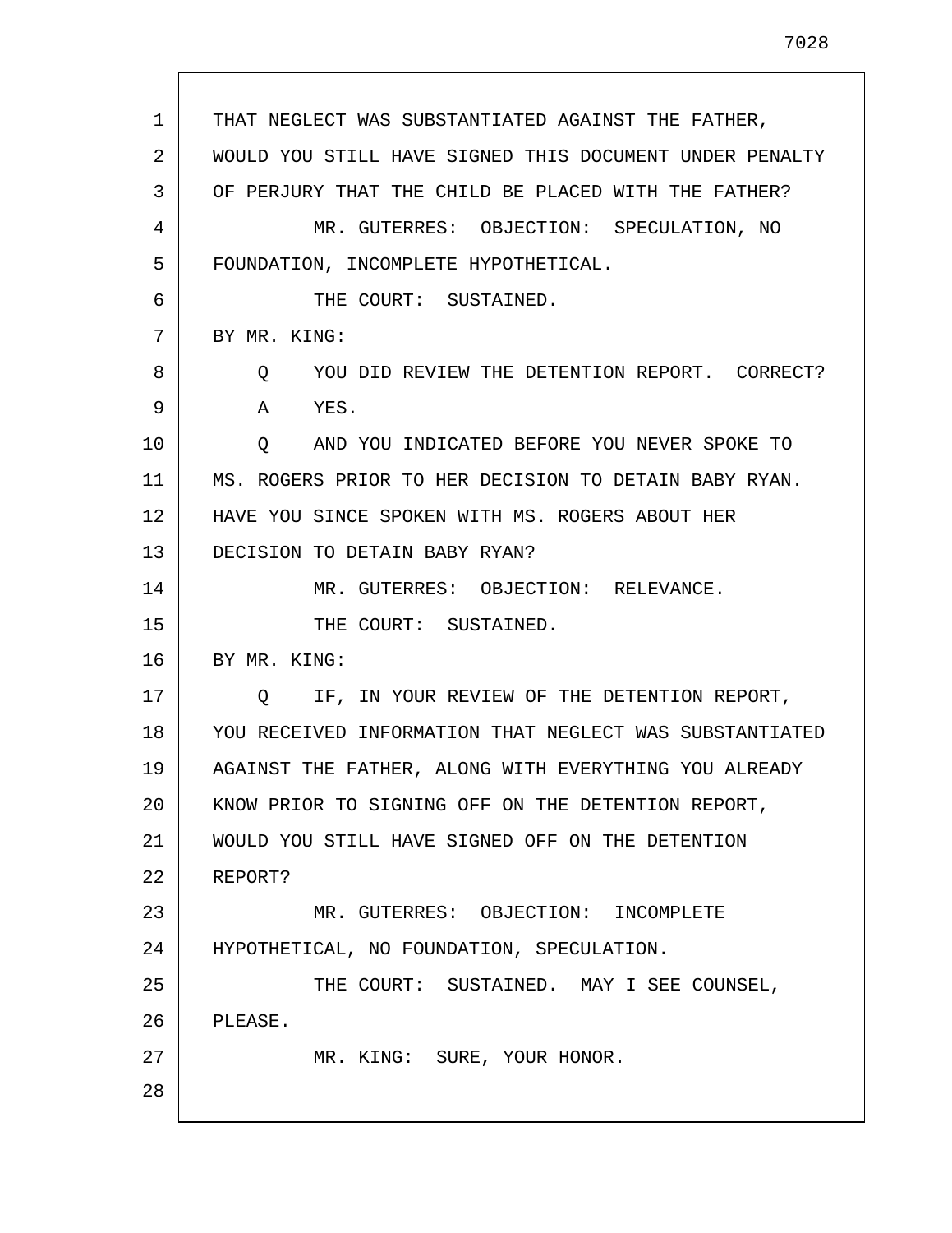THAT NEGLECT WAS SUBSTANTIATED AGAINST THE FATHER, WOULD YOU STILL HAVE SIGNED THIS DOCUMENT UNDER PENALTY OF PERJURY THAT THE CHILD BE PLACED WITH THE FATHER?

MR. GUTERRES: OBJECTION: SPECULATION, NO FOUNDATION, INCOMPLETE HYPOTHETICAL.

THE COURT: SUSTAINED.

BY MR. KING:

Q YOU DID REVIEW THE DETENTION REPORT. CORRECT?

A YES.

Q AND YOU INDICATED BEFORE YOU NEVER SPOKE TO MS. ROGERS PRIOR TO HER DECISION TO DETAIN BABY RYAN. HAVE YOU SINCE SPOKEN WITH MS. ROGERS ABOUT HER DECISION TO DETAIN BABY RYAN?

MR. GUTERRES: OBJECTION: RELEVANCE.

THE COURT: SUSTAINED.

BY MR. KING:

Q IF, IN YOUR REVIEW OF THE DETENTION REPORT, YOU RECEIVED INFORMATION THAT NEGLECT WAS SUBSTANTIATED AGAINST THE FATHER, ALONG WITH EVERYTHING YOU ALREADY KNOW PRIOR TO SIGNING OFF ON THE DETENTION REPORT, WOULD YOU STILL HAVE SIGNED OFF ON THE DETENTION REPORT?

MR. GUTERRES: OBJECTION: INCOMPLETE HYPOTHETICAL, NO FOUNDATION, SPECULATION.

THE COURT: SUSTAINED. MAY I SEE COUNSEL, PLEASE.

MR. KING: SURE, YOUR HONOR.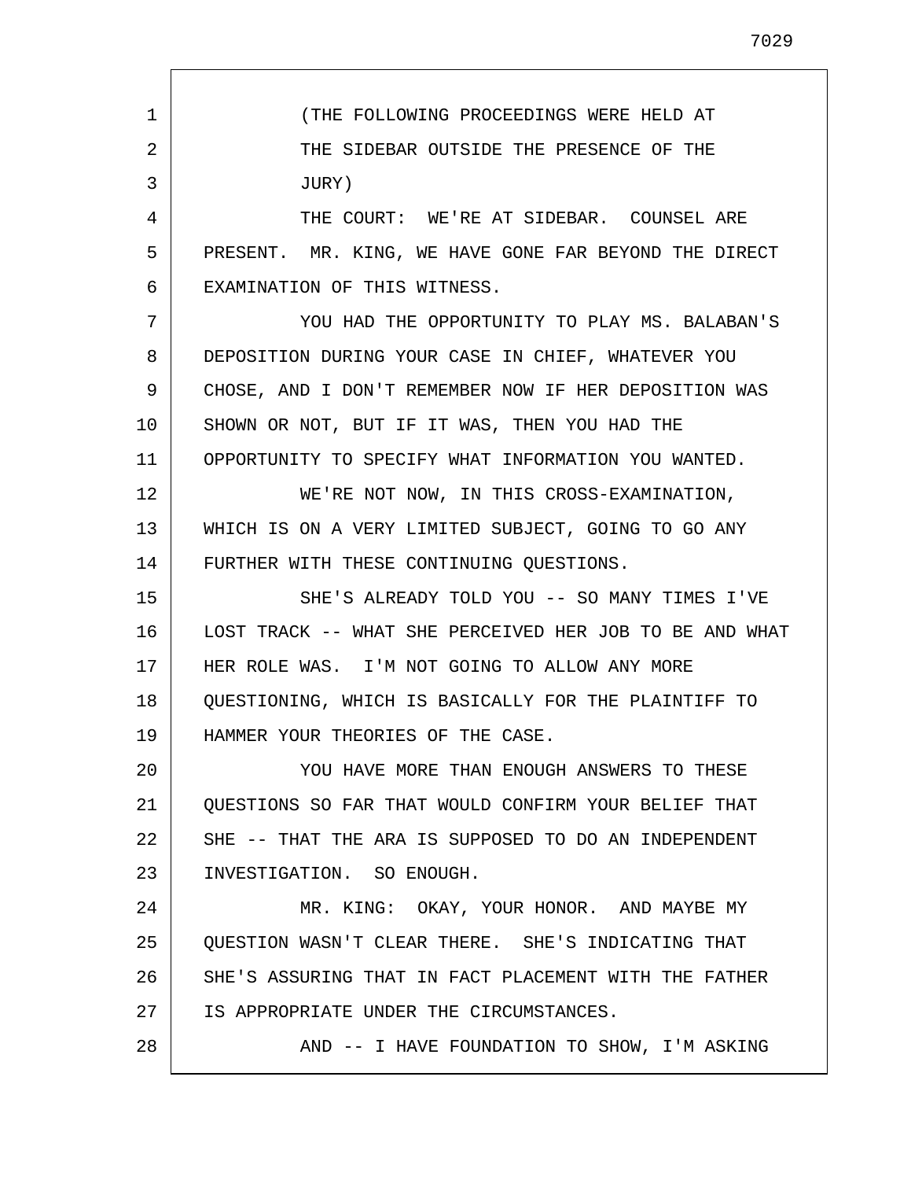(THE FOLLOWING PROCEEDINGS WERE HELD AT THE SIDEBAR OUTSIDE THE PRESENCE OF THE JURY)

THE COURT: WE'RE AT SIDEBAR. COUNSEL ARE PRESENT. MR. KING, WE HAVE GONE FAR BEYOND THE DIRECT EXAMINATION OF THIS WITNESS.

YOU HAD THE OPPORTUNITY TO PLAY MS. BALABAN'S DEPOSITION DURING YOUR CASE IN CHIEF, WHATEVER YOU CHOSE, AND I DON'T REMEMBER NOW IF HER DEPOSITION WAS SHOWN OR NOT, BUT IF IT WAS, THEN YOU HAD THE OPPORTUNITY TO SPECIFY WHAT INFORMATION YOU WANTED.

WE'RE NOT NOW, IN THIS CROSS-EXAMINATION, WHICH IS ON A VERY LIMITED SUBJECT, GOING TO GO ANY FURTHER WITH THESE CONTINUING QUESTIONS.

SHE'S ALREADY TOLD YOU -- SO MANY TIMES I'VE LOST TRACK -- WHAT SHE PERCEIVED HER JOB TO BE AND WHAT HER ROLE WAS. I'M NOT GOING TO ALLOW ANY MORE QUESTIONING, WHICH IS BASICALLY FOR THE PLAINTIFF TO HAMMER YOUR THEORIES OF THE CASE.

YOU HAVE MORE THAN ENOUGH ANSWERS TO THESE QUESTIONS SO FAR THAT WOULD CONFIRM YOUR BELIEF THAT SHE -- THAT THE ARA IS SUPPOSED TO DO AN INDEPENDENT INVESTIGATION. SO ENOUGH.

MR. KING: OKAY, YOUR HONOR. AND MAYBE MY QUESTION WASN'T CLEAR THERE. SHE'S INDICATING THAT SHE'S ASSURING THAT IN FACT PLACEMENT WITH THE FATHER IS APPROPRIATE UNDER THE CIRCUMSTANCES.

AND -- I HAVE FOUNDATION TO SHOW, I'M ASKING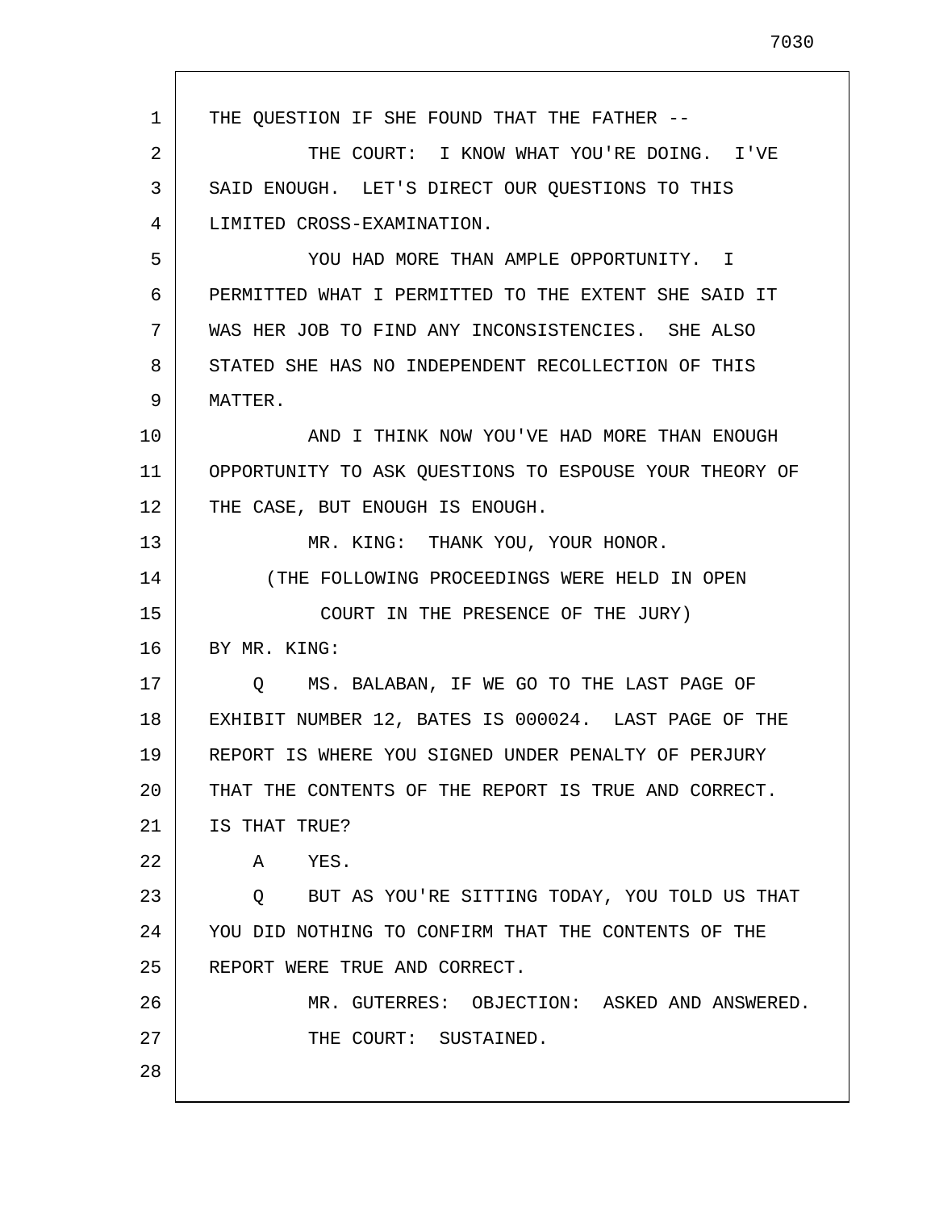THE QUESTION IF SHE FOUND THAT THE FATHER --

THE COURT: I KNOW WHAT YOU'RE DOING. I'VE SAID ENOUGH. LET'S DIRECT OUR QUESTIONS TO THIS LIMITED CROSS-EXAMINATION.

YOU HAD MORE THAN AMPLE OPPORTUNITY. I PERMITTED WHAT I PERMITTED TO THE EXTENT SHE SAID IT WAS HER JOB TO FIND ANY INCONSISTENCIES. SHE ALSO STATED SHE HAS NO INDEPENDENT RECOLLECTION OF THIS MATTER.

AND I THINK NOW YOU'VE HAD MORE THAN ENOUGH OPPORTUNITY TO ASK QUESTIONS TO ESPOUSE YOUR THEORY OF THE CASE, BUT ENOUGH IS ENOUGH.

MR. KING: THANK YOU, YOUR HONOR.

(THE FOLLOWING PROCEEDINGS WERE HELD IN OPEN COURT IN THE PRESENCE OF THE JURY)

BY MR. KING:

Q MS. BALABAN, IF WE GO TO THE LAST PAGE OF EXHIBIT NUMBER 12, BATES IS 000024. LAST PAGE OF THE REPORT IS WHERE YOU SIGNED UNDER PENALTY OF PERJURY THAT THE CONTENTS OF THE REPORT IS TRUE AND CORRECT. IS THAT TRUE?

A YES.

Q BUT AS YOU'RE SITTING TODAY, YOU TOLD US THAT YOU DID NOTHING TO CONFIRM THAT THE CONTENTS OF THE REPORT WERE TRUE AND CORRECT.

MR. GUTERRES: OBJECTION: ASKED AND ANSWERED.

THE COURT: SUSTAINED.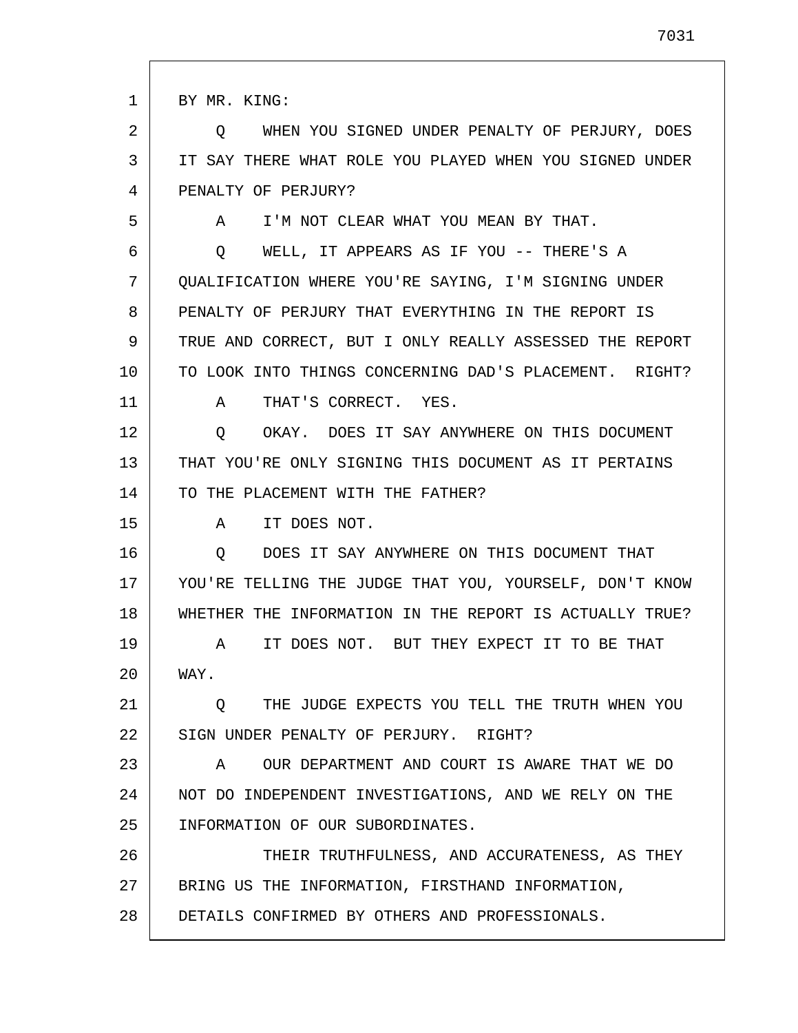BY MR. KING:

Q WHEN YOU SIGNED UNDER PENALTY OF PERJURY, DOES IT SAY THERE WHAT ROLE YOU PLAYED WHEN YOU SIGNED UNDER PENALTY OF PERJURY?

A I'M NOT CLEAR WHAT YOU MEAN BY THAT.

Q WELL, IT APPEARS AS IF YOU -- THERE'S A QUALIFICATION WHERE YOU'RE SAYING, I'M SIGNING UNDER PENALTY OF PERJURY THAT EVERYTHING IN THE REPORT IS TRUE AND CORRECT, BUT I ONLY REALLY ASSESSED THE REPORT TO LOOK INTO THINGS CONCERNING DAD'S PLACEMENT. RIGHT?

A THAT'S CORRECT. YES.

Q OKAY. DOES IT SAY ANYWHERE ON THIS DOCUMENT THAT YOU'RE ONLY SIGNING THIS DOCUMENT AS IT PERTAINS TO THE PLACEMENT WITH THE FATHER?

A IT DOES NOT.

Q DOES IT SAY ANYWHERE ON THIS DOCUMENT THAT YOU'RE TELLING THE JUDGE THAT YOU, YOURSELF, DON'T KNOW WHETHER THE INFORMATION IN THE REPORT IS ACTUALLY TRUE?

A IT DOES NOT. BUT THEY EXPECT IT TO BE THAT WAY.

Q THE JUDGE EXPECTS YOU TELL THE TRUTH WHEN YOU SIGN UNDER PENALTY OF PERJURY. RIGHT?

A OUR DEPARTMENT AND COURT IS AWARE THAT WE DO NOT DO INDEPENDENT INVESTIGATIONS, AND WE RELY ON THE INFORMATION OF OUR SUBORDINATES.

THEIR TRUTHFULNESS, AND ACCURATENESS, AS THEY BRING US THE INFORMATION, FIRSTHAND INFORMATION, DETAILS CONFIRMED BY OTHERS AND PROFESSIONALS.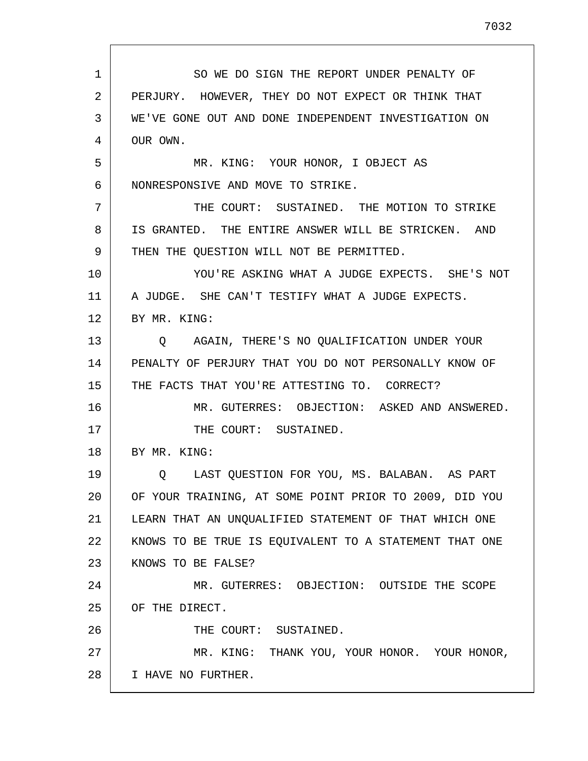SO WE DO SIGN THE REPORT UNDER PENALTY OF PERJURY. HOWEVER, THEY DO NOT EXPECT OR THINK THAT WE'VE GONE OUT AND DONE INDEPENDENT INVESTIGATION ON OUR OWN.

MR. KING: YOUR HONOR, I OBJECT AS NONRESPONSIVE AND MOVE TO STRIKE.

THE COURT: SUSTAINED. THE MOTION TO STRIKE IS GRANTED. THE ENTIRE ANSWER WILL BE STRICKEN. AND THEN THE QUESTION WILL NOT BE PERMITTED.

YOU'RE ASKING WHAT A JUDGE EXPECTS. SHE'S NOT A JUDGE. SHE CAN'T TESTIFY WHAT A JUDGE EXPECTS.

BY MR. KING:

Q AGAIN, THERE'S NO QUALIFICATION UNDER YOUR PENALTY OF PERJURY THAT YOU DO NOT PERSONALLY KNOW OF THE FACTS THAT YOU'RE ATTESTING TO. CORRECT?

MR. GUTERRES: OBJECTION: ASKED AND ANSWERED.

THE COURT: SUSTAINED.

BY MR. KING:

Q LAST QUESTION FOR YOU, MS. BALABAN. AS PART OF YOUR TRAINING, AT SOME POINT PRIOR TO 2009, DID YOU LEARN THAT AN UNQUALIFIED STATEMENT OF THAT WHICH ONE KNOWS TO BE TRUE IS EQUIVALENT TO A STATEMENT THAT ONE KNOWS TO BE FALSE?

MR. GUTERRES: OBJECTION: OUTSIDE THE SCOPE OF THE DIRECT.

THE COURT: SUSTAINED.

MR. KING: THANK YOU, YOUR HONOR. YOUR HONOR, I HAVE NO FURTHER.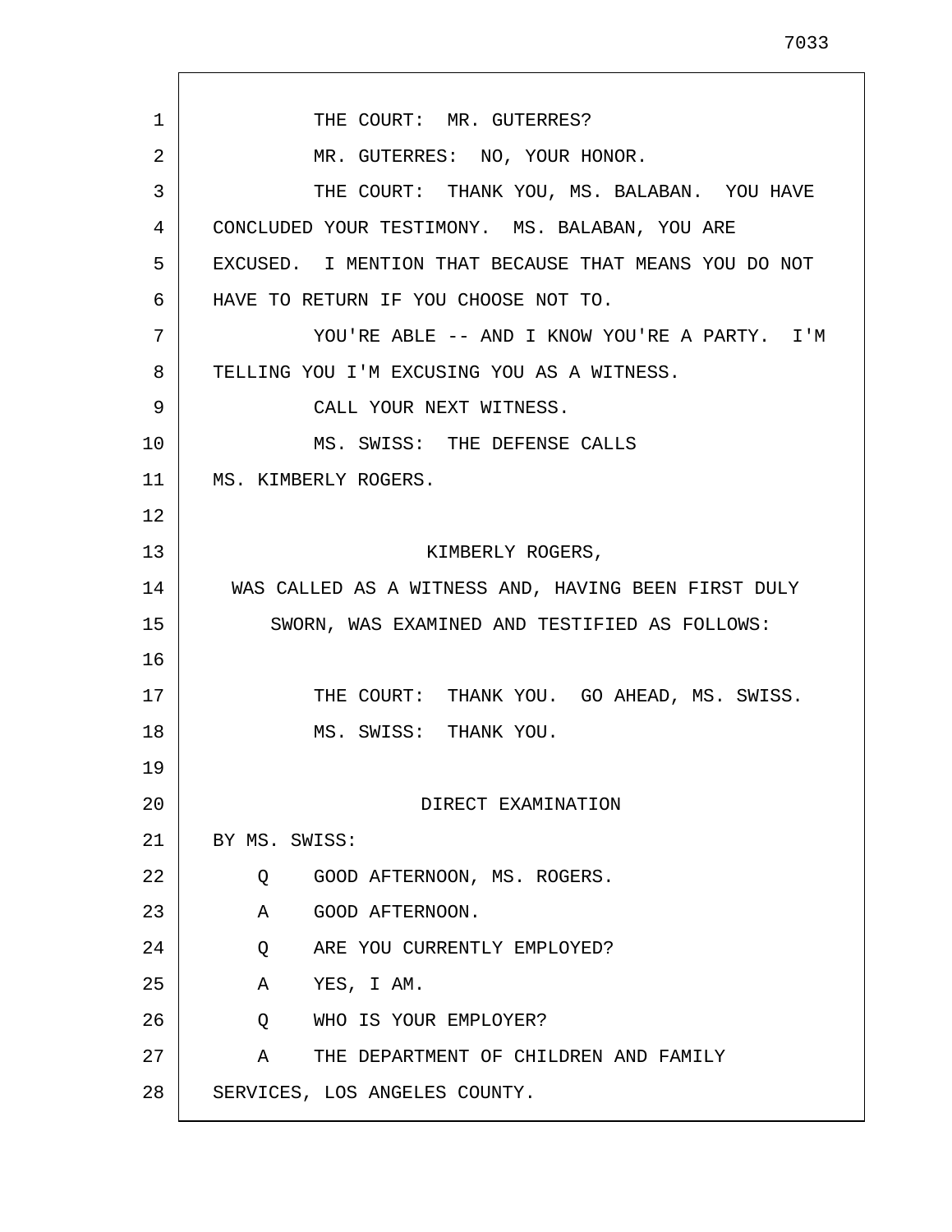THE COURT: MR. GUTERRES?

MR. GUTERRES: NO, YOUR HONOR.

THE COURT: THANK YOU, MS. BALABAN. YOU HAVE CONCLUDED YOUR TESTIMONY. MS. BALABAN, YOU ARE EXCUSED. I MENTION THAT BECAUSE THAT MEANS YOU DO NOT HAVE TO RETURN IF YOU CHOOSE NOT TO.

YOU'RE ABLE -- AND I KNOW YOU'RE A PARTY. I'M TELLING YOU I'M EXCUSING YOU AS A WITNESS.

CALL YOUR NEXT WITNESS.

MS. SWISS: THE DEFENSE CALLS MS. KIMBERLY ROGERS.

KIMBERLY ROGERS,

WAS CALLED AS A WITNESS AND, HAVING BEEN FIRST DULY SWORN, WAS EXAMINED AND TESTIFIED AS FOLLOWS:

THE COURT: THANK YOU. GO AHEAD, MS. SWISS.

MS. SWISS: THANK YOU.

## DIRECT EXAMINATION

BY MS. SWISS:

Q GOOD AFTERNOON, MS. ROGERS.

A GOOD AFTERNOON.

Q ARE YOU CURRENTLY EMPLOYED?

A YES, I AM.

Q WHO IS YOUR EMPLOYER?

A THE DEPARTMENT OF CHILDREN AND FAMILY SERVICES, LOS ANGELES COUNTY.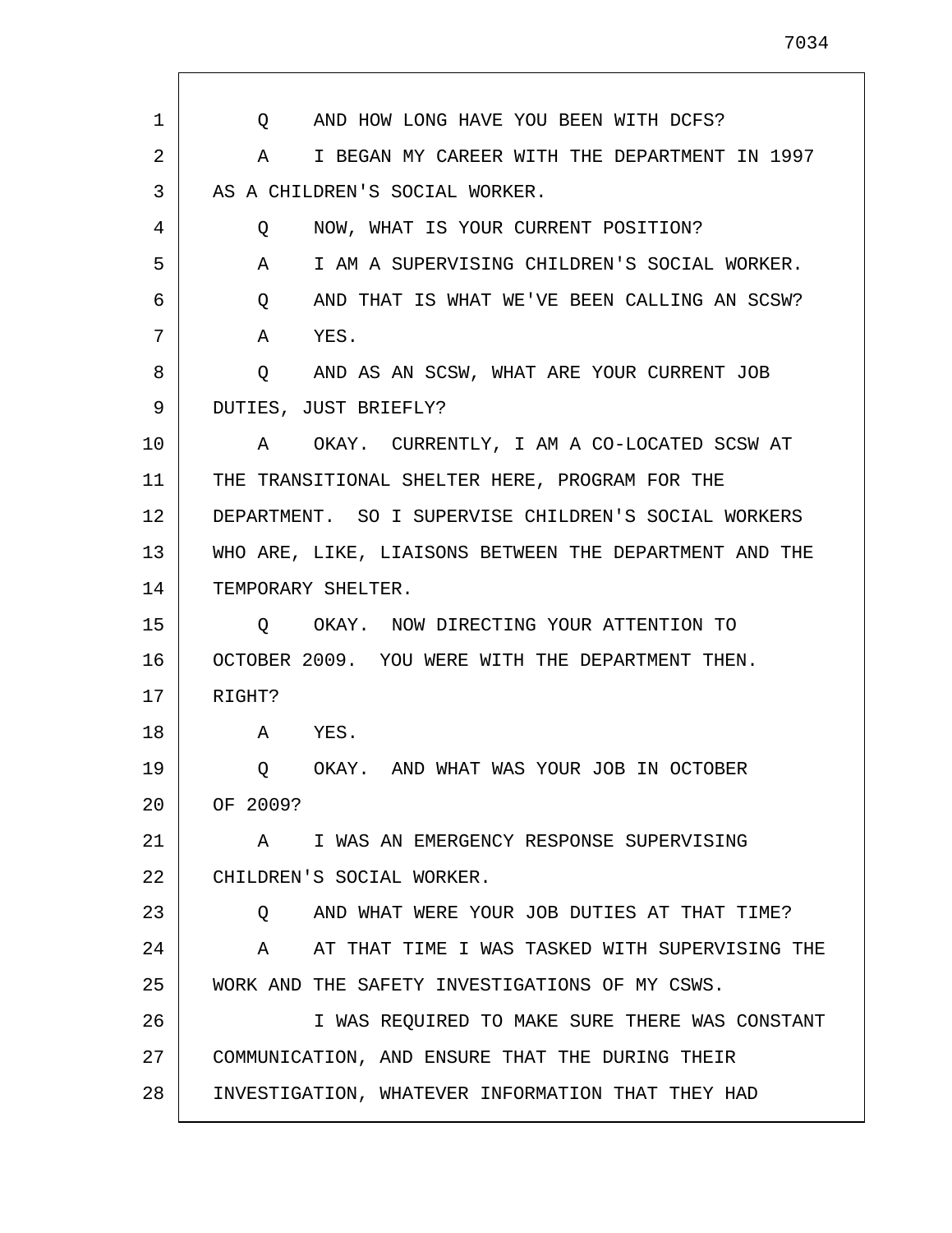Q AND HOW LONG HAVE YOU BEEN WITH DCFS?

A I BEGAN MY CAREER WITH THE DEPARTMENT IN 1997 AS A CHILDREN'S SOCIAL WORKER.

Q NOW, WHAT IS YOUR CURRENT POSITION?

A I AM A SUPERVISING CHILDREN'S SOCIAL WORKER.

Q AND THAT IS WHAT WE'VE BEEN CALLING AN SCSW?

A YES.

Q AND AS AN SCSW, WHAT ARE YOUR CURRENT JOB DUTIES, JUST BRIEFLY?

A OKAY. CURRENTLY, I AM A CO-LOCATED SCSW AT THE TRANSITIONAL SHELTER HERE, PROGRAM FOR THE DEPARTMENT. SO I SUPERVISE CHILDREN'S SOCIAL WORKERS WHO ARE, LIKE, LIAISONS BETWEEN THE DEPARTMENT AND THE TEMPORARY SHELTER.

Q OKAY. NOW DIRECTING YOUR ATTENTION TO OCTOBER 2009. YOU WERE WITH THE DEPARTMENT THEN. RIGHT?

A YES.

Q OKAY. AND WHAT WAS YOUR JOB IN OCTOBER OF 2009?

A I WAS AN EMERGENCY RESPONSE SUPERVISING CHILDREN'S SOCIAL WORKER.

Q AND WHAT WERE YOUR JOB DUTIES AT THAT TIME?

A AT THAT TIME I WAS TASKED WITH SUPERVISING THE WORK AND THE SAFETY INVESTIGATIONS OF MY CSWS.

I WAS REQUIRED TO MAKE SURE THERE WAS CONSTANT COMMUNICATION, AND ENSURE THAT THE DURING THEIR INVESTIGATION, WHATEVER INFORMATION THAT THEY HAD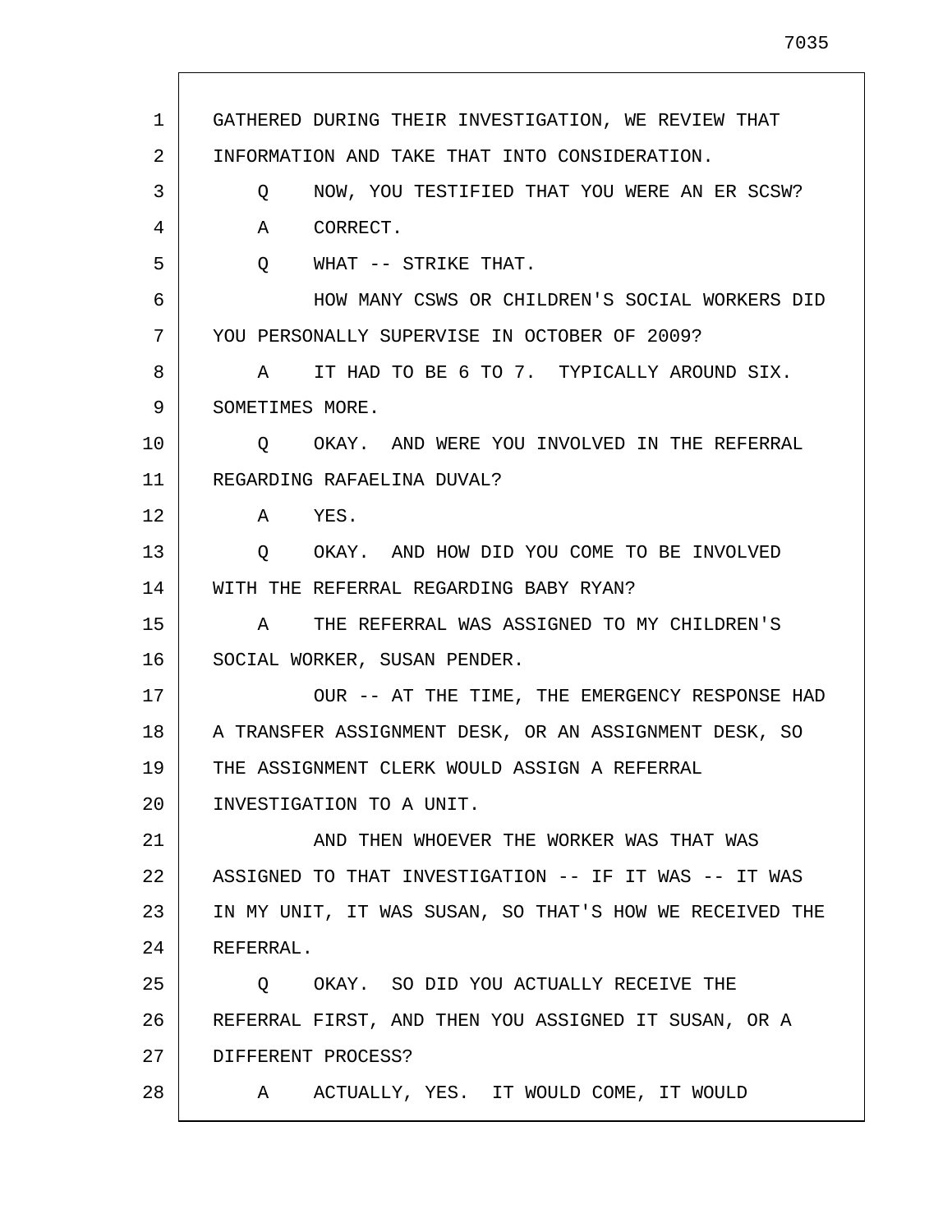GATHERED DURING THEIR INVESTIGATION, WE REVIEW THAT INFORMATION AND TAKE THAT INTO CONSIDERATION.

Q NOW, YOU TESTIFIED THAT YOU WERE AN ER SCSW?

A CORRECT.

Q WHAT -- STRIKE THAT.

HOW MANY CSWS OR CHILDREN'S SOCIAL WORKERS DID YOU PERSONALLY SUPERVISE IN OCTOBER OF 2009?

A IT HAD TO BE 6 TO 7. TYPICALLY AROUND SIX. SOMETIMES MORE.

Q OKAY. AND WERE YOU INVOLVED IN THE REFERRAL REGARDING RAFAELINA DUVAL?

A YES.

Q OKAY. AND HOW DID YOU COME TO BE INVOLVED WITH THE REFERRAL REGARDING BABY RYAN?

A THE REFERRAL WAS ASSIGNED TO MY CHILDREN'S SOCIAL WORKER, SUSAN PENDER.

OUR -- AT THE TIME, THE EMERGENCY RESPONSE HAD A TRANSFER ASSIGNMENT DESK, OR AN ASSIGNMENT DESK, SO THE ASSIGNMENT CLERK WOULD ASSIGN A REFERRAL INVESTIGATION TO A UNIT.

AND THEN WHOEVER THE WORKER WAS THAT WAS ASSIGNED TO THAT INVESTIGATION -- IF IT WAS -- IT WAS IN MY UNIT, IT WAS SUSAN, SO THAT'S HOW WE RECEIVED THE REFERRAL.

Q OKAY. SO DID YOU ACTUALLY RECEIVE THE REFERRAL FIRST, AND THEN YOU ASSIGNED IT SUSAN, OR A DIFFERENT PROCESS?

A ACTUALLY, YES. IT WOULD COME, IT WOULD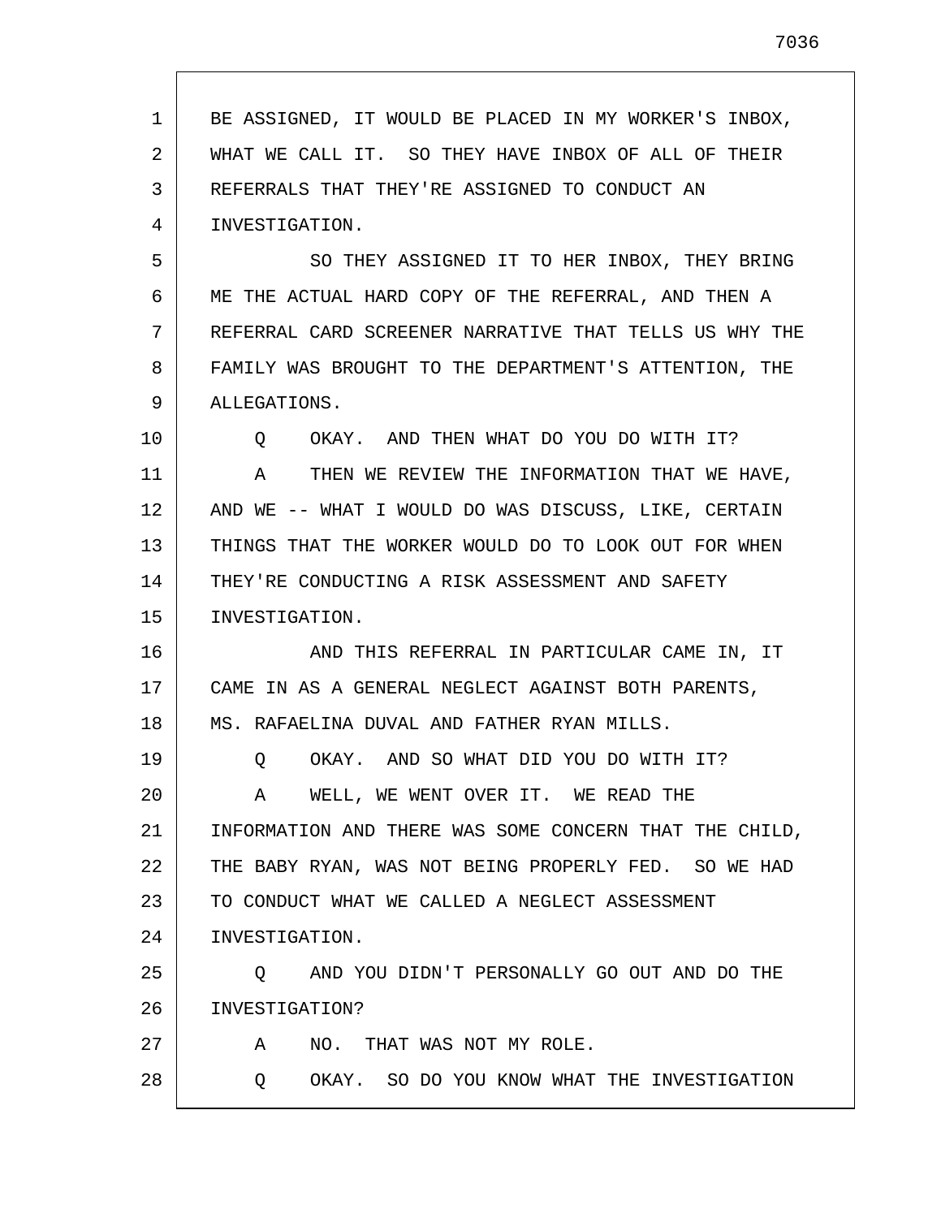BE ASSIGNED, IT WOULD BE PLACED IN MY WORKER'S INBOX, WHAT WE CALL IT. SO THEY HAVE INBOX OF ALL OF THEIR REFERRALS THAT THEY'RE ASSIGNED TO CONDUCT AN INVESTIGATION.

SO THEY ASSIGNED IT TO HER INBOX, THEY BRING ME THE ACTUAL HARD COPY OF THE REFERRAL, AND THEN A REFERRAL CARD SCREENER NARRATIVE THAT TELLS US WHY THE FAMILY WAS BROUGHT TO THE DEPARTMENT'S ATTENTION, THE ALLEGATIONS.

Q OKAY. AND THEN WHAT DO YOU DO WITH IT?

A THEN WE REVIEW THE INFORMATION THAT WE HAVE, AND WE -- WHAT I WOULD DO WAS DISCUSS, LIKE, CERTAIN THINGS THAT THE WORKER WOULD DO TO LOOK OUT FOR WHEN THEY'RE CONDUCTING A RISK ASSESSMENT AND SAFETY INVESTIGATION.

AND THIS REFERRAL IN PARTICULAR CAME IN, IT CAME IN AS A GENERAL NEGLECT AGAINST BOTH PARENTS, MS. RAFAELINA DUVAL AND FATHER RYAN MILLS.

Q OKAY. AND SO WHAT DID YOU DO WITH IT?

A WELL, WE WENT OVER IT. WE READ THE INFORMATION AND THERE WAS SOME CONCERN THAT THE CHILD, THE BABY RYAN, WAS NOT BEING PROPERLY FED. SO WE HAD TO CONDUCT WHAT WE CALLED A NEGLECT ASSESSMENT INVESTIGATION.

Q AND YOU DIDN'T PERSONALLY GO OUT AND DO THE INVESTIGATION?

A NO. THAT WAS NOT MY ROLE.

Q OKAY. SO DO YOU KNOW WHAT THE INVESTIGATION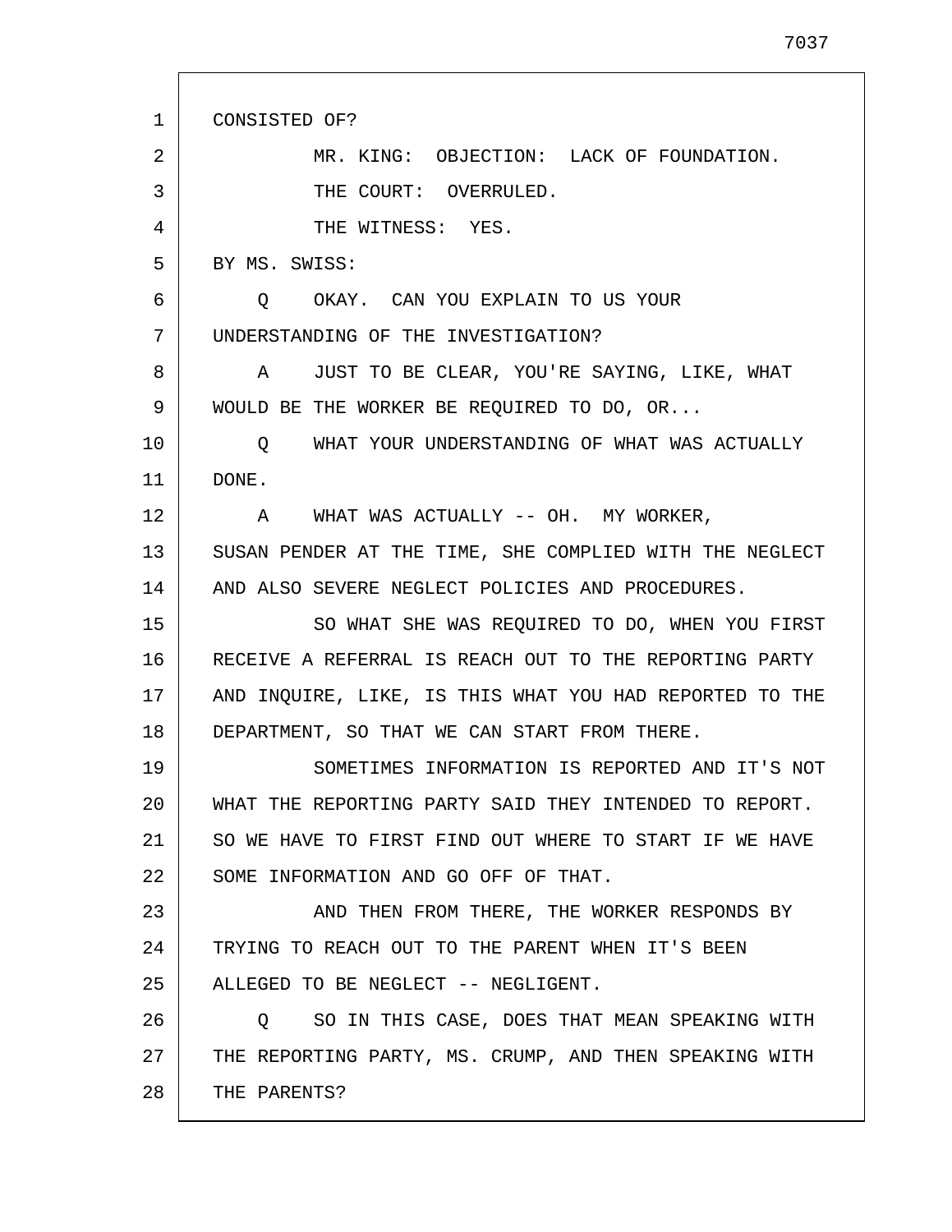CONSISTED OF?

MR. KING: OBJECTION: LACK OF FOUNDATION.

THE COURT: OVERRULED.

THE WITNESS: YES.

BY MS. SWISS:

Q OKAY. CAN YOU EXPLAIN TO US YOUR UNDERSTANDING OF THE INVESTIGATION?

A JUST TO BE CLEAR, YOU'RE SAYING, LIKE, WHAT WOULD BE THE WORKER BE REQUIRED TO DO, OR...

Q WHAT YOUR UNDERSTANDING OF WHAT WAS ACTUALLY DONE.

A WHAT WAS ACTUALLY -- OH. MY WORKER, SUSAN PENDER AT THE TIME, SHE COMPLIED WITH THE NEGLECT AND ALSO SEVERE NEGLECT POLICIES AND PROCEDURES.

SO WHAT SHE WAS REQUIRED TO DO, WHEN YOU FIRST RECEIVE A REFERRAL IS REACH OUT TO THE REPORTING PARTY AND INQUIRE, LIKE, IS THIS WHAT YOU HAD REPORTED TO THE DEPARTMENT, SO THAT WE CAN START FROM THERE.

SOMETIMES INFORMATION IS REPORTED AND IT'S NOT WHAT THE REPORTING PARTY SAID THEY INTENDED TO REPORT. SO WE HAVE TO FIRST FIND OUT WHERE TO START IF WE HAVE SOME INFORMATION AND GO OFF OF THAT.

AND THEN FROM THERE, THE WORKER RESPONDS BY TRYING TO REACH OUT TO THE PARENT WHEN IT'S BEEN ALLEGED TO BE NEGLECT -- NEGLIGENT.

Q SO IN THIS CASE, DOES THAT MEAN SPEAKING WITH THE REPORTING PARTY, MS. CRUMP, AND THEN SPEAKING WITH THE PARENTS?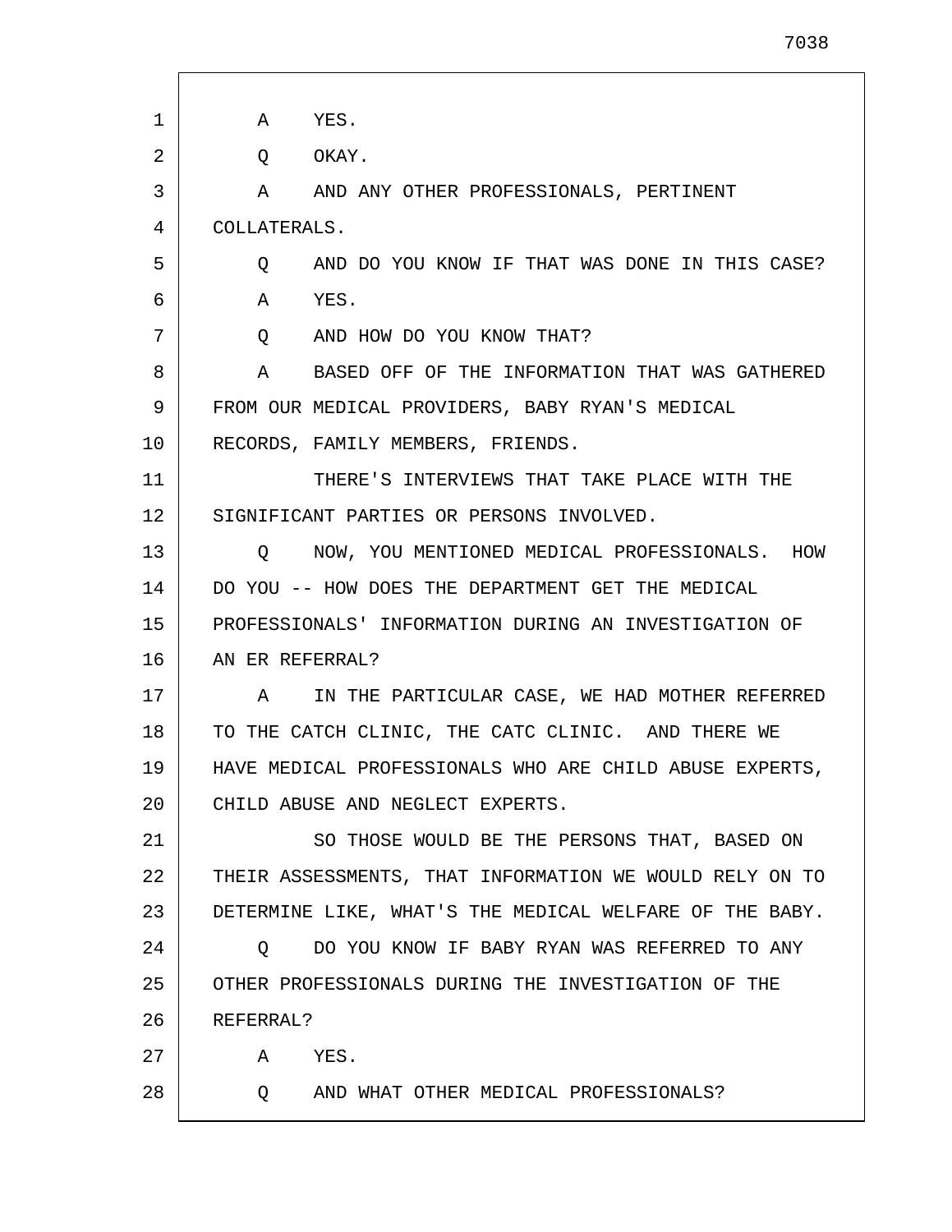A YES.

Q OKAY.

A AND ANY OTHER PROFESSIONALS, PERTINENT COLLATERALS.

Q AND DO YOU KNOW IF THAT WAS DONE IN THIS CASE?

A YES.

Q AND HOW DO YOU KNOW THAT?

A BASED OFF OF THE INFORMATION THAT WAS GATHERED FROM OUR MEDICAL PROVIDERS, BABY RYAN'S MEDICAL RECORDS, FAMILY MEMBERS, FRIENDS.

THERE'S INTERVIEWS THAT TAKE PLACE WITH THE SIGNIFICANT PARTIES OR PERSONS INVOLVED.

Q NOW, YOU MENTIONED MEDICAL PROFESSIONALS. HOW DO YOU -- HOW DOES THE DEPARTMENT GET THE MEDICAL PROFESSIONALS' INFORMATION DURING AN INVESTIGATION OF AN ER REFERRAL?

A IN THE PARTICULAR CASE, WE HAD MOTHER REFERRED TO THE CATCH CLINIC, THE CATC CLINIC. AND THERE WE HAVE MEDICAL PROFESSIONALS WHO ARE CHILD ABUSE EXPERTS, CHILD ABUSE AND NEGLECT EXPERTS.

SO THOSE WOULD BE THE PERSONS THAT, BASED ON THEIR ASSESSMENTS, THAT INFORMATION WE WOULD RELY ON TO DETERMINE LIKE, WHAT'S THE MEDICAL WELFARE OF THE BABY.

Q DO YOU KNOW IF BABY RYAN WAS REFERRED TO ANY OTHER PROFESSIONALS DURING THE INVESTIGATION OF THE REFERRAL?

A YES.

Q AND WHAT OTHER MEDICAL PROFESSIONALS?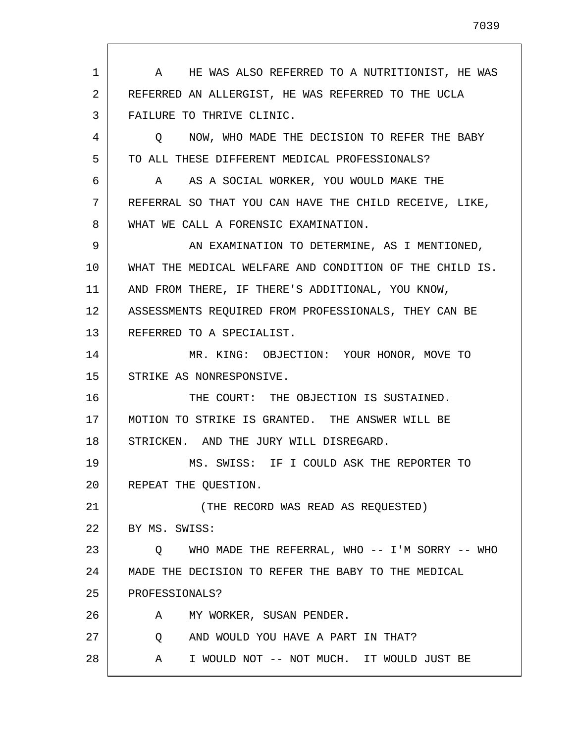A HE WAS ALSO REFERRED TO A NUTRITIONIST, HE WAS REFERRED AN ALLERGIST, HE WAS REFERRED TO THE UCLA FAILURE TO THRIVE CLINIC.

Q NOW, WHO MADE THE DECISION TO REFER THE BABY TO ALL THESE DIFFERENT MEDICAL PROFESSIONALS?

A AS A SOCIAL WORKER, YOU WOULD MAKE THE REFERRAL SO THAT YOU CAN HAVE THE CHILD RECEIVE, LIKE, WHAT WE CALL A FORENSIC EXAMINATION.

AN EXAMINATION TO DETERMINE, AS I MENTIONED, WHAT THE MEDICAL WELFARE AND CONDITION OF THE CHILD IS. AND FROM THERE, IF THERE'S ADDITIONAL, YOU KNOW, ASSESSMENTS REQUIRED FROM PROFESSIONALS, THEY CAN BE REFERRED TO A SPECIALIST.

MR. KING: OBJECTION: YOUR HONOR, MOVE TO STRIKE AS NONRESPONSIVE.

THE COURT: THE OBJECTION IS SUSTAINED. MOTION TO STRIKE IS GRANTED. THE ANSWER WILL BE STRICKEN. AND THE JURY WILL DISREGARD.

MS. SWISS: IF I COULD ASK THE REPORTER TO REPEAT THE QUESTION.

(THE RECORD WAS READ AS REQUESTED)

BY MS. SWISS:

Q WHO MADE THE REFERRAL, WHO -- I'M SORRY -- WHO MADE THE DECISION TO REFER THE BABY TO THE MEDICAL PROFESSIONALS?

A MY WORKER, SUSAN PENDER.

Q AND WOULD YOU HAVE A PART IN THAT?

A I WOULD NOT -- NOT MUCH. IT WOULD JUST BE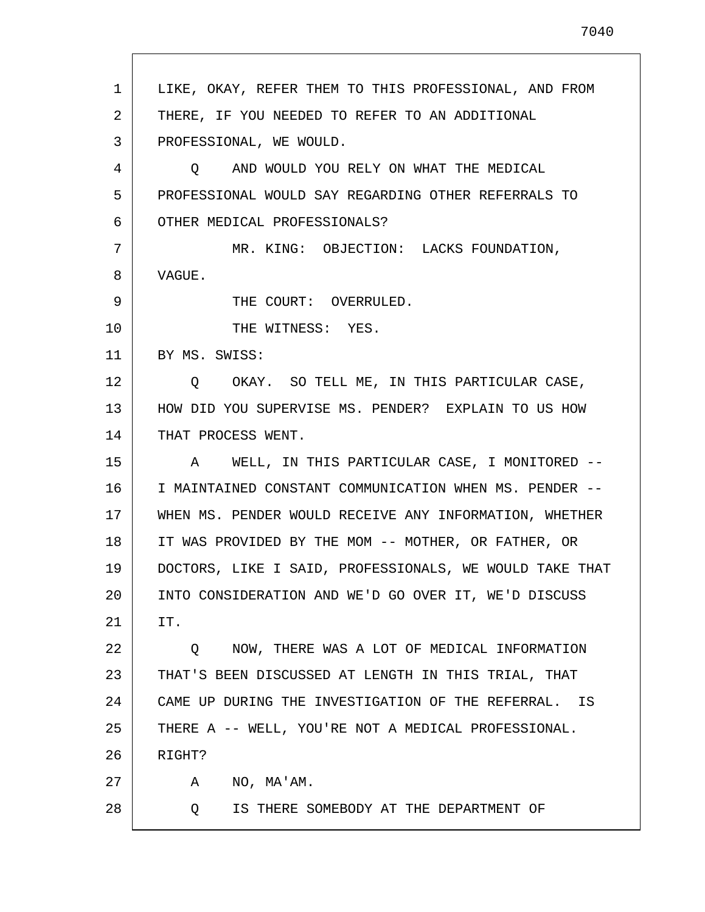LIKE, OKAY, REFER THEM TO THIS PROFESSIONAL, AND FROM THERE, IF YOU NEEDED TO REFER TO AN ADDITIONAL PROFESSIONAL, WE WOULD.

Q AND WOULD YOU RELY ON WHAT THE MEDICAL PROFESSIONAL WOULD SAY REGARDING OTHER REFERRALS TO OTHER MEDICAL PROFESSIONALS?

MR. KING: OBJECTION: LACKS FOUNDATION, VAGUE.

THE COURT: OVERRULED.

THE WITNESS: YES.

BY MS. SWISS:

Q OKAY. SO TELL ME, IN THIS PARTICULAR CASE, HOW DID YOU SUPERVISE MS. PENDER? EXPLAIN TO US HOW THAT PROCESS WENT.

A WELL, IN THIS PARTICULAR CASE, I MONITORED -- I MAINTAINED CONSTANT COMMUNICATION WHEN MS. PENDER -- WHEN MS. PENDER WOULD RECEIVE ANY INFORMATION, WHETHER IT WAS PROVIDED BY THE MOM -- MOTHER, OR FATHER, OR DOCTORS, LIKE I SAID, PROFESSIONALS, WE WOULD TAKE THAT INTO CONSIDERATION AND WE'D GO OVER IT, WE'D DISCUSS IT.

Q NOW, THERE WAS A LOT OF MEDICAL INFORMATION THAT'S BEEN DISCUSSED AT LENGTH IN THIS TRIAL, THAT CAME UP DURING THE INVESTIGATION OF THE REFERRAL. IS THERE A -- WELL, YOU'RE NOT A MEDICAL PROFESSIONAL. RIGHT?

A NO, MA'AM.

Q IS THERE SOMEBODY AT THE DEPARTMENT OF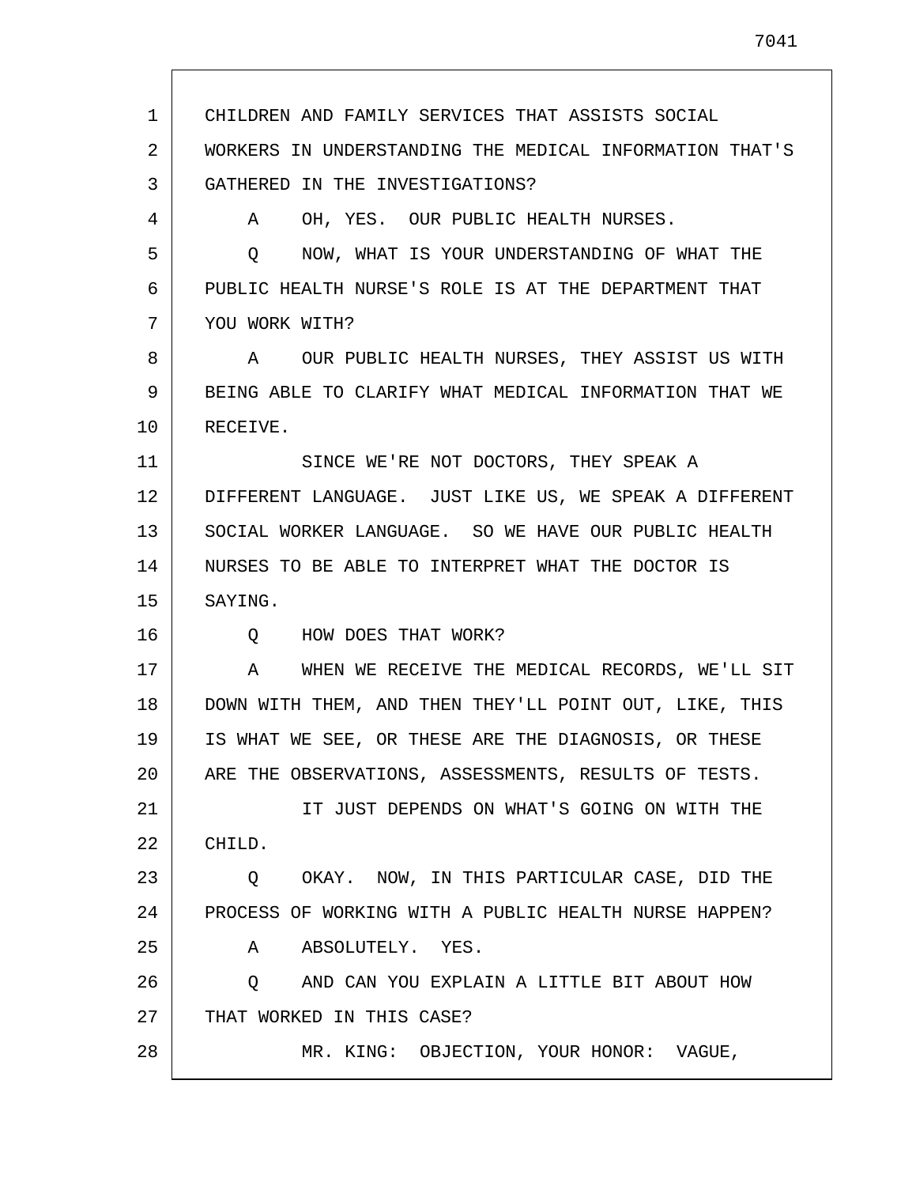CHILDREN AND FAMILY SERVICES THAT ASSISTS SOCIAL WORKERS IN UNDERSTANDING THE MEDICAL INFORMATION THAT'S GATHERED IN THE INVESTIGATIONS?

A OH, YES. OUR PUBLIC HEALTH NURSES.

Q NOW, WHAT IS YOUR UNDERSTANDING OF WHAT THE PUBLIC HEALTH NURSE'S ROLE IS AT THE DEPARTMENT THAT YOU WORK WITH?

A OUR PUBLIC HEALTH NURSES, THEY ASSIST US WITH BEING ABLE TO CLARIFY WHAT MEDICAL INFORMATION THAT WE RECEIVE.

SINCE WE'RE NOT DOCTORS, THEY SPEAK A DIFFERENT LANGUAGE. JUST LIKE US, WE SPEAK A DIFFERENT SOCIAL WORKER LANGUAGE. SO WE HAVE OUR PUBLIC HEALTH NURSES TO BE ABLE TO INTERPRET WHAT THE DOCTOR IS SAYING.

Q HOW DOES THAT WORK?

A WHEN WE RECEIVE THE MEDICAL RECORDS, WE'LL SIT DOWN WITH THEM, AND THEN THEY'LL POINT OUT, LIKE, THIS IS WHAT WE SEE, OR THESE ARE THE DIAGNOSIS, OR THESE ARE THE OBSERVATIONS, ASSESSMENTS, RESULTS OF TESTS.

IT JUST DEPENDS ON WHAT'S GOING ON WITH THE CHILD.

Q OKAY. NOW, IN THIS PARTICULAR CASE, DID THE PROCESS OF WORKING WITH A PUBLIC HEALTH NURSE HAPPEN?

A ABSOLUTELY. YES.

Q AND CAN YOU EXPLAIN A LITTLE BIT ABOUT HOW THAT WORKED IN THIS CASE?

MR. KING: OBJECTION, YOUR HONOR: VAGUE,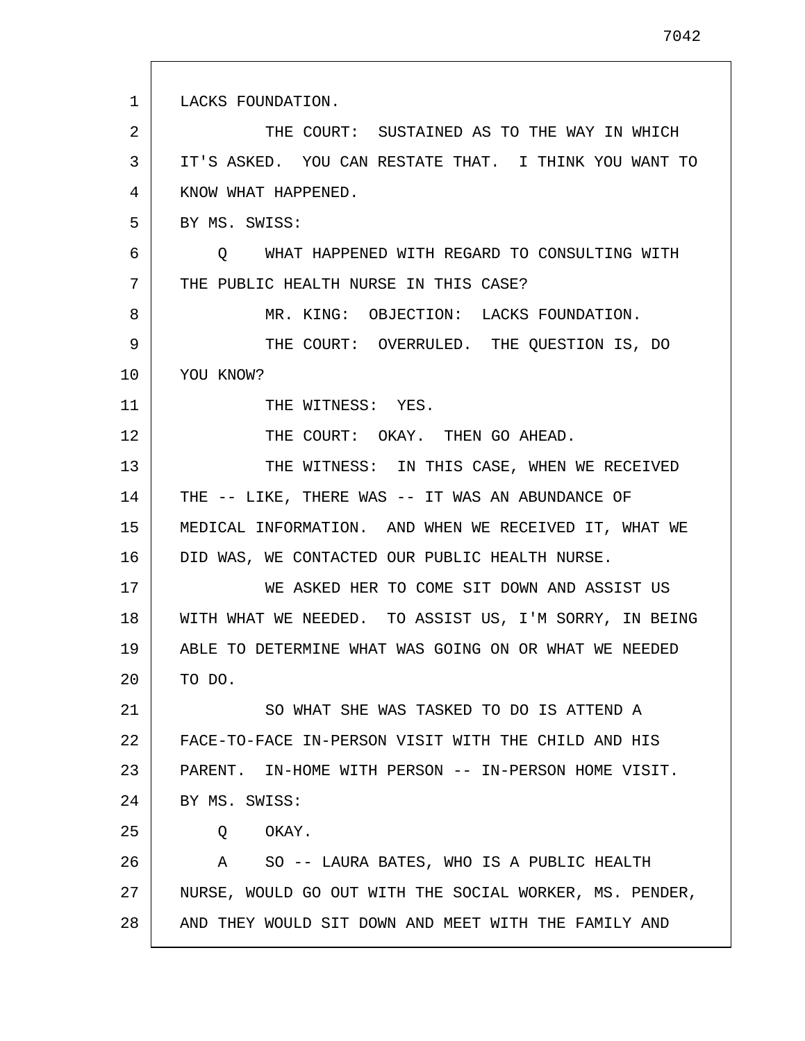LACKS FOUNDATION.

THE COURT: SUSTAINED AS TO THE WAY IN WHICH IT'S ASKED. YOU CAN RESTATE THAT. I THINK YOU WANT TO KNOW WHAT HAPPENED.

BY MS. SWISS:

Q WHAT HAPPENED WITH REGARD TO CONSULTING WITH THE PUBLIC HEALTH NURSE IN THIS CASE?

MR. KING: OBJECTION: LACKS FOUNDATION.

THE COURT: OVERRULED. THE QUESTION IS, DO YOU KNOW?

THE WITNESS: YES.

THE COURT: OKAY. THEN GO AHEAD.

THE WITNESS: IN THIS CASE, WHEN WE RECEIVED THE -- LIKE, THERE WAS -- IT WAS AN ABUNDANCE OF MEDICAL INFORMATION. AND WHEN WE RECEIVED IT, WHAT WE DID WAS, WE CONTACTED OUR PUBLIC HEALTH NURSE.

WE ASKED HER TO COME SIT DOWN AND ASSIST US WITH WHAT WE NEEDED. TO ASSIST US, I'M SORRY, IN BEING ABLE TO DETERMINE WHAT WAS GOING ON OR WHAT WE NEEDED TO DO.

SO WHAT SHE WAS TASKED TO DO IS ATTEND A FACE-TO-FACE IN-PERSON VISIT WITH THE CHILD AND HIS PARENT. IN-HOME WITH PERSON -- IN-PERSON HOME VISIT.

BY MS. SWISS:

Q OKAY.

A SO -- LAURA BATES, WHO IS A PUBLIC HEALTH NURSE, WOULD GO OUT WITH THE SOCIAL WORKER, MS. PENDER, AND THEY WOULD SIT DOWN AND MEET WITH THE FAMILY AND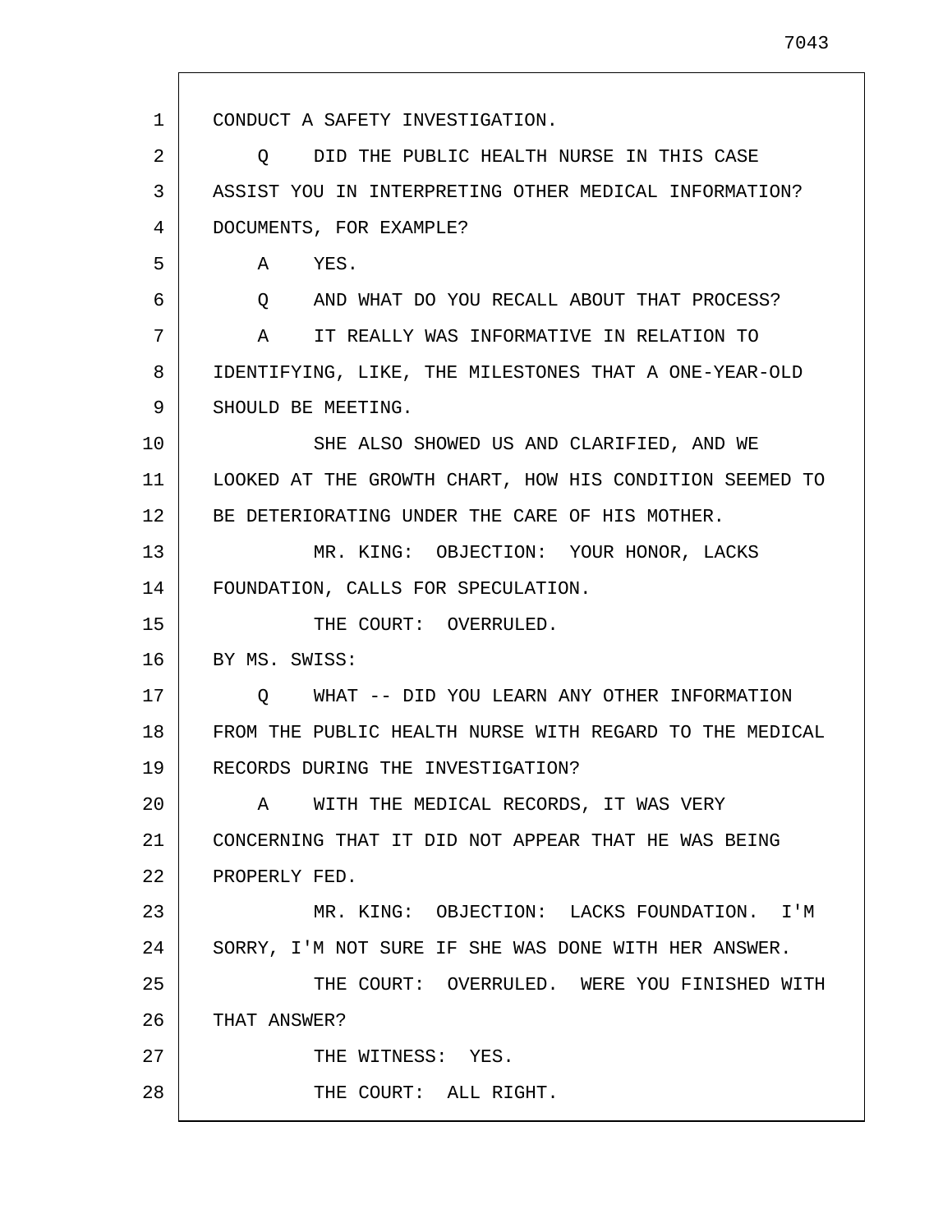CONDUCT A SAFETY INVESTIGATION.

Q DID THE PUBLIC HEALTH NURSE IN THIS CASE ASSIST YOU IN INTERPRETING OTHER MEDICAL INFORMATION? DOCUMENTS, FOR EXAMPLE?

A YES.

Q AND WHAT DO YOU RECALL ABOUT THAT PROCESS?

A IT REALLY WAS INFORMATIVE IN RELATION TO IDENTIFYING, LIKE, THE MILESTONES THAT A ONE-YEAR-OLD SHOULD BE MEETING.

SHE ALSO SHOWED US AND CLARIFIED, AND WE LOOKED AT THE GROWTH CHART, HOW HIS CONDITION SEEMED TO BE DETERIORATING UNDER THE CARE OF HIS MOTHER.

MR. KING: OBJECTION: YOUR HONOR, LACKS FOUNDATION, CALLS FOR SPECULATION.

THE COURT: OVERRULED.

BY MS. SWISS:

Q WHAT -- DID YOU LEARN ANY OTHER INFORMATION FROM THE PUBLIC HEALTH NURSE WITH REGARD TO THE MEDICAL RECORDS DURING THE INVESTIGATION?

A WITH THE MEDICAL RECORDS, IT WAS VERY CONCERNING THAT IT DID NOT APPEAR THAT HE WAS BEING PROPERLY FED.

MR. KING: OBJECTION: LACKS FOUNDATION. I'M SORRY, I'M NOT SURE IF SHE WAS DONE WITH HER ANSWER.

THE COURT: OVERRULED. WERE YOU FINISHED WITH THAT ANSWER?

THE WITNESS: YES.

THE COURT: ALL RIGHT.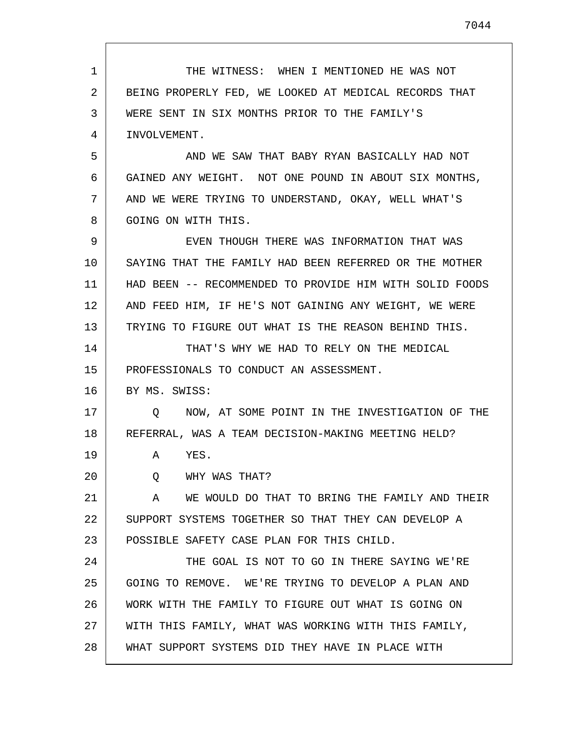THE WITNESS: WHEN I MENTIONED HE WAS NOT BEING PROPERLY FED, WE LOOKED AT MEDICAL RECORDS THAT WERE SENT IN SIX MONTHS PRIOR TO THE FAMILY'S INVOLVEMENT.

AND WE SAW THAT BABY RYAN BASICALLY HAD NOT GAINED ANY WEIGHT. NOT ONE POUND IN ABOUT SIX MONTHS, AND WE WERE TRYING TO UNDERSTAND, OKAY, WELL WHAT'S GOING ON WITH THIS.

EVEN THOUGH THERE WAS INFORMATION THAT WAS SAYING THAT THE FAMILY HAD BEEN REFERRED OR THE MOTHER HAD BEEN -- RECOMMENDED TO PROVIDE HIM WITH SOLID FOODS AND FEED HIM, IF HE'S NOT GAINING ANY WEIGHT, WE WERE TRYING TO FIGURE OUT WHAT IS THE REASON BEHIND THIS.

THAT'S WHY WE HAD TO RELY ON THE MEDICAL PROFESSIONALS TO CONDUCT AN ASSESSMENT.

BY MS. SWISS:

Q NOW, AT SOME POINT IN THE INVESTIGATION OF THE REFERRAL, WAS A TEAM DECISION-MAKING MEETING HELD?

A YES.

Q WHY WAS THAT?

A WE WOULD DO THAT TO BRING THE FAMILY AND THEIR SUPPORT SYSTEMS TOGETHER SO THAT THEY CAN DEVELOP A POSSIBLE SAFETY CASE PLAN FOR THIS CHILD.

THE GOAL IS NOT TO GO IN THERE SAYING WE'RE GOING TO REMOVE. WE'RE TRYING TO DEVELOP A PLAN AND WORK WITH THE FAMILY TO FIGURE OUT WHAT IS GOING ON WITH THIS FAMILY, WHAT WAS WORKING WITH THIS FAMILY, WHAT SUPPORT SYSTEMS DID THEY HAVE IN PLACE WITH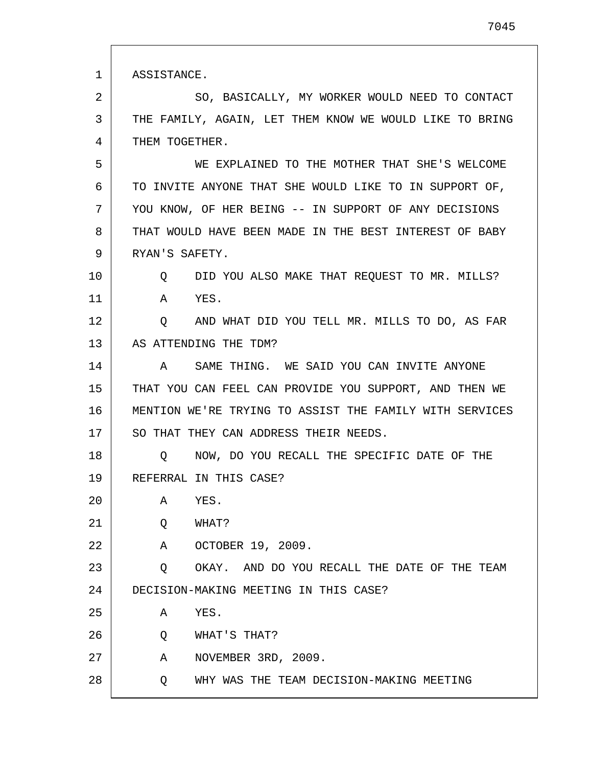ASSISTANCE.

SO, BASICALLY, MY WORKER WOULD NEED TO CONTACT THE FAMILY, AGAIN, LET THEM KNOW WE WOULD LIKE TO BRING THEM TOGETHER.

WE EXPLAINED TO THE MOTHER THAT SHE'S WELCOME TO INVITE ANYONE THAT SHE WOULD LIKE TO IN SUPPORT OF, YOU KNOW, OF HER BEING -- IN SUPPORT OF ANY DECISIONS THAT WOULD HAVE BEEN MADE IN THE BEST INTEREST OF BABY RYAN'S SAFETY.

Q DID YOU ALSO MAKE THAT REQUEST TO MR. MILLS?

A YES.

Q AND WHAT DID YOU TELL MR. MILLS TO DO, AS FAR AS ATTENDING THE TDM?

A SAME THING. WE SAID YOU CAN INVITE ANYONE THAT YOU CAN FEEL CAN PROVIDE YOU SUPPORT, AND THEN WE MENTION WE'RE TRYING TO ASSIST THE FAMILY WITH SERVICES SO THAT THEY CAN ADDRESS THEIR NEEDS.

Q NOW, DO YOU RECALL THE SPECIFIC DATE OF THE REFERRAL IN THIS CASE?

A YES.

Q WHAT?

A OCTOBER 19, 2009.

Q OKAY. AND DO YOU RECALL THE DATE OF THE TEAM DECISION-MAKING MEETING IN THIS CASE?

A YES.

Q WHAT'S THAT?

A NOVEMBER 3RD, 2009.

Q WHY WAS THE TEAM DECISION-MAKING MEETING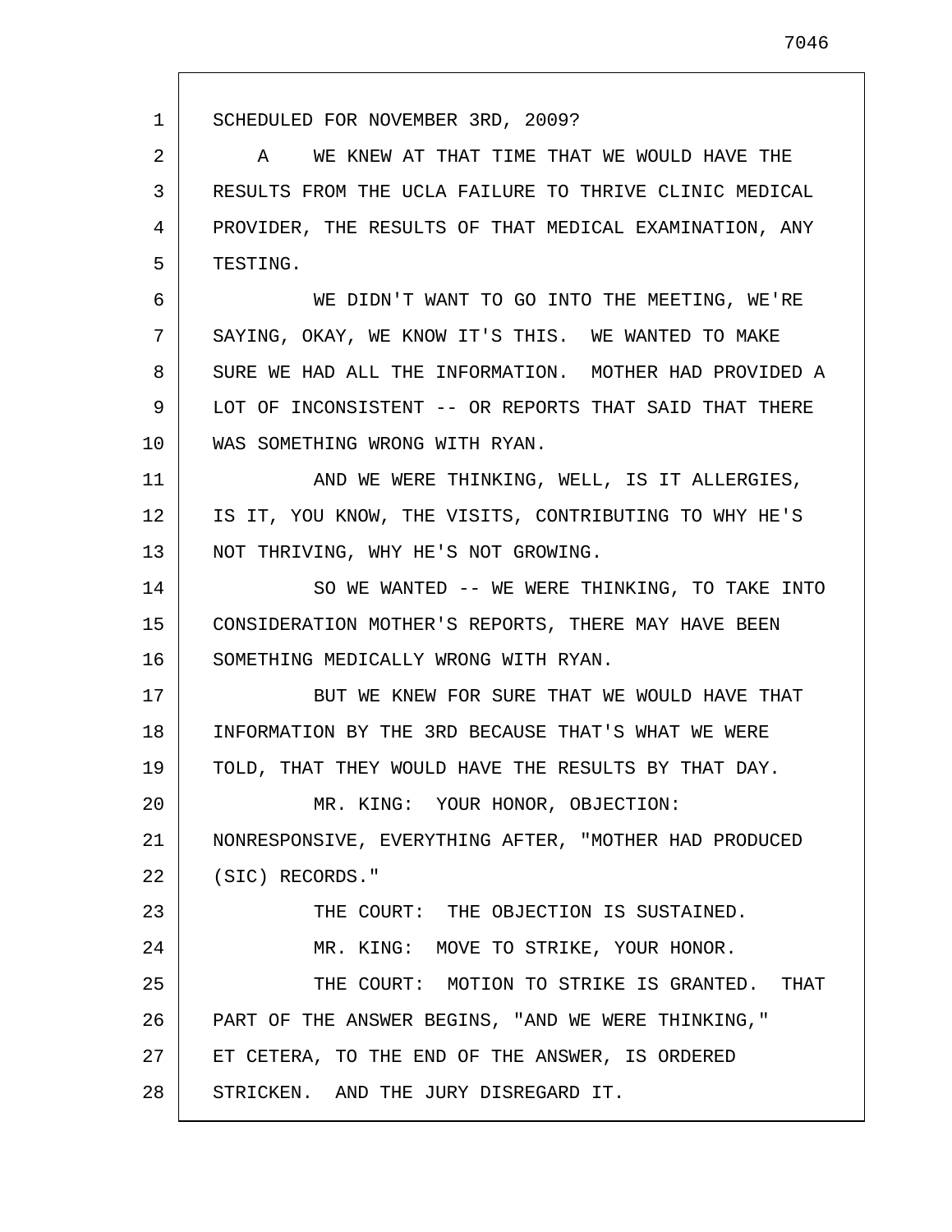SCHEDULED FOR NOVEMBER 3RD, 2009?

A    WE KNEW AT THAT TIME THAT WE WOULD HAVE THE RESULTS FROM THE UCLA FAILURE TO THRIVE CLINIC MEDICAL PROVIDER, THE RESULTS OF THAT MEDICAL EXAMINATION, ANY TESTING.

WE DIDN'T WANT TO GO INTO THE MEETING, WE'RE SAYING, OKAY, WE KNOW IT'S THIS. WE WANTED TO MAKE SURE WE HAD ALL THE INFORMATION. MOTHER HAD PROVIDED A LOT OF INCONSISTENT -- OR REPORTS THAT SAID THAT THERE WAS SOMETHING WRONG WITH RYAN.

AND WE WERE THINKING, WELL, IS IT ALLERGIES, IS IT, YOU KNOW, THE VISITS, CONTRIBUTING TO WHY HE'S NOT THRIVING, WHY HE'S NOT GROWING.

SO WE WANTED -- WE WERE THINKING, TO TAKE INTO CONSIDERATION MOTHER'S REPORTS, THERE MAY HAVE BEEN SOMETHING MEDICALLY WRONG WITH RYAN.

BUT WE KNEW FOR SURE THAT WE WOULD HAVE THAT INFORMATION BY THE 3RD BECAUSE THAT'S WHAT WE WERE TOLD, THAT THEY WOULD HAVE THE RESULTS BY THAT DAY.

MR. KING: YOUR HONOR, OBJECTION: NONRESPONSIVE, EVERYTHING AFTER, "MOTHER HAD PRODUCED (SIC) RECORDS."

THE COURT: THE OBJECTION IS SUSTAINED.

MR. KING: MOVE TO STRIKE, YOUR HONOR.

THE COURT: MOTION TO STRIKE IS GRANTED. THAT PART OF THE ANSWER BEGINS, "AND WE WERE THINKING," ET CETERA, TO THE END OF THE ANSWER, IS ORDERED STRICKEN. AND THE JURY DISREGARD IT.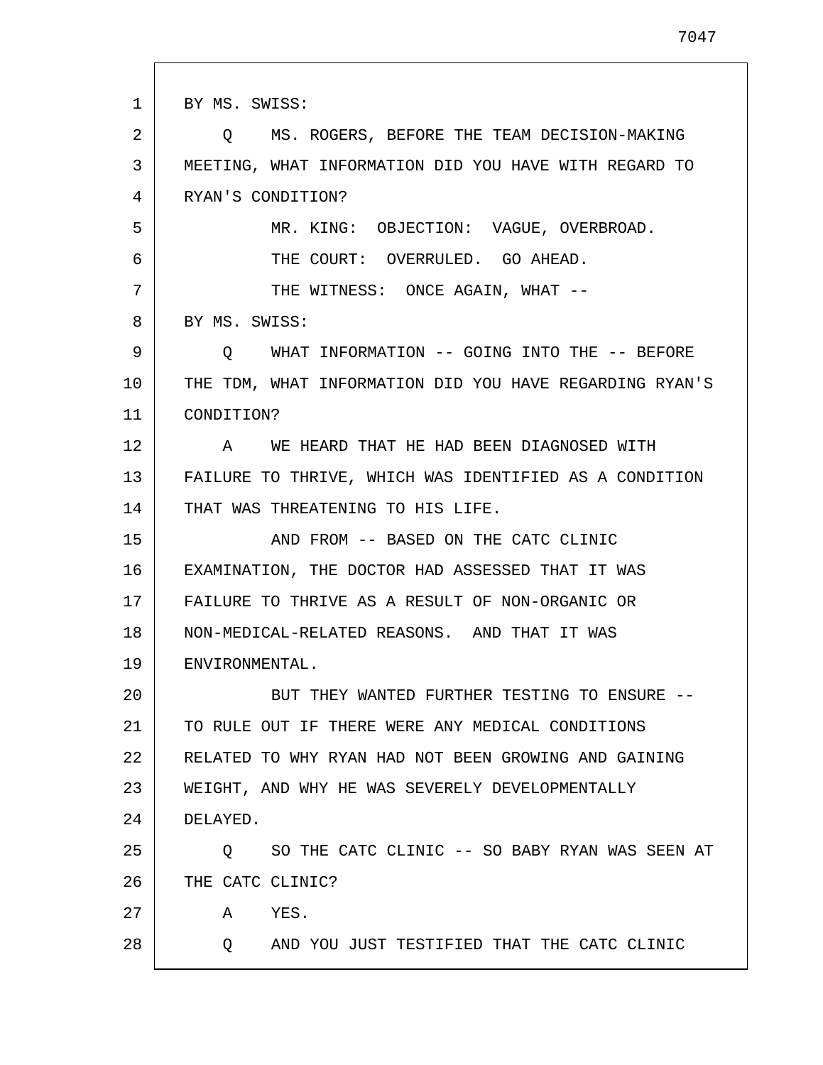BY MS. SWISS:

Q MS. ROGERS, BEFORE THE TEAM DECISION-MAKING MEETING, WHAT INFORMATION DID YOU HAVE WITH REGARD TO RYAN'S CONDITION?

MR. KING: OBJECTION: VAGUE, OVERBROAD.

THE COURT: OVERRULED. GO AHEAD.

THE WITNESS: ONCE AGAIN, WHAT --

BY MS. SWISS:

Q WHAT INFORMATION -- GOING INTO THE -- BEFORE THE TDM, WHAT INFORMATION DID YOU HAVE REGARDING RYAN'S CONDITION?

A WE HEARD THAT HE HAD BEEN DIAGNOSED WITH FAILURE TO THRIVE, WHICH WAS IDENTIFIED AS A CONDITION THAT WAS THREATENING TO HIS LIFE.

AND FROM -- BASED ON THE CATC CLINIC EXAMINATION, THE DOCTOR HAD ASSESSED THAT IT WAS FAILURE TO THRIVE AS A RESULT OF NON-ORGANIC OR NON-MEDICAL-RELATED REASONS. AND THAT IT WAS ENVIRONMENTAL.

BUT THEY WANTED FURTHER TESTING TO ENSURE -- TO RULE OUT IF THERE WERE ANY MEDICAL CONDITIONS RELATED TO WHY RYAN HAD NOT BEEN GROWING AND GAINING WEIGHT, AND WHY HE WAS SEVERELY DEVELOPMENTALLY DELAYED.

Q SO THE CATC CLINIC -- SO BABY RYAN WAS SEEN AT THE CATC CLINIC?

A YES.

Q AND YOU JUST TESTIFIED THAT THE CATC CLINIC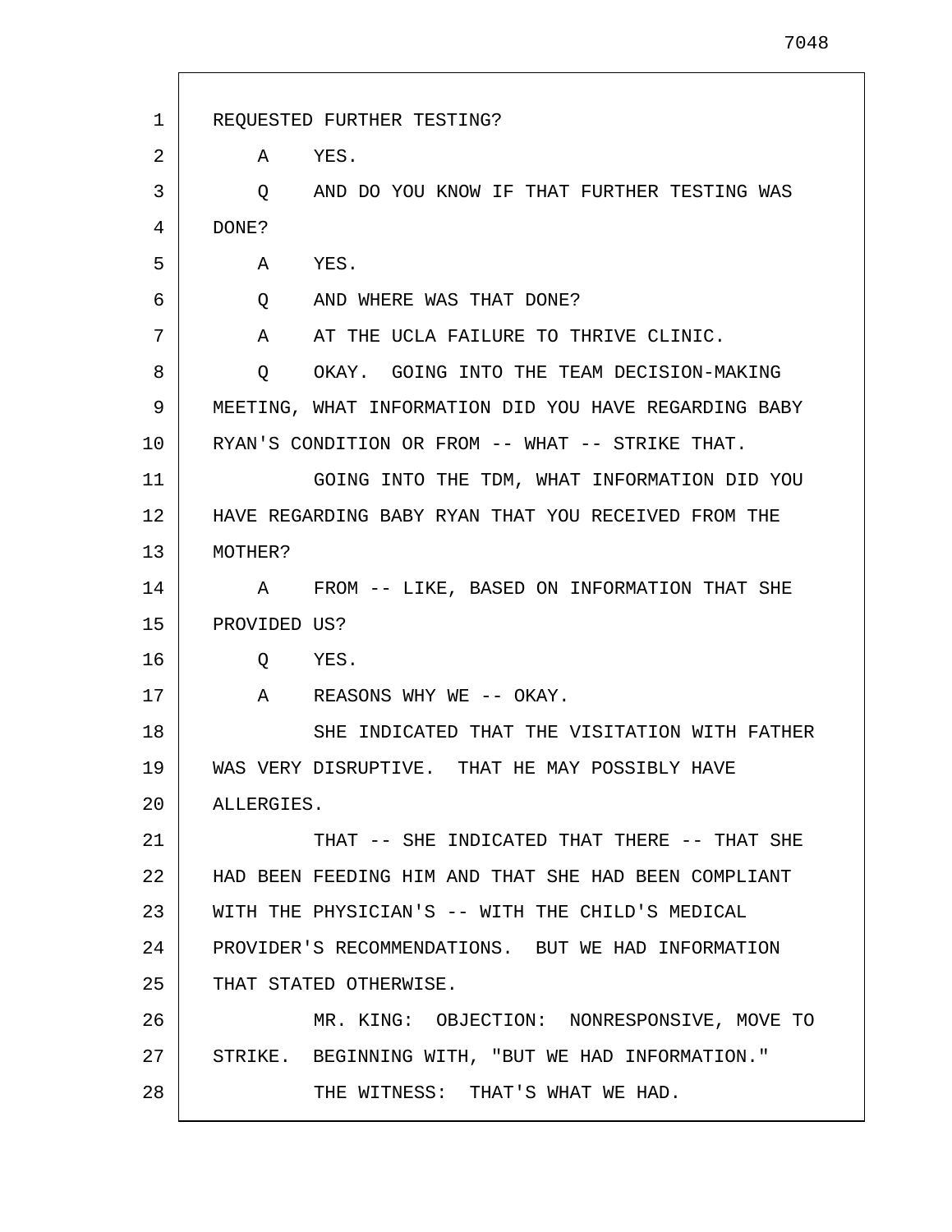REQUESTED FURTHER TESTING?

A YES.

Q AND DO YOU KNOW IF THAT FURTHER TESTING WAS DONE?

A YES.

Q AND WHERE WAS THAT DONE?

A AT THE UCLA FAILURE TO THRIVE CLINIC.

Q OKAY. GOING INTO THE TEAM DECISION-MAKING MEETING, WHAT INFORMATION DID YOU HAVE REGARDING BABY RYAN'S CONDITION OR FROM -- WHAT -- STRIKE THAT.

GOING INTO THE TDM, WHAT INFORMATION DID YOU HAVE REGARDING BABY RYAN THAT YOU RECEIVED FROM THE MOTHER?

A FROM -- LIKE, BASED ON INFORMATION THAT SHE PROVIDED US?

Q YES.

A REASONS WHY WE -- OKAY.

SHE INDICATED THAT THE VISITATION WITH FATHER WAS VERY DISRUPTIVE. THAT HE MAY POSSIBLY HAVE ALLERGIES.

THAT -- SHE INDICATED THAT THERE -- THAT SHE HAD BEEN FEEDING HIM AND THAT SHE HAD BEEN COMPLIANT WITH THE PHYSICIAN'S -- WITH THE CHILD'S MEDICAL PROVIDER'S RECOMMENDATIONS. BUT WE HAD INFORMATION THAT STATED OTHERWISE.

MR. KING: OBJECTION: NONRESPONSIVE, MOVE TO STRIKE. BEGINNING WITH, "BUT WE HAD INFORMATION."

THE WITNESS: THAT'S WHAT WE HAD.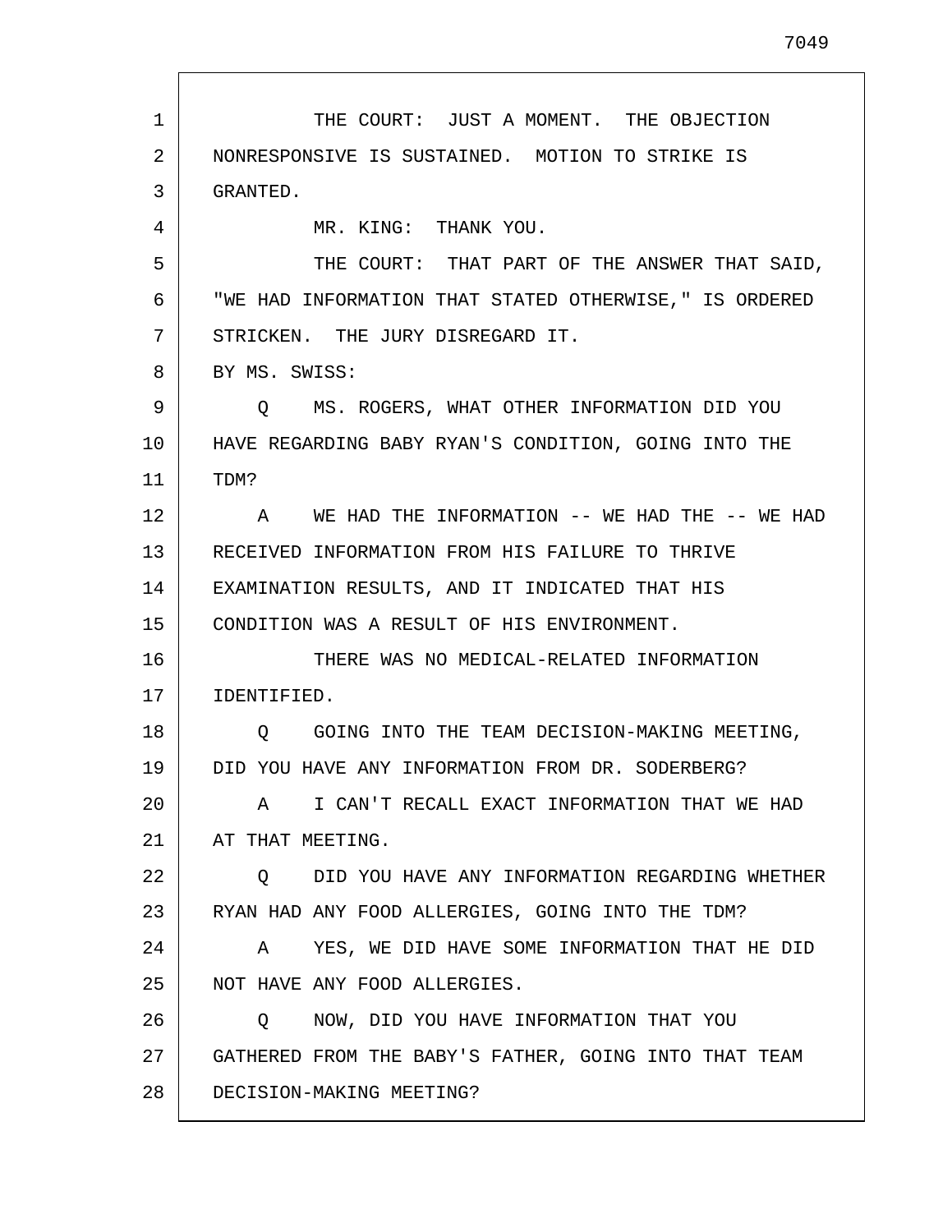THE COURT: JUST A MOMENT. THE OBJECTION NONRESPONSIVE IS SUSTAINED. MOTION TO STRIKE IS GRANTED.

MR. KING: THANK YOU.

THE COURT: THAT PART OF THE ANSWER THAT SAID, "WE HAD INFORMATION THAT STATED OTHERWISE," IS ORDERED STRICKEN. THE JURY DISREGARD IT.

BY MS. SWISS:

Q MS. ROGERS, WHAT OTHER INFORMATION DID YOU HAVE REGARDING BABY RYAN'S CONDITION, GOING INTO THE TDM?

A WE HAD THE INFORMATION -- WE HAD THE -- WE HAD RECEIVED INFORMATION FROM HIS FAILURE TO THRIVE EXAMINATION RESULTS, AND IT INDICATED THAT HIS CONDITION WAS A RESULT OF HIS ENVIRONMENT.

THERE WAS NO MEDICAL-RELATED INFORMATION IDENTIFIED.

Q GOING INTO THE TEAM DECISION-MAKING MEETING, DID YOU HAVE ANY INFORMATION FROM DR. SODERBERG?

A I CAN'T RECALL EXACT INFORMATION THAT WE HAD AT THAT MEETING.

Q DID YOU HAVE ANY INFORMATION REGARDING WHETHER RYAN HAD ANY FOOD ALLERGIES, GOING INTO THE TDM?

A YES, WE DID HAVE SOME INFORMATION THAT HE DID NOT HAVE ANY FOOD ALLERGIES.

Q NOW, DID YOU HAVE INFORMATION THAT YOU GATHERED FROM THE BABY'S FATHER, GOING INTO THAT TEAM DECISION-MAKING MEETING?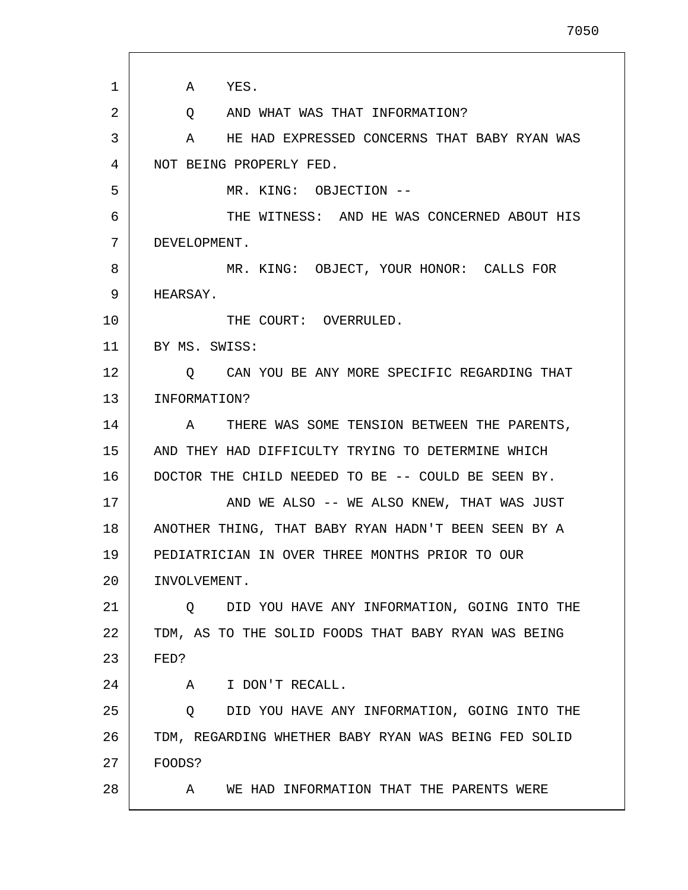A    YES.

Q    AND WHAT WAS THAT INFORMATION?

A    HE HAD EXPRESSED CONCERNS THAT BABY RYAN WAS NOT BEING PROPERLY FED.

MR. KING:  OBJECTION --

THE WITNESS:  AND HE WAS CONCERNED ABOUT HIS DEVELOPMENT.

MR. KING:  OBJECT, YOUR HONOR:  CALLS FOR HEARSAY.

THE COURT:  OVERRULED.

BY MS. SWISS:

Q    CAN YOU BE ANY MORE SPECIFIC REGARDING THAT INFORMATION?

A    THERE WAS SOME TENSION BETWEEN THE PARENTS, AND THEY HAD DIFFICULTY TRYING TO DETERMINE WHICH DOCTOR THE CHILD NEEDED TO BE -- COULD BE SEEN BY.

AND WE ALSO -- WE ALSO KNEW, THAT WAS JUST ANOTHER THING, THAT BABY RYAN HADN'T BEEN SEEN BY A PEDIATRICIAN IN OVER THREE MONTHS PRIOR TO OUR INVOLVEMENT.

Q    DID YOU HAVE ANY INFORMATION, GOING INTO THE TDM, AS TO THE SOLID FOODS THAT BABY RYAN WAS BEING FED?

A    I DON'T RECALL.

Q    DID YOU HAVE ANY INFORMATION, GOING INTO THE TDM, REGARDING WHETHER BABY RYAN WAS BEING FED SOLID FOODS?

A    WE HAD INFORMATION THAT THE PARENTS WERE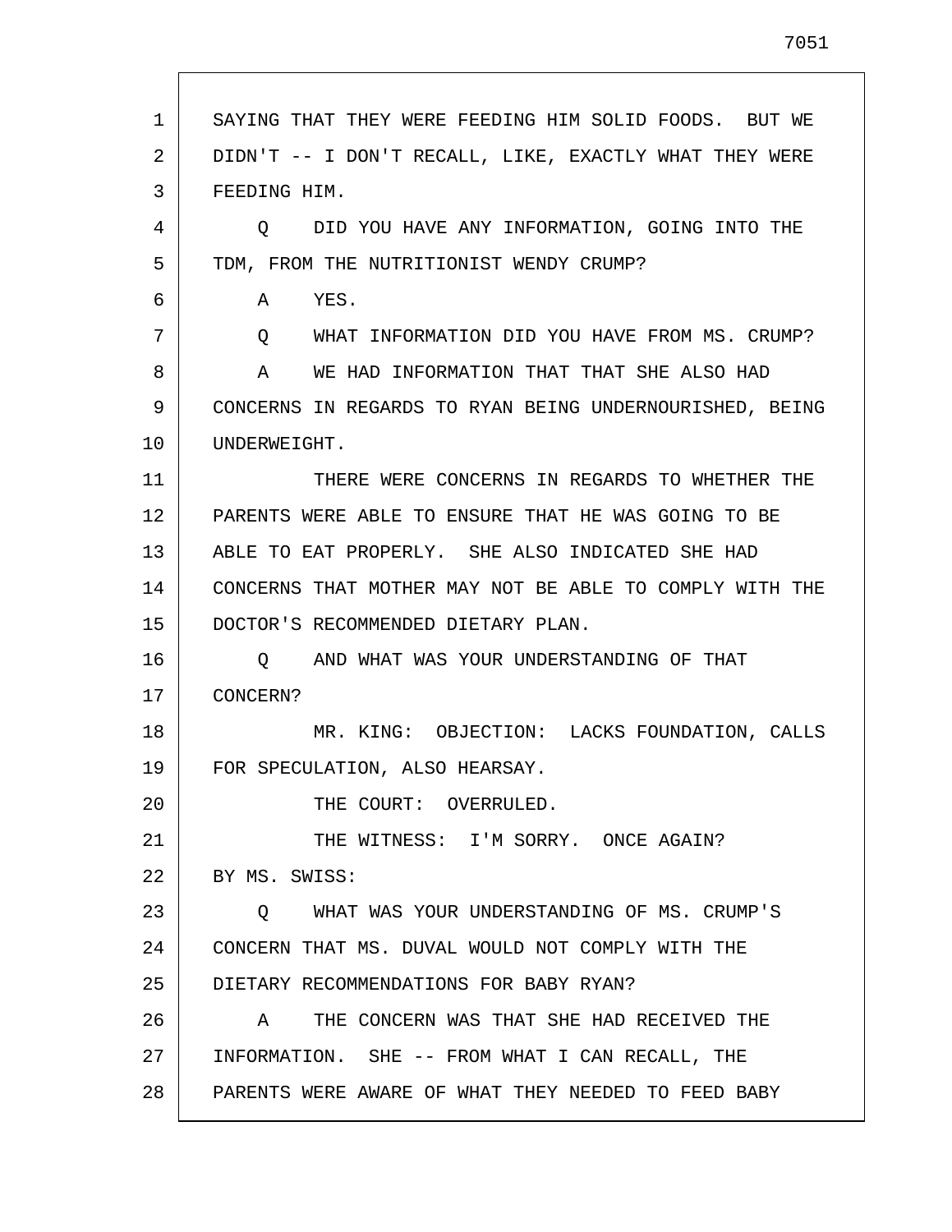SAYING THAT THEY WERE FEEDING HIM SOLID FOODS. BUT WE DIDN'T -- I DON'T RECALL, LIKE, EXACTLY WHAT THEY WERE FEEDING HIM.

Q DID YOU HAVE ANY INFORMATION, GOING INTO THE TDM, FROM THE NUTRITIONIST WENDY CRUMP?

A YES.

Q WHAT INFORMATION DID YOU HAVE FROM MS. CRUMP?

A WE HAD INFORMATION THAT THAT SHE ALSO HAD CONCERNS IN REGARDS TO RYAN BEING UNDERNOURISHED, BEING UNDERWEIGHT.

THERE WERE CONCERNS IN REGARDS TO WHETHER THE PARENTS WERE ABLE TO ENSURE THAT HE WAS GOING TO BE ABLE TO EAT PROPERLY. SHE ALSO INDICATED SHE HAD CONCERNS THAT MOTHER MAY NOT BE ABLE TO COMPLY WITH THE DOCTOR'S RECOMMENDED DIETARY PLAN.

Q AND WHAT WAS YOUR UNDERSTANDING OF THAT CONCERN?

MR. KING: OBJECTION: LACKS FOUNDATION, CALLS FOR SPECULATION, ALSO HEARSAY.

THE COURT: OVERRULED.

THE WITNESS: I'M SORRY. ONCE AGAIN?

BY MS. SWISS:

Q WHAT WAS YOUR UNDERSTANDING OF MS. CRUMP'S CONCERN THAT MS. DUVAL WOULD NOT COMPLY WITH THE DIETARY RECOMMENDATIONS FOR BABY RYAN?

A THE CONCERN WAS THAT SHE HAD RECEIVED THE INFORMATION. SHE -- FROM WHAT I CAN RECALL, THE PARENTS WERE AWARE OF WHAT THEY NEEDED TO FEED BABY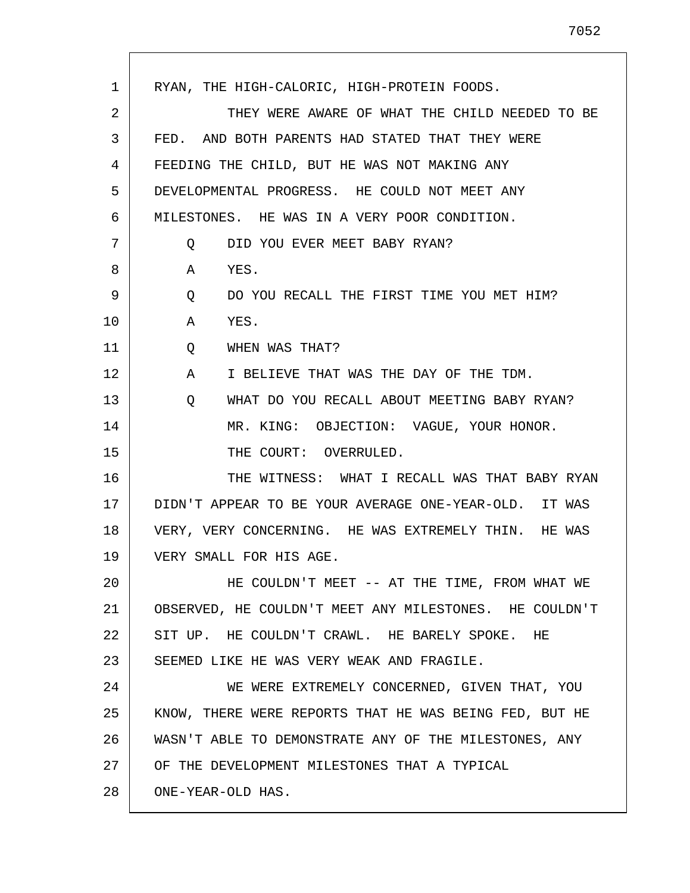RYAN, THE HIGH-CALORIC, HIGH-PROTEIN FOODS.

THEY WERE AWARE OF WHAT THE CHILD NEEDED TO BE FED. AND BOTH PARENTS HAD STATED THAT THEY WERE FEEDING THE CHILD, BUT HE WAS NOT MAKING ANY DEVELOPMENTAL PROGRESS. HE COULD NOT MEET ANY MILESTONES. HE WAS IN A VERY POOR CONDITION.

Q DID YOU EVER MEET BABY RYAN?

A YES.

Q DO YOU RECALL THE FIRST TIME YOU MET HIM?

A YES.

Q WHEN WAS THAT?

A I BELIEVE THAT WAS THE DAY OF THE TDM.

Q WHAT DO YOU RECALL ABOUT MEETING BABY RYAN?

MR. KING: OBJECTION: VAGUE, YOUR HONOR.

THE COURT: OVERRULED.

THE WITNESS: WHAT I RECALL WAS THAT BABY RYAN DIDN'T APPEAR TO BE YOUR AVERAGE ONE-YEAR-OLD. IT WAS VERY, VERY CONCERNING. HE WAS EXTREMELY THIN. HE WAS VERY SMALL FOR HIS AGE.

HE COULDN'T MEET -- AT THE TIME, FROM WHAT WE OBSERVED, HE COULDN'T MEET ANY MILESTONES. HE COULDN'T SIT UP. HE COULDN'T CRAWL. HE BARELY SPOKE. HE SEEMED LIKE HE WAS VERY WEAK AND FRAGILE.

WE WERE EXTREMELY CONCERNED, GIVEN THAT, YOU KNOW, THERE WERE REPORTS THAT HE WAS BEING FED, BUT HE WASN'T ABLE TO DEMONSTRATE ANY OF THE MILESTONES, ANY OF THE DEVELOPMENT MILESTONES THAT A TYPICAL ONE-YEAR-OLD HAS.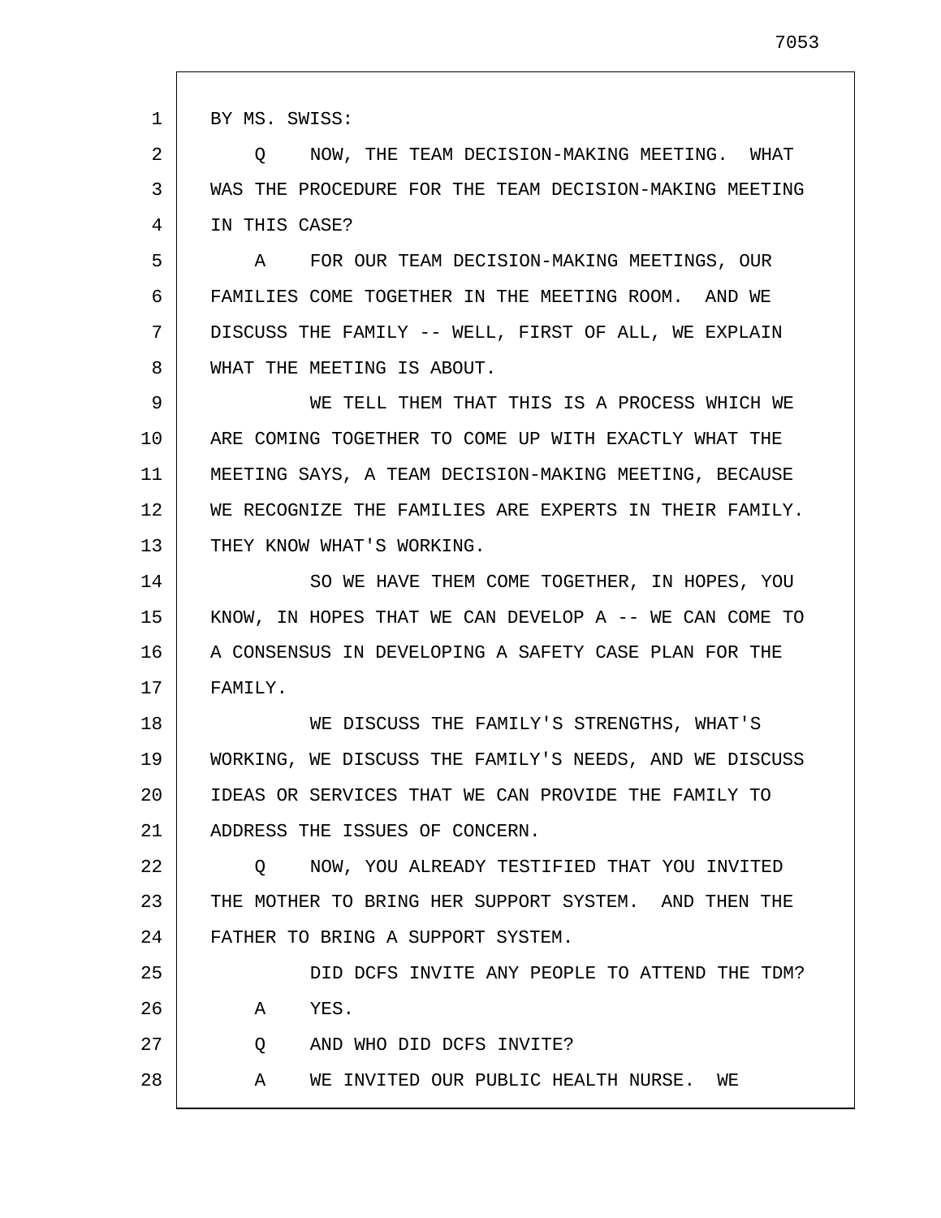BY MS. SWISS:

Q NOW, THE TEAM DECISION-MAKING MEETING. WHAT WAS THE PROCEDURE FOR THE TEAM DECISION-MAKING MEETING IN THIS CASE?

A FOR OUR TEAM DECISION-MAKING MEETINGS, OUR FAMILIES COME TOGETHER IN THE MEETING ROOM. AND WE DISCUSS THE FAMILY -- WELL, FIRST OF ALL, WE EXPLAIN WHAT THE MEETING IS ABOUT.

WE TELL THEM THAT THIS IS A PROCESS WHICH WE ARE COMING TOGETHER TO COME UP WITH EXACTLY WHAT THE MEETING SAYS, A TEAM DECISION-MAKING MEETING, BECAUSE WE RECOGNIZE THE FAMILIES ARE EXPERTS IN THEIR FAMILY. THEY KNOW WHAT'S WORKING.

SO WE HAVE THEM COME TOGETHER, IN HOPES, YOU KNOW, IN HOPES THAT WE CAN DEVELOP A -- WE CAN COME TO A CONSENSUS IN DEVELOPING A SAFETY CASE PLAN FOR THE FAMILY.

WE DISCUSS THE FAMILY'S STRENGTHS, WHAT'S WORKING, WE DISCUSS THE FAMILY'S NEEDS, AND WE DISCUSS IDEAS OR SERVICES THAT WE CAN PROVIDE THE FAMILY TO ADDRESS THE ISSUES OF CONCERN.

Q NOW, YOU ALREADY TESTIFIED THAT YOU INVITED THE MOTHER TO BRING HER SUPPORT SYSTEM. AND THEN THE FATHER TO BRING A SUPPORT SYSTEM.

DID DCFS INVITE ANY PEOPLE TO ATTEND THE TDM?

A YES.

Q AND WHO DID DCFS INVITE?

A WE INVITED OUR PUBLIC HEALTH NURSE. WE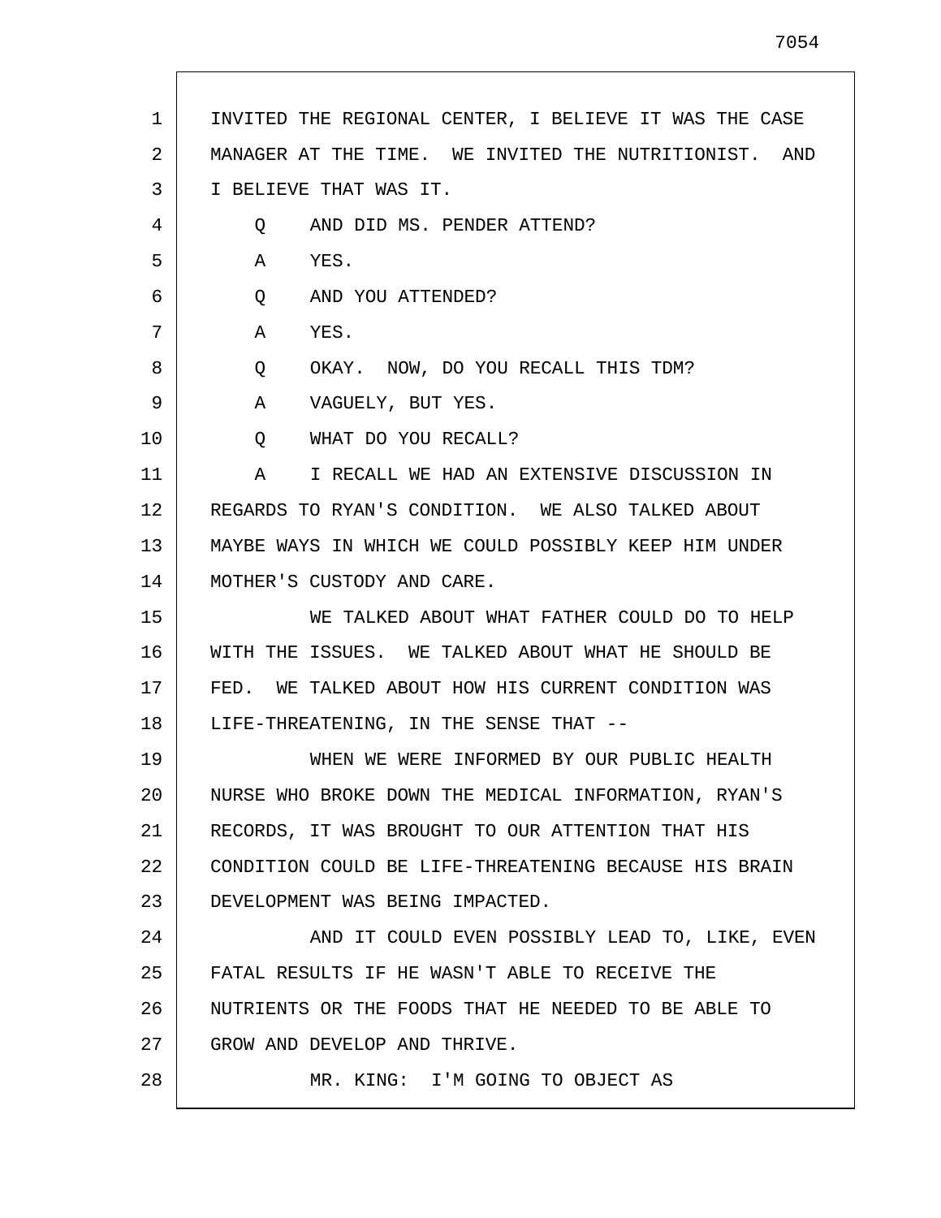INVITED THE REGIONAL CENTER, I BELIEVE IT WAS THE CASE MANAGER AT THE TIME. WE INVITED THE NUTRITIONIST. AND I BELIEVE THAT WAS IT.

Q AND DID MS. PENDER ATTEND?

A YES.

Q AND YOU ATTENDED?

A YES.

Q OKAY. NOW, DO YOU RECALL THIS TDM?

A VAGUELY, BUT YES.

Q WHAT DO YOU RECALL?

A I RECALL WE HAD AN EXTENSIVE DISCUSSION IN REGARDS TO RYAN'S CONDITION. WE ALSO TALKED ABOUT MAYBE WAYS IN WHICH WE COULD POSSIBLY KEEP HIM UNDER MOTHER'S CUSTODY AND CARE.

WE TALKED ABOUT WHAT FATHER COULD DO TO HELP WITH THE ISSUES. WE TALKED ABOUT WHAT HE SHOULD BE FED. WE TALKED ABOUT HOW HIS CURRENT CONDITION WAS LIFE-THREATENING, IN THE SENSE THAT --

WHEN WE WERE INFORMED BY OUR PUBLIC HEALTH NURSE WHO BROKE DOWN THE MEDICAL INFORMATION, RYAN'S RECORDS, IT WAS BROUGHT TO OUR ATTENTION THAT HIS CONDITION COULD BE LIFE-THREATENING BECAUSE HIS BRAIN DEVELOPMENT WAS BEING IMPACTED.

AND IT COULD EVEN POSSIBLY LEAD TO, LIKE, EVEN FATAL RESULTS IF HE WASN'T ABLE TO RECEIVE THE NUTRIENTS OR THE FOODS THAT HE NEEDED TO BE ABLE TO GROW AND DEVELOP AND THRIVE.

MR. KING: I'M GOING TO OBJECT AS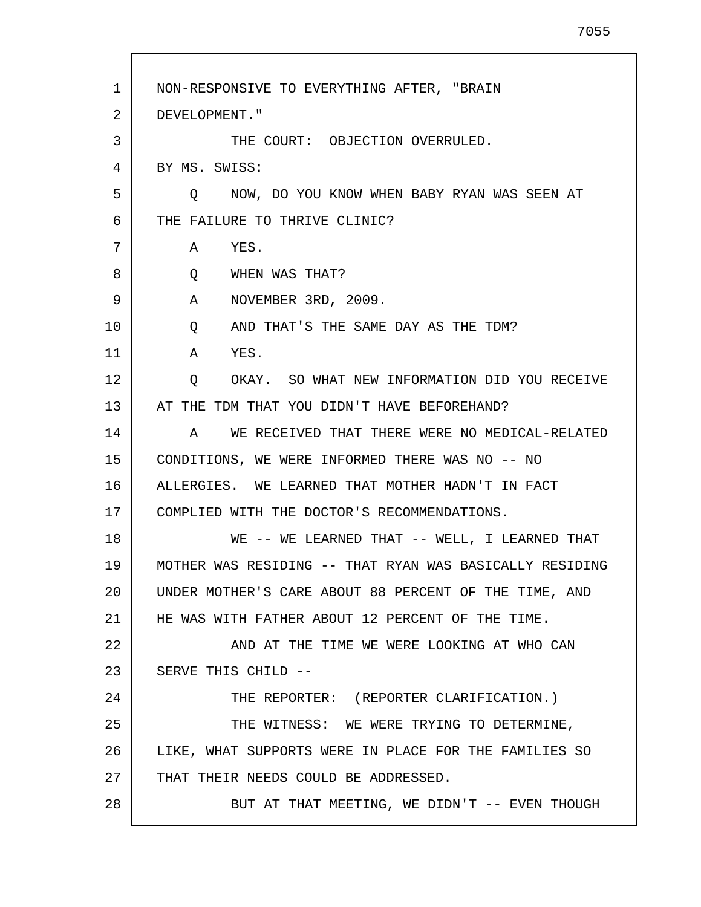NON-RESPONSIVE TO EVERYTHING AFTER, "BRAIN DEVELOPMENT."

THE COURT: OBJECTION OVERRULED.

BY MS. SWISS:

Q NOW, DO YOU KNOW WHEN BABY RYAN WAS SEEN AT THE FAILURE TO THRIVE CLINIC?

A YES.

Q WHEN WAS THAT?

A NOVEMBER 3RD, 2009.

Q AND THAT'S THE SAME DAY AS THE TDM?

A YES.

Q OKAY. SO WHAT NEW INFORMATION DID YOU RECEIVE AT THE TDM THAT YOU DIDN'T HAVE BEFOREHAND?

A WE RECEIVED THAT THERE WERE NO MEDICAL-RELATED CONDITIONS, WE WERE INFORMED THERE WAS NO -- NO ALLERGIES. WE LEARNED THAT MOTHER HADN'T IN FACT COMPLIED WITH THE DOCTOR'S RECOMMENDATIONS.

WE -- WE LEARNED THAT -- WELL, I LEARNED THAT MOTHER WAS RESIDING -- THAT RYAN WAS BASICALLY RESIDING UNDER MOTHER'S CARE ABOUT 88 PERCENT OF THE TIME, AND HE WAS WITH FATHER ABOUT 12 PERCENT OF THE TIME.

AND AT THE TIME WE WERE LOOKING AT WHO CAN SERVE THIS CHILD --

THE REPORTER: (REPORTER CLARIFICATION.)

THE WITNESS: WE WERE TRYING TO DETERMINE, LIKE, WHAT SUPPORTS WERE IN PLACE FOR THE FAMILIES SO THAT THEIR NEEDS COULD BE ADDRESSED.

BUT AT THAT MEETING, WE DIDN'T -- EVEN THOUGH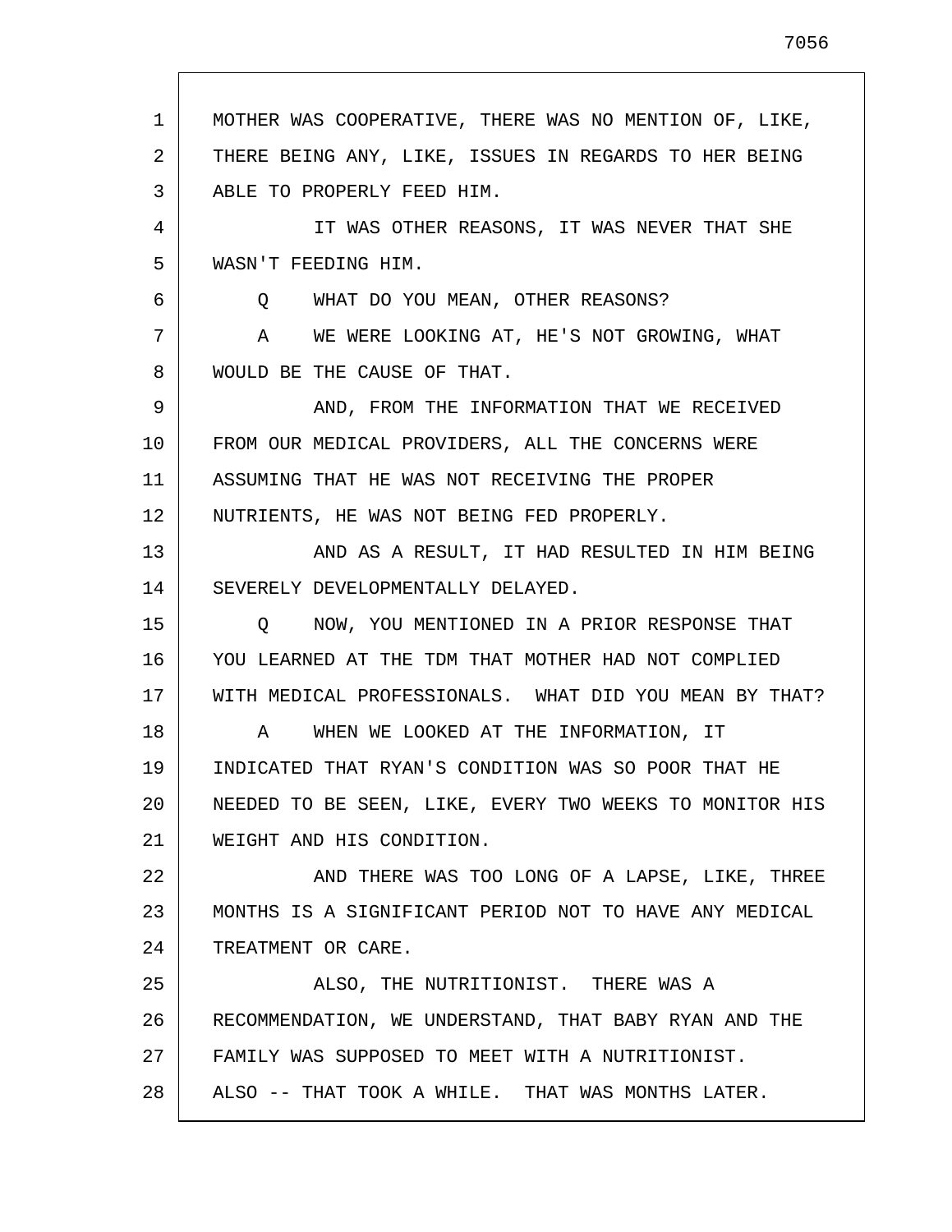MOTHER WAS COOPERATIVE, THERE WAS NO MENTION OF, LIKE, THERE BEING ANY, LIKE, ISSUES IN REGARDS TO HER BEING ABLE TO PROPERLY FEED HIM.

IT WAS OTHER REASONS, IT WAS NEVER THAT SHE WASN'T FEEDING HIM.

Q WHAT DO YOU MEAN, OTHER REASONS?

A WE WERE LOOKING AT, HE'S NOT GROWING, WHAT WOULD BE THE CAUSE OF THAT.

AND, FROM THE INFORMATION THAT WE RECEIVED FROM OUR MEDICAL PROVIDERS, ALL THE CONCERNS WERE ASSUMING THAT HE WAS NOT RECEIVING THE PROPER NUTRIENTS, HE WAS NOT BEING FED PROPERLY.

AND AS A RESULT, IT HAD RESULTED IN HIM BEING SEVERELY DEVELOPMENTALLY DELAYED.

Q NOW, YOU MENTIONED IN A PRIOR RESPONSE THAT YOU LEARNED AT THE TDM THAT MOTHER HAD NOT COMPLIED WITH MEDICAL PROFESSIONALS. WHAT DID YOU MEAN BY THAT?

A WHEN WE LOOKED AT THE INFORMATION, IT INDICATED THAT RYAN'S CONDITION WAS SO POOR THAT HE NEEDED TO BE SEEN, LIKE, EVERY TWO WEEKS TO MONITOR HIS WEIGHT AND HIS CONDITION.

AND THERE WAS TOO LONG OF A LAPSE, LIKE, THREE MONTHS IS A SIGNIFICANT PERIOD NOT TO HAVE ANY MEDICAL TREATMENT OR CARE.

ALSO, THE NUTRITIONIST. THERE WAS A RECOMMENDATION, WE UNDERSTAND, THAT BABY RYAN AND THE FAMILY WAS SUPPOSED TO MEET WITH A NUTRITIONIST. ALSO -- THAT TOOK A WHILE. THAT WAS MONTHS LATER.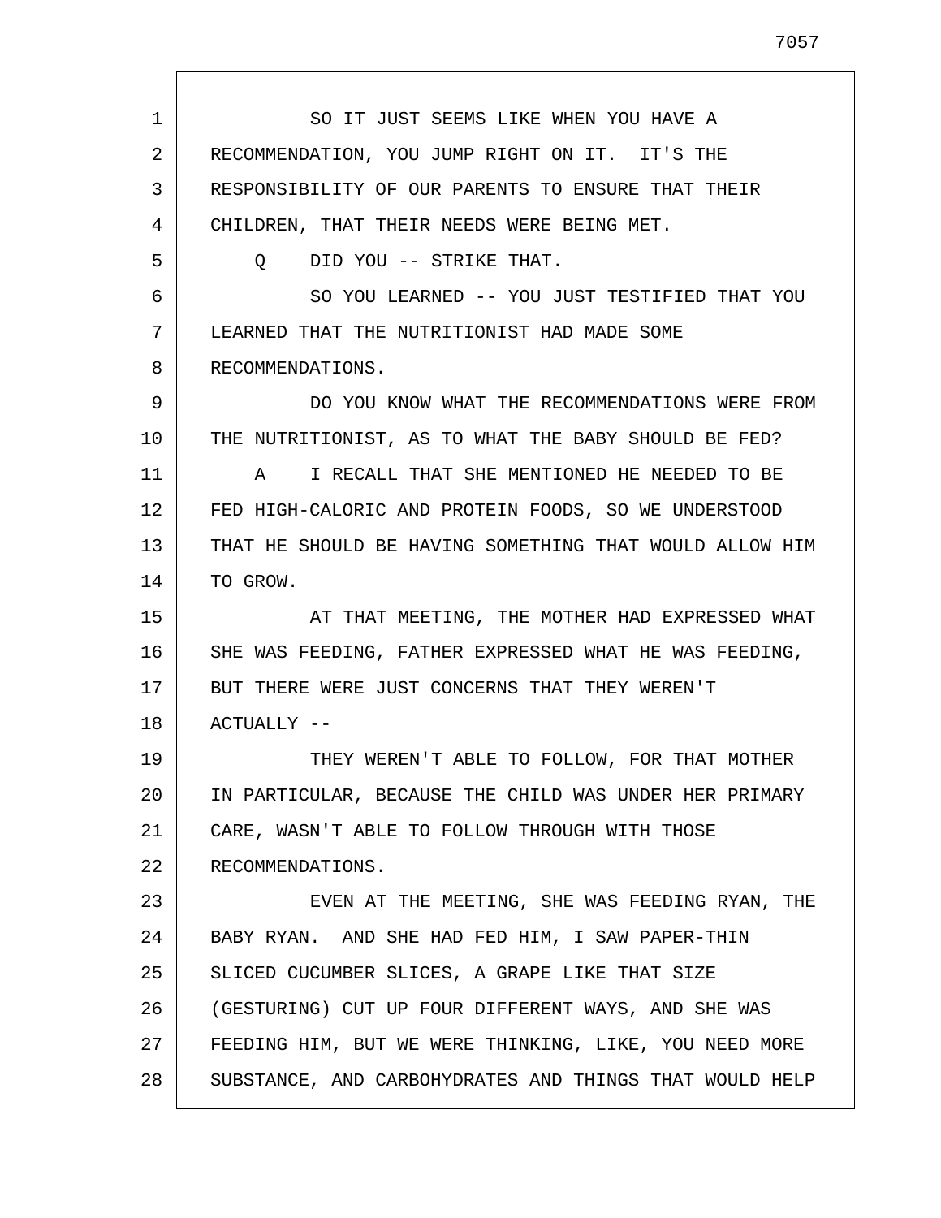SO IT JUST SEEMS LIKE WHEN YOU HAVE A RECOMMENDATION, YOU JUMP RIGHT ON IT. IT'S THE RESPONSIBILITY OF OUR PARENTS TO ENSURE THAT THEIR CHILDREN, THAT THEIR NEEDS WERE BEING MET.

Q DID YOU -- STRIKE THAT.

SO YOU LEARNED -- YOU JUST TESTIFIED THAT YOU LEARNED THAT THE NUTRITIONIST HAD MADE SOME RECOMMENDATIONS.

DO YOU KNOW WHAT THE RECOMMENDATIONS WERE FROM THE NUTRITIONIST, AS TO WHAT THE BABY SHOULD BE FED?

A I RECALL THAT SHE MENTIONED HE NEEDED TO BE FED HIGH-CALORIC AND PROTEIN FOODS, SO WE UNDERSTOOD THAT HE SHOULD BE HAVING SOMETHING THAT WOULD ALLOW HIM TO GROW.

AT THAT MEETING, THE MOTHER HAD EXPRESSED WHAT SHE WAS FEEDING, FATHER EXPRESSED WHAT HE WAS FEEDING, BUT THERE WERE JUST CONCERNS THAT THEY WEREN'T ACTUALLY --

THEY WEREN'T ABLE TO FOLLOW, FOR THAT MOTHER IN PARTICULAR, BECAUSE THE CHILD WAS UNDER HER PRIMARY CARE, WASN'T ABLE TO FOLLOW THROUGH WITH THOSE RECOMMENDATIONS.

EVEN AT THE MEETING, SHE WAS FEEDING RYAN, THE BABY RYAN. AND SHE HAD FED HIM, I SAW PAPER-THIN SLICED CUCUMBER SLICES, A GRAPE LIKE THAT SIZE (GESTURING) CUT UP FOUR DIFFERENT WAYS, AND SHE WAS FEEDING HIM, BUT WE WERE THINKING, LIKE, YOU NEED MORE SUBSTANCE, AND CARBOHYDRATES AND THINGS THAT WOULD HELP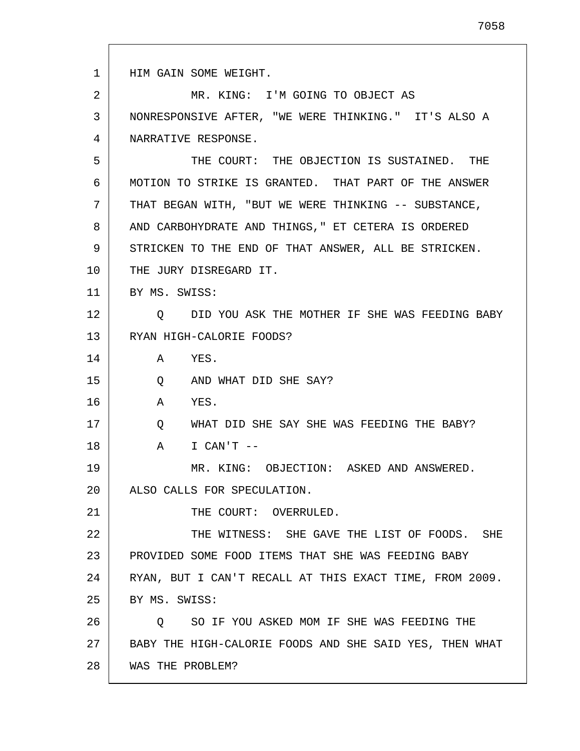HIM GAIN SOME WEIGHT.

MR. KING: I'M GOING TO OBJECT AS NONRESPONSIVE AFTER, "WE WERE THINKING." IT'S ALSO A NARRATIVE RESPONSE.

THE COURT: THE OBJECTION IS SUSTAINED. THE MOTION TO STRIKE IS GRANTED. THAT PART OF THE ANSWER THAT BEGAN WITH, "BUT WE WERE THINKING -- SUBSTANCE, AND CARBOHYDRATE AND THINGS," ET CETERA IS ORDERED STRICKEN TO THE END OF THAT ANSWER, ALL BE STRICKEN. THE JURY DISREGARD IT.

BY MS. SWISS:

Q DID YOU ASK THE MOTHER IF SHE WAS FEEDING BABY RYAN HIGH-CALORIE FOODS?

A YES.

Q AND WHAT DID SHE SAY?

A YES.

Q WHAT DID SHE SAY SHE WAS FEEDING THE BABY?

A I CAN'T --

MR. KING: OBJECTION: ASKED AND ANSWERED. ALSO CALLS FOR SPECULATION.

THE COURT: OVERRULED.

THE WITNESS: SHE GAVE THE LIST OF FOODS. SHE PROVIDED SOME FOOD ITEMS THAT SHE WAS FEEDING BABY RYAN, BUT I CAN'T RECALL AT THIS EXACT TIME, FROM 2009.

BY MS. SWISS:

Q SO IF YOU ASKED MOM IF SHE WAS FEEDING THE BABY THE HIGH-CALORIE FOODS AND SHE SAID YES, THEN WHAT WAS THE PROBLEM?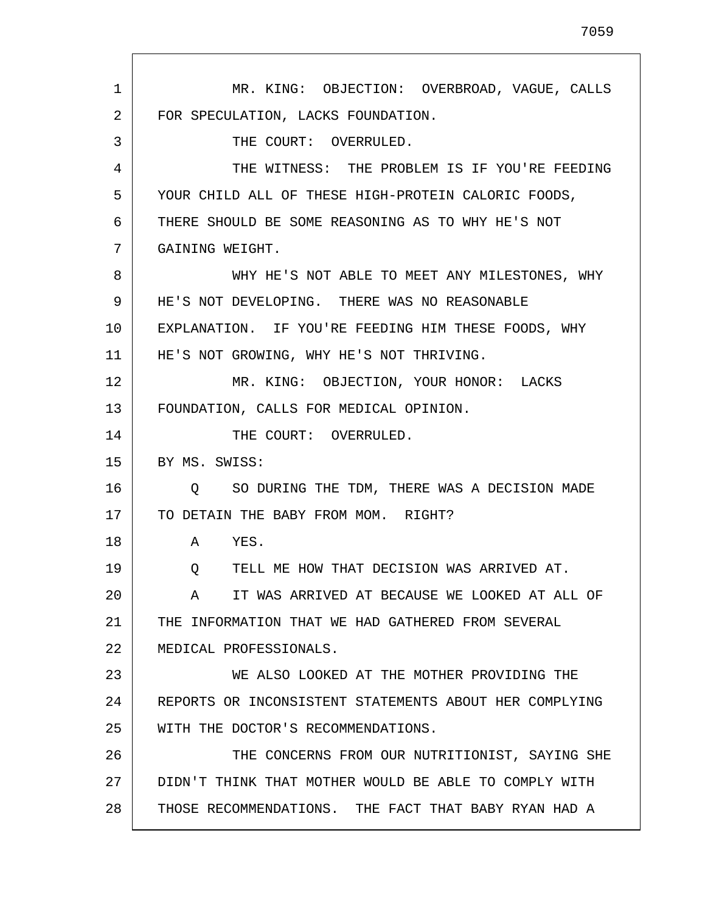MR. KING: OBJECTION: OVERBROAD, VAGUE, CALLS FOR SPECULATION, LACKS FOUNDATION.

THE COURT: OVERRULED.

THE WITNESS: THE PROBLEM IS IF YOU'RE FEEDING YOUR CHILD ALL OF THESE HIGH-PROTEIN CALORIC FOODS, THERE SHOULD BE SOME REASONING AS TO WHY HE'S NOT GAINING WEIGHT.

WHY HE'S NOT ABLE TO MEET ANY MILESTONES, WHY HE'S NOT DEVELOPING. THERE WAS NO REASONABLE EXPLANATION. IF YOU'RE FEEDING HIM THESE FOODS, WHY HE'S NOT GROWING, WHY HE'S NOT THRIVING.

MR. KING: OBJECTION, YOUR HONOR: LACKS FOUNDATION, CALLS FOR MEDICAL OPINION.

THE COURT: OVERRULED.

BY MS. SWISS:

Q SO DURING THE TDM, THERE WAS A DECISION MADE TO DETAIN THE BABY FROM MOM. RIGHT?

A YES.

Q TELL ME HOW THAT DECISION WAS ARRIVED AT.

A IT WAS ARRIVED AT BECAUSE WE LOOKED AT ALL OF THE INFORMATION THAT WE HAD GATHERED FROM SEVERAL MEDICAL PROFESSIONALS.

WE ALSO LOOKED AT THE MOTHER PROVIDING THE REPORTS OR INCONSISTENT STATEMENTS ABOUT HER COMPLYING WITH THE DOCTOR'S RECOMMENDATIONS.

THE CONCERNS FROM OUR NUTRITIONIST, SAYING SHE DIDN'T THINK THAT MOTHER WOULD BE ABLE TO COMPLY WITH THOSE RECOMMENDATIONS. THE FACT THAT BABY RYAN HAD A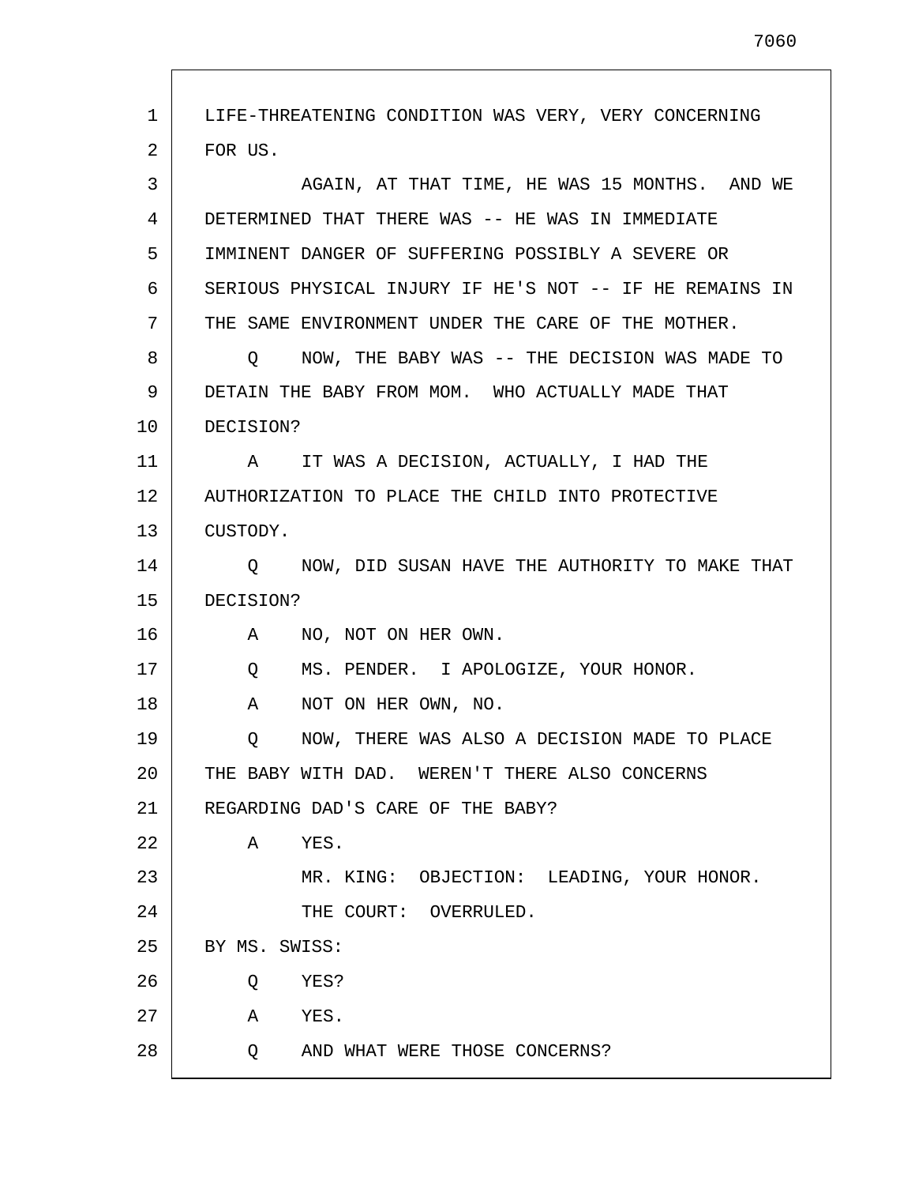LIFE-THREATENING CONDITION WAS VERY, VERY CONCERNING FOR US.

AGAIN, AT THAT TIME, HE WAS 15 MONTHS. AND WE DETERMINED THAT THERE WAS -- HE WAS IN IMMEDIATE IMMINENT DANGER OF SUFFERING POSSIBLY A SEVERE OR SERIOUS PHYSICAL INJURY IF HE'S NOT -- IF HE REMAINS IN THE SAME ENVIRONMENT UNDER THE CARE OF THE MOTHER.

Q NOW, THE BABY WAS -- THE DECISION WAS MADE TO DETAIN THE BABY FROM MOM. WHO ACTUALLY MADE THAT DECISION?

A IT WAS A DECISION, ACTUALLY, I HAD THE AUTHORIZATION TO PLACE THE CHILD INTO PROTECTIVE CUSTODY.

Q NOW, DID SUSAN HAVE THE AUTHORITY TO MAKE THAT DECISION?

A NO, NOT ON HER OWN.

Q MS. PENDER. I APOLOGIZE, YOUR HONOR.

A NOT ON HER OWN, NO.

Q NOW, THERE WAS ALSO A DECISION MADE TO PLACE THE BABY WITH DAD. WEREN'T THERE ALSO CONCERNS REGARDING DAD'S CARE OF THE BABY?

A YES.

MR. KING: OBJECTION: LEADING, YOUR HONOR.

THE COURT: OVERRULED.

BY MS. SWISS:

Q YES?

A YES.

Q AND WHAT WERE THOSE CONCERNS?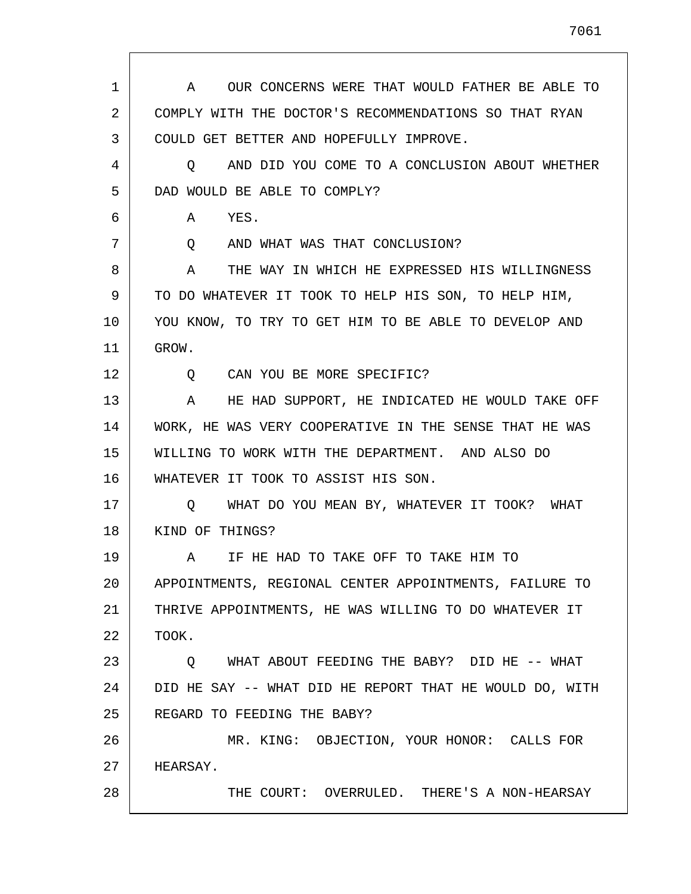A OUR CONCERNS WERE THAT WOULD FATHER BE ABLE TO COMPLY WITH THE DOCTOR'S RECOMMENDATIONS SO THAT RYAN COULD GET BETTER AND HOPEFULLY IMPROVE.

Q AND DID YOU COME TO A CONCLUSION ABOUT WHETHER DAD WOULD BE ABLE TO COMPLY?

A YES.

Q AND WHAT WAS THAT CONCLUSION?

A THE WAY IN WHICH HE EXPRESSED HIS WILLINGNESS TO DO WHATEVER IT TOOK TO HELP HIS SON, TO HELP HIM, YOU KNOW, TO TRY TO GET HIM TO BE ABLE TO DEVELOP AND GROW.

Q CAN YOU BE MORE SPECIFIC?

A HE HAD SUPPORT, HE INDICATED HE WOULD TAKE OFF WORK, HE WAS VERY COOPERATIVE IN THE SENSE THAT HE WAS WILLING TO WORK WITH THE DEPARTMENT. AND ALSO DO WHATEVER IT TOOK TO ASSIST HIS SON.

Q WHAT DO YOU MEAN BY, WHATEVER IT TOOK? WHAT KIND OF THINGS?

A IF HE HAD TO TAKE OFF TO TAKE HIM TO APPOINTMENTS, REGIONAL CENTER APPOINTMENTS, FAILURE TO THRIVE APPOINTMENTS, HE WAS WILLING TO DO WHATEVER IT TOOK.

Q WHAT ABOUT FEEDING THE BABY? DID HE -- WHAT DID HE SAY -- WHAT DID HE REPORT THAT HE WOULD DO, WITH REGARD TO FEEDING THE BABY?

MR. KING: OBJECTION, YOUR HONOR: CALLS FOR HEARSAY.

THE COURT: OVERRULED. THERE'S A NON-HEARSAY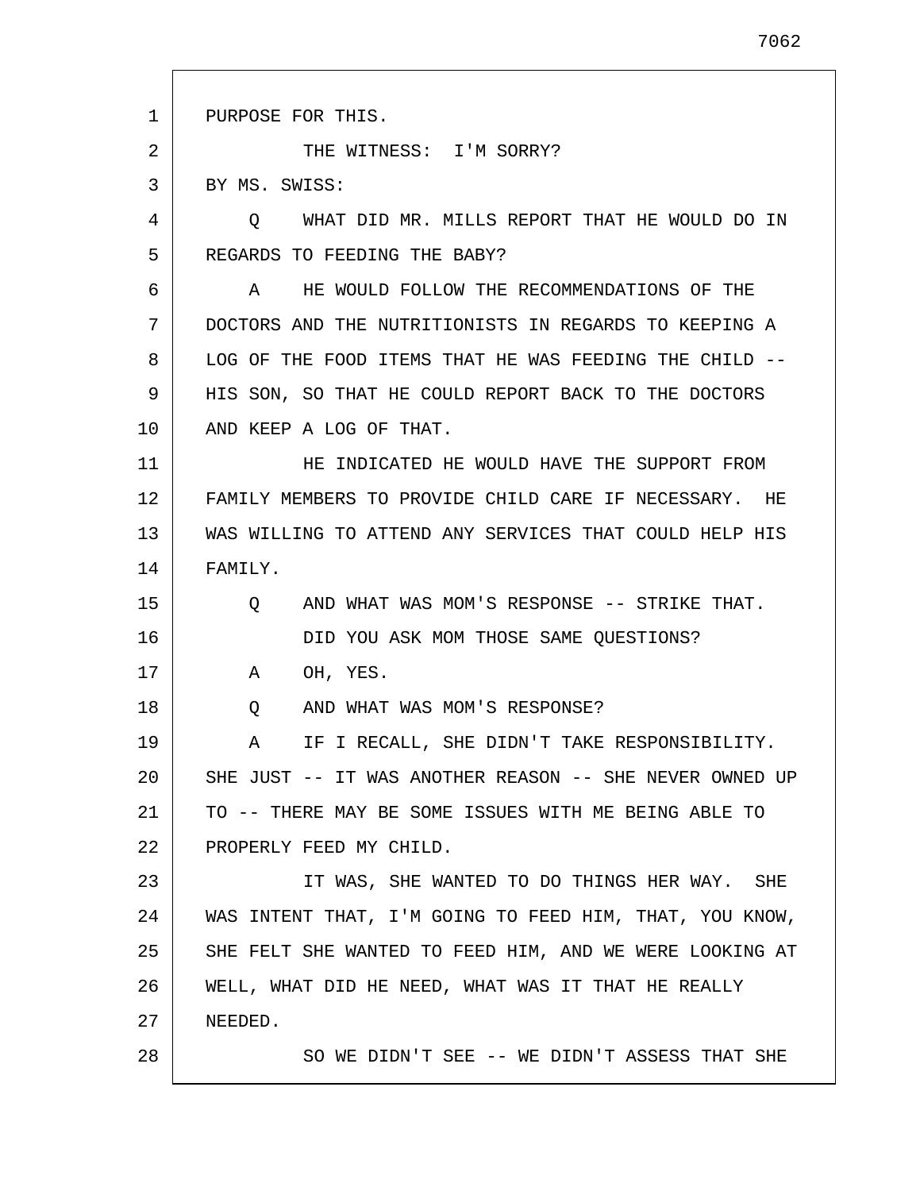PURPOSE FOR THIS.

THE WITNESS: I'M SORRY?

BY MS. SWISS:

Q WHAT DID MR. MILLS REPORT THAT HE WOULD DO IN REGARDS TO FEEDING THE BABY?

A HE WOULD FOLLOW THE RECOMMENDATIONS OF THE DOCTORS AND THE NUTRITIONISTS IN REGARDS TO KEEPING A LOG OF THE FOOD ITEMS THAT HE WAS FEEDING THE CHILD -- HIS SON, SO THAT HE COULD REPORT BACK TO THE DOCTORS AND KEEP A LOG OF THAT.

HE INDICATED HE WOULD HAVE THE SUPPORT FROM FAMILY MEMBERS TO PROVIDE CHILD CARE IF NECESSARY. HE WAS WILLING TO ATTEND ANY SERVICES THAT COULD HELP HIS FAMILY.

Q AND WHAT WAS MOM'S RESPONSE -- STRIKE THAT.

DID YOU ASK MOM THOSE SAME QUESTIONS?

A OH, YES.

Q AND WHAT WAS MOM'S RESPONSE?

A IF I RECALL, SHE DIDN'T TAKE RESPONSIBILITY. SHE JUST -- IT WAS ANOTHER REASON -- SHE NEVER OWNED UP TO -- THERE MAY BE SOME ISSUES WITH ME BEING ABLE TO PROPERLY FEED MY CHILD.

IT WAS, SHE WANTED TO DO THINGS HER WAY. SHE WAS INTENT THAT, I'M GOING TO FEED HIM, THAT, YOU KNOW, SHE FELT SHE WANTED TO FEED HIM, AND WE WERE LOOKING AT WELL, WHAT DID HE NEED, WHAT WAS IT THAT HE REALLY NEEDED.

SO WE DIDN'T SEE -- WE DIDN'T ASSESS THAT SHE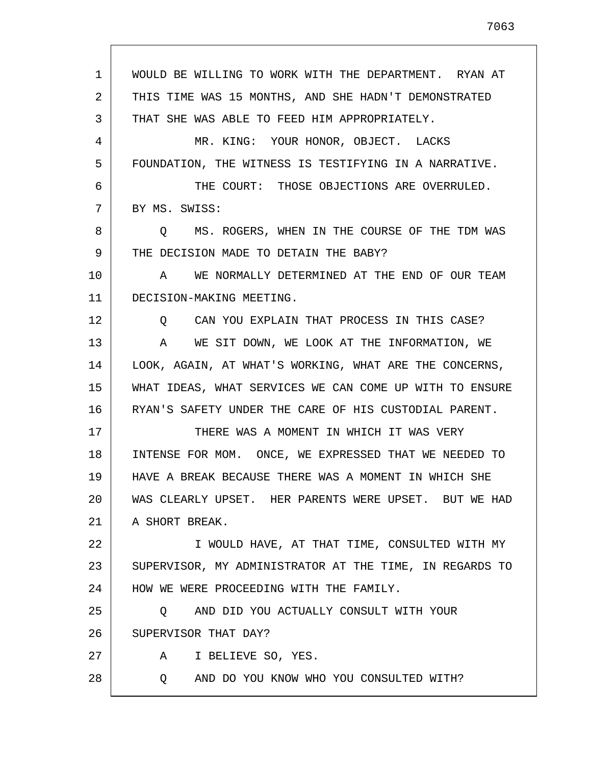WOULD BE WILLING TO WORK WITH THE DEPARTMENT. RYAN AT THIS TIME WAS 15 MONTHS, AND SHE HADN'T DEMONSTRATED THAT SHE WAS ABLE TO FEED HIM APPROPRIATELY.

MR. KING: YOUR HONOR, OBJECT. LACKS FOUNDATION, THE WITNESS IS TESTIFYING IN A NARRATIVE.

THE COURT: THOSE OBJECTIONS ARE OVERRULED.

BY MS. SWISS:

Q MS. ROGERS, WHEN IN THE COURSE OF THE TDM WAS THE DECISION MADE TO DETAIN THE BABY?

A WE NORMALLY DETERMINED AT THE END OF OUR TEAM DECISION-MAKING MEETING.

Q CAN YOU EXPLAIN THAT PROCESS IN THIS CASE?

A WE SIT DOWN, WE LOOK AT THE INFORMATION, WE LOOK, AGAIN, AT WHAT'S WORKING, WHAT ARE THE CONCERNS, WHAT IDEAS, WHAT SERVICES WE CAN COME UP WITH TO ENSURE RYAN'S SAFETY UNDER THE CARE OF HIS CUSTODIAL PARENT.

THERE WAS A MOMENT IN WHICH IT WAS VERY INTENSE FOR MOM. ONCE, WE EXPRESSED THAT WE NEEDED TO HAVE A BREAK BECAUSE THERE WAS A MOMENT IN WHICH SHE WAS CLEARLY UPSET. HER PARENTS WERE UPSET. BUT WE HAD A SHORT BREAK.

I WOULD HAVE, AT THAT TIME, CONSULTED WITH MY SUPERVISOR, MY ADMINISTRATOR AT THE TIME, IN REGARDS TO HOW WE WERE PROCEEDING WITH THE FAMILY.

Q AND DID YOU ACTUALLY CONSULT WITH YOUR SUPERVISOR THAT DAY?

A I BELIEVE SO, YES.

Q AND DO YOU KNOW WHO YOU CONSULTED WITH?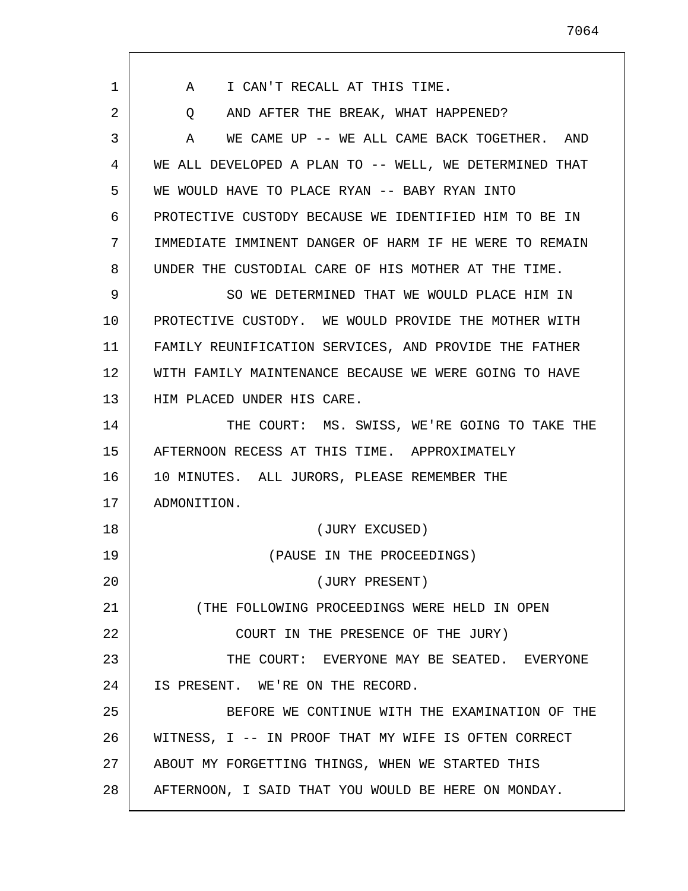A    I CAN'T RECALL AT THIS TIME.

Q    AND AFTER THE BREAK, WHAT HAPPENED?

A    WE CAME UP -- WE ALL CAME BACK TOGETHER. AND WE ALL DEVELOPED A PLAN TO -- WELL, WE DETERMINED THAT WE WOULD HAVE TO PLACE RYAN -- BABY RYAN INTO PROTECTIVE CUSTODY BECAUSE WE IDENTIFIED HIM TO BE IN IMMEDIATE IMMINENT DANGER OF HARM IF HE WERE TO REMAIN UNDER THE CUSTODIAL CARE OF HIS MOTHER AT THE TIME.

SO WE DETERMINED THAT WE WOULD PLACE HIM IN PROTECTIVE CUSTODY. WE WOULD PROVIDE THE MOTHER WITH FAMILY REUNIFICATION SERVICES, AND PROVIDE THE FATHER WITH FAMILY MAINTENANCE BECAUSE WE WERE GOING TO HAVE HIM PLACED UNDER HIS CARE.

THE COURT: MS. SWISS, WE'RE GOING TO TAKE THE AFTERNOON RECESS AT THIS TIME. APPROXIMATELY 10 MINUTES. ALL JURORS, PLEASE REMEMBER THE ADMONITION.

(JURY EXCUSED)

(PAUSE IN THE PROCEEDINGS)

(JURY PRESENT)

(THE FOLLOWING PROCEEDINGS WERE HELD IN OPEN COURT IN THE PRESENCE OF THE JURY)

THE COURT: EVERYONE MAY BE SEATED. EVERYONE IS PRESENT. WE'RE ON THE RECORD.

BEFORE WE CONTINUE WITH THE EXAMINATION OF THE WITNESS, I -- IN PROOF THAT MY WIFE IS OFTEN CORRECT ABOUT MY FORGETTING THINGS, WHEN WE STARTED THIS AFTERNOON, I SAID THAT YOU WOULD BE HERE ON MONDAY.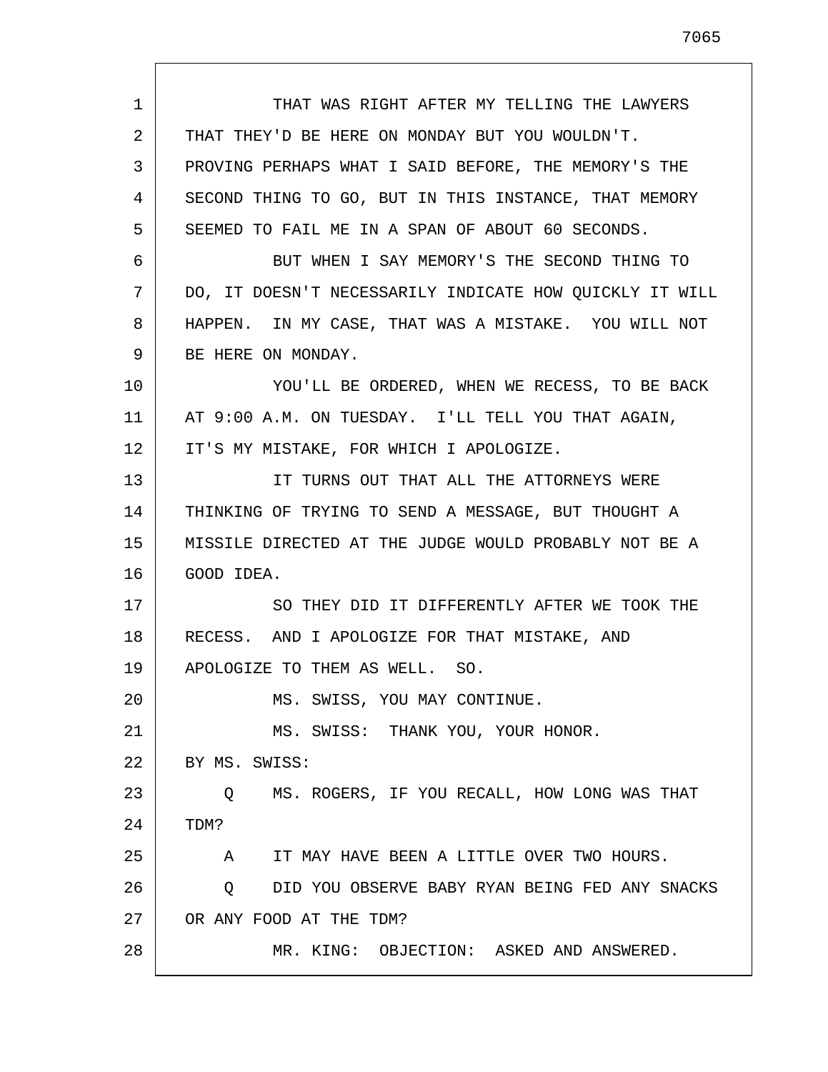THAT WAS RIGHT AFTER MY TELLING THE LAWYERS THAT THEY'D BE HERE ON MONDAY BUT YOU WOULDN'T. PROVING PERHAPS WHAT I SAID BEFORE, THE MEMORY'S THE SECOND THING TO GO, BUT IN THIS INSTANCE, THAT MEMORY SEEMED TO FAIL ME IN A SPAN OF ABOUT 60 SECONDS.

BUT WHEN I SAY MEMORY'S THE SECOND THING TO DO, IT DOESN'T NECESSARILY INDICATE HOW QUICKLY IT WILL HAPPEN. IN MY CASE, THAT WAS A MISTAKE. YOU WILL NOT BE HERE ON MONDAY.

YOU'LL BE ORDERED, WHEN WE RECESS, TO BE BACK AT 9:00 A.M. ON TUESDAY. I'LL TELL YOU THAT AGAIN, IT'S MY MISTAKE, FOR WHICH I APOLOGIZE.

IT TURNS OUT THAT ALL THE ATTORNEYS WERE THINKING OF TRYING TO SEND A MESSAGE, BUT THOUGHT A MISSILE DIRECTED AT THE JUDGE WOULD PROBABLY NOT BE A GOOD IDEA.

SO THEY DID IT DIFFERENTLY AFTER WE TOOK THE RECESS. AND I APOLOGIZE FOR THAT MISTAKE, AND APOLOGIZE TO THEM AS WELL. SO.

MS. SWISS, YOU MAY CONTINUE.

MS. SWISS: THANK YOU, YOUR HONOR.

BY MS. SWISS:

Q MS. ROGERS, IF YOU RECALL, HOW LONG WAS THAT TDM?

A IT MAY HAVE BEEN A LITTLE OVER TWO HOURS.

Q DID YOU OBSERVE BABY RYAN BEING FED ANY SNACKS OR ANY FOOD AT THE TDM?

MR. KING: OBJECTION: ASKED AND ANSWERED.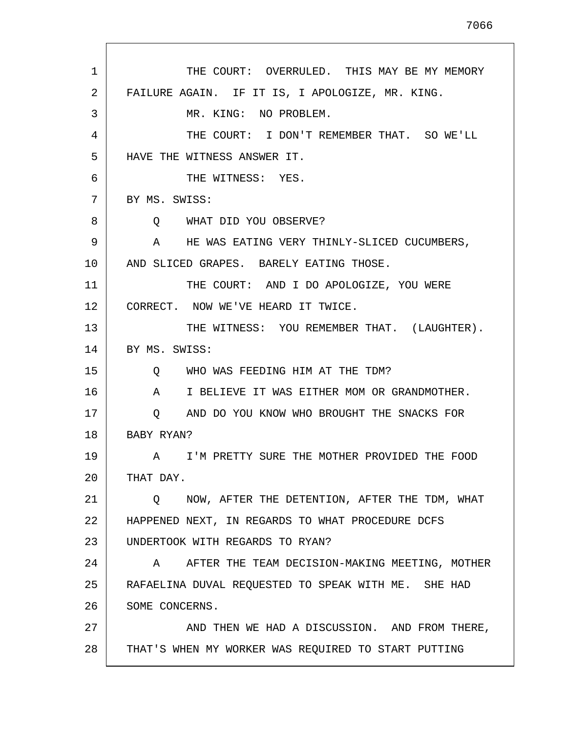THE COURT: OVERRULED. THIS MAY BE MY MEMORY FAILURE AGAIN. IF IT IS, I APOLOGIZE, MR. KING.

MR. KING: NO PROBLEM.

THE COURT: I DON'T REMEMBER THAT. SO WE'LL HAVE THE WITNESS ANSWER IT.

THE WITNESS: YES.

BY MS. SWISS:

Q WHAT DID YOU OBSERVE?

A HE WAS EATING VERY THINLY-SLICED CUCUMBERS, AND SLICED GRAPES. BARELY EATING THOSE.

THE COURT: AND I DO APOLOGIZE, YOU WERE CORRECT. NOW WE'VE HEARD IT TWICE.

THE WITNESS: YOU REMEMBER THAT. (LAUGHTER).

BY MS. SWISS:

Q WHO WAS FEEDING HIM AT THE TDM?

A I BELIEVE IT WAS EITHER MOM OR GRANDMOTHER.

Q AND DO YOU KNOW WHO BROUGHT THE SNACKS FOR BABY RYAN?

A I'M PRETTY SURE THE MOTHER PROVIDED THE FOOD THAT DAY.

Q NOW, AFTER THE DETENTION, AFTER THE TDM, WHAT HAPPENED NEXT, IN REGARDS TO WHAT PROCEDURE DCFS UNDERTOOK WITH REGARDS TO RYAN?

A AFTER THE TEAM DECISION-MAKING MEETING, MOTHER RAFAELINA DUVAL REQUESTED TO SPEAK WITH ME. SHE HAD SOME CONCERNS.

AND THEN WE HAD A DISCUSSION. AND FROM THERE, THAT'S WHEN MY WORKER WAS REQUIRED TO START PUTTING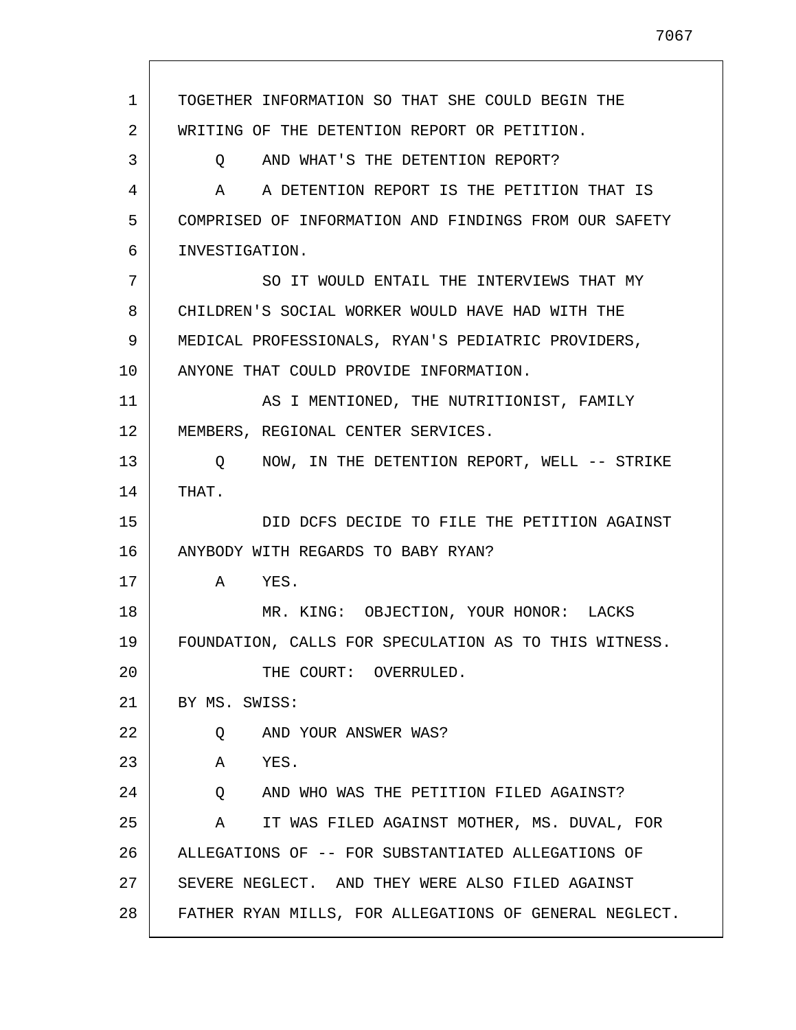TOGETHER INFORMATION SO THAT SHE COULD BEGIN THE WRITING OF THE DETENTION REPORT OR PETITION.

Q AND WHAT'S THE DETENTION REPORT?

A A DETENTION REPORT IS THE PETITION THAT IS COMPRISED OF INFORMATION AND FINDINGS FROM OUR SAFETY INVESTIGATION.

SO IT WOULD ENTAIL THE INTERVIEWS THAT MY CHILDREN'S SOCIAL WORKER WOULD HAVE HAD WITH THE MEDICAL PROFESSIONALS, RYAN'S PEDIATRIC PROVIDERS, ANYONE THAT COULD PROVIDE INFORMATION.

AS I MENTIONED, THE NUTRITIONIST, FAMILY MEMBERS, REGIONAL CENTER SERVICES.

Q NOW, IN THE DETENTION REPORT, WELL -- STRIKE THAT.

DID DCFS DECIDE TO FILE THE PETITION AGAINST ANYBODY WITH REGARDS TO BABY RYAN?

A YES.

MR. KING: OBJECTION, YOUR HONOR: LACKS FOUNDATION, CALLS FOR SPECULATION AS TO THIS WITNESS.

THE COURT: OVERRULED.

BY MS. SWISS:

Q AND YOUR ANSWER WAS?

A YES.

Q AND WHO WAS THE PETITION FILED AGAINST?

A IT WAS FILED AGAINST MOTHER, MS. DUVAL, FOR ALLEGATIONS OF -- FOR SUBSTANTIATED ALLEGATIONS OF SEVERE NEGLECT. AND THEY WERE ALSO FILED AGAINST FATHER RYAN MILLS, FOR ALLEGATIONS OF GENERAL NEGLECT.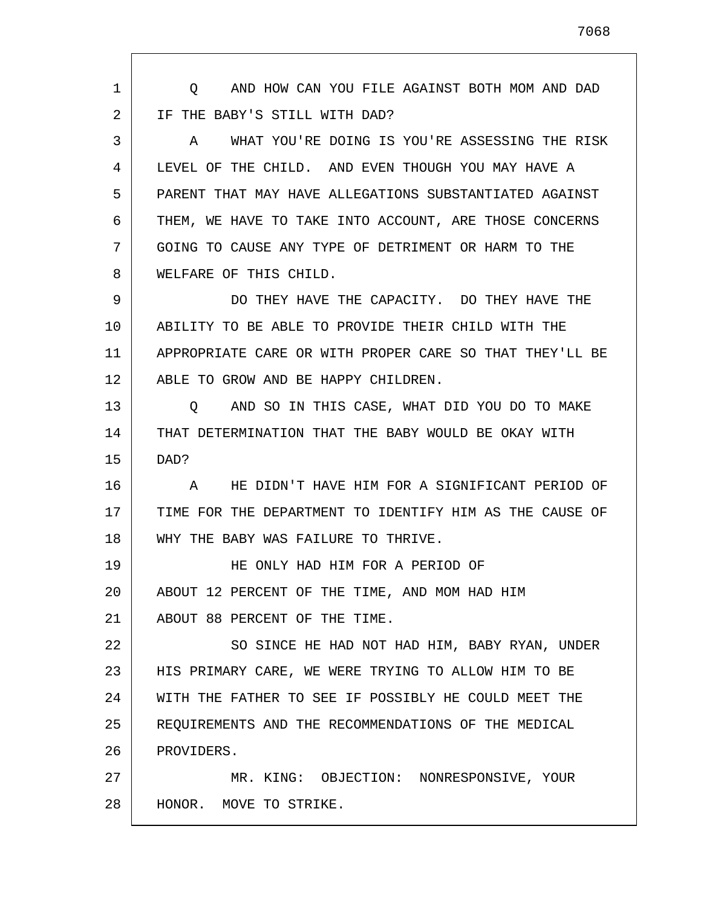Q AND HOW CAN YOU FILE AGAINST BOTH MOM AND DAD IF THE BABY'S STILL WITH DAD?

A WHAT YOU'RE DOING IS YOU'RE ASSESSING THE RISK LEVEL OF THE CHILD. AND EVEN THOUGH YOU MAY HAVE A PARENT THAT MAY HAVE ALLEGATIONS SUBSTANTIATED AGAINST THEM, WE HAVE TO TAKE INTO ACCOUNT, ARE THOSE CONCERNS GOING TO CAUSE ANY TYPE OF DETRIMENT OR HARM TO THE WELFARE OF THIS CHILD.

DO THEY HAVE THE CAPACITY. DO THEY HAVE THE ABILITY TO BE ABLE TO PROVIDE THEIR CHILD WITH THE APPROPRIATE CARE OR WITH PROPER CARE SO THAT THEY'LL BE ABLE TO GROW AND BE HAPPY CHILDREN.

Q AND SO IN THIS CASE, WHAT DID YOU DO TO MAKE THAT DETERMINATION THAT THE BABY WOULD BE OKAY WITH DAD?

A HE DIDN'T HAVE HIM FOR A SIGNIFICANT PERIOD OF TIME FOR THE DEPARTMENT TO IDENTIFY HIM AS THE CAUSE OF WHY THE BABY WAS FAILURE TO THRIVE.

HE ONLY HAD HIM FOR A PERIOD OF ABOUT 12 PERCENT OF THE TIME, AND MOM HAD HIM ABOUT 88 PERCENT OF THE TIME.

SO SINCE HE HAD NOT HAD HIM, BABY RYAN, UNDER HIS PRIMARY CARE, WE WERE TRYING TO ALLOW HIM TO BE WITH THE FATHER TO SEE IF POSSIBLY HE COULD MEET THE REQUIREMENTS AND THE RECOMMENDATIONS OF THE MEDICAL PROVIDERS.

MR. KING: OBJECTION: NONRESPONSIVE, YOUR HONOR. MOVE TO STRIKE.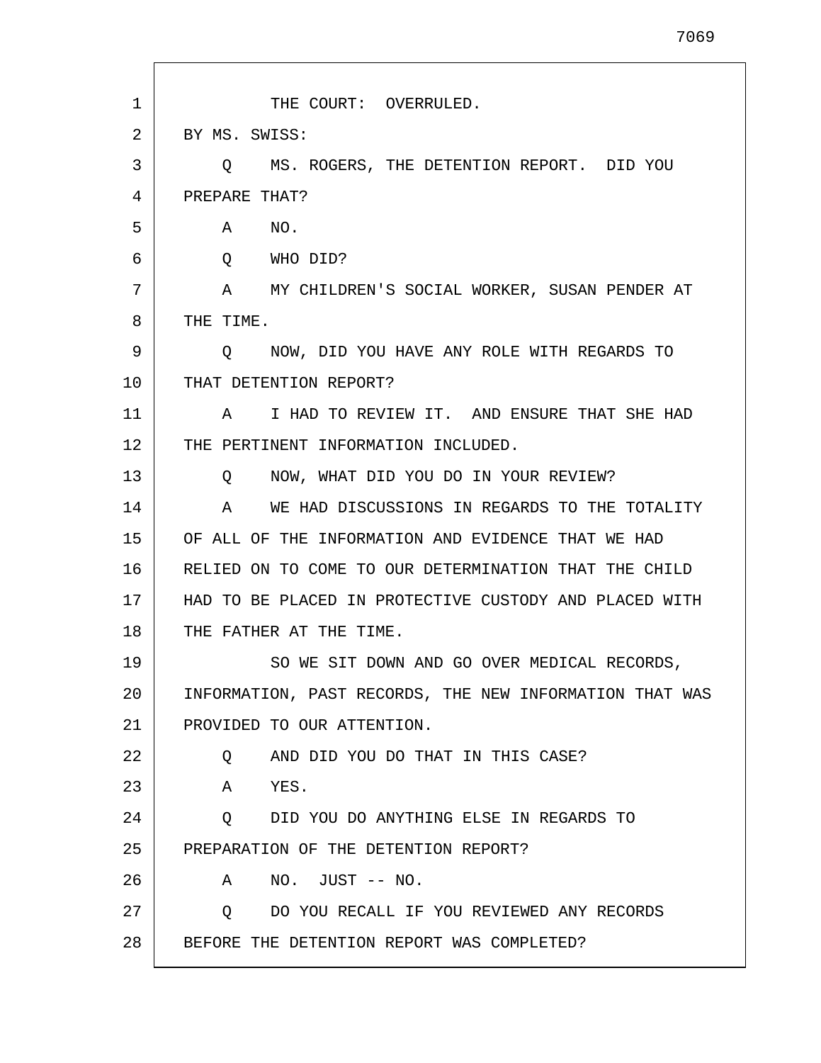THE COURT: OVERRULED.

BY MS. SWISS:

Q MS. ROGERS, THE DETENTION REPORT. DID YOU PREPARE THAT?

A NO.

Q WHO DID?

A MY CHILDREN'S SOCIAL WORKER, SUSAN PENDER AT THE TIME.

Q NOW, DID YOU HAVE ANY ROLE WITH REGARDS TO THAT DETENTION REPORT?

A I HAD TO REVIEW IT. AND ENSURE THAT SHE HAD THE PERTINENT INFORMATION INCLUDED.

Q NOW, WHAT DID YOU DO IN YOUR REVIEW?

A WE HAD DISCUSSIONS IN REGARDS TO THE TOTALITY OF ALL OF THE INFORMATION AND EVIDENCE THAT WE HAD RELIED ON TO COME TO OUR DETERMINATION THAT THE CHILD HAD TO BE PLACED IN PROTECTIVE CUSTODY AND PLACED WITH THE FATHER AT THE TIME.

SO WE SIT DOWN AND GO OVER MEDICAL RECORDS, INFORMATION, PAST RECORDS, THE NEW INFORMATION THAT WAS PROVIDED TO OUR ATTENTION.

Q AND DID YOU DO THAT IN THIS CASE?

A YES.

Q DID YOU DO ANYTHING ELSE IN REGARDS TO PREPARATION OF THE DETENTION REPORT?

A NO. JUST -- NO.

Q DO YOU RECALL IF YOU REVIEWED ANY RECORDS BEFORE THE DETENTION REPORT WAS COMPLETED?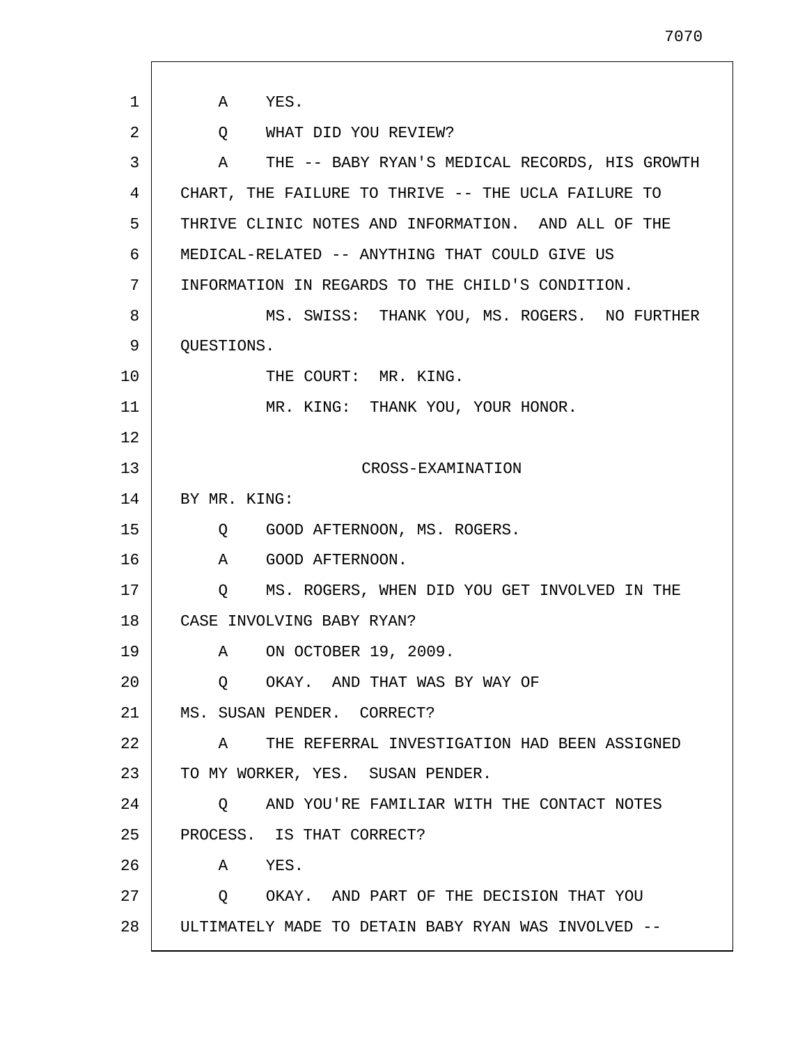A    YES.

Q    WHAT DID YOU REVIEW?

A    THE -- BABY RYAN'S MEDICAL RECORDS, HIS GROWTH CHART, THE FAILURE TO THRIVE -- THE UCLA FAILURE TO THRIVE CLINIC NOTES AND INFORMATION.  AND ALL OF THE MEDICAL-RELATED -- ANYTHING THAT COULD GIVE US INFORMATION IN REGARDS TO THE CHILD'S CONDITION.

MS. SWISS:  THANK YOU, MS. ROGERS.  NO FURTHER QUESTIONS.

THE COURT:  MR. KING.

MR. KING:  THANK YOU, YOUR HONOR.

CROSS-EXAMINATION

BY MR. KING:

Q    GOOD AFTERNOON, MS. ROGERS.

A    GOOD AFTERNOON.

Q    MS. ROGERS, WHEN DID YOU GET INVOLVED IN THE CASE INVOLVING BABY RYAN?

A    ON OCTOBER 19, 2009.

Q    OKAY.  AND THAT WAS BY WAY OF MS. SUSAN PENDER.  CORRECT?

A    THE REFERRAL INVESTIGATION HAD BEEN ASSIGNED TO MY WORKER, YES.  SUSAN PENDER.

Q    AND YOU'RE FAMILIAR WITH THE CONTACT NOTES PROCESS.  IS THAT CORRECT?

A    YES.

Q    OKAY.  AND PART OF THE DECISION THAT YOU ULTIMATELY MADE TO DETAIN BABY RYAN WAS INVOLVED --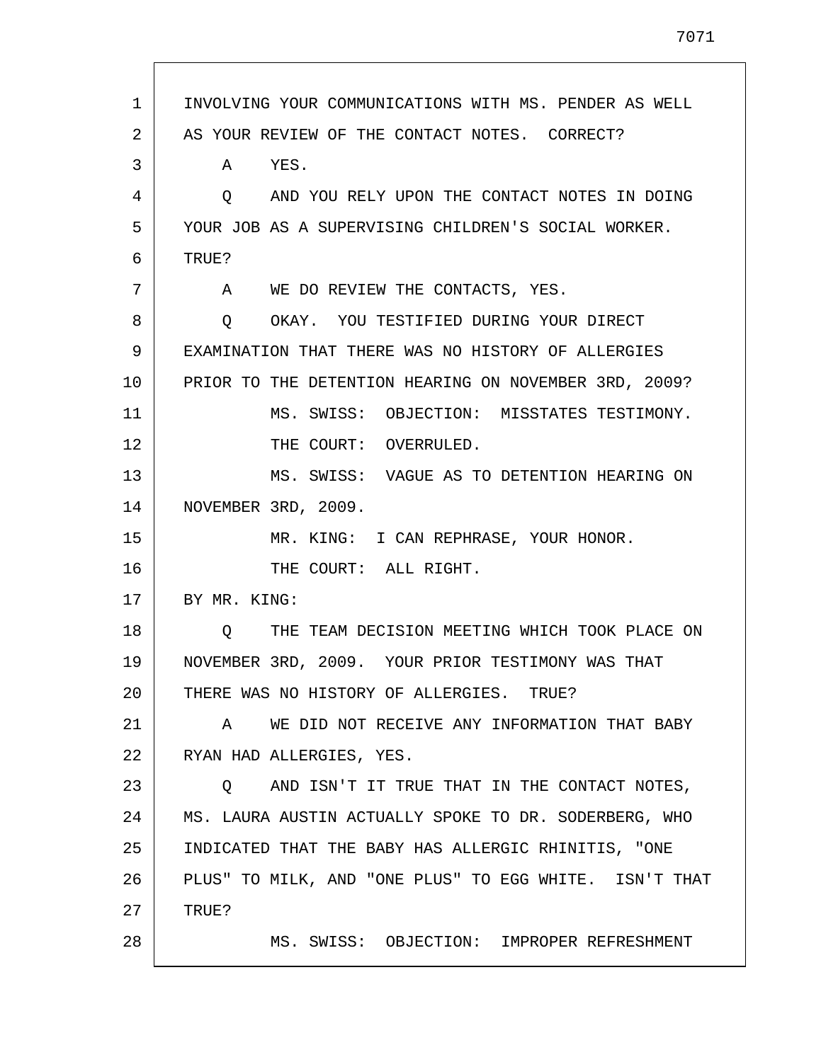INVOLVING YOUR COMMUNICATIONS WITH MS. PENDER AS WELL AS YOUR REVIEW OF THE CONTACT NOTES. CORRECT?

A YES.

Q AND YOU RELY UPON THE CONTACT NOTES IN DOING YOUR JOB AS A SUPERVISING CHILDREN'S SOCIAL WORKER. TRUE?

A WE DO REVIEW THE CONTACTS, YES.

Q OKAY. YOU TESTIFIED DURING YOUR DIRECT EXAMINATION THAT THERE WAS NO HISTORY OF ALLERGIES PRIOR TO THE DETENTION HEARING ON NOVEMBER 3RD, 2009?

MS. SWISS: OBJECTION: MISSTATES TESTIMONY.

THE COURT: OVERRULED.

MS. SWISS: VAGUE AS TO DETENTION HEARING ON NOVEMBER 3RD, 2009.

MR. KING: I CAN REPHRASE, YOUR HONOR.

THE COURT: ALL RIGHT.

BY MR. KING:

Q THE TEAM DECISION MEETING WHICH TOOK PLACE ON NOVEMBER 3RD, 2009. YOUR PRIOR TESTIMONY WAS THAT THERE WAS NO HISTORY OF ALLERGIES. TRUE?

A WE DID NOT RECEIVE ANY INFORMATION THAT BABY RYAN HAD ALLERGIES, YES.

Q AND ISN'T IT TRUE THAT IN THE CONTACT NOTES, MS. LAURA AUSTIN ACTUALLY SPOKE TO DR. SODERBERG, WHO INDICATED THAT THE BABY HAS ALLERGIC RHINITIS, "ONE PLUS" TO MILK, AND "ONE PLUS" TO EGG WHITE. ISN'T THAT TRUE?

MS. SWISS: OBJECTION: IMPROPER REFRESHMENT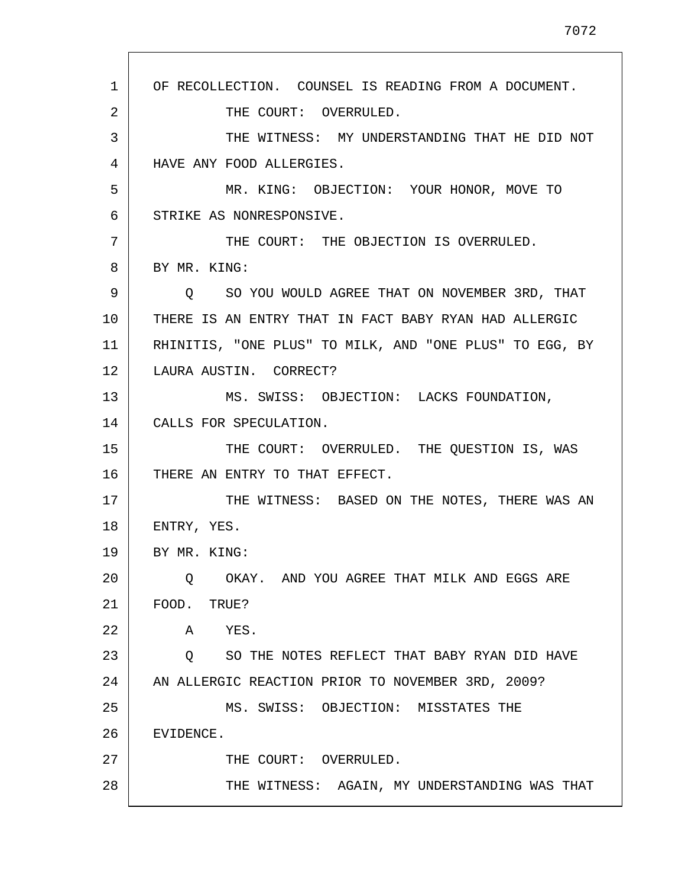OF RECOLLECTION. COUNSEL IS READING FROM A DOCUMENT.

THE COURT: OVERRULED.

THE WITNESS: MY UNDERSTANDING THAT HE DID NOT HAVE ANY FOOD ALLERGIES.

MR. KING: OBJECTION: YOUR HONOR, MOVE TO STRIKE AS NONRESPONSIVE.

THE COURT: THE OBJECTION IS OVERRULED.

BY MR. KING:

Q SO YOU WOULD AGREE THAT ON NOVEMBER 3RD, THAT THERE IS AN ENTRY THAT IN FACT BABY RYAN HAD ALLERGIC RHINITIS, "ONE PLUS" TO MILK, AND "ONE PLUS" TO EGG, BY LAURA AUSTIN. CORRECT?

MS. SWISS: OBJECTION: LACKS FOUNDATION, CALLS FOR SPECULATION.

THE COURT: OVERRULED. THE QUESTION IS, WAS THERE AN ENTRY TO THAT EFFECT.

THE WITNESS: BASED ON THE NOTES, THERE WAS AN ENTRY, YES.

BY MR. KING:

Q OKAY. AND YOU AGREE THAT MILK AND EGGS ARE FOOD. TRUE?

A YES.

Q SO THE NOTES REFLECT THAT BABY RYAN DID HAVE AN ALLERGIC REACTION PRIOR TO NOVEMBER 3RD, 2009?

MS. SWISS: OBJECTION: MISSTATES THE EVIDENCE.

THE COURT: OVERRULED.

THE WITNESS: AGAIN, MY UNDERSTANDING WAS THAT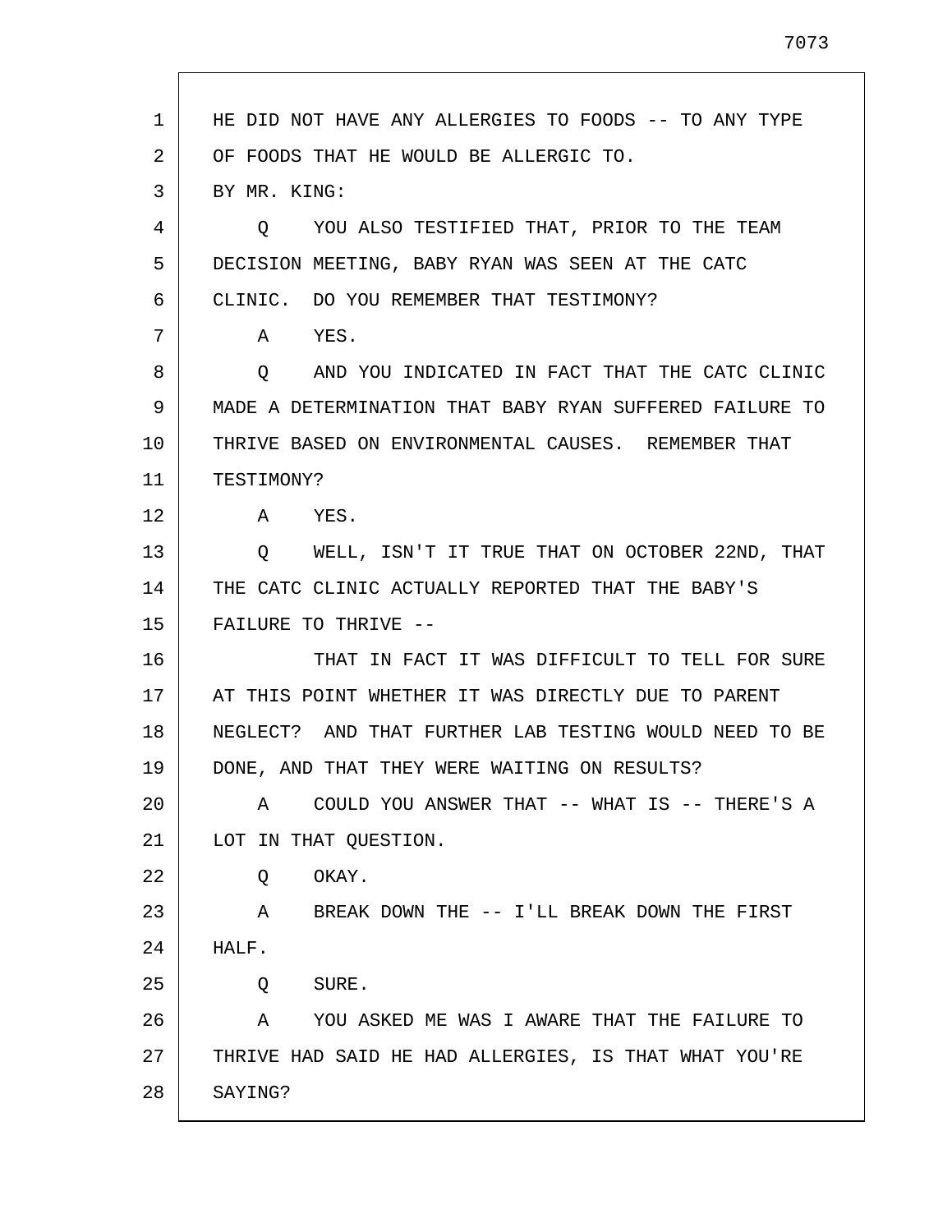HE DID NOT HAVE ANY ALLERGIES TO FOODS -- TO ANY TYPE OF FOODS THAT HE WOULD BE ALLERGIC TO.

BY MR. KING:

Q YOU ALSO TESTIFIED THAT, PRIOR TO THE TEAM DECISION MEETING, BABY RYAN WAS SEEN AT THE CATC CLINIC. DO YOU REMEMBER THAT TESTIMONY?

A YES.

Q AND YOU INDICATED IN FACT THAT THE CATC CLINIC MADE A DETERMINATION THAT BABY RYAN SUFFERED FAILURE TO THRIVE BASED ON ENVIRONMENTAL CAUSES. REMEMBER THAT TESTIMONY?

A YES.

Q WELL, ISN'T IT TRUE THAT ON OCTOBER 22ND, THAT THE CATC CLINIC ACTUALLY REPORTED THAT THE BABY'S FAILURE TO THRIVE --

THAT IN FACT IT WAS DIFFICULT TO TELL FOR SURE AT THIS POINT WHETHER IT WAS DIRECTLY DUE TO PARENT NEGLECT? AND THAT FURTHER LAB TESTING WOULD NEED TO BE DONE, AND THAT THEY WERE WAITING ON RESULTS?

A COULD YOU ANSWER THAT -- WHAT IS -- THERE'S A LOT IN THAT QUESTION.

Q OKAY.

A BREAK DOWN THE -- I'LL BREAK DOWN THE FIRST HALF.

Q SURE.

A YOU ASKED ME WAS I AWARE THAT THE FAILURE TO THRIVE HAD SAID HE HAD ALLERGIES, IS THAT WHAT YOU'RE SAYING?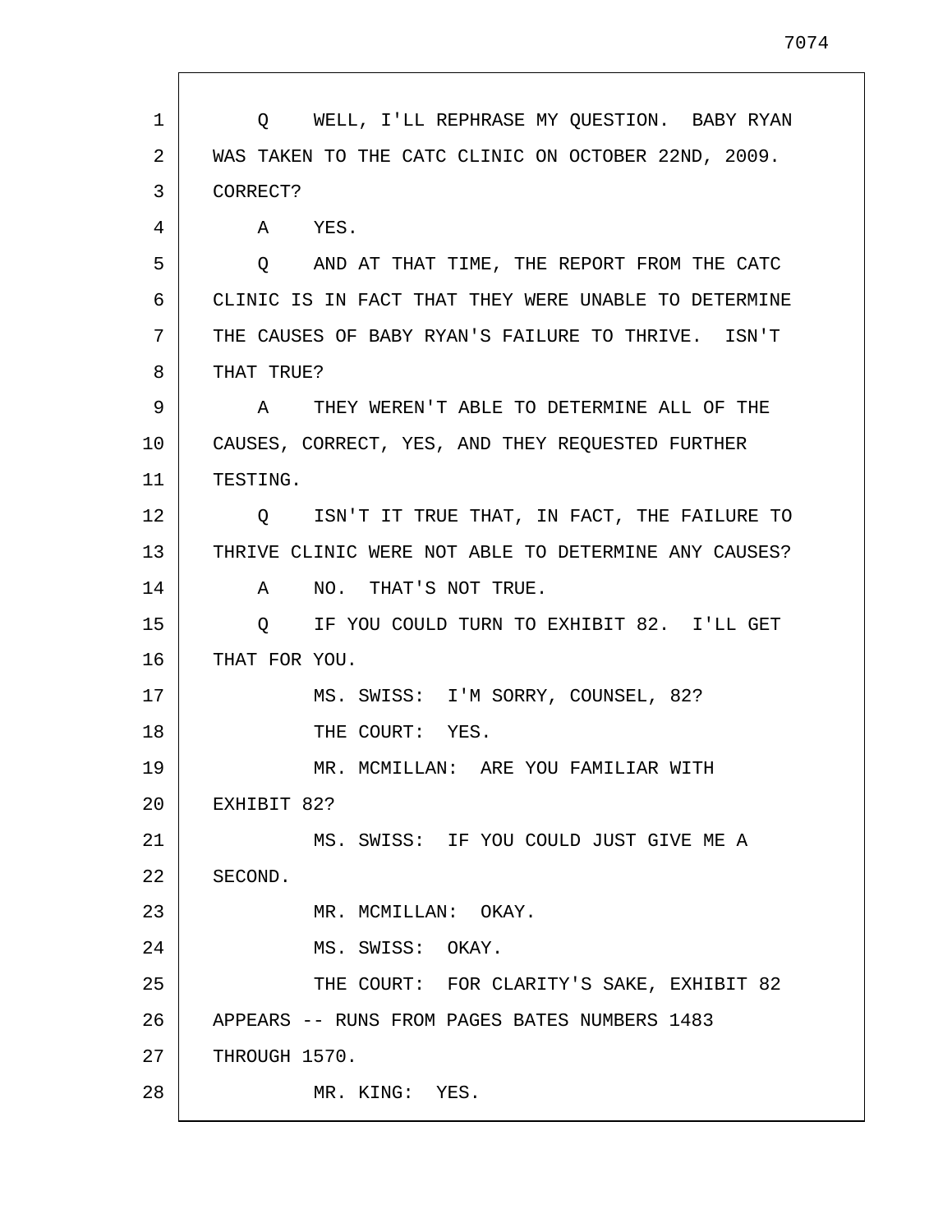Q WELL, I'LL REPHRASE MY QUESTION. BABY RYAN WAS TAKEN TO THE CATC CLINIC ON OCTOBER 22ND, 2009. CORRECT?

A YES.

Q AND AT THAT TIME, THE REPORT FROM THE CATC CLINIC IS IN FACT THAT THEY WERE UNABLE TO DETERMINE THE CAUSES OF BABY RYAN'S FAILURE TO THRIVE. ISN'T THAT TRUE?

A THEY WEREN'T ABLE TO DETERMINE ALL OF THE CAUSES, CORRECT, YES, AND THEY REQUESTED FURTHER TESTING.

Q ISN'T IT TRUE THAT, IN FACT, THE FAILURE TO THRIVE CLINIC WERE NOT ABLE TO DETERMINE ANY CAUSES?

A NO. THAT'S NOT TRUE.

Q IF YOU COULD TURN TO EXHIBIT 82. I'LL GET THAT FOR YOU.

MS. SWISS: I'M SORRY, COUNSEL, 82?

THE COURT: YES.

MR. MCMILLAN: ARE YOU FAMILIAR WITH EXHIBIT 82?

MS. SWISS: IF YOU COULD JUST GIVE ME A SECOND.

MR. MCMILLAN: OKAY.

MS. SWISS: OKAY.

THE COURT: FOR CLARITY'S SAKE, EXHIBIT 82 APPEARS -- RUNS FROM PAGES BATES NUMBERS 1483 THROUGH 1570.

MR. KING: YES.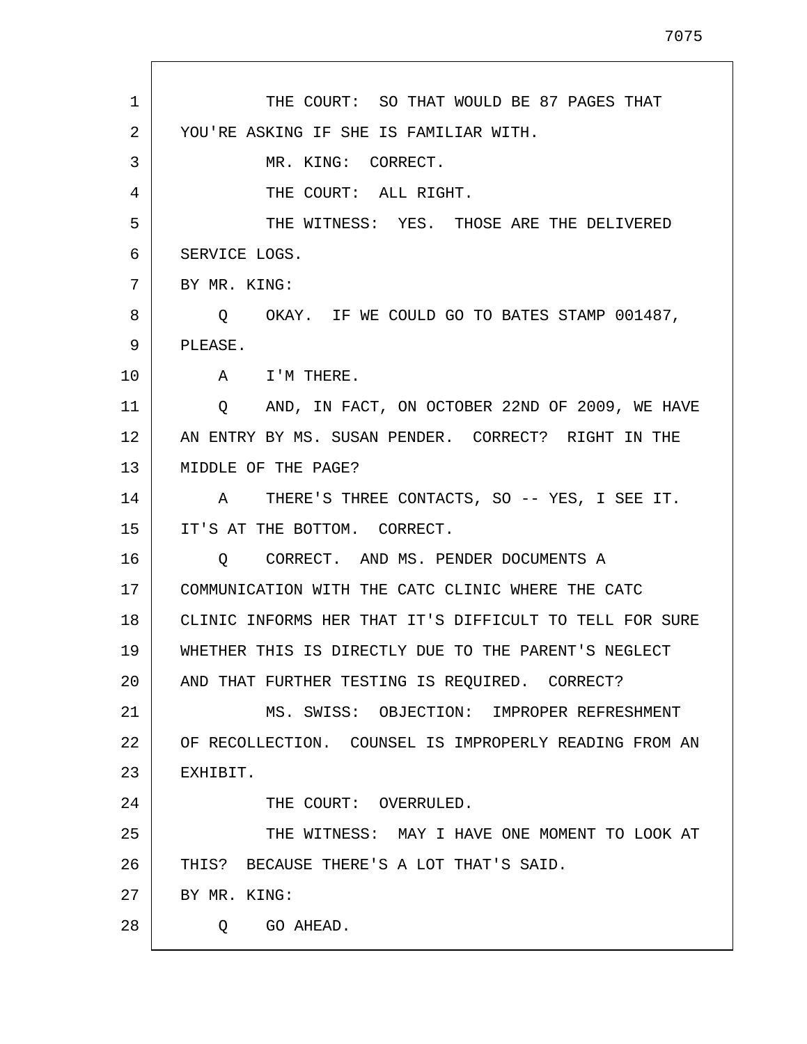THE COURT: SO THAT WOULD BE 87 PAGES THAT YOU'RE ASKING IF SHE IS FAMILIAR WITH.

MR. KING: CORRECT.

THE COURT: ALL RIGHT.

THE WITNESS: YES. THOSE ARE THE DELIVERED SERVICE LOGS.

BY MR. KING:

Q OKAY. IF WE COULD GO TO BATES STAMP 001487, PLEASE.

A I'M THERE.

Q AND, IN FACT, ON OCTOBER 22ND OF 2009, WE HAVE AN ENTRY BY MS. SUSAN PENDER. CORRECT? RIGHT IN THE MIDDLE OF THE PAGE?

A THERE'S THREE CONTACTS, SO -- YES, I SEE IT. IT'S AT THE BOTTOM. CORRECT.

Q CORRECT. AND MS. PENDER DOCUMENTS A COMMUNICATION WITH THE CATC CLINIC WHERE THE CATC CLINIC INFORMS HER THAT IT'S DIFFICULT TO TELL FOR SURE WHETHER THIS IS DIRECTLY DUE TO THE PARENT'S NEGLECT AND THAT FURTHER TESTING IS REQUIRED. CORRECT?

MS. SWISS: OBJECTION: IMPROPER REFRESHMENT OF RECOLLECTION. COUNSEL IS IMPROPERLY READING FROM AN EXHIBIT.

THE COURT: OVERRULED.

THE WITNESS: MAY I HAVE ONE MOMENT TO LOOK AT THIS? BECAUSE THERE'S A LOT THAT'S SAID.

BY MR. KING:

Q GO AHEAD.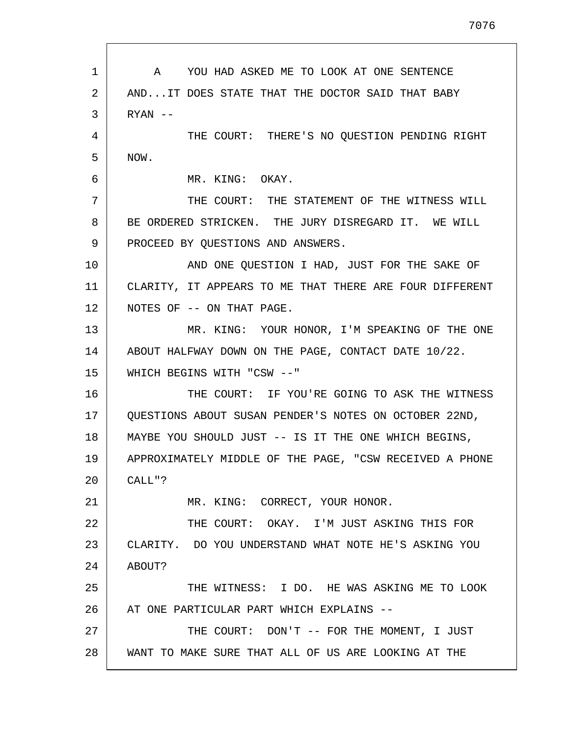A YOU HAD ASKED ME TO LOOK AT ONE SENTENCE AND...IT DOES STATE THAT THE DOCTOR SAID THAT BABY RYAN --

THE COURT: THERE'S NO QUESTION PENDING RIGHT NOW.

MR. KING: OKAY.

THE COURT: THE STATEMENT OF THE WITNESS WILL BE ORDERED STRICKEN. THE JURY DISREGARD IT. WE WILL PROCEED BY QUESTIONS AND ANSWERS.

AND ONE QUESTION I HAD, JUST FOR THE SAKE OF CLARITY, IT APPEARS TO ME THAT THERE ARE FOUR DIFFERENT NOTES OF -- ON THAT PAGE.

MR. KING: YOUR HONOR, I'M SPEAKING OF THE ONE ABOUT HALFWAY DOWN ON THE PAGE, CONTACT DATE 10/22. WHICH BEGINS WITH "CSW --"

THE COURT: IF YOU'RE GOING TO ASK THE WITNESS QUESTIONS ABOUT SUSAN PENDER'S NOTES ON OCTOBER 22ND, MAYBE YOU SHOULD JUST -- IS IT THE ONE WHICH BEGINS, APPROXIMATELY MIDDLE OF THE PAGE, "CSW RECEIVED A PHONE CALL"?

MR. KING: CORRECT, YOUR HONOR.

THE COURT: OKAY. I'M JUST ASKING THIS FOR CLARITY. DO YOU UNDERSTAND WHAT NOTE HE'S ASKING YOU ABOUT?

THE WITNESS: I DO. HE WAS ASKING ME TO LOOK AT ONE PARTICULAR PART WHICH EXPLAINS --

THE COURT: DON'T -- FOR THE MOMENT, I JUST WANT TO MAKE SURE THAT ALL OF US ARE LOOKING AT THE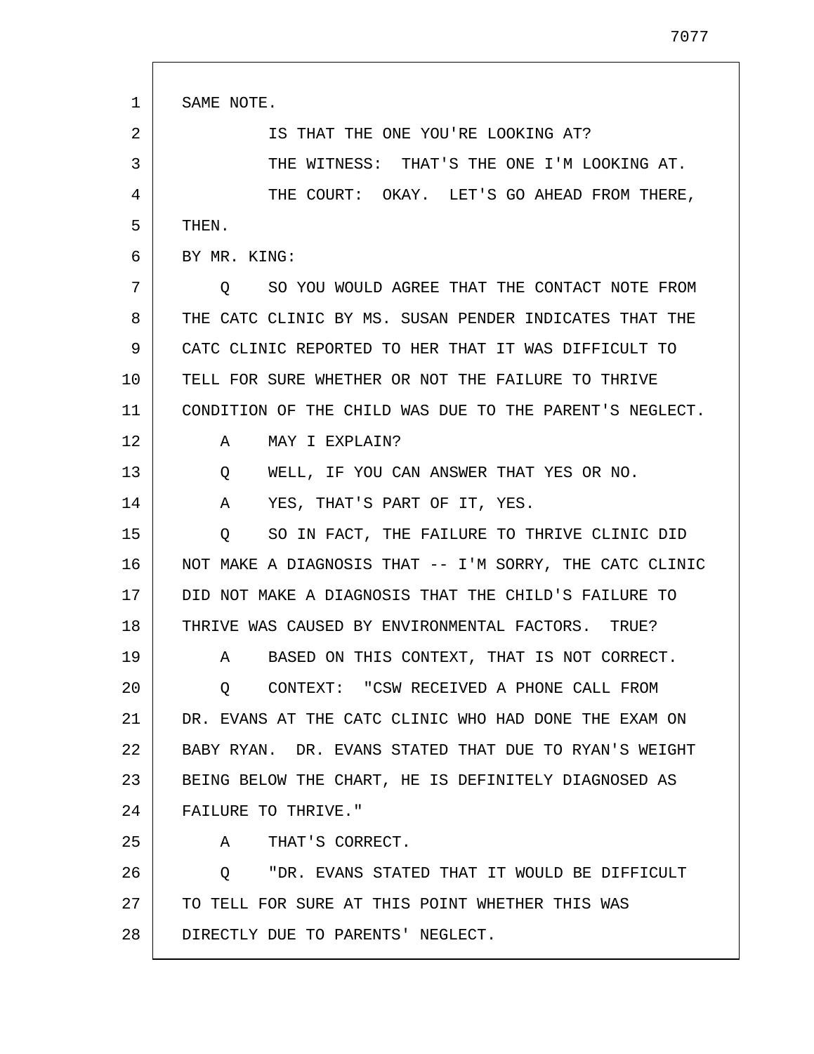SAME NOTE.

IS THAT THE ONE YOU'RE LOOKING AT?

THE WITNESS: THAT'S THE ONE I'M LOOKING AT.

THE COURT: OKAY. LET'S GO AHEAD FROM THERE, THEN.

BY MR. KING:

Q SO YOU WOULD AGREE THAT THE CONTACT NOTE FROM THE CATC CLINIC BY MS. SUSAN PENDER INDICATES THAT THE CATC CLINIC REPORTED TO HER THAT IT WAS DIFFICULT TO TELL FOR SURE WHETHER OR NOT THE FAILURE TO THRIVE CONDITION OF THE CHILD WAS DUE TO THE PARENT'S NEGLECT.

A MAY I EXPLAIN?

Q WELL, IF YOU CAN ANSWER THAT YES OR NO.

A YES, THAT'S PART OF IT, YES.

Q SO IN FACT, THE FAILURE TO THRIVE CLINIC DID NOT MAKE A DIAGNOSIS THAT -- I'M SORRY, THE CATC CLINIC DID NOT MAKE A DIAGNOSIS THAT THE CHILD'S FAILURE TO THRIVE WAS CAUSED BY ENVIRONMENTAL FACTORS. TRUE?

A BASED ON THIS CONTEXT, THAT IS NOT CORRECT.

Q CONTEXT: "CSW RECEIVED A PHONE CALL FROM DR. EVANS AT THE CATC CLINIC WHO HAD DONE THE EXAM ON BABY RYAN. DR. EVANS STATED THAT DUE TO RYAN'S WEIGHT BEING BELOW THE CHART, HE IS DEFINITELY DIAGNOSED AS FAILURE TO THRIVE."

A THAT'S CORRECT.

Q "DR. EVANS STATED THAT IT WOULD BE DIFFICULT TO TELL FOR SURE AT THIS POINT WHETHER THIS WAS DIRECTLY DUE TO PARENTS' NEGLECT.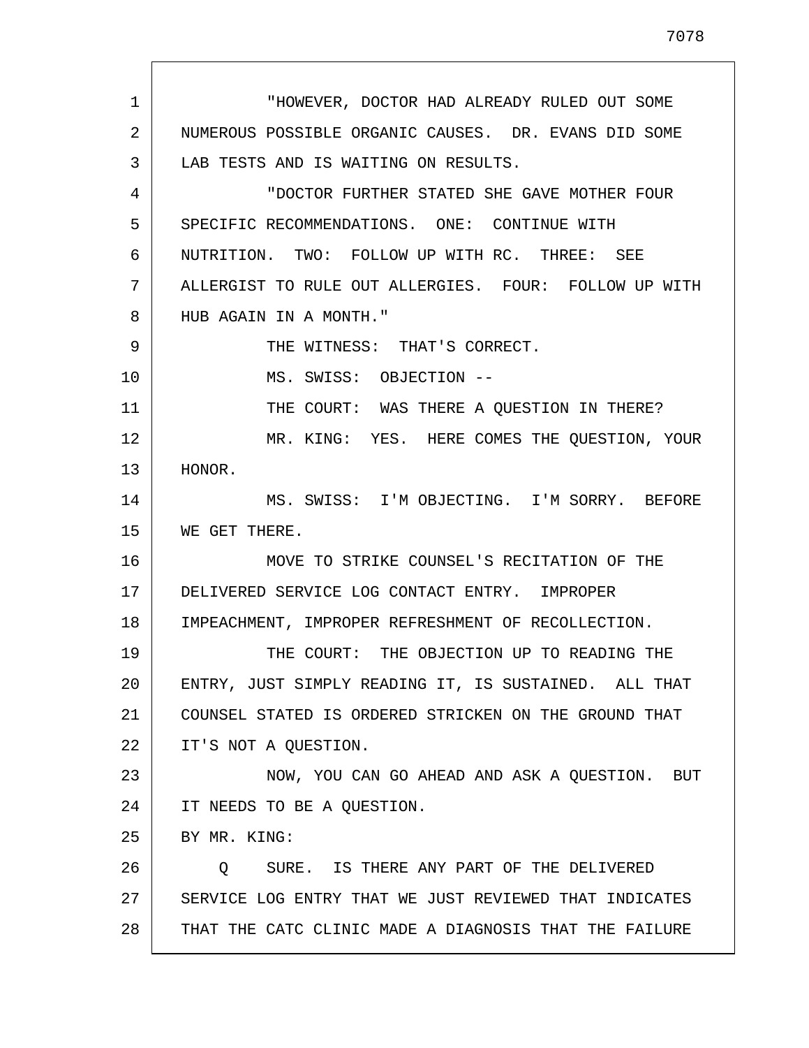"HOWEVER, DOCTOR HAD ALREADY RULED OUT SOME NUMEROUS POSSIBLE ORGANIC CAUSES. DR. EVANS DID SOME LAB TESTS AND IS WAITING ON RESULTS.

"DOCTOR FURTHER STATED SHE GAVE MOTHER FOUR SPECIFIC RECOMMENDATIONS. ONE: CONTINUE WITH NUTRITION. TWO: FOLLOW UP WITH RC. THREE: SEE ALLERGIST TO RULE OUT ALLERGIES. FOUR: FOLLOW UP WITH HUB AGAIN IN A MONTH."

THE WITNESS: THAT'S CORRECT.

MS. SWISS: OBJECTION --

THE COURT: WAS THERE A QUESTION IN THERE?

MR. KING: YES. HERE COMES THE QUESTION, YOUR HONOR.

MS. SWISS: I'M OBJECTING. I'M SORRY. BEFORE WE GET THERE.

MOVE TO STRIKE COUNSEL'S RECITATION OF THE DELIVERED SERVICE LOG CONTACT ENTRY. IMPROPER IMPEACHMENT, IMPROPER REFRESHMENT OF RECOLLECTION.

THE COURT: THE OBJECTION UP TO READING THE ENTRY, JUST SIMPLY READING IT, IS SUSTAINED. ALL THAT COUNSEL STATED IS ORDERED STRICKEN ON THE GROUND THAT IT'S NOT A QUESTION.

NOW, YOU CAN GO AHEAD AND ASK A QUESTION. BUT IT NEEDS TO BE A QUESTION.

BY MR. KING:

Q SURE. IS THERE ANY PART OF THE DELIVERED SERVICE LOG ENTRY THAT WE JUST REVIEWED THAT INDICATES THAT THE CATC CLINIC MADE A DIAGNOSIS THAT THE FAILURE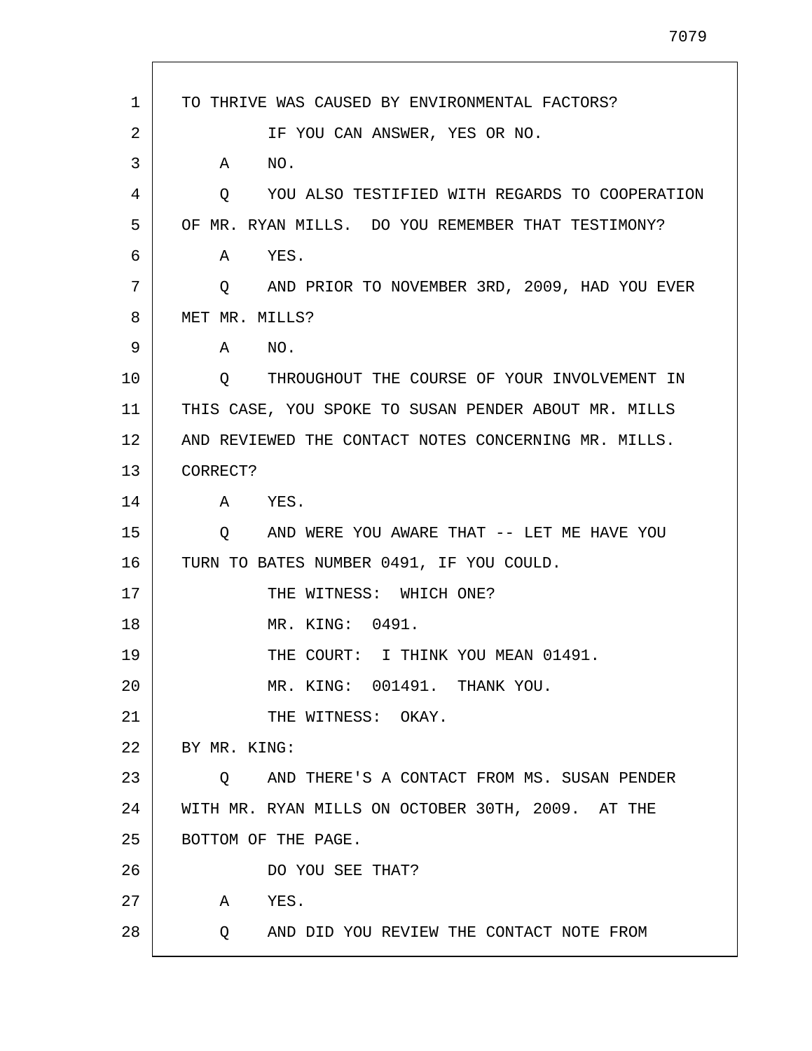TO THRIVE WAS CAUSED BY ENVIRONMENTAL FACTORS?

IF YOU CAN ANSWER, YES OR NO.

A NO.

Q YOU ALSO TESTIFIED WITH REGARDS TO COOPERATION OF MR. RYAN MILLS. DO YOU REMEMBER THAT TESTIMONY?

A YES.

Q AND PRIOR TO NOVEMBER 3RD, 2009, HAD YOU EVER MET MR. MILLS?

A NO.

Q THROUGHOUT THE COURSE OF YOUR INVOLVEMENT IN THIS CASE, YOU SPOKE TO SUSAN PENDER ABOUT MR. MILLS AND REVIEWED THE CONTACT NOTES CONCERNING MR. MILLS. CORRECT?

A YES.

Q AND WERE YOU AWARE THAT -- LET ME HAVE YOU TURN TO BATES NUMBER 0491, IF YOU COULD.

THE WITNESS: WHICH ONE?

MR. KING: 0491.

THE COURT: I THINK YOU MEAN 01491.

MR. KING: 001491. THANK YOU.

THE WITNESS: OKAY.

BY MR. KING:

Q AND THERE'S A CONTACT FROM MS. SUSAN PENDER WITH MR. RYAN MILLS ON OCTOBER 30TH, 2009. AT THE BOTTOM OF THE PAGE.

DO YOU SEE THAT?

A YES.

Q AND DID YOU REVIEW THE CONTACT NOTE FROM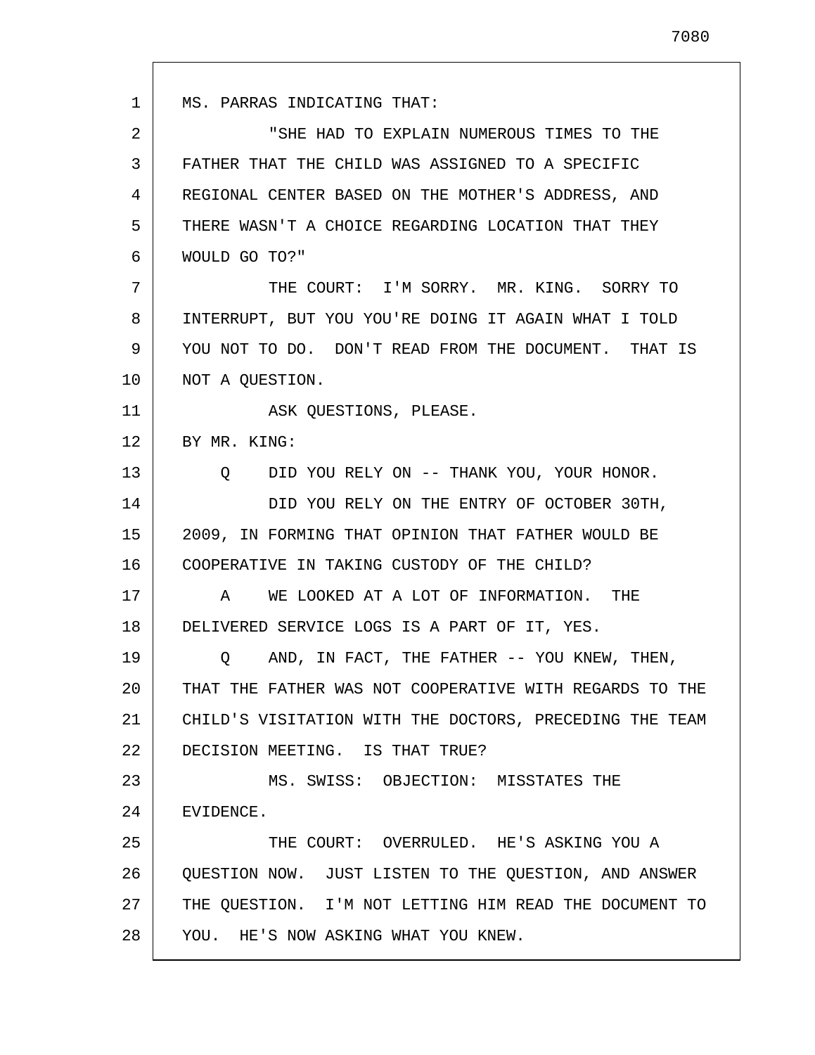MS. PARRAS INDICATING THAT:

"SHE HAD TO EXPLAIN NUMEROUS TIMES TO THE FATHER THAT THE CHILD WAS ASSIGNED TO A SPECIFIC REGIONAL CENTER BASED ON THE MOTHER'S ADDRESS, AND THERE WASN'T A CHOICE REGARDING LOCATION THAT THEY WOULD GO TO?"

THE COURT: I'M SORRY. MR. KING. SORRY TO INTERRUPT, BUT YOU YOU'RE DOING IT AGAIN WHAT I TOLD YOU NOT TO DO. DON'T READ FROM THE DOCUMENT. THAT IS NOT A QUESTION.

ASK QUESTIONS, PLEASE.

BY MR. KING:

Q DID YOU RELY ON -- THANK YOU, YOUR HONOR.

DID YOU RELY ON THE ENTRY OF OCTOBER 30TH, 2009, IN FORMING THAT OPINION THAT FATHER WOULD BE COOPERATIVE IN TAKING CUSTODY OF THE CHILD?

A WE LOOKED AT A LOT OF INFORMATION. THE DELIVERED SERVICE LOGS IS A PART OF IT, YES.

Q AND, IN FACT, THE FATHER -- YOU KNEW, THEN, THAT THE FATHER WAS NOT COOPERATIVE WITH REGARDS TO THE CHILD'S VISITATION WITH THE DOCTORS, PRECEDING THE TEAM DECISION MEETING. IS THAT TRUE?

MS. SWISS: OBJECTION: MISSTATES THE EVIDENCE.

THE COURT: OVERRULED. HE'S ASKING YOU A QUESTION NOW. JUST LISTEN TO THE QUESTION, AND ANSWER THE QUESTION. I'M NOT LETTING HIM READ THE DOCUMENT TO YOU. HE'S NOW ASKING WHAT YOU KNEW.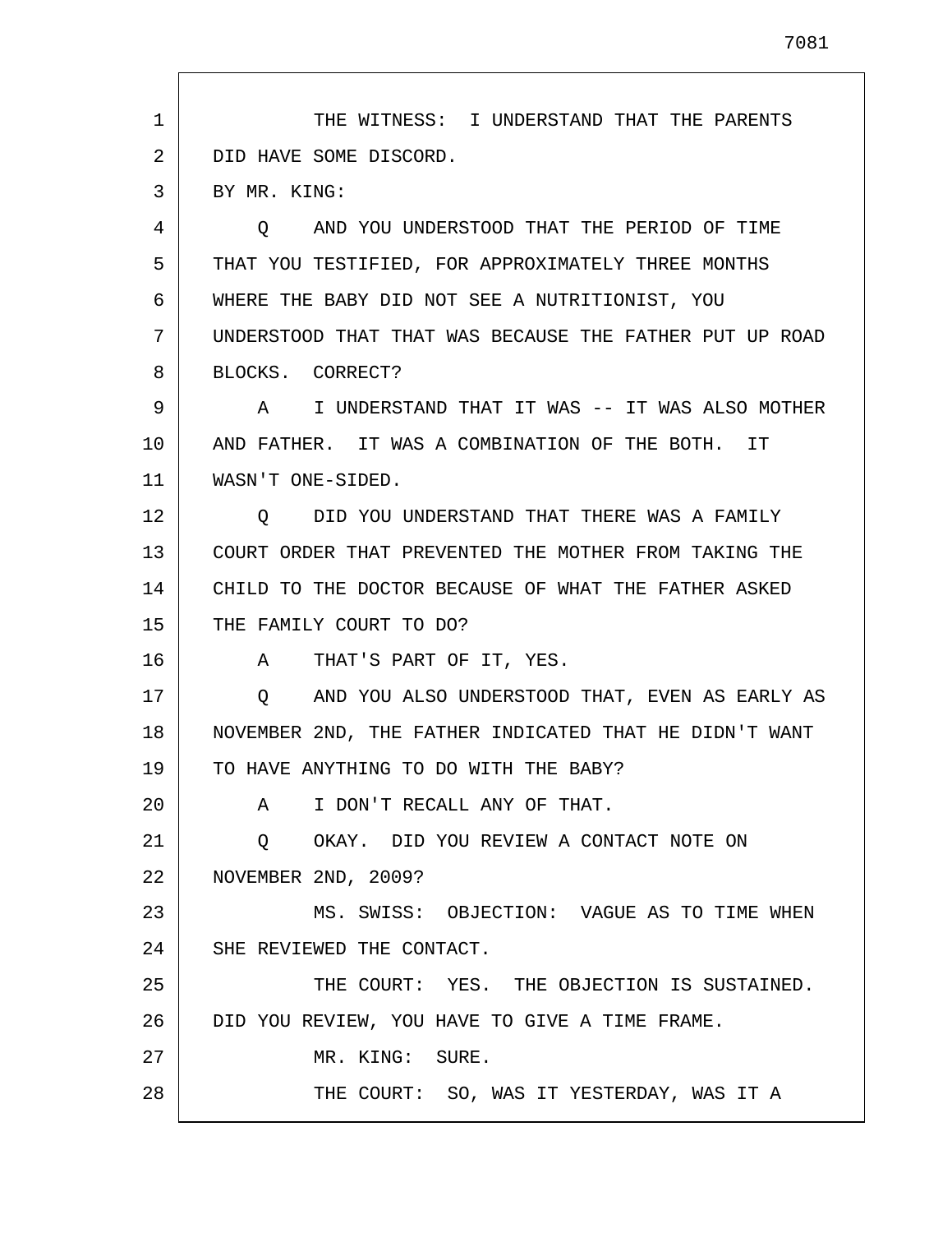THE WITNESS: I UNDERSTAND THAT THE PARENTS DID HAVE SOME DISCORD.

BY MR. KING:

Q AND YOU UNDERSTOOD THAT THE PERIOD OF TIME THAT YOU TESTIFIED, FOR APPROXIMATELY THREE MONTHS WHERE THE BABY DID NOT SEE A NUTRITIONIST, YOU UNDERSTOOD THAT THAT WAS BECAUSE THE FATHER PUT UP ROAD BLOCKS. CORRECT?

A I UNDERSTAND THAT IT WAS -- IT WAS ALSO MOTHER AND FATHER. IT WAS A COMBINATION OF THE BOTH. IT WASN'T ONE-SIDED.

Q DID YOU UNDERSTAND THAT THERE WAS A FAMILY COURT ORDER THAT PREVENTED THE MOTHER FROM TAKING THE CHILD TO THE DOCTOR BECAUSE OF WHAT THE FATHER ASKED THE FAMILY COURT TO DO?

A THAT'S PART OF IT, YES.

Q AND YOU ALSO UNDERSTOOD THAT, EVEN AS EARLY AS NOVEMBER 2ND, THE FATHER INDICATED THAT HE DIDN'T WANT TO HAVE ANYTHING TO DO WITH THE BABY?

A I DON'T RECALL ANY OF THAT.

Q OKAY. DID YOU REVIEW A CONTACT NOTE ON NOVEMBER 2ND, 2009?

MS. SWISS: OBJECTION: VAGUE AS TO TIME WHEN SHE REVIEWED THE CONTACT.

THE COURT: YES. THE OBJECTION IS SUSTAINED. DID YOU REVIEW, YOU HAVE TO GIVE A TIME FRAME.

MR. KING: SURE.

THE COURT: SO, WAS IT YESTERDAY, WAS IT A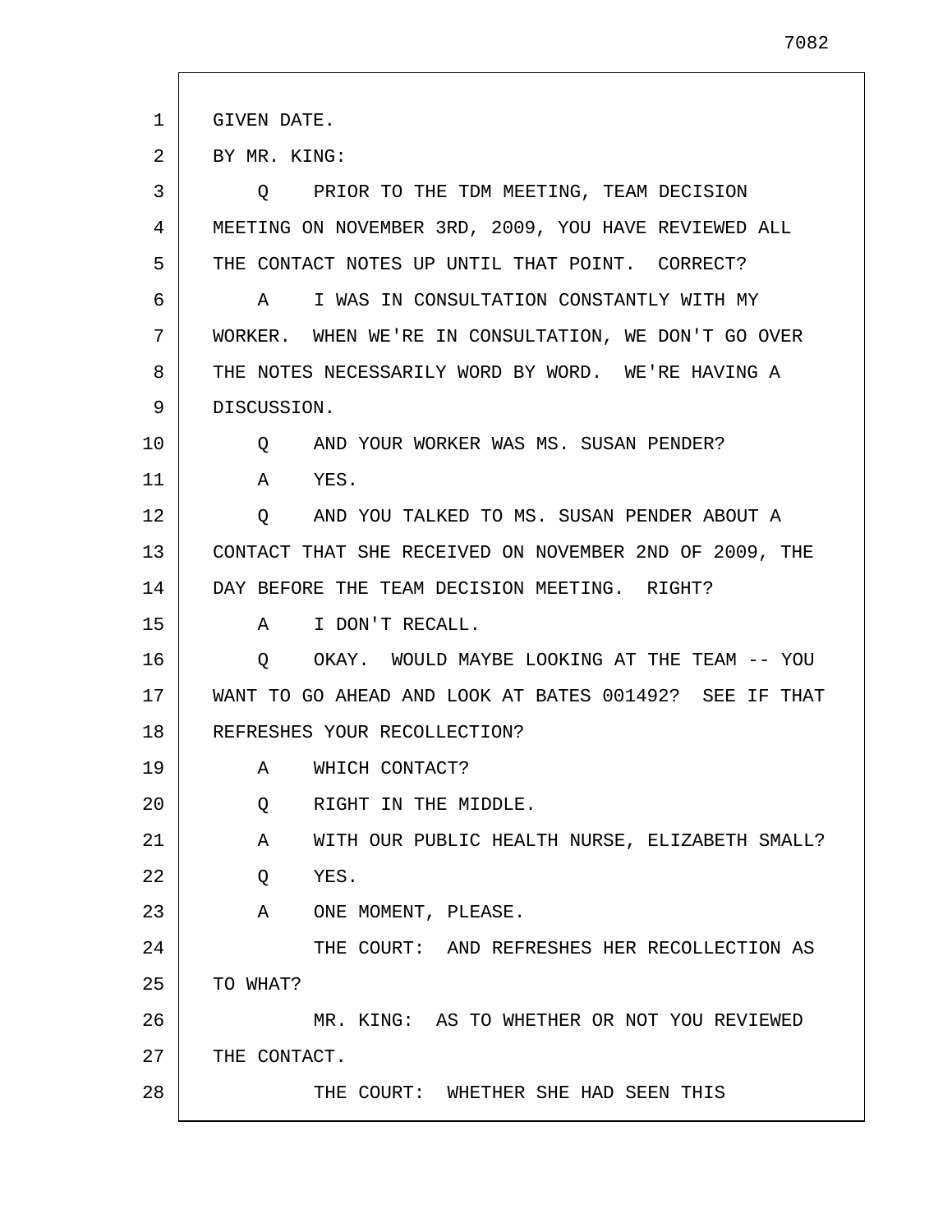GIVEN DATE.

BY MR. KING:

Q PRIOR TO THE TDM MEETING, TEAM DECISION MEETING ON NOVEMBER 3RD, 2009, YOU HAVE REVIEWED ALL THE CONTACT NOTES UP UNTIL THAT POINT. CORRECT?

A I WAS IN CONSULTATION CONSTANTLY WITH MY WORKER. WHEN WE'RE IN CONSULTATION, WE DON'T GO OVER THE NOTES NECESSARILY WORD BY WORD. WE'RE HAVING A DISCUSSION.

Q AND YOUR WORKER WAS MS. SUSAN PENDER?

A YES.

Q AND YOU TALKED TO MS. SUSAN PENDER ABOUT A CONTACT THAT SHE RECEIVED ON NOVEMBER 2ND OF 2009, THE DAY BEFORE THE TEAM DECISION MEETING. RIGHT?

A I DON'T RECALL.

Q OKAY. WOULD MAYBE LOOKING AT THE TEAM -- YOU WANT TO GO AHEAD AND LOOK AT BATES 001492? SEE IF THAT REFRESHES YOUR RECOLLECTION?

A WHICH CONTACT?

Q RIGHT IN THE MIDDLE.

A WITH OUR PUBLIC HEALTH NURSE, ELIZABETH SMALL?

Q YES.

A ONE MOMENT, PLEASE.

THE COURT: AND REFRESHES HER RECOLLECTION AS TO WHAT?

MR. KING: AS TO WHETHER OR NOT YOU REVIEWED THE CONTACT.

THE COURT: WHETHER SHE HAD SEEN THIS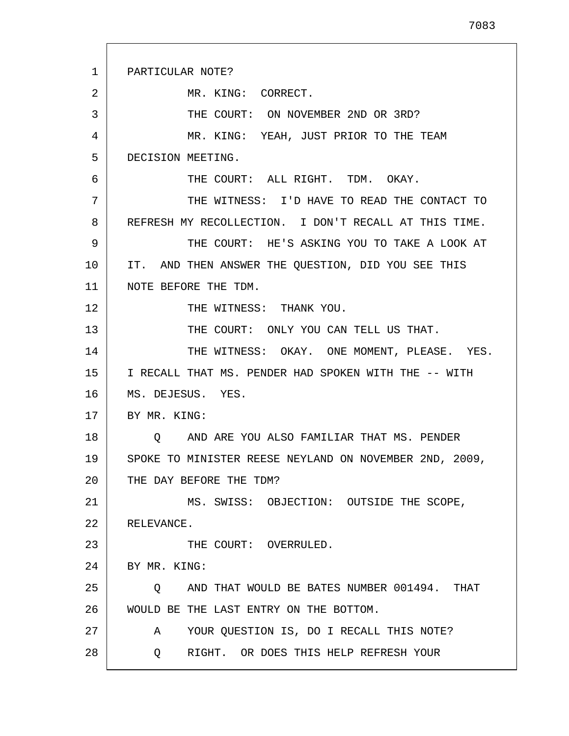PARTICULAR NOTE?

MR. KING: CORRECT.

THE COURT: ON NOVEMBER 2ND OR 3RD?

MR. KING: YEAH, JUST PRIOR TO THE TEAM DECISION MEETING.

THE COURT: ALL RIGHT. TDM. OKAY.

THE WITNESS: I'D HAVE TO READ THE CONTACT TO REFRESH MY RECOLLECTION. I DON'T RECALL AT THIS TIME.

THE COURT: HE'S ASKING YOU TO TAKE A LOOK AT IT. AND THEN ANSWER THE QUESTION, DID YOU SEE THIS NOTE BEFORE THE TDM.

THE WITNESS: THANK YOU.

THE COURT: ONLY YOU CAN TELL US THAT.

THE WITNESS: OKAY. ONE MOMENT, PLEASE. YES. I RECALL THAT MS. PENDER HAD SPOKEN WITH THE -- WITH MS. DEJESUS. YES.

BY MR. KING:

Q AND ARE YOU ALSO FAMILIAR THAT MS. PENDER SPOKE TO MINISTER REESE NEYLAND ON NOVEMBER 2ND, 2009, THE DAY BEFORE THE TDM?

MS. SWISS: OBJECTION: OUTSIDE THE SCOPE, RELEVANCE.

THE COURT: OVERRULED.

BY MR. KING:

Q AND THAT WOULD BE BATES NUMBER 001494. THAT WOULD BE THE LAST ENTRY ON THE BOTTOM.

A YOUR QUESTION IS, DO I RECALL THIS NOTE?

Q RIGHT. OR DOES THIS HELP REFRESH YOUR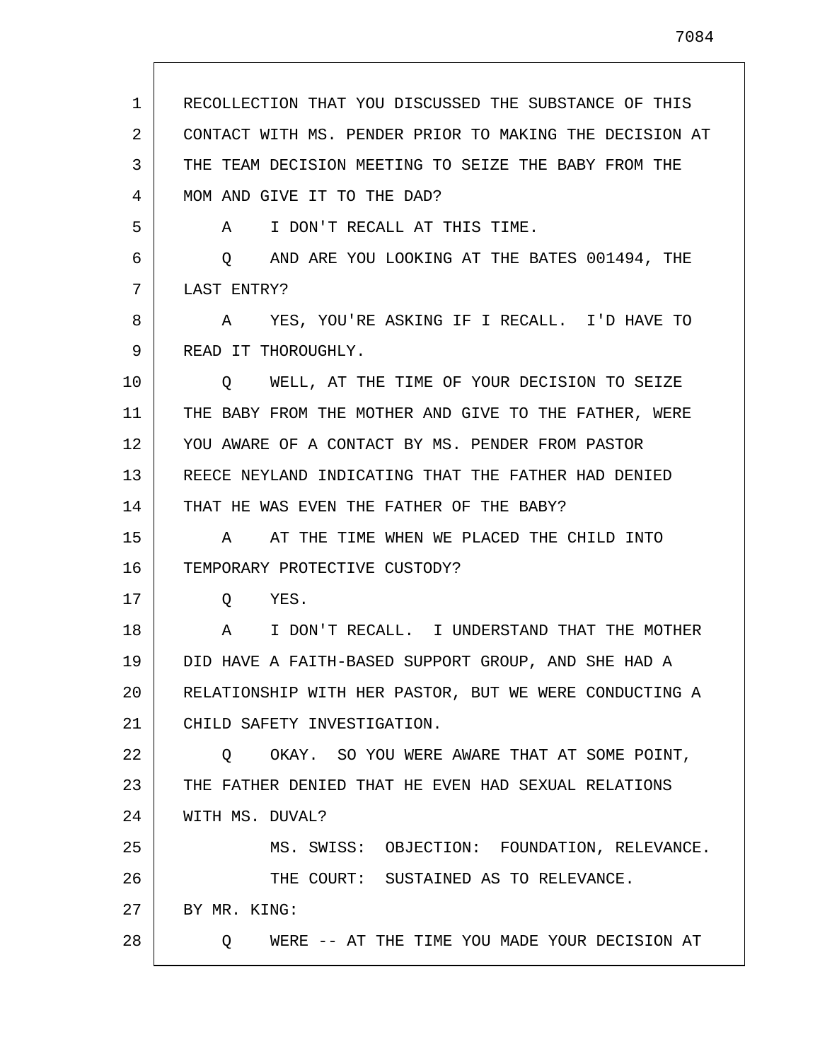RECOLLECTION THAT YOU DISCUSSED THE SUBSTANCE OF THIS CONTACT WITH MS. PENDER PRIOR TO MAKING THE DECISION AT THE TEAM DECISION MEETING TO SEIZE THE BABY FROM THE MOM AND GIVE IT TO THE DAD?

A I DON'T RECALL AT THIS TIME.

Q AND ARE YOU LOOKING AT THE BATES 001494, THE LAST ENTRY?

A YES, YOU'RE ASKING IF I RECALL. I'D HAVE TO READ IT THOROUGHLY.

Q WELL, AT THE TIME OF YOUR DECISION TO SEIZE THE BABY FROM THE MOTHER AND GIVE TO THE FATHER, WERE YOU AWARE OF A CONTACT BY MS. PENDER FROM PASTOR REECE NEYLAND INDICATING THAT THE FATHER HAD DENIED THAT HE WAS EVEN THE FATHER OF THE BABY?

A AT THE TIME WHEN WE PLACED THE CHILD INTO TEMPORARY PROTECTIVE CUSTODY?

Q YES.

A I DON'T RECALL. I UNDERSTAND THAT THE MOTHER DID HAVE A FAITH-BASED SUPPORT GROUP, AND SHE HAD A RELATIONSHIP WITH HER PASTOR, BUT WE WERE CONDUCTING A CHILD SAFETY INVESTIGATION.

Q OKAY. SO YOU WERE AWARE THAT AT SOME POINT, THE FATHER DENIED THAT HE EVEN HAD SEXUAL RELATIONS WITH MS. DUVAL?

MS. SWISS: OBJECTION: FOUNDATION, RELEVANCE.

THE COURT: SUSTAINED AS TO RELEVANCE.

BY MR. KING:

Q WERE -- AT THE TIME YOU MADE YOUR DECISION AT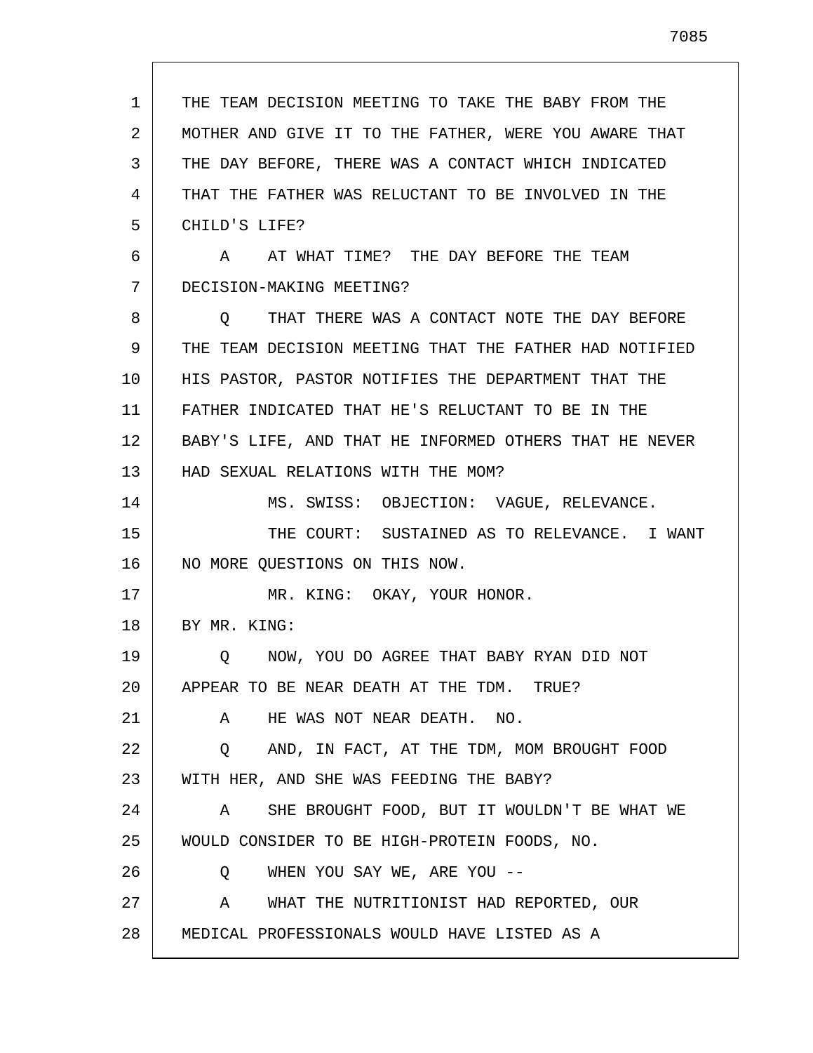1 THE TEAM DECISION MEETING TO TAKE THE BABY FROM THE
2 MOTHER AND GIVE IT TO THE FATHER, WERE YOU AWARE THAT
3 THE DAY BEFORE, THERE WAS A CONTACT WHICH INDICATED
4 THAT THE FATHER WAS RELUCTANT TO BE INVOLVED IN THE
5 CHILD'S LIFE?

6 A AT WHAT TIME? THE DAY BEFORE THE TEAM
7 DECISION-MAKING MEETING?

8 Q THAT THERE WAS A CONTACT NOTE THE DAY BEFORE
9 THE TEAM DECISION MEETING THAT THE FATHER HAD NOTIFIED
10 HIS PASTOR, PASTOR NOTIFIES THE DEPARTMENT THAT THE
11 FATHER INDICATED THAT HE'S RELUCTANT TO BE IN THE
12 BABY'S LIFE, AND THAT HE INFORMED OTHERS THAT HE NEVER
13 HAD SEXUAL RELATIONS WITH THE MOM?

14 MS. SWISS: OBJECTION: VAGUE, RELEVANCE.

15 THE COURT: SUSTAINED AS TO RELEVANCE. I WANT
16 NO MORE QUESTIONS ON THIS NOW.

17 MR. KING: OKAY, YOUR HONOR.

18 BY MR. KING:

19 Q NOW, YOU DO AGREE THAT BABY RYAN DID NOT
20 APPEAR TO BE NEAR DEATH AT THE TDM. TRUE?

21 A HE WAS NOT NEAR DEATH. NO.

22 Q AND, IN FACT, AT THE TDM, MOM BROUGHT FOOD
23 WITH HER, AND SHE WAS FEEDING THE BABY?

24 A SHE BROUGHT FOOD, BUT IT WOULDN'T BE WHAT WE
25 WOULD CONSIDER TO BE HIGH-PROTEIN FOODS, NO.

26 Q WHEN YOU SAY WE, ARE YOU --

27 A WHAT THE NUTRITIONIST HAD REPORTED, OUR
28 MEDICAL PROFESSIONALS WOULD HAVE LISTED AS A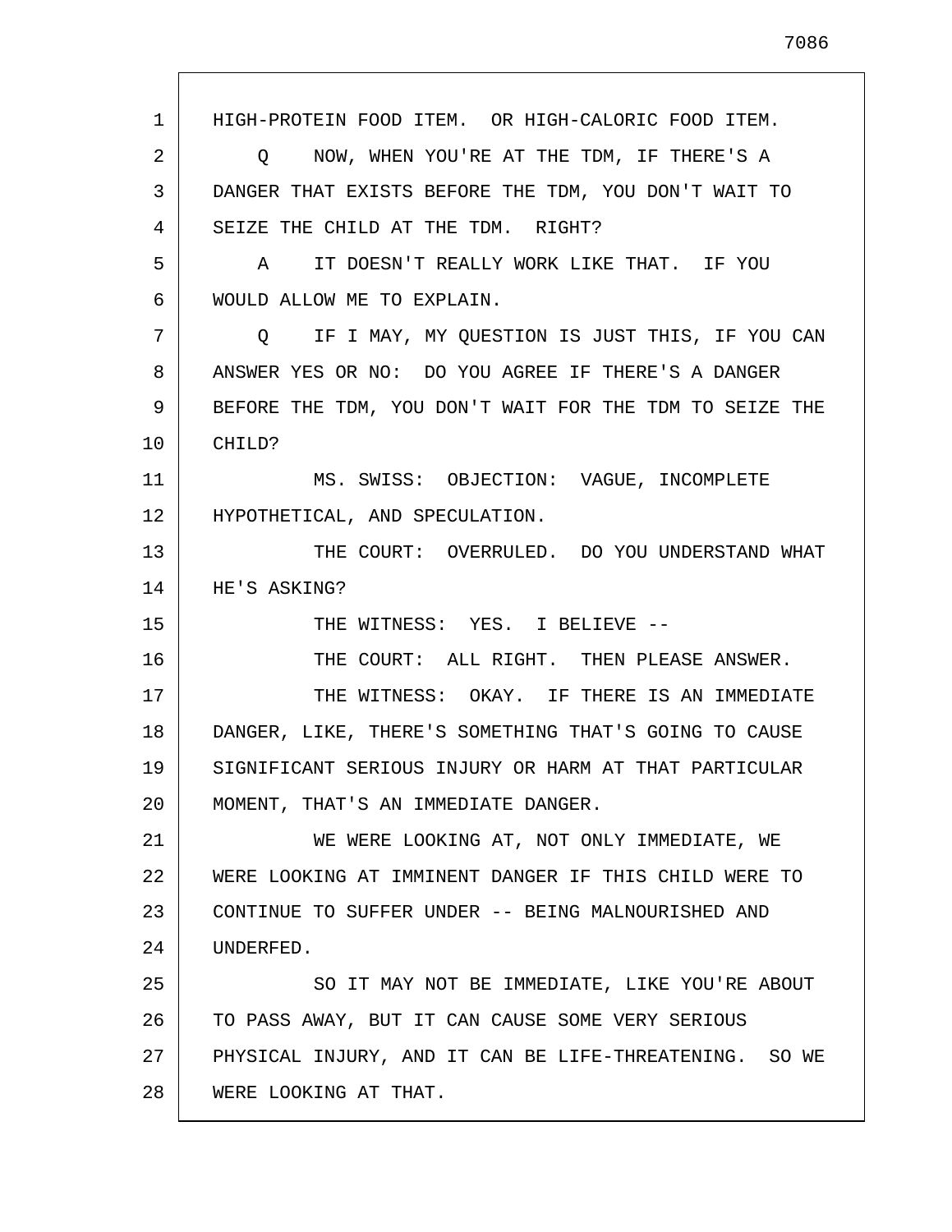HIGH-PROTEIN FOOD ITEM. OR HIGH-CALORIC FOOD ITEM.

Q NOW, WHEN YOU'RE AT THE TDM, IF THERE'S A DANGER THAT EXISTS BEFORE THE TDM, YOU DON'T WAIT TO SEIZE THE CHILD AT THE TDM. RIGHT?

A IT DOESN'T REALLY WORK LIKE THAT. IF YOU WOULD ALLOW ME TO EXPLAIN.

Q IF I MAY, MY QUESTION IS JUST THIS, IF YOU CAN ANSWER YES OR NO: DO YOU AGREE IF THERE'S A DANGER BEFORE THE TDM, YOU DON'T WAIT FOR THE TDM TO SEIZE THE CHILD?

MS. SWISS: OBJECTION: VAGUE, INCOMPLETE HYPOTHETICAL, AND SPECULATION.

THE COURT: OVERRULED. DO YOU UNDERSTAND WHAT HE'S ASKING?

THE WITNESS: YES. I BELIEVE --

THE COURT: ALL RIGHT. THEN PLEASE ANSWER.

THE WITNESS: OKAY. IF THERE IS AN IMMEDIATE DANGER, LIKE, THERE'S SOMETHING THAT'S GOING TO CAUSE SIGNIFICANT SERIOUS INJURY OR HARM AT THAT PARTICULAR MOMENT, THAT'S AN IMMEDIATE DANGER.

WE WERE LOOKING AT, NOT ONLY IMMEDIATE, WE WERE LOOKING AT IMMINENT DANGER IF THIS CHILD WERE TO CONTINUE TO SUFFER UNDER -- BEING MALNOURISHED AND UNDERFED.

SO IT MAY NOT BE IMMEDIATE, LIKE YOU'RE ABOUT TO PASS AWAY, BUT IT CAN CAUSE SOME VERY SERIOUS PHYSICAL INJURY, AND IT CAN BE LIFE-THREATENING. SO WE WERE LOOKING AT THAT.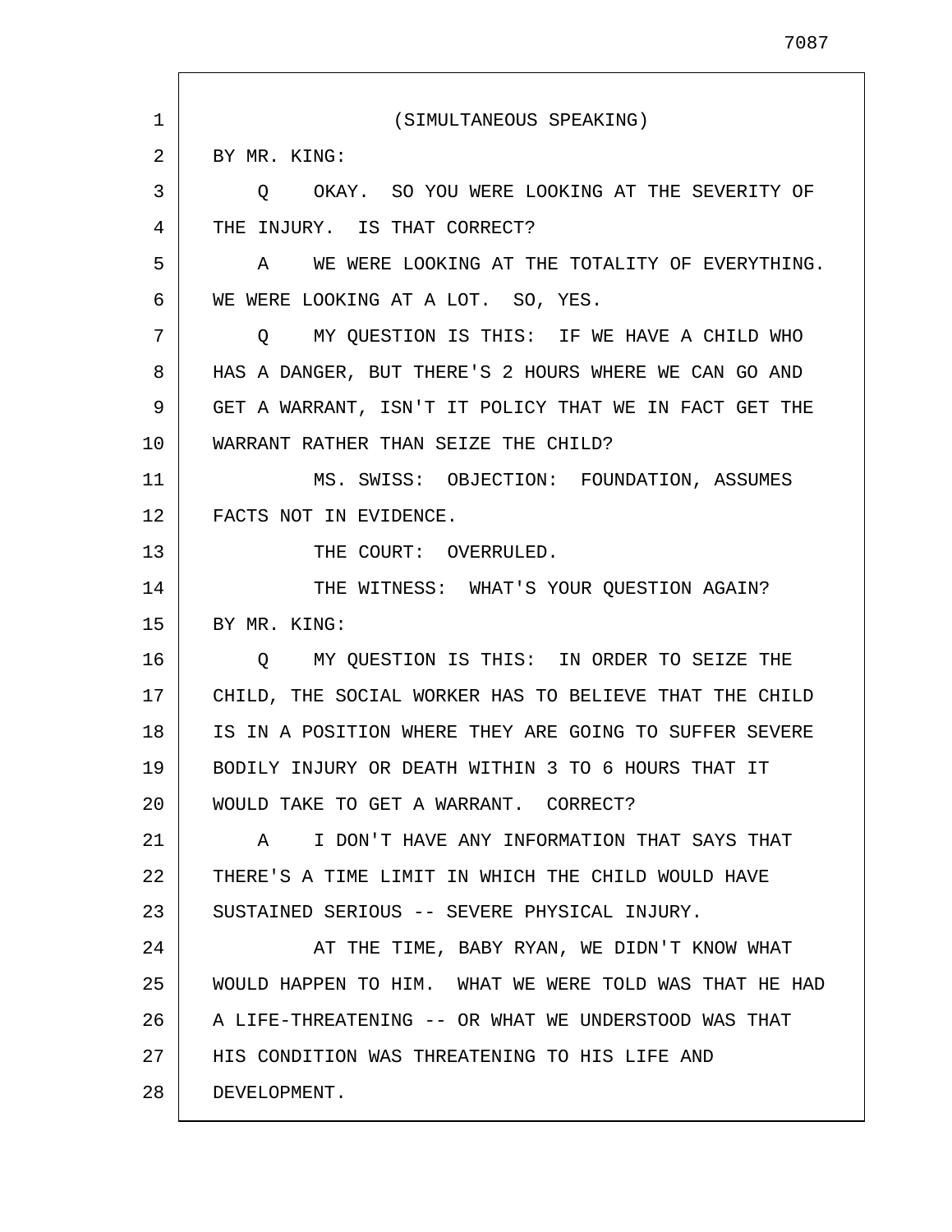(SIMULTANEOUS SPEAKING)

BY MR. KING:

Q OKAY. SO YOU WERE LOOKING AT THE SEVERITY OF THE INJURY. IS THAT CORRECT?

A WE WERE LOOKING AT THE TOTALITY OF EVERYTHING. WE WERE LOOKING AT A LOT. SO, YES.

Q MY QUESTION IS THIS: IF WE HAVE A CHILD WHO HAS A DANGER, BUT THERE'S 2 HOURS WHERE WE CAN GO AND GET A WARRANT, ISN'T IT POLICY THAT WE IN FACT GET THE WARRANT RATHER THAN SEIZE THE CHILD?

MS. SWISS: OBJECTION: FOUNDATION, ASSUMES FACTS NOT IN EVIDENCE.

THE COURT: OVERRULED.

THE WITNESS: WHAT'S YOUR QUESTION AGAIN?

BY MR. KING:

Q MY QUESTION IS THIS: IN ORDER TO SEIZE THE CHILD, THE SOCIAL WORKER HAS TO BELIEVE THAT THE CHILD IS IN A POSITION WHERE THEY ARE GOING TO SUFFER SEVERE BODILY INJURY OR DEATH WITHIN 3 TO 6 HOURS THAT IT WOULD TAKE TO GET A WARRANT. CORRECT?

A I DON'T HAVE ANY INFORMATION THAT SAYS THAT THERE'S A TIME LIMIT IN WHICH THE CHILD WOULD HAVE SUSTAINED SERIOUS -- SEVERE PHYSICAL INJURY.

AT THE TIME, BABY RYAN, WE DIDN'T KNOW WHAT WOULD HAPPEN TO HIM. WHAT WE WERE TOLD WAS THAT HE HAD A LIFE-THREATENING -- OR WHAT WE UNDERSTOOD WAS THAT HIS CONDITION WAS THREATENING TO HIS LIFE AND DEVELOPMENT.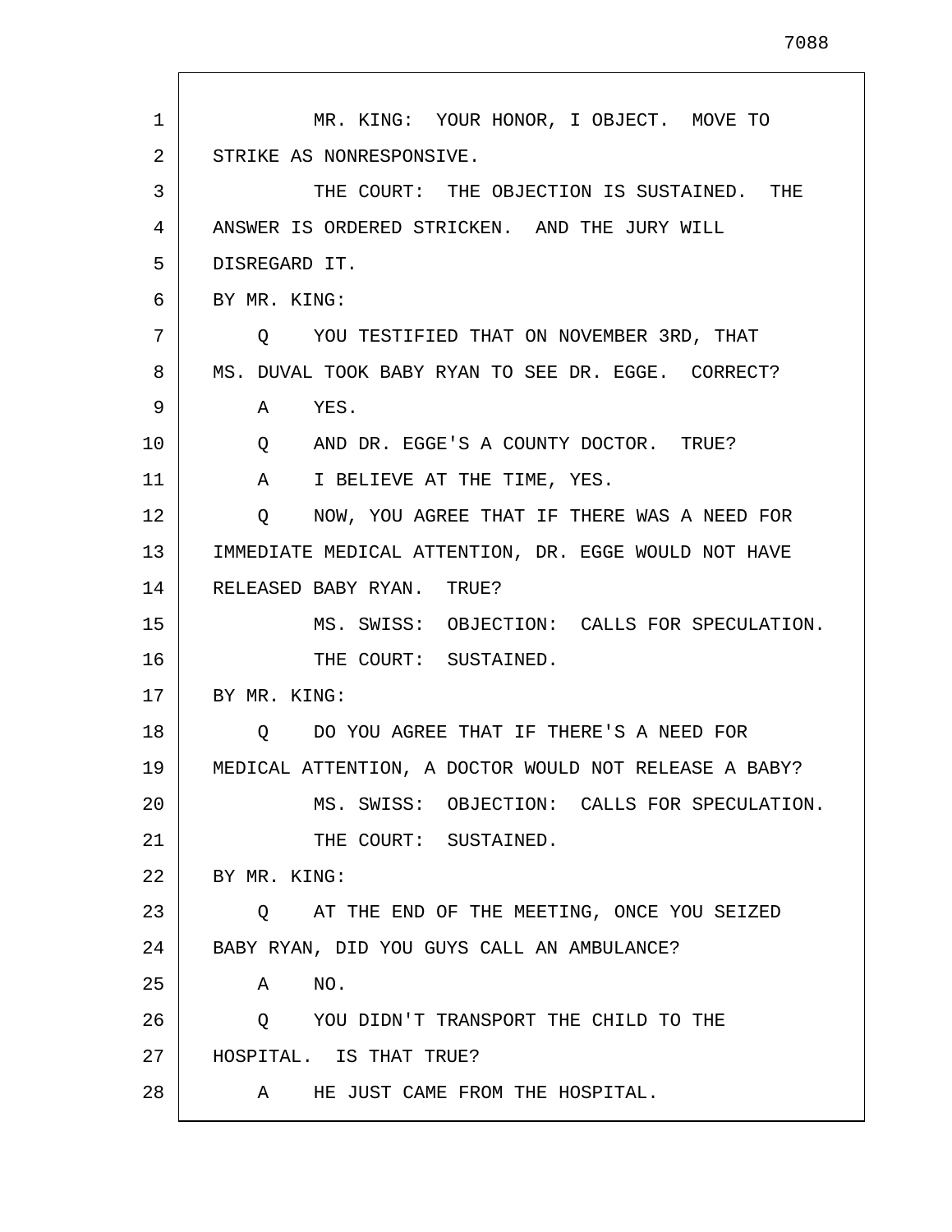MR. KING: YOUR HONOR, I OBJECT. MOVE TO STRIKE AS NONRESPONSIVE.

THE COURT: THE OBJECTION IS SUSTAINED. THE ANSWER IS ORDERED STRICKEN. AND THE JURY WILL DISREGARD IT.

BY MR. KING:

Q YOU TESTIFIED THAT ON NOVEMBER 3RD, THAT MS. DUVAL TOOK BABY RYAN TO SEE DR. EGGE. CORRECT?

A YES.

Q AND DR. EGGE'S A COUNTY DOCTOR. TRUE?

A I BELIEVE AT THE TIME, YES.

Q NOW, YOU AGREE THAT IF THERE WAS A NEED FOR IMMEDIATE MEDICAL ATTENTION, DR. EGGE WOULD NOT HAVE RELEASED BABY RYAN. TRUE?

MS. SWISS: OBJECTION: CALLS FOR SPECULATION.

THE COURT: SUSTAINED.

BY MR. KING:

Q DO YOU AGREE THAT IF THERE'S A NEED FOR MEDICAL ATTENTION, A DOCTOR WOULD NOT RELEASE A BABY?

MS. SWISS: OBJECTION: CALLS FOR SPECULATION.

THE COURT: SUSTAINED.

BY MR. KING:

Q AT THE END OF THE MEETING, ONCE YOU SEIZED BABY RYAN, DID YOU GUYS CALL AN AMBULANCE?

A NO.

Q YOU DIDN'T TRANSPORT THE CHILD TO THE HOSPITAL. IS THAT TRUE?

A HE JUST CAME FROM THE HOSPITAL.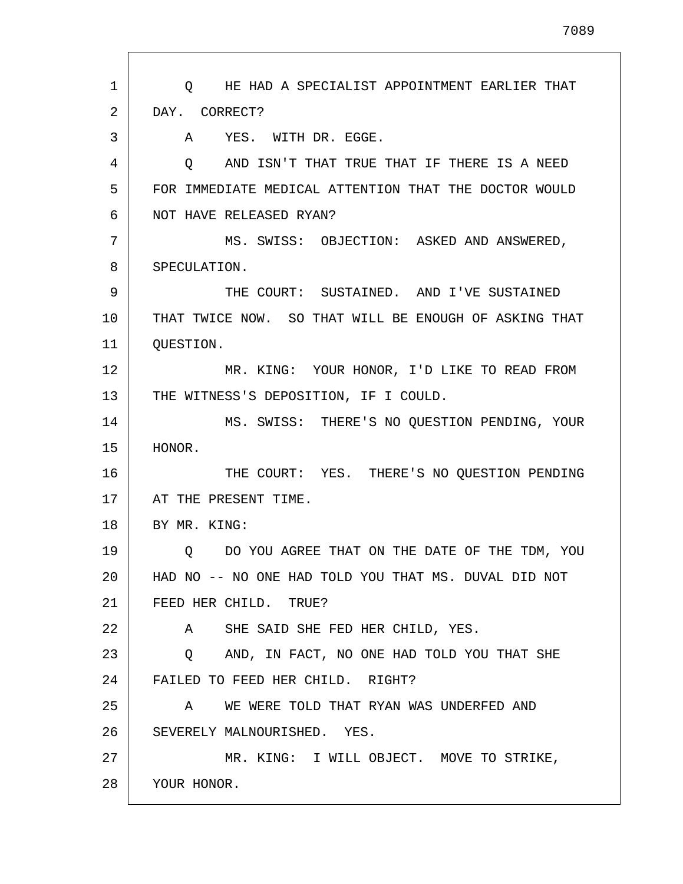Q HE HAD A SPECIALIST APPOINTMENT EARLIER THAT DAY. CORRECT?

A YES. WITH DR. EGGE.

Q AND ISN'T THAT TRUE THAT IF THERE IS A NEED FOR IMMEDIATE MEDICAL ATTENTION THAT THE DOCTOR WOULD NOT HAVE RELEASED RYAN?

MS. SWISS: OBJECTION: ASKED AND ANSWERED, SPECULATION.

THE COURT: SUSTAINED. AND I'VE SUSTAINED THAT TWICE NOW. SO THAT WILL BE ENOUGH OF ASKING THAT QUESTION.

MR. KING: YOUR HONOR, I'D LIKE TO READ FROM THE WITNESS'S DEPOSITION, IF I COULD.

MS. SWISS: THERE'S NO QUESTION PENDING, YOUR HONOR.

THE COURT: YES. THERE'S NO QUESTION PENDING AT THE PRESENT TIME.

BY MR. KING:

Q DO YOU AGREE THAT ON THE DATE OF THE TDM, YOU HAD NO -- NO ONE HAD TOLD YOU THAT MS. DUVAL DID NOT FEED HER CHILD. TRUE?

A SHE SAID SHE FED HER CHILD, YES.

Q AND, IN FACT, NO ONE HAD TOLD YOU THAT SHE FAILED TO FEED HER CHILD. RIGHT?

A WE WERE TOLD THAT RYAN WAS UNDERFED AND SEVERELY MALNOURISHED. YES.

MR. KING: I WILL OBJECT. MOVE TO STRIKE, YOUR HONOR.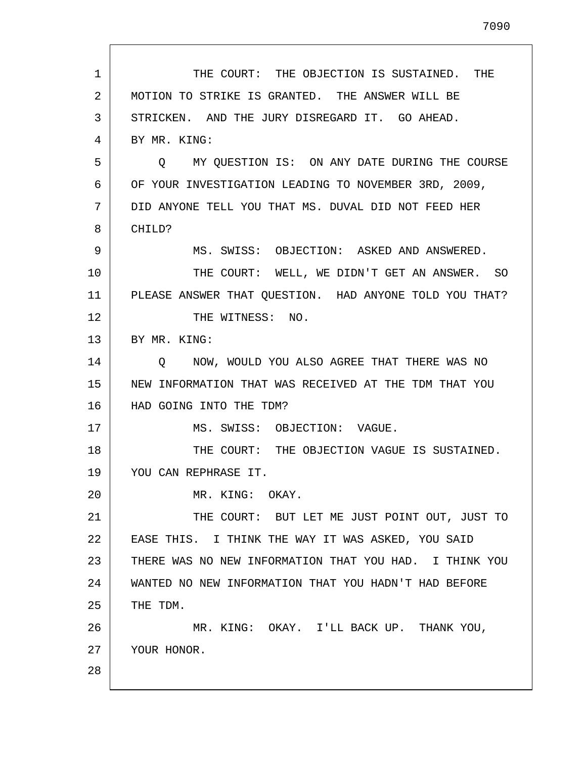THE COURT: THE OBJECTION IS SUSTAINED. THE MOTION TO STRIKE IS GRANTED. THE ANSWER WILL BE STRICKEN. AND THE JURY DISREGARD IT. GO AHEAD.

BY MR. KING:

Q MY QUESTION IS: ON ANY DATE DURING THE COURSE OF YOUR INVESTIGATION LEADING TO NOVEMBER 3RD, 2009, DID ANYONE TELL YOU THAT MS. DUVAL DID NOT FEED HER CHILD?

MS. SWISS: OBJECTION: ASKED AND ANSWERED.

THE COURT: WELL, WE DIDN'T GET AN ANSWER. SO PLEASE ANSWER THAT QUESTION. HAD ANYONE TOLD YOU THAT?

THE WITNESS: NO.

BY MR. KING:

Q NOW, WOULD YOU ALSO AGREE THAT THERE WAS NO NEW INFORMATION THAT WAS RECEIVED AT THE TDM THAT YOU HAD GOING INTO THE TDM?

MS. SWISS: OBJECTION: VAGUE.

THE COURT: THE OBJECTION VAGUE IS SUSTAINED. YOU CAN REPHRASE IT.

MR. KING: OKAY.

THE COURT: BUT LET ME JUST POINT OUT, JUST TO EASE THIS. I THINK THE WAY IT WAS ASKED, YOU SAID THERE WAS NO NEW INFORMATION THAT YOU HAD. I THINK YOU WANTED NO NEW INFORMATION THAT YOU HADN'T HAD BEFORE THE TDM.

MR. KING: OKAY. I'LL BACK UP. THANK YOU, YOUR HONOR.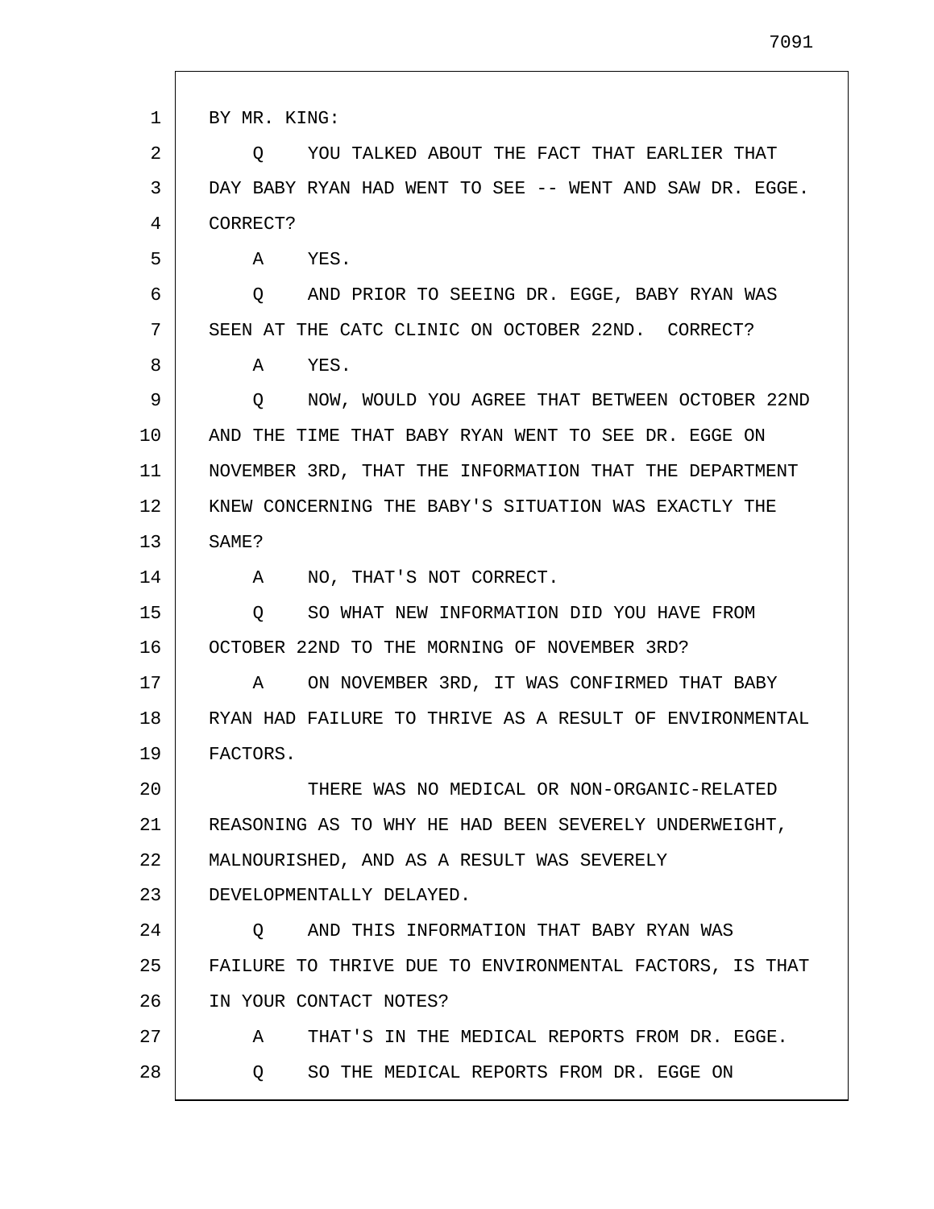BY MR. KING:

Q YOU TALKED ABOUT THE FACT THAT EARLIER THAT DAY BABY RYAN HAD WENT TO SEE -- WENT AND SAW DR. EGGE. CORRECT?

A YES.

Q AND PRIOR TO SEEING DR. EGGE, BABY RYAN WAS SEEN AT THE CATC CLINIC ON OCTOBER 22ND. CORRECT?

A YES.

Q NOW, WOULD YOU AGREE THAT BETWEEN OCTOBER 22ND AND THE TIME THAT BABY RYAN WENT TO SEE DR. EGGE ON NOVEMBER 3RD, THAT THE INFORMATION THAT THE DEPARTMENT KNEW CONCERNING THE BABY'S SITUATION WAS EXACTLY THE SAME?

A NO, THAT'S NOT CORRECT.

Q SO WHAT NEW INFORMATION DID YOU HAVE FROM OCTOBER 22ND TO THE MORNING OF NOVEMBER 3RD?

A ON NOVEMBER 3RD, IT WAS CONFIRMED THAT BABY RYAN HAD FAILURE TO THRIVE AS A RESULT OF ENVIRONMENTAL FACTORS.

THERE WAS NO MEDICAL OR NON-ORGANIC-RELATED REASONING AS TO WHY HE HAD BEEN SEVERELY UNDERWEIGHT, MALNOURISHED, AND AS A RESULT WAS SEVERELY DEVELOPMENTALLY DELAYED.

Q AND THIS INFORMATION THAT BABY RYAN WAS FAILURE TO THRIVE DUE TO ENVIRONMENTAL FACTORS, IS THAT IN YOUR CONTACT NOTES?

A THAT'S IN THE MEDICAL REPORTS FROM DR. EGGE.

Q SO THE MEDICAL REPORTS FROM DR. EGGE ON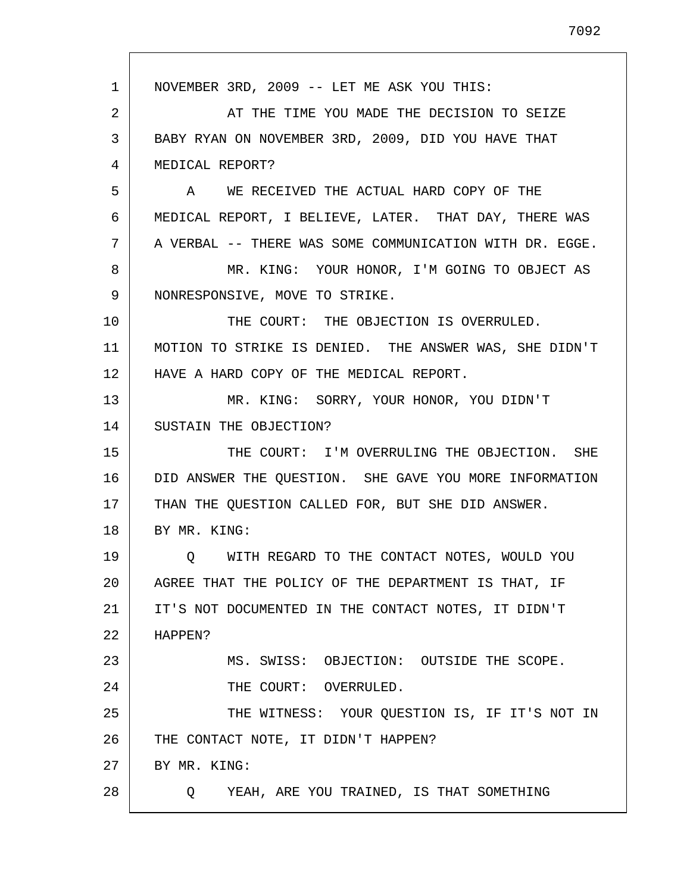NOVEMBER 3RD, 2009 -- LET ME ASK YOU THIS:

AT THE TIME YOU MADE THE DECISION TO SEIZE BABY RYAN ON NOVEMBER 3RD, 2009, DID YOU HAVE THAT MEDICAL REPORT?

A WE RECEIVED THE ACTUAL HARD COPY OF THE MEDICAL REPORT, I BELIEVE, LATER. THAT DAY, THERE WAS A VERBAL -- THERE WAS SOME COMMUNICATION WITH DR. EGGE.

MR. KING: YOUR HONOR, I'M GOING TO OBJECT AS NONRESPONSIVE, MOVE TO STRIKE.

THE COURT: THE OBJECTION IS OVERRULED. MOTION TO STRIKE IS DENIED. THE ANSWER WAS, SHE DIDN'T HAVE A HARD COPY OF THE MEDICAL REPORT.

MR. KING: SORRY, YOUR HONOR, YOU DIDN'T SUSTAIN THE OBJECTION?

THE COURT: I'M OVERRULING THE OBJECTION. SHE DID ANSWER THE QUESTION. SHE GAVE YOU MORE INFORMATION THAN THE QUESTION CALLED FOR, BUT SHE DID ANSWER.

BY MR. KING:

Q WITH REGARD TO THE CONTACT NOTES, WOULD YOU AGREE THAT THE POLICY OF THE DEPARTMENT IS THAT, IF IT'S NOT DOCUMENTED IN THE CONTACT NOTES, IT DIDN'T HAPPEN?

MS. SWISS: OBJECTION: OUTSIDE THE SCOPE.

THE COURT: OVERRULED.

THE WITNESS: YOUR QUESTION IS, IF IT'S NOT IN THE CONTACT NOTE, IT DIDN'T HAPPEN?

BY MR. KING:

Q YEAH, ARE YOU TRAINED, IS THAT SOMETHING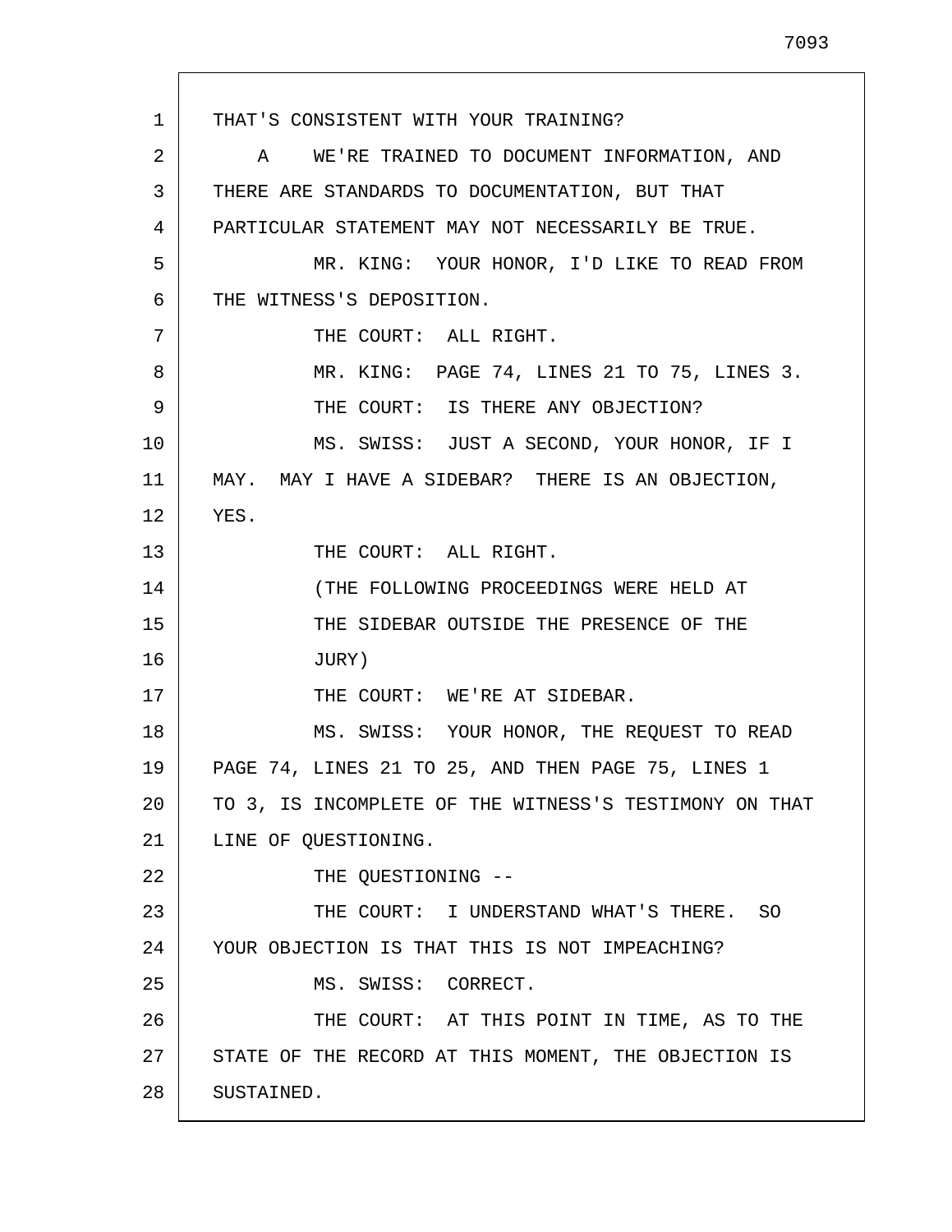THAT'S CONSISTENT WITH YOUR TRAINING?

A    WE'RE TRAINED TO DOCUMENT INFORMATION, AND THERE ARE STANDARDS TO DOCUMENTATION, BUT THAT PARTICULAR STATEMENT MAY NOT NECESSARILY BE TRUE.

MR. KING:  YOUR HONOR, I'D LIKE TO READ FROM THE WITNESS'S DEPOSITION.

THE COURT:  ALL RIGHT.

MR. KING:  PAGE 74, LINES 21 TO 75, LINES 3.

THE COURT:  IS THERE ANY OBJECTION?

MS. SWISS:  JUST A SECOND, YOUR HONOR, IF I MAY.  MAY I HAVE A SIDEBAR?  THERE IS AN OBJECTION, YES.

THE COURT:  ALL RIGHT.

(THE FOLLOWING PROCEEDINGS WERE HELD AT THE SIDEBAR OUTSIDE THE PRESENCE OF THE JURY)

THE COURT:  WE'RE AT SIDEBAR.

MS. SWISS:  YOUR HONOR, THE REQUEST TO READ PAGE 74, LINES 21 TO 25, AND THEN PAGE 75, LINES 1 TO 3, IS INCOMPLETE OF THE WITNESS'S TESTIMONY ON THAT LINE OF QUESTIONING.

THE QUESTIONING --

THE COURT:  I UNDERSTAND WHAT'S THERE.  SO YOUR OBJECTION IS THAT THIS IS NOT IMPEACHING?

MS. SWISS:  CORRECT.

THE COURT:  AT THIS POINT IN TIME, AS TO THE STATE OF THE RECORD AT THIS MOMENT, THE OBJECTION IS SUSTAINED.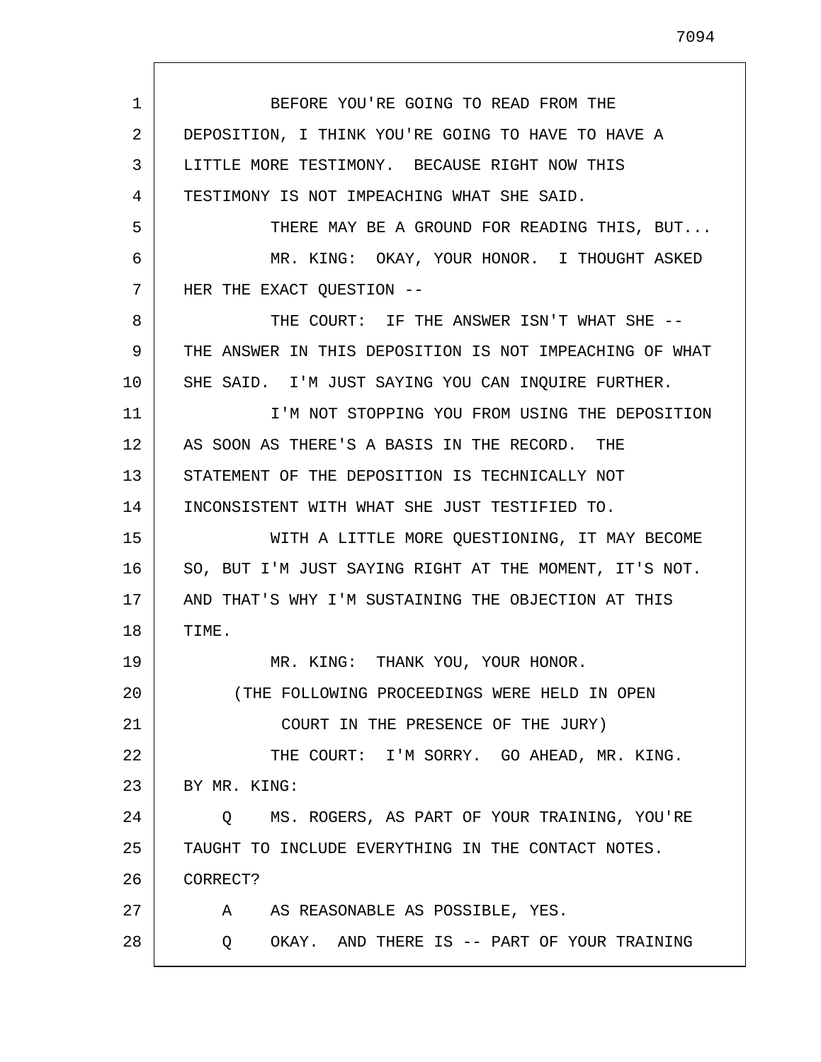BEFORE YOU'RE GOING TO READ FROM THE DEPOSITION, I THINK YOU'RE GOING TO HAVE TO HAVE A LITTLE MORE TESTIMONY. BECAUSE RIGHT NOW THIS TESTIMONY IS NOT IMPEACHING WHAT SHE SAID.

THERE MAY BE A GROUND FOR READING THIS, BUT...

MR. KING: OKAY, YOUR HONOR. I THOUGHT ASKED HER THE EXACT QUESTION --

THE COURT: IF THE ANSWER ISN'T WHAT SHE -- THE ANSWER IN THIS DEPOSITION IS NOT IMPEACHING OF WHAT SHE SAID. I'M JUST SAYING YOU CAN INQUIRE FURTHER.

I'M NOT STOPPING YOU FROM USING THE DEPOSITION AS SOON AS THERE'S A BASIS IN THE RECORD. THE STATEMENT OF THE DEPOSITION IS TECHNICALLY NOT INCONSISTENT WITH WHAT SHE JUST TESTIFIED TO.

WITH A LITTLE MORE QUESTIONING, IT MAY BECOME SO, BUT I'M JUST SAYING RIGHT AT THE MOMENT, IT'S NOT. AND THAT'S WHY I'M SUSTAINING THE OBJECTION AT THIS TIME.

MR. KING: THANK YOU, YOUR HONOR.

(THE FOLLOWING PROCEEDINGS WERE HELD IN OPEN COURT IN THE PRESENCE OF THE JURY)

THE COURT: I'M SORRY. GO AHEAD, MR. KING.

BY MR. KING:

Q MS. ROGERS, AS PART OF YOUR TRAINING, YOU'RE TAUGHT TO INCLUDE EVERYTHING IN THE CONTACT NOTES. CORRECT?

A AS REASONABLE AS POSSIBLE, YES.

Q OKAY. AND THERE IS -- PART OF YOUR TRAINING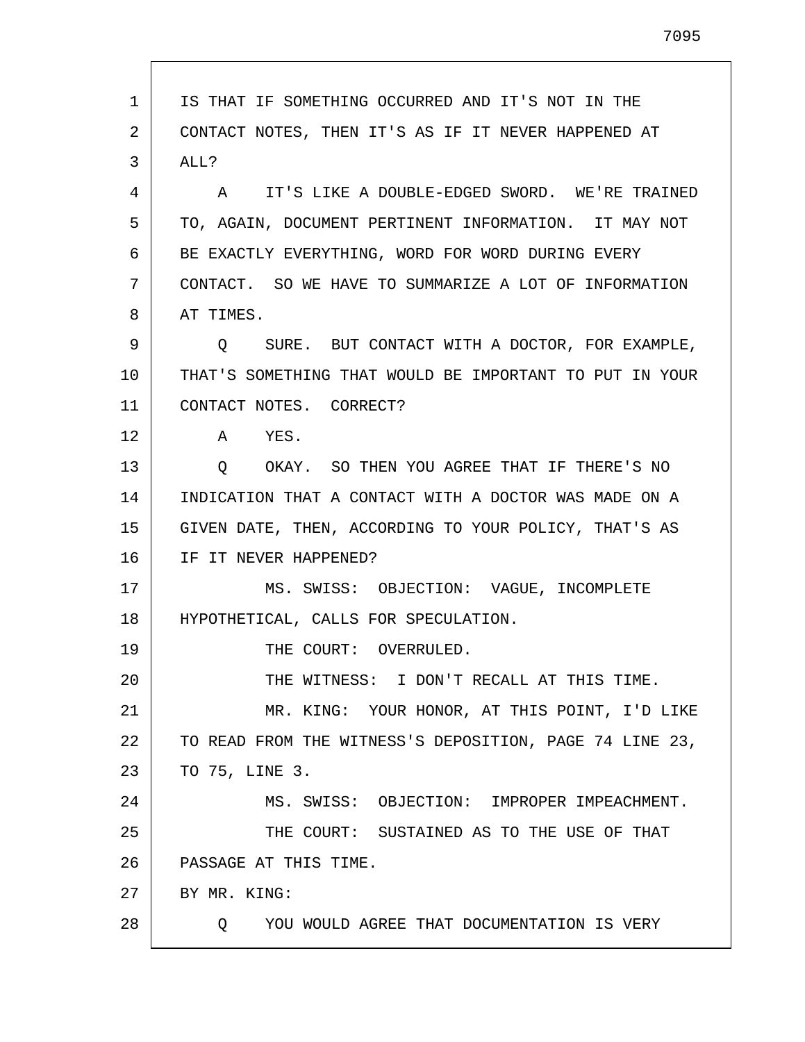IS THAT IF SOMETHING OCCURRED AND IT'S NOT IN THE CONTACT NOTES, THEN IT'S AS IF IT NEVER HAPPENED AT ALL?

A IT'S LIKE A DOUBLE-EDGED SWORD. WE'RE TRAINED TO, AGAIN, DOCUMENT PERTINENT INFORMATION. IT MAY NOT BE EXACTLY EVERYTHING, WORD FOR WORD DURING EVERY CONTACT. SO WE HAVE TO SUMMARIZE A LOT OF INFORMATION AT TIMES.

Q SURE. BUT CONTACT WITH A DOCTOR, FOR EXAMPLE, THAT'S SOMETHING THAT WOULD BE IMPORTANT TO PUT IN YOUR CONTACT NOTES. CORRECT?

A YES.

Q OKAY. SO THEN YOU AGREE THAT IF THERE'S NO INDICATION THAT A CONTACT WITH A DOCTOR WAS MADE ON A GIVEN DATE, THEN, ACCORDING TO YOUR POLICY, THAT'S AS IF IT NEVER HAPPENED?

MS. SWISS: OBJECTION: VAGUE, INCOMPLETE HYPOTHETICAL, CALLS FOR SPECULATION.

THE COURT: OVERRULED.

THE WITNESS: I DON'T RECALL AT THIS TIME.

MR. KING: YOUR HONOR, AT THIS POINT, I'D LIKE TO READ FROM THE WITNESS'S DEPOSITION, PAGE 74 LINE 23, TO 75, LINE 3.

MS. SWISS: OBJECTION: IMPROPER IMPEACHMENT.

THE COURT: SUSTAINED AS TO THE USE OF THAT PASSAGE AT THIS TIME.

BY MR. KING:

Q YOU WOULD AGREE THAT DOCUMENTATION IS VERY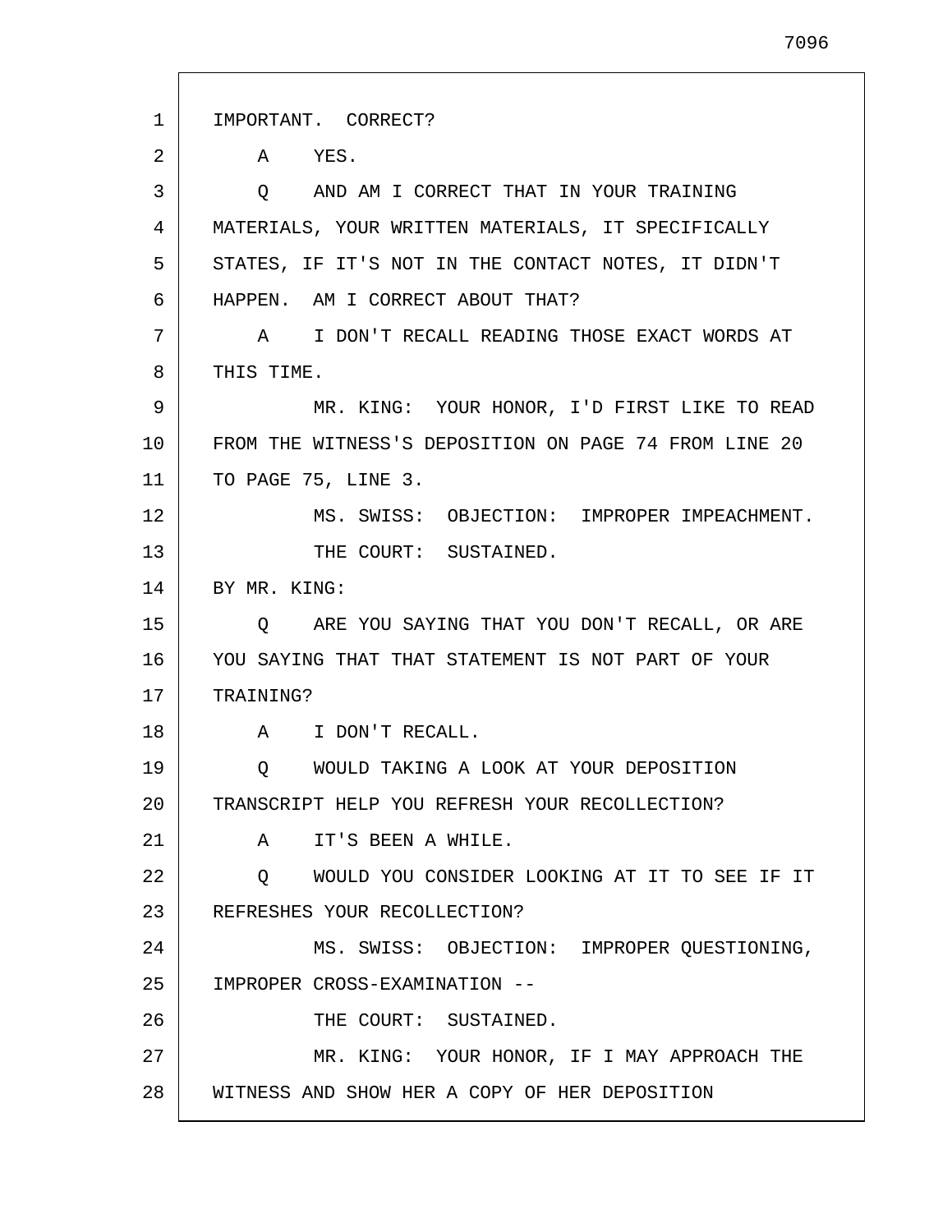IMPORTANT. CORRECT?

A YES.

Q AND AM I CORRECT THAT IN YOUR TRAINING MATERIALS, YOUR WRITTEN MATERIALS, IT SPECIFICALLY STATES, IF IT'S NOT IN THE CONTACT NOTES, IT DIDN'T HAPPEN. AM I CORRECT ABOUT THAT?

A I DON'T RECALL READING THOSE EXACT WORDS AT THIS TIME.

MR. KING: YOUR HONOR, I'D FIRST LIKE TO READ FROM THE WITNESS'S DEPOSITION ON PAGE 74 FROM LINE 20 TO PAGE 75, LINE 3.

MS. SWISS: OBJECTION: IMPROPER IMPEACHMENT.

THE COURT: SUSTAINED.

BY MR. KING:

Q ARE YOU SAYING THAT YOU DON'T RECALL, OR ARE YOU SAYING THAT THAT STATEMENT IS NOT PART OF YOUR TRAINING?

A I DON'T RECALL.

Q WOULD TAKING A LOOK AT YOUR DEPOSITION TRANSCRIPT HELP YOU REFRESH YOUR RECOLLECTION?

A IT'S BEEN A WHILE.

Q WOULD YOU CONSIDER LOOKING AT IT TO SEE IF IT REFRESHES YOUR RECOLLECTION?

MS. SWISS: OBJECTION: IMPROPER QUESTIONING, IMPROPER CROSS-EXAMINATION --

THE COURT: SUSTAINED.

MR. KING: YOUR HONOR, IF I MAY APPROACH THE WITNESS AND SHOW HER A COPY OF HER DEPOSITION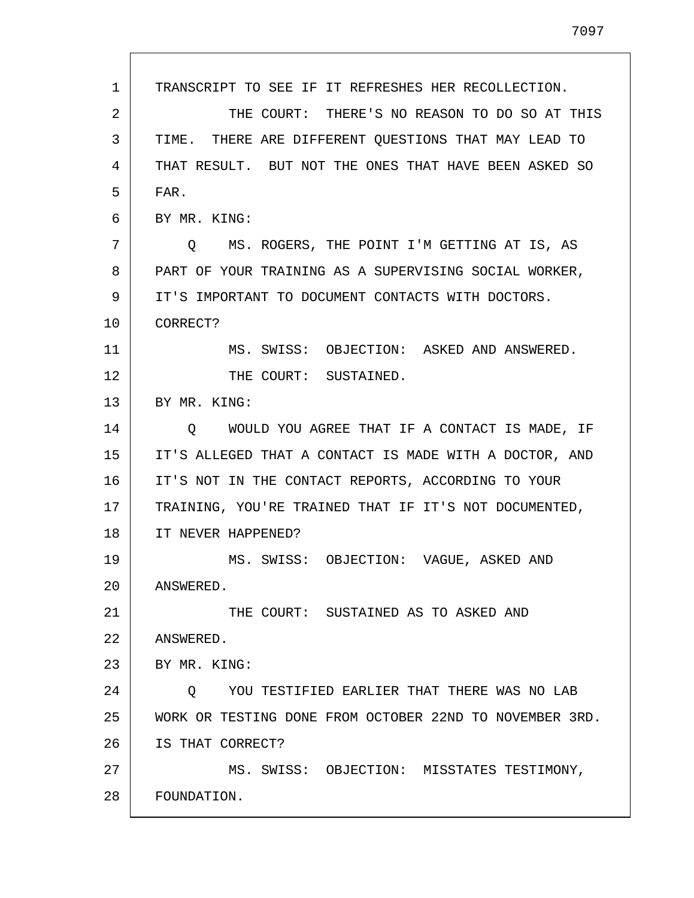TRANSCRIPT TO SEE IF IT REFRESHES HER RECOLLECTION.

THE COURT: THERE'S NO REASON TO DO SO AT THIS TIME. THERE ARE DIFFERENT QUESTIONS THAT MAY LEAD TO THAT RESULT. BUT NOT THE ONES THAT HAVE BEEN ASKED SO FAR.

BY MR. KING:

Q MS. ROGERS, THE POINT I'M GETTING AT IS, AS PART OF YOUR TRAINING AS A SUPERVISING SOCIAL WORKER, IT'S IMPORTANT TO DOCUMENT CONTACTS WITH DOCTORS. CORRECT?

MS. SWISS: OBJECTION: ASKED AND ANSWERED.

THE COURT: SUSTAINED.

BY MR. KING:

Q WOULD YOU AGREE THAT IF A CONTACT IS MADE, IF IT'S ALLEGED THAT A CONTACT IS MADE WITH A DOCTOR, AND IT'S NOT IN THE CONTACT REPORTS, ACCORDING TO YOUR TRAINING, YOU'RE TRAINED THAT IF IT'S NOT DOCUMENTED, IT NEVER HAPPENED?

MS. SWISS: OBJECTION: VAGUE, ASKED AND ANSWERED.

THE COURT: SUSTAINED AS TO ASKED AND ANSWERED.

BY MR. KING:

Q YOU TESTIFIED EARLIER THAT THERE WAS NO LAB WORK OR TESTING DONE FROM OCTOBER 22ND TO NOVEMBER 3RD. IS THAT CORRECT?

MS. SWISS: OBJECTION: MISSTATES TESTIMONY, FOUNDATION.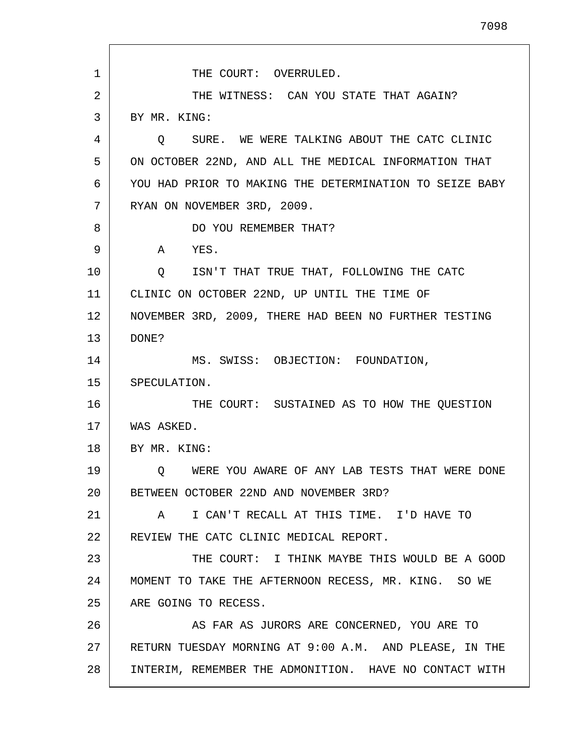THE COURT: OVERRULED.

THE WITNESS: CAN YOU STATE THAT AGAIN?

BY MR. KING:

Q SURE. WE WERE TALKING ABOUT THE CATC CLINIC ON OCTOBER 22ND, AND ALL THE MEDICAL INFORMATION THAT YOU HAD PRIOR TO MAKING THE DETERMINATION TO SEIZE BABY RYAN ON NOVEMBER 3RD, 2009.

DO YOU REMEMBER THAT?

A YES.

Q ISN'T THAT TRUE THAT, FOLLOWING THE CATC CLINIC ON OCTOBER 22ND, UP UNTIL THE TIME OF NOVEMBER 3RD, 2009, THERE HAD BEEN NO FURTHER TESTING DONE?

MS. SWISS: OBJECTION: FOUNDATION, SPECULATION.

THE COURT: SUSTAINED AS TO HOW THE QUESTION WAS ASKED.

BY MR. KING:

Q WERE YOU AWARE OF ANY LAB TESTS THAT WERE DONE BETWEEN OCTOBER 22ND AND NOVEMBER 3RD?

A I CAN'T RECALL AT THIS TIME. I'D HAVE TO REVIEW THE CATC CLINIC MEDICAL REPORT.

THE COURT: I THINK MAYBE THIS WOULD BE A GOOD MOMENT TO TAKE THE AFTERNOON RECESS, MR. KING. SO WE ARE GOING TO RECESS.

AS FAR AS JURORS ARE CONCERNED, YOU ARE TO RETURN TUESDAY MORNING AT 9:00 A.M. AND PLEASE, IN THE INTERIM, REMEMBER THE ADMONITION. HAVE NO CONTACT WITH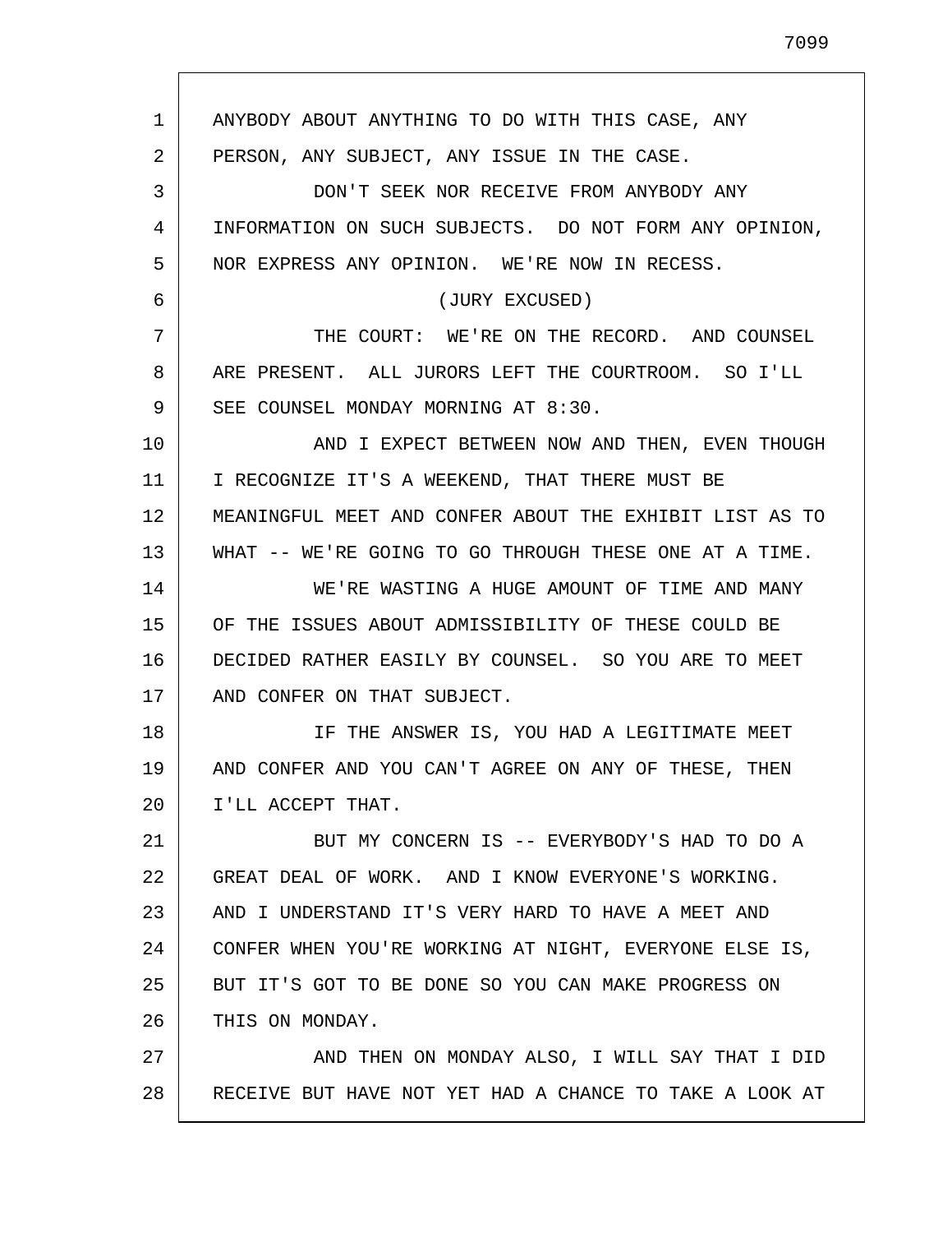ANYBODY ABOUT ANYTHING TO DO WITH THIS CASE, ANY PERSON, ANY SUBJECT, ANY ISSUE IN THE CASE.

DON'T SEEK NOR RECEIVE FROM ANYBODY ANY INFORMATION ON SUCH SUBJECTS. DO NOT FORM ANY OPINION, NOR EXPRESS ANY OPINION. WE'RE NOW IN RECESS.

(JURY EXCUSED)

THE COURT: WE'RE ON THE RECORD. AND COUNSEL ARE PRESENT. ALL JURORS LEFT THE COURTROOM. SO I'LL SEE COUNSEL MONDAY MORNING AT 8:30.

AND I EXPECT BETWEEN NOW AND THEN, EVEN THOUGH I RECOGNIZE IT'S A WEEKEND, THAT THERE MUST BE MEANINGFUL MEET AND CONFER ABOUT THE EXHIBIT LIST AS TO WHAT -- WE'RE GOING TO GO THROUGH THESE ONE AT A TIME.

WE'RE WASTING A HUGE AMOUNT OF TIME AND MANY OF THE ISSUES ABOUT ADMISSIBILITY OF THESE COULD BE DECIDED RATHER EASILY BY COUNSEL. SO YOU ARE TO MEET AND CONFER ON THAT SUBJECT.

IF THE ANSWER IS, YOU HAD A LEGITIMATE MEET AND CONFER AND YOU CAN'T AGREE ON ANY OF THESE, THEN I'LL ACCEPT THAT.

BUT MY CONCERN IS -- EVERYBODY'S HAD TO DO A GREAT DEAL OF WORK. AND I KNOW EVERYONE'S WORKING. AND I UNDERSTAND IT'S VERY HARD TO HAVE A MEET AND CONFER WHEN YOU'RE WORKING AT NIGHT, EVERYONE ELSE IS, BUT IT'S GOT TO BE DONE SO YOU CAN MAKE PROGRESS ON THIS ON MONDAY.

AND THEN ON MONDAY ALSO, I WILL SAY THAT I DID RECEIVE BUT HAVE NOT YET HAD A CHANCE TO TAKE A LOOK AT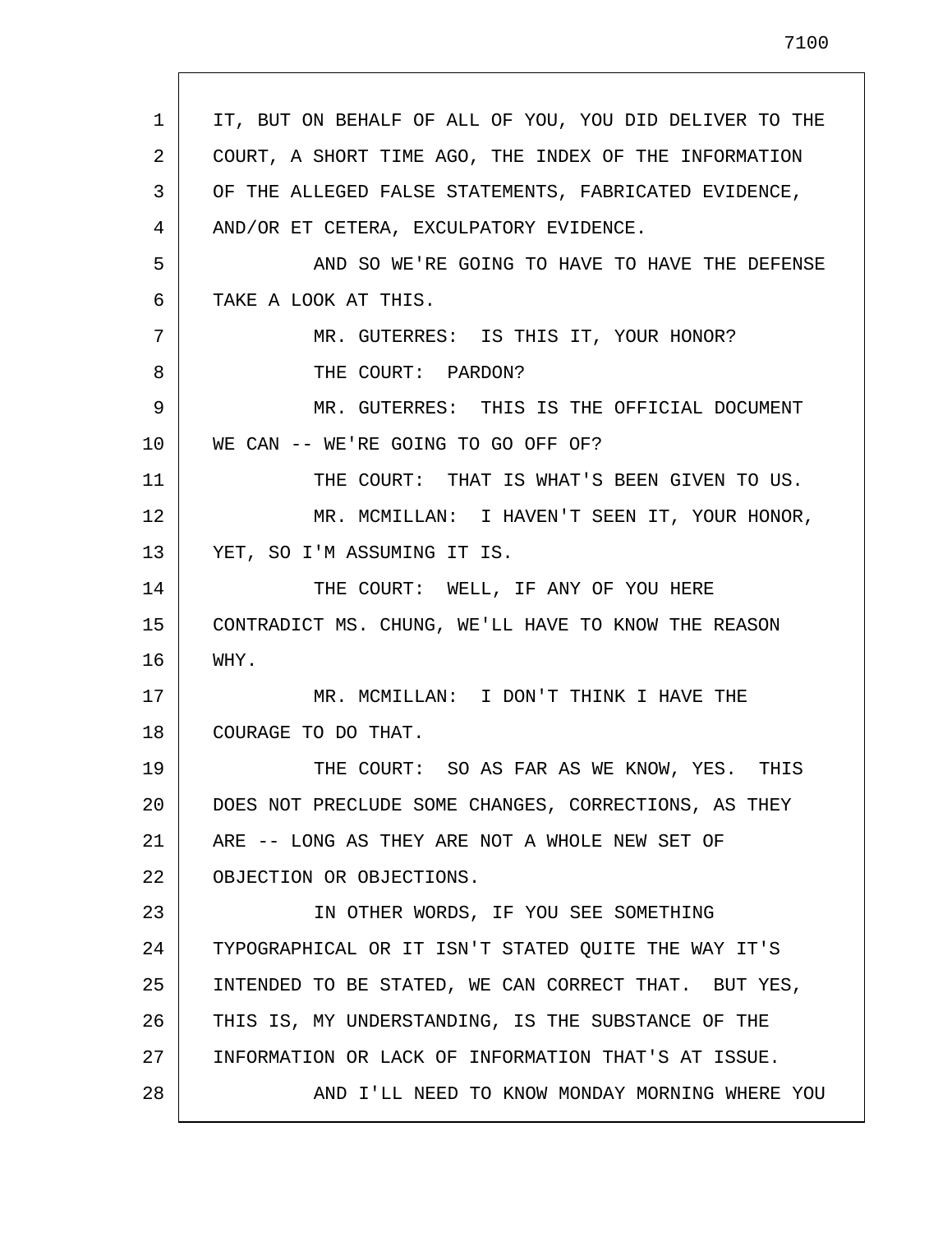IT, BUT ON BEHALF OF ALL OF YOU, YOU DID DELIVER TO THE COURT, A SHORT TIME AGO, THE INDEX OF THE INFORMATION OF THE ALLEGED FALSE STATEMENTS, FABRICATED EVIDENCE, AND/OR ET CETERA, EXCULPATORY EVIDENCE.

AND SO WE'RE GOING TO HAVE TO HAVE THE DEFENSE TAKE A LOOK AT THIS.

MR. GUTERRES: IS THIS IT, YOUR HONOR?

THE COURT: PARDON?

MR. GUTERRES: THIS IS THE OFFICIAL DOCUMENT WE CAN -- WE'RE GOING TO GO OFF OF?

THE COURT: THAT IS WHAT'S BEEN GIVEN TO US.

MR. MCMILLAN: I HAVEN'T SEEN IT, YOUR HONOR, YET, SO I'M ASSUMING IT IS.

THE COURT: WELL, IF ANY OF YOU HERE CONTRADICT MS. CHUNG, WE'LL HAVE TO KNOW THE REASON WHY.

MR. MCMILLAN: I DON'T THINK I HAVE THE COURAGE TO DO THAT.

THE COURT: SO AS FAR AS WE KNOW, YES. THIS DOES NOT PRECLUDE SOME CHANGES, CORRECTIONS, AS THEY ARE -- LONG AS THEY ARE NOT A WHOLE NEW SET OF OBJECTION OR OBJECTIONS.

IN OTHER WORDS, IF YOU SEE SOMETHING TYPOGRAPHICAL OR IT ISN'T STATED QUITE THE WAY IT'S INTENDED TO BE STATED, WE CAN CORRECT THAT. BUT YES, THIS IS, MY UNDERSTANDING, IS THE SUBSTANCE OF THE INFORMATION OR LACK OF INFORMATION THAT'S AT ISSUE.

AND I'LL NEED TO KNOW MONDAY MORNING WHERE YOU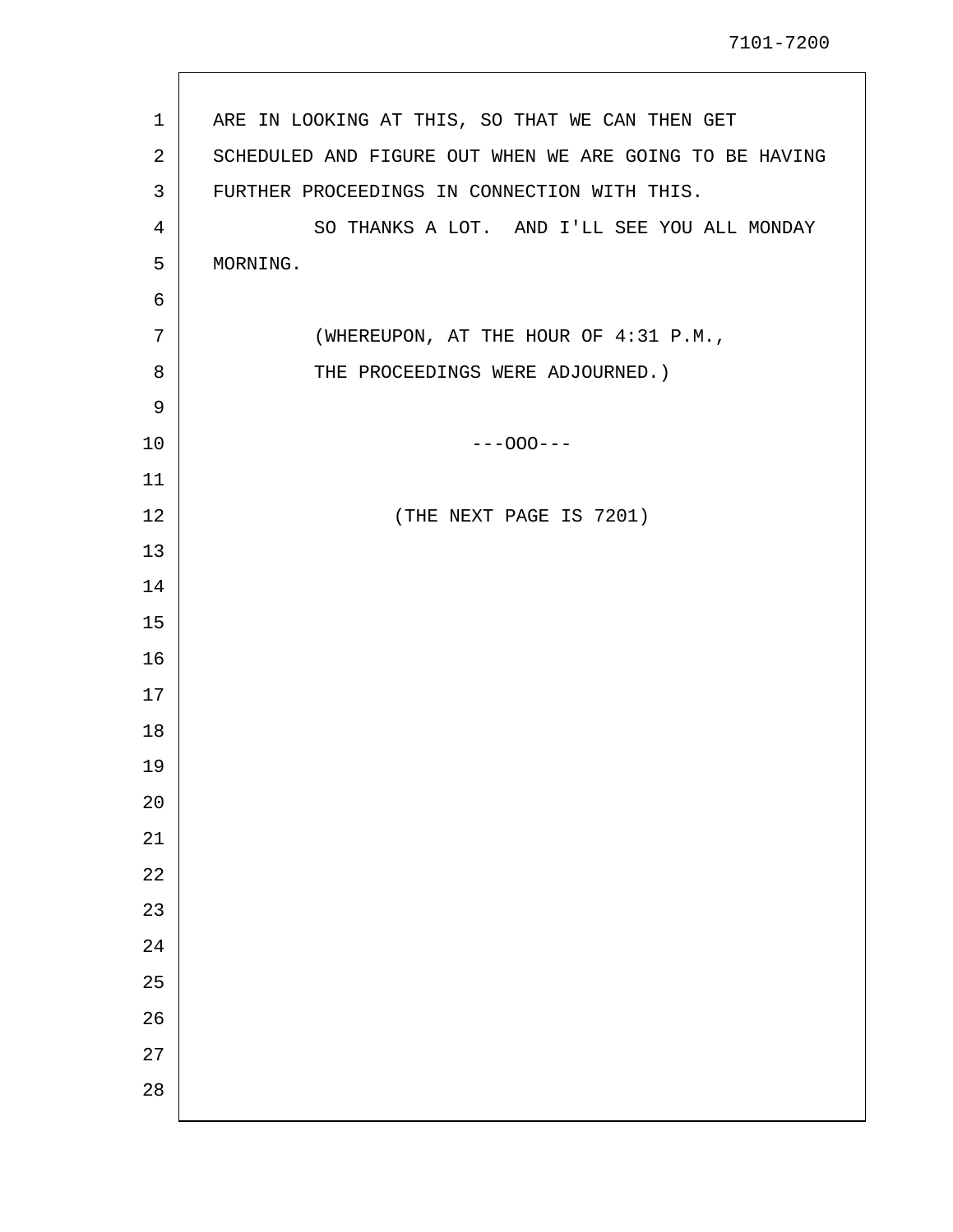ARE IN LOOKING AT THIS, SO THAT WE CAN THEN GET SCHEDULED AND FIGURE OUT WHEN WE ARE GOING TO BE HAVING FURTHER PROCEEDINGS IN CONNECTION WITH THIS.

SO THANKS A LOT. AND I'LL SEE YOU ALL MONDAY MORNING.

(WHEREUPON, AT THE HOUR OF 4:31 P.M., THE PROCEEDINGS WERE ADJOURNED.)

---OOO---

(THE NEXT PAGE IS 7201)